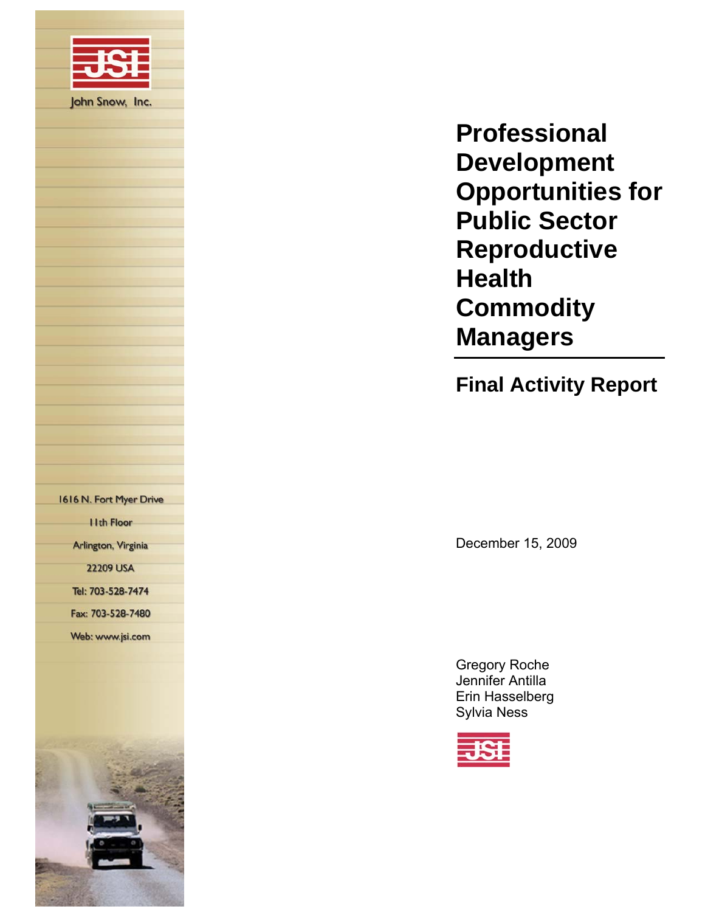John Snow, Inc.

1616 N. Fort Myer Drive

11th Floor

Arlington, Virginia

22209 USA

Tel: 703-528-7474

Fax: 703-528-7480

Web: www.jsi.com

# Professional Development Opportunities for Public Sector Reproductive Health Commodity Managers

## Final Activity Report

December 15, 2009

Gregory Roche
Jennifer Antilla
Erin Hasselberg
Sylvia Ness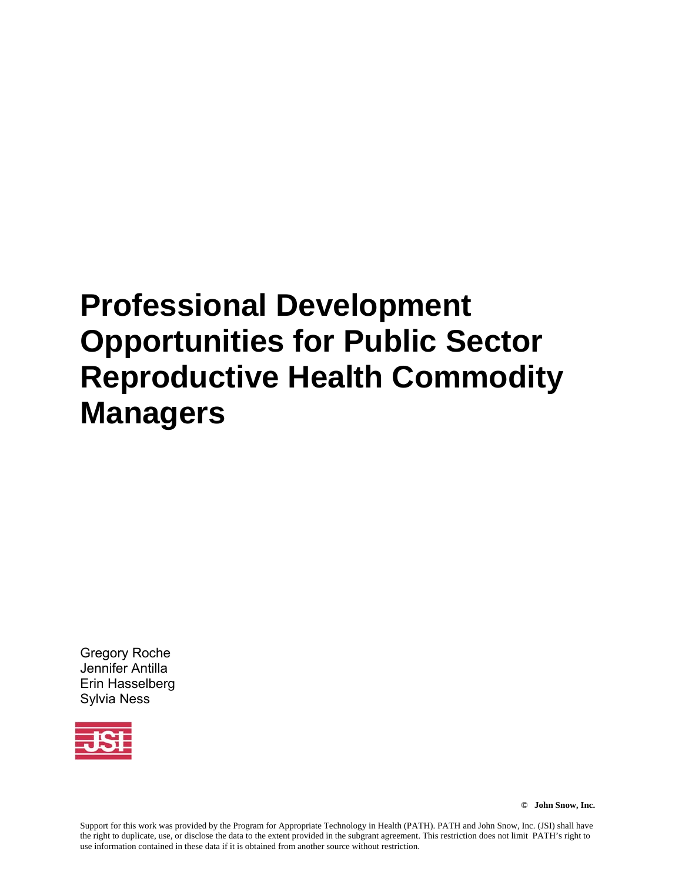# Professional Development Opportunities for Public Sector Reproductive Health Commodity Managers

Gregory Roche
Jennifer Antilla
Erin Hasselberg
Sylvia Ness

JSI

**© John Snow, Inc.**

Support for this work was provided by the Program for Appropriate Technology in Health (PATH). PATH and John Snow, Inc. (JSI) shall have the right to duplicate, use, or disclose the data to the extent provided in the subgrant agreement. This restriction does not limit PATH's right to use information contained in these data if it is obtained from another source without restriction.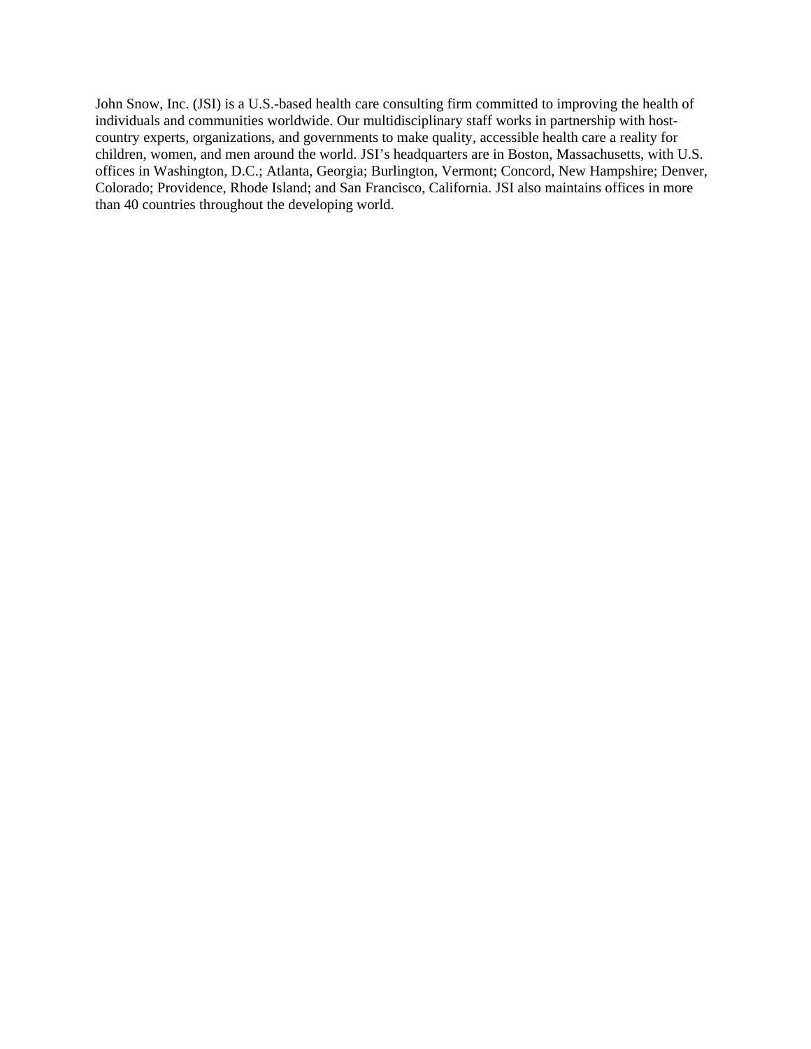John Snow, Inc. (JSI) is a U.S.-based health care consulting firm committed to improving the health of individuals and communities worldwide. Our multidisciplinary staff works in partnership with host-country experts, organizations, and governments to make quality, accessible health care a reality for children, women, and men around the world. JSI's headquarters are in Boston, Massachusetts, with U.S. offices in Washington, D.C.; Atlanta, Georgia; Burlington, Vermont; Concord, New Hampshire; Denver, Colorado; Providence, Rhode Island; and San Francisco, California. JSI also maintains offices in more than 40 countries throughout the developing world.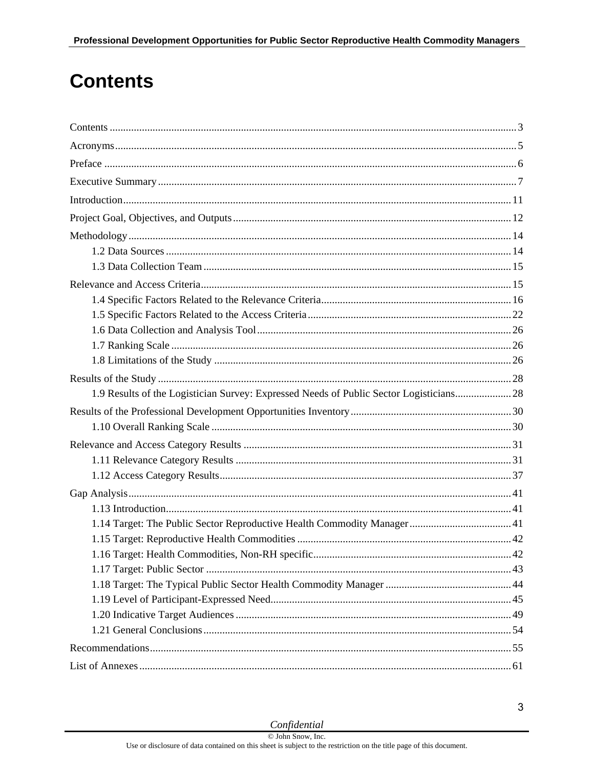# Contents

Contents ........................................................................................................................................ 3

Acronyms ...................................................................................................................................... 5

Preface .......................................................................................................................................... 6

Executive Summary ...................................................................................................................... 7

Introduction ................................................................................................................................. 11

Project Goal, Objectives, and Outputs ........................................................................................ 12

Methodology ............................................................................................................................... 14

- 1.2 Data Sources ...................................................................................................................... 14
- 1.3 Data Collection Team ........................................................................................................ 15

Relevance and Access Criteria .................................................................................................... 15

- 1.4 Specific Factors Related to the Relevance Criteria ............................................................ 16
- 1.5 Specific Factors Related to the Access Criteria ................................................................. 22
- 1.6 Data Collection and Analysis Tool .................................................................................... 26
- 1.7 Ranking Scale .................................................................................................................... 26
- 1.8 Limitations of the Study .................................................................................................... 26

Results of the Study .................................................................................................................... 28

- 1.9 Results of the Logistician Survey: Expressed Needs of Public Sector Logisticians ........... 28

Results of the Professional Development Opportunities Inventory ............................................ 30

- 1.10 Overall Ranking Scale ..................................................................................................... 30

Relevance and Access Category Results .................................................................................... 31

- 1.11 Relevance Category Results ............................................................................................ 31
- 1.12 Access Category Results .................................................................................................. 37

Gap Analysis ............................................................................................................................... 41

- 1.13 Introduction ...................................................................................................................... 41
- 1.14 Target: The Public Sector Reproductive Health Commodity Manager ............................ 41
- 1.15 Target: Reproductive Health Commodities ..................................................................... 42
- 1.16 Target: Health Commodities, Non-RH specific ............................................................... 42
- 1.17 Target: Public Sector ........................................................................................................ 43
- 1.18 Target: The Typical Public Sector Health Commodity Manager ..................................... 44
- 1.19 Level of Participant-Expressed Need ............................................................................... 45
- 1.20 Indicative Target Audiences ............................................................................................ 49
- 1.21 General Conclusions ........................................................................................................ 54

Recommendations ....................................................................................................................... 55

List of Annexes ........................................................................................................................... 61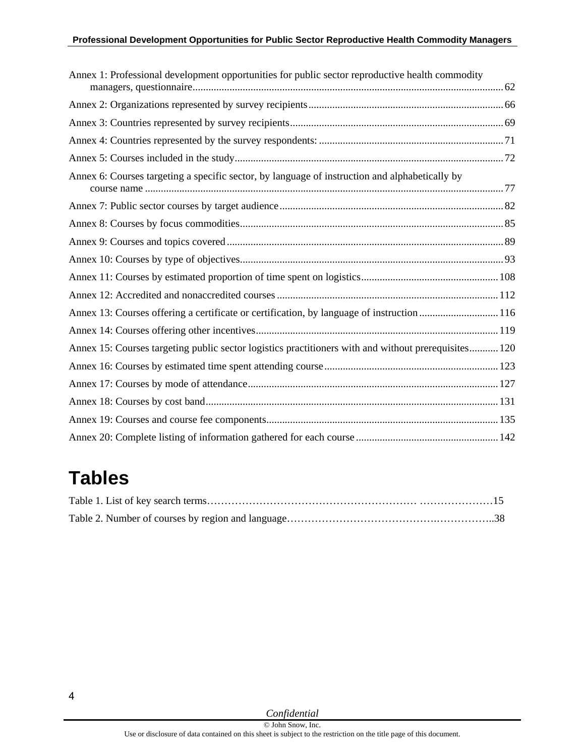Annex 1: Professional development opportunities for public sector reproductive health commodity managers, questionnaire ..... 62

Annex 2: Organizations represented by survey recipients ..... 66

Annex 3: Countries represented by survey recipients ..... 69

Annex 4: Countries represented by the survey respondents: ..... 71

Annex 5: Courses included in the study ..... 72

Annex 6: Courses targeting a specific sector, by language of instruction and alphabetically by course name ..... 77

Annex 7: Public sector courses by target audience ..... 82

Annex 8: Courses by focus commodities ..... 85

Annex 9: Courses and topics covered ..... 89

Annex 10: Courses by type of objectives ..... 93

Annex 11: Courses by estimated proportion of time spent on logistics ..... 108

Annex 12: Accredited and nonaccredited courses ..... 112

Annex 13: Courses offering a certificate or certification, by language of instruction ..... 116

Annex 14: Courses offering other incentives ..... 119

Annex 15: Courses targeting public sector logistics practitioners with and without prerequisites ..... 120

Annex 16: Courses by estimated time spent attending course ..... 123

Annex 17: Courses by mode of attendance ..... 127

Annex 18: Courses by cost band ..... 131

Annex 19: Courses and course fee components ..... 135

Annex 20: Complete listing of information gathered for each course ..... 142

# Tables

Table 1. List of key search terms ..... 15

Table 2. Number of courses by region and language ..... 38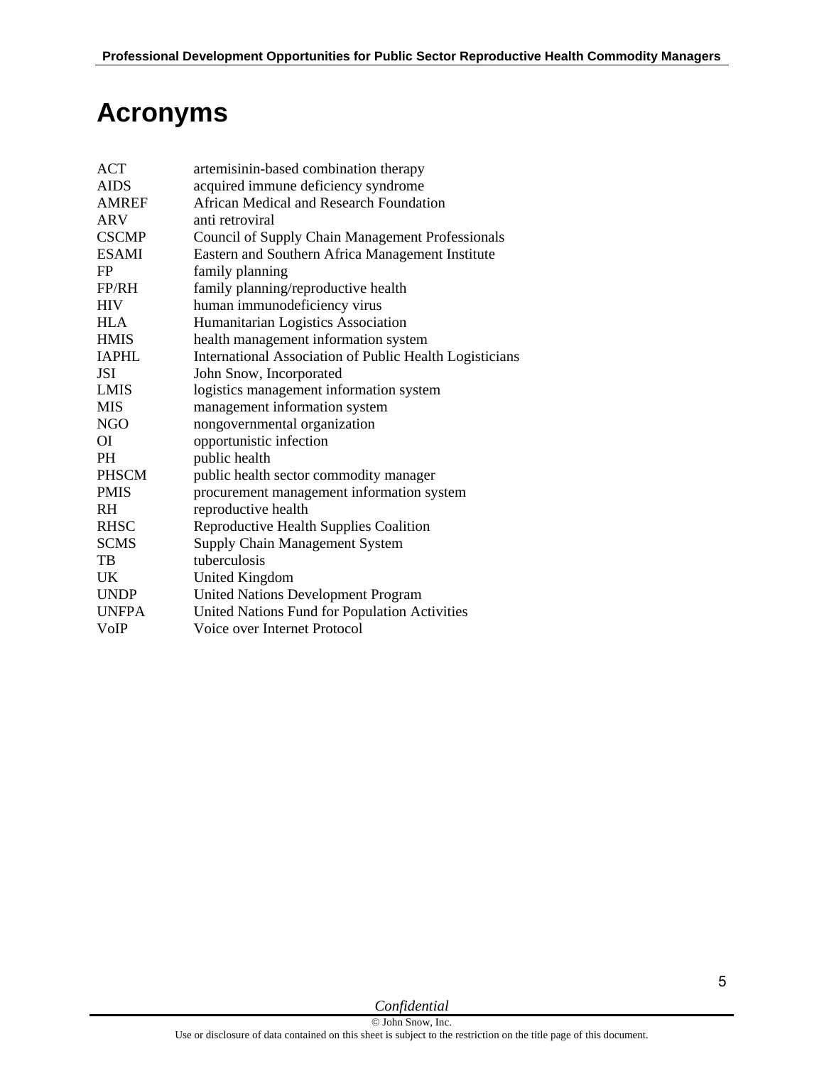# Acronyms

| | |
|---|---|
| ACT | artemisinin-based combination therapy |
| AIDS | acquired immune deficiency syndrome |
| AMREF | African Medical and Research Foundation |
| ARV | anti retroviral |
| CSCMP | Council of Supply Chain Management Professionals |
| ESAMI | Eastern and Southern Africa Management Institute |
| FP | family planning |
| FP/RH | family planning/reproductive health |
| HIV | human immunodeficiency virus |
| HLA | Humanitarian Logistics Association |
| HMIS | health management information system |
| IAPHL | International Association of Public Health Logisticians |
| JSI | John Snow, Incorporated |
| LMIS | logistics management information system |
| MIS | management information system |
| NGO | nongovernmental organization |
| OI | opportunistic infection |
| PH | public health |
| PHSCM | public health sector commodity manager |
| PMIS | procurement management information system |
| RH | reproductive health |
| RHSC | Reproductive Health Supplies Coalition |
| SCMS | Supply Chain Management System |
| TB | tuberculosis |
| UK | United Kingdom |
| UNDP | United Nations Development Program |
| UNFPA | United Nations Fund for Population Activities |
| VoIP | Voice over Internet Protocol |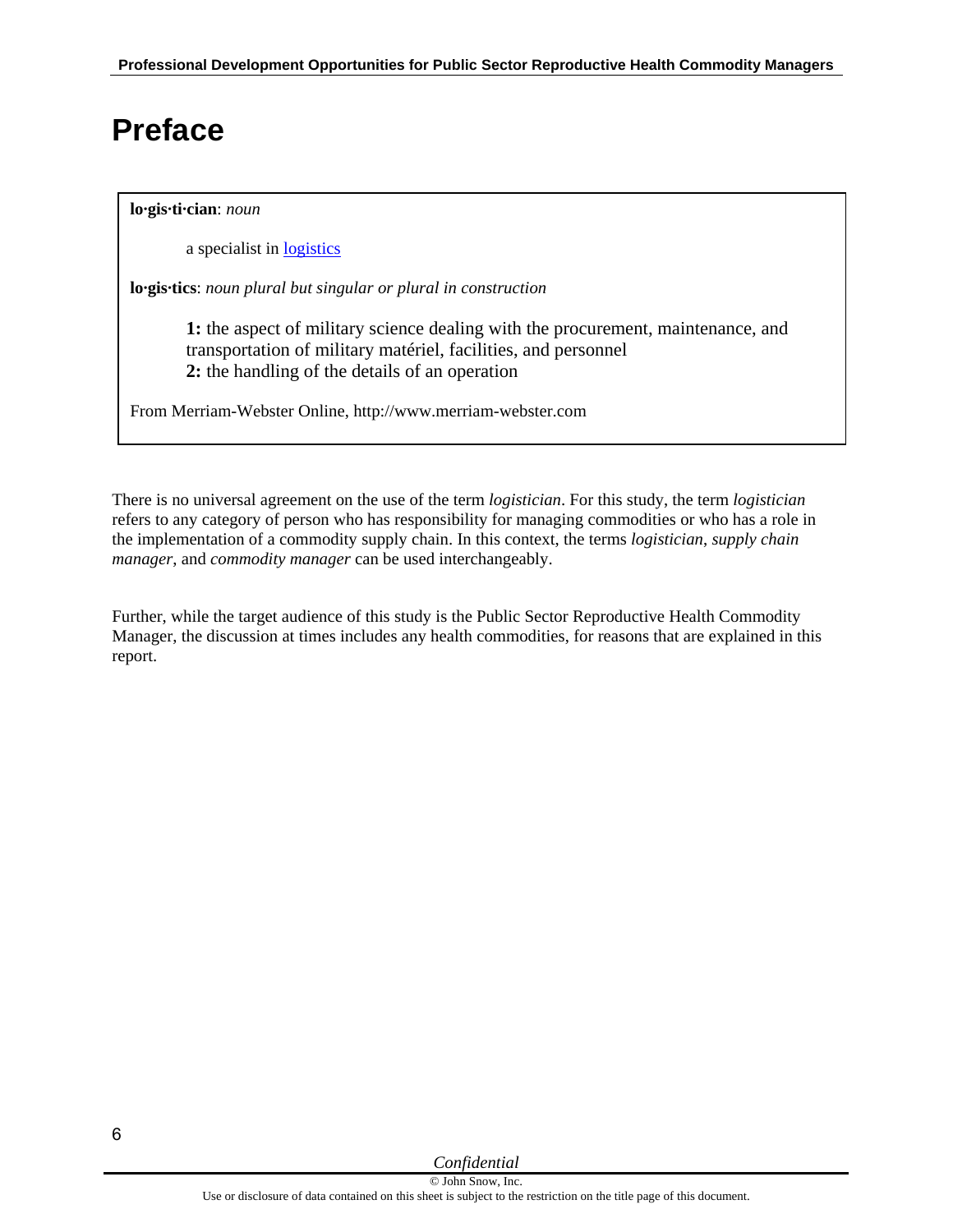# Preface

**lo·gis·ti·cian**: *noun*

a specialist in logistics

**lo·gis·tics**: *noun plural but singular or plural in construction*

**1:** the aspect of military science dealing with the procurement, maintenance, and transportation of military matériel, facilities, and personnel
**2:** the handling of the details of an operation

From Merriam-Webster Online, http://www.merriam-webster.com

There is no universal agreement on the use of the term *logistician*. For this study, the term *logistician* refers to any category of person who has responsibility for managing commodities or who has a role in the implementation of a commodity supply chain. In this context, the terms *logistician*, *supply chain manager*, and *commodity manager* can be used interchangeably.

Further, while the target audience of this study is the Public Sector Reproductive Health Commodity Manager, the discussion at times includes any health commodities, for reasons that are explained in this report.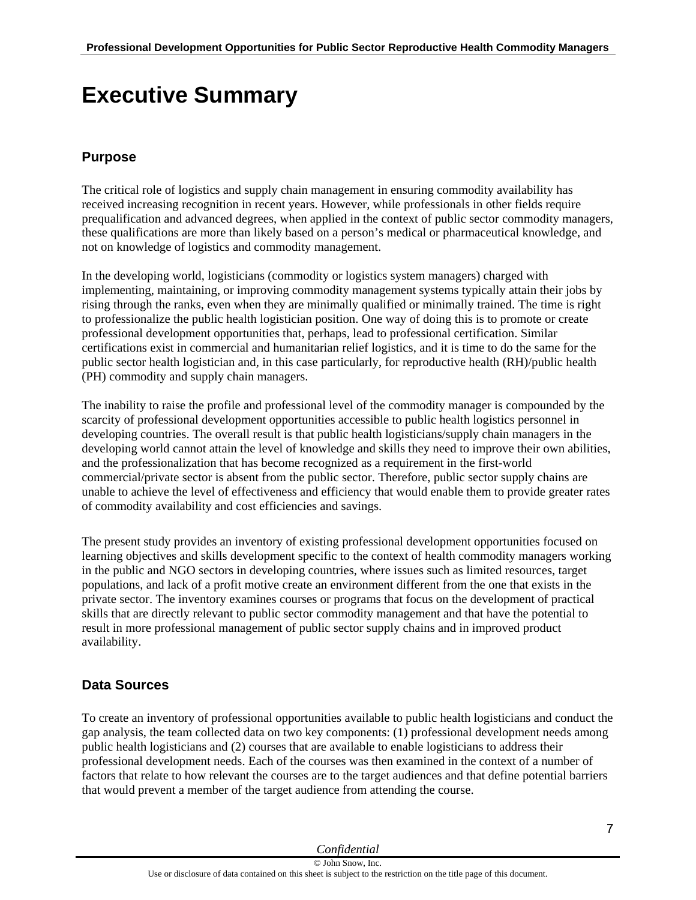# Executive Summary

## Purpose

The critical role of logistics and supply chain management in ensuring commodity availability has received increasing recognition in recent years. However, while professionals in other fields require prequalification and advanced degrees, when applied in the context of public sector commodity managers, these qualifications are more than likely based on a person's medical or pharmaceutical knowledge, and not on knowledge of logistics and commodity management.

In the developing world, logisticians (commodity or logistics system managers) charged with implementing, maintaining, or improving commodity management systems typically attain their jobs by rising through the ranks, even when they are minimally qualified or minimally trained. The time is right to professionalize the public health logistician position. One way of doing this is to promote or create professional development opportunities that, perhaps, lead to professional certification. Similar certifications exist in commercial and humanitarian relief logistics, and it is time to do the same for the public sector health logistician and, in this case particularly, for reproductive health (RH)/public health (PH) commodity and supply chain managers.

The inability to raise the profile and professional level of the commodity manager is compounded by the scarcity of professional development opportunities accessible to public health logistics personnel in developing countries. The overall result is that public health logisticians/supply chain managers in the developing world cannot attain the level of knowledge and skills they need to improve their own abilities, and the professionalization that has become recognized as a requirement in the first-world commercial/private sector is absent from the public sector. Therefore, public sector supply chains are unable to achieve the level of effectiveness and efficiency that would enable them to provide greater rates of commodity availability and cost efficiencies and savings.

The present study provides an inventory of existing professional development opportunities focused on learning objectives and skills development specific to the context of health commodity managers working in the public and NGO sectors in developing countries, where issues such as limited resources, target populations, and lack of a profit motive create an environment different from the one that exists in the private sector. The inventory examines courses or programs that focus on the development of practical skills that are directly relevant to public sector commodity management and that have the potential to result in more professional management of public sector supply chains and in improved product availability.

## Data Sources

To create an inventory of professional opportunities available to public health logisticians and conduct the gap analysis, the team collected data on two key components: (1) professional development needs among public health logisticians and (2) courses that are available to enable logisticians to address their professional development needs. Each of the courses was then examined in the context of a number of factors that relate to how relevant the courses are to the target audiences and that define potential barriers that would prevent a member of the target audience from attending the course.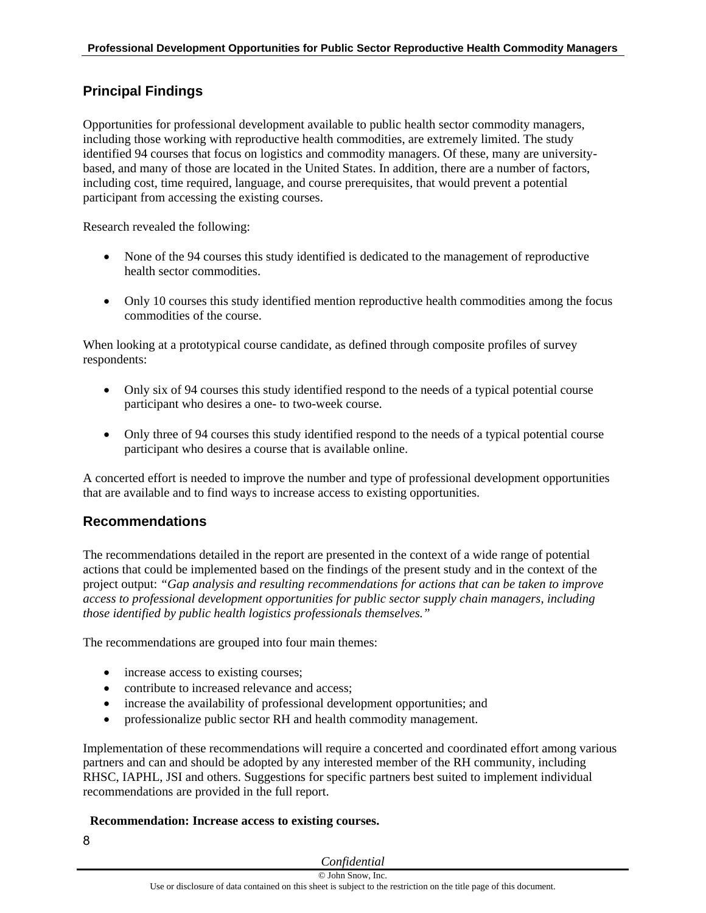## Principal Findings

Opportunities for professional development available to public health sector commodity managers, including those working with reproductive health commodities, are extremely limited. The study identified 94 courses that focus on logistics and commodity managers. Of these, many are university-based, and many of those are located in the United States. In addition, there are a number of factors, including cost, time required, language, and course prerequisites, that would prevent a potential participant from accessing the existing courses.

Research revealed the following:

- None of the 94 courses this study identified is dedicated to the management of reproductive health sector commodities.
- Only 10 courses this study identified mention reproductive health commodities among the focus commodities of the course.

When looking at a prototypical course candidate, as defined through composite profiles of survey respondents:

- Only six of 94 courses this study identified respond to the needs of a typical potential course participant who desires a one- to two-week course.
- Only three of 94 courses this study identified respond to the needs of a typical potential course participant who desires a course that is available online.

A concerted effort is needed to improve the number and type of professional development opportunities that are available and to find ways to increase access to existing opportunities.

## Recommendations

The recommendations detailed in the report are presented in the context of a wide range of potential actions that could be implemented based on the findings of the present study and in the context of the project output: *"Gap analysis and resulting recommendations for actions that can be taken to improve access to professional development opportunities for public sector supply chain managers, including those identified by public health logistics professionals themselves."*

The recommendations are grouped into four main themes:

- increase access to existing courses;
- contribute to increased relevance and access;
- increase the availability of professional development opportunities; and
- professionalize public sector RH and health commodity management.

Implementation of these recommendations will require a concerted and coordinated effort among various partners and can and should be adopted by any interested member of the RH community, including RHSC, IAPHL, JSI and others. Suggestions for specific partners best suited to implement individual recommendations are provided in the full report.

**Recommendation: Increase access to existing courses.**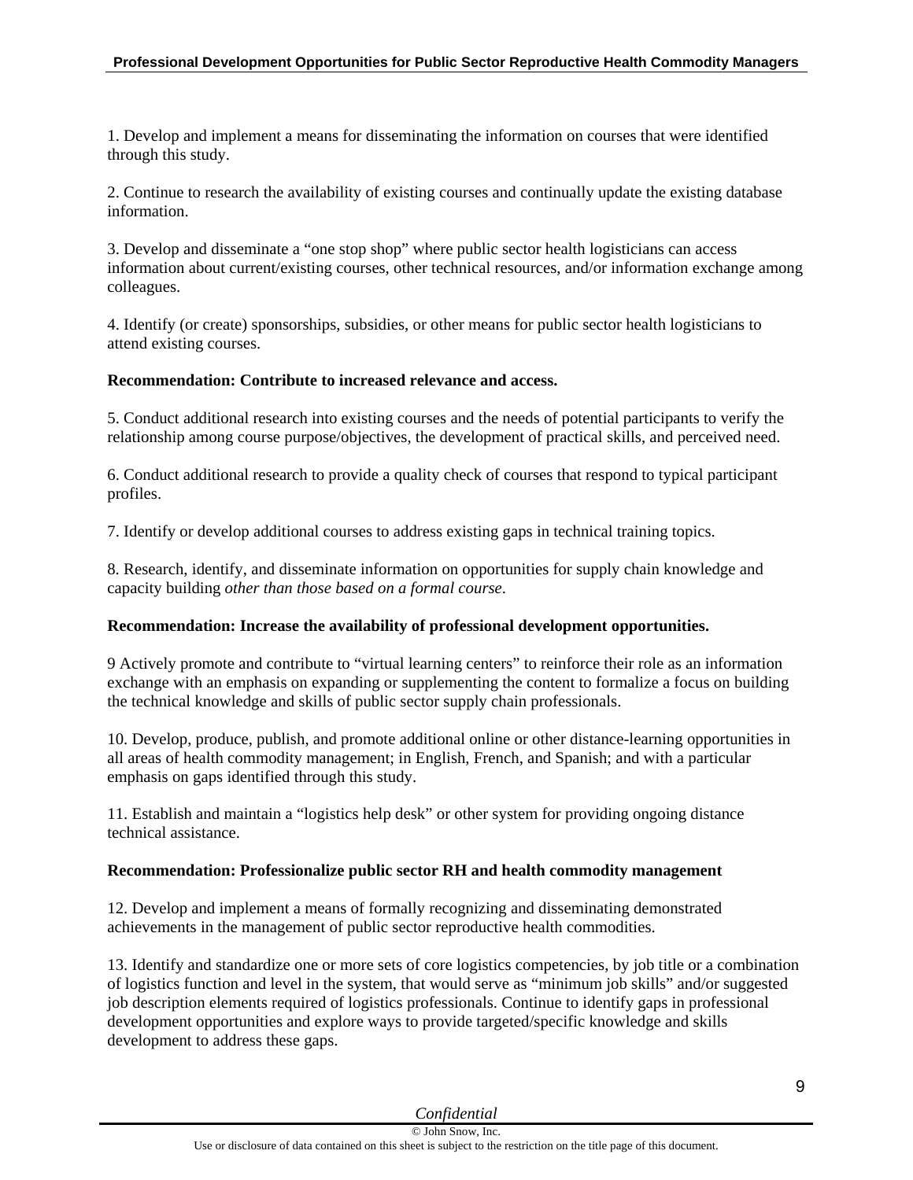1. Develop and implement a means for disseminating the information on courses that were identified through this study.

2. Continue to research the availability of existing courses and continually update the existing database information.

3. Develop and disseminate a "one stop shop" where public sector health logisticians can access information about current/existing courses, other technical resources, and/or information exchange among colleagues.

4. Identify (or create) sponsorships, subsidies, or other means for public sector health logisticians to attend existing courses.

**Recommendation: Contribute to increased relevance and access.**

5. Conduct additional research into existing courses and the needs of potential participants to verify the relationship among course purpose/objectives, the development of practical skills, and perceived need.

6. Conduct additional research to provide a quality check of courses that respond to typical participant profiles.

7. Identify or develop additional courses to address existing gaps in technical training topics.

8. Research, identify, and disseminate information on opportunities for supply chain knowledge and capacity building *other than those based on a formal course*.

**Recommendation: Increase the availability of professional development opportunities.**

9 Actively promote and contribute to "virtual learning centers" to reinforce their role as an information exchange with an emphasis on expanding or supplementing the content to formalize a focus on building the technical knowledge and skills of public sector supply chain professionals.

10. Develop, produce, publish, and promote additional online or other distance-learning opportunities in all areas of health commodity management; in English, French, and Spanish; and with a particular emphasis on gaps identified through this study.

11. Establish and maintain a "logistics help desk" or other system for providing ongoing distance technical assistance.

**Recommendation: Professionalize public sector RH and health commodity management**

12. Develop and implement a means of formally recognizing and disseminating demonstrated achievements in the management of public sector reproductive health commodities.

13. Identify and standardize one or more sets of core logistics competencies, by job title or a combination of logistics function and level in the system, that would serve as "minimum job skills" and/or suggested job description elements required of logistics professionals. Continue to identify gaps in professional development opportunities and explore ways to provide targeted/specific knowledge and skills development to address these gaps.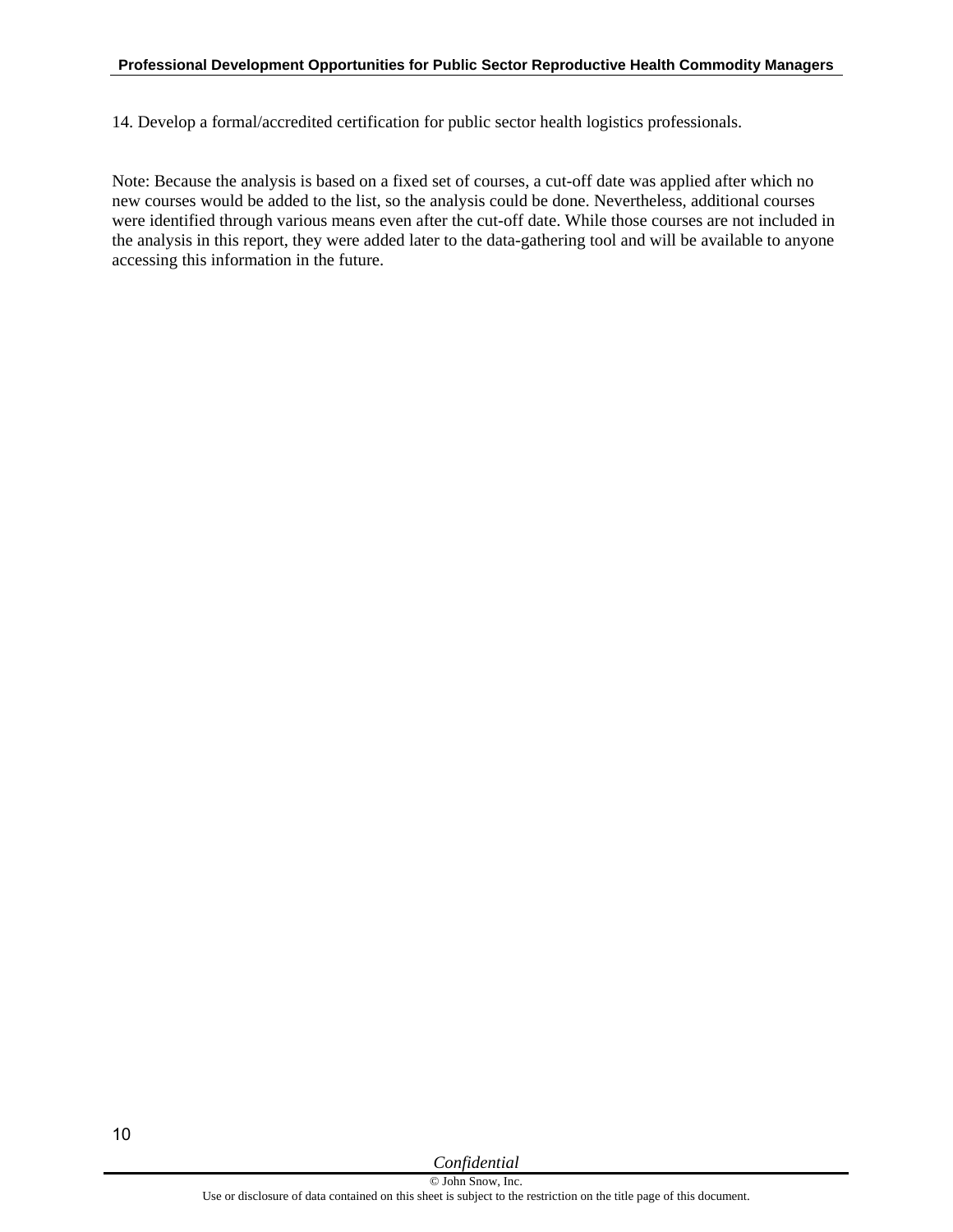14. Develop a formal/accredited certification for public sector health logistics professionals.

Note: Because the analysis is based on a fixed set of courses, a cut-off date was applied after which no new courses would be added to the list, so the analysis could be done. Nevertheless, additional courses were identified through various means even after the cut-off date. While those courses are not included in the analysis in this report, they were added later to the data-gathering tool and will be available to anyone accessing this information in the future.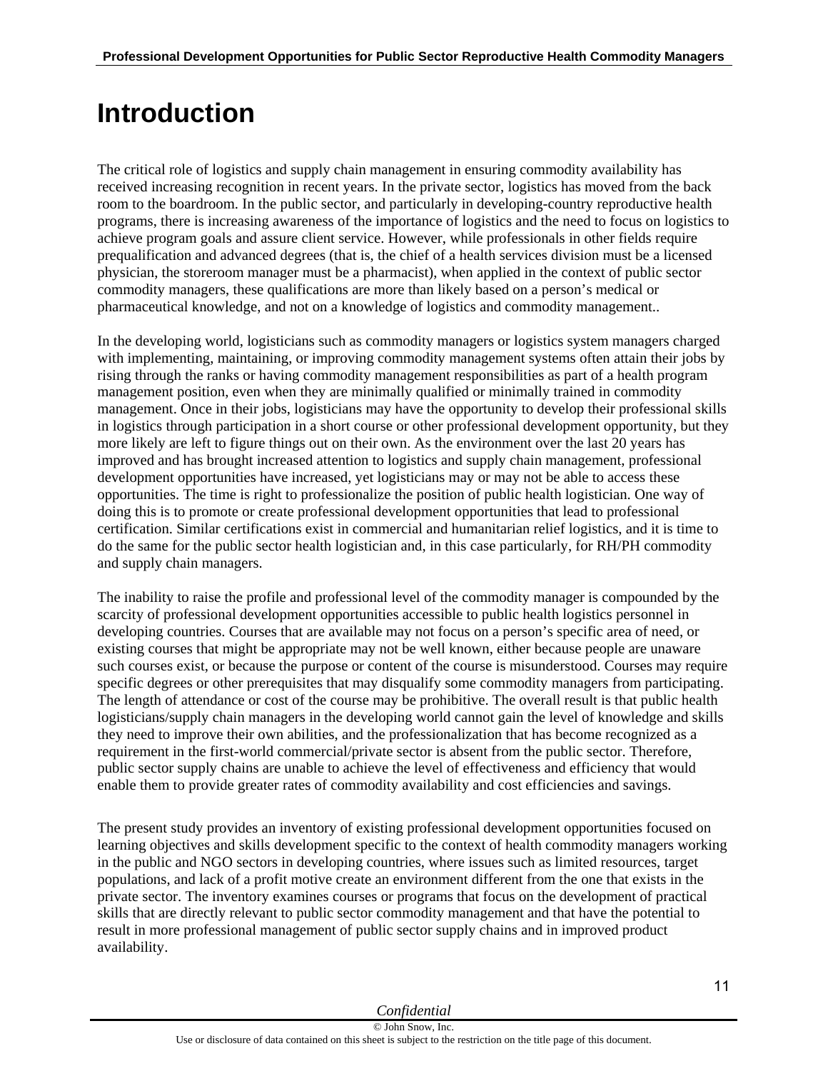# Introduction

The critical role of logistics and supply chain management in ensuring commodity availability has received increasing recognition in recent years. In the private sector, logistics has moved from the back room to the boardroom. In the public sector, and particularly in developing-country reproductive health programs, there is increasing awareness of the importance of logistics and the need to focus on logistics to achieve program goals and assure client service. However, while professionals in other fields require prequalification and advanced degrees (that is, the chief of a health services division must be a licensed physician, the storeroom manager must be a pharmacist), when applied in the context of public sector commodity managers, these qualifications are more than likely based on a person's medical or pharmaceutical knowledge, and not on a knowledge of logistics and commodity management..

In the developing world, logisticians such as commodity managers or logistics system managers charged with implementing, maintaining, or improving commodity management systems often attain their jobs by rising through the ranks or having commodity management responsibilities as part of a health program management position, even when they are minimally qualified or minimally trained in commodity management. Once in their jobs, logisticians may have the opportunity to develop their professional skills in logistics through participation in a short course or other professional development opportunity, but they more likely are left to figure things out on their own. As the environment over the last 20 years has improved and has brought increased attention to logistics and supply chain management, professional development opportunities have increased, yet logisticians may or may not be able to access these opportunities. The time is right to professionalize the position of public health logistician. One way of doing this is to promote or create professional development opportunities that lead to professional certification. Similar certifications exist in commercial and humanitarian relief logistics, and it is time to do the same for the public sector health logistician and, in this case particularly, for RH/PH commodity and supply chain managers.

The inability to raise the profile and professional level of the commodity manager is compounded by the scarcity of professional development opportunities accessible to public health logistics personnel in developing countries. Courses that are available may not focus on a person's specific area of need, or existing courses that might be appropriate may not be well known, either because people are unaware such courses exist, or because the purpose or content of the course is misunderstood. Courses may require specific degrees or other prerequisites that may disqualify some commodity managers from participating. The length of attendance or cost of the course may be prohibitive. The overall result is that public health logisticians/supply chain managers in the developing world cannot gain the level of knowledge and skills they need to improve their own abilities, and the professionalization that has become recognized as a requirement in the first-world commercial/private sector is absent from the public sector. Therefore, public sector supply chains are unable to achieve the level of effectiveness and efficiency that would enable them to provide greater rates of commodity availability and cost efficiencies and savings.

The present study provides an inventory of existing professional development opportunities focused on learning objectives and skills development specific to the context of health commodity managers working in the public and NGO sectors in developing countries, where issues such as limited resources, target populations, and lack of a profit motive create an environment different from the one that exists in the private sector. The inventory examines courses or programs that focus on the development of practical skills that are directly relevant to public sector commodity management and that have the potential to result in more professional management of public sector supply chains and in improved product availability.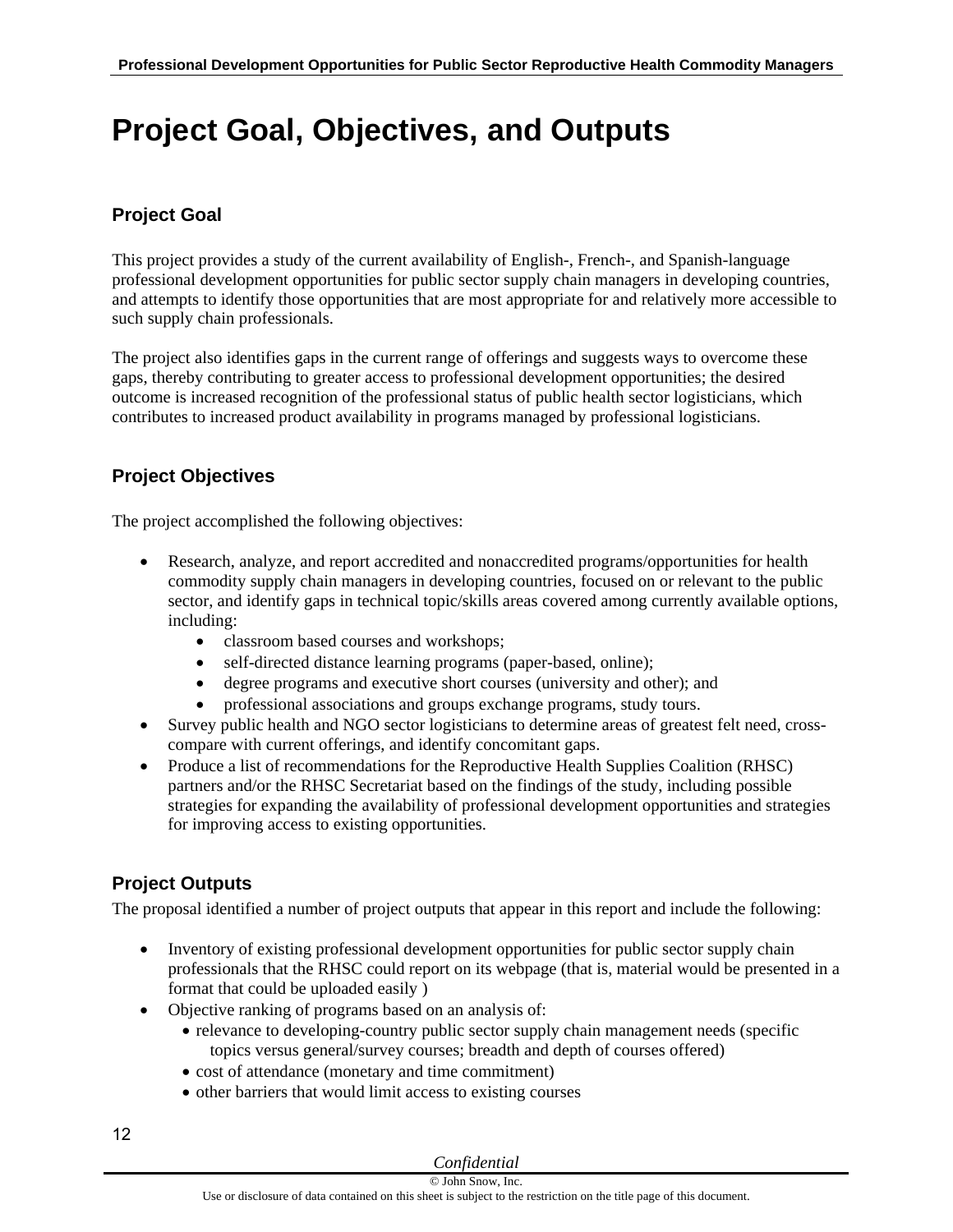# Project Goal, Objectives, and Outputs

## Project Goal

This project provides a study of the current availability of English-, French-, and Spanish-language professional development opportunities for public sector supply chain managers in developing countries, and attempts to identify those opportunities that are most appropriate for and relatively more accessible to such supply chain professionals.

The project also identifies gaps in the current range of offerings and suggests ways to overcome these gaps, thereby contributing to greater access to professional development opportunities; the desired outcome is increased recognition of the professional status of public health sector logisticians, which contributes to increased product availability in programs managed by professional logisticians.

## Project Objectives

The project accomplished the following objectives:

- Research, analyze, and report accredited and nonaccredited programs/opportunities for health commodity supply chain managers in developing countries, focused on or relevant to the public sector, and identify gaps in technical topic/skills areas covered among currently available options, including:
  - classroom based courses and workshops;
  - self-directed distance learning programs (paper-based, online);
  - degree programs and executive short courses (university and other); and
  - professional associations and groups exchange programs, study tours.
- Survey public health and NGO sector logisticians to determine areas of greatest felt need, cross-compare with current offerings, and identify concomitant gaps.
- Produce a list of recommendations for the Reproductive Health Supplies Coalition (RHSC) partners and/or the RHSC Secretariat based on the findings of the study, including possible strategies for expanding the availability of professional development opportunities and strategies for improving access to existing opportunities.

## Project Outputs

The proposal identified a number of project outputs that appear in this report and include the following:

- Inventory of existing professional development opportunities for public sector supply chain professionals that the RHSC could report on its webpage (that is, material would be presented in a format that could be uploaded easily )
- Objective ranking of programs based on an analysis of:
  - relevance to developing-country public sector supply chain management needs (specific topics versus general/survey courses; breadth and depth of courses offered)
  - cost of attendance (monetary and time commitment)
  - other barriers that would limit access to existing courses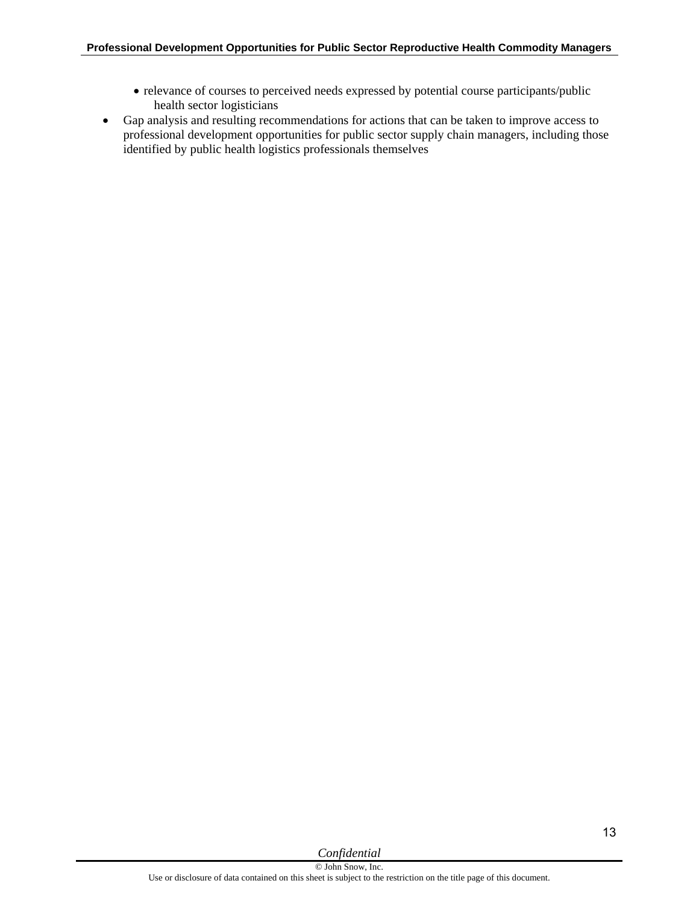- relevance of courses to perceived needs expressed by potential course participants/public health sector logisticians
- Gap analysis and resulting recommendations for actions that can be taken to improve access to professional development opportunities for public sector supply chain managers, including those identified by public health logistics professionals themselves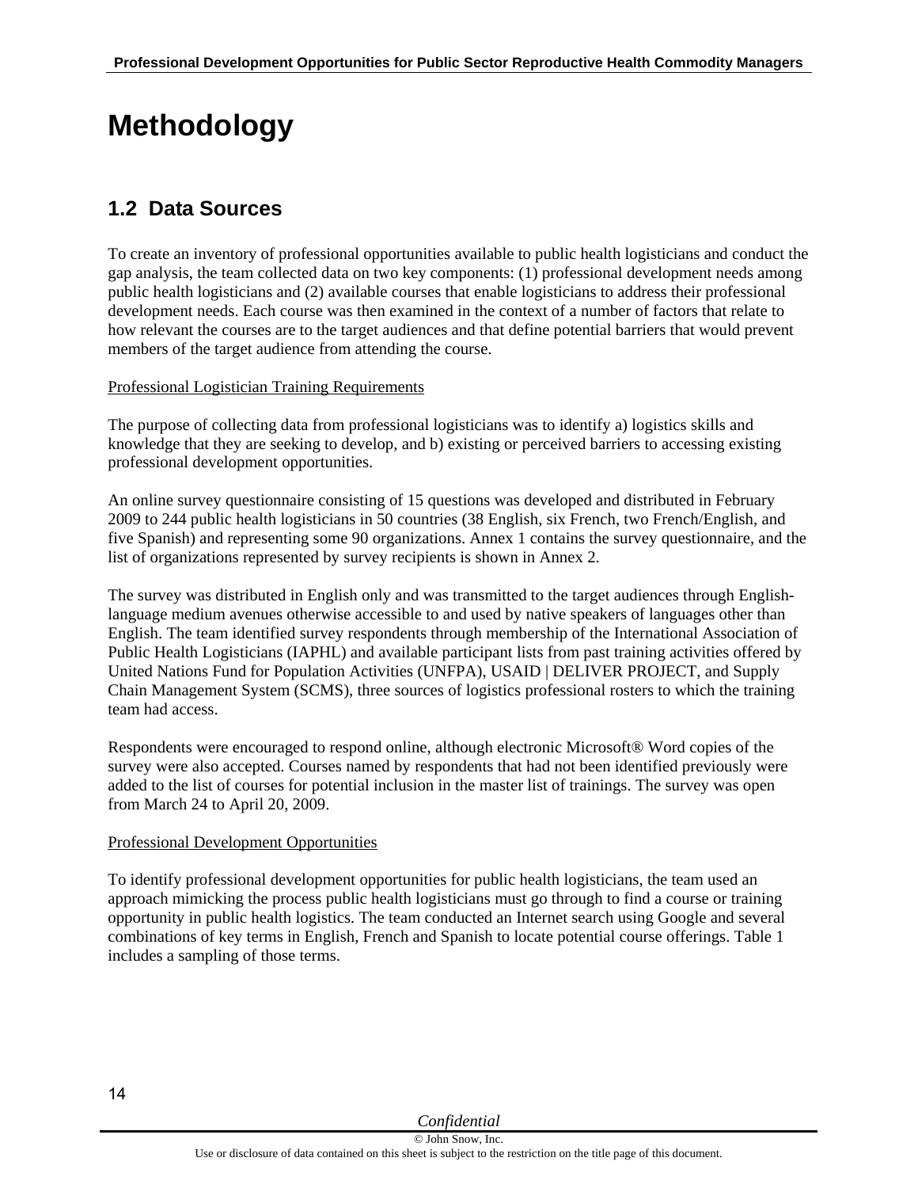# Methodology

## 1.2 Data Sources

To create an inventory of professional opportunities available to public health logisticians and conduct the gap analysis, the team collected data on two key components: (1) professional development needs among public health logisticians and (2) available courses that enable logisticians to address their professional development needs. Each course was then examined in the context of a number of factors that relate to how relevant the courses are to the target audiences and that define potential barriers that would prevent members of the target audience from attending the course.

Professional Logistician Training Requirements

The purpose of collecting data from professional logisticians was to identify a) logistics skills and knowledge that they are seeking to develop, and b) existing or perceived barriers to accessing existing professional development opportunities.

An online survey questionnaire consisting of 15 questions was developed and distributed in February 2009 to 244 public health logisticians in 50 countries (38 English, six French, two French/English, and five Spanish) and representing some 90 organizations. Annex 1 contains the survey questionnaire, and the list of organizations represented by survey recipients is shown in Annex 2.

The survey was distributed in English only and was transmitted to the target audiences through English-language medium avenues otherwise accessible to and used by native speakers of languages other than English. The team identified survey respondents through membership of the International Association of Public Health Logisticians (IAPHL) and available participant lists from past training activities offered by United Nations Fund for Population Activities (UNFPA), USAID | DELIVER PROJECT, and Supply Chain Management System (SCMS), three sources of logistics professional rosters to which the training team had access.

Respondents were encouraged to respond online, although electronic Microsoft® Word copies of the survey were also accepted. Courses named by respondents that had not been identified previously were added to the list of courses for potential inclusion in the master list of trainings. The survey was open from March 24 to April 20, 2009.

Professional Development Opportunities

To identify professional development opportunities for public health logisticians, the team used an approach mimicking the process public health logisticians must go through to find a course or training opportunity in public health logistics. The team conducted an Internet search using Google and several combinations of key terms in English, French and Spanish to locate potential course offerings. Table 1 includes a sampling of those terms.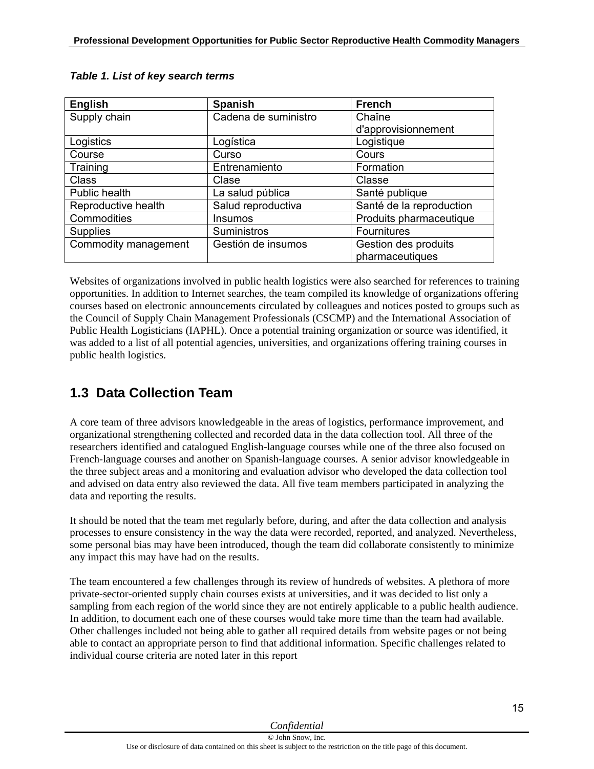***Table 1. List of key search terms***

| English | Spanish | French |
| --- | --- | --- |
| Supply chain | Cadena de suministro | Chaîne d'approvisionnement |
| Logistics | Logística | Logistique |
| Course | Curso | Cours |
| Training | Entrenamiento | Formation |
| Class | Clase | Classe |
| Public health | La salud pública | Santé publique |
| Reproductive health | Salud reproductiva | Santé de la reproduction |
| Commodities | Insumos | Produits pharmaceutique |
| Supplies | Suministros | Fournitures |
| Commodity management | Gestión de insumos | Gestion des produits pharmaceutiques |

Websites of organizations involved in public health logistics were also searched for references to training opportunities. In addition to Internet searches, the team compiled its knowledge of organizations offering courses based on electronic announcements circulated by colleagues and notices posted to groups such as the Council of Supply Chain Management Professionals (CSCMP) and the International Association of Public Health Logisticians (IAPHL). Once a potential training organization or source was identified, it was added to a list of all potential agencies, universities, and organizations offering training courses in public health logistics.

## 1.3 Data Collection Team

A core team of three advisors knowledgeable in the areas of logistics, performance improvement, and organizational strengthening collected and recorded data in the data collection tool. All three of the researchers identified and catalogued English-language courses while one of the three also focused on French-language courses and another on Spanish-language courses. A senior advisor knowledgeable in the three subject areas and a monitoring and evaluation advisor who developed the data collection tool and advised on data entry also reviewed the data. All five team members participated in analyzing the data and reporting the results.

It should be noted that the team met regularly before, during, and after the data collection and analysis processes to ensure consistency in the way the data were recorded, reported, and analyzed. Nevertheless, some personal bias may have been introduced, though the team did collaborate consistently to minimize any impact this may have had on the results.

The team encountered a few challenges through its review of hundreds of websites. A plethora of more private-sector-oriented supply chain courses exists at universities, and it was decided to list only a sampling from each region of the world since they are not entirely applicable to a public health audience. In addition, to document each one of these courses would take more time than the team had available. Other challenges included not being able to gather all required details from website pages or not being able to contact an appropriate person to find that additional information. Specific challenges related to individual course criteria are noted later in this report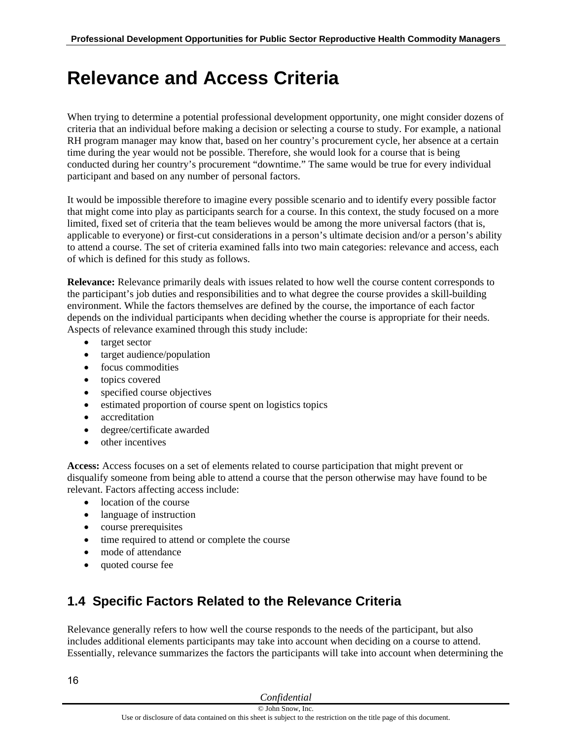# Relevance and Access Criteria

When trying to determine a potential professional development opportunity, one might consider dozens of criteria that an individual before making a decision or selecting a course to study. For example, a national RH program manager may know that, based on her country's procurement cycle, her absence at a certain time during the year would not be possible. Therefore, she would look for a course that is being conducted during her country's procurement "downtime." The same would be true for every individual participant and based on any number of personal factors.

It would be impossible therefore to imagine every possible scenario and to identify every possible factor that might come into play as participants search for a course. In this context, the study focused on a more limited, fixed set of criteria that the team believes would be among the more universal factors (that is, applicable to everyone) or first-cut considerations in a person's ultimate decision and/or a person's ability to attend a course. The set of criteria examined falls into two main categories: relevance and access, each of which is defined for this study as follows.

**Relevance:** Relevance primarily deals with issues related to how well the course content corresponds to the participant's job duties and responsibilities and to what degree the course provides a skill-building environment. While the factors themselves are defined by the course, the importance of each factor depends on the individual participants when deciding whether the course is appropriate for their needs. Aspects of relevance examined through this study include:

- target sector
- target audience/population
- focus commodities
- topics covered
- specified course objectives
- estimated proportion of course spent on logistics topics
- accreditation
- degree/certificate awarded
- other incentives

**Access:** Access focuses on a set of elements related to course participation that might prevent or disqualify someone from being able to attend a course that the person otherwise may have found to be relevant. Factors affecting access include:

- location of the course
- language of instruction
- course prerequisites
- time required to attend or complete the course
- mode of attendance
- quoted course fee

## 1.4 Specific Factors Related to the Relevance Criteria

Relevance generally refers to how well the course responds to the needs of the participant, but also includes additional elements participants may take into account when deciding on a course to attend. Essentially, relevance summarizes the factors the participants will take into account when determining the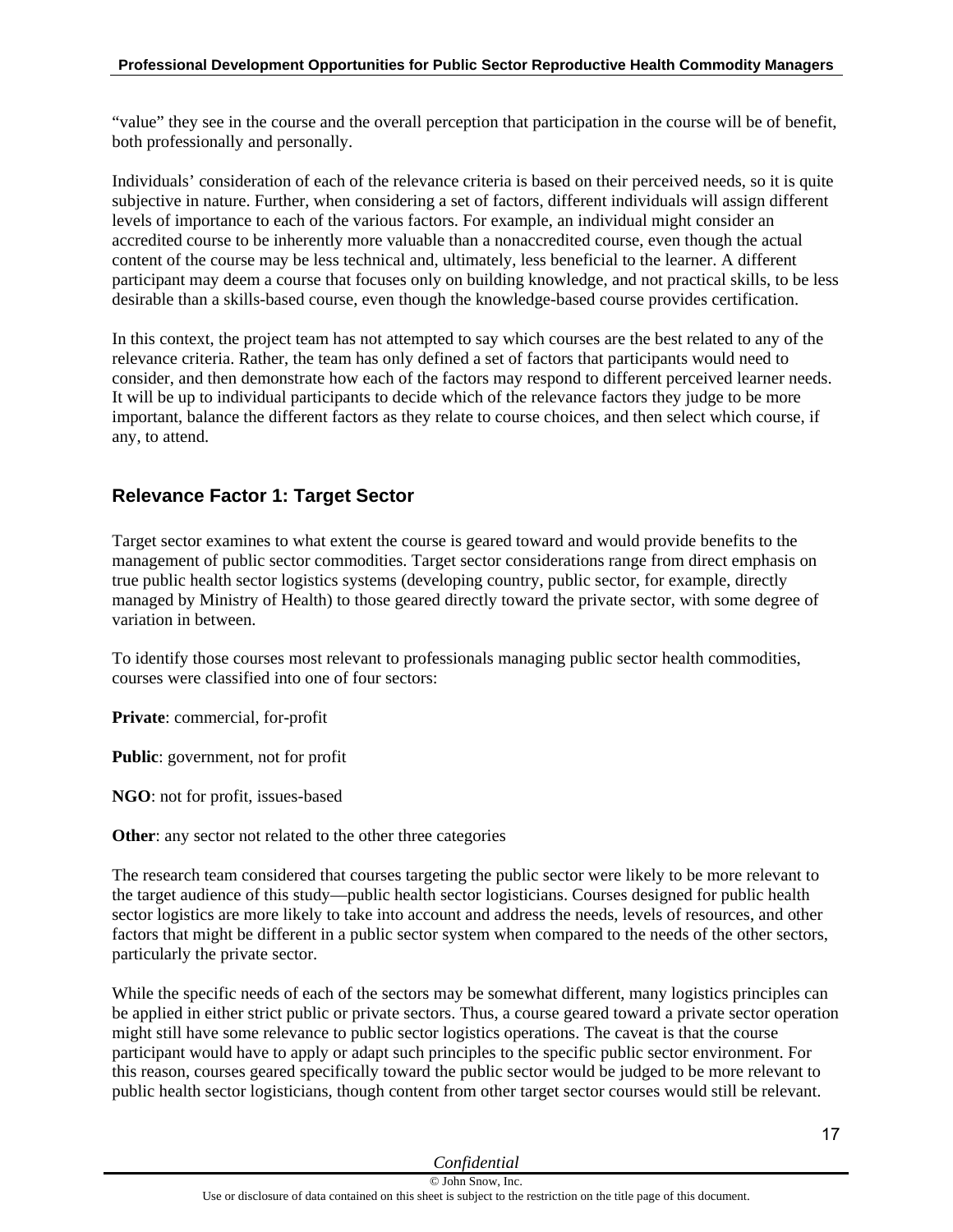"value" they see in the course and the overall perception that participation in the course will be of benefit, both professionally and personally.

Individuals' consideration of each of the relevance criteria is based on their perceived needs, so it is quite subjective in nature. Further, when considering a set of factors, different individuals will assign different levels of importance to each of the various factors. For example, an individual might consider an accredited course to be inherently more valuable than a nonaccredited course, even though the actual content of the course may be less technical and, ultimately, less beneficial to the learner. A different participant may deem a course that focuses only on building knowledge, and not practical skills, to be less desirable than a skills-based course, even though the knowledge-based course provides certification.

In this context, the project team has not attempted to say which courses are the best related to any of the relevance criteria. Rather, the team has only defined a set of factors that participants would need to consider, and then demonstrate how each of the factors may respond to different perceived learner needs. It will be up to individual participants to decide which of the relevance factors they judge to be more important, balance the different factors as they relate to course choices, and then select which course, if any, to attend.

## Relevance Factor 1: Target Sector

Target sector examines to what extent the course is geared toward and would provide benefits to the management of public sector commodities. Target sector considerations range from direct emphasis on true public health sector logistics systems (developing country, public sector, for example, directly managed by Ministry of Health) to those geared directly toward the private sector, with some degree of variation in between.

To identify those courses most relevant to professionals managing public sector health commodities, courses were classified into one of four sectors:

**Private**: commercial, for-profit

**Public**: government, not for profit

**NGO**: not for profit, issues-based

**Other**: any sector not related to the other three categories

The research team considered that courses targeting the public sector were likely to be more relevant to the target audience of this study—public health sector logisticians. Courses designed for public health sector logistics are more likely to take into account and address the needs, levels of resources, and other factors that might be different in a public sector system when compared to the needs of the other sectors, particularly the private sector.

While the specific needs of each of the sectors may be somewhat different, many logistics principles can be applied in either strict public or private sectors. Thus, a course geared toward a private sector operation might still have some relevance to public sector logistics operations. The caveat is that the course participant would have to apply or adapt such principles to the specific public sector environment. For this reason, courses geared specifically toward the public sector would be judged to be more relevant to public health sector logisticians, though content from other target sector courses would still be relevant.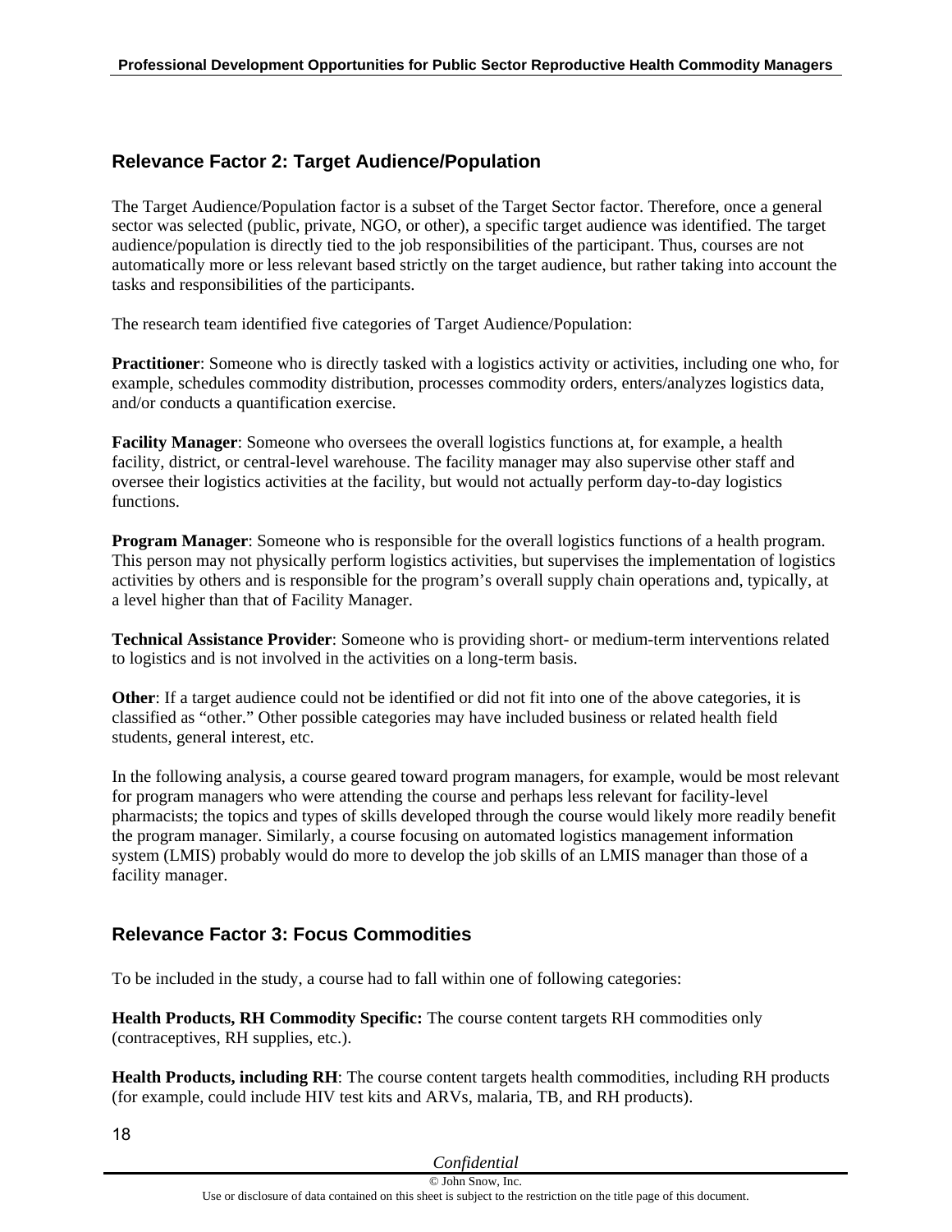## Relevance Factor 2: Target Audience/Population

The Target Audience/Population factor is a subset of the Target Sector factor. Therefore, once a general sector was selected (public, private, NGO, or other), a specific target audience was identified. The target audience/population is directly tied to the job responsibilities of the participant. Thus, courses are not automatically more or less relevant based strictly on the target audience, but rather taking into account the tasks and responsibilities of the participants.

The research team identified five categories of Target Audience/Population:

**Practitioner**: Someone who is directly tasked with a logistics activity or activities, including one who, for example, schedules commodity distribution, processes commodity orders, enters/analyzes logistics data, and/or conducts a quantification exercise.

**Facility Manager**: Someone who oversees the overall logistics functions at, for example, a health facility, district, or central-level warehouse. The facility manager may also supervise other staff and oversee their logistics activities at the facility, but would not actually perform day-to-day logistics functions.

**Program Manager**: Someone who is responsible for the overall logistics functions of a health program. This person may not physically perform logistics activities, but supervises the implementation of logistics activities by others and is responsible for the program's overall supply chain operations and, typically, at a level higher than that of Facility Manager.

**Technical Assistance Provider**: Someone who is providing short- or medium-term interventions related to logistics and is not involved in the activities on a long-term basis.

**Other**: If a target audience could not be identified or did not fit into one of the above categories, it is classified as "other." Other possible categories may have included business or related health field students, general interest, etc.

In the following analysis, a course geared toward program managers, for example, would be most relevant for program managers who were attending the course and perhaps less relevant for facility-level pharmacists; the topics and types of skills developed through the course would likely more readily benefit the program manager. Similarly, a course focusing on automated logistics management information system (LMIS) probably would do more to develop the job skills of an LMIS manager than those of a facility manager.

## Relevance Factor 3: Focus Commodities

To be included in the study, a course had to fall within one of following categories:

**Health Products, RH Commodity Specific:** The course content targets RH commodities only (contraceptives, RH supplies, etc.).

**Health Products, including RH**: The course content targets health commodities, including RH products (for example, could include HIV test kits and ARVs, malaria, TB, and RH products).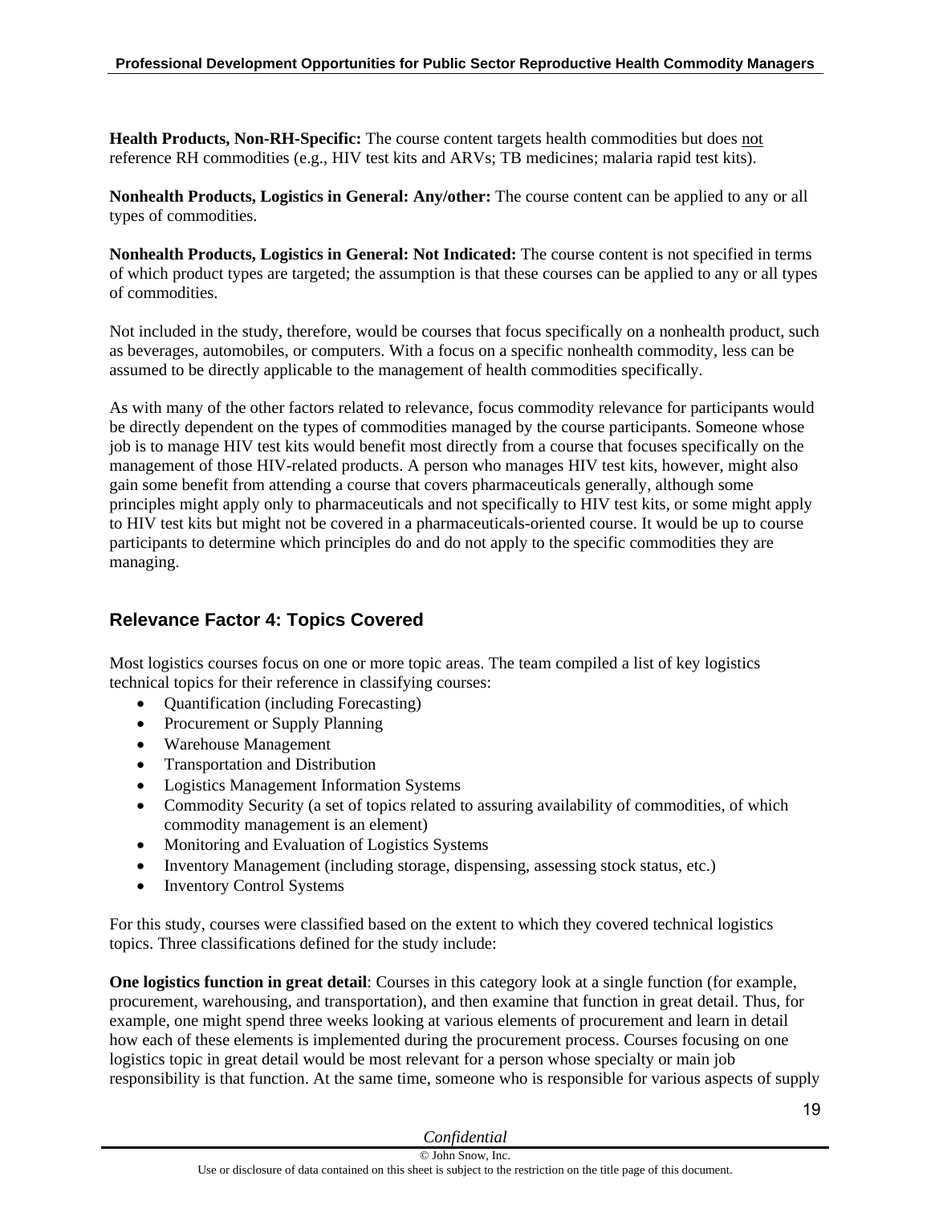**Health Products, Non-RH-Specific:** The course content targets health commodities but does not reference RH commodities (e.g., HIV test kits and ARVs; TB medicines; malaria rapid test kits).

**Nonhealth Products, Logistics in General: Any/other:** The course content can be applied to any or all types of commodities.

**Nonhealth Products, Logistics in General: Not Indicated:** The course content is not specified in terms of which product types are targeted; the assumption is that these courses can be applied to any or all types of commodities.

Not included in the study, therefore, would be courses that focus specifically on a nonhealth product, such as beverages, automobiles, or computers. With a focus on a specific nonhealth commodity, less can be assumed to be directly applicable to the management of health commodities specifically.

As with many of the other factors related to relevance, focus commodity relevance for participants would be directly dependent on the types of commodities managed by the course participants. Someone whose job is to manage HIV test kits would benefit most directly from a course that focuses specifically on the management of those HIV-related products. A person who manages HIV test kits, however, might also gain some benefit from attending a course that covers pharmaceuticals generally, although some principles might apply only to pharmaceuticals and not specifically to HIV test kits, or some might apply to HIV test kits but might not be covered in a pharmaceuticals-oriented course. It would be up to course participants to determine which principles do and do not apply to the specific commodities they are managing.

## Relevance Factor 4: Topics Covered

Most logistics courses focus on one or more topic areas. The team compiled a list of key logistics technical topics for their reference in classifying courses:

- Quantification (including Forecasting)
- Procurement or Supply Planning
- Warehouse Management
- Transportation and Distribution
- Logistics Management Information Systems
- Commodity Security (a set of topics related to assuring availability of commodities, of which commodity management is an element)
- Monitoring and Evaluation of Logistics Systems
- Inventory Management (including storage, dispensing, assessing stock status, etc.)
- Inventory Control Systems

For this study, courses were classified based on the extent to which they covered technical logistics topics. Three classifications defined for the study include:

**One logistics function in great detail**: Courses in this category look at a single function (for example, procurement, warehousing, and transportation), and then examine that function in great detail. Thus, for example, one might spend three weeks looking at various elements of procurement and learn in detail how each of these elements is implemented during the procurement process. Courses focusing on one logistics topic in great detail would be most relevant for a person whose specialty or main job responsibility is that function. At the same time, someone who is responsible for various aspects of supply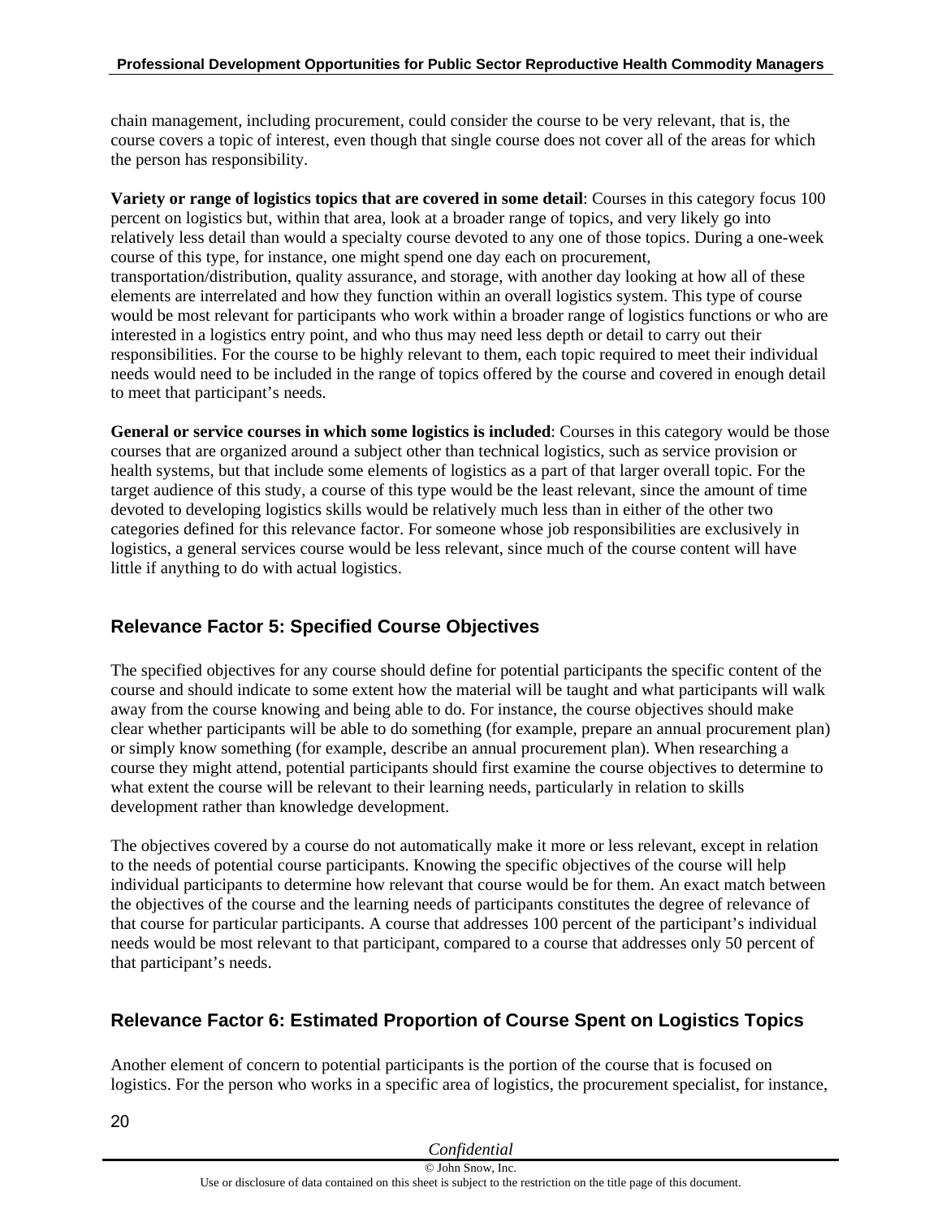chain management, including procurement, could consider the course to be very relevant, that is, the course covers a topic of interest, even though that single course does not cover all of the areas for which the person has responsibility.

**Variety or range of logistics topics that are covered in some detail**: Courses in this category focus 100 percent on logistics but, within that area, look at a broader range of topics, and very likely go into relatively less detail than would a specialty course devoted to any one of those topics. During a one-week course of this type, for instance, one might spend one day each on procurement, transportation/distribution, quality assurance, and storage, with another day looking at how all of these elements are interrelated and how they function within an overall logistics system. This type of course would be most relevant for participants who work within a broader range of logistics functions or who are interested in a logistics entry point, and who thus may need less depth or detail to carry out their responsibilities. For the course to be highly relevant to them, each topic required to meet their individual needs would need to be included in the range of topics offered by the course and covered in enough detail to meet that participant's needs.

**General or service courses in which some logistics is included**: Courses in this category would be those courses that are organized around a subject other than technical logistics, such as service provision or health systems, but that include some elements of logistics as a part of that larger overall topic. For the target audience of this study, a course of this type would be the least relevant, since the amount of time devoted to developing logistics skills would be relatively much less than in either of the other two categories defined for this relevance factor. For someone whose job responsibilities are exclusively in logistics, a general services course would be less relevant, since much of the course content will have little if anything to do with actual logistics.

## Relevance Factor 5: Specified Course Objectives

The specified objectives for any course should define for potential participants the specific content of the course and should indicate to some extent how the material will be taught and what participants will walk away from the course knowing and being able to do. For instance, the course objectives should make clear whether participants will be able to do something (for example, prepare an annual procurement plan) or simply know something (for example, describe an annual procurement plan). When researching a course they might attend, potential participants should first examine the course objectives to determine to what extent the course will be relevant to their learning needs, particularly in relation to skills development rather than knowledge development.

The objectives covered by a course do not automatically make it more or less relevant, except in relation to the needs of potential course participants. Knowing the specific objectives of the course will help individual participants to determine how relevant that course would be for them. An exact match between the objectives of the course and the learning needs of participants constitutes the degree of relevance of that course for particular participants. A course that addresses 100 percent of the participant's individual needs would be most relevant to that participant, compared to a course that addresses only 50 percent of that participant's needs.

## Relevance Factor 6: Estimated Proportion of Course Spent on Logistics Topics

Another element of concern to potential participants is the portion of the course that is focused on logistics. For the person who works in a specific area of logistics, the procurement specialist, for instance,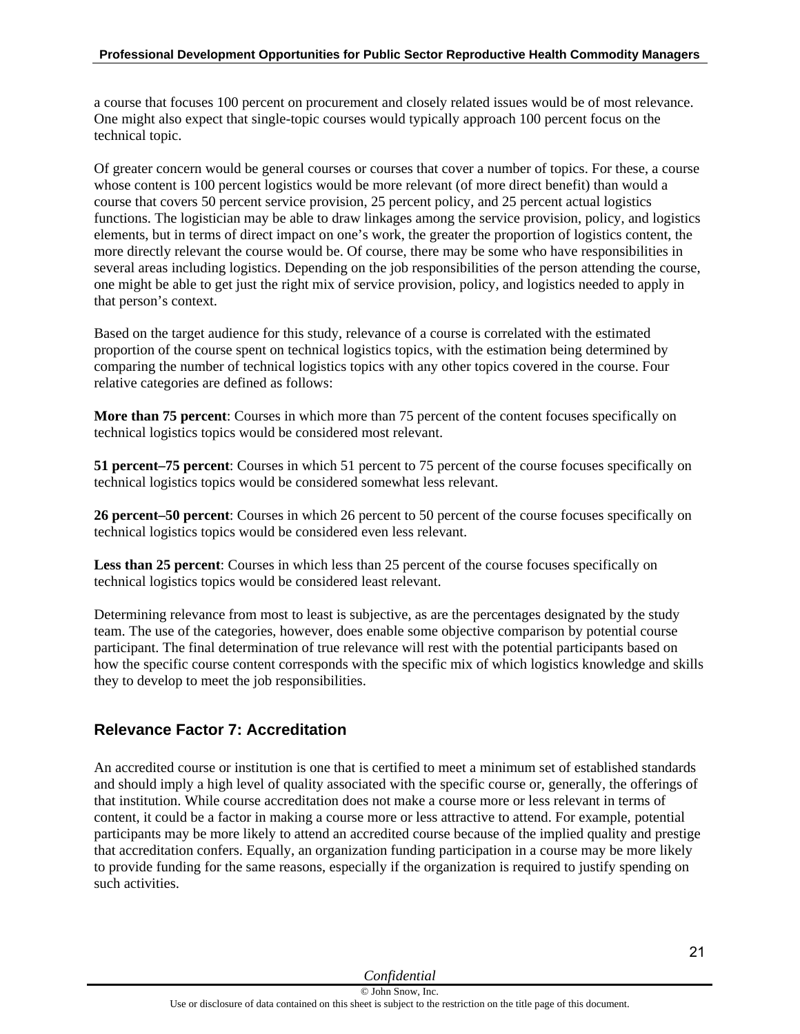a course that focuses 100 percent on procurement and closely related issues would be of most relevance. One might also expect that single-topic courses would typically approach 100 percent focus on the technical topic.

Of greater concern would be general courses or courses that cover a number of topics. For these, a course whose content is 100 percent logistics would be more relevant (of more direct benefit) than would a course that covers 50 percent service provision, 25 percent policy, and 25 percent actual logistics functions. The logistician may be able to draw linkages among the service provision, policy, and logistics elements, but in terms of direct impact on one's work, the greater the proportion of logistics content, the more directly relevant the course would be. Of course, there may be some who have responsibilities in several areas including logistics. Depending on the job responsibilities of the person attending the course, one might be able to get just the right mix of service provision, policy, and logistics needed to apply in that person's context.

Based on the target audience for this study, relevance of a course is correlated with the estimated proportion of the course spent on technical logistics topics, with the estimation being determined by comparing the number of technical logistics topics with any other topics covered in the course. Four relative categories are defined as follows:

**More than 75 percent**: Courses in which more than 75 percent of the content focuses specifically on technical logistics topics would be considered most relevant.

**51 percent–75 percent**: Courses in which 51 percent to 75 percent of the course focuses specifically on technical logistics topics would be considered somewhat less relevant.

**26 percent–50 percent**: Courses in which 26 percent to 50 percent of the course focuses specifically on technical logistics topics would be considered even less relevant.

**Less than 25 percent**: Courses in which less than 25 percent of the course focuses specifically on technical logistics topics would be considered least relevant.

Determining relevance from most to least is subjective, as are the percentages designated by the study team. The use of the categories, however, does enable some objective comparison by potential course participant. The final determination of true relevance will rest with the potential participants based on how the specific course content corresponds with the specific mix of which logistics knowledge and skills they to develop to meet the job responsibilities.

## Relevance Factor 7: Accreditation

An accredited course or institution is one that is certified to meet a minimum set of established standards and should imply a high level of quality associated with the specific course or, generally, the offerings of that institution. While course accreditation does not make a course more or less relevant in terms of content, it could be a factor in making a course more or less attractive to attend. For example, potential participants may be more likely to attend an accredited course because of the implied quality and prestige that accreditation confers. Equally, an organization funding participation in a course may be more likely to provide funding for the same reasons, especially if the organization is required to justify spending on such activities.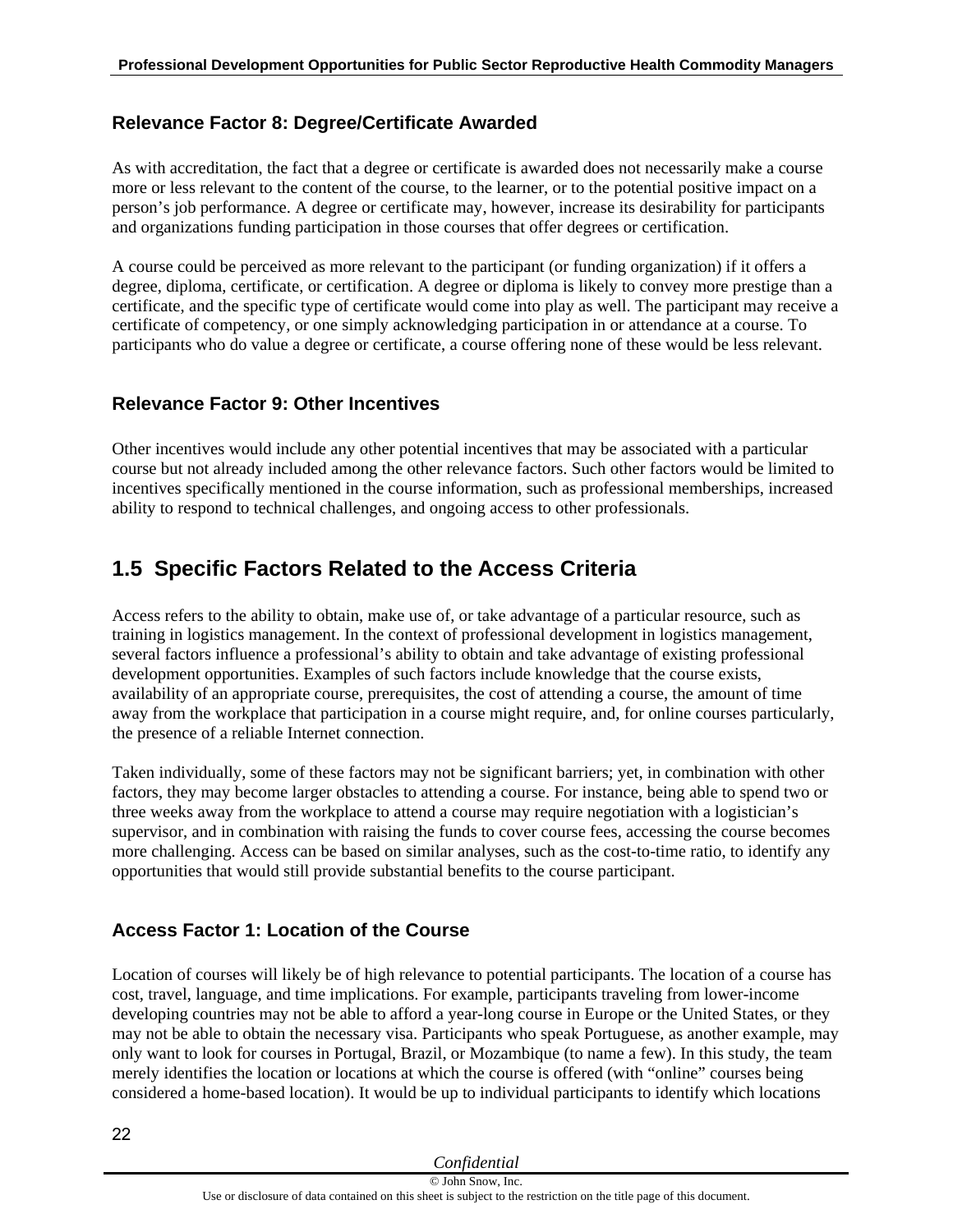### Relevance Factor 8: Degree/Certificate Awarded

As with accreditation, the fact that a degree or certificate is awarded does not necessarily make a course more or less relevant to the content of the course, to the learner, or to the potential positive impact on a person's job performance. A degree or certificate may, however, increase its desirability for participants and organizations funding participation in those courses that offer degrees or certification.

A course could be perceived as more relevant to the participant (or funding organization) if it offers a degree, diploma, certificate, or certification. A degree or diploma is likely to convey more prestige than a certificate, and the specific type of certificate would come into play as well. The participant may receive a certificate of competency, or one simply acknowledging participation in or attendance at a course. To participants who do value a degree or certificate, a course offering none of these would be less relevant.

### Relevance Factor 9: Other Incentives

Other incentives would include any other potential incentives that may be associated with a particular course but not already included among the other relevance factors. Such other factors would be limited to incentives specifically mentioned in the course information, such as professional memberships, increased ability to respond to technical challenges, and ongoing access to other professionals.

## 1.5 Specific Factors Related to the Access Criteria

Access refers to the ability to obtain, make use of, or take advantage of a particular resource, such as training in logistics management. In the context of professional development in logistics management, several factors influence a professional's ability to obtain and take advantage of existing professional development opportunities. Examples of such factors include knowledge that the course exists, availability of an appropriate course, prerequisites, the cost of attending a course, the amount of time away from the workplace that participation in a course might require, and, for online courses particularly, the presence of a reliable Internet connection.

Taken individually, some of these factors may not be significant barriers; yet, in combination with other factors, they may become larger obstacles to attending a course. For instance, being able to spend two or three weeks away from the workplace to attend a course may require negotiation with a logistician's supervisor, and in combination with raising the funds to cover course fees, accessing the course becomes more challenging. Access can be based on similar analyses, such as the cost-to-time ratio, to identify any opportunities that would still provide substantial benefits to the course participant.

### Access Factor 1: Location of the Course

Location of courses will likely be of high relevance to potential participants. The location of a course has cost, travel, language, and time implications. For example, participants traveling from lower-income developing countries may not be able to afford a year-long course in Europe or the United States, or they may not be able to obtain the necessary visa. Participants who speak Portuguese, as another example, may only want to look for courses in Portugal, Brazil, or Mozambique (to name a few). In this study, the team merely identifies the location or locations at which the course is offered (with "online" courses being considered a home-based location). It would be up to individual participants to identify which locations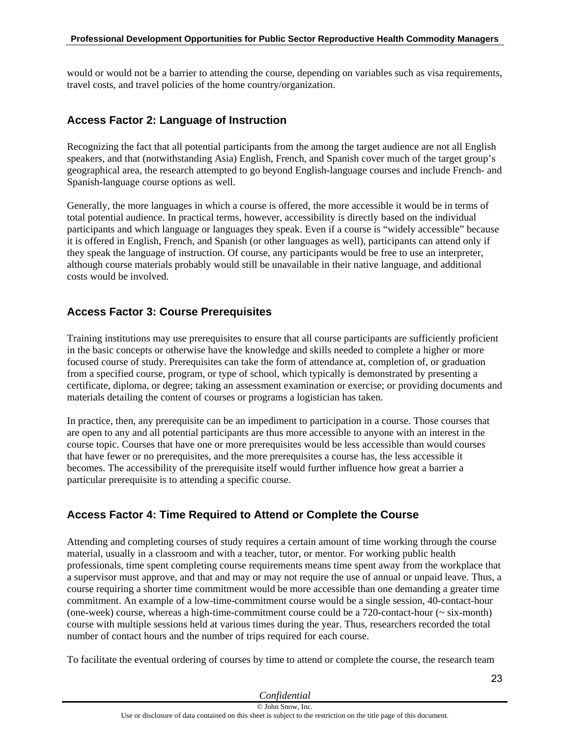would or would not be a barrier to attending the course, depending on variables such as visa requirements, travel costs, and travel policies of the home country/organization.

### Access Factor 2: Language of Instruction

Recognizing the fact that all potential participants from the among the target audience are not all English speakers, and that (notwithstanding Asia) English, French, and Spanish cover much of the target group's geographical area, the research attempted to go beyond English-language courses and include French- and Spanish-language course options as well.

Generally, the more languages in which a course is offered, the more accessible it would be in terms of total potential audience. In practical terms, however, accessibility is directly based on the individual participants and which language or languages they speak. Even if a course is "widely accessible" because it is offered in English, French, and Spanish (or other languages as well), participants can attend only if they speak the language of instruction. Of course, any participants would be free to use an interpreter, although course materials probably would still be unavailable in their native language, and additional costs would be involved.

### Access Factor 3: Course Prerequisites

Training institutions may use prerequisites to ensure that all course participants are sufficiently proficient in the basic concepts or otherwise have the knowledge and skills needed to complete a higher or more focused course of study. Prerequisites can take the form of attendance at, completion of, or graduation from a specified course, program, or type of school, which typically is demonstrated by presenting a certificate, diploma, or degree; taking an assessment examination or exercise; or providing documents and materials detailing the content of courses or programs a logistician has taken.

In practice, then, any prerequisite can be an impediment to participation in a course. Those courses that are open to any and all potential participants are thus more accessible to anyone with an interest in the course topic. Courses that have one or more prerequisites would be less accessible than would courses that have fewer or no prerequisites, and the more prerequisites a course has, the less accessible it becomes. The accessibility of the prerequisite itself would further influence how great a barrier a particular prerequisite is to attending a specific course.

### Access Factor 4: Time Required to Attend or Complete the Course

Attending and completing courses of study requires a certain amount of time working through the course material, usually in a classroom and with a teacher, tutor, or mentor. For working public health professionals, time spent completing course requirements means time spent away from the workplace that a supervisor must approve, and that and may or may not require the use of annual or unpaid leave. Thus, a course requiring a shorter time commitment would be more accessible than one demanding a greater time commitment. An example of a low-time-commitment course would be a single session, 40-contact-hour (one-week) course, whereas a high-time-commitment course could be a 720-contact-hour (~ six-month) course with multiple sessions held at various times during the year. Thus, researchers recorded the total number of contact hours and the number of trips required for each course.

To facilitate the eventual ordering of courses by time to attend or complete the course, the research team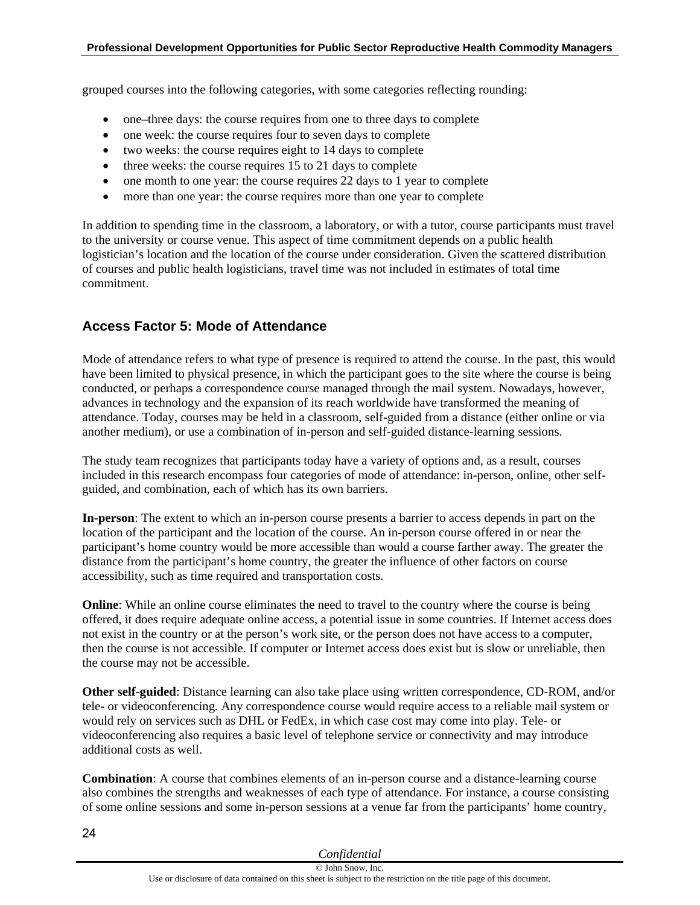grouped courses into the following categories, with some categories reflecting rounding:

- one–three days: the course requires from one to three days to complete
- one week: the course requires four to seven days to complete
- two weeks: the course requires eight to 14 days to complete
- three weeks: the course requires 15 to 21 days to complete
- one month to one year: the course requires 22 days to 1 year to complete
- more than one year: the course requires more than one year to complete

In addition to spending time in the classroom, a laboratory, or with a tutor, course participants must travel to the university or course venue. This aspect of time commitment depends on a public health logistician's location and the location of the course under consideration. Given the scattered distribution of courses and public health logisticians, travel time was not included in estimates of total time commitment.

### Access Factor 5: Mode of Attendance

Mode of attendance refers to what type of presence is required to attend the course. In the past, this would have been limited to physical presence, in which the participant goes to the site where the course is being conducted, or perhaps a correspondence course managed through the mail system. Nowadays, however, advances in technology and the expansion of its reach worldwide have transformed the meaning of attendance. Today, courses may be held in a classroom, self-guided from a distance (either online or via another medium), or use a combination of in-person and self-guided distance-learning sessions.

The study team recognizes that participants today have a variety of options and, as a result, courses included in this research encompass four categories of mode of attendance: in-person, online, other self-guided, and combination, each of which has its own barriers.

**In-person**: The extent to which an in-person course presents a barrier to access depends in part on the location of the participant and the location of the course. An in-person course offered in or near the participant's home country would be more accessible than would a course farther away. The greater the distance from the participant's home country, the greater the influence of other factors on course accessibility, such as time required and transportation costs.

**Online**: While an online course eliminates the need to travel to the country where the course is being offered, it does require adequate online access, a potential issue in some countries. If Internet access does not exist in the country or at the person's work site, or the person does not have access to a computer, then the course is not accessible. If computer or Internet access does exist but is slow or unreliable, then the course may not be accessible.

**Other self-guided**: Distance learning can also take place using written correspondence, CD-ROM, and/or tele- or videoconferencing. Any correspondence course would require access to a reliable mail system or would rely on services such as DHL or FedEx, in which case cost may come into play. Tele- or videoconferencing also requires a basic level of telephone service or connectivity and may introduce additional costs as well.

**Combination**: A course that combines elements of an in-person course and a distance-learning course also combines the strengths and weaknesses of each type of attendance. For instance, a course consisting of some online sessions and some in-person sessions at a venue far from the participants' home country,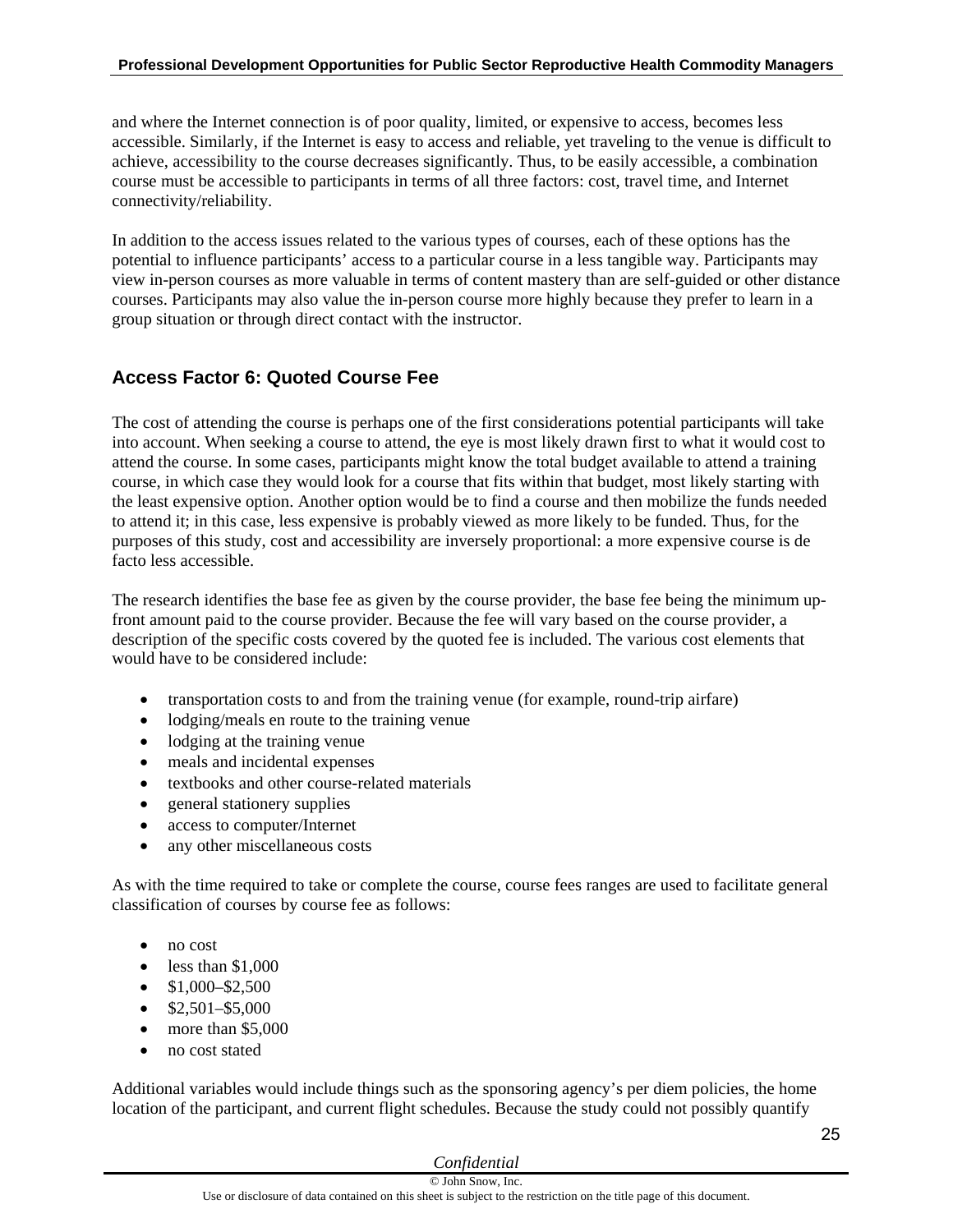and where the Internet connection is of poor quality, limited, or expensive to access, becomes less accessible. Similarly, if the Internet is easy to access and reliable, yet traveling to the venue is difficult to achieve, accessibility to the course decreases significantly. Thus, to be easily accessible, a combination course must be accessible to participants in terms of all three factors: cost, travel time, and Internet connectivity/reliability.

In addition to the access issues related to the various types of courses, each of these options has the potential to influence participants' access to a particular course in a less tangible way. Participants may view in-person courses as more valuable in terms of content mastery than are self-guided or other distance courses. Participants may also value the in-person course more highly because they prefer to learn in a group situation or through direct contact with the instructor.

### Access Factor 6: Quoted Course Fee

The cost of attending the course is perhaps one of the first considerations potential participants will take into account. When seeking a course to attend, the eye is most likely drawn first to what it would cost to attend the course. In some cases, participants might know the total budget available to attend a training course, in which case they would look for a course that fits within that budget, most likely starting with the least expensive option. Another option would be to find a course and then mobilize the funds needed to attend it; in this case, less expensive is probably viewed as more likely to be funded. Thus, for the purposes of this study, cost and accessibility are inversely proportional: a more expensive course is de facto less accessible.

The research identifies the base fee as given by the course provider, the base fee being the minimum up-front amount paid to the course provider. Because the fee will vary based on the course provider, a description of the specific costs covered by the quoted fee is included. The various cost elements that would have to be considered include:

- transportation costs to and from the training venue (for example, round-trip airfare)
- lodging/meals en route to the training venue
- lodging at the training venue
- meals and incidental expenses
- textbooks and other course-related materials
- general stationery supplies
- access to computer/Internet
- any other miscellaneous costs

As with the time required to take or complete the course, course fees ranges are used to facilitate general classification of courses by course fee as follows:

- no cost
- less than $1,000
- $1,000–$2,500
- $2,501–$5,000
- more than $5,000
- no cost stated

Additional variables would include things such as the sponsoring agency's per diem policies, the home location of the participant, and current flight schedules. Because the study could not possibly quantify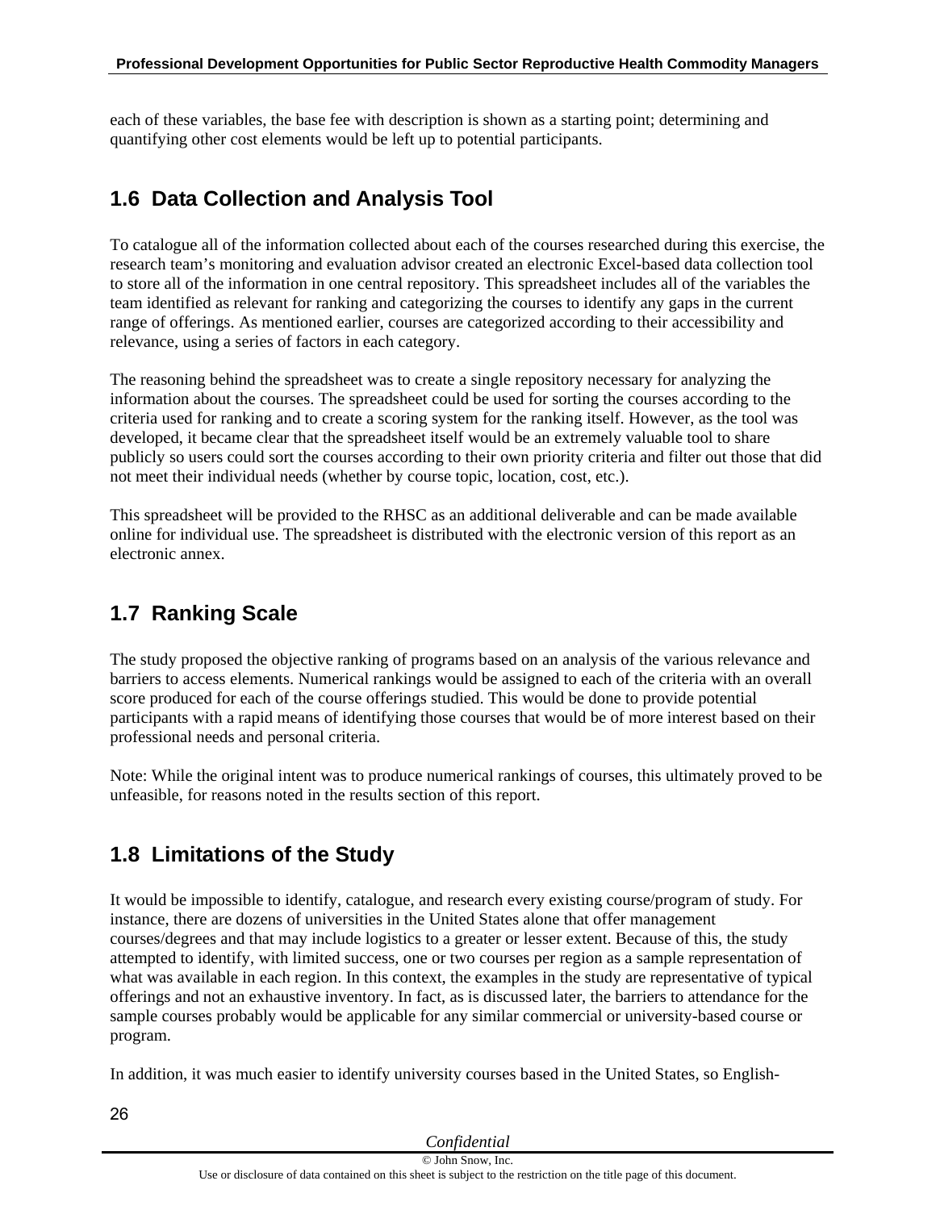each of these variables, the base fee with description is shown as a starting point; determining and quantifying other cost elements would be left up to potential participants.

## 1.6 Data Collection and Analysis Tool

To catalogue all of the information collected about each of the courses researched during this exercise, the research team's monitoring and evaluation advisor created an electronic Excel-based data collection tool to store all of the information in one central repository. This spreadsheet includes all of the variables the team identified as relevant for ranking and categorizing the courses to identify any gaps in the current range of offerings. As mentioned earlier, courses are categorized according to their accessibility and relevance, using a series of factors in each category.

The reasoning behind the spreadsheet was to create a single repository necessary for analyzing the information about the courses. The spreadsheet could be used for sorting the courses according to the criteria used for ranking and to create a scoring system for the ranking itself. However, as the tool was developed, it became clear that the spreadsheet itself would be an extremely valuable tool to share publicly so users could sort the courses according to their own priority criteria and filter out those that did not meet their individual needs (whether by course topic, location, cost, etc.).

This spreadsheet will be provided to the RHSC as an additional deliverable and can be made available online for individual use. The spreadsheet is distributed with the electronic version of this report as an electronic annex.

## 1.7 Ranking Scale

The study proposed the objective ranking of programs based on an analysis of the various relevance and barriers to access elements. Numerical rankings would be assigned to each of the criteria with an overall score produced for each of the course offerings studied. This would be done to provide potential participants with a rapid means of identifying those courses that would be of more interest based on their professional needs and personal criteria.

Note: While the original intent was to produce numerical rankings of courses, this ultimately proved to be unfeasible, for reasons noted in the results section of this report.

## 1.8 Limitations of the Study

It would be impossible to identify, catalogue, and research every existing course/program of study. For instance, there are dozens of universities in the United States alone that offer management courses/degrees and that may include logistics to a greater or lesser extent. Because of this, the study attempted to identify, with limited success, one or two courses per region as a sample representation of what was available in each region. In this context, the examples in the study are representative of typical offerings and not an exhaustive inventory. In fact, as is discussed later, the barriers to attendance for the sample courses probably would be applicable for any similar commercial or university-based course or program.

In addition, it was much easier to identify university courses based in the United States, so English-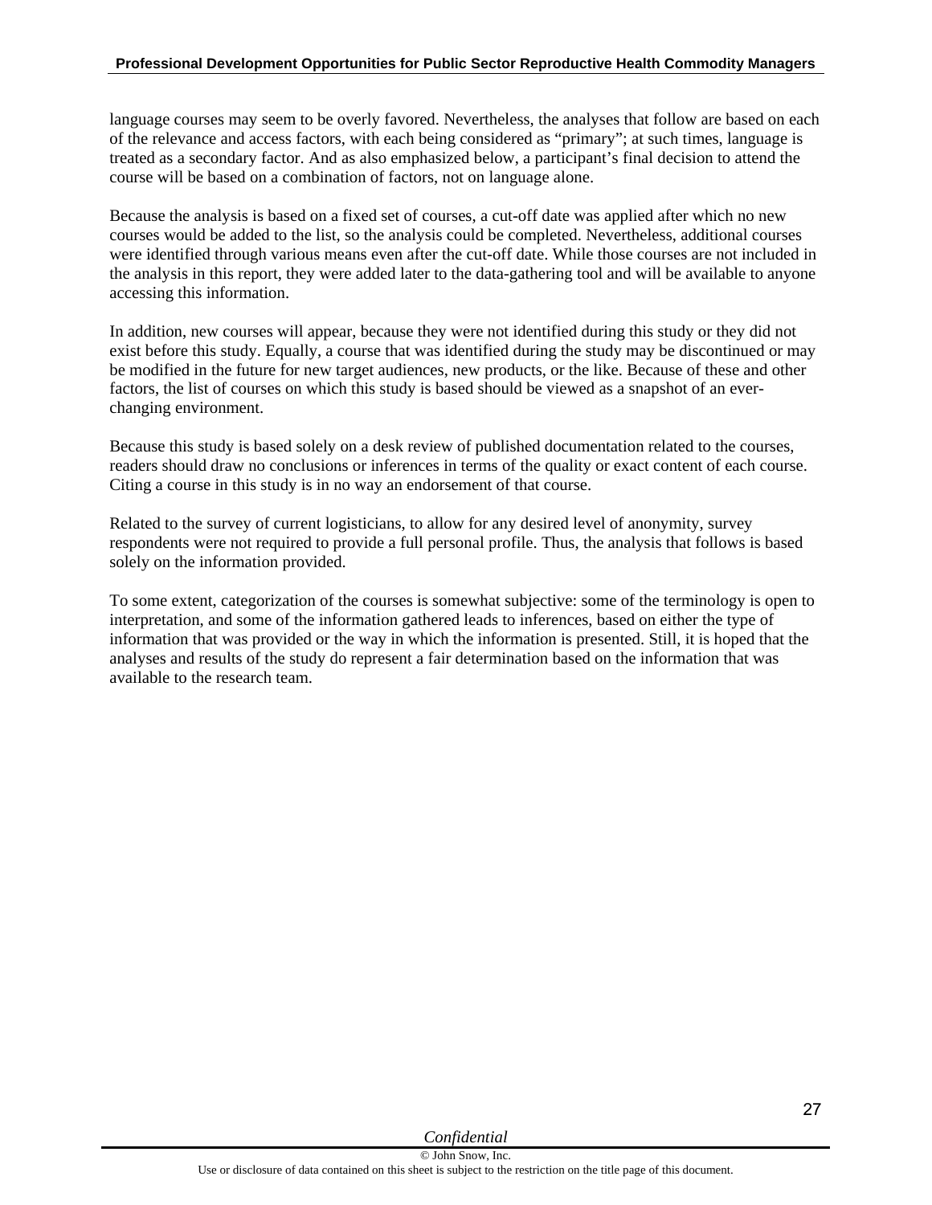language courses may seem to be overly favored. Nevertheless, the analyses that follow are based on each of the relevance and access factors, with each being considered as “primary”; at such times, language is treated as a secondary factor. And as also emphasized below, a participant’s final decision to attend the course will be based on a combination of factors, not on language alone.

Because the analysis is based on a fixed set of courses, a cut-off date was applied after which no new courses would be added to the list, so the analysis could be completed. Nevertheless, additional courses were identified through various means even after the cut-off date. While those courses are not included in the analysis in this report, they were added later to the data-gathering tool and will be available to anyone accessing this information.

In addition, new courses will appear, because they were not identified during this study or they did not exist before this study. Equally, a course that was identified during the study may be discontinued or may be modified in the future for new target audiences, new products, or the like. Because of these and other factors, the list of courses on which this study is based should be viewed as a snapshot of an ever-changing environment.

Because this study is based solely on a desk review of published documentation related to the courses, readers should draw no conclusions or inferences in terms of the quality or exact content of each course. Citing a course in this study is in no way an endorsement of that course.

Related to the survey of current logisticians, to allow for any desired level of anonymity, survey respondents were not required to provide a full personal profile. Thus, the analysis that follows is based solely on the information provided.

To some extent, categorization of the courses is somewhat subjective: some of the terminology is open to interpretation, and some of the information gathered leads to inferences, based on either the type of information that was provided or the way in which the information is presented. Still, it is hoped that the analyses and results of the study do represent a fair determination based on the information that was available to the research team.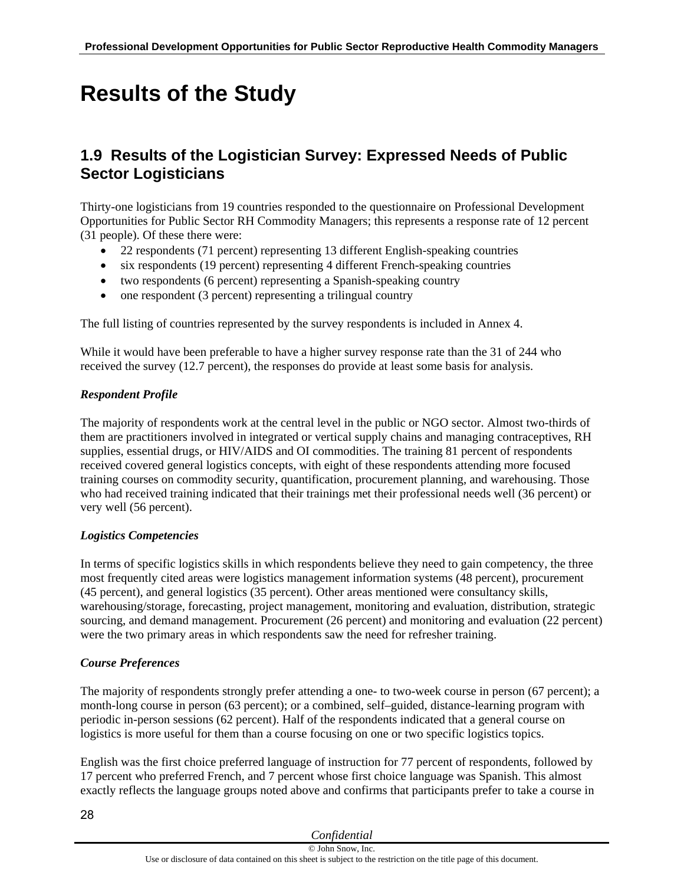# Results of the Study

## 1.9 Results of the Logistician Survey: Expressed Needs of Public Sector Logisticians

Thirty-one logisticians from 19 countries responded to the questionnaire on Professional Development Opportunities for Public Sector RH Commodity Managers; this represents a response rate of 12 percent (31 people). Of these there were:

- 22 respondents (71 percent) representing 13 different English-speaking countries
- six respondents (19 percent) representing 4 different French-speaking countries
- two respondents (6 percent) representing a Spanish-speaking country
- one respondent (3 percent) representing a trilingual country

The full listing of countries represented by the survey respondents is included in Annex 4.

While it would have been preferable to have a higher survey response rate than the 31 of 244 who received the survey (12.7 percent), the responses do provide at least some basis for analysis.

***Respondent Profile***

The majority of respondents work at the central level in the public or NGO sector. Almost two-thirds of them are practitioners involved in integrated or vertical supply chains and managing contraceptives, RH supplies, essential drugs, or HIV/AIDS and OI commodities. The training 81 percent of respondents received covered general logistics concepts, with eight of these respondents attending more focused training courses on commodity security, quantification, procurement planning, and warehousing. Those who had received training indicated that their trainings met their professional needs well (36 percent) or very well (56 percent).

***Logistics Competencies***

In terms of specific logistics skills in which respondents believe they need to gain competency, the three most frequently cited areas were logistics management information systems (48 percent), procurement (45 percent), and general logistics (35 percent). Other areas mentioned were consultancy skills, warehousing/storage, forecasting, project management, monitoring and evaluation, distribution, strategic sourcing, and demand management. Procurement (26 percent) and monitoring and evaluation (22 percent) were the two primary areas in which respondents saw the need for refresher training.

***Course Preferences***

The majority of respondents strongly prefer attending a one- to two-week course in person (67 percent); a month-long course in person (63 percent); or a combined, self–guided, distance-learning program with periodic in-person sessions (62 percent). Half of the respondents indicated that a general course on logistics is more useful for them than a course focusing on one or two specific logistics topics.

English was the first choice preferred language of instruction for 77 percent of respondents, followed by 17 percent who preferred French, and 7 percent whose first choice language was Spanish. This almost exactly reflects the language groups noted above and confirms that participants prefer to take a course in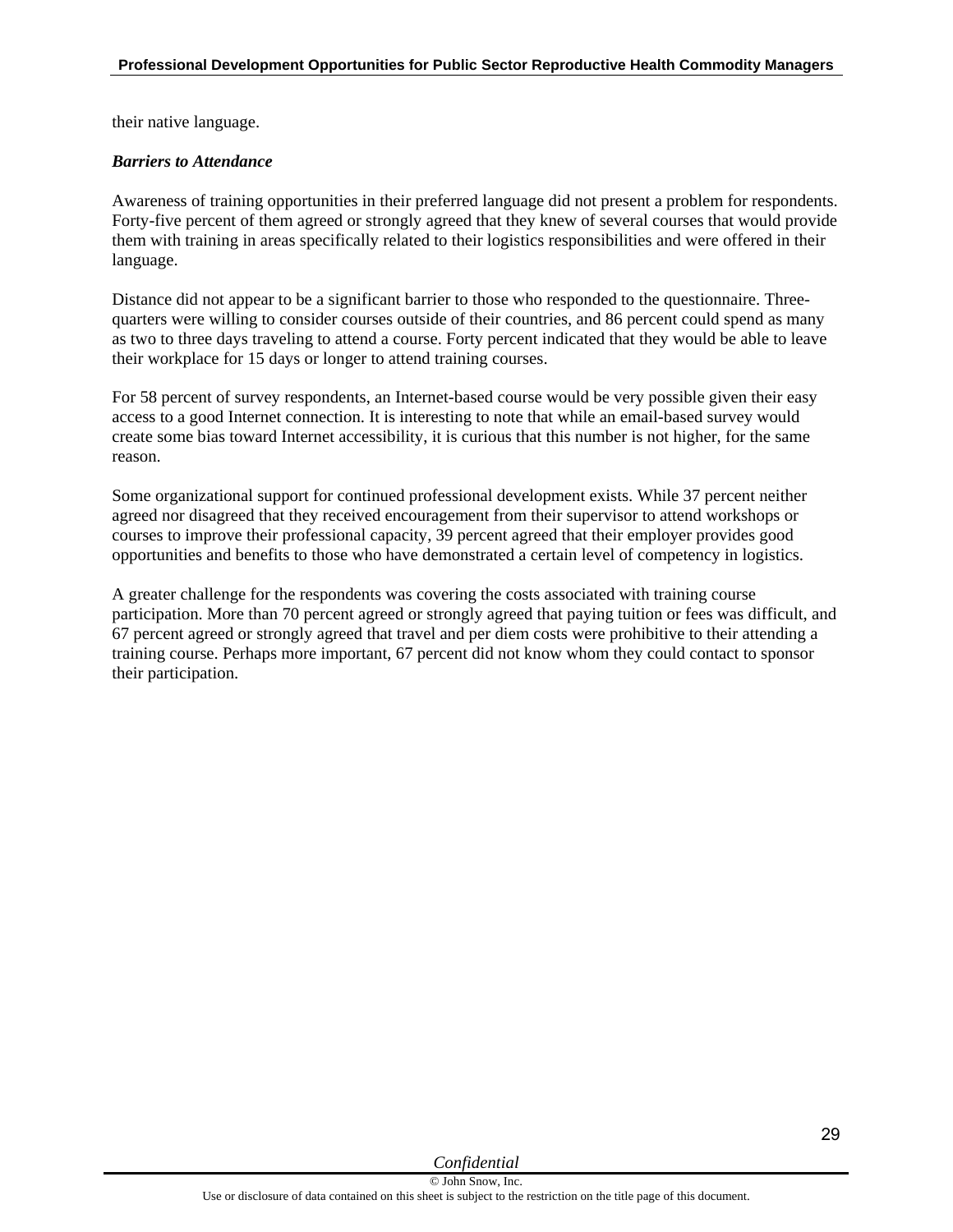their native language.

***Barriers to Attendance***

Awareness of training opportunities in their preferred language did not present a problem for respondents. Forty-five percent of them agreed or strongly agreed that they knew of several courses that would provide them with training in areas specifically related to their logistics responsibilities and were offered in their language.

Distance did not appear to be a significant barrier to those who responded to the questionnaire. Three-quarters were willing to consider courses outside of their countries, and 86 percent could spend as many as two to three days traveling to attend a course. Forty percent indicated that they would be able to leave their workplace for 15 days or longer to attend training courses.

For 58 percent of survey respondents, an Internet-based course would be very possible given their easy access to a good Internet connection. It is interesting to note that while an email-based survey would create some bias toward Internet accessibility, it is curious that this number is not higher, for the same reason.

Some organizational support for continued professional development exists. While 37 percent neither agreed nor disagreed that they received encouragement from their supervisor to attend workshops or courses to improve their professional capacity, 39 percent agreed that their employer provides good opportunities and benefits to those who have demonstrated a certain level of competency in logistics.

A greater challenge for the respondents was covering the costs associated with training course participation. More than 70 percent agreed or strongly agreed that paying tuition or fees was difficult, and 67 percent agreed or strongly agreed that travel and per diem costs were prohibitive to their attending a training course. Perhaps more important, 67 percent did not know whom they could contact to sponsor their participation.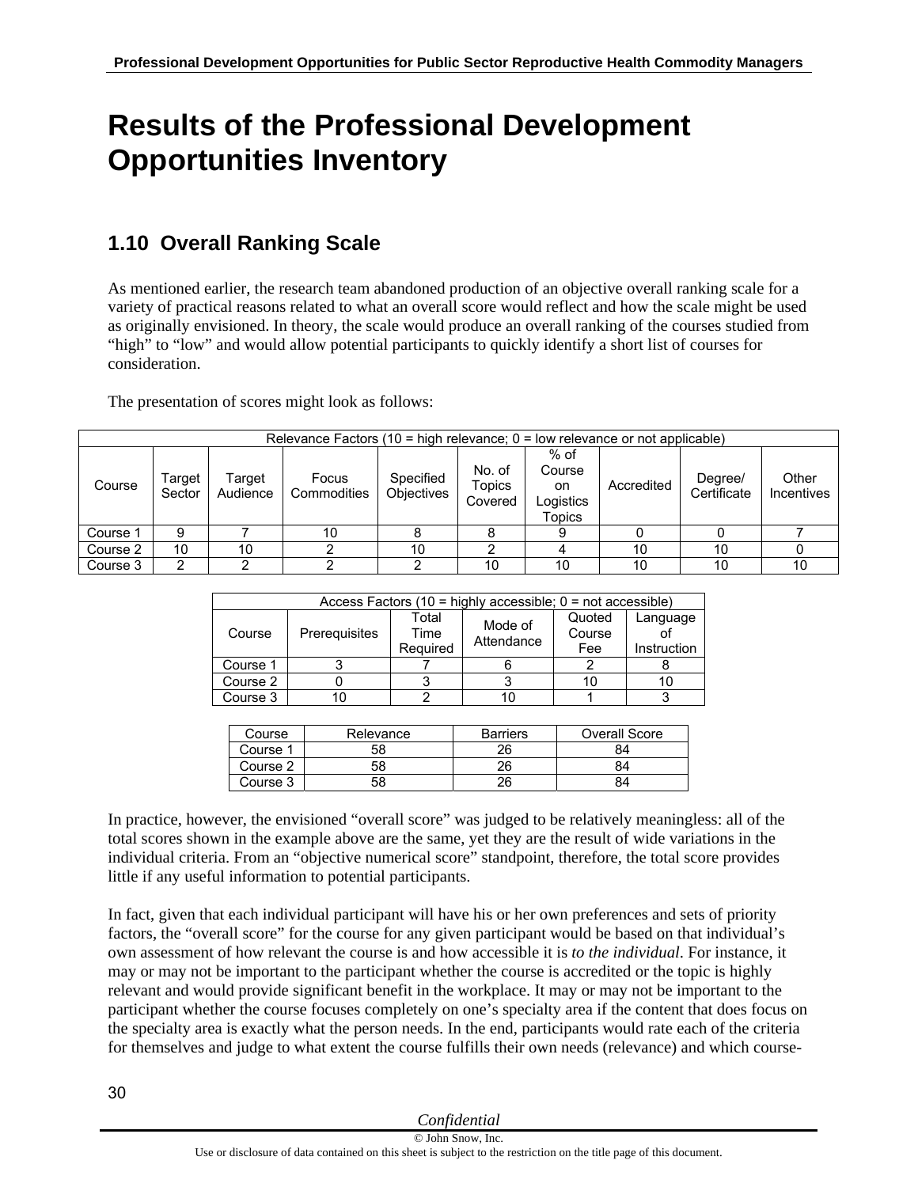# Results of the Professional Development Opportunities Inventory

## 1.10 Overall Ranking Scale

As mentioned earlier, the research team abandoned production of an objective overall ranking scale for a variety of practical reasons related to what an overall score would reflect and how the scale might be used as originally envisioned. In theory, the scale would produce an overall ranking of the courses studied from "high" to "low" and would allow potential participants to quickly identify a short list of courses for consideration.

The presentation of scores might look as follows:

| Relevance Factors (10 = high relevance; 0 = low relevance or not applicable) | | | | | | | | | |
|---|---|---|---|---|---|---|---|---|---|
| Course | Target Sector | Target Audience | Focus Commodities | Specified Objectives | No. of Topics Covered | % of Course on Logistics Topics | Accredited | Degree/ Certificate | Other Incentives |
| Course 1 | 9 | 7 | 10 | 8 | 8 | 9 | 0 | 0 | 7 |
| Course 2 | 10 | 10 | 2 | 10 | 2 | 4 | 10 | 10 | 0 |
| Course 3 | 2 | 2 | 2 | 2 | 10 | 10 | 10 | 10 | 10 |

| Access Factors (10 = highly accessible; 0 = not accessible) | | | | | |
|---|---|---|---|---|---|
| Course | Prerequisites | Total Time Required | Mode of Attendance | Quoted Course Fee | Language of Instruction |
| Course 1 | 3 | 7 | 6 | 2 | 8 |
| Course 2 | 0 | 3 | 3 | 10 | 10 |
| Course 3 | 10 | 2 | 10 | 1 | 3 |

| Course | Relevance | Barriers | Overall Score |
|---|---|---|---|
| Course 1 | 58 | 26 | 84 |
| Course 2 | 58 | 26 | 84 |
| Course 3 | 58 | 26 | 84 |

In practice, however, the envisioned "overall score" was judged to be relatively meaningless: all of the total scores shown in the example above are the same, yet they are the result of wide variations in the individual criteria. From an "objective numerical score" standpoint, therefore, the total score provides little if any useful information to potential participants.

In fact, given that each individual participant will have his or her own preferences and sets of priority factors, the "overall score" for the course for any given participant would be based on that individual's own assessment of how relevant the course is and how accessible it is *to the individual*. For instance, it may or may not be important to the participant whether the course is accredited or the topic is highly relevant and would provide significant benefit in the workplace. It may or may not be important to the participant whether the course focuses completely on one's specialty area if the content that does focus on the specialty area is exactly what the person needs. In the end, participants would rate each of the criteria for themselves and judge to what extent the course fulfills their own needs (relevance) and which course-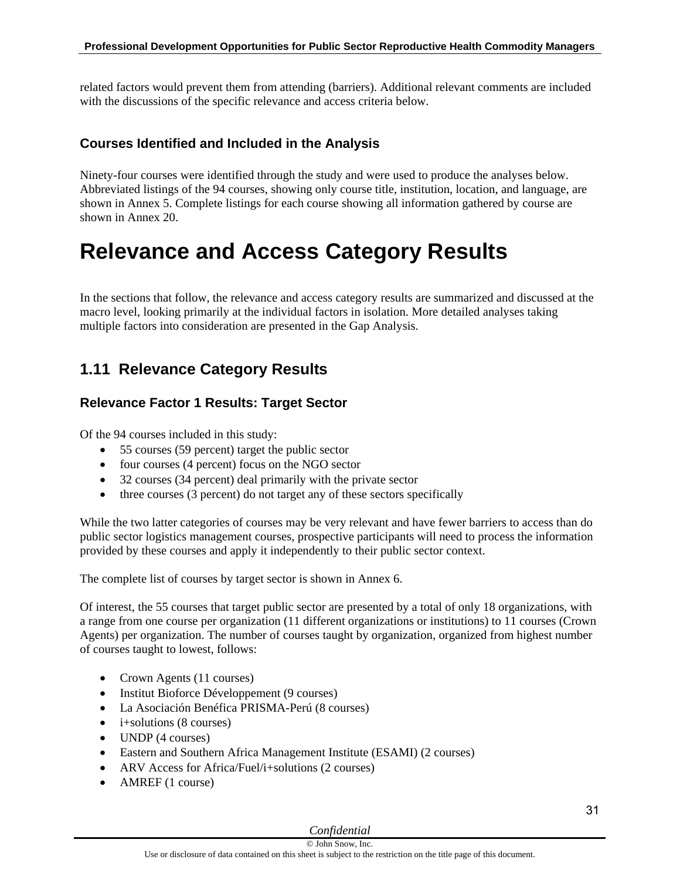related factors would prevent them from attending (barriers). Additional relevant comments are included with the discussions of the specific relevance and access criteria below.

### Courses Identified and Included in the Analysis

Ninety-four courses were identified through the study and were used to produce the analyses below. Abbreviated listings of the 94 courses, showing only course title, institution, location, and language, are shown in Annex 5. Complete listings for each course showing all information gathered by course are shown in Annex 20.

# Relevance and Access Category Results

In the sections that follow, the relevance and access category results are summarized and discussed at the macro level, looking primarily at the individual factors in isolation. More detailed analyses taking multiple factors into consideration are presented in the Gap Analysis.

## 1.11 Relevance Category Results

### Relevance Factor 1 Results: Target Sector

Of the 94 courses included in this study:

- 55 courses (59 percent) target the public sector
- four courses (4 percent) focus on the NGO sector
- 32 courses (34 percent) deal primarily with the private sector
- three courses (3 percent) do not target any of these sectors specifically

While the two latter categories of courses may be very relevant and have fewer barriers to access than do public sector logistics management courses, prospective participants will need to process the information provided by these courses and apply it independently to their public sector context.

The complete list of courses by target sector is shown in Annex 6.

Of interest, the 55 courses that target public sector are presented by a total of only 18 organizations, with a range from one course per organization (11 different organizations or institutions) to 11 courses (Crown Agents) per organization. The number of courses taught by organization, organized from highest number of courses taught to lowest, follows:

- Crown Agents (11 courses)
- Institut Bioforce Développement (9 courses)
- La Asociación Benéfica PRISMA-Perú (8 courses)
- i+solutions (8 courses)
- UNDP (4 courses)
- Eastern and Southern Africa Management Institute (ESAMI) (2 courses)
- ARV Access for Africa/Fuel/i+solutions (2 courses)
- AMREF (1 course)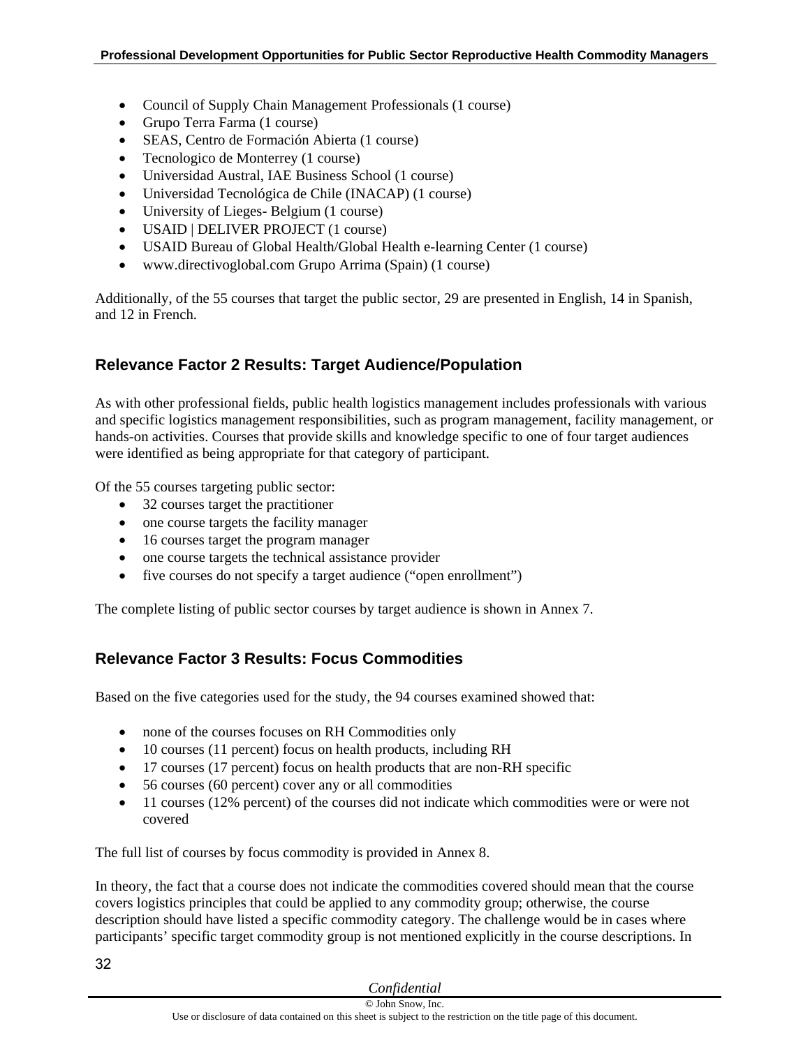- Council of Supply Chain Management Professionals (1 course)
- Grupo Terra Farma (1 course)
- SEAS, Centro de Formación Abierta (1 course)
- Tecnologico de Monterrey (1 course)
- Universidad Austral, IAE Business School (1 course)
- Universidad Tecnológica de Chile (INACAP) (1 course)
- University of Lieges- Belgium (1 course)
- USAID | DELIVER PROJECT (1 course)
- USAID Bureau of Global Health/Global Health e-learning Center (1 course)
- www.directivoglobal.com Grupo Arrima (Spain) (1 course)

Additionally, of the 55 courses that target the public sector, 29 are presented in English, 14 in Spanish, and 12 in French.

## Relevance Factor 2 Results: Target Audience/Population

As with other professional fields, public health logistics management includes professionals with various and specific logistics management responsibilities, such as program management, facility management, or hands-on activities. Courses that provide skills and knowledge specific to one of four target audiences were identified as being appropriate for that category of participant.

Of the 55 courses targeting public sector:

- 32 courses target the practitioner
- one course targets the facility manager
- 16 courses target the program manager
- one course targets the technical assistance provider
- five courses do not specify a target audience ("open enrollment")

The complete listing of public sector courses by target audience is shown in Annex 7.

## Relevance Factor 3 Results: Focus Commodities

Based on the five categories used for the study, the 94 courses examined showed that:

- none of the courses focuses on RH Commodities only
- 10 courses (11 percent) focus on health products, including RH
- 17 courses (17 percent) focus on health products that are non-RH specific
- 56 courses (60 percent) cover any or all commodities
- 11 courses (12% percent) of the courses did not indicate which commodities were or were not covered

The full list of courses by focus commodity is provided in Annex 8.

In theory, the fact that a course does not indicate the commodities covered should mean that the course covers logistics principles that could be applied to any commodity group; otherwise, the course description should have listed a specific commodity category. The challenge would be in cases where participants' specific target commodity group is not mentioned explicitly in the course descriptions. In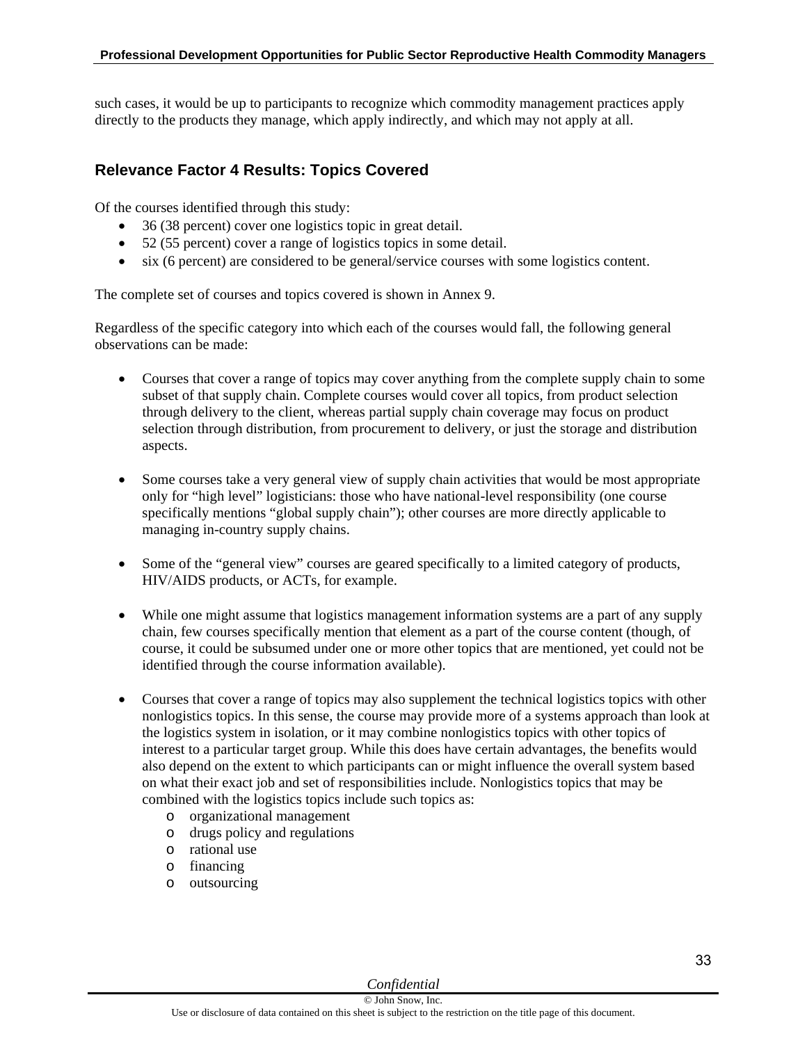such cases, it would be up to participants to recognize which commodity management practices apply directly to the products they manage, which apply indirectly, and which may not apply at all.

## Relevance Factor 4 Results: Topics Covered

Of the courses identified through this study:

- 36 (38 percent) cover one logistics topic in great detail.
- 52 (55 percent) cover a range of logistics topics in some detail.
- six (6 percent) are considered to be general/service courses with some logistics content.

The complete set of courses and topics covered is shown in Annex 9.

Regardless of the specific category into which each of the courses would fall, the following general observations can be made:

- Courses that cover a range of topics may cover anything from the complete supply chain to some subset of that supply chain. Complete courses would cover all topics, from product selection through delivery to the client, whereas partial supply chain coverage may focus on product selection through distribution, from procurement to delivery, or just the storage and distribution aspects.

- Some courses take a very general view of supply chain activities that would be most appropriate only for "high level" logisticians: those who have national-level responsibility (one course specifically mentions "global supply chain"); other courses are more directly applicable to managing in-country supply chains.

- Some of the "general view" courses are geared specifically to a limited category of products, HIV/AIDS products, or ACTs, for example.

- While one might assume that logistics management information systems are a part of any supply chain, few courses specifically mention that element as a part of the course content (though, of course, it could be subsumed under one or more other topics that are mentioned, yet could not be identified through the course information available).

- Courses that cover a range of topics may also supplement the technical logistics topics with other nonlogistics topics. In this sense, the course may provide more of a systems approach than look at the logistics system in isolation, or it may combine nonlogistics topics with other topics of interest to a particular target group. While this does have certain advantages, the benefits would also depend on the extent to which participants can or might influence the overall system based on what their exact job and set of responsibilities include. Nonlogistics topics that may be combined with the logistics topics include such topics as:
  - organizational management
  - drugs policy and regulations
  - rational use
  - financing
  - outsourcing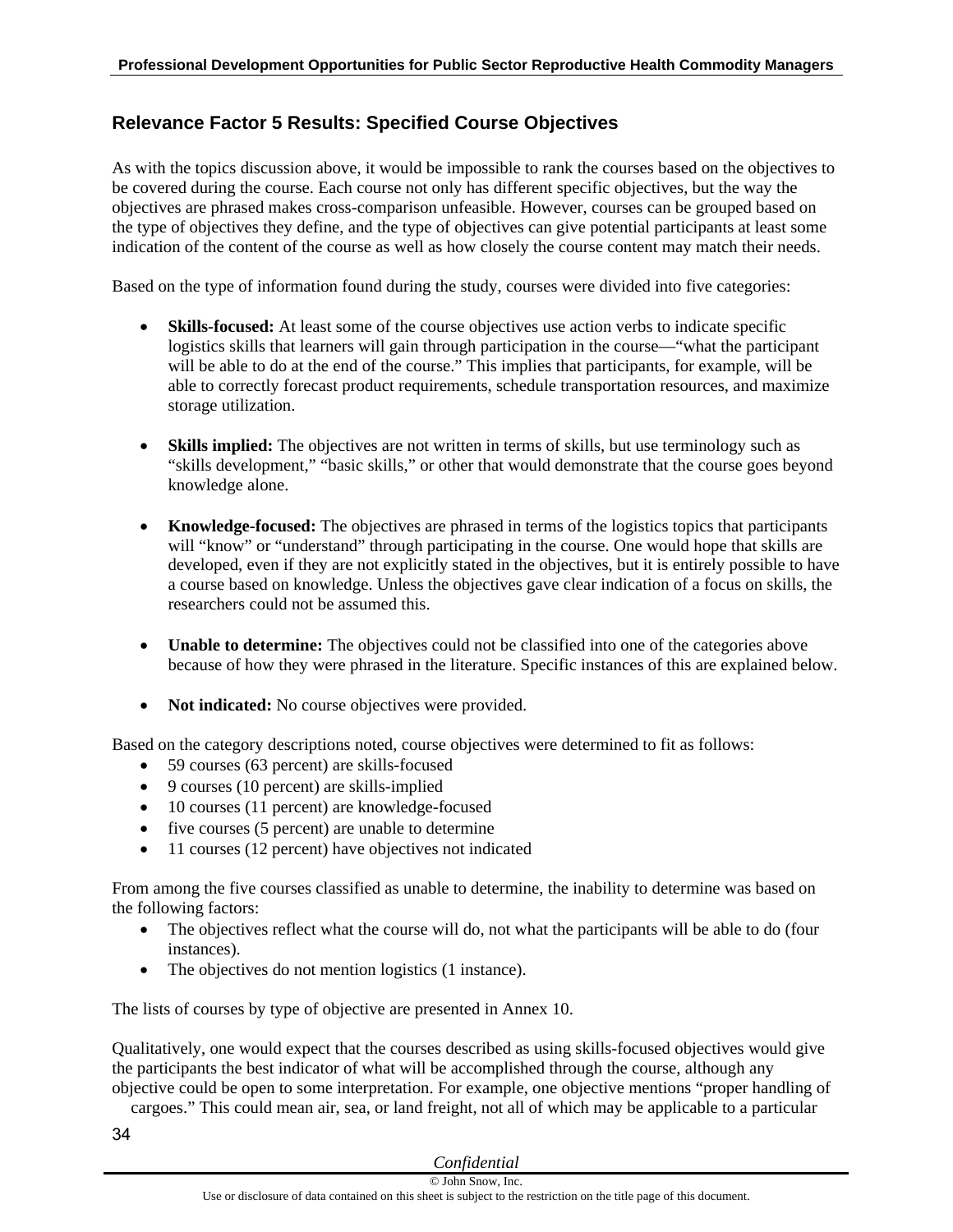## Relevance Factor 5 Results: Specified Course Objectives

As with the topics discussion above, it would be impossible to rank the courses based on the objectives to be covered during the course. Each course not only has different specific objectives, but the way the objectives are phrased makes cross-comparison unfeasible. However, courses can be grouped based on the type of objectives they define, and the type of objectives can give potential participants at least some indication of the content of the course as well as how closely the course content may match their needs.

Based on the type of information found during the study, courses were divided into five categories:

- **Skills-focused:** At least some of the course objectives use action verbs to indicate specific logistics skills that learners will gain through participation in the course—"what the participant will be able to do at the end of the course." This implies that participants, for example, will be able to correctly forecast product requirements, schedule transportation resources, and maximize storage utilization.

- **Skills implied:** The objectives are not written in terms of skills, but use terminology such as "skills development," "basic skills," or other that would demonstrate that the course goes beyond knowledge alone.

- **Knowledge-focused:** The objectives are phrased in terms of the logistics topics that participants will "know" or "understand" through participating in the course. One would hope that skills are developed, even if they are not explicitly stated in the objectives, but it is entirely possible to have a course based on knowledge. Unless the objectives gave clear indication of a focus on skills, the researchers could not be assumed this.

- **Unable to determine:** The objectives could not be classified into one of the categories above because of how they were phrased in the literature. Specific instances of this are explained below.

- **Not indicated:** No course objectives were provided.

Based on the category descriptions noted, course objectives were determined to fit as follows:

- 59 courses (63 percent) are skills-focused
- 9 courses (10 percent) are skills-implied
- 10 courses (11 percent) are knowledge-focused
- five courses (5 percent) are unable to determine
- 11 courses (12 percent) have objectives not indicated

From among the five courses classified as unable to determine, the inability to determine was based on the following factors:

- The objectives reflect what the course will do, not what the participants will be able to do (four instances).
- The objectives do not mention logistics (1 instance).

The lists of courses by type of objective are presented in Annex 10.

Qualitatively, one would expect that the courses described as using skills-focused objectives would give the participants the best indicator of what will be accomplished through the course, although any objective could be open to some interpretation. For example, one objective mentions "proper handling of cargoes." This could mean air, sea, or land freight, not all of which may be applicable to a particular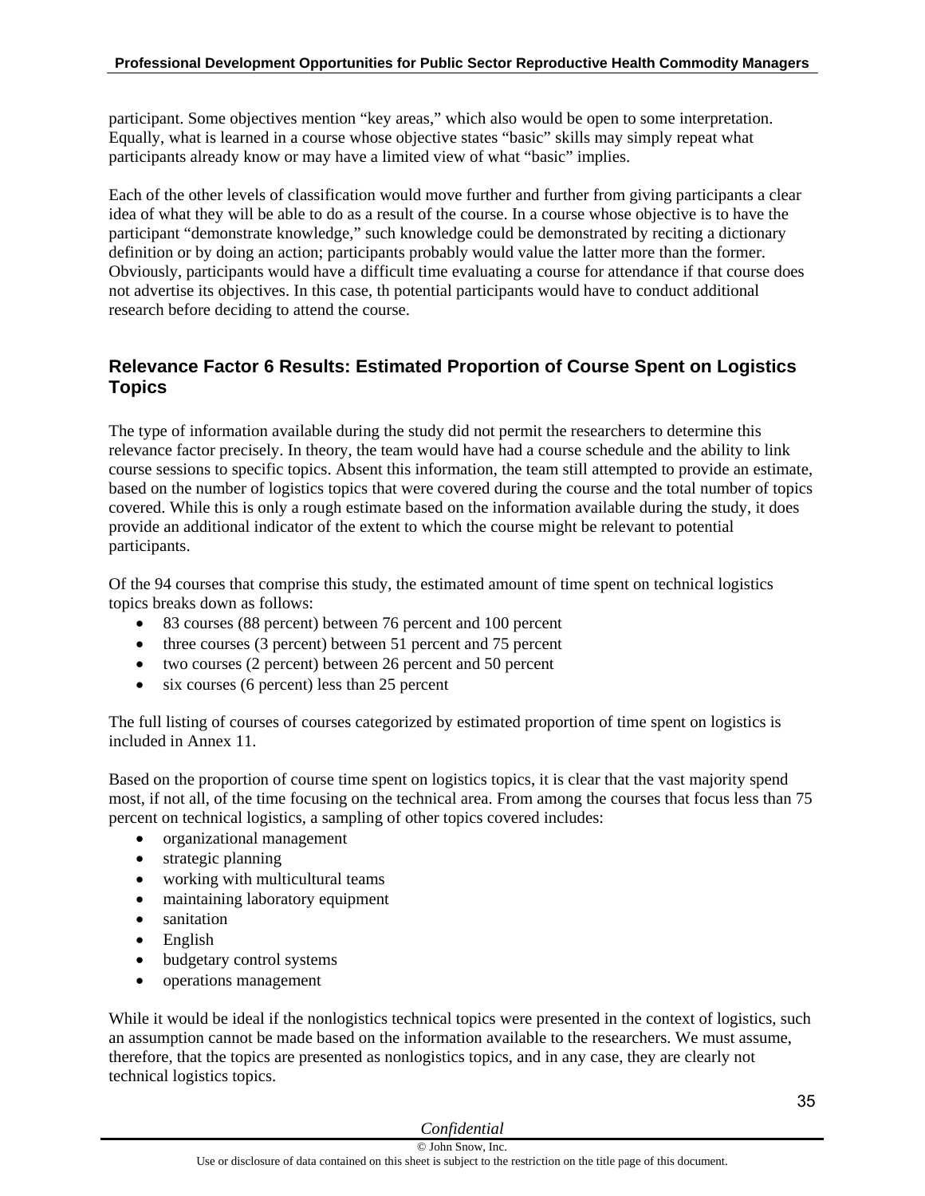participant. Some objectives mention "key areas," which also would be open to some interpretation. Equally, what is learned in a course whose objective states "basic" skills may simply repeat what participants already know or may have a limited view of what "basic" implies.

Each of the other levels of classification would move further and further from giving participants a clear idea of what they will be able to do as a result of the course. In a course whose objective is to have the participant "demonstrate knowledge," such knowledge could be demonstrated by reciting a dictionary definition or by doing an action; participants probably would value the latter more than the former. Obviously, participants would have a difficult time evaluating a course for attendance if that course does not advertise its objectives. In this case, th potential participants would have to conduct additional research before deciding to attend the course.

### Relevance Factor 6 Results: Estimated Proportion of Course Spent on Logistics Topics

The type of information available during the study did not permit the researchers to determine this relevance factor precisely. In theory, the team would have had a course schedule and the ability to link course sessions to specific topics. Absent this information, the team still attempted to provide an estimate, based on the number of logistics topics that were covered during the course and the total number of topics covered. While this is only a rough estimate based on the information available during the study, it does provide an additional indicator of the extent to which the course might be relevant to potential participants.

Of the 94 courses that comprise this study, the estimated amount of time spent on technical logistics topics breaks down as follows:

- 83 courses (88 percent) between 76 percent and 100 percent
- three courses (3 percent) between 51 percent and 75 percent
- two courses (2 percent) between 26 percent and 50 percent
- six courses (6 percent) less than 25 percent

The full listing of courses of courses categorized by estimated proportion of time spent on logistics is included in Annex 11.

Based on the proportion of course time spent on logistics topics, it is clear that the vast majority spend most, if not all, of the time focusing on the technical area. From among the courses that focus less than 75 percent on technical logistics, a sampling of other topics covered includes:

- organizational management
- strategic planning
- working with multicultural teams
- maintaining laboratory equipment
- sanitation
- English
- budgetary control systems
- operations management

While it would be ideal if the nonlogistics technical topics were presented in the context of logistics, such an assumption cannot be made based on the information available to the researchers. We must assume, therefore, that the topics are presented as nonlogistics topics, and in any case, they are clearly not technical logistics topics.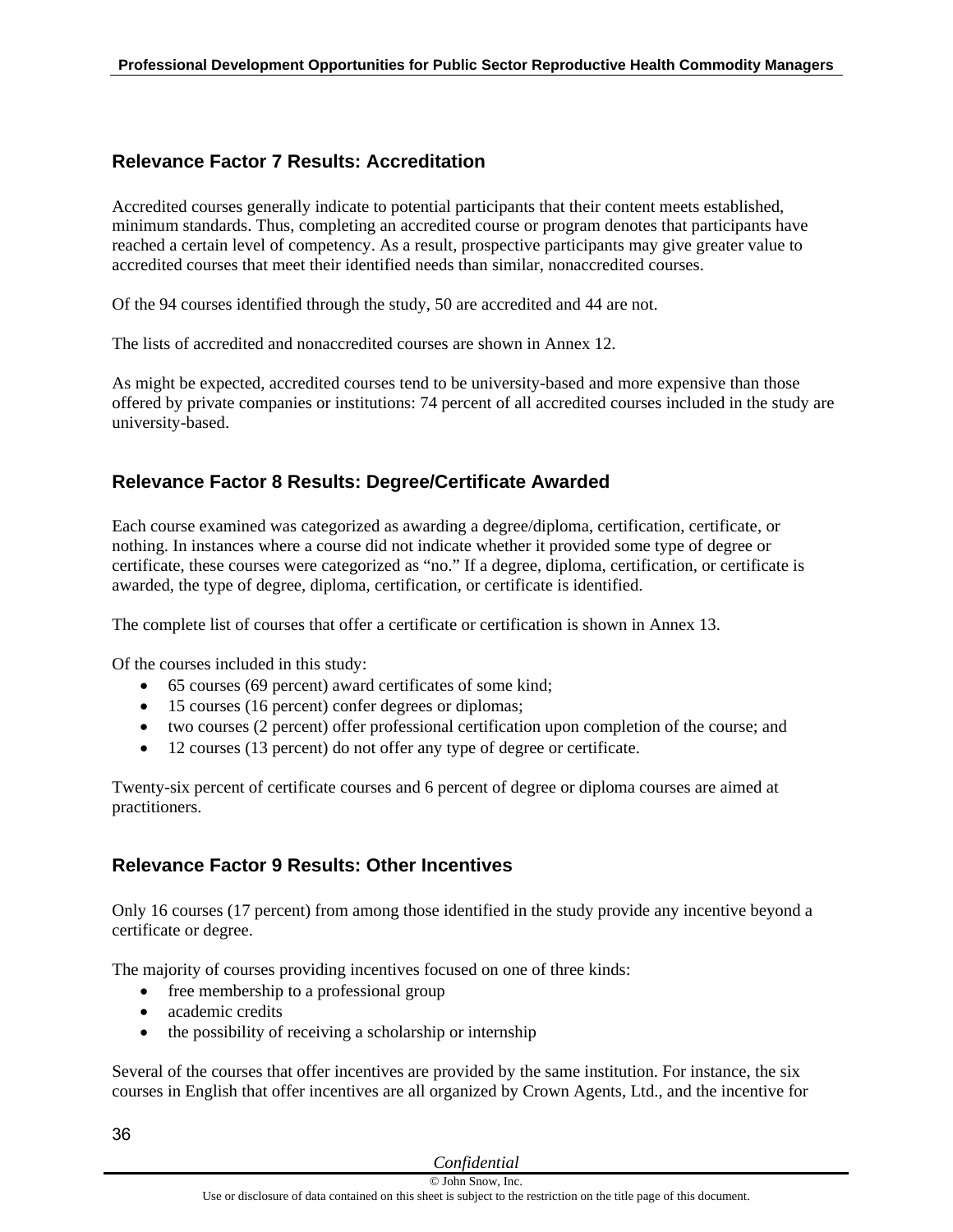## Relevance Factor 7 Results: Accreditation

Accredited courses generally indicate to potential participants that their content meets established, minimum standards. Thus, completing an accredited course or program denotes that participants have reached a certain level of competency. As a result, prospective participants may give greater value to accredited courses that meet their identified needs than similar, nonaccredited courses.

Of the 94 courses identified through the study, 50 are accredited and 44 are not.

The lists of accredited and nonaccredited courses are shown in Annex 12.

As might be expected, accredited courses tend to be university-based and more expensive than those offered by private companies or institutions: 74 percent of all accredited courses included in the study are university-based.

## Relevance Factor 8 Results: Degree/Certificate Awarded

Each course examined was categorized as awarding a degree/diploma, certification, certificate, or nothing. In instances where a course did not indicate whether it provided some type of degree or certificate, these courses were categorized as "no." If a degree, diploma, certification, or certificate is awarded, the type of degree, diploma, certification, or certificate is identified.

The complete list of courses that offer a certificate or certification is shown in Annex 13.

Of the courses included in this study:

- 65 courses (69 percent) award certificates of some kind;
- 15 courses (16 percent) confer degrees or diplomas;
- two courses (2 percent) offer professional certification upon completion of the course; and
- 12 courses (13 percent) do not offer any type of degree or certificate.

Twenty-six percent of certificate courses and 6 percent of degree or diploma courses are aimed at practitioners.

## Relevance Factor 9 Results: Other Incentives

Only 16 courses (17 percent) from among those identified in the study provide any incentive beyond a certificate or degree.

The majority of courses providing incentives focused on one of three kinds:

- free membership to a professional group
- academic credits
- the possibility of receiving a scholarship or internship

Several of the courses that offer incentives are provided by the same institution. For instance, the six courses in English that offer incentives are all organized by Crown Agents, Ltd., and the incentive for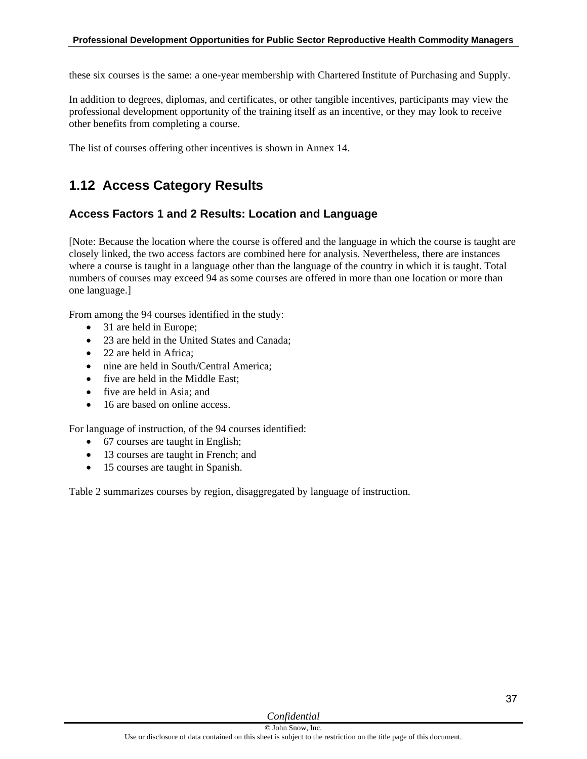these six courses is the same: a one-year membership with Chartered Institute of Purchasing and Supply.

In addition to degrees, diplomas, and certificates, or other tangible incentives, participants may view the professional development opportunity of the training itself as an incentive, or they may look to receive other benefits from completing a course.

The list of courses offering other incentives is shown in Annex 14.

## 1.12 Access Category Results

### Access Factors 1 and 2 Results: Location and Language

[Note: Because the location where the course is offered and the language in which the course is taught are closely linked, the two access factors are combined here for analysis. Nevertheless, there are instances where a course is taught in a language other than the language of the country in which it is taught. Total numbers of courses may exceed 94 as some courses are offered in more than one location or more than one language.]

From among the 94 courses identified in the study:

- 31 are held in Europe;
- 23 are held in the United States and Canada;
- 22 are held in Africa;
- nine are held in South/Central America;
- five are held in the Middle East;
- five are held in Asia; and
- 16 are based on online access.

For language of instruction, of the 94 courses identified:

- 67 courses are taught in English;
- 13 courses are taught in French; and
- 15 courses are taught in Spanish.

Table 2 summarizes courses by region, disaggregated by language of instruction.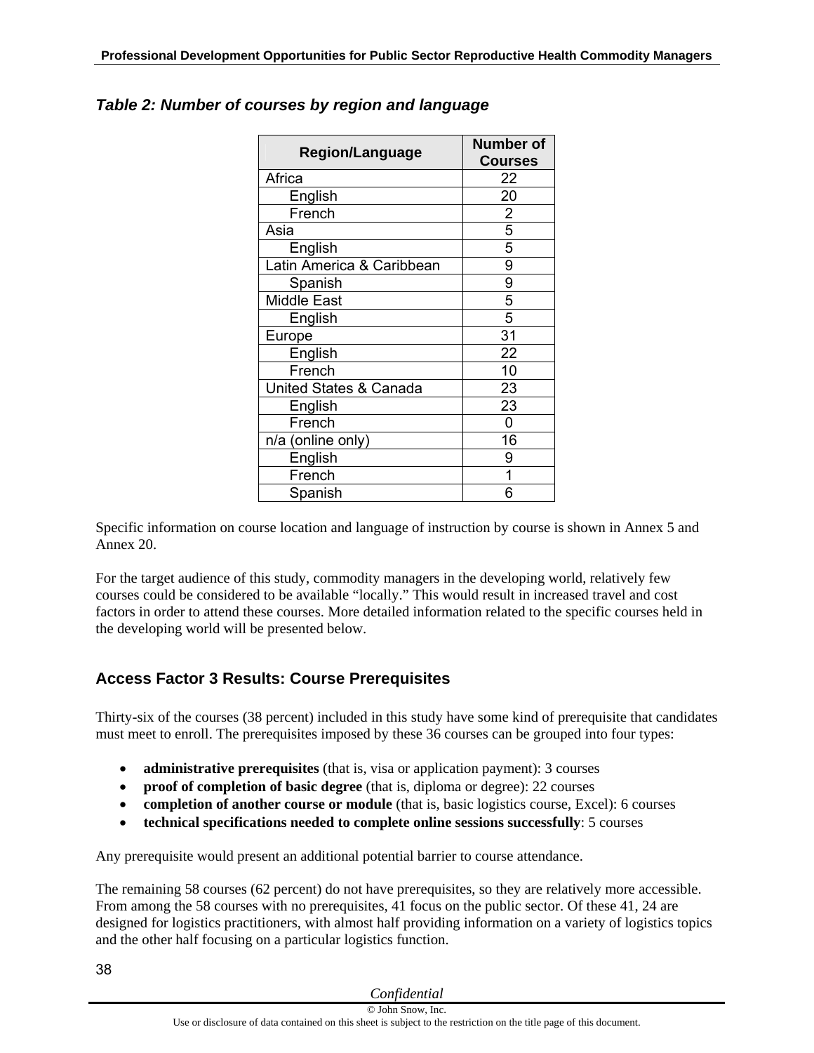### *Table 2: Number of courses by region and language*

| Region/Language | Number of Courses |
|---|---|
| Africa | 22 |
| English | 20 |
| French | 2 |
| Asia | 5 |
| English | 5 |
| Latin America & Caribbean | 9 |
| Spanish | 9 |
| Middle East | 5 |
| English | 5 |
| Europe | 31 |
| English | 22 |
| French | 10 |
| United States & Canada | 23 |
| English | 23 |
| French | 0 |
| n/a (online only) | 16 |
| English | 9 |
| French | 1 |
| Spanish | 6 |

Specific information on course location and language of instruction by course is shown in Annex 5 and Annex 20.

For the target audience of this study, commodity managers in the developing world, relatively few courses could be considered to be available "locally." This would result in increased travel and cost factors in order to attend these courses. More detailed information related to the specific courses held in the developing world will be presented below.

## Access Factor 3 Results: Course Prerequisites

Thirty-six of the courses (38 percent) included in this study have some kind of prerequisite that candidates must meet to enroll. The prerequisites imposed by these 36 courses can be grouped into four types:

- **administrative prerequisites** (that is, visa or application payment): 3 courses
- **proof of completion of basic degree** (that is, diploma or degree): 22 courses
- **completion of another course or module** (that is, basic logistics course, Excel): 6 courses
- **technical specifications needed to complete online sessions successfully**: 5 courses

Any prerequisite would present an additional potential barrier to course attendance.

The remaining 58 courses (62 percent) do not have prerequisites, so they are relatively more accessible. From among the 58 courses with no prerequisites, 41 focus on the public sector. Of these 41, 24 are designed for logistics practitioners, with almost half providing information on a variety of logistics topics and the other half focusing on a particular logistics function.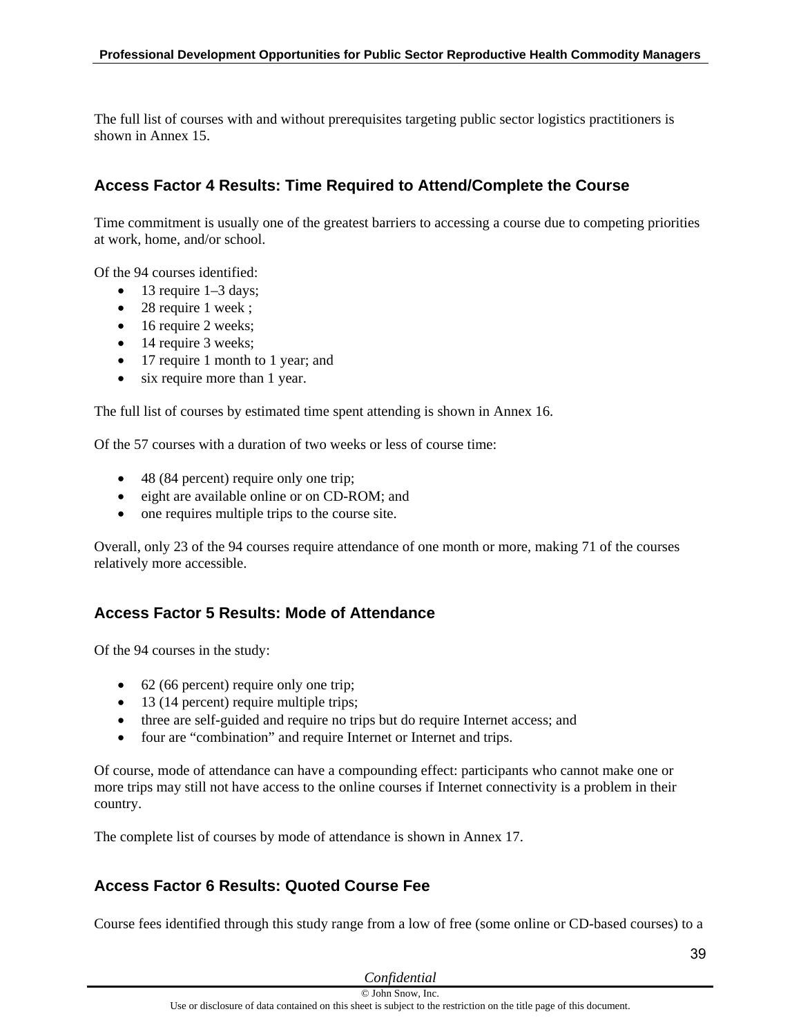The full list of courses with and without prerequisites targeting public sector logistics practitioners is shown in Annex 15.

### Access Factor 4 Results: Time Required to Attend/Complete the Course

Time commitment is usually one of the greatest barriers to accessing a course due to competing priorities at work, home, and/or school.

Of the 94 courses identified:

- 13 require 1–3 days;
- 28 require 1 week ;
- 16 require 2 weeks;
- 14 require 3 weeks;
- 17 require 1 month to 1 year; and
- six require more than 1 year.

The full list of courses by estimated time spent attending is shown in Annex 16.

Of the 57 courses with a duration of two weeks or less of course time:

- 48 (84 percent) require only one trip;
- eight are available online or on CD-ROM; and
- one requires multiple trips to the course site.

Overall, only 23 of the 94 courses require attendance of one month or more, making 71 of the courses relatively more accessible.

### Access Factor 5 Results: Mode of Attendance

Of the 94 courses in the study:

- 62 (66 percent) require only one trip;
- 13 (14 percent) require multiple trips;
- three are self-guided and require no trips but do require Internet access; and
- four are "combination" and require Internet or Internet and trips.

Of course, mode of attendance can have a compounding effect: participants who cannot make one or more trips may still not have access to the online courses if Internet connectivity is a problem in their country.

The complete list of courses by mode of attendance is shown in Annex 17.

### Access Factor 6 Results: Quoted Course Fee

Course fees identified through this study range from a low of free (some online or CD-based courses) to a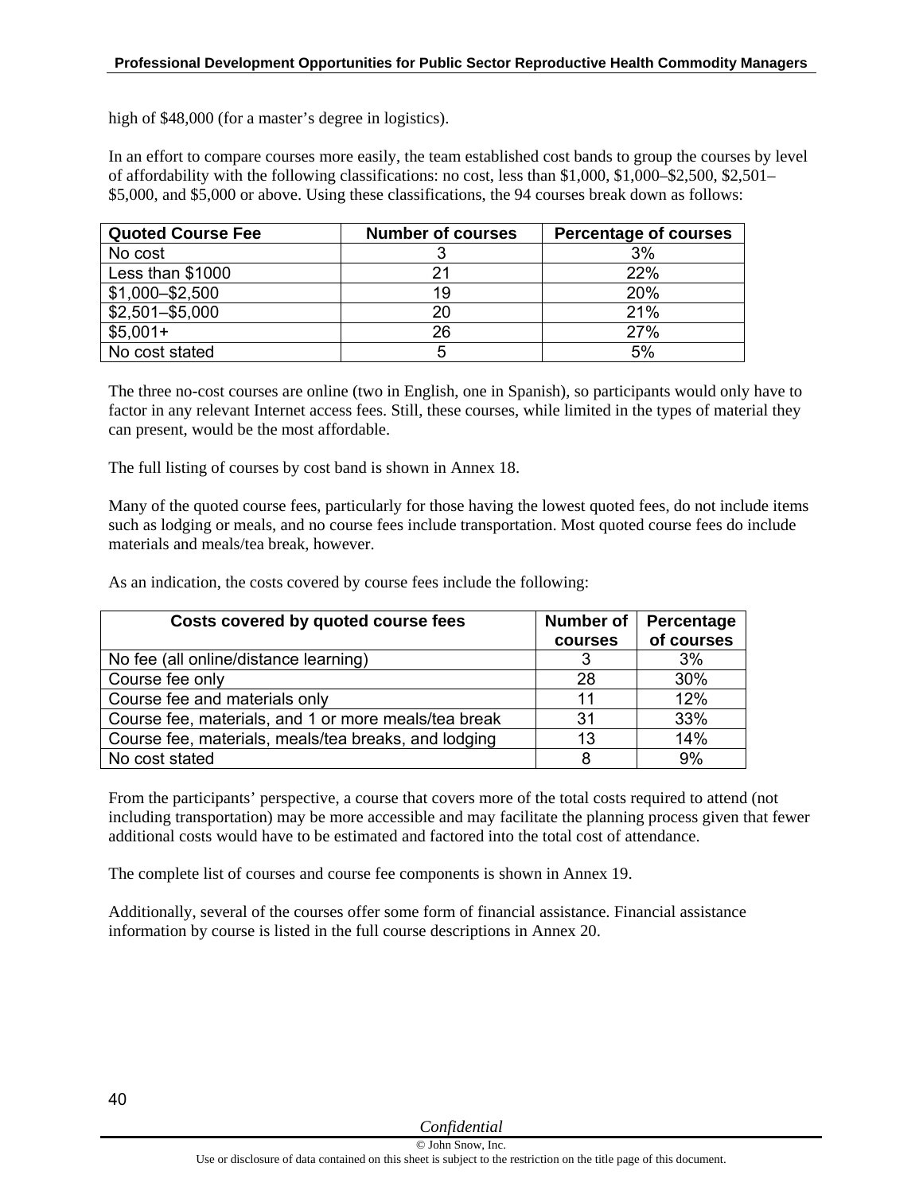high of $48,000 (for a master's degree in logistics).

In an effort to compare courses more easily, the team established cost bands to group the courses by level of affordability with the following classifications: no cost, less than $1,000, $1,000–$2,500, $2,501–$5,000, and $5,000 or above. Using these classifications, the 94 courses break down as follows:

| Quoted Course Fee | Number of courses | Percentage of courses |
|---|---|---|
| No cost | 3 | 3% |
| Less than $1000 | 21 | 22% |
| $1,000–$2,500 | 19 | 20% |
| $2,501–$5,000 | 20 | 21% |
| $5,001+ | 26 | 27% |
| No cost stated | 5 | 5% |

The three no-cost courses are online (two in English, one in Spanish), so participants would only have to factor in any relevant Internet access fees. Still, these courses, while limited in the types of material they can present, would be the most affordable.

The full listing of courses by cost band is shown in Annex 18.

Many of the quoted course fees, particularly for those having the lowest quoted fees, do not include items such as lodging or meals, and no course fees include transportation. Most quoted course fees do include materials and meals/tea break, however.

As an indication, the costs covered by course fees include the following:

| Costs covered by quoted course fees | Number of courses | Percentage of courses |
|---|---|---|
| No fee (all online/distance learning) | 3 | 3% |
| Course fee only | 28 | 30% |
| Course fee and materials only | 11 | 12% |
| Course fee, materials, and 1 or more meals/tea break | 31 | 33% |
| Course fee, materials, meals/tea breaks, and lodging | 13 | 14% |
| No cost stated | 8 | 9% |

From the participants' perspective, a course that covers more of the total costs required to attend (not including transportation) may be more accessible and may facilitate the planning process given that fewer additional costs would have to be estimated and factored into the total cost of attendance.

The complete list of courses and course fee components is shown in Annex 19.

Additionally, several of the courses offer some form of financial assistance. Financial assistance information by course is listed in the full course descriptions in Annex 20.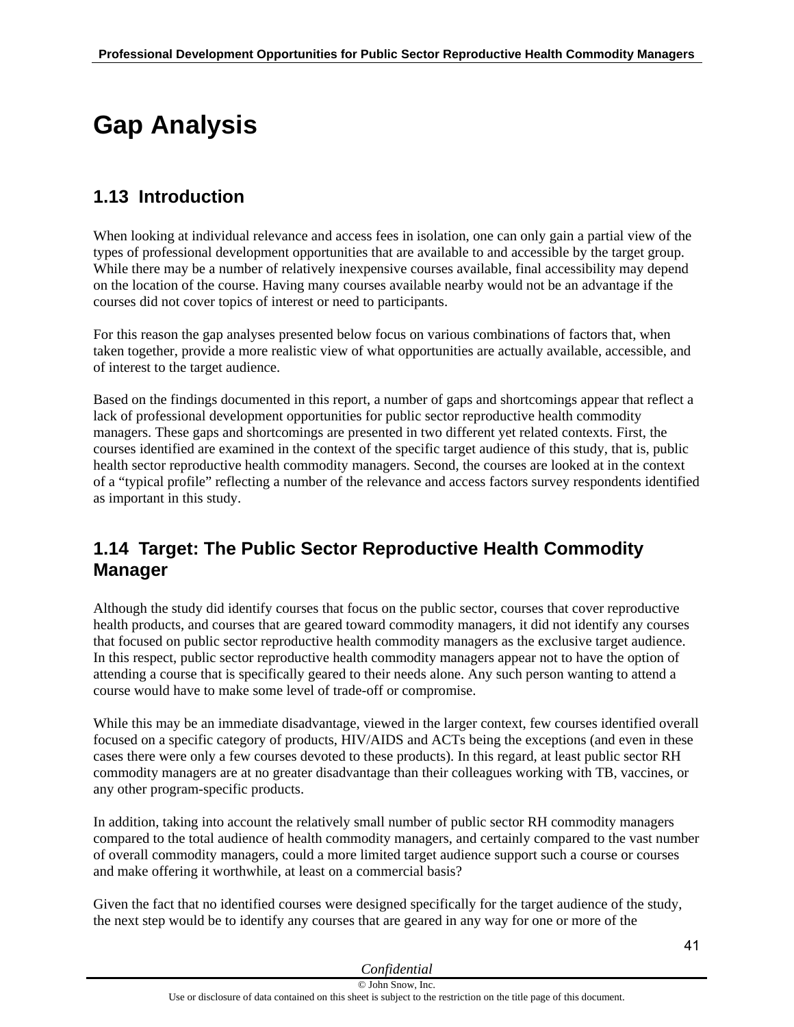# Gap Analysis

## 1.13 Introduction

When looking at individual relevance and access fees in isolation, one can only gain a partial view of the types of professional development opportunities that are available to and accessible by the target group. While there may be a number of relatively inexpensive courses available, final accessibility may depend on the location of the course. Having many courses available nearby would not be an advantage if the courses did not cover topics of interest or need to participants.

For this reason the gap analyses presented below focus on various combinations of factors that, when taken together, provide a more realistic view of what opportunities are actually available, accessible, and of interest to the target audience.

Based on the findings documented in this report, a number of gaps and shortcomings appear that reflect a lack of professional development opportunities for public sector reproductive health commodity managers. These gaps and shortcomings are presented in two different yet related contexts. First, the courses identified are examined in the context of the specific target audience of this study, that is, public health sector reproductive health commodity managers. Second, the courses are looked at in the context of a "typical profile" reflecting a number of the relevance and access factors survey respondents identified as important in this study.

## 1.14 Target: The Public Sector Reproductive Health Commodity Manager

Although the study did identify courses that focus on the public sector, courses that cover reproductive health products, and courses that are geared toward commodity managers, it did not identify any courses that focused on public sector reproductive health commodity managers as the exclusive target audience. In this respect, public sector reproductive health commodity managers appear not to have the option of attending a course that is specifically geared to their needs alone. Any such person wanting to attend a course would have to make some level of trade-off or compromise.

While this may be an immediate disadvantage, viewed in the larger context, few courses identified overall focused on a specific category of products, HIV/AIDS and ACTs being the exceptions (and even in these cases there were only a few courses devoted to these products). In this regard, at least public sector RH commodity managers are at no greater disadvantage than their colleagues working with TB, vaccines, or any other program-specific products.

In addition, taking into account the relatively small number of public sector RH commodity managers compared to the total audience of health commodity managers, and certainly compared to the vast number of overall commodity managers, could a more limited target audience support such a course or courses and make offering it worthwhile, at least on a commercial basis?

Given the fact that no identified courses were designed specifically for the target audience of the study, the next step would be to identify any courses that are geared in any way for one or more of the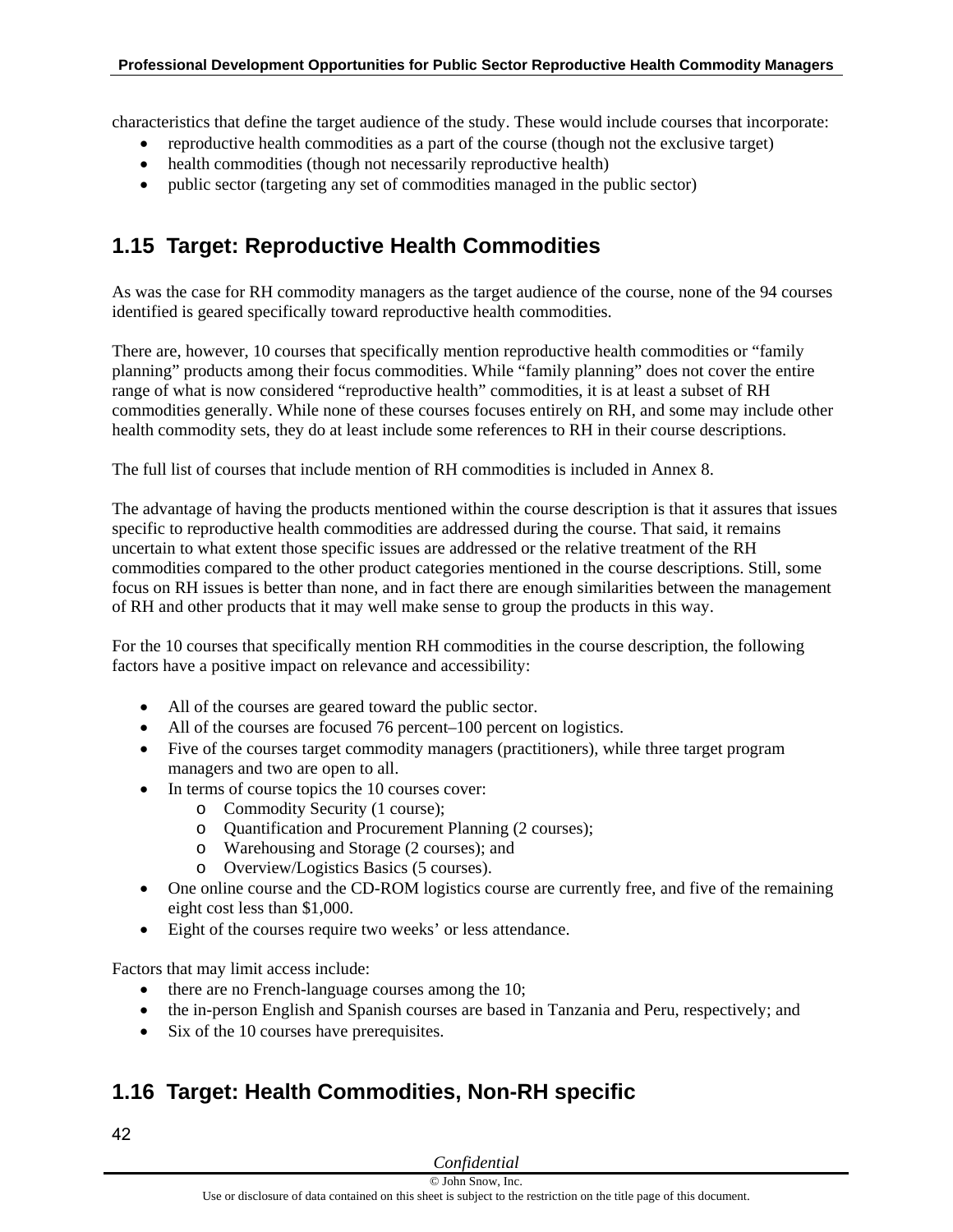characteristics that define the target audience of the study. These would include courses that incorporate:

- reproductive health commodities as a part of the course (though not the exclusive target)
- health commodities (though not necessarily reproductive health)
- public sector (targeting any set of commodities managed in the public sector)

## 1.15 Target: Reproductive Health Commodities

As was the case for RH commodity managers as the target audience of the course, none of the 94 courses identified is geared specifically toward reproductive health commodities.

There are, however, 10 courses that specifically mention reproductive health commodities or "family planning" products among their focus commodities. While "family planning" does not cover the entire range of what is now considered "reproductive health" commodities, it is at least a subset of RH commodities generally. While none of these courses focuses entirely on RH, and some may include other health commodity sets, they do at least include some references to RH in their course descriptions.

The full list of courses that include mention of RH commodities is included in Annex 8.

The advantage of having the products mentioned within the course description is that it assures that issues specific to reproductive health commodities are addressed during the course. That said, it remains uncertain to what extent those specific issues are addressed or the relative treatment of the RH commodities compared to the other product categories mentioned in the course descriptions. Still, some focus on RH issues is better than none, and in fact there are enough similarities between the management of RH and other products that it may well make sense to group the products in this way.

For the 10 courses that specifically mention RH commodities in the course description, the following factors have a positive impact on relevance and accessibility:

- All of the courses are geared toward the public sector.
- All of the courses are focused 76 percent–100 percent on logistics.
- Five of the courses target commodity managers (practitioners), while three target program managers and two are open to all.
- In terms of course topics the 10 courses cover:
  - Commodity Security (1 course);
  - Quantification and Procurement Planning (2 courses);
  - Warehousing and Storage (2 courses); and
  - Overview/Logistics Basics (5 courses).
- One online course and the CD-ROM logistics course are currently free, and five of the remaining eight cost less than $1,000.
- Eight of the courses require two weeks' or less attendance.

Factors that may limit access include:

- there are no French-language courses among the 10;
- the in-person English and Spanish courses are based in Tanzania and Peru, respectively; and
- Six of the 10 courses have prerequisites.

## 1.16 Target: Health Commodities, Non-RH specific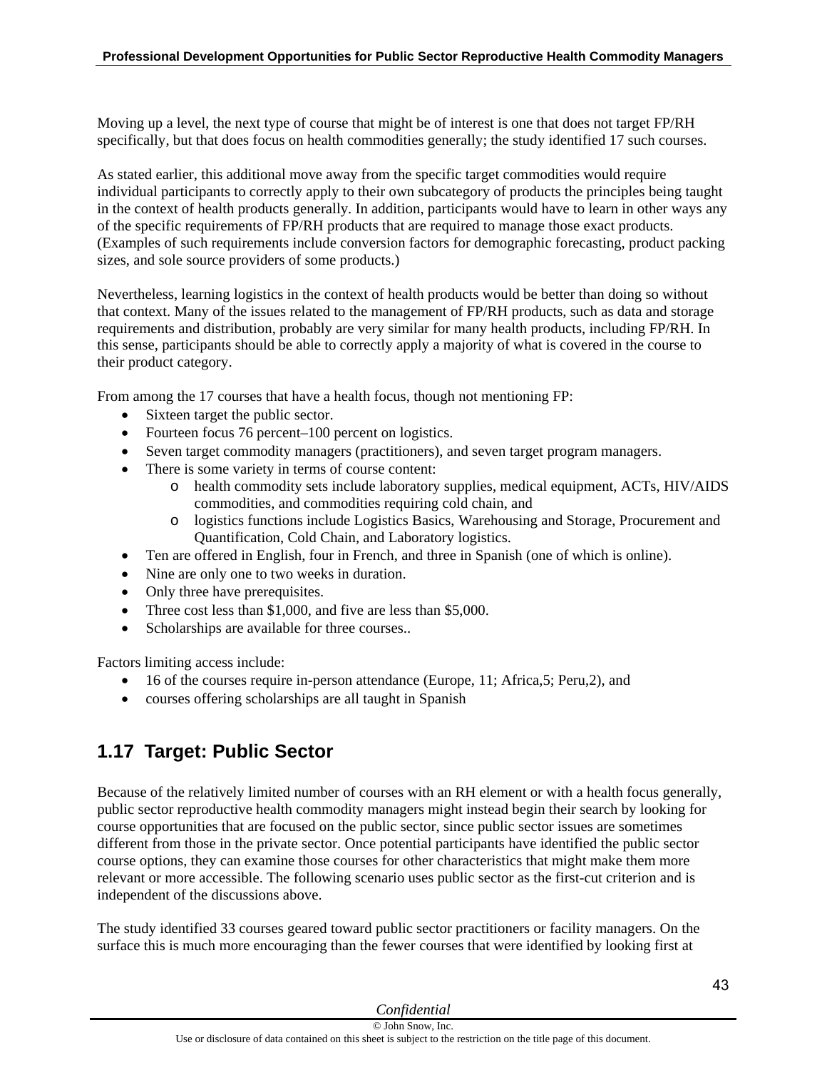Moving up a level, the next type of course that might be of interest is one that does not target FP/RH specifically, but that does focus on health commodities generally; the study identified 17 such courses.

As stated earlier, this additional move away from the specific target commodities would require individual participants to correctly apply to their own subcategory of products the principles being taught in the context of health products generally. In addition, participants would have to learn in other ways any of the specific requirements of FP/RH products that are required to manage those exact products. (Examples of such requirements include conversion factors for demographic forecasting, product packing sizes, and sole source providers of some products.)

Nevertheless, learning logistics in the context of health products would be better than doing so without that context. Many of the issues related to the management of FP/RH products, such as data and storage requirements and distribution, probably are very similar for many health products, including FP/RH. In this sense, participants should be able to correctly apply a majority of what is covered in the course to their product category.

From among the 17 courses that have a health focus, though not mentioning FP:

- Sixteen target the public sector.
- Fourteen focus 76 percent–100 percent on logistics.
- Seven target commodity managers (practitioners), and seven target program managers.
- There is some variety in terms of course content:
  - health commodity sets include laboratory supplies, medical equipment, ACTs, HIV/AIDS commodities, and commodities requiring cold chain, and
  - logistics functions include Logistics Basics, Warehousing and Storage, Procurement and Quantification, Cold Chain, and Laboratory logistics.
- Ten are offered in English, four in French, and three in Spanish (one of which is online).
- Nine are only one to two weeks in duration.
- Only three have prerequisites.
- Three cost less than $1,000, and five are less than $5,000.
- Scholarships are available for three courses..

Factors limiting access include:

- 16 of the courses require in-person attendance (Europe, 11; Africa,5; Peru,2), and
- courses offering scholarships are all taught in Spanish

## 1.17 Target: Public Sector

Because of the relatively limited number of courses with an RH element or with a health focus generally, public sector reproductive health commodity managers might instead begin their search by looking for course opportunities that are focused on the public sector, since public sector issues are sometimes different from those in the private sector. Once potential participants have identified the public sector course options, they can examine those courses for other characteristics that might make them more relevant or more accessible. The following scenario uses public sector as the first-cut criterion and is independent of the discussions above.

The study identified 33 courses geared toward public sector practitioners or facility managers. On the surface this is much more encouraging than the fewer courses that were identified by looking first at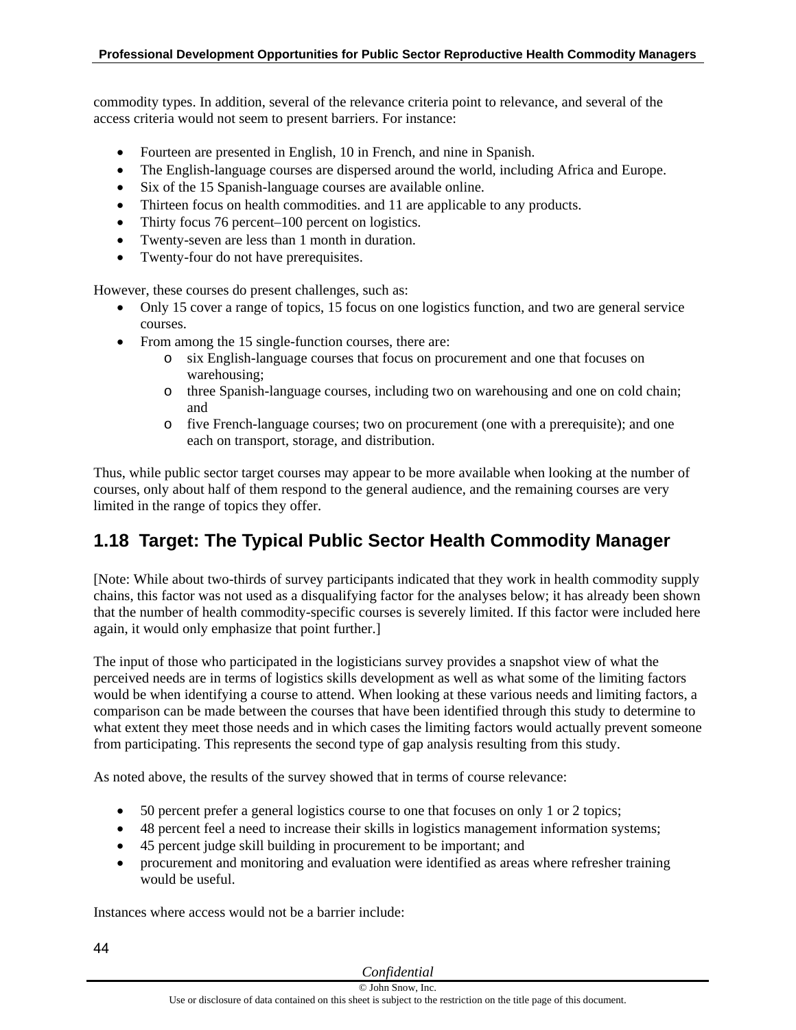commodity types. In addition, several of the relevance criteria point to relevance, and several of the access criteria would not seem to present barriers. For instance:

- Fourteen are presented in English, 10 in French, and nine in Spanish.
- The English-language courses are dispersed around the world, including Africa and Europe.
- Six of the 15 Spanish-language courses are available online.
- Thirteen focus on health commodities. and 11 are applicable to any products.
- Thirty focus 76 percent–100 percent on logistics.
- Twenty-seven are less than 1 month in duration.
- Twenty-four do not have prerequisites.

However, these courses do present challenges, such as:

- Only 15 cover a range of topics, 15 focus on one logistics function, and two are general service courses.
- From among the 15 single-function courses, there are:
  - six English-language courses that focus on procurement and one that focuses on warehousing;
  - three Spanish-language courses, including two on warehousing and one on cold chain; and
  - five French-language courses; two on procurement (one with a prerequisite); and one each on transport, storage, and distribution.

Thus, while public sector target courses may appear to be more available when looking at the number of courses, only about half of them respond to the general audience, and the remaining courses are very limited in the range of topics they offer.

## 1.18 Target: The Typical Public Sector Health Commodity Manager

[Note: While about two-thirds of survey participants indicated that they work in health commodity supply chains, this factor was not used as a disqualifying factor for the analyses below; it has already been shown that the number of health commodity-specific courses is severely limited. If this factor were included here again, it would only emphasize that point further.]

The input of those who participated in the logisticians survey provides a snapshot view of what the perceived needs are in terms of logistics skills development as well as what some of the limiting factors would be when identifying a course to attend. When looking at these various needs and limiting factors, a comparison can be made between the courses that have been identified through this study to determine to what extent they meet those needs and in which cases the limiting factors would actually prevent someone from participating. This represents the second type of gap analysis resulting from this study.

As noted above, the results of the survey showed that in terms of course relevance:

- 50 percent prefer a general logistics course to one that focuses on only 1 or 2 topics;
- 48 percent feel a need to increase their skills in logistics management information systems;
- 45 percent judge skill building in procurement to be important; and
- procurement and monitoring and evaluation were identified as areas where refresher training would be useful.

Instances where access would not be a barrier include: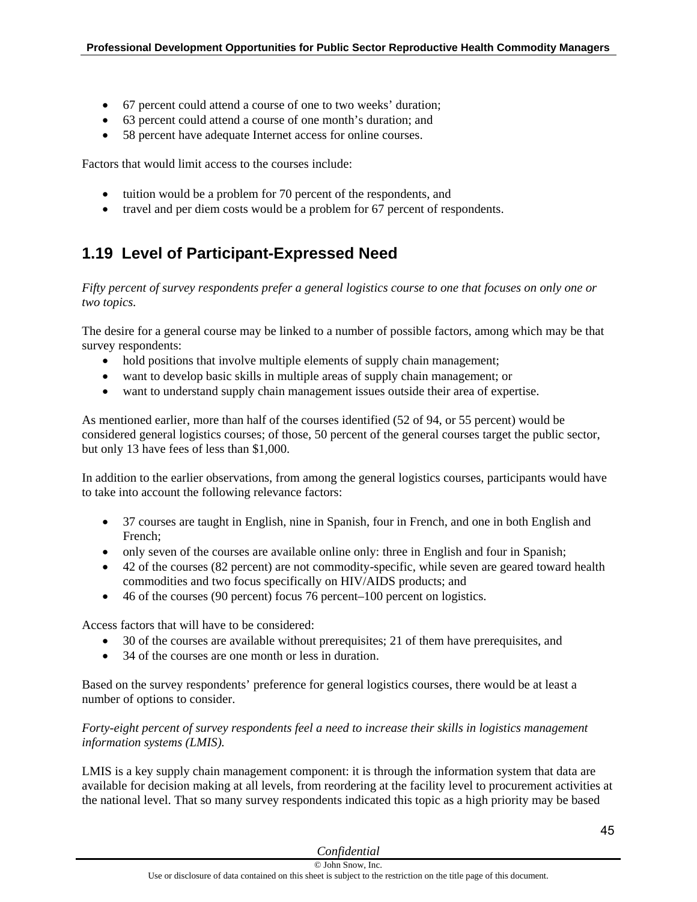- 67 percent could attend a course of one to two weeks' duration;
- 63 percent could attend a course of one month's duration; and
- 58 percent have adequate Internet access for online courses.

Factors that would limit access to the courses include:

- tuition would be a problem for 70 percent of the respondents, and
- travel and per diem costs would be a problem for 67 percent of respondents.

## 1.19 Level of Participant-Expressed Need

*Fifty percent of survey respondents prefer a general logistics course to one that focuses on only one or two topics.*

The desire for a general course may be linked to a number of possible factors, among which may be that survey respondents:

- hold positions that involve multiple elements of supply chain management;
- want to develop basic skills in multiple areas of supply chain management; or
- want to understand supply chain management issues outside their area of expertise.

As mentioned earlier, more than half of the courses identified (52 of 94, or 55 percent) would be considered general logistics courses; of those, 50 percent of the general courses target the public sector, but only 13 have fees of less than $1,000.

In addition to the earlier observations, from among the general logistics courses, participants would have to take into account the following relevance factors:

- 37 courses are taught in English, nine in Spanish, four in French, and one in both English and French;
- only seven of the courses are available online only: three in English and four in Spanish;
- 42 of the courses (82 percent) are not commodity-specific, while seven are geared toward health commodities and two focus specifically on HIV/AIDS products; and
- 46 of the courses (90 percent) focus 76 percent–100 percent on logistics.

Access factors that will have to be considered:

- 30 of the courses are available without prerequisites; 21 of them have prerequisites, and
- 34 of the courses are one month or less in duration.

Based on the survey respondents' preference for general logistics courses, there would be at least a number of options to consider.

*Forty-eight percent of survey respondents feel a need to increase their skills in logistics management information systems (LMIS).*

LMIS is a key supply chain management component: it is through the information system that data are available for decision making at all levels, from reordering at the facility level to procurement activities at the national level. That so many survey respondents indicated this topic as a high priority may be based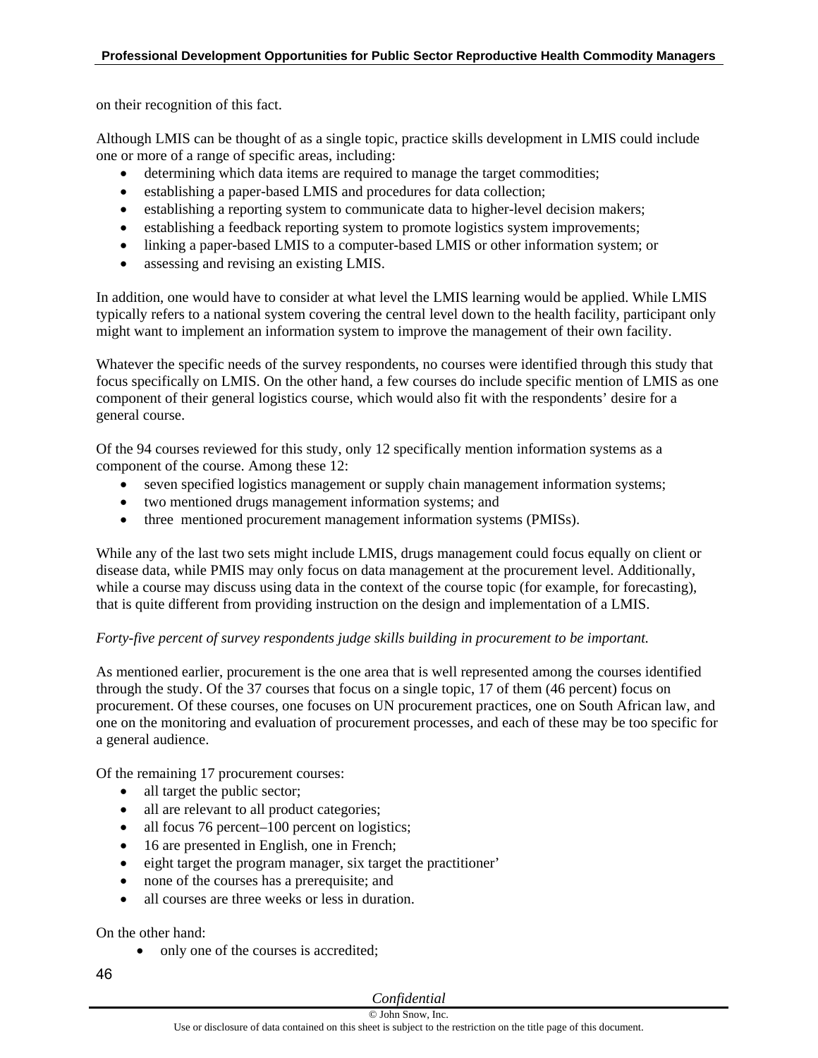on their recognition of this fact.

Although LMIS can be thought of as a single topic, practice skills development in LMIS could include one or more of a range of specific areas, including:

- determining which data items are required to manage the target commodities;
- establishing a paper-based LMIS and procedures for data collection;
- establishing a reporting system to communicate data to higher-level decision makers;
- establishing a feedback reporting system to promote logistics system improvements;
- linking a paper-based LMIS to a computer-based LMIS or other information system; or
- assessing and revising an existing LMIS.

In addition, one would have to consider at what level the LMIS learning would be applied. While LMIS typically refers to a national system covering the central level down to the health facility, participant only might want to implement an information system to improve the management of their own facility.

Whatever the specific needs of the survey respondents, no courses were identified through this study that focus specifically on LMIS. On the other hand, a few courses do include specific mention of LMIS as one component of their general logistics course, which would also fit with the respondents' desire for a general course.

Of the 94 courses reviewed for this study, only 12 specifically mention information systems as a component of the course. Among these 12:

- seven specified logistics management or supply chain management information systems;
- two mentioned drugs management information systems; and
- three mentioned procurement management information systems (PMISs).

While any of the last two sets might include LMIS, drugs management could focus equally on client or disease data, while PMIS may only focus on data management at the procurement level. Additionally, while a course may discuss using data in the context of the course topic (for example, for forecasting), that is quite different from providing instruction on the design and implementation of a LMIS.

*Forty-five percent of survey respondents judge skills building in procurement to be important.*

As mentioned earlier, procurement is the one area that is well represented among the courses identified through the study. Of the 37 courses that focus on a single topic, 17 of them (46 percent) focus on procurement. Of these courses, one focuses on UN procurement practices, one on South African law, and one on the monitoring and evaluation of procurement processes, and each of these may be too specific for a general audience.

Of the remaining 17 procurement courses:

- all target the public sector;
- all are relevant to all product categories;
- all focus 76 percent–100 percent on logistics;
- 16 are presented in English, one in French;
- eight target the program manager, six target the practitioner'
- none of the courses has a prerequisite; and
- all courses are three weeks or less in duration.

On the other hand:

- only one of the courses is accredited;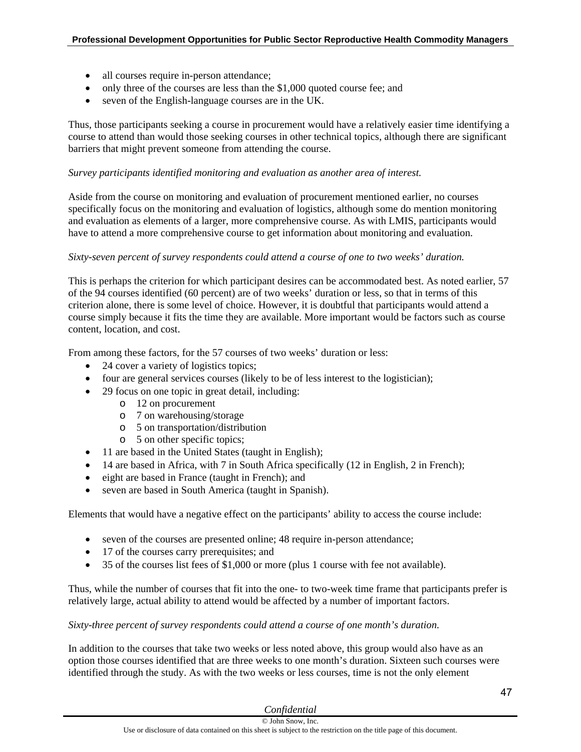- all courses require in-person attendance;
- only three of the courses are less than the $1,000 quoted course fee; and
- seven of the English-language courses are in the UK.

Thus, those participants seeking a course in procurement would have a relatively easier time identifying a course to attend than would those seeking courses in other technical topics, although there are significant barriers that might prevent someone from attending the course.

*Survey participants identified monitoring and evaluation as another area of interest.*

Aside from the course on monitoring and evaluation of procurement mentioned earlier, no courses specifically focus on the monitoring and evaluation of logistics, although some do mention monitoring and evaluation as elements of a larger, more comprehensive course. As with LMIS, participants would have to attend a more comprehensive course to get information about monitoring and evaluation.

*Sixty-seven percent of survey respondents could attend a course of one to two weeks' duration.*

This is perhaps the criterion for which participant desires can be accommodated best. As noted earlier, 57 of the 94 courses identified (60 percent) are of two weeks' duration or less, so that in terms of this criterion alone, there is some level of choice. However, it is doubtful that participants would attend a course simply because it fits the time they are available. More important would be factors such as course content, location, and cost.

From among these factors, for the 57 courses of two weeks' duration or less:

- 24 cover a variety of logistics topics;
- four are general services courses (likely to be of less interest to the logistician);
- 29 focus on one topic in great detail, including:
  - 12 on procurement
  - 7 on warehousing/storage
  - 5 on transportation/distribution
  - 5 on other specific topics;
- 11 are based in the United States (taught in English);
- 14 are based in Africa, with 7 in South Africa specifically (12 in English, 2 in French);
- eight are based in France (taught in French); and
- seven are based in South America (taught in Spanish).

Elements that would have a negative effect on the participants' ability to access the course include:

- seven of the courses are presented online; 48 require in-person attendance;
- 17 of the courses carry prerequisites; and
- 35 of the courses list fees of $1,000 or more (plus 1 course with fee not available).

Thus, while the number of courses that fit into the one- to two-week time frame that participants prefer is relatively large, actual ability to attend would be affected by a number of important factors.

*Sixty-three percent of survey respondents could attend a course of one month's duration.*

In addition to the courses that take two weeks or less noted above, this group would also have as an option those courses identified that are three weeks to one month's duration. Sixteen such courses were identified through the study. As with the two weeks or less courses, time is not the only element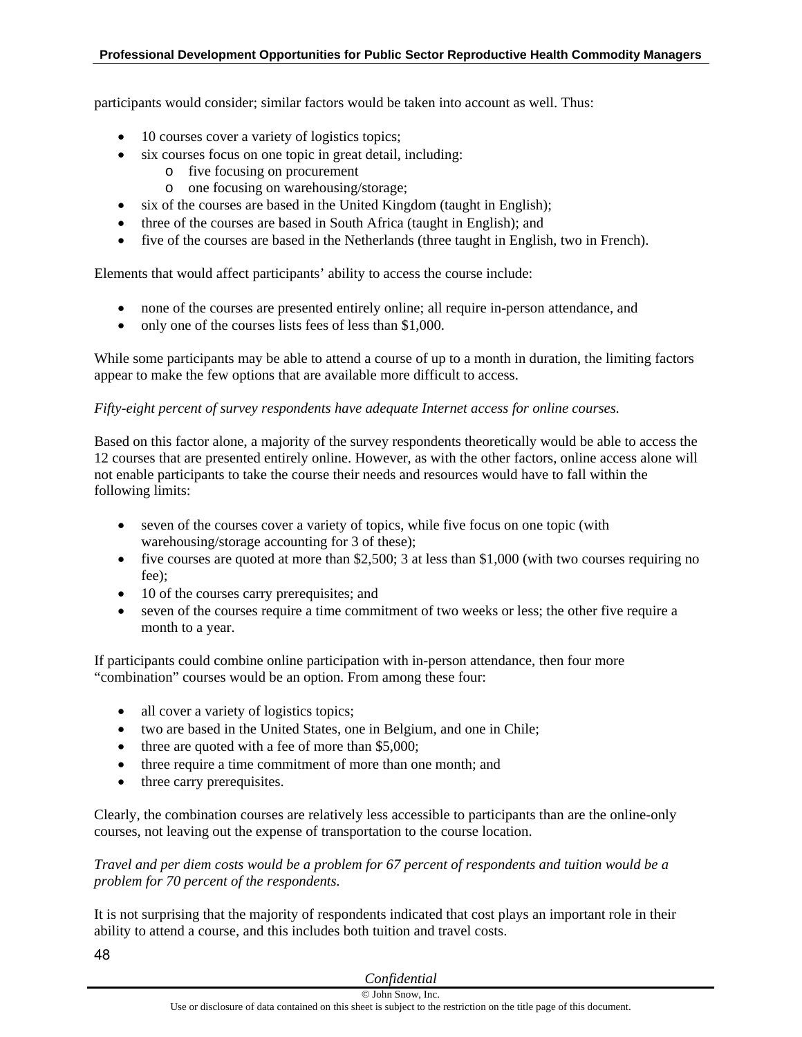participants would consider; similar factors would be taken into account as well. Thus:

- 10 courses cover a variety of logistics topics;
- six courses focus on one topic in great detail, including:
  - five focusing on procurement
  - one focusing on warehousing/storage;
- six of the courses are based in the United Kingdom (taught in English);
- three of the courses are based in South Africa (taught in English); and
- five of the courses are based in the Netherlands (three taught in English, two in French).

Elements that would affect participants' ability to access the course include:

- none of the courses are presented entirely online; all require in-person attendance, and
- only one of the courses lists fees of less than $1,000.

While some participants may be able to attend a course of up to a month in duration, the limiting factors appear to make the few options that are available more difficult to access.

*Fifty-eight percent of survey respondents have adequate Internet access for online courses.*

Based on this factor alone, a majority of the survey respondents theoretically would be able to access the 12 courses that are presented entirely online. However, as with the other factors, online access alone will not enable participants to take the course their needs and resources would have to fall within the following limits:

- seven of the courses cover a variety of topics, while five focus on one topic (with warehousing/storage accounting for 3 of these);
- five courses are quoted at more than $2,500; 3 at less than $1,000 (with two courses requiring no fee);
- 10 of the courses carry prerequisites; and
- seven of the courses require a time commitment of two weeks or less; the other five require a month to a year.

If participants could combine online participation with in-person attendance, then four more "combination" courses would be an option. From among these four:

- all cover a variety of logistics topics;
- two are based in the United States, one in Belgium, and one in Chile;
- three are quoted with a fee of more than $5,000;
- three require a time commitment of more than one month; and
- three carry prerequisites.

Clearly, the combination courses are relatively less accessible to participants than are the online-only courses, not leaving out the expense of transportation to the course location.

*Travel and per diem costs would be a problem for 67 percent of respondents and tuition would be a problem for 70 percent of the respondents.*

It is not surprising that the majority of respondents indicated that cost plays an important role in their ability to attend a course, and this includes both tuition and travel costs.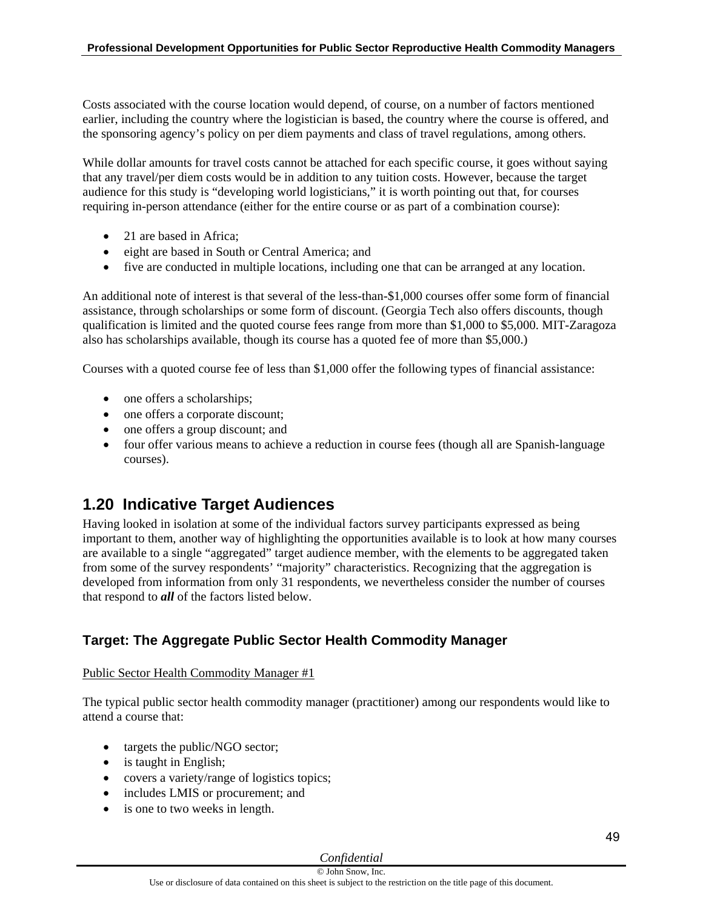Costs associated with the course location would depend, of course, on a number of factors mentioned earlier, including the country where the logistician is based, the country where the course is offered, and the sponsoring agency's policy on per diem payments and class of travel regulations, among others.

While dollar amounts for travel costs cannot be attached for each specific course, it goes without saying that any travel/per diem costs would be in addition to any tuition costs. However, because the target audience for this study is "developing world logisticians," it is worth pointing out that, for courses requiring in-person attendance (either for the entire course or as part of a combination course):

- 21 are based in Africa;
- eight are based in South or Central America; and
- five are conducted in multiple locations, including one that can be arranged at any location.

An additional note of interest is that several of the less-than-$1,000 courses offer some form of financial assistance, through scholarships or some form of discount. (Georgia Tech also offers discounts, though qualification is limited and the quoted course fees range from more than $1,000 to $5,000. MIT-Zaragoza also has scholarships available, though its course has a quoted fee of more than $5,000.)

Courses with a quoted course fee of less than $1,000 offer the following types of financial assistance:

- one offers a scholarships;
- one offers a corporate discount;
- one offers a group discount; and
- four offer various means to achieve a reduction in course fees (though all are Spanish-language courses).

## 1.20 Indicative Target Audiences

Having looked in isolation at some of the individual factors survey participants expressed as being important to them, another way of highlighting the opportunities available is to look at how many courses are available to a single "aggregated" target audience member, with the elements to be aggregated taken from some of the survey respondents' "majority" characteristics. Recognizing that the aggregation is developed from information from only 31 respondents, we nevertheless consider the number of courses that respond to ***all*** of the factors listed below.

### Target: The Aggregate Public Sector Health Commodity Manager

Public Sector Health Commodity Manager #1

The typical public sector health commodity manager (practitioner) among our respondents would like to attend a course that:

- targets the public/NGO sector;
- is taught in English;
- covers a variety/range of logistics topics;
- includes LMIS or procurement; and
- is one to two weeks in length.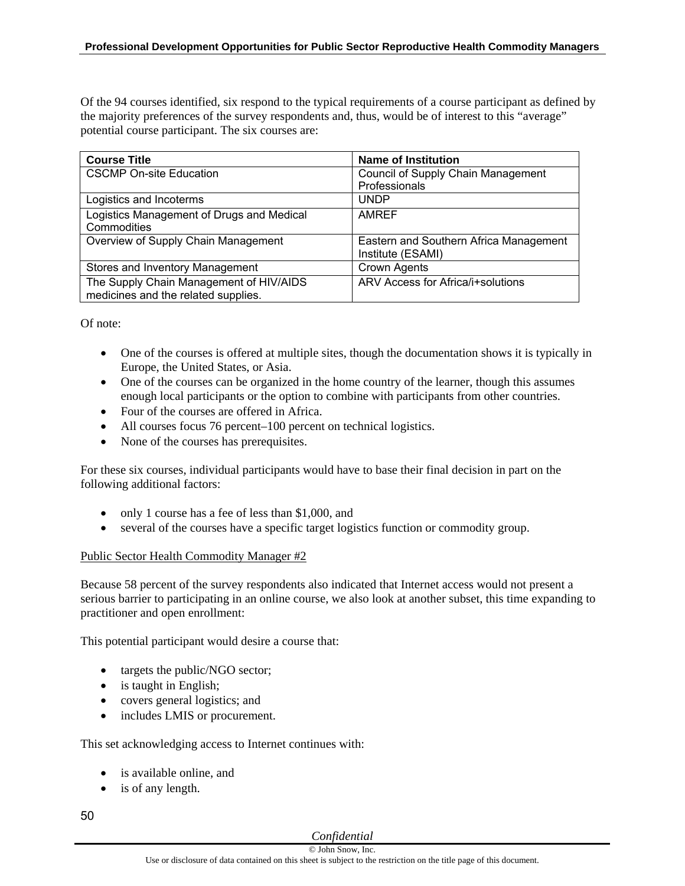Of the 94 courses identified, six respond to the typical requirements of a course participant as defined by the majority preferences of the survey respondents and, thus, would be of interest to this "average" potential course participant. The six courses are:

| Course Title | Name of Institution |
|---|---|
| CSCMP On-site Education | Council of Supply Chain Management Professionals |
| Logistics and Incoterms | UNDP |
| Logistics Management of Drugs and Medical Commodities | AMREF |
| Overview of Supply Chain Management | Eastern and Southern Africa Management Institute (ESAMI) |
| Stores and Inventory Management | Crown Agents |
| The Supply Chain Management of HIV/AIDS medicines and the related supplies. | ARV Access for Africa/i+solutions |

Of note:

- One of the courses is offered at multiple sites, though the documentation shows it is typically in Europe, the United States, or Asia.
- One of the courses can be organized in the home country of the learner, though this assumes enough local participants or the option to combine with participants from other countries.
- Four of the courses are offered in Africa.
- All courses focus 76 percent–100 percent on technical logistics.
- None of the courses has prerequisites.

For these six courses, individual participants would have to base their final decision in part on the following additional factors:

- only 1 course has a fee of less than $1,000, and
- several of the courses have a specific target logistics function or commodity group.

Public Sector Health Commodity Manager #2

Because 58 percent of the survey respondents also indicated that Internet access would not present a serious barrier to participating in an online course, we also look at another subset, this time expanding to practitioner and open enrollment:

This potential participant would desire a course that:

- targets the public/NGO sector;
- is taught in English;
- covers general logistics; and
- includes LMIS or procurement.

This set acknowledging access to Internet continues with:

- is available online, and
- is of any length.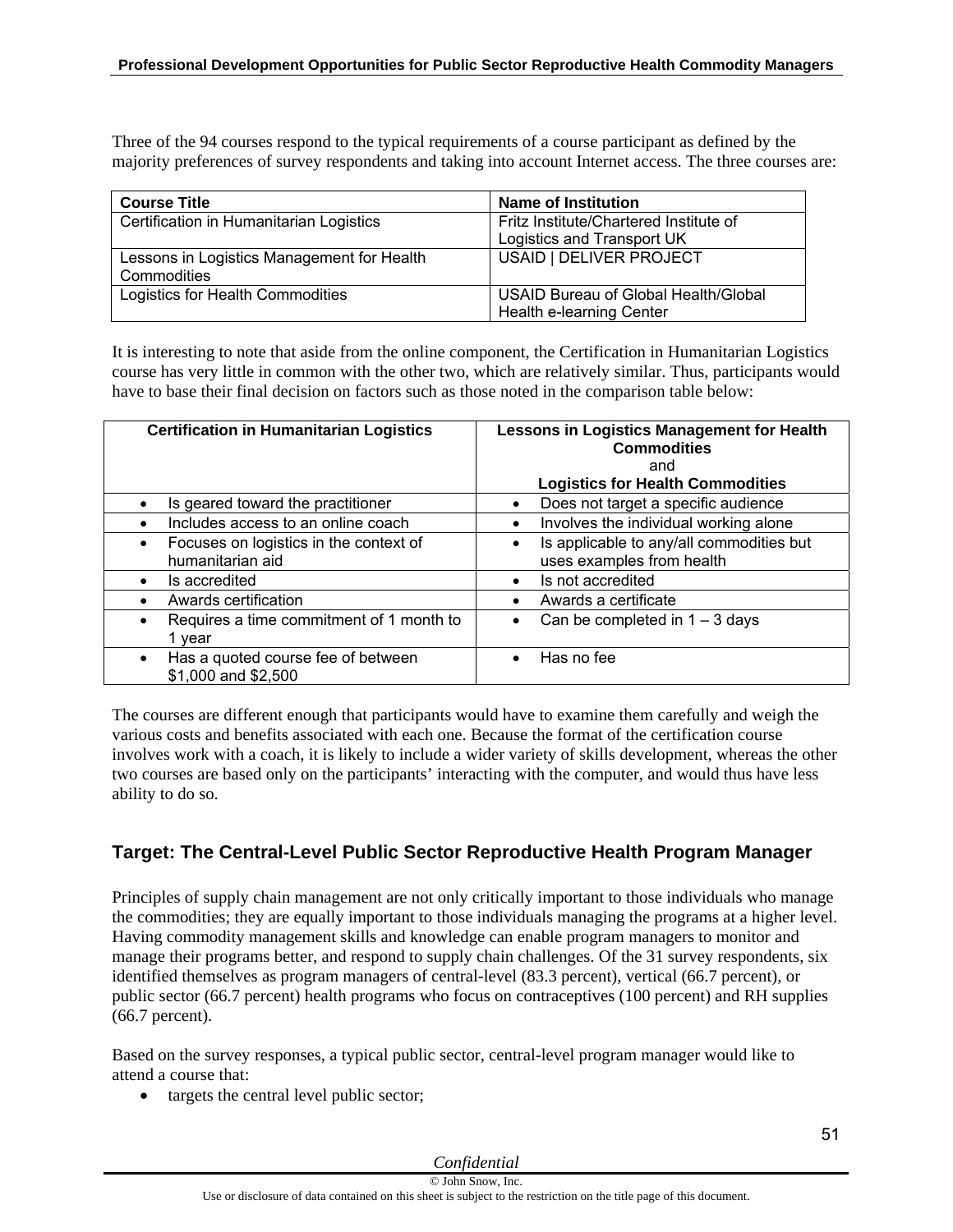Three of the 94 courses respond to the typical requirements of a course participant as defined by the majority preferences of survey respondents and taking into account Internet access. The three courses are:

| Course Title | Name of Institution |
|---|---|
| Certification in Humanitarian Logistics | Fritz Institute/Chartered Institute of Logistics and Transport UK |
| Lessons in Logistics Management for Health Commodities | USAID \| DELIVER PROJECT |
| Logistics for Health Commodities | USAID Bureau of Global Health/Global Health e-learning Center |

It is interesting to note that aside from the online component, the Certification in Humanitarian Logistics course has very little in common with the other two, which are relatively similar. Thus, participants would have to base their final decision on factors such as those noted in the comparison table below:

| Certification in Humanitarian Logistics | Lessons in Logistics Management for Health Commodities and Logistics for Health Commodities |
|---|---|
| • Is geared toward the practitioner | • Does not target a specific audience |
| • Includes access to an online coach | • Involves the individual working alone |
| • Focuses on logistics in the context of humanitarian aid | • Is applicable to any/all commodities but uses examples from health |
| • Is accredited | • Is not accredited |
| • Awards certification | • Awards a certificate |
| • Requires a time commitment of 1 month to 1 year | • Can be completed in 1 – 3 days |
| • Has a quoted course fee of between $1,000 and $2,500 | • Has no fee |

The courses are different enough that participants would have to examine them carefully and weigh the various costs and benefits associated with each one. Because the format of the certification course involves work with a coach, it is likely to include a wider variety of skills development, whereas the other two courses are based only on the participants' interacting with the computer, and would thus have less ability to do so.

## Target: The Central-Level Public Sector Reproductive Health Program Manager

Principles of supply chain management are not only critically important to those individuals who manage the commodities; they are equally important to those individuals managing the programs at a higher level. Having commodity management skills and knowledge can enable program managers to monitor and manage their programs better, and respond to supply chain challenges. Of the 31 survey respondents, six identified themselves as program managers of central-level (83.3 percent), vertical (66.7 percent), or public sector (66.7 percent) health programs who focus on contraceptives (100 percent) and RH supplies (66.7 percent).

Based on the survey responses, a typical public sector, central-level program manager would like to attend a course that:

- targets the central level public sector;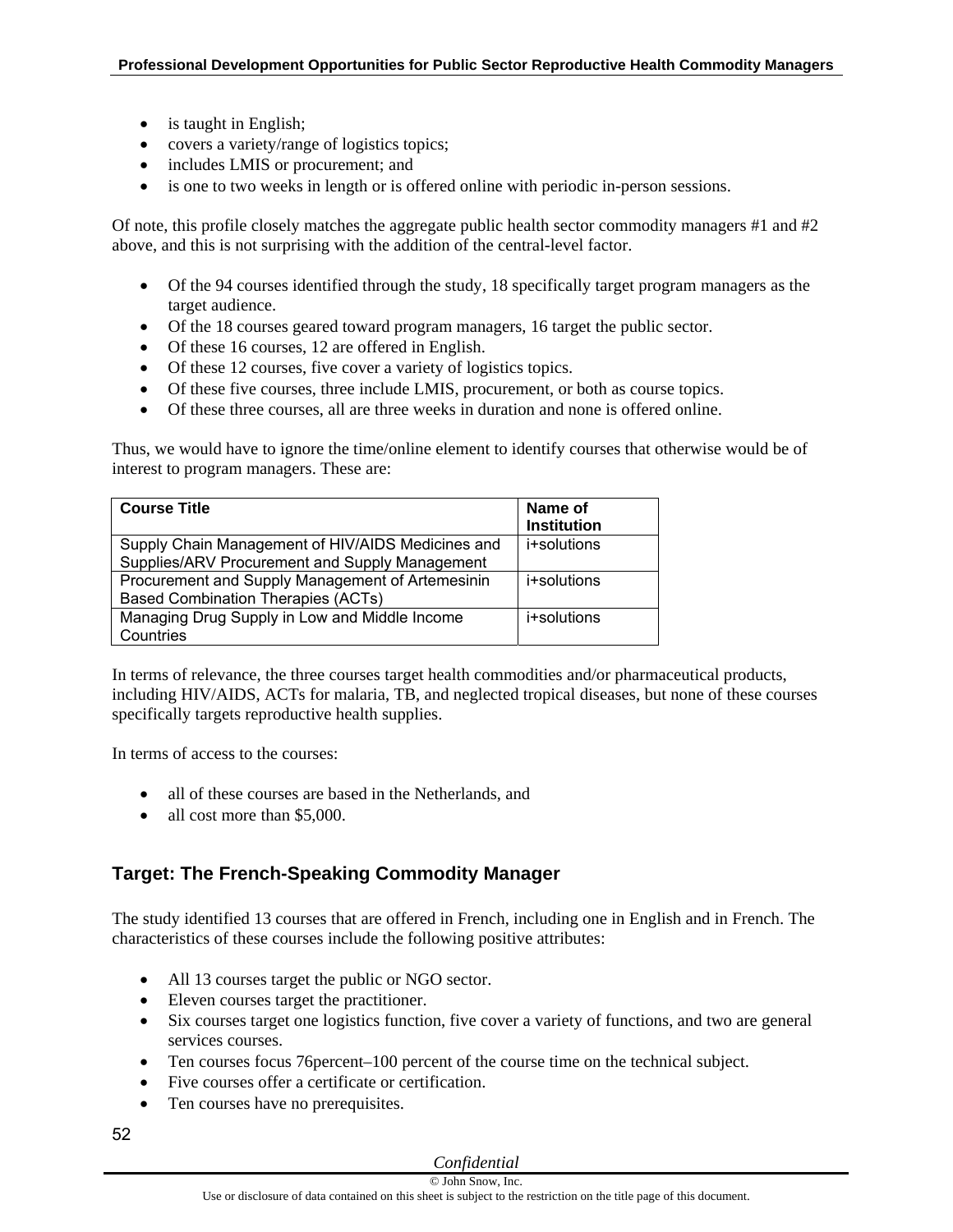- is taught in English;
- covers a variety/range of logistics topics;
- includes LMIS or procurement; and
- is one to two weeks in length or is offered online with periodic in-person sessions.

Of note, this profile closely matches the aggregate public health sector commodity managers #1 and #2 above, and this is not surprising with the addition of the central-level factor.

- Of the 94 courses identified through the study, 18 specifically target program managers as the target audience.
- Of the 18 courses geared toward program managers, 16 target the public sector.
- Of these 16 courses, 12 are offered in English.
- Of these 12 courses, five cover a variety of logistics topics.
- Of these five courses, three include LMIS, procurement, or both as course topics.
- Of these three courses, all are three weeks in duration and none is offered online.

Thus, we would have to ignore the time/online element to identify courses that otherwise would be of interest to program managers. These are:

| Course Title | Name of Institution |
|---|---|
| Supply Chain Management of HIV/AIDS Medicines and Supplies/ARV Procurement and Supply Management | i+solutions |
| Procurement and Supply Management of Artemesinin Based Combination Therapies (ACTs) | i+solutions |
| Managing Drug Supply in Low and Middle Income Countries | i+solutions |

In terms of relevance, the three courses target health commodities and/or pharmaceutical products, including HIV/AIDS, ACTs for malaria, TB, and neglected tropical diseases, but none of these courses specifically targets reproductive health supplies.

In terms of access to the courses:

- all of these courses are based in the Netherlands, and
- all cost more than $5,000.

## Target: The French-Speaking Commodity Manager

The study identified 13 courses that are offered in French, including one in English and in French. The characteristics of these courses include the following positive attributes:

- All 13 courses target the public or NGO sector.
- Eleven courses target the practitioner.
- Six courses target one logistics function, five cover a variety of functions, and two are general services courses.
- Ten courses focus 76percent–100 percent of the course time on the technical subject.
- Five courses offer a certificate or certification.
- Ten courses have no prerequisites.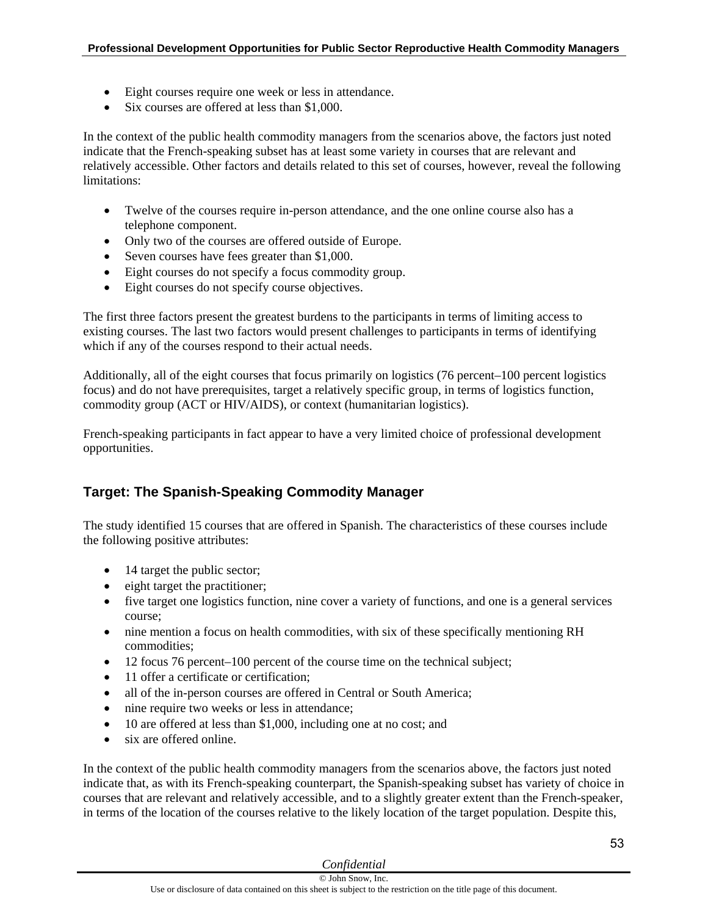- Eight courses require one week or less in attendance.
- Six courses are offered at less than $1,000.

In the context of the public health commodity managers from the scenarios above, the factors just noted indicate that the French-speaking subset has at least some variety in courses that are relevant and relatively accessible. Other factors and details related to this set of courses, however, reveal the following limitations:

- Twelve of the courses require in-person attendance, and the one online course also has a telephone component.
- Only two of the courses are offered outside of Europe.
- Seven courses have fees greater than $1,000.
- Eight courses do not specify a focus commodity group.
- Eight courses do not specify course objectives.

The first three factors present the greatest burdens to the participants in terms of limiting access to existing courses. The last two factors would present challenges to participants in terms of identifying which if any of the courses respond to their actual needs.

Additionally, all of the eight courses that focus primarily on logistics (76 percent–100 percent logistics focus) and do not have prerequisites, target a relatively specific group, in terms of logistics function, commodity group (ACT or HIV/AIDS), or context (humanitarian logistics).

French-speaking participants in fact appear to have a very limited choice of professional development opportunities.

### Target: The Spanish-Speaking Commodity Manager

The study identified 15 courses that are offered in Spanish. The characteristics of these courses include the following positive attributes:

- 14 target the public sector;
- eight target the practitioner;
- five target one logistics function, nine cover a variety of functions, and one is a general services course;
- nine mention a focus on health commodities, with six of these specifically mentioning RH commodities;
- 12 focus 76 percent–100 percent of the course time on the technical subject;
- 11 offer a certificate or certification;
- all of the in-person courses are offered in Central or South America;
- nine require two weeks or less in attendance;
- 10 are offered at less than $1,000, including one at no cost; and
- six are offered online.

In the context of the public health commodity managers from the scenarios above, the factors just noted indicate that, as with its French-speaking counterpart, the Spanish-speaking subset has variety of choice in courses that are relevant and relatively accessible, and to a slightly greater extent than the French-speaker, in terms of the location of the courses relative to the likely location of the target population. Despite this,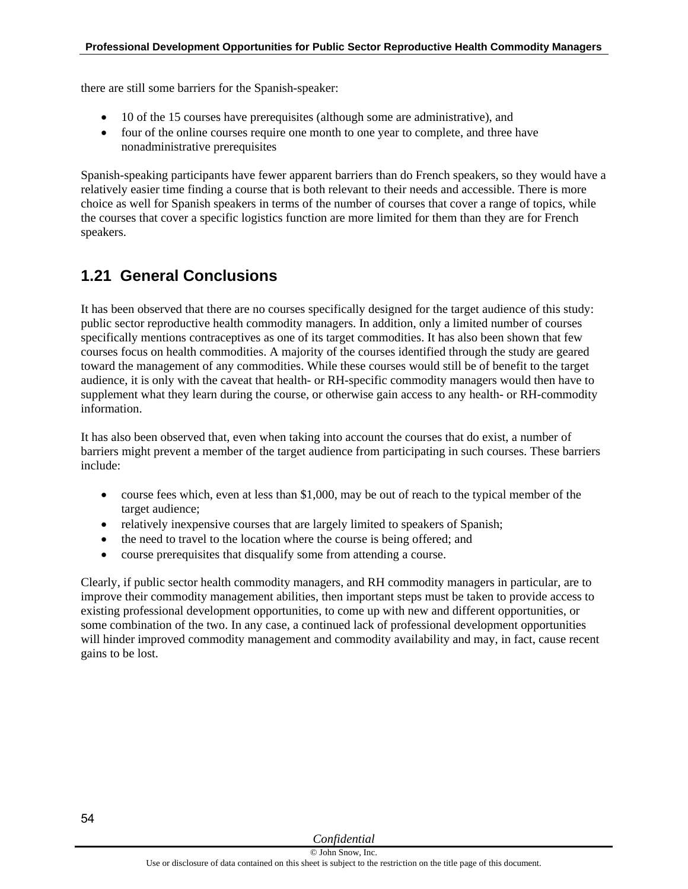there are still some barriers for the Spanish-speaker:

- 10 of the 15 courses have prerequisites (although some are administrative), and
- four of the online courses require one month to one year to complete, and three have nonadministrative prerequisites

Spanish-speaking participants have fewer apparent barriers than do French speakers, so they would have a relatively easier time finding a course that is both relevant to their needs and accessible. There is more choice as well for Spanish speakers in terms of the number of courses that cover a range of topics, while the courses that cover a specific logistics function are more limited for them than they are for French speakers.

## 1.21 General Conclusions

It has been observed that there are no courses specifically designed for the target audience of this study: public sector reproductive health commodity managers. In addition, only a limited number of courses specifically mentions contraceptives as one of its target commodities. It has also been shown that few courses focus on health commodities. A majority of the courses identified through the study are geared toward the management of any commodities. While these courses would still be of benefit to the target audience, it is only with the caveat that health- or RH-specific commodity managers would then have to supplement what they learn during the course, or otherwise gain access to any health- or RH-commodity information.

It has also been observed that, even when taking into account the courses that do exist, a number of barriers might prevent a member of the target audience from participating in such courses. These barriers include:

- course fees which, even at less than $1,000, may be out of reach to the typical member of the target audience;
- relatively inexpensive courses that are largely limited to speakers of Spanish;
- the need to travel to the location where the course is being offered; and
- course prerequisites that disqualify some from attending a course.

Clearly, if public sector health commodity managers, and RH commodity managers in particular, are to improve their commodity management abilities, then important steps must be taken to provide access to existing professional development opportunities, to come up with new and different opportunities, or some combination of the two. In any case, a continued lack of professional development opportunities will hinder improved commodity management and commodity availability and may, in fact, cause recent gains to be lost.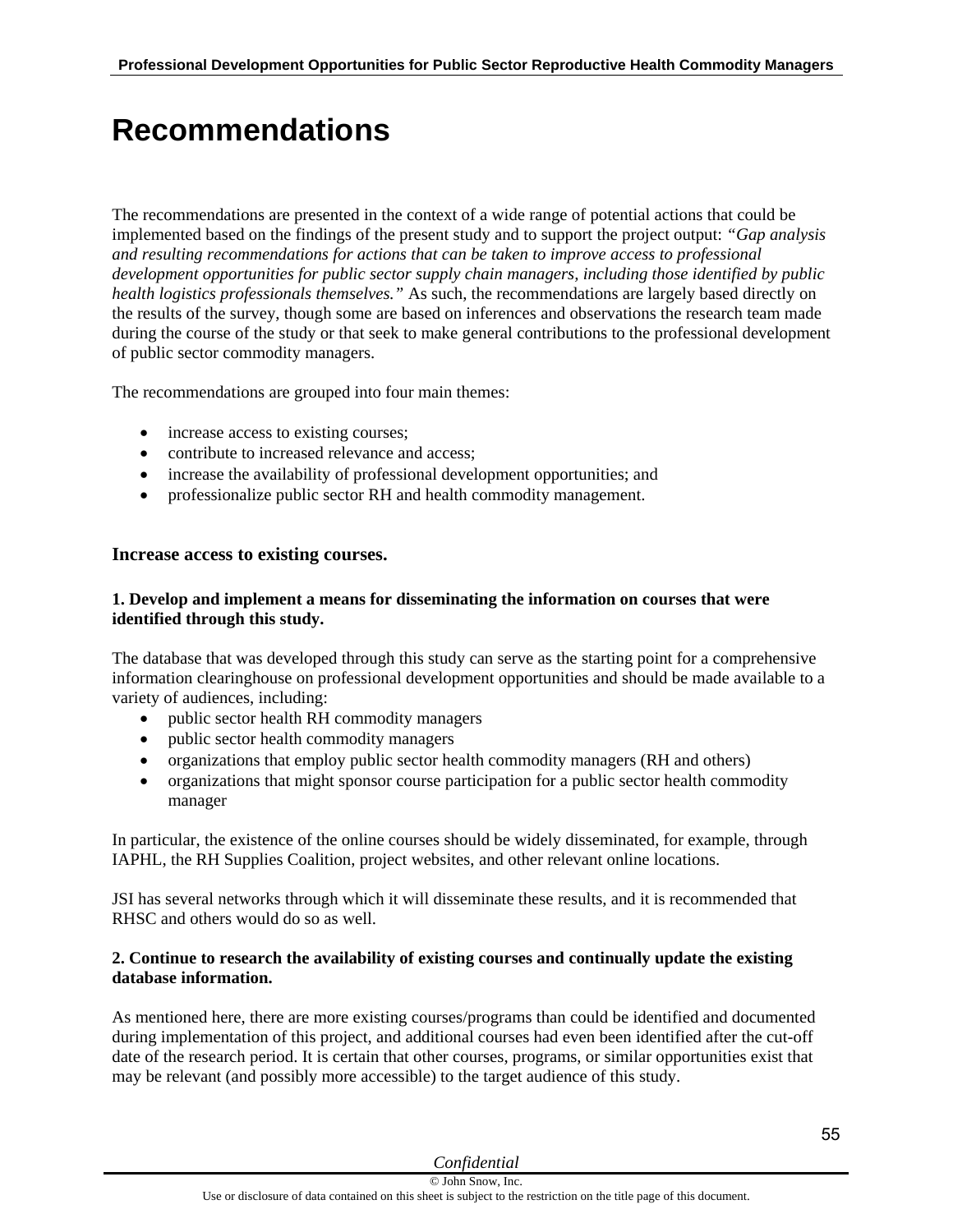# Recommendations

The recommendations are presented in the context of a wide range of potential actions that could be implemented based on the findings of the present study and to support the project output: *"Gap analysis and resulting recommendations for actions that can be taken to improve access to professional development opportunities for public sector supply chain managers, including those identified by public health logistics professionals themselves."* As such, the recommendations are largely based directly on the results of the survey, though some are based on inferences and observations the research team made during the course of the study or that seek to make general contributions to the professional development of public sector commodity managers.

The recommendations are grouped into four main themes:

- increase access to existing courses;
- contribute to increased relevance and access;
- increase the availability of professional development opportunities; and
- professionalize public sector RH and health commodity management.

### Increase access to existing courses.

**1. Develop and implement a means for disseminating the information on courses that were identified through this study.**

The database that was developed through this study can serve as the starting point for a comprehensive information clearinghouse on professional development opportunities and should be made available to a variety of audiences, including:

- public sector health RH commodity managers
- public sector health commodity managers
- organizations that employ public sector health commodity managers (RH and others)
- organizations that might sponsor course participation for a public sector health commodity manager

In particular, the existence of the online courses should be widely disseminated, for example, through IAPHL, the RH Supplies Coalition, project websites, and other relevant online locations.

JSI has several networks through which it will disseminate these results, and it is recommended that RHSC and others would do so as well.

**2. Continue to research the availability of existing courses and continually update the existing database information.**

As mentioned here, there are more existing courses/programs than could be identified and documented during implementation of this project, and additional courses had even been identified after the cut-off date of the research period. It is certain that other courses, programs, or similar opportunities exist that may be relevant (and possibly more accessible) to the target audience of this study.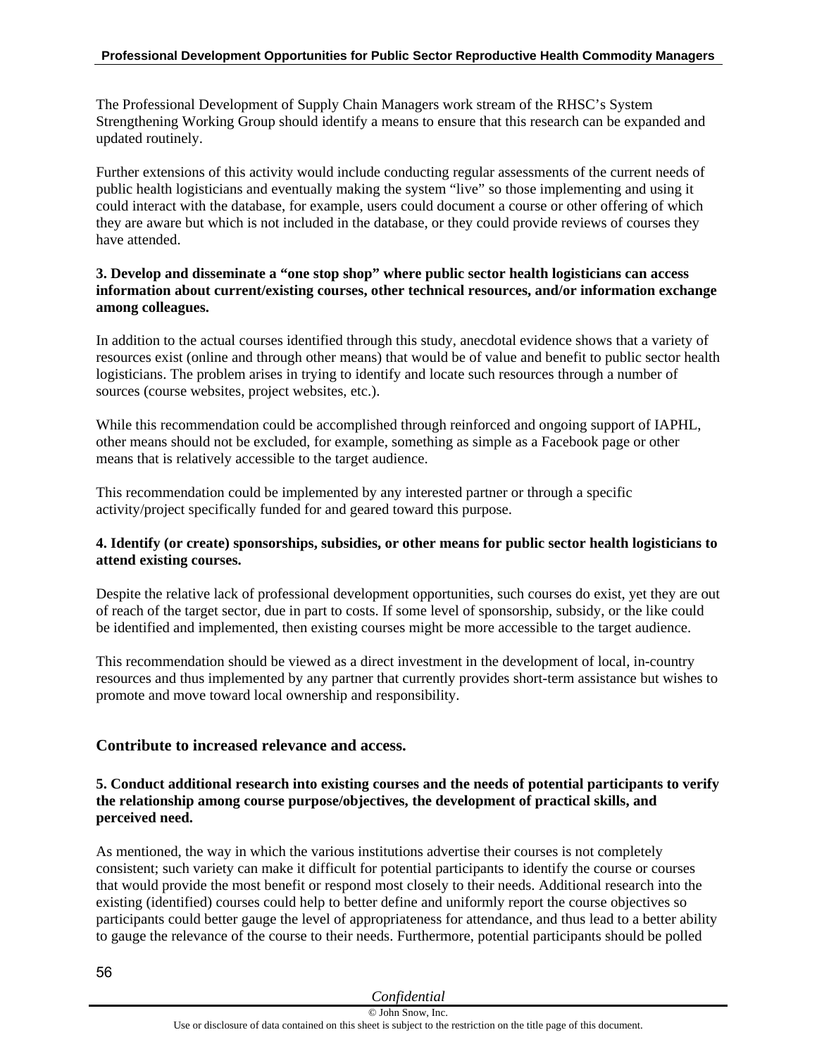The Professional Development of Supply Chain Managers work stream of the RHSC's System Strengthening Working Group should identify a means to ensure that this research can be expanded and updated routinely.

Further extensions of this activity would include conducting regular assessments of the current needs of public health logisticians and eventually making the system "live" so those implementing and using it could interact with the database, for example, users could document a course or other offering of which they are aware but which is not included in the database, or they could provide reviews of courses they have attended.

**3. Develop and disseminate a "one stop shop" where public sector health logisticians can access information about current/existing courses, other technical resources, and/or information exchange among colleagues.**

In addition to the actual courses identified through this study, anecdotal evidence shows that a variety of resources exist (online and through other means) that would be of value and benefit to public sector health logisticians. The problem arises in trying to identify and locate such resources through a number of sources (course websites, project websites, etc.).

While this recommendation could be accomplished through reinforced and ongoing support of IAPHL, other means should not be excluded, for example, something as simple as a Facebook page or other means that is relatively accessible to the target audience.

This recommendation could be implemented by any interested partner or through a specific activity/project specifically funded for and geared toward this purpose.

**4. Identify (or create) sponsorships, subsidies, or other means for public sector health logisticians to attend existing courses.**

Despite the relative lack of professional development opportunities, such courses do exist, yet they are out of reach of the target sector, due in part to costs. If some level of sponsorship, subsidy, or the like could be identified and implemented, then existing courses might be more accessible to the target audience.

This recommendation should be viewed as a direct investment in the development of local, in-country resources and thus implemented by any partner that currently provides short-term assistance but wishes to promote and move toward local ownership and responsibility.

### Contribute to increased relevance and access.

**5. Conduct additional research into existing courses and the needs of potential participants to verify the relationship among course purpose/objectives, the development of practical skills, and perceived need.**

As mentioned, the way in which the various institutions advertise their courses is not completely consistent; such variety can make it difficult for potential participants to identify the course or courses that would provide the most benefit or respond most closely to their needs. Additional research into the existing (identified) courses could help to better define and uniformly report the course objectives so participants could better gauge the level of appropriateness for attendance, and thus lead to a better ability to gauge the relevance of the course to their needs. Furthermore, potential participants should be polled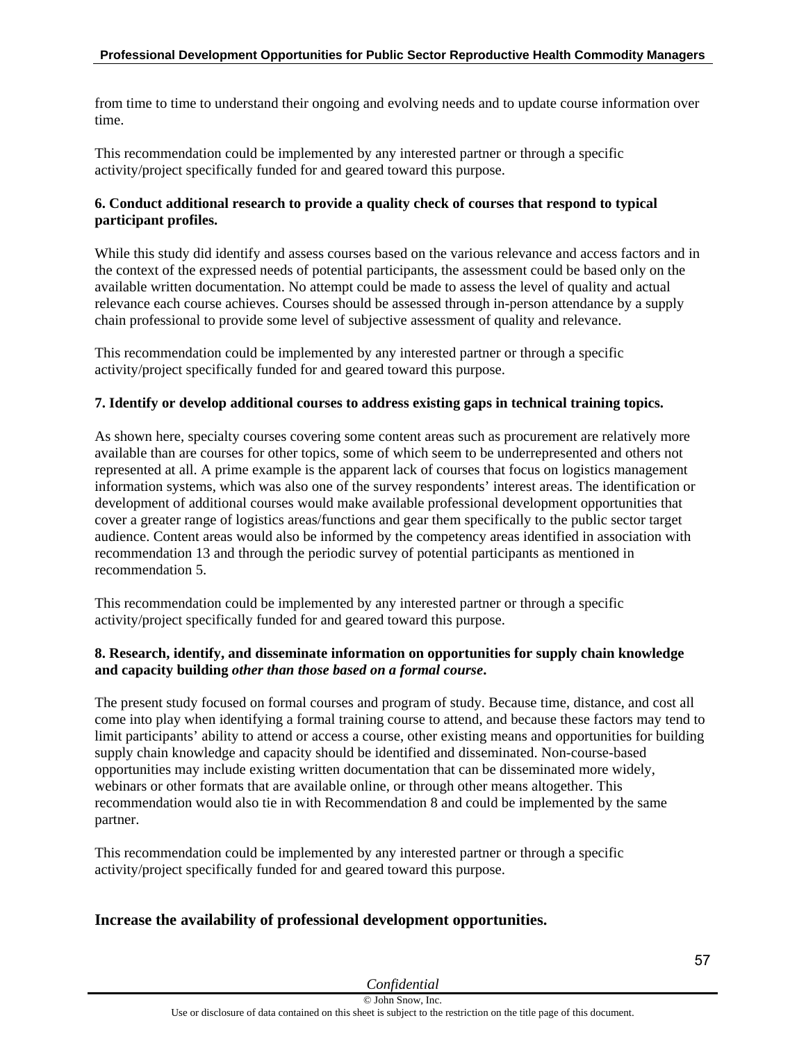from time to time to understand their ongoing and evolving needs and to update course information over time.

This recommendation could be implemented by any interested partner or through a specific activity/project specifically funded for and geared toward this purpose.

**6. Conduct additional research to provide a quality check of courses that respond to typical participant profiles.**

While this study did identify and assess courses based on the various relevance and access factors and in the context of the expressed needs of potential participants, the assessment could be based only on the available written documentation. No attempt could be made to assess the level of quality and actual relevance each course achieves. Courses should be assessed through in-person attendance by a supply chain professional to provide some level of subjective assessment of quality and relevance.

This recommendation could be implemented by any interested partner or through a specific activity/project specifically funded for and geared toward this purpose.

**7. Identify or develop additional courses to address existing gaps in technical training topics.**

As shown here, specialty courses covering some content areas such as procurement are relatively more available than are courses for other topics, some of which seem to be underrepresented and others not represented at all. A prime example is the apparent lack of courses that focus on logistics management information systems, which was also one of the survey respondents' interest areas. The identification or development of additional courses would make available professional development opportunities that cover a greater range of logistics areas/functions and gear them specifically to the public sector target audience. Content areas would also be informed by the competency areas identified in association with recommendation 13 and through the periodic survey of potential participants as mentioned in recommendation 5.

This recommendation could be implemented by any interested partner or through a specific activity/project specifically funded for and geared toward this purpose.

**8. Research, identify, and disseminate information on opportunities for supply chain knowledge and capacity building *other than those based on a formal course*.**

The present study focused on formal courses and program of study. Because time, distance, and cost all come into play when identifying a formal training course to attend, and because these factors may tend to limit participants' ability to attend or access a course, other existing means and opportunities for building supply chain knowledge and capacity should be identified and disseminated. Non-course-based opportunities may include existing written documentation that can be disseminated more widely, webinars or other formats that are available online, or through other means altogether. This recommendation would also tie in with Recommendation 8 and could be implemented by the same partner.

This recommendation could be implemented by any interested partner or through a specific activity/project specifically funded for and geared toward this purpose.

### Increase the availability of professional development opportunities.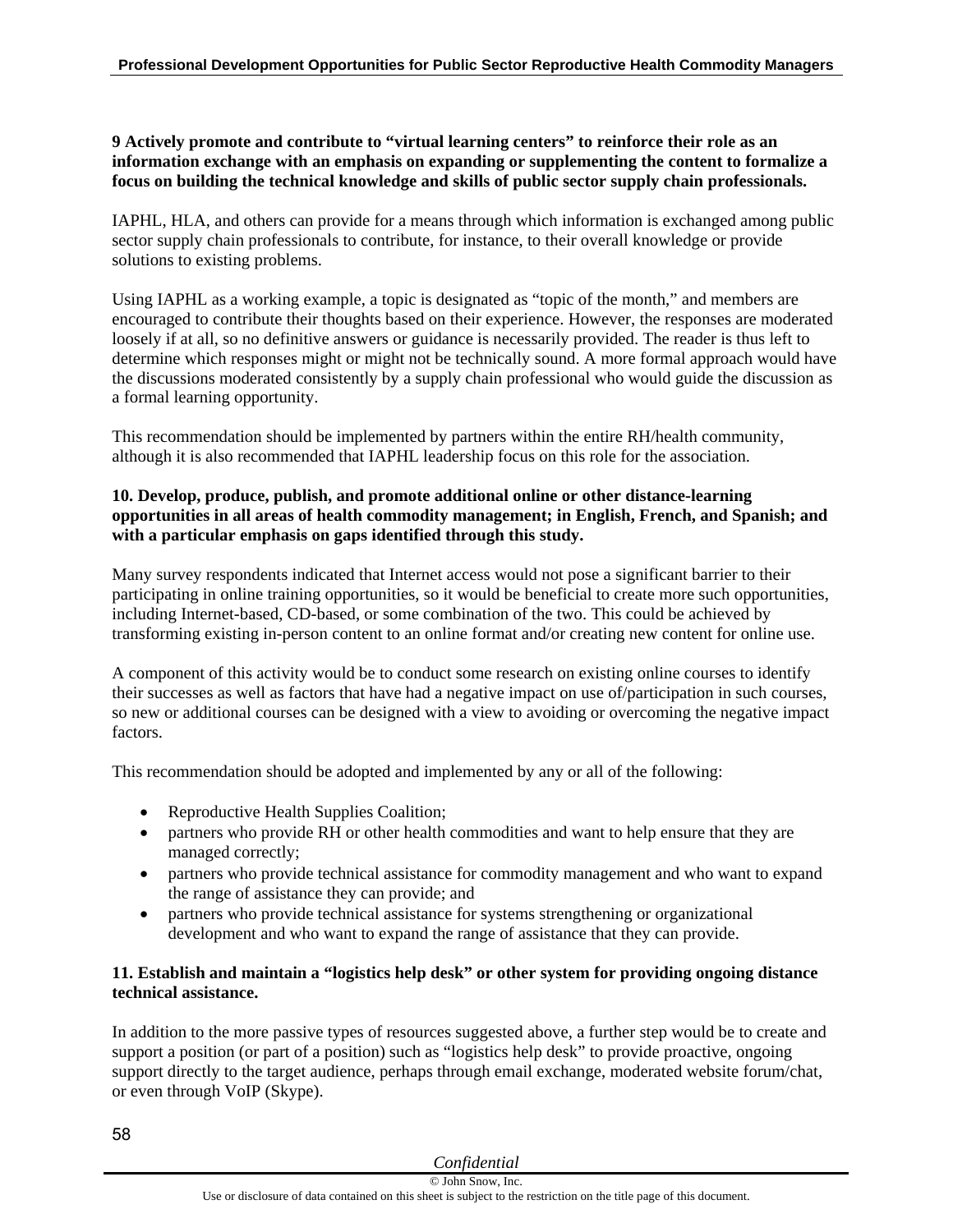**9 Actively promote and contribute to "virtual learning centers" to reinforce their role as an information exchange with an emphasis on expanding or supplementing the content to formalize a focus on building the technical knowledge and skills of public sector supply chain professionals.**

IAPHL, HLA, and others can provide for a means through which information is exchanged among public sector supply chain professionals to contribute, for instance, to their overall knowledge or provide solutions to existing problems.

Using IAPHL as a working example, a topic is designated as "topic of the month," and members are encouraged to contribute their thoughts based on their experience. However, the responses are moderated loosely if at all, so no definitive answers or guidance is necessarily provided. The reader is thus left to determine which responses might or might not be technically sound. A more formal approach would have the discussions moderated consistently by a supply chain professional who would guide the discussion as a formal learning opportunity.

This recommendation should be implemented by partners within the entire RH/health community, although it is also recommended that IAPHL leadership focus on this role for the association.

**10. Develop, produce, publish, and promote additional online or other distance-learning opportunities in all areas of health commodity management; in English, French, and Spanish; and with a particular emphasis on gaps identified through this study.**

Many survey respondents indicated that Internet access would not pose a significant barrier to their participating in online training opportunities, so it would be beneficial to create more such opportunities, including Internet-based, CD-based, or some combination of the two. This could be achieved by transforming existing in-person content to an online format and/or creating new content for online use.

A component of this activity would be to conduct some research on existing online courses to identify their successes as well as factors that have had a negative impact on use of/participation in such courses, so new or additional courses can be designed with a view to avoiding or overcoming the negative impact factors.

This recommendation should be adopted and implemented by any or all of the following:

- Reproductive Health Supplies Coalition;
- partners who provide RH or other health commodities and want to help ensure that they are managed correctly;
- partners who provide technical assistance for commodity management and who want to expand the range of assistance they can provide; and
- partners who provide technical assistance for systems strengthening or organizational development and who want to expand the range of assistance that they can provide.

**11. Establish and maintain a "logistics help desk" or other system for providing ongoing distance technical assistance.**

In addition to the more passive types of resources suggested above, a further step would be to create and support a position (or part of a position) such as "logistics help desk" to provide proactive, ongoing support directly to the target audience, perhaps through email exchange, moderated website forum/chat, or even through VoIP (Skype).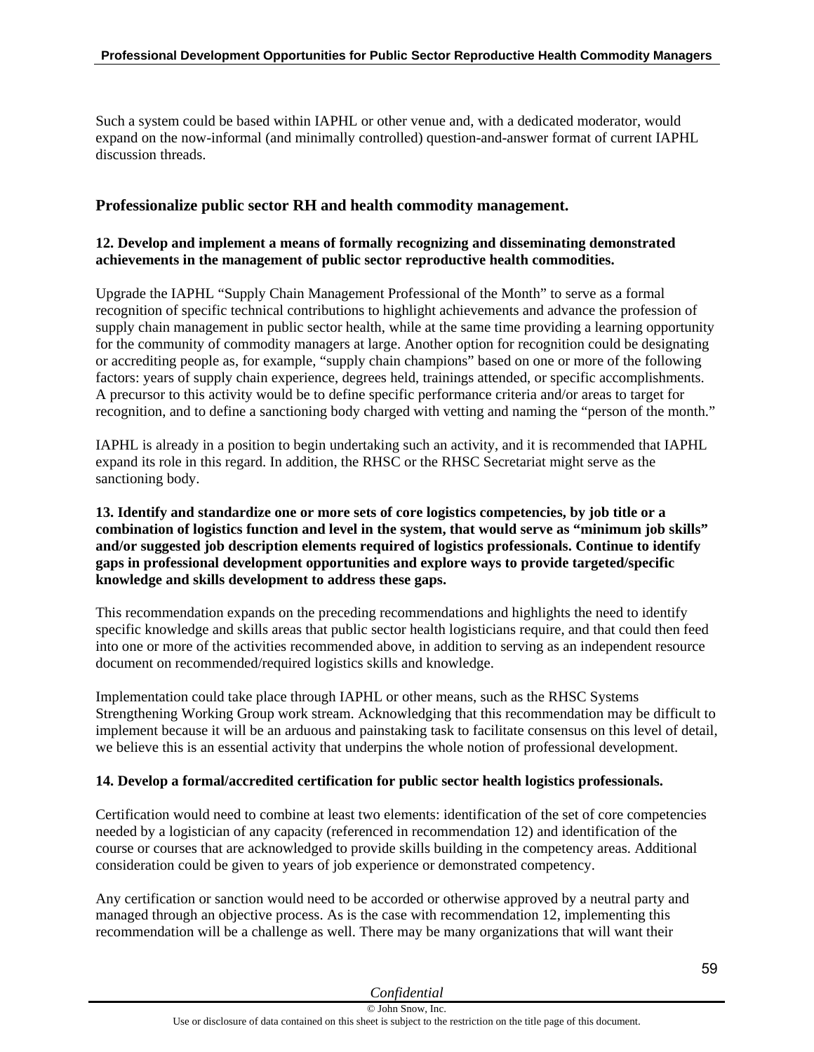Such a system could be based within IAPHL or other venue and, with a dedicated moderator, would expand on the now-informal (and minimally controlled) question-and-answer format of current IAPHL discussion threads.

### Professionalize public sector RH and health commodity management.

**12. Develop and implement a means of formally recognizing and disseminating demonstrated achievements in the management of public sector reproductive health commodities.**

Upgrade the IAPHL "Supply Chain Management Professional of the Month" to serve as a formal recognition of specific technical contributions to highlight achievements and advance the profession of supply chain management in public sector health, while at the same time providing a learning opportunity for the community of commodity managers at large. Another option for recognition could be designating or accrediting people as, for example, "supply chain champions" based on one or more of the following factors: years of supply chain experience, degrees held, trainings attended, or specific accomplishments. A precursor to this activity would be to define specific performance criteria and/or areas to target for recognition, and to define a sanctioning body charged with vetting and naming the "person of the month."

IAPHL is already in a position to begin undertaking such an activity, and it is recommended that IAPHL expand its role in this regard. In addition, the RHSC or the RHSC Secretariat might serve as the sanctioning body.

**13. Identify and standardize one or more sets of core logistics competencies, by job title or a combination of logistics function and level in the system, that would serve as "minimum job skills" and/or suggested job description elements required of logistics professionals. Continue to identify gaps in professional development opportunities and explore ways to provide targeted/specific knowledge and skills development to address these gaps.**

This recommendation expands on the preceding recommendations and highlights the need to identify specific knowledge and skills areas that public sector health logisticians require, and that could then feed into one or more of the activities recommended above, in addition to serving as an independent resource document on recommended/required logistics skills and knowledge.

Implementation could take place through IAPHL or other means, such as the RHSC Systems Strengthening Working Group work stream. Acknowledging that this recommendation may be difficult to implement because it will be an arduous and painstaking task to facilitate consensus on this level of detail, we believe this is an essential activity that underpins the whole notion of professional development.

**14. Develop a formal/accredited certification for public sector health logistics professionals.**

Certification would need to combine at least two elements: identification of the set of core competencies needed by a logistician of any capacity (referenced in recommendation 12) and identification of the course or courses that are acknowledged to provide skills building in the competency areas. Additional consideration could be given to years of job experience or demonstrated competency.

Any certification or sanction would need to be accorded or otherwise approved by a neutral party and managed through an objective process. As is the case with recommendation 12, implementing this recommendation will be a challenge as well. There may be many organizations that will want their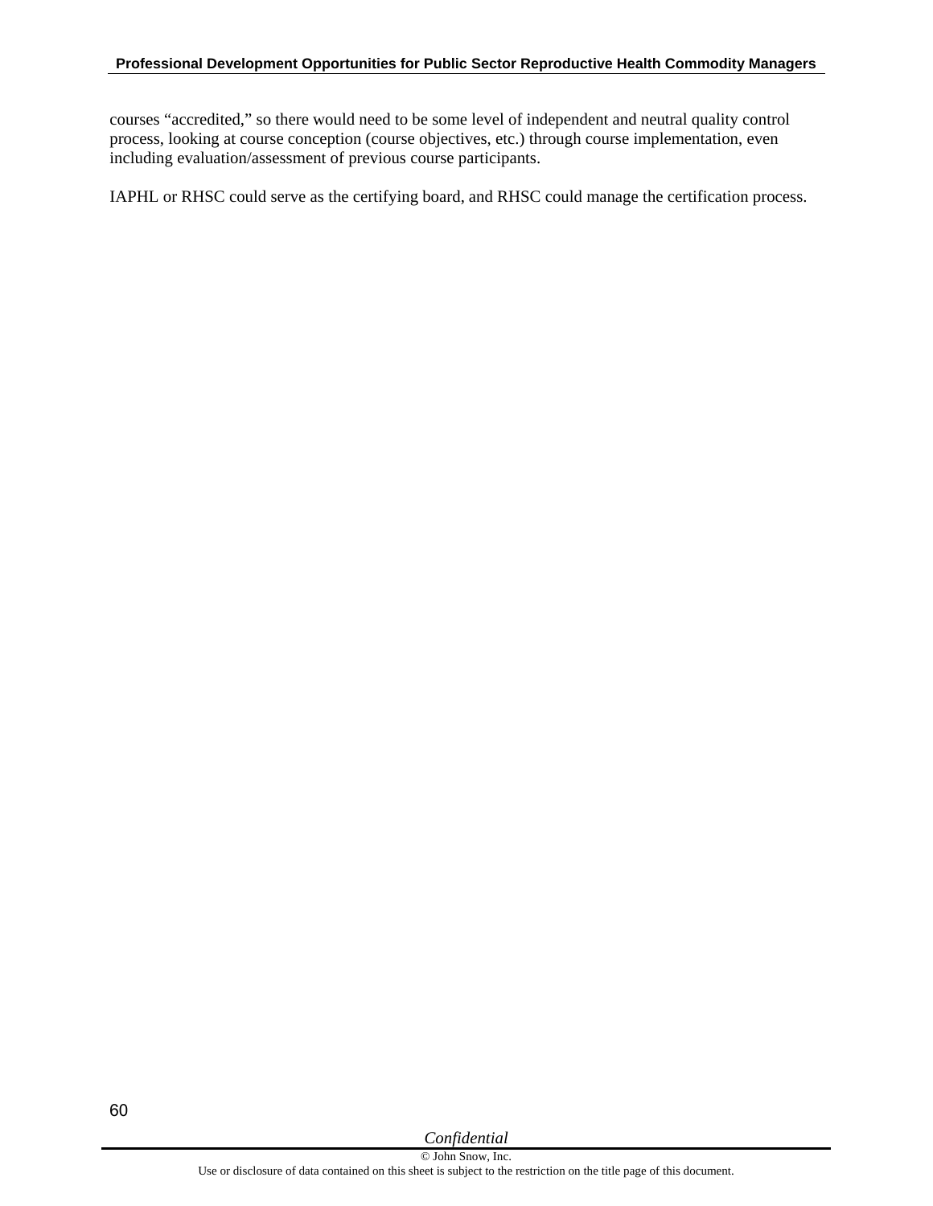courses “accredited,” so there would need to be some level of independent and neutral quality control process, looking at course conception (course objectives, etc.) through course implementation, even including evaluation/assessment of previous course participants.

IAPHL or RHSC could serve as the certifying board, and RHSC could manage the certification process.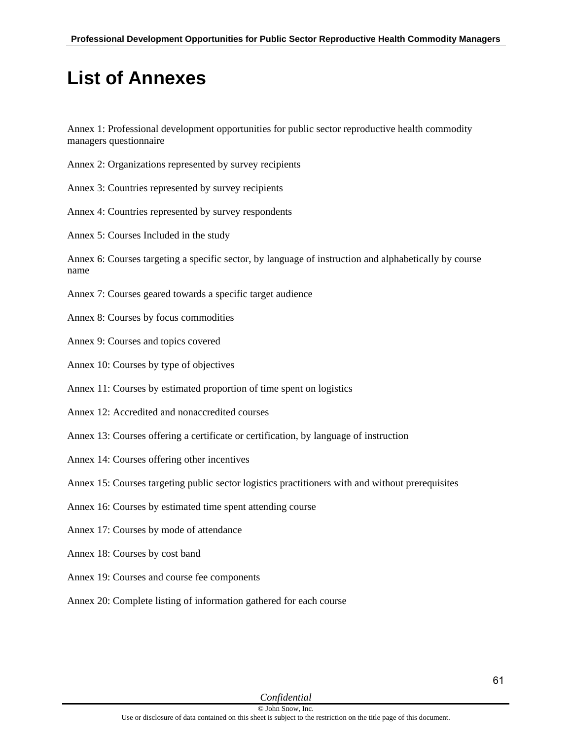# List of Annexes

Annex 1: Professional development opportunities for public sector reproductive health commodity managers questionnaire

Annex 2: Organizations represented by survey recipients

Annex 3: Countries represented by survey recipients

Annex 4: Countries represented by survey respondents

Annex 5: Courses Included in the study

Annex 6: Courses targeting a specific sector, by language of instruction and alphabetically by course name

Annex 7: Courses geared towards a specific target audience

Annex 8: Courses by focus commodities

Annex 9: Courses and topics covered

Annex 10: Courses by type of objectives

Annex 11: Courses by estimated proportion of time spent on logistics

Annex 12: Accredited and nonaccredited courses

Annex 13: Courses offering a certificate or certification, by language of instruction

Annex 14: Courses offering other incentives

Annex 15: Courses targeting public sector logistics practitioners with and without prerequisites

Annex 16: Courses by estimated time spent attending course

Annex 17: Courses by mode of attendance

Annex 18: Courses by cost band

Annex 19: Courses and course fee components

Annex 20: Complete listing of information gathered for each course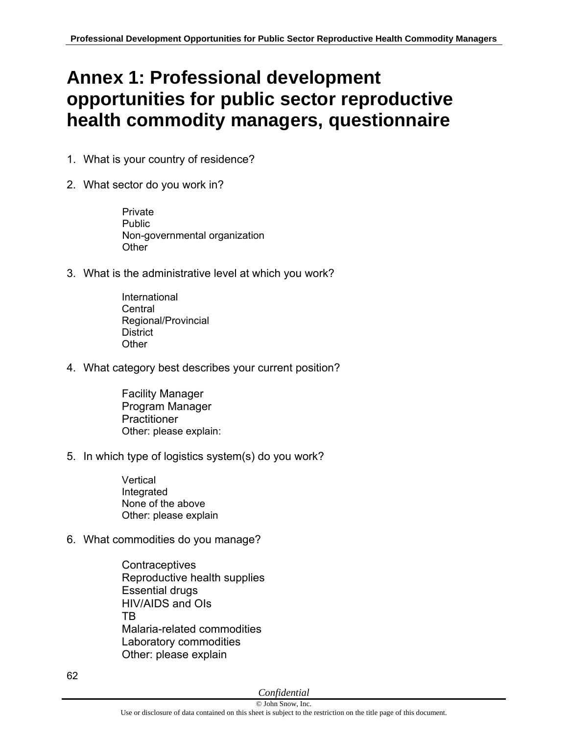# Annex 1: Professional development opportunities for public sector reproductive health commodity managers, questionnaire

1. What is your country of residence?

2. What sector do you work in?

    Private
    Public
    Non-governmental organization
    Other

3. What is the administrative level at which you work?

    International
    Central
    Regional/Provincial
    District
    Other

4. What category best describes your current position?

    Facility Manager
    Program Manager
    Practitioner
    Other: please explain:

5. In which type of logistics system(s) do you work?

    Vertical
    Integrated
    None of the above
    Other: please explain

6. What commodities do you manage?

    Contraceptives
    Reproductive health supplies
    Essential drugs
    HIV/AIDS and OIs
    TB
    Malaria-related commodities
    Laboratory commodities
    Other: please explain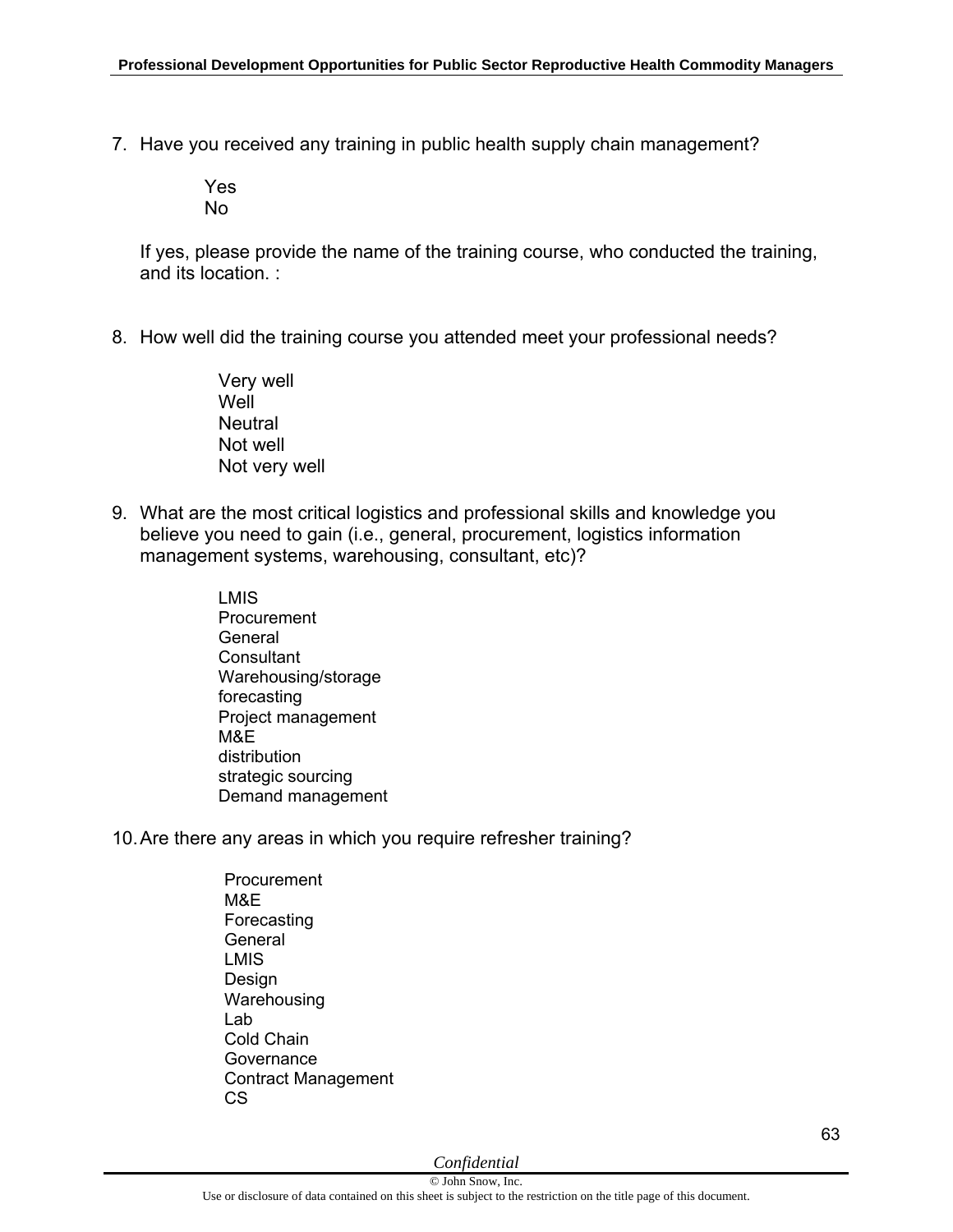7. Have you received any training in public health supply chain management?

   Yes
   No

   If yes, please provide the name of the training course, who conducted the training, and its location. :

8. How well did the training course you attended meet your professional needs?

   Very well
   Well
   Neutral
   Not well
   Not very well

9. What are the most critical logistics and professional skills and knowledge you believe you need to gain (i.e., general, procurement, logistics information management systems, warehousing, consultant, etc)?

   LMIS
   Procurement
   General
   Consultant
   Warehousing/storage
   forecasting
   Project management
   M&E
   distribution
   strategic sourcing
   Demand management

10. Are there any areas in which you require refresher training?

    Procurement
    M&E
    Forecasting
    General
    LMIS
    Design
    Warehousing
    Lab
    Cold Chain
    Governance
    Contract Management
    CS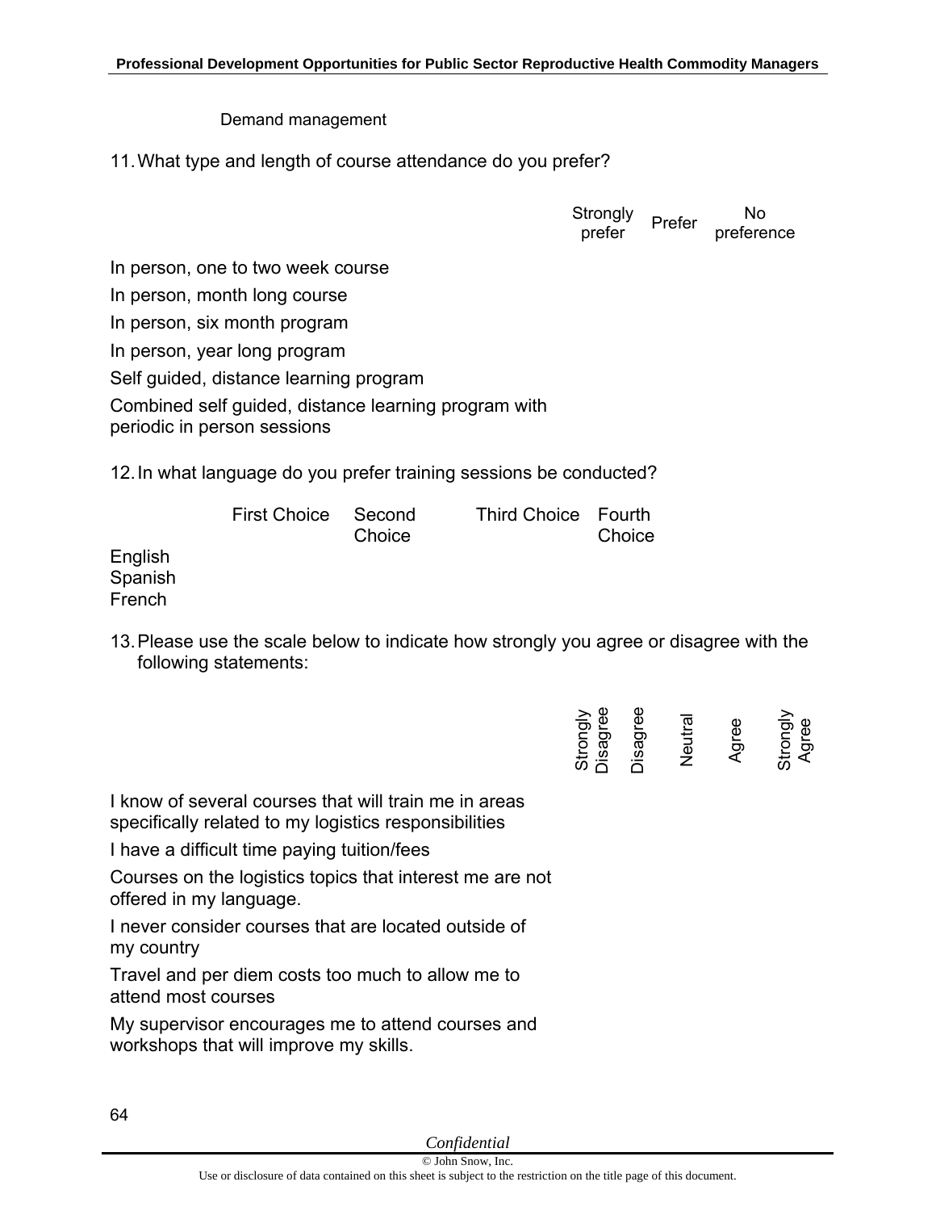Demand management

11. What type and length of course attendance do you prefer?

| | Strongly prefer | Prefer | No preference |
|---|---|---|---|
| In person, one to two week course | | | |
| In person, month long course | | | |
| In person, six month program | | | |
| In person, year long program | | | |
| Self guided, distance learning program | | | |
| Combined self guided, distance learning program with periodic in person sessions | | | |

12. In what language do you prefer training sessions be conducted?

| | First Choice | Second Choice | Third Choice | Fourth Choice |
|---|---|---|---|---|
| English | | | | |
| Spanish | | | | |
| French | | | | |

13. Please use the scale below to indicate how strongly you agree or disagree with the following statements:

| | Strongly Disagree | Disagree | Neutral | Agree | Strongly Agree |
|---|---|---|---|---|---|
| I know of several courses that will train me in areas specifically related to my logistics responsibilities | | | | | |
| I have a difficult time paying tuition/fees | | | | | |
| Courses on the logistics topics that interest me are not offered in my language. | | | | | |
| I never consider courses that are located outside of my country | | | | | |
| Travel and per diem costs too much to allow me to attend most courses | | | | | |
| My supervisor encourages me to attend courses and workshops that will improve my skills. | | | | | |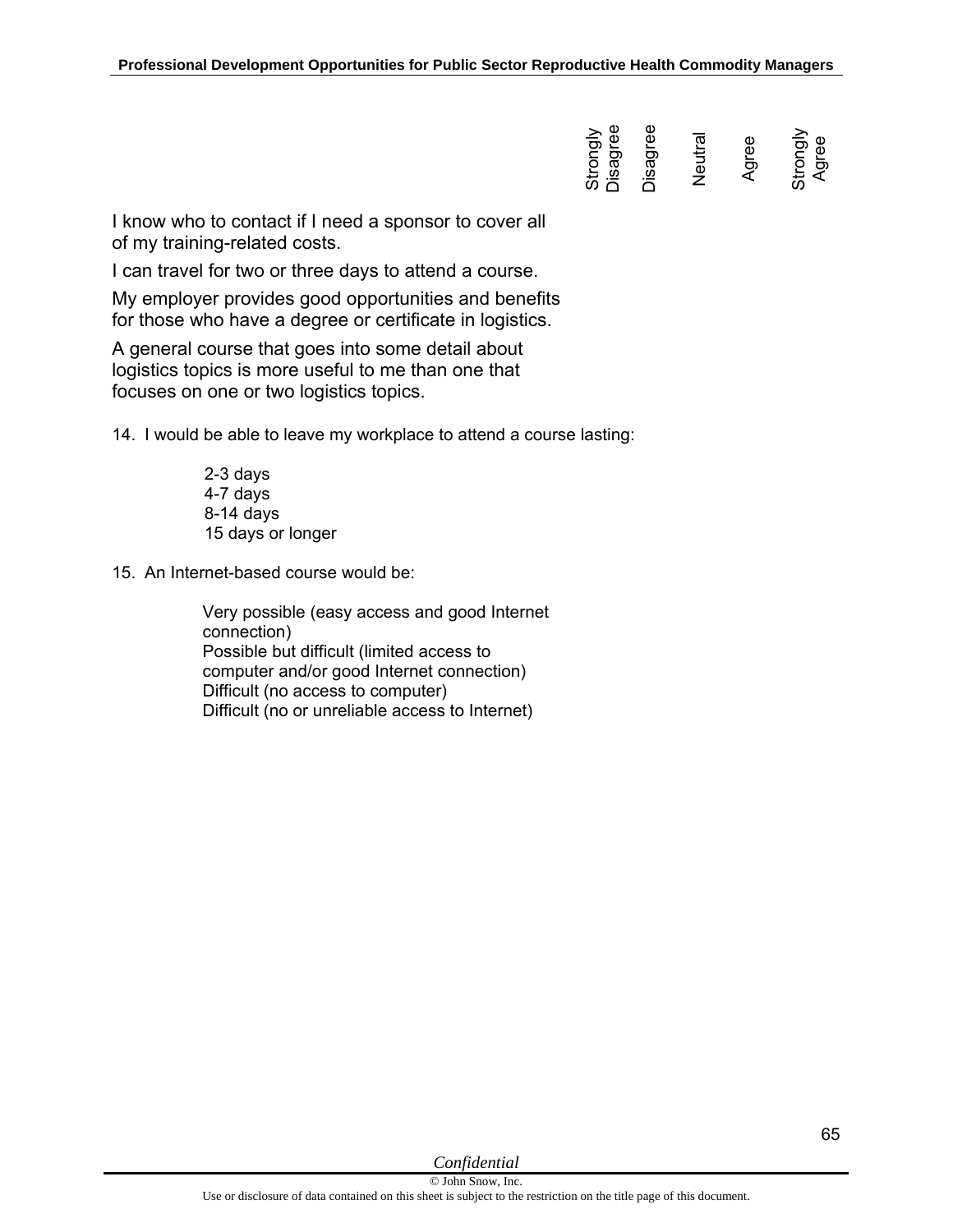| | Strongly Disagree | Disagree | Neutral | Agree | Strongly Agree |
|---|---|---|---|---|---|
| I know who to contact if I need a sponsor to cover all of my training-related costs. | | | | | |
| I can travel for two or three days to attend a course. | | | | | |
| My employer provides good opportunities and benefits for those who have a degree or certificate in logistics. | | | | | |
| A general course that goes into some detail about logistics topics is more useful to me than one that focuses on one or two logistics topics. | | | | | |

14. I would be able to leave my workplace to attend a course lasting:

    2-3 days
    4-7 days
    8-14 days
    15 days or longer

15. An Internet-based course would be:

    Very possible (easy access and good Internet connection)
    Possible but difficult (limited access to computer and/or good Internet connection)
    Difficult (no access to computer)
    Difficult (no or unreliable access to Internet)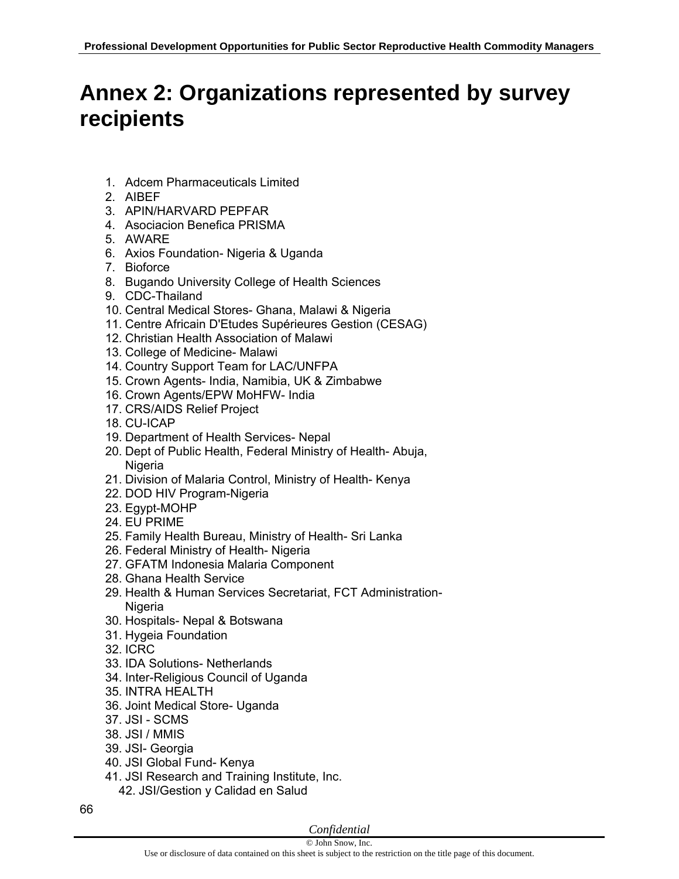# Annex 2: Organizations represented by survey recipients

1. Adcem Pharmaceuticals Limited
2. AIBEF
3. APIN/HARVARD PEPFAR
4. Asociacion Benefica PRISMA
5. AWARE
6. Axios Foundation- Nigeria & Uganda
7. Bioforce
8. Bugando University College of Health Sciences
9. CDC-Thailand
10. Central Medical Stores- Ghana, Malawi & Nigeria
11. Centre Africain D'Etudes Supérieures Gestion (CESAG)
12. Christian Health Association of Malawi
13. College of Medicine- Malawi
14. Country Support Team for LAC/UNFPA
15. Crown Agents- India, Namibia, UK & Zimbabwe
16. Crown Agents/EPW MoHFW- India
17. CRS/AIDS Relief Project
18. CU-ICAP
19. Department of Health Services- Nepal
20. Dept of Public Health, Federal Ministry of Health- Abuja, Nigeria
21. Division of Malaria Control, Ministry of Health- Kenya
22. DOD HIV Program-Nigeria
23. Egypt-MOHP
24. EU PRIME
25. Family Health Bureau, Ministry of Health- Sri Lanka
26. Federal Ministry of Health- Nigeria
27. GFATM Indonesia Malaria Component
28. Ghana Health Service
29. Health & Human Services Secretariat, FCT Administration- Nigeria
30. Hospitals- Nepal & Botswana
31. Hygeia Foundation
32. ICRC
33. IDA Solutions- Netherlands
34. Inter-Religious Council of Uganda
35. INTRA HEALTH
36. Joint Medical Store- Uganda
37. JSI - SCMS
38. JSI / MMIS
39. JSI- Georgia
40. JSI Global Fund- Kenya
41. JSI Research and Training Institute, Inc.
42. JSI/Gestion y Calidad en Salud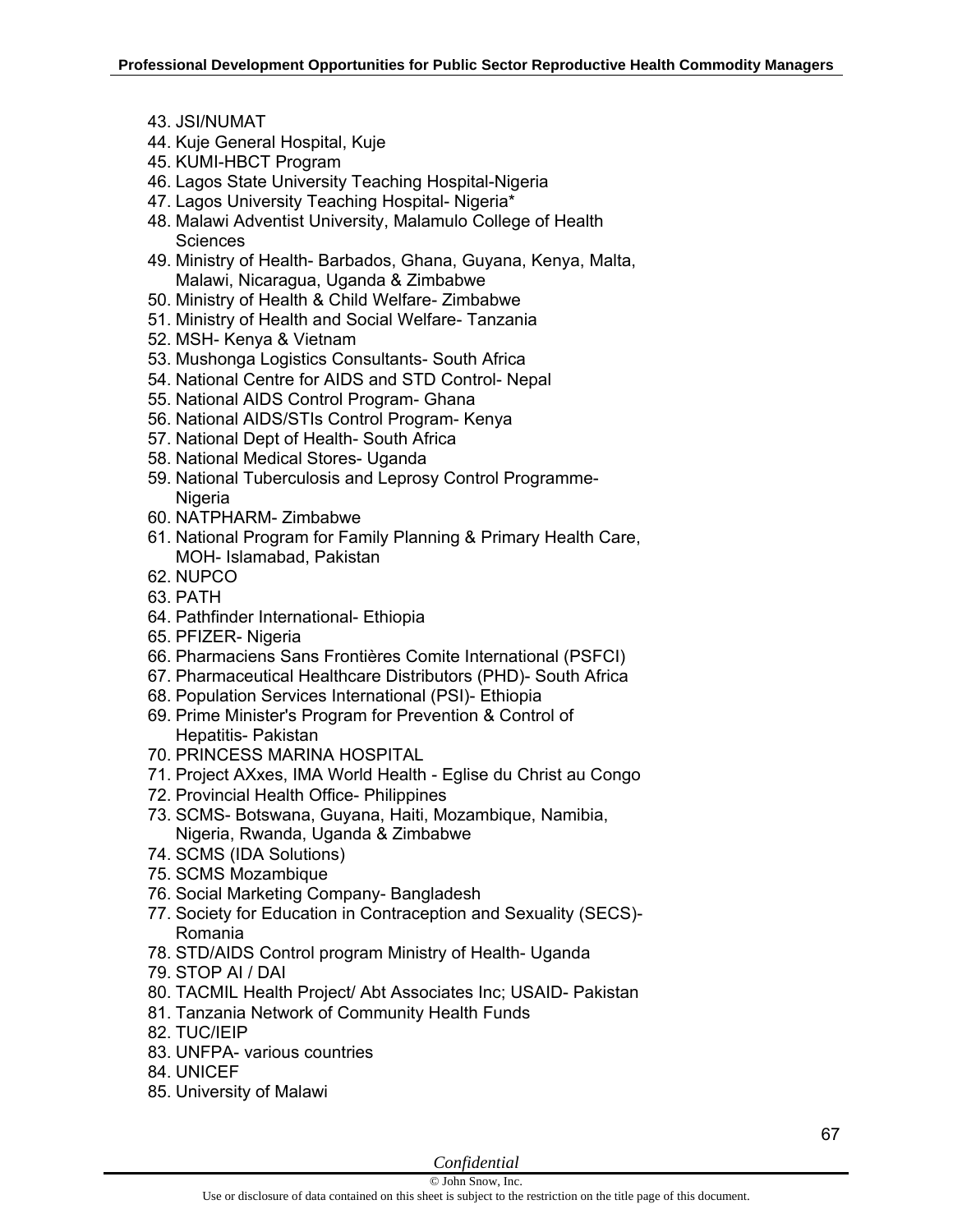43. JSI/NUMAT
44. Kuje General Hospital, Kuje
45. KUMI-HBCT Program
46. Lagos State University Teaching Hospital-Nigeria
47. Lagos University Teaching Hospital- Nigeria*
48. Malawi Adventist University, Malamulo College of Health Sciences
49. Ministry of Health- Barbados, Ghana, Guyana, Kenya, Malta, Malawi, Nicaragua, Uganda & Zimbabwe
50. Ministry of Health & Child Welfare- Zimbabwe
51. Ministry of Health and Social Welfare- Tanzania
52. MSH- Kenya & Vietnam
53. Mushonga Logistics Consultants- South Africa
54. National Centre for AIDS and STD Control- Nepal
55. National AIDS Control Program- Ghana
56. National AIDS/STIs Control Program- Kenya
57. National Dept of Health- South Africa
58. National Medical Stores- Uganda
59. National Tuberculosis and Leprosy Control Programme- Nigeria
60. NATPHARM- Zimbabwe
61. National Program for Family Planning & Primary Health Care, MOH- Islamabad, Pakistan
62. NUPCO
63. PATH
64. Pathfinder International- Ethiopia
65. PFIZER- Nigeria
66. Pharmaciens Sans Frontières Comite International (PSFCI)
67. Pharmaceutical Healthcare Distributors (PHD)- South Africa
68. Population Services International (PSI)- Ethiopia
69. Prime Minister's Program for Prevention & Control of Hepatitis- Pakistan
70. PRINCESS MARINA HOSPITAL
71. Project AXxes, IMA World Health - Eglise du Christ au Congo
72. Provincial Health Office- Philippines
73. SCMS- Botswana, Guyana, Haiti, Mozambique, Namibia, Nigeria, Rwanda, Uganda & Zimbabwe
74. SCMS (IDA Solutions)
75. SCMS Mozambique
76. Social Marketing Company- Bangladesh
77. Society for Education in Contraception and Sexuality (SECS)- Romania
78. STD/AIDS Control program Ministry of Health- Uganda
79. STOP AI / DAI
80. TACMIL Health Project/ Abt Associates Inc; USAID- Pakistan
81. Tanzania Network of Community Health Funds
82. TUC/IEIP
83. UNFPA- various countries
84. UNICEF
85. University of Malawi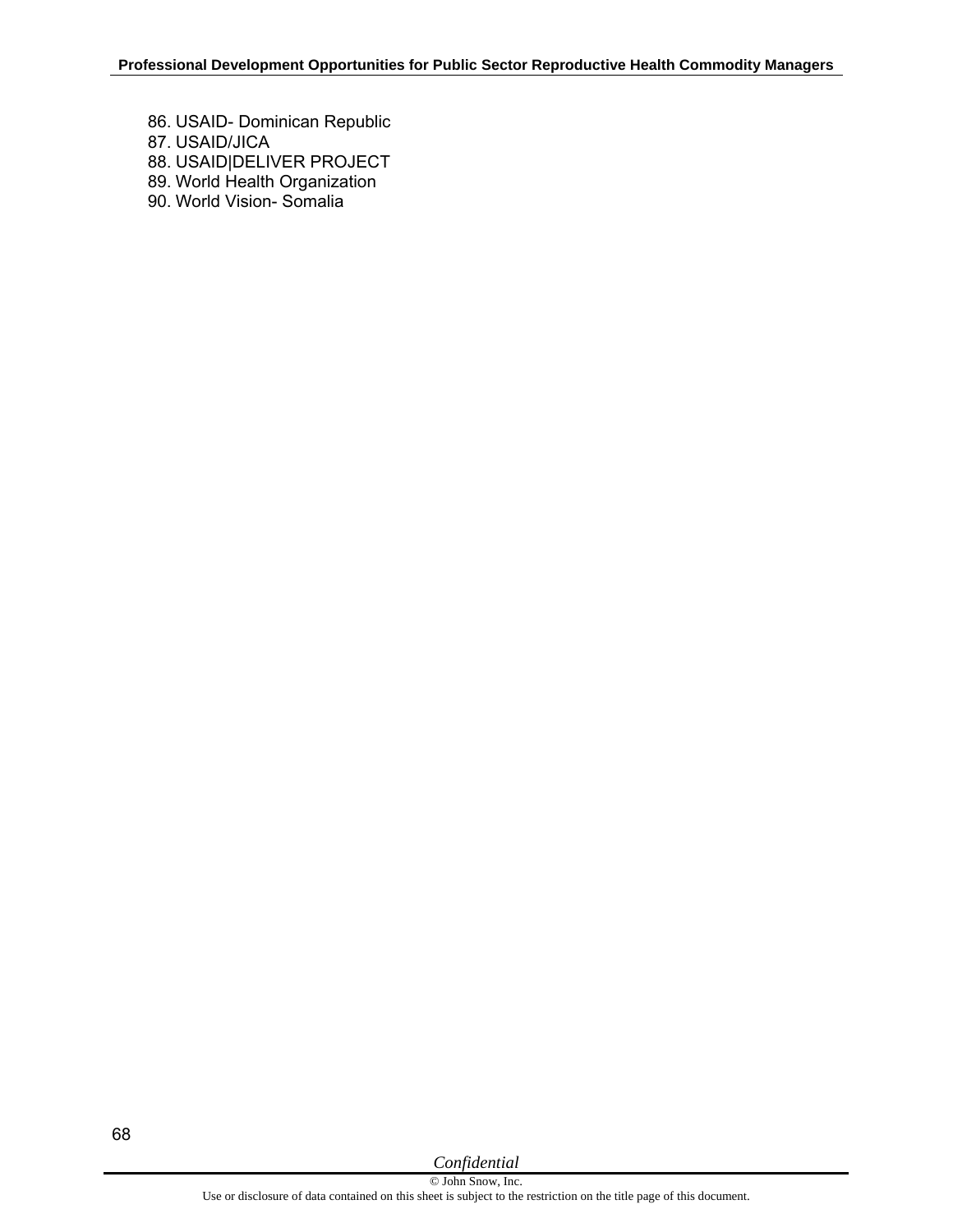86. USAID- Dominican Republic
87. USAID/JICA
88. USAID|DELIVER PROJECT
89. World Health Organization
90. World Vision- Somalia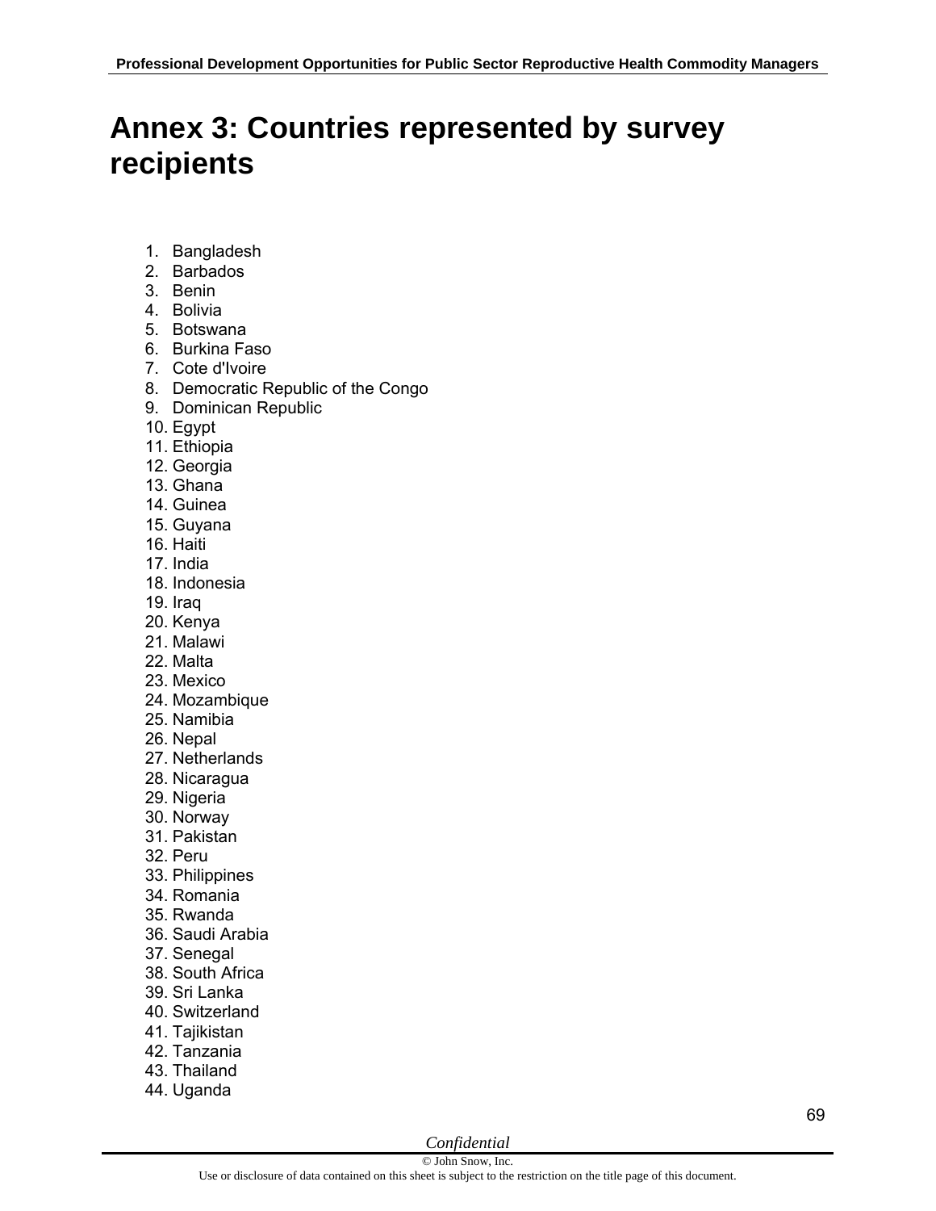# Annex 3: Countries represented by survey recipients

1. Bangladesh
2. Barbados
3. Benin
4. Bolivia
5. Botswana
6. Burkina Faso
7. Cote d'Ivoire
8. Democratic Republic of the Congo
9. Dominican Republic
10. Egypt
11. Ethiopia
12. Georgia
13. Ghana
14. Guinea
15. Guyana
16. Haiti
17. India
18. Indonesia
19. Iraq
20. Kenya
21. Malawi
22. Malta
23. Mexico
24. Mozambique
25. Namibia
26. Nepal
27. Netherlands
28. Nicaragua
29. Nigeria
30. Norway
31. Pakistan
32. Peru
33. Philippines
34. Romania
35. Rwanda
36. Saudi Arabia
37. Senegal
38. South Africa
39. Sri Lanka
40. Switzerland
41. Tajikistan
42. Tanzania
43. Thailand
44. Uganda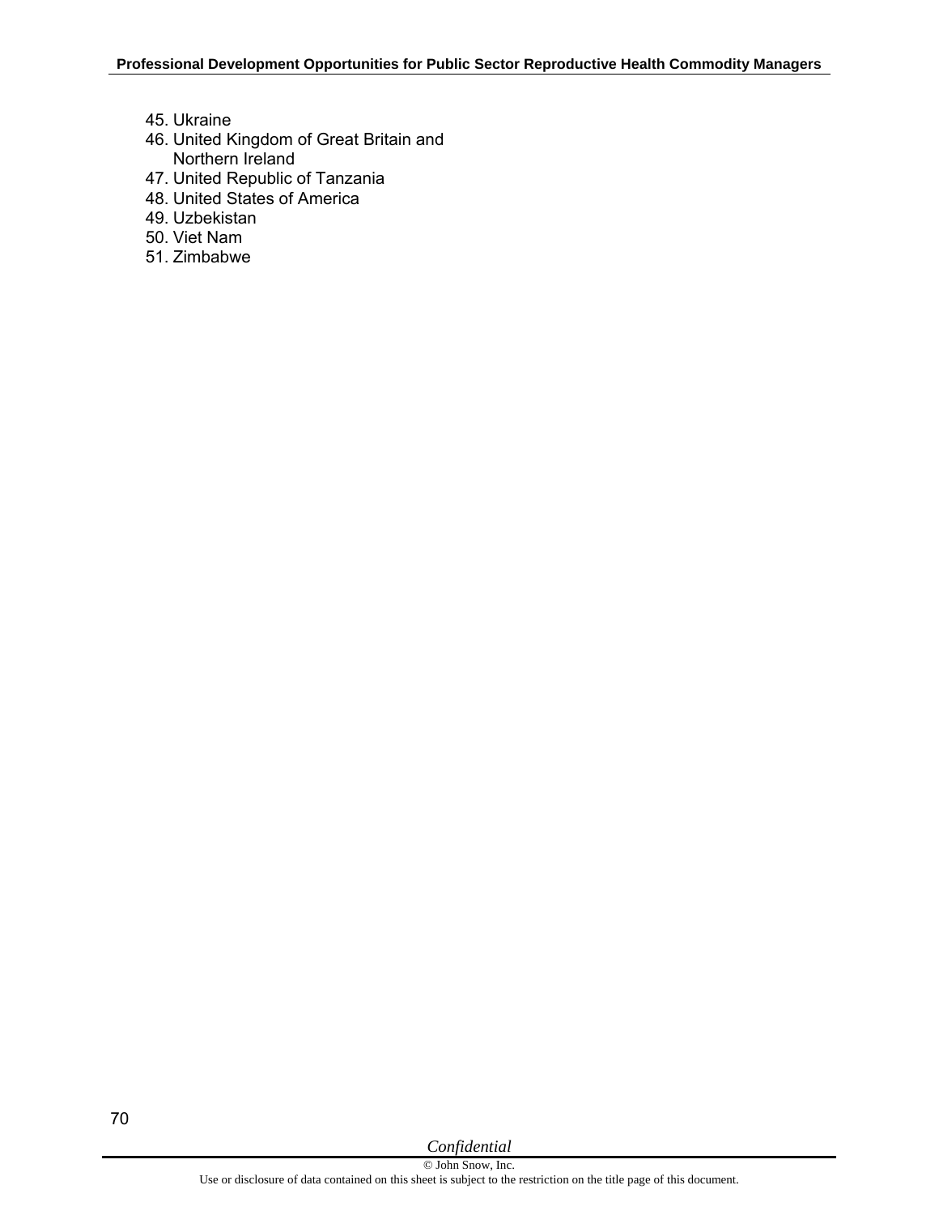45. Ukraine
46. United Kingdom of Great Britain and Northern Ireland
47. United Republic of Tanzania
48. United States of America
49. Uzbekistan
50. Viet Nam
51. Zimbabwe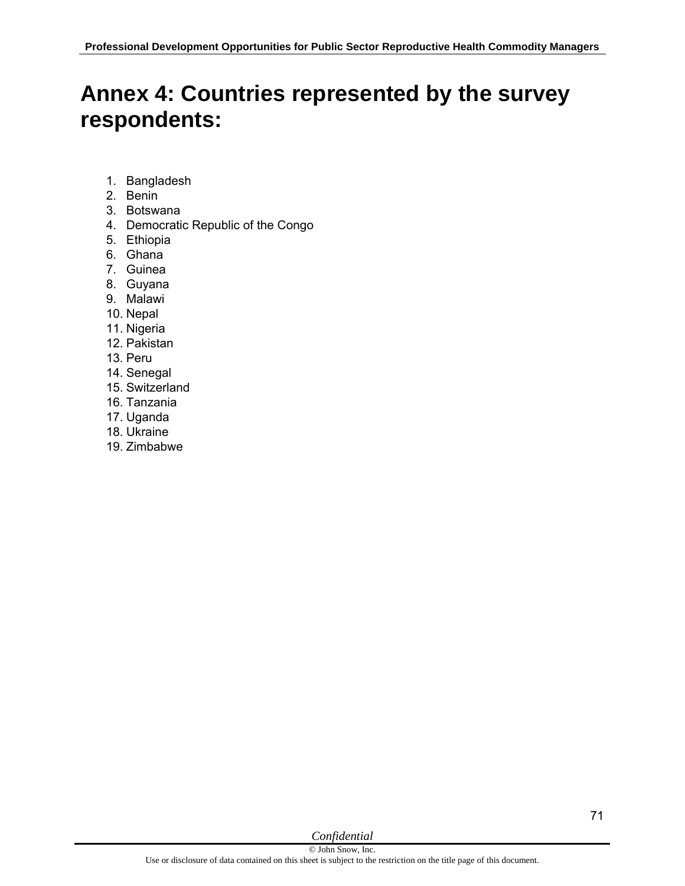# Annex 4: Countries represented by the survey respondents:

1. Bangladesh
2. Benin
3. Botswana
4. Democratic Republic of the Congo
5. Ethiopia
6. Ghana
7. Guinea
8. Guyana
9. Malawi
10. Nepal
11. Nigeria
12. Pakistan
13. Peru
14. Senegal
15. Switzerland
16. Tanzania
17. Uganda
18. Ukraine
19. Zimbabwe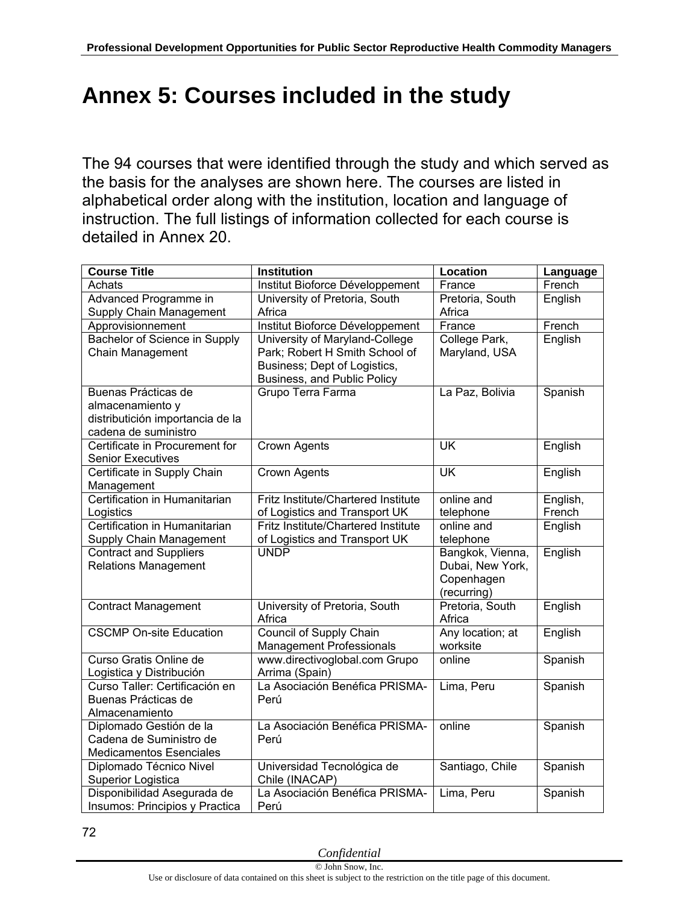# Annex 5: Courses included in the study

The 94 courses that were identified through the study and which served as the basis for the analyses are shown here. The courses are listed in alphabetical order along with the institution, location and language of instruction. The full listings of information collected for each course is detailed in Annex 20.

| Course Title | Institution | Location | Language |
|---|---|---|---|
| Achats | Institut Bioforce Développement | France | French |
| Advanced Programme in Supply Chain Management | University of Pretoria, South Africa | Pretoria, South Africa | English |
| Approvisionnement | Institut Bioforce Développement | France | French |
| Bachelor of Science in Supply Chain Management | University of Maryland-College Park; Robert H Smith School of Business; Dept of Logistics, Business, and Public Policy | College Park, Maryland, USA | English |
| Buenas Prácticas de almacenamiento y distributión importancia de la cadena de suministro | Grupo Terra Farma | La Paz, Bolivia | Spanish |
| Certificate in Procurement for Senior Executives | Crown Agents | UK | English |
| Certificate in Supply Chain Management | Crown Agents | UK | English |
| Certification in Humanitarian Logistics | Fritz Institute/Chartered Institute of Logistics and Transport UK | online and telephone | English, French |
| Certification in Humanitarian Supply Chain Management | Fritz Institute/Chartered Institute of Logistics and Transport UK | online and telephone | English |
| Contract and Suppliers Relations Management | UNDP | Bangkok, Vienna, Dubai, New York, Copenhagen (recurring) | English |
| Contract Management | University of Pretoria, South Africa | Pretoria, South Africa | English |
| CSCMP On-site Education | Council of Supply Chain Management Professionals | Any location; at worksite | English |
| Curso Gratis Online de Logistica y Distribución | www.directivoglobal.com Grupo Arrima (Spain) | online | Spanish |
| Curso Taller: Certificación en Buenas Prácticas de Almacenamiento | La Asociación Benéfica PRISMA-Perú | Lima, Peru | Spanish |
| Diplomado Gestión de la Cadena de Suministro de Medicamentos Esenciales | La Asociación Benéfica PRISMA-Perú | online | Spanish |
| Diplomado Técnico Nivel Superior Logistica | Universidad Tecnológica de Chile (INACAP) | Santiago, Chile | Spanish |
| Disponibilidad Asegurada de Insumos: Principios y Practica | La Asociación Benéfica PRISMA-Perú | Lima, Peru | Spanish |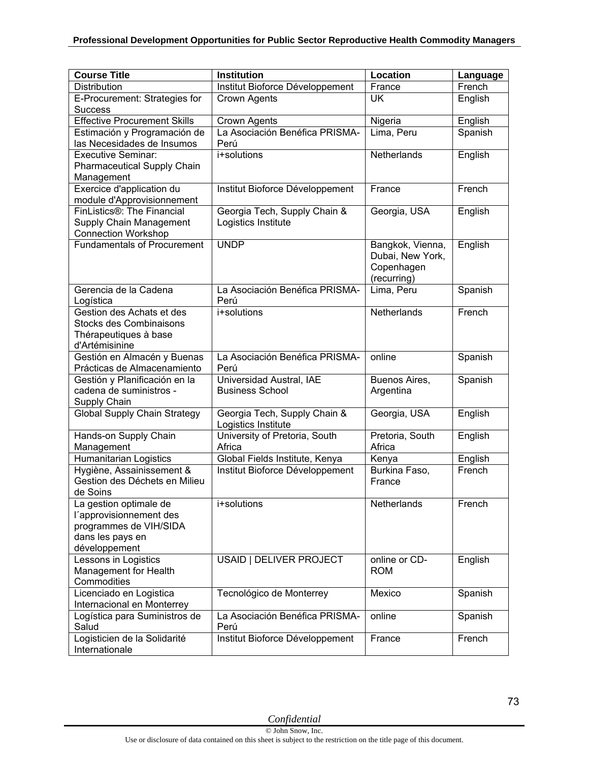| Course Title | Institution | Location | Language |
|---|---|---|---|
| Distribution | Institut Bioforce Développement | France | French |
| E-Procurement: Strategies for Success | Crown Agents | UK | English |
| Effective Procurement Skills | Crown Agents | Nigeria | English |
| Estimación y Programación de las Necesidades de Insumos | La Asociación Benéfica PRISMA-Perú | Lima, Peru | Spanish |
| Executive Seminar: Pharmaceutical Supply Chain Management | i+solutions | Netherlands | English |
| Exercice d'application du module d'Approvisionnement | Institut Bioforce Développement | France | French |
| FinListics®: The Financial Supply Chain Management Connection Workshop | Georgia Tech, Supply Chain & Logistics Institute | Georgia, USA | English |
| Fundamentals of Procurement | UNDP | Bangkok, Vienna, Dubai, New York, Copenhagen (recurring) | English |
| Gerencia de la Cadena Logística | La Asociación Benéfica PRISMA-Perú | Lima, Peru | Spanish |
| Gestion des Achats et des Stocks des Combinaisons Thérapeutiques à base d'Artémisinine | i+solutions | Netherlands | French |
| Gestión en Almacén y Buenas Prácticas de Almacenamiento | La Asociación Benéfica PRISMA-Perú | online | Spanish |
| Gestión y Planificación en la cadena de suministros - Supply Chain | Universidad Austral, IAE Business School | Buenos Aires, Argentina | Spanish |
| Global Supply Chain Strategy | Georgia Tech, Supply Chain & Logistics Institute | Georgia, USA | English |
| Hands-on Supply Chain Management | University of Pretoria, South Africa | Pretoria, South Africa | English |
| Humanitarian Logistics | Global Fields Institute, Kenya | Kenya | English |
| Hygiène, Assainissement & Gestion des Déchets en Milieu de Soins | Institut Bioforce Développement | Burkina Faso, France | French |
| La gestion optimale de l´approvisionnement des programmes de VIH/SIDA dans les pays en développement | i+solutions | Netherlands | French |
| Lessons in Logistics Management for Health Commodities | USAID \| DELIVER PROJECT | online or CD-ROM | English |
| Licenciado en Logistica Internacional en Monterrey | Tecnológico de Monterrey | Mexico | Spanish |
| Logística para Suministros de Salud | La Asociación Benéfica PRISMA-Perú | online | Spanish |
| Logisticien de la Solidarité Internationale | Institut Bioforce Développement | France | French |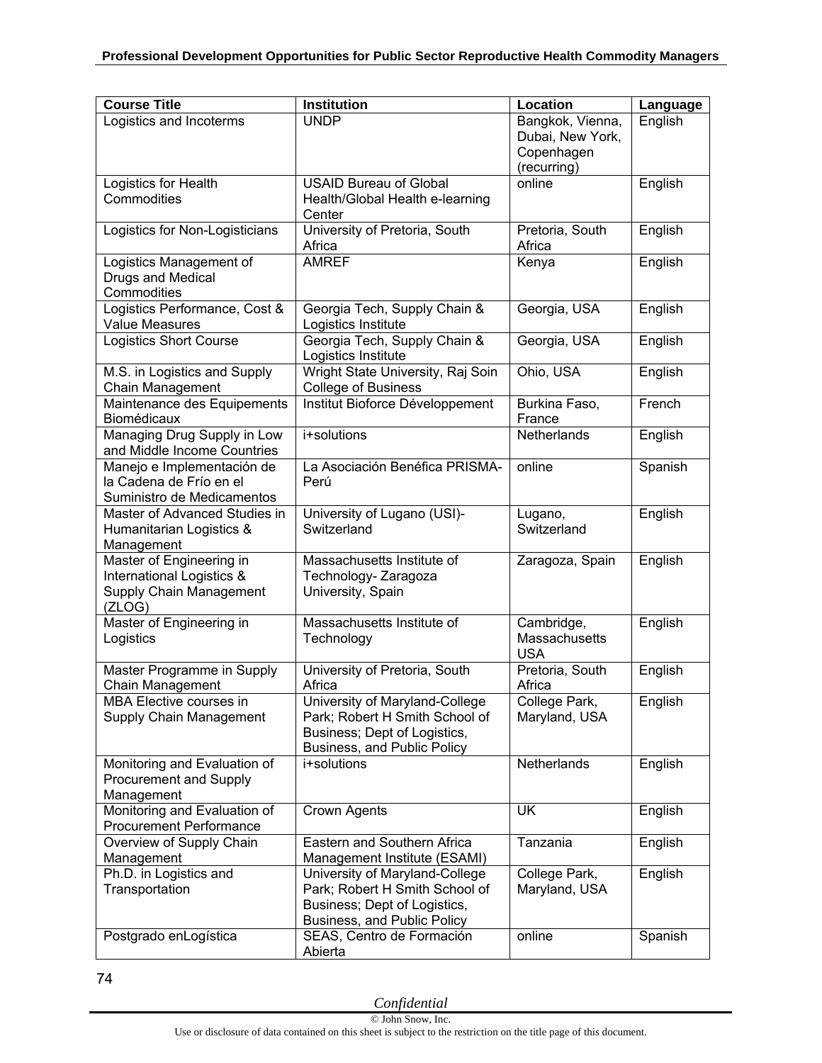| Course Title | Institution | Location | Language |
|---|---|---|---|
| Logistics and Incoterms | UNDP | Bangkok, Vienna, Dubai, New York, Copenhagen (recurring) | English |
| Logistics for Health Commodities | USAID Bureau of Global Health/Global Health e-learning Center | online | English |
| Logistics for Non-Logisticians | University of Pretoria, South Africa | Pretoria, South Africa | English |
| Logistics Management of Drugs and Medical Commodities | AMREF | Kenya | English |
| Logistics Performance, Cost & Value Measures | Georgia Tech, Supply Chain & Logistics Institute | Georgia, USA | English |
| Logistics Short Course | Georgia Tech, Supply Chain & Logistics Institute | Georgia, USA | English |
| M.S. in Logistics and Supply Chain Management | Wright State University, Raj Soin College of Business | Ohio, USA | English |
| Maintenance des Equipements Biomédicaux | Institut Bioforce Développement | Burkina Faso, France | French |
| Managing Drug Supply in Low and Middle Income Countries | i+solutions | Netherlands | English |
| Manejo e Implementación de la Cadena de Frío en el Suministro de Medicamentos | La Asociación Benéfica PRISMA-Perú | online | Spanish |
| Master of Advanced Studies in Humanitarian Logistics & Management | University of Lugano (USI)-Switzerland | Lugano, Switzerland | English |
| Master of Engineering in International Logistics & Supply Chain Management (ZLOG) | Massachusetts Institute of Technology- Zaragoza University, Spain | Zaragoza, Spain | English |
| Master of Engineering in Logistics | Massachusetts Institute of Technology | Cambridge, Massachusetts USA | English |
| Master Programme in Supply Chain Management | University of Pretoria, South Africa | Pretoria, South Africa | English |
| MBA Elective courses in Supply Chain Management | University of Maryland-College Park; Robert H Smith School of Business; Dept of Logistics, Business, and Public Policy | College Park, Maryland, USA | English |
| Monitoring and Evaluation of Procurement and Supply Management | i+solutions | Netherlands | English |
| Monitoring and Evaluation of Procurement Performance | Crown Agents | UK | English |
| Overview of Supply Chain Management | Eastern and Southern Africa Management Institute (ESAMI) | Tanzania | English |
| Ph.D. in Logistics and Transportation | University of Maryland-College Park; Robert H Smith School of Business; Dept of Logistics, Business, and Public Policy | College Park, Maryland, USA | English |
| Postgrado enLogística | SEAS, Centro de Formación Abierta | online | Spanish |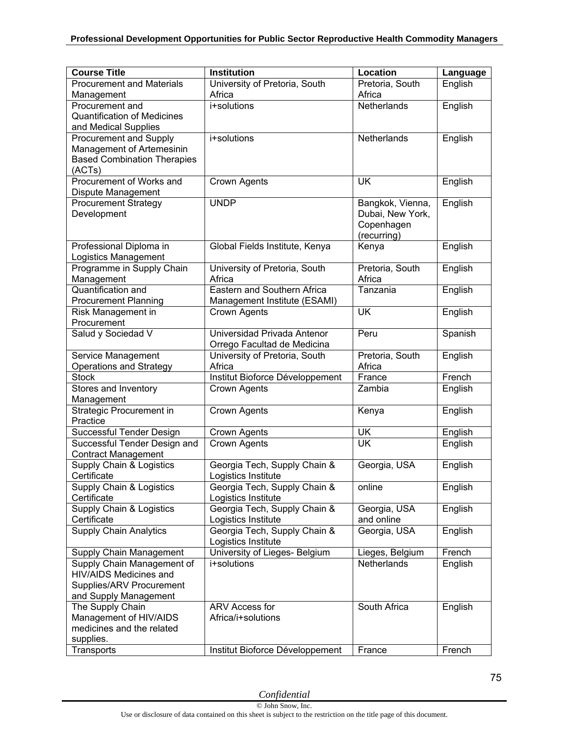| Course Title | Institution | Location | Language |
|---|---|---|---|
| Procurement and Materials Management | University of Pretoria, South Africa | Pretoria, South Africa | English |
| Procurement and Quantification of Medicines and Medical Supplies | i+solutions | Netherlands | English |
| Procurement and Supply Management of Artemesinin Based Combination Therapies (ACTs) | i+solutions | Netherlands | English |
| Procurement of Works and Dispute Management | Crown Agents | UK | English |
| Procurement Strategy Development | UNDP | Bangkok, Vienna, Dubai, New York, Copenhagen (recurring) | English |
| Professional Diploma in Logistics Management | Global Fields Institute, Kenya | Kenya | English |
| Programme in Supply Chain Management | University of Pretoria, South Africa | Pretoria, South Africa | English |
| Quantification and Procurement Planning | Eastern and Southern Africa Management Institute (ESAMI) | Tanzania | English |
| Risk Management in Procurement | Crown Agents | UK | English |
| Salud y Sociedad V | Universidad Privada Antenor Orrego Facultad de Medicina | Peru | Spanish |
| Service Management Operations and Strategy | University of Pretoria, South Africa | Pretoria, South Africa | English |
| Stock | Institut Bioforce Développement | France | French |
| Stores and Inventory Management | Crown Agents | Zambia | English |
| Strategic Procurement in Practice | Crown Agents | Kenya | English |
| Successful Tender Design | Crown Agents | UK | English |
| Successful Tender Design and Contract Management | Crown Agents | UK | English |
| Supply Chain & Logistics Certificate | Georgia Tech, Supply Chain & Logistics Institute | Georgia, USA | English |
| Supply Chain & Logistics Certificate | Georgia Tech, Supply Chain & Logistics Institute | online | English |
| Supply Chain & Logistics Certificate | Georgia Tech, Supply Chain & Logistics Institute | Georgia, USA and online | English |
| Supply Chain Analytics | Georgia Tech, Supply Chain & Logistics Institute | Georgia, USA | English |
| Supply Chain Management | University of Lieges- Belgium | Lieges, Belgium | French |
| Supply Chain Management of HIV/AIDS Medicines and Supplies/ARV Procurement and Supply Management | i+solutions | Netherlands | English |
| The Supply Chain Management of HIV/AIDS medicines and the related supplies. | ARV Access for Africa/i+solutions | South Africa | English |
| Transports | Institut Bioforce Développement | France | French |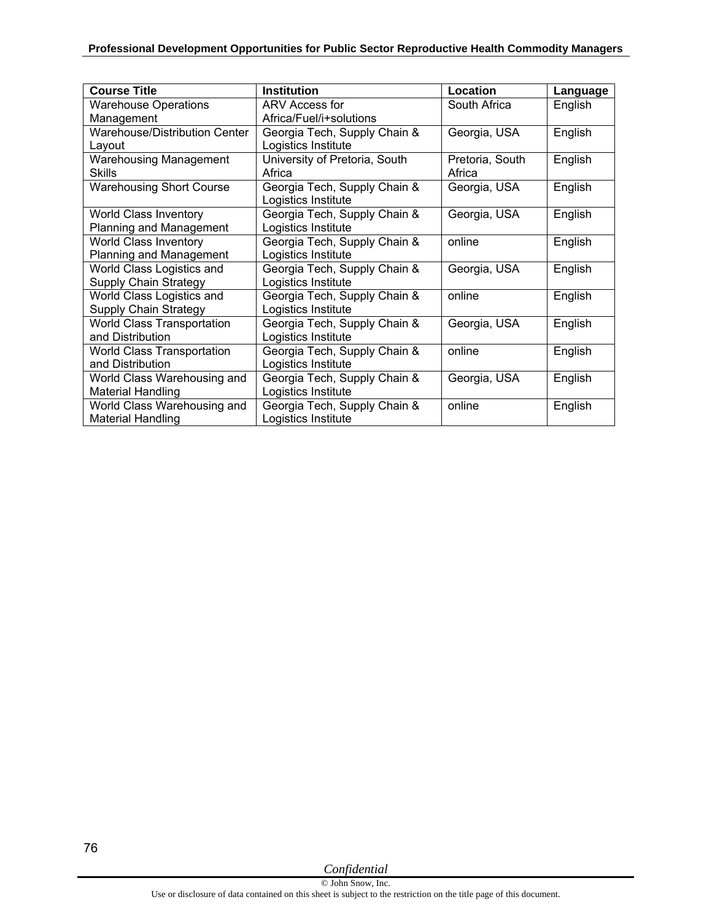| Course Title | Institution | Location | Language |
| --- | --- | --- | --- |
| Warehouse Operations Management | ARV Access for Africa/Fuel/i+solutions | South Africa | English |
| Warehouse/Distribution Center Layout | Georgia Tech, Supply Chain & Logistics Institute | Georgia, USA | English |
| Warehousing Management Skills | University of Pretoria, South Africa | Pretoria, South Africa | English |
| Warehousing Short Course | Georgia Tech, Supply Chain & Logistics Institute | Georgia, USA | English |
| World Class Inventory Planning and Management | Georgia Tech, Supply Chain & Logistics Institute | Georgia, USA | English |
| World Class Inventory Planning and Management | Georgia Tech, Supply Chain & Logistics Institute | online | English |
| World Class Logistics and Supply Chain Strategy | Georgia Tech, Supply Chain & Logistics Institute | Georgia, USA | English |
| World Class Logistics and Supply Chain Strategy | Georgia Tech, Supply Chain & Logistics Institute | online | English |
| World Class Transportation and Distribution | Georgia Tech, Supply Chain & Logistics Institute | Georgia, USA | English |
| World Class Transportation and Distribution | Georgia Tech, Supply Chain & Logistics Institute | online | English |
| World Class Warehousing and Material Handling | Georgia Tech, Supply Chain & Logistics Institute | Georgia, USA | English |
| World Class Warehousing and Material Handling | Georgia Tech, Supply Chain & Logistics Institute | online | English |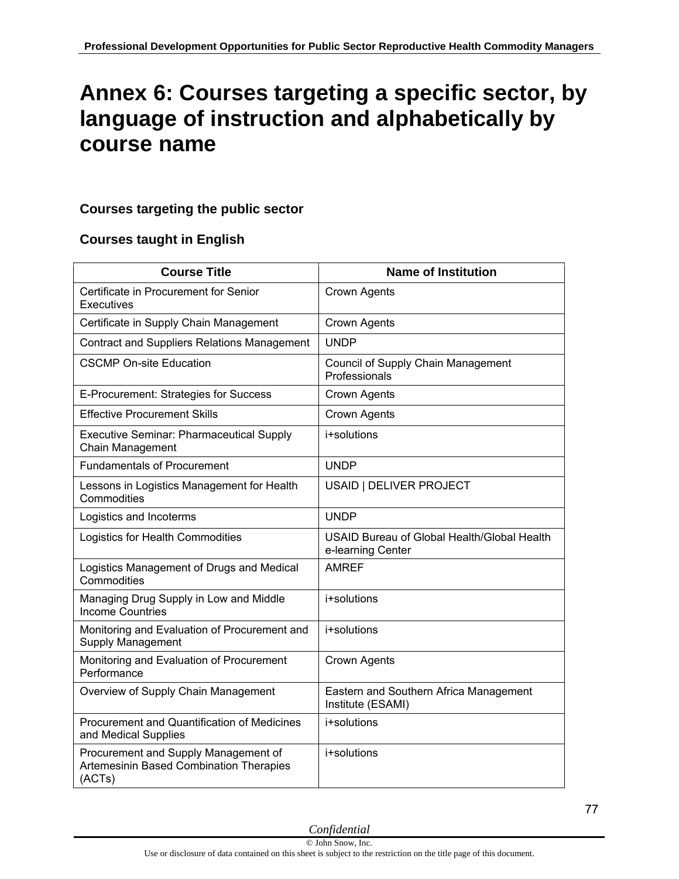# Annex 6: Courses targeting a specific sector, by language of instruction and alphabetically by course name

### Courses targeting the public sector

### Courses taught in English

| Course Title | Name of Institution |
|---|---|
| Certificate in Procurement for Senior Executives | Crown Agents |
| Certificate in Supply Chain Management | Crown Agents |
| Contract and Suppliers Relations Management | UNDP |
| CSCMP On-site Education | Council of Supply Chain Management Professionals |
| E-Procurement: Strategies for Success | Crown Agents |
| Effective Procurement Skills | Crown Agents |
| Executive Seminar: Pharmaceutical Supply Chain Management | i+solutions |
| Fundamentals of Procurement | UNDP |
| Lessons in Logistics Management for Health Commodities | USAID \| DELIVER PROJECT |
| Logistics and Incoterms | UNDP |
| Logistics for Health Commodities | USAID Bureau of Global Health/Global Health e-learning Center |
| Logistics Management of Drugs and Medical Commodities | AMREF |
| Managing Drug Supply in Low and Middle Income Countries | i+solutions |
| Monitoring and Evaluation of Procurement and Supply Management | i+solutions |
| Monitoring and Evaluation of Procurement Performance | Crown Agents |
| Overview of Supply Chain Management | Eastern and Southern Africa Management Institute (ESAMI) |
| Procurement and Quantification of Medicines and Medical Supplies | i+solutions |
| Procurement and Supply Management of Artemesinin Based Combination Therapies (ACTs) | i+solutions |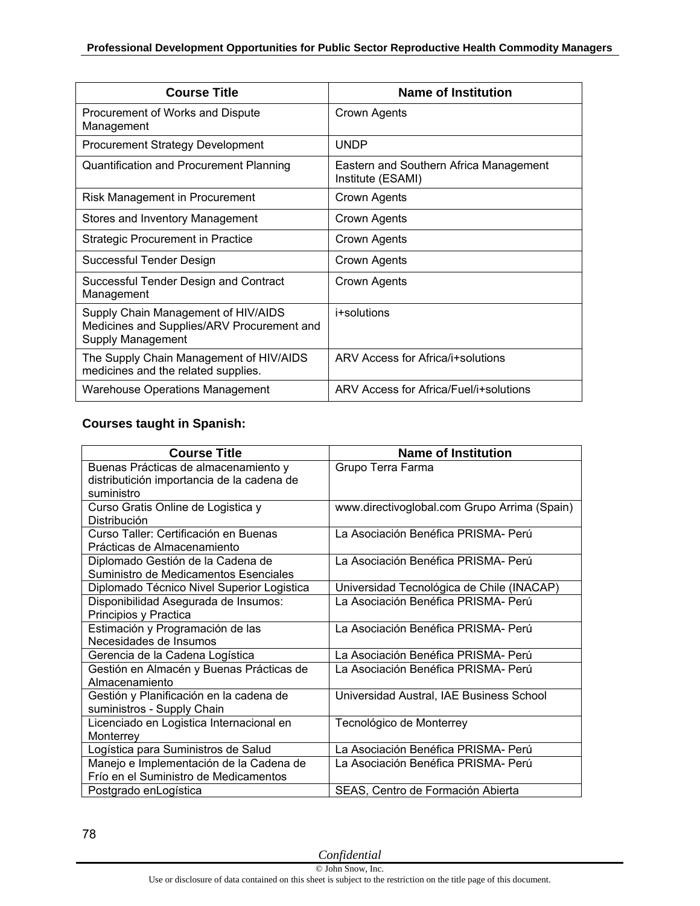| Course Title | Name of Institution |
|---|---|
| Procurement of Works and Dispute Management | Crown Agents |
| Procurement Strategy Development | UNDP |
| Quantification and Procurement Planning | Eastern and Southern Africa Management Institute (ESAMI) |
| Risk Management in Procurement | Crown Agents |
| Stores and Inventory Management | Crown Agents |
| Strategic Procurement in Practice | Crown Agents |
| Successful Tender Design | Crown Agents |
| Successful Tender Design and Contract Management | Crown Agents |
| Supply Chain Management of HIV/AIDS Medicines and Supplies/ARV Procurement and Supply Management | i+solutions |
| The Supply Chain Management of HIV/AIDS medicines and the related supplies. | ARV Access for Africa/i+solutions |
| Warehouse Operations Management | ARV Access for Africa/Fuel/i+solutions |

**Courses taught in Spanish:**

| Course Title | Name of Institution |
|---|---|
| Buenas Prácticas de almacenamiento y distributición importancia de la cadena de suministro | Grupo Terra Farma |
| Curso Gratis Online de Logistica y Distribución | www.directivoglobal.com Grupo Arrima (Spain) |
| Curso Taller: Certificación en Buenas Prácticas de Almacenamiento | La Asociación Benéfica PRISMA- Perú |
| Diplomado Gestión de la Cadena de Suministro de Medicamentos Esenciales | La Asociación Benéfica PRISMA- Perú |
| Diplomado Técnico Nivel Superior Logistica | Universidad Tecnológica de Chile (INACAP) |
| Disponibilidad Asegurada de Insumos: Principios y Practica | La Asociación Benéfica PRISMA- Perú |
| Estimación y Programación de las Necesidades de Insumos | La Asociación Benéfica PRISMA- Perú |
| Gerencia de la Cadena Logística | La Asociación Benéfica PRISMA- Perú |
| Gestión en Almacén y Buenas Prácticas de Almacenamiento | La Asociación Benéfica PRISMA- Perú |
| Gestión y Planificación en la cadena de suministros - Supply Chain | Universidad Austral, IAE Business School |
| Licenciado en Logistica Internacional en Monterrey | Tecnológico de Monterrey |
| Logística para Suministros de Salud | La Asociación Benéfica PRISMA- Perú |
| Manejo e Implementación de la Cadena de Frío en el Suministro de Medicamentos | La Asociación Benéfica PRISMA- Perú |
| Postgrado enLogística | SEAS, Centro de Formación Abierta |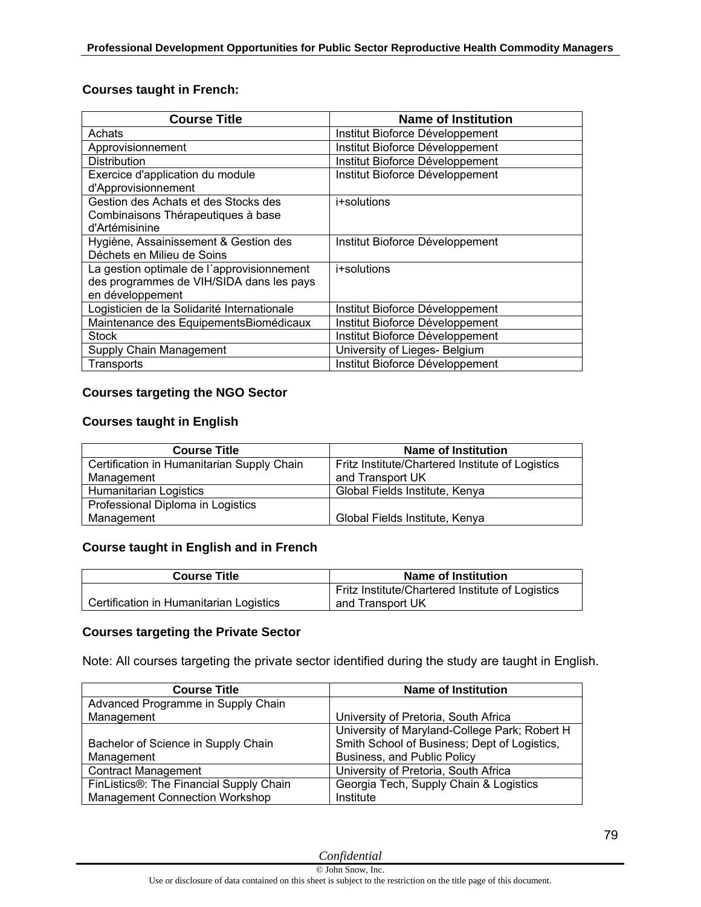**Courses taught in French:**

| Course Title | Name of Institution |
|---|---|
| Achats | Institut Bioforce Développement |
| Approvisionnement | Institut Bioforce Développement |
| Distribution | Institut Bioforce Développement |
| Exercice d'application du module d'Approvisionnement | Institut Bioforce Développement |
| Gestion des Achats et des Stocks des Combinaisons Thérapeutiques à base d'Artémisinine | i+solutions |
| Hygiène, Assainissement & Gestion des Déchets en Milieu de Soins | Institut Bioforce Développement |
| La gestion optimale de l´approvisionnement des programmes de VIH/SIDA dans les pays en développement | i+solutions |
| Logisticien de la Solidarité Internationale | Institut Bioforce Développement |
| Maintenance des EquipementsBiomédicaux | Institut Bioforce Développement |
| Stock | Institut Bioforce Développement |
| Supply Chain Management | University of Lieges- Belgium |
| Transports | Institut Bioforce Développement |

**Courses targeting the NGO Sector**

**Courses taught in English**

| Course Title | Name of Institution |
|---|---|
| Certification in Humanitarian Supply Chain Management | Fritz Institute/Chartered Institute of Logistics and Transport UK |
| Humanitarian Logistics | Global Fields Institute, Kenya |
| Professional Diploma in Logistics Management | Global Fields Institute, Kenya |

**Course taught in English and in French**

| Course Title | Name of Institution |
|---|---|
| Certification in Humanitarian Logistics | Fritz Institute/Chartered Institute of Logistics and Transport UK |

**Courses targeting the Private Sector**

Note: All courses targeting the private sector identified during the study are taught in English.

| Course Title | Name of Institution |
|---|---|
| Advanced Programme in Supply Chain Management | University of Pretoria, South Africa |
| Bachelor of Science in Supply Chain Management | University of Maryland-College Park; Robert H Smith School of Business; Dept of Logistics, Business, and Public Policy |
| Contract Management | University of Pretoria, South Africa |
| FinListics®: The Financial Supply Chain Management Connection Workshop | Georgia Tech, Supply Chain & Logistics Institute |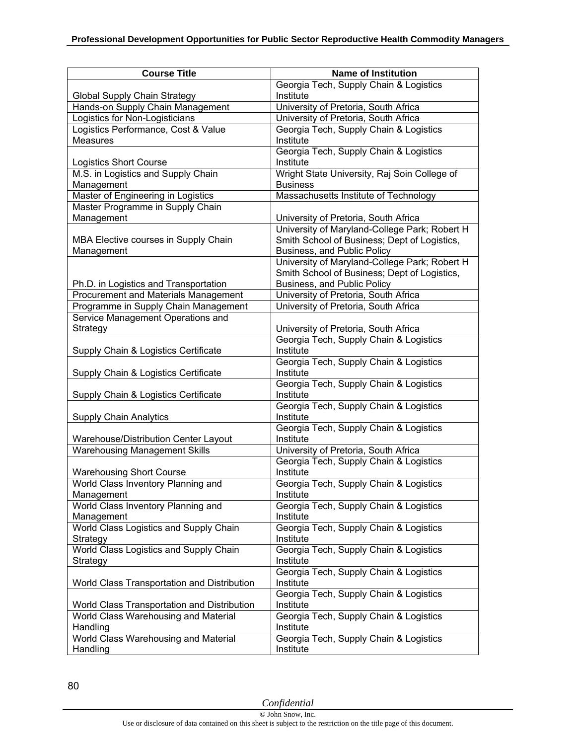| Course Title | Name of Institution |
| --- | --- |
| Global Supply Chain Strategy | Georgia Tech, Supply Chain & Logistics Institute |
| Hands-on Supply Chain Management | University of Pretoria, South Africa |
| Logistics for Non-Logisticians | University of Pretoria, South Africa |
| Logistics Performance, Cost & Value Measures | Georgia Tech, Supply Chain & Logistics Institute |
| Logistics Short Course | Georgia Tech, Supply Chain & Logistics Institute |
| M.S. in Logistics and Supply Chain Management | Wright State University, Raj Soin College of Business |
| Master of Engineering in Logistics | Massachusetts Institute of Technology |
| Master Programme in Supply Chain Management | University of Pretoria, South Africa |
| MBA Elective courses in Supply Chain Management | University of Maryland-College Park; Robert H Smith School of Business; Dept of Logistics, Business, and Public Policy |
| Ph.D. in Logistics and Transportation | University of Maryland-College Park; Robert H Smith School of Business; Dept of Logistics, Business, and Public Policy |
| Procurement and Materials Management | University of Pretoria, South Africa |
| Programme in Supply Chain Management | University of Pretoria, South Africa |
| Service Management Operations and Strategy | University of Pretoria, South Africa |
| Supply Chain & Logistics Certificate | Georgia Tech, Supply Chain & Logistics Institute |
| Supply Chain & Logistics Certificate | Georgia Tech, Supply Chain & Logistics Institute |
| Supply Chain & Logistics Certificate | Georgia Tech, Supply Chain & Logistics Institute |
| Supply Chain Analytics | Georgia Tech, Supply Chain & Logistics Institute |
| Warehouse/Distribution Center Layout | Georgia Tech, Supply Chain & Logistics Institute |
| Warehousing Management Skills | University of Pretoria, South Africa |
| Warehousing Short Course | Georgia Tech, Supply Chain & Logistics Institute |
| World Class Inventory Planning and Management | Georgia Tech, Supply Chain & Logistics Institute |
| World Class Inventory Planning and Management | Georgia Tech, Supply Chain & Logistics Institute |
| World Class Logistics and Supply Chain Strategy | Georgia Tech, Supply Chain & Logistics Institute |
| World Class Logistics and Supply Chain Strategy | Georgia Tech, Supply Chain & Logistics Institute |
| World Class Transportation and Distribution | Georgia Tech, Supply Chain & Logistics Institute |
| World Class Transportation and Distribution | Georgia Tech, Supply Chain & Logistics Institute |
| World Class Warehousing and Material Handling | Georgia Tech, Supply Chain & Logistics Institute |
| World Class Warehousing and Material Handling | Georgia Tech, Supply Chain & Logistics Institute |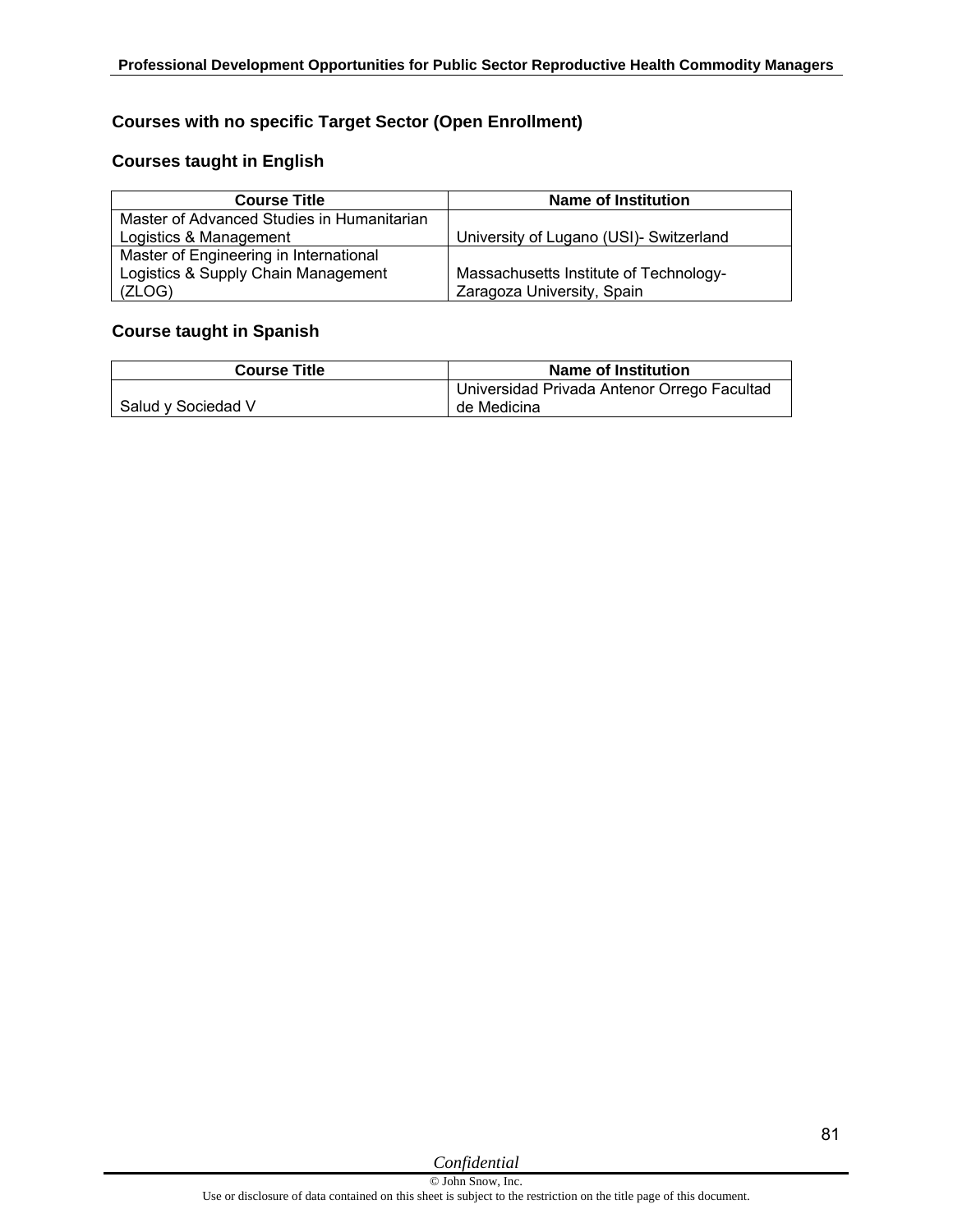### Courses with no specific Target Sector (Open Enrollment)

### Courses taught in English

| Course Title | Name of Institution |
| --- | --- |
| Master of Advanced Studies in Humanitarian Logistics & Management | University of Lugano (USI)- Switzerland |
| Master of Engineering in International Logistics & Supply Chain Management (ZLOG) | Massachusetts Institute of Technology- Zaragoza University, Spain |

### Course taught in Spanish

| Course Title | Name of Institution |
| --- | --- |
| Salud y Sociedad V | Universidad Privada Antenor Orrego Facultad de Medicina |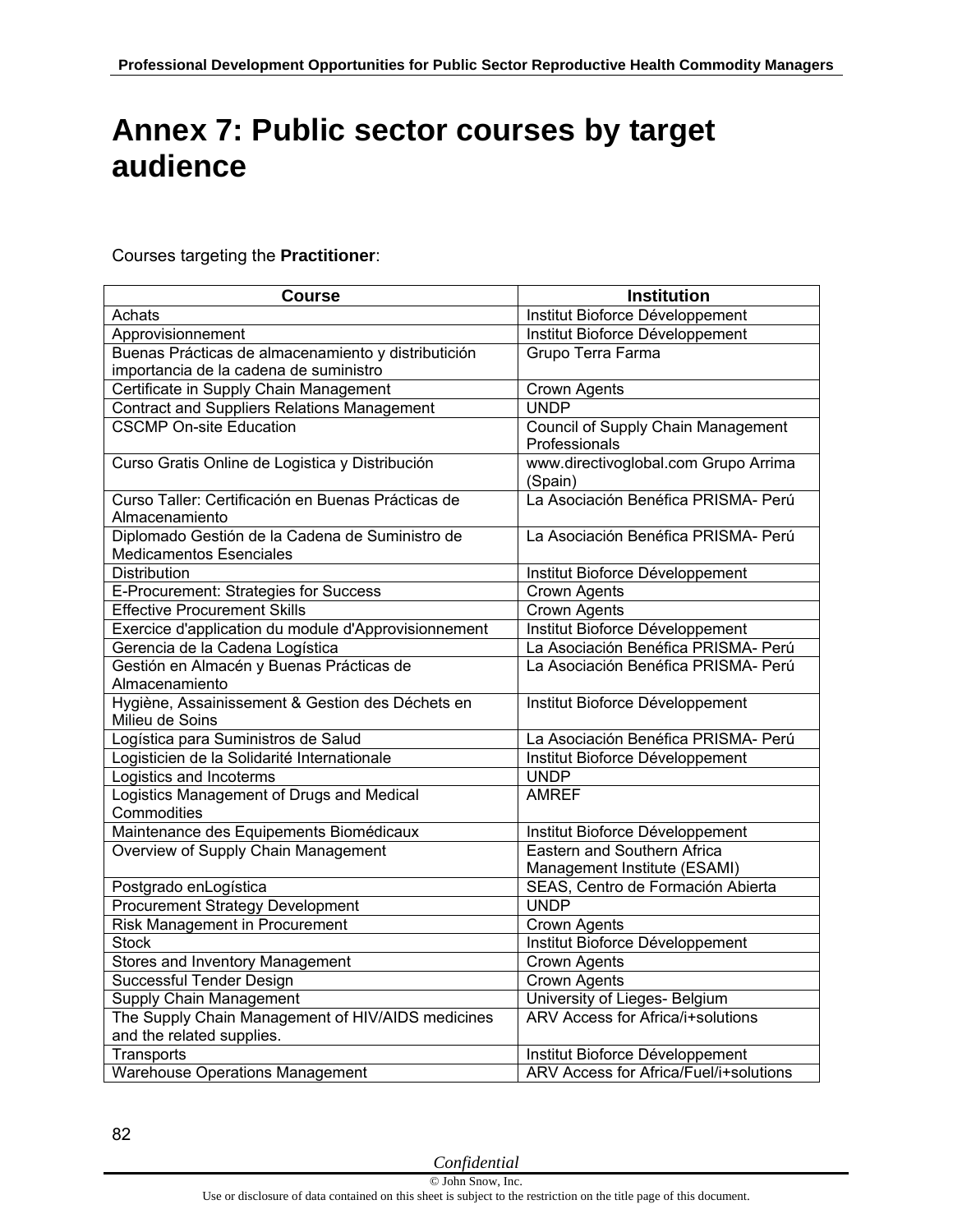# Annex 7: Public sector courses by target audience

Courses targeting the **Practitioner**:

| Course | Institution |
|---|---|
| Achats | Institut Bioforce Développement |
| Approvisionnement | Institut Bioforce Développement |
| Buenas Prácticas de almacenamiento y distributición importancia de la cadena de suministro | Grupo Terra Farma |
| Certificate in Supply Chain Management | Crown Agents |
| Contract and Suppliers Relations Management | UNDP |
| CSCMP On-site Education | Council of Supply Chain Management Professionals |
| Curso Gratis Online de Logistica y Distribución | www.directivoglobal.com Grupo Arrima (Spain) |
| Curso Taller: Certificación en Buenas Prácticas de Almacenamiento | La Asociación Benéfica PRISMA- Perú |
| Diplomado Gestión de la Cadena de Suministro de Medicamentos Esenciales | La Asociación Benéfica PRISMA- Perú |
| Distribution | Institut Bioforce Développement |
| E-Procurement: Strategies for Success | Crown Agents |
| Effective Procurement Skills | Crown Agents |
| Exercice d'application du module d'Approvisionnement | Institut Bioforce Développement |
| Gerencia de la Cadena Logística | La Asociación Benéfica PRISMA- Perú |
| Gestión en Almacén y Buenas Prácticas de Almacenamiento | La Asociación Benéfica PRISMA- Perú |
| Hygiène, Assainissement & Gestion des Déchets en Milieu de Soins | Institut Bioforce Développement |
| Logística para Suministros de Salud | La Asociación Benéfica PRISMA- Perú |
| Logisticien de la Solidarité Internationale | Institut Bioforce Développement |
| Logistics and Incoterms | UNDP |
| Logistics Management of Drugs and Medical Commodities | AMREF |
| Maintenance des Equipements Biomédicaux | Institut Bioforce Développement |
| Overview of Supply Chain Management | Eastern and Southern Africa Management Institute (ESAMI) |
| Postgrado enLogística | SEAS, Centro de Formación Abierta |
| Procurement Strategy Development | UNDP |
| Risk Management in Procurement | Crown Agents |
| Stock | Institut Bioforce Développement |
| Stores and Inventory Management | Crown Agents |
| Successful Tender Design | Crown Agents |
| Supply Chain Management | University of Lieges- Belgium |
| The Supply Chain Management of HIV/AIDS medicines and the related supplies. | ARV Access for Africa/i+solutions |
| Transports | Institut Bioforce Développement |
| Warehouse Operations Management | ARV Access for Africa/Fuel/i+solutions |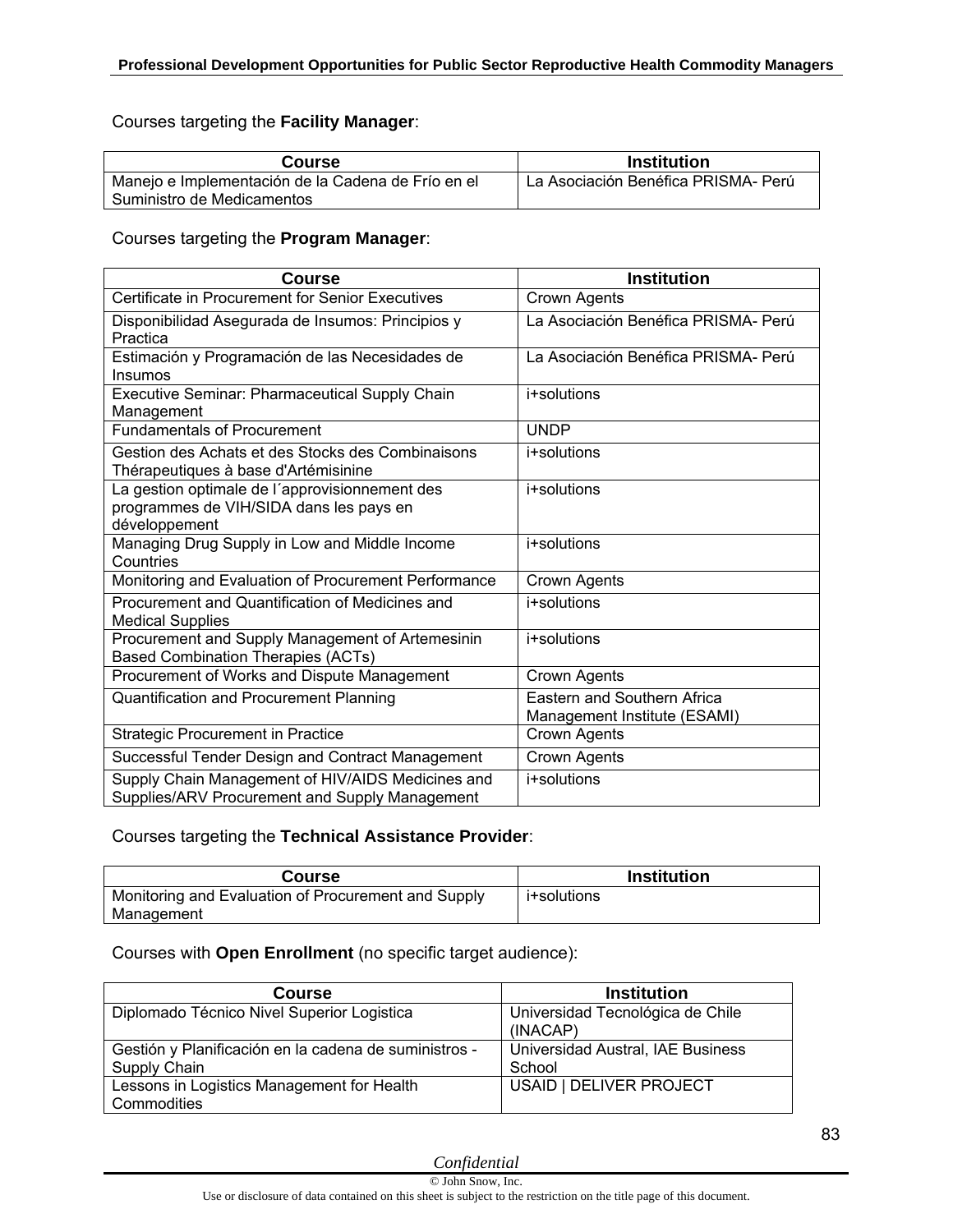Courses targeting the **Facility Manager**:

| Course | Institution |
|---|---|
| Manejo e Implementación de la Cadena de Frío en el Suministro de Medicamentos | La Asociación Benéfica PRISMA- Perú |

Courses targeting the **Program Manager**:

| Course | Institution |
|---|---|
| Certificate in Procurement for Senior Executives | Crown Agents |
| Disponibilidad Asegurada de Insumos: Principios y Practica | La Asociación Benéfica PRISMA- Perú |
| Estimación y Programación de las Necesidades de Insumos | La Asociación Benéfica PRISMA- Perú |
| Executive Seminar: Pharmaceutical Supply Chain Management | i+solutions |
| Fundamentals of Procurement | UNDP |
| Gestion des Achats et des Stocks des Combinaisons Thérapeutiques à base d'Artémisinine | i+solutions |
| La gestion optimale de l´approvisionnement des programmes de VIH/SIDA dans les pays en développement | i+solutions |
| Managing Drug Supply in Low and Middle Income Countries | i+solutions |
| Monitoring and Evaluation of Procurement Performance | Crown Agents |
| Procurement and Quantification of Medicines and Medical Supplies | i+solutions |
| Procurement and Supply Management of Artemesinin Based Combination Therapies (ACTs) | i+solutions |
| Procurement of Works and Dispute Management | Crown Agents |
| Quantification and Procurement Planning | Eastern and Southern Africa Management Institute (ESAMI) |
| Strategic Procurement in Practice | Crown Agents |
| Successful Tender Design and Contract Management | Crown Agents |
| Supply Chain Management of HIV/AIDS Medicines and Supplies/ARV Procurement and Supply Management | i+solutions |

Courses targeting the **Technical Assistance Provider**:

| Course | Institution |
|---|---|
| Monitoring and Evaluation of Procurement and Supply Management | i+solutions |

Courses with **Open Enrollment** (no specific target audience):

| Course | Institution |
|---|---|
| Diplomado Técnico Nivel Superior Logistica | Universidad Tecnológica de Chile (INACAP) |
| Gestión y Planificación en la cadena de suministros - Supply Chain | Universidad Austral, IAE Business School |
| Lessons in Logistics Management for Health Commodities | USAID \| DELIVER PROJECT |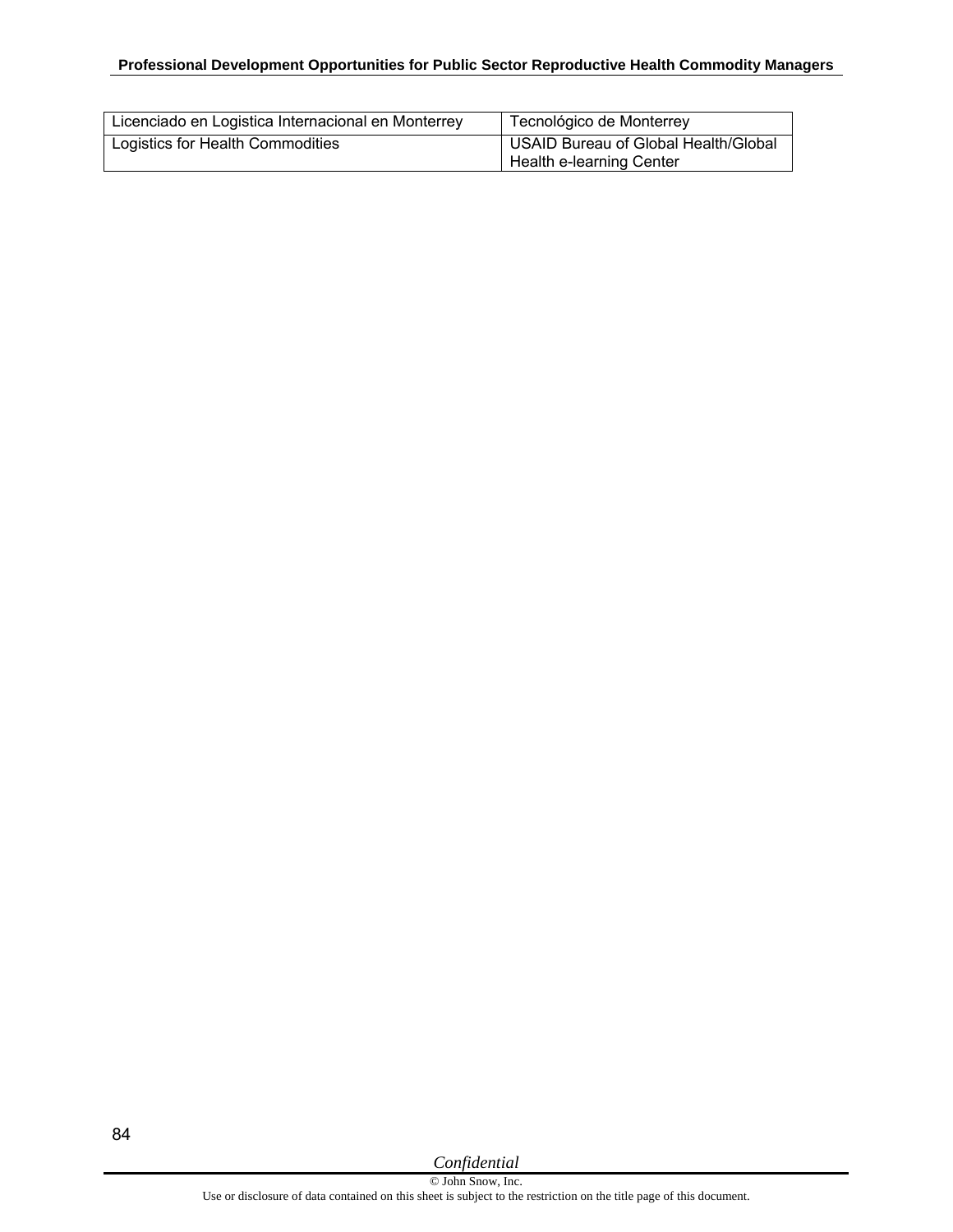| | |
|---|---|
| Licenciado en Logistica Internacional en Monterrey | Tecnológico de Monterrey |
| Logistics for Health Commodities | USAID Bureau of Global Health/Global Health e-learning Center |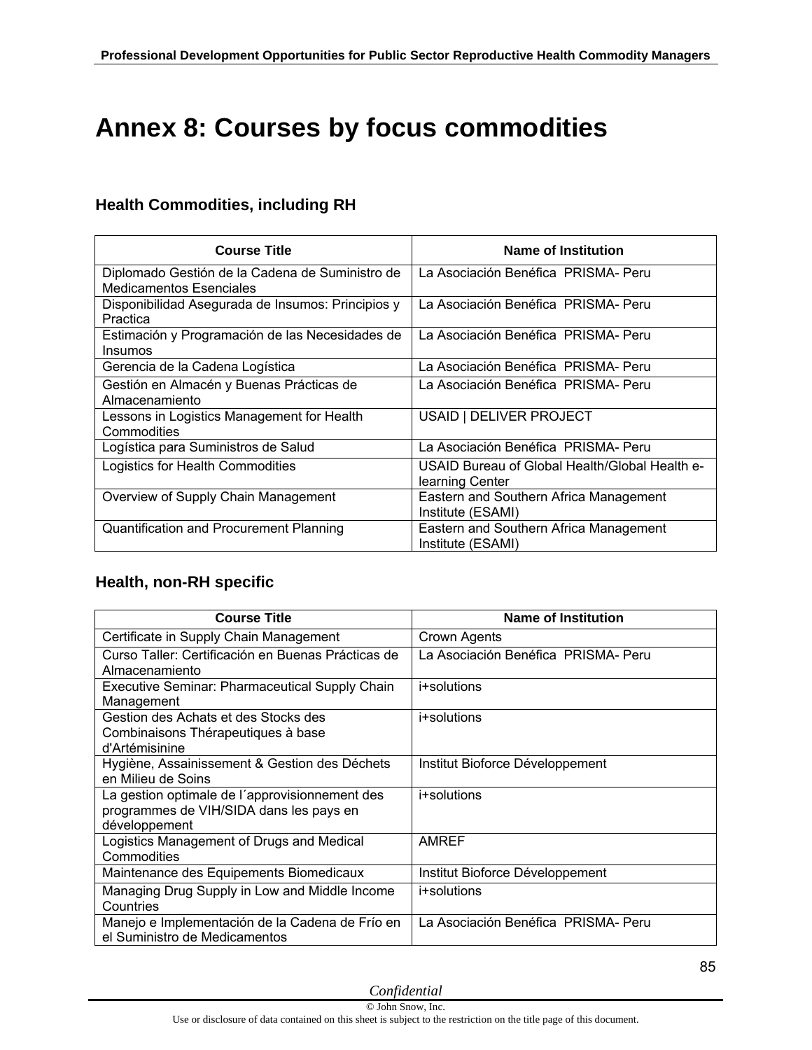# Annex 8: Courses by focus commodities

## Health Commodities, including RH

| Course Title | Name of Institution |
|---|---|
| Diplomado Gestión de la Cadena de Suministro de Medicamentos Esenciales | La Asociación Benéfica PRISMA- Peru |
| Disponibilidad Asegurada de Insumos: Principios y Practica | La Asociación Benéfica PRISMA- Peru |
| Estimación y Programación de las Necesidades de Insumos | La Asociación Benéfica PRISMA- Peru |
| Gerencia de la Cadena Logística | La Asociación Benéfica PRISMA- Peru |
| Gestión en Almacén y Buenas Prácticas de Almacenamiento | La Asociación Benéfica PRISMA- Peru |
| Lessons in Logistics Management for Health Commodities | USAID \| DELIVER PROJECT |
| Logística para Suministros de Salud | La Asociación Benéfica PRISMA- Peru |
| Logistics for Health Commodities | USAID Bureau of Global Health/Global Health e-learning Center |
| Overview of Supply Chain Management | Eastern and Southern Africa Management Institute (ESAMI) |
| Quantification and Procurement Planning | Eastern and Southern Africa Management Institute (ESAMI) |

## Health, non-RH specific

| Course Title | Name of Institution |
|---|---|
| Certificate in Supply Chain Management | Crown Agents |
| Curso Taller: Certificación en Buenas Prácticas de Almacenamiento | La Asociación Benéfica PRISMA- Peru |
| Executive Seminar: Pharmaceutical Supply Chain Management | i+solutions |
| Gestion des Achats et des Stocks des Combinaisons Thérapeutiques à base d'Artémisinine | i+solutions |
| Hygiène, Assainissement & Gestion des Déchets en Milieu de Soins | Institut Bioforce Développement |
| La gestion optimale de l´approvisionnement des programmes de VIH/SIDA dans les pays en développement | i+solutions |
| Logistics Management of Drugs and Medical Commodities | AMREF |
| Maintenance des Equipements Biomedicaux | Institut Bioforce Développement |
| Managing Drug Supply in Low and Middle Income Countries | i+solutions |
| Manejo e Implementación de la Cadena de Frío en el Suministro de Medicamentos | La Asociación Benéfica PRISMA- Peru |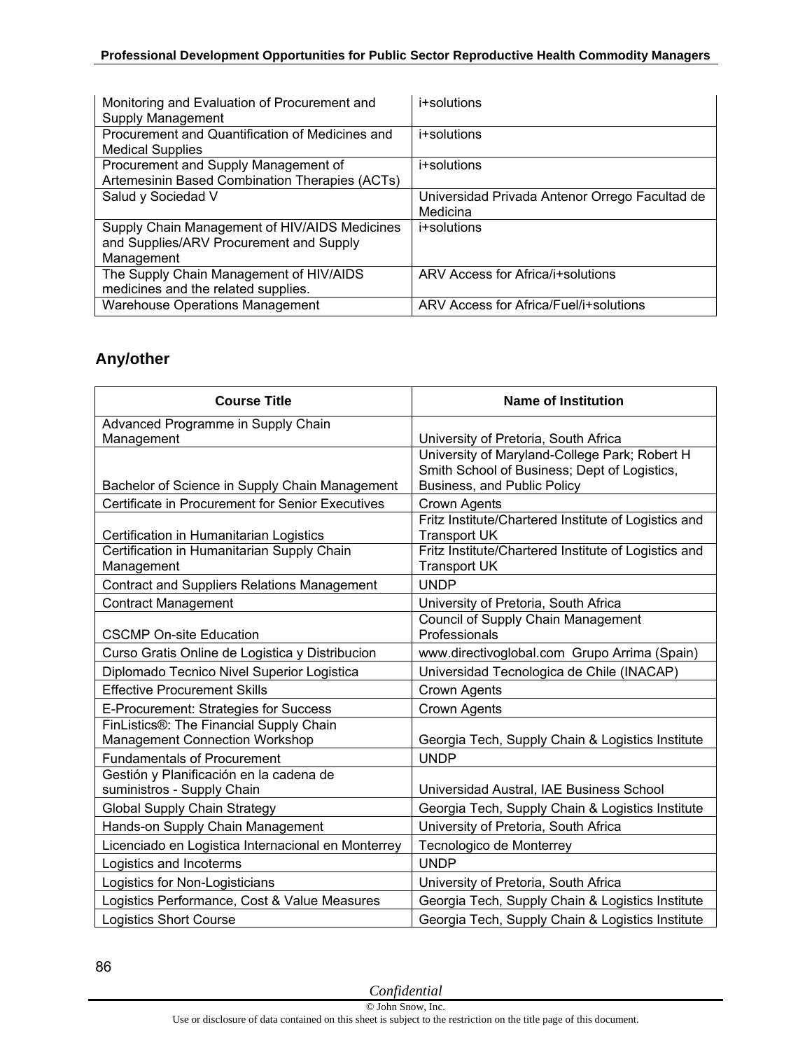| | |
|---|---|
| Monitoring and Evaluation of Procurement and Supply Management | i+solutions |
| Procurement and Quantification of Medicines and Medical Supplies | i+solutions |
| Procurement and Supply Management of Artemesinin Based Combination Therapies (ACTs) | i+solutions |
| Salud y Sociedad V | Universidad Privada Antenor Orrego Facultad de Medicina |
| Supply Chain Management of HIV/AIDS Medicines and Supplies/ARV Procurement and Supply Management | i+solutions |
| The Supply Chain Management of HIV/AIDS medicines and the related supplies. | ARV Access for Africa/i+solutions |
| Warehouse Operations Management | ARV Access for Africa/Fuel/i+solutions |

## Any/other

| Course Title | Name of Institution |
|---|---|
| Advanced Programme in Supply Chain Management | University of Pretoria, South Africa |
| Bachelor of Science in Supply Chain Management | University of Maryland-College Park; Robert H Smith School of Business; Dept of Logistics, Business, and Public Policy |
| Certificate in Procurement for Senior Executives | Crown Agents |
| Certification in Humanitarian Logistics | Fritz Institute/Chartered Institute of Logistics and Transport UK |
| Certification in Humanitarian Supply Chain Management | Fritz Institute/Chartered Institute of Logistics and Transport UK |
| Contract and Suppliers Relations Management | UNDP |
| Contract Management | University of Pretoria, South Africa |
| CSCMP On-site Education | Council of Supply Chain Management Professionals |
| Curso Gratis Online de Logistica y Distribucion | www.directivoglobal.com Grupo Arrima (Spain) |
| Diplomado Tecnico Nivel Superior Logistica | Universidad Tecnologica de Chile (INACAP) |
| Effective Procurement Skills | Crown Agents |
| E-Procurement: Strategies for Success | Crown Agents |
| FinListics®: The Financial Supply Chain Management Connection Workshop | Georgia Tech, Supply Chain & Logistics Institute |
| Fundamentals of Procurement | UNDP |
| Gestión y Planificación en la cadena de suministros - Supply Chain | Universidad Austral, IAE Business School |
| Global Supply Chain Strategy | Georgia Tech, Supply Chain & Logistics Institute |
| Hands-on Supply Chain Management | University of Pretoria, South Africa |
| Licenciado en Logistica Internacional en Monterrey | Tecnologico de Monterrey |
| Logistics and Incoterms | UNDP |
| Logistics for Non-Logisticians | University of Pretoria, South Africa |
| Logistics Performance, Cost & Value Measures | Georgia Tech, Supply Chain & Logistics Institute |
| Logistics Short Course | Georgia Tech, Supply Chain & Logistics Institute |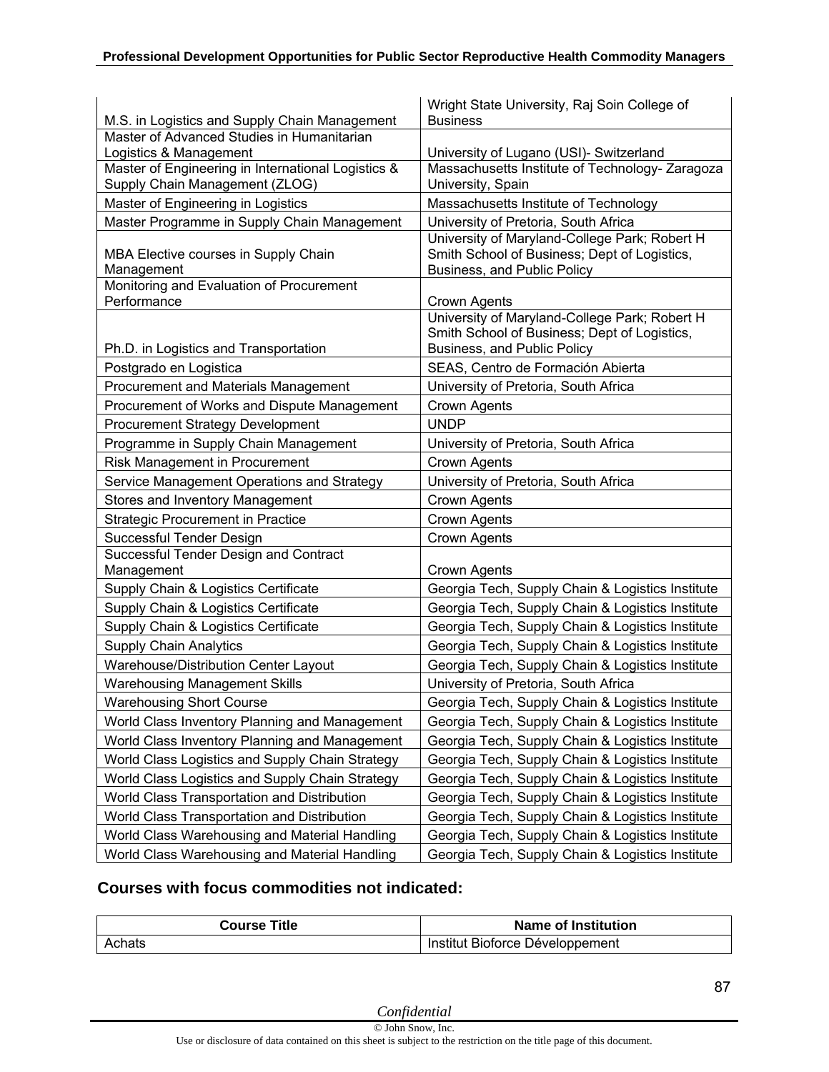| | |
|---|---|
| M.S. in Logistics and Supply Chain Management | Wright State University, Raj Soin College of Business |
| Master of Advanced Studies in Humanitarian Logistics & Management | University of Lugano (USI)- Switzerland |
| Master of Engineering in International Logistics & Supply Chain Management (ZLOG) | Massachusetts Institute of Technology- Zaragoza University, Spain |
| Master of Engineering in Logistics | Massachusetts Institute of Technology |
| Master Programme in Supply Chain Management | University of Pretoria, South Africa |
| MBA Elective courses in Supply Chain Management | University of Maryland-College Park; Robert H Smith School of Business; Dept of Logistics, Business, and Public Policy |
| Monitoring and Evaluation of Procurement Performance | Crown Agents |
| Ph.D. in Logistics and Transportation | University of Maryland-College Park; Robert H Smith School of Business; Dept of Logistics, Business, and Public Policy |
| Postgrado en Logistica | SEAS, Centro de Formación Abierta |
| Procurement and Materials Management | University of Pretoria, South Africa |
| Procurement of Works and Dispute Management | Crown Agents |
| Procurement Strategy Development | UNDP |
| Programme in Supply Chain Management | University of Pretoria, South Africa |
| Risk Management in Procurement | Crown Agents |
| Service Management Operations and Strategy | University of Pretoria, South Africa |
| Stores and Inventory Management | Crown Agents |
| Strategic Procurement in Practice | Crown Agents |
| Successful Tender Design | Crown Agents |
| Successful Tender Design and Contract Management | Crown Agents |
| Supply Chain & Logistics Certificate | Georgia Tech, Supply Chain & Logistics Institute |
| Supply Chain & Logistics Certificate | Georgia Tech, Supply Chain & Logistics Institute |
| Supply Chain & Logistics Certificate | Georgia Tech, Supply Chain & Logistics Institute |
| Supply Chain Analytics | Georgia Tech, Supply Chain & Logistics Institute |
| Warehouse/Distribution Center Layout | Georgia Tech, Supply Chain & Logistics Institute |
| Warehousing Management Skills | University of Pretoria, South Africa |
| Warehousing Short Course | Georgia Tech, Supply Chain & Logistics Institute |
| World Class Inventory Planning and Management | Georgia Tech, Supply Chain & Logistics Institute |
| World Class Inventory Planning and Management | Georgia Tech, Supply Chain & Logistics Institute |
| World Class Logistics and Supply Chain Strategy | Georgia Tech, Supply Chain & Logistics Institute |
| World Class Logistics and Supply Chain Strategy | Georgia Tech, Supply Chain & Logistics Institute |
| World Class Transportation and Distribution | Georgia Tech, Supply Chain & Logistics Institute |
| World Class Transportation and Distribution | Georgia Tech, Supply Chain & Logistics Institute |
| World Class Warehousing and Material Handling | Georgia Tech, Supply Chain & Logistics Institute |
| World Class Warehousing and Material Handling | Georgia Tech, Supply Chain & Logistics Institute |

### Courses with focus commodities not indicated:

| Course Title | Name of Institution |
|---|---|
| Achats | Institut Bioforce Développement |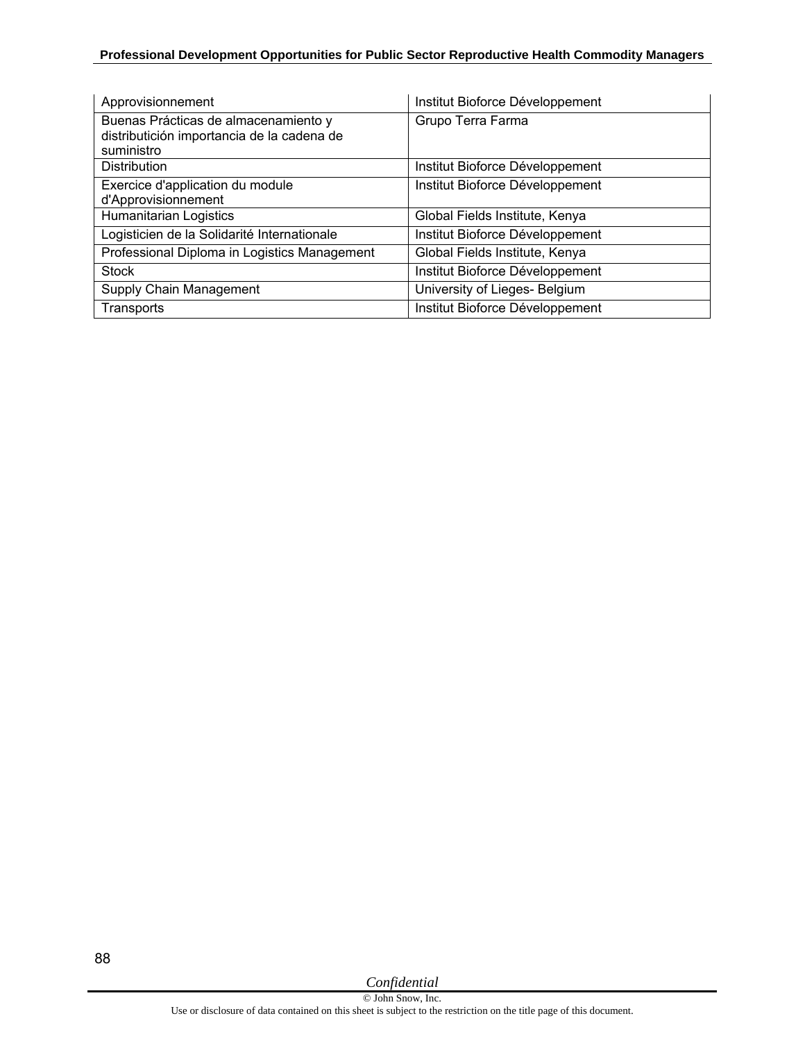| | |
|---|---|
| Approvisionnement | Institut Bioforce Développement |
| Buenas Prácticas de almacenamiento y distributición importancia de la cadena de suministro | Grupo Terra Farma |
| Distribution | Institut Bioforce Développement |
| Exercice d'application du module d'Approvisionnement | Institut Bioforce Développement |
| Humanitarian Logistics | Global Fields Institute, Kenya |
| Logisticien de la Solidarité Internationale | Institut Bioforce Développement |
| Professional Diploma in Logistics Management | Global Fields Institute, Kenya |
| Stock | Institut Bioforce Développement |
| Supply Chain Management | University of Lieges- Belgium |
| Transports | Institut Bioforce Développement |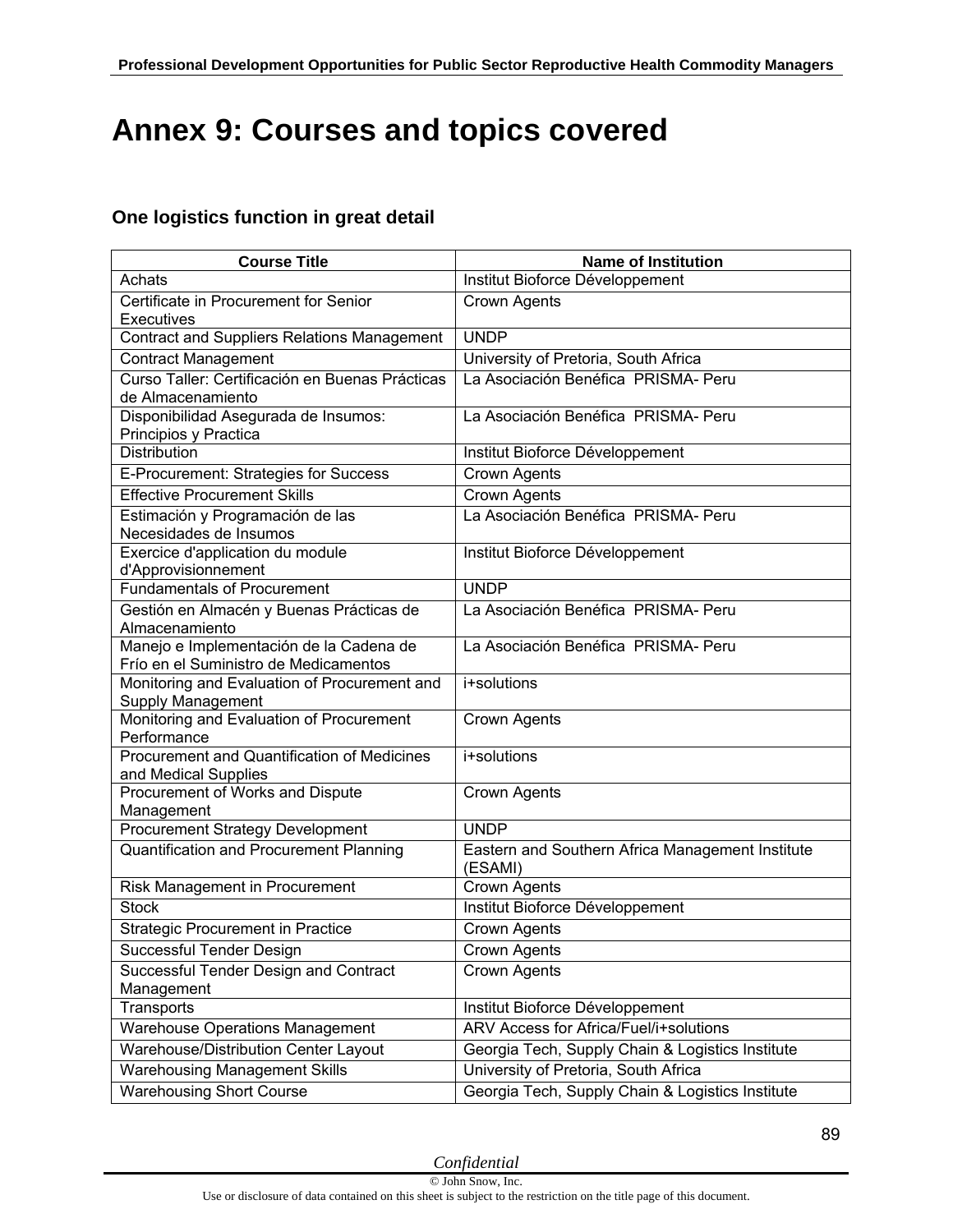# Annex 9: Courses and topics covered

### One logistics function in great detail

| Course Title | Name of Institution |
|---|---|
| Achats | Institut Bioforce Développement |
| Certificate in Procurement for Senior Executives | Crown Agents |
| Contract and Suppliers Relations Management | UNDP |
| Contract Management | University of Pretoria, South Africa |
| Curso Taller: Certificación en Buenas Prácticas de Almacenamiento | La Asociación Benéfica PRISMA- Peru |
| Disponibilidad Asegurada de Insumos: Principios y Practica | La Asociación Benéfica PRISMA- Peru |
| Distribution | Institut Bioforce Développement |
| E-Procurement: Strategies for Success | Crown Agents |
| Effective Procurement Skills | Crown Agents |
| Estimación y Programación de las Necesidades de Insumos | La Asociación Benéfica PRISMA- Peru |
| Exercice d'application du module d'Approvisionnement | Institut Bioforce Développement |
| Fundamentals of Procurement | UNDP |
| Gestión en Almacén y Buenas Prácticas de Almacenamiento | La Asociación Benéfica PRISMA- Peru |
| Manejo e Implementación de la Cadena de Frío en el Suministro de Medicamentos | La Asociación Benéfica PRISMA- Peru |
| Monitoring and Evaluation of Procurement and Supply Management | i+solutions |
| Monitoring and Evaluation of Procurement Performance | Crown Agents |
| Procurement and Quantification of Medicines and Medical Supplies | i+solutions |
| Procurement of Works and Dispute Management | Crown Agents |
| Procurement Strategy Development | UNDP |
| Quantification and Procurement Planning | Eastern and Southern Africa Management Institute (ESAMI) |
| Risk Management in Procurement | Crown Agents |
| Stock | Institut Bioforce Développement |
| Strategic Procurement in Practice | Crown Agents |
| Successful Tender Design | Crown Agents |
| Successful Tender Design and Contract Management | Crown Agents |
| Transports | Institut Bioforce Développement |
| Warehouse Operations Management | ARV Access for Africa/Fuel/i+solutions |
| Warehouse/Distribution Center Layout | Georgia Tech, Supply Chain & Logistics Institute |
| Warehousing Management Skills | University of Pretoria, South Africa |
| Warehousing Short Course | Georgia Tech, Supply Chain & Logistics Institute |

*Confidential*

© John Snow, Inc.

Use or disclosure of data contained on this sheet is subject to the restriction on the title page of this document.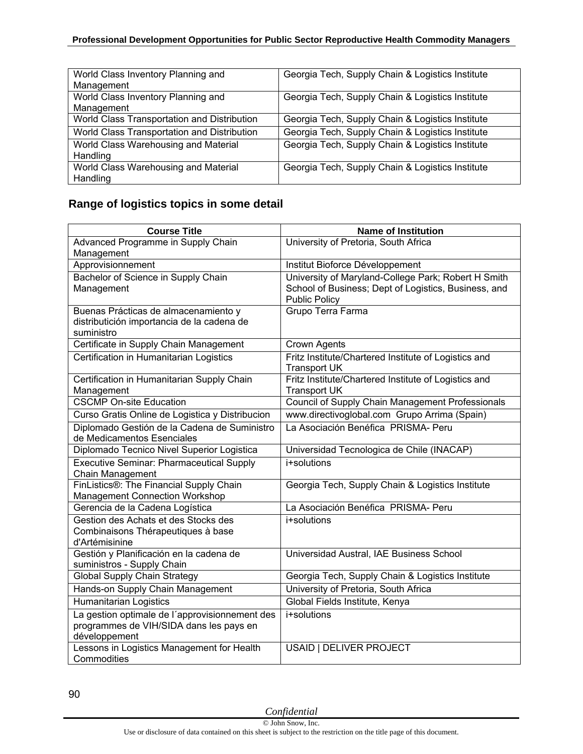| | |
|---|---|
| World Class Inventory Planning and Management | Georgia Tech, Supply Chain & Logistics Institute |
| World Class Inventory Planning and Management | Georgia Tech, Supply Chain & Logistics Institute |
| World Class Transportation and Distribution | Georgia Tech, Supply Chain & Logistics Institute |
| World Class Transportation and Distribution | Georgia Tech, Supply Chain & Logistics Institute |
| World Class Warehousing and Material Handling | Georgia Tech, Supply Chain & Logistics Institute |
| World Class Warehousing and Material Handling | Georgia Tech, Supply Chain & Logistics Institute |

## Range of logistics topics in some detail

| Course Title | Name of Institution |
|---|---|
| Advanced Programme in Supply Chain Management | University of Pretoria, South Africa |
| Approvisionnement | Institut Bioforce Développement |
| Bachelor of Science in Supply Chain Management | University of Maryland-College Park; Robert H Smith School of Business; Dept of Logistics, Business, and Public Policy |
| Buenas Prácticas de almacenamiento y distributición importancia de la cadena de suministro | Grupo Terra Farma |
| Certificate in Supply Chain Management | Crown Agents |
| Certification in Humanitarian Logistics | Fritz Institute/Chartered Institute of Logistics and Transport UK |
| Certification in Humanitarian Supply Chain Management | Fritz Institute/Chartered Institute of Logistics and Transport UK |
| CSCMP On-site Education | Council of Supply Chain Management Professionals |
| Curso Gratis Online de Logistica y Distribucion | www.directivoglobal.com Grupo Arrima (Spain) |
| Diplomado Gestión de la Cadena de Suministro de Medicamentos Esenciales | La Asociación Benéfica PRISMA- Peru |
| Diplomado Tecnico Nivel Superior Logistica | Universidad Tecnologica de Chile (INACAP) |
| Executive Seminar: Pharmaceutical Supply Chain Management | i+solutions |
| FinListics®: The Financial Supply Chain Management Connection Workshop | Georgia Tech, Supply Chain & Logistics Institute |
| Gerencia de la Cadena Logística | La Asociación Benéfica PRISMA- Peru |
| Gestion des Achats et des Stocks des Combinaisons Thérapeutiques à base d'Artémisinine | i+solutions |
| Gestión y Planificación en la cadena de suministros - Supply Chain | Universidad Austral, IAE Business School |
| Global Supply Chain Strategy | Georgia Tech, Supply Chain & Logistics Institute |
| Hands-on Supply Chain Management | University of Pretoria, South Africa |
| Humanitarian Logistics | Global Fields Institute, Kenya |
| La gestion optimale de l´approvisionnement des programmes de VIH/SIDA dans les pays en développement | i+solutions |
| Lessons in Logistics Management for Health Commodities | USAID \| DELIVER PROJECT |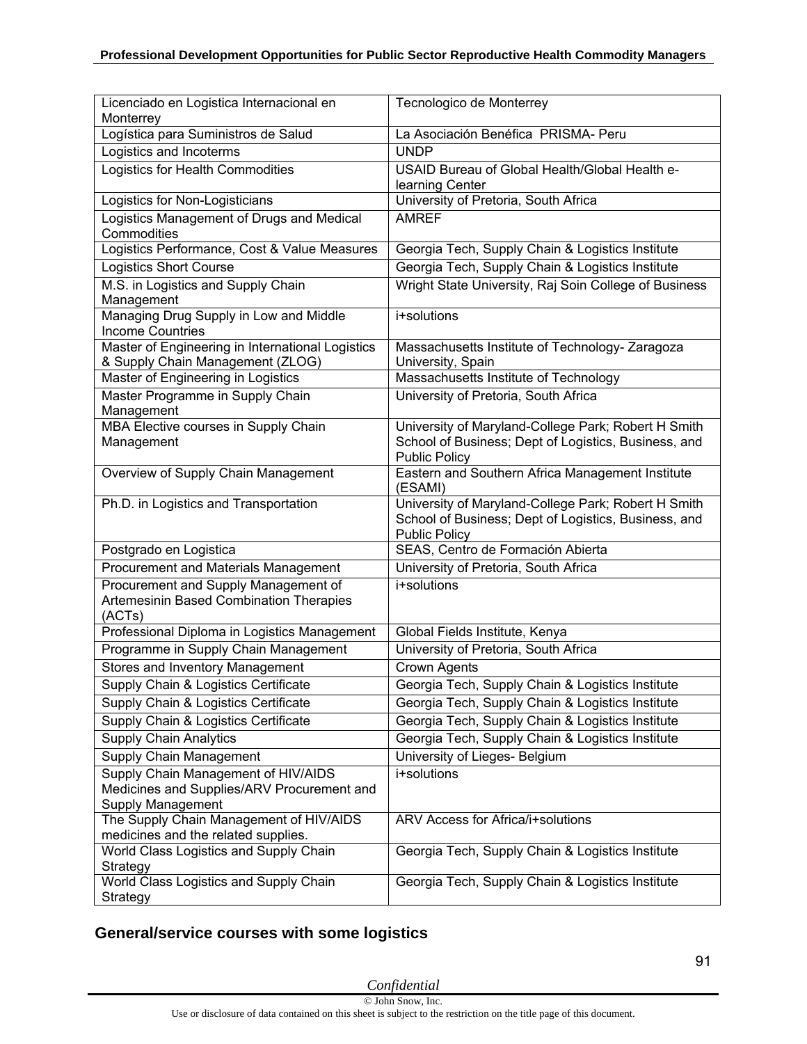| Licenciado en Logistica Internacional en Monterrey | Tecnologico de Monterrey |
|---|---|
| Logística para Suministros de Salud | La Asociación Benéfica PRISMA- Peru |
| Logistics and Incoterms | UNDP |
| Logistics for Health Commodities | USAID Bureau of Global Health/Global Health e-learning Center |
| Logistics for Non-Logisticians | University of Pretoria, South Africa |
| Logistics Management of Drugs and Medical Commodities | AMREF |
| Logistics Performance, Cost & Value Measures | Georgia Tech, Supply Chain & Logistics Institute |
| Logistics Short Course | Georgia Tech, Supply Chain & Logistics Institute |
| M.S. in Logistics and Supply Chain Management | Wright State University, Raj Soin College of Business |
| Managing Drug Supply in Low and Middle Income Countries | i+solutions |
| Master of Engineering in International Logistics & Supply Chain Management (ZLOG) | Massachusetts Institute of Technology- Zaragoza University, Spain |
| Master of Engineering in Logistics | Massachusetts Institute of Technology |
| Master Programme in Supply Chain Management | University of Pretoria, South Africa |
| MBA Elective courses in Supply Chain Management | University of Maryland-College Park; Robert H Smith School of Business; Dept of Logistics, Business, and Public Policy |
| Overview of Supply Chain Management | Eastern and Southern Africa Management Institute (ESAMI) |
| Ph.D. in Logistics and Transportation | University of Maryland-College Park; Robert H Smith School of Business; Dept of Logistics, Business, and Public Policy |
| Postgrado en Logistica | SEAS, Centro de Formación Abierta |
| Procurement and Materials Management | University of Pretoria, South Africa |
| Procurement and Supply Management of Artemesinin Based Combination Therapies (ACTs) | i+solutions |
| Professional Diploma in Logistics Management | Global Fields Institute, Kenya |
| Programme in Supply Chain Management | University of Pretoria, South Africa |
| Stores and Inventory Management | Crown Agents |
| Supply Chain & Logistics Certificate | Georgia Tech, Supply Chain & Logistics Institute |
| Supply Chain & Logistics Certificate | Georgia Tech, Supply Chain & Logistics Institute |
| Supply Chain & Logistics Certificate | Georgia Tech, Supply Chain & Logistics Institute |
| Supply Chain Analytics | Georgia Tech, Supply Chain & Logistics Institute |
| Supply Chain Management | University of Lieges- Belgium |
| Supply Chain Management of HIV/AIDS Medicines and Supplies/ARV Procurement and Supply Management | i+solutions |
| The Supply Chain Management of HIV/AIDS medicines and the related supplies. | ARV Access for Africa/i+solutions |
| World Class Logistics and Supply Chain Strategy | Georgia Tech, Supply Chain & Logistics Institute |
| World Class Logistics and Supply Chain Strategy | Georgia Tech, Supply Chain & Logistics Institute |

## General/service courses with some logistics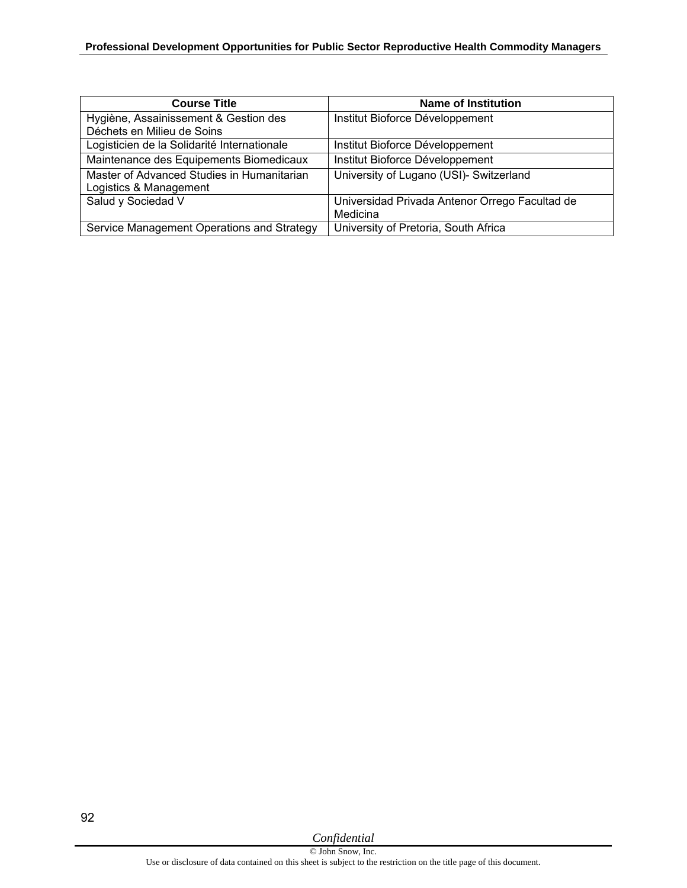| Course Title | Name of Institution |
| --- | --- |
| Hygiène, Assainissement & Gestion des Déchets en Milieu de Soins | Institut Bioforce Développement |
| Logisticien de la Solidarité Internationale | Institut Bioforce Développement |
| Maintenance des Equipements Biomedicaux | Institut Bioforce Développement |
| Master of Advanced Studies in Humanitarian Logistics & Management | University of Lugano (USI)- Switzerland |
| Salud y Sociedad V | Universidad Privada Antenor Orrego Facultad de Medicina |
| Service Management Operations and Strategy | University of Pretoria, South Africa |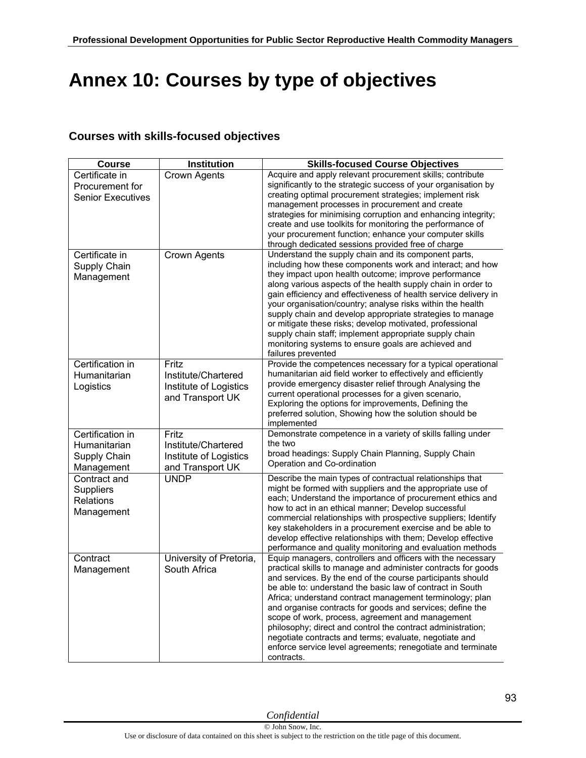# Annex 10: Courses by type of objectives

## Courses with skills-focused objectives

| Course | Institution | Skills-focused Course Objectives |
|---|---|---|
| Certificate in Procurement for Senior Executives | Crown Agents | Acquire and apply relevant procurement skills; contribute significantly to the strategic success of your organisation by creating optimal procurement strategies; implement risk management processes in procurement and create strategies for minimising corruption and enhancing integrity; create and use toolkits for monitoring the performance of your procurement function; enhance your computer skills through dedicated sessions provided free of charge |
| Certificate in Supply Chain Management | Crown Agents | Understand the supply chain and its component parts, including how these components work and interact; and how they impact upon health outcome; improve performance along various aspects of the health supply chain in order to gain efficiency and effectiveness of health service delivery in your organisation/country; analyse risks within the health supply chain and develop appropriate strategies to manage or mitigate these risks; develop motivated, professional supply chain staff; implement appropriate supply chain monitoring systems to ensure goals are achieved and failures prevented |
| Certification in Humanitarian Logistics | Fritz Institute/Chartered Institute of Logistics and Transport UK | Provide the competences necessary for a typical operational humanitarian aid field worker to effectively and efficiently provide emergency disaster relief through Analysing the current operational processes for a given scenario, Exploring the options for improvements, Defining the preferred solution, Showing how the solution should be implemented |
| Certification in Humanitarian Supply Chain Management | Fritz Institute/Chartered Institute of Logistics and Transport UK | Demonstrate competence in a variety of skills falling under the two broad headings: Supply Chain Planning, Supply Chain Operation and Co-ordination |
| Contract and Suppliers Relations Management | UNDP | Describe the main types of contractual relationships that might be formed with suppliers and the appropriate use of each; Understand the importance of procurement ethics and how to act in an ethical manner; Develop successful commercial relationships with prospective suppliers; Identify key stakeholders in a procurement exercise and be able to develop effective relationships with them; Develop effective performance and quality monitoring and evaluation methods |
| Contract Management | University of Pretoria, South Africa | Equip managers, controllers and officers with the necessary practical skills to manage and administer contracts for goods and services. By the end of the course participants should be able to: understand the basic law of contract in South Africa; understand contract management terminology; plan and organise contracts for goods and services; define the scope of work, process, agreement and management philosophy; direct and control the contract administration; negotiate contracts and terms; evaluate, negotiate and enforce service level agreements; renegotiate and terminate contracts. |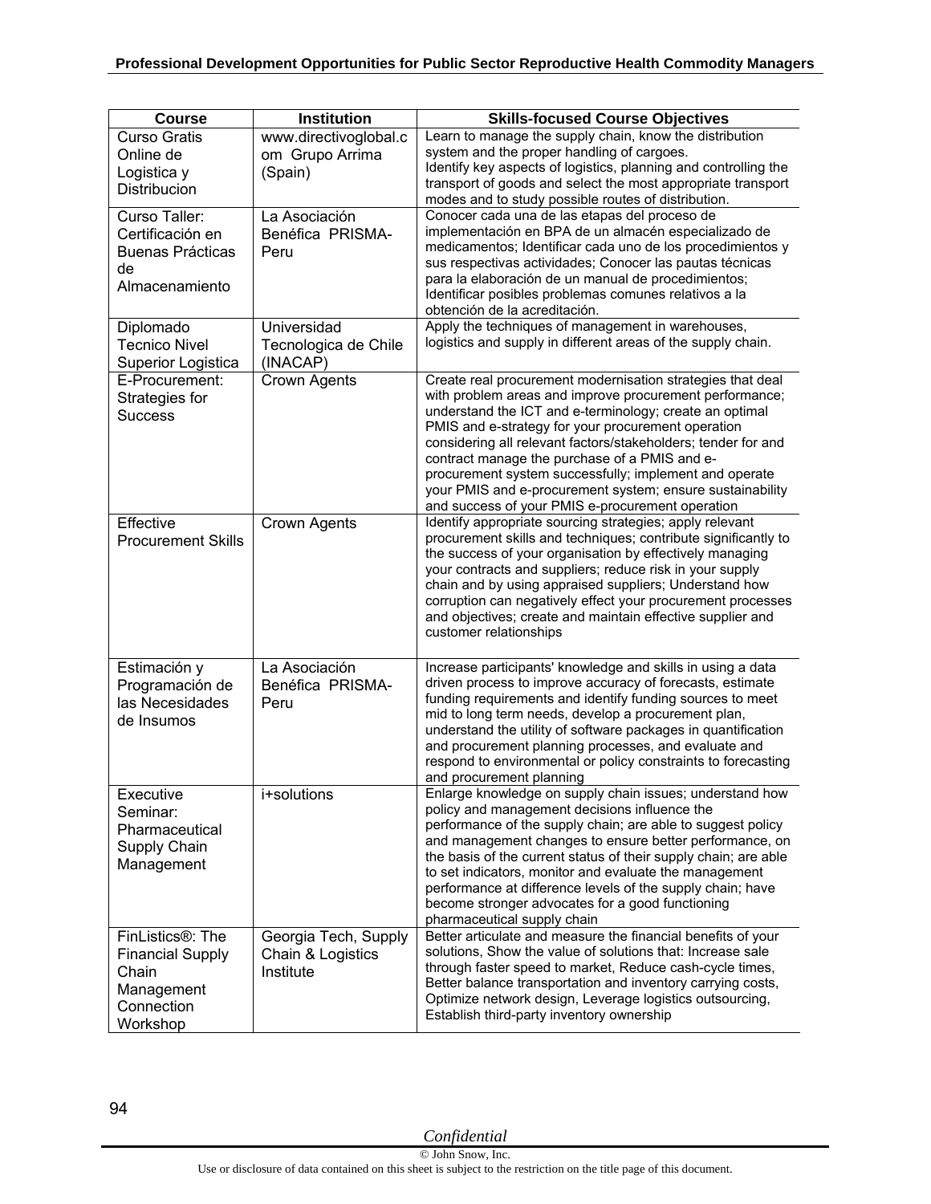| Course | Institution | Skills-focused Course Objectives |
|---|---|---|
| Curso Gratis Online de Logistica y Distribucion | www.directivoglobal.com Grupo Arrima (Spain) | Learn to manage the supply chain, know the distribution system and the proper handling of cargoes. Identify key aspects of logistics, planning and controlling the transport of goods and select the most appropriate transport modes and to study possible routes of distribution. |
| Curso Taller: Certificación en Buenas Prácticas de Almacenamiento | La Asociación Benéfica PRISMA-Peru | Conocer cada una de las etapas del proceso de implementación en BPA de un almacén especializado de medicamentos; Identificar cada uno de los procedimientos y sus respectivas actividades; Conocer las pautas técnicas para la elaboración de un manual de procedimientos; Identificar posibles problemas comunes relativos a la obtención de la acreditación. |
| Diplomado Tecnico Nivel Superior Logistica | Universidad Tecnologica de Chile (INACAP) | Apply the techniques of management in warehouses, logistics and supply in different areas of the supply chain. |
| E-Procurement: Strategies for Success | Crown Agents | Create real procurement modernisation strategies that deal with problem areas and improve procurement performance; understand the ICT and e-terminology; create an optimal PMIS and e-strategy for your procurement operation considering all relevant factors/stakeholders; tender for and contract manage the purchase of a PMIS and e-procurement system successfully; implement and operate your PMIS and e-procurement system; ensure sustainability and success of your PMIS e-procurement operation |
| Effective Procurement Skills | Crown Agents | Identify appropriate sourcing strategies; apply relevant procurement skills and techniques; contribute significantly to the success of your organisation by effectively managing your contracts and suppliers; reduce risk in your supply chain and by using appraised suppliers; Understand how corruption can negatively effect your procurement processes and objectives; create and maintain effective supplier and customer relationships |
| Estimación y Programación de las Necesidades de Insumos | La Asociación Benéfica PRISMA-Peru | Increase participants' knowledge and skills in using a data driven process to improve accuracy of forecasts, estimate funding requirements and identify funding sources to meet mid to long term needs, develop a procurement plan, understand the utility of software packages in quantification and procurement planning processes, and evaluate and respond to environmental or policy constraints to forecasting and procurement planning |
| Executive Seminar: Pharmaceutical Supply Chain Management | i+solutions | Enlarge knowledge on supply chain issues; understand how policy and management decisions influence the performance of the supply chain; are able to suggest policy and management changes to ensure better performance, on the basis of the current status of their supply chain; are able to set indicators, monitor and evaluate the management performance at difference levels of the supply chain; have become stronger advocates for a good functioning pharmaceutical supply chain |
| FinListics®: The Financial Supply Chain Management Connection Workshop | Georgia Tech, Supply Chain & Logistics Institute | Better articulate and measure the financial benefits of your solutions, Show the value of solutions that: Increase sale through faster speed to market, Reduce cash-cycle times, Better balance transportation and inventory carrying costs, Optimize network design, Leverage logistics outsourcing, Establish third-party inventory ownership |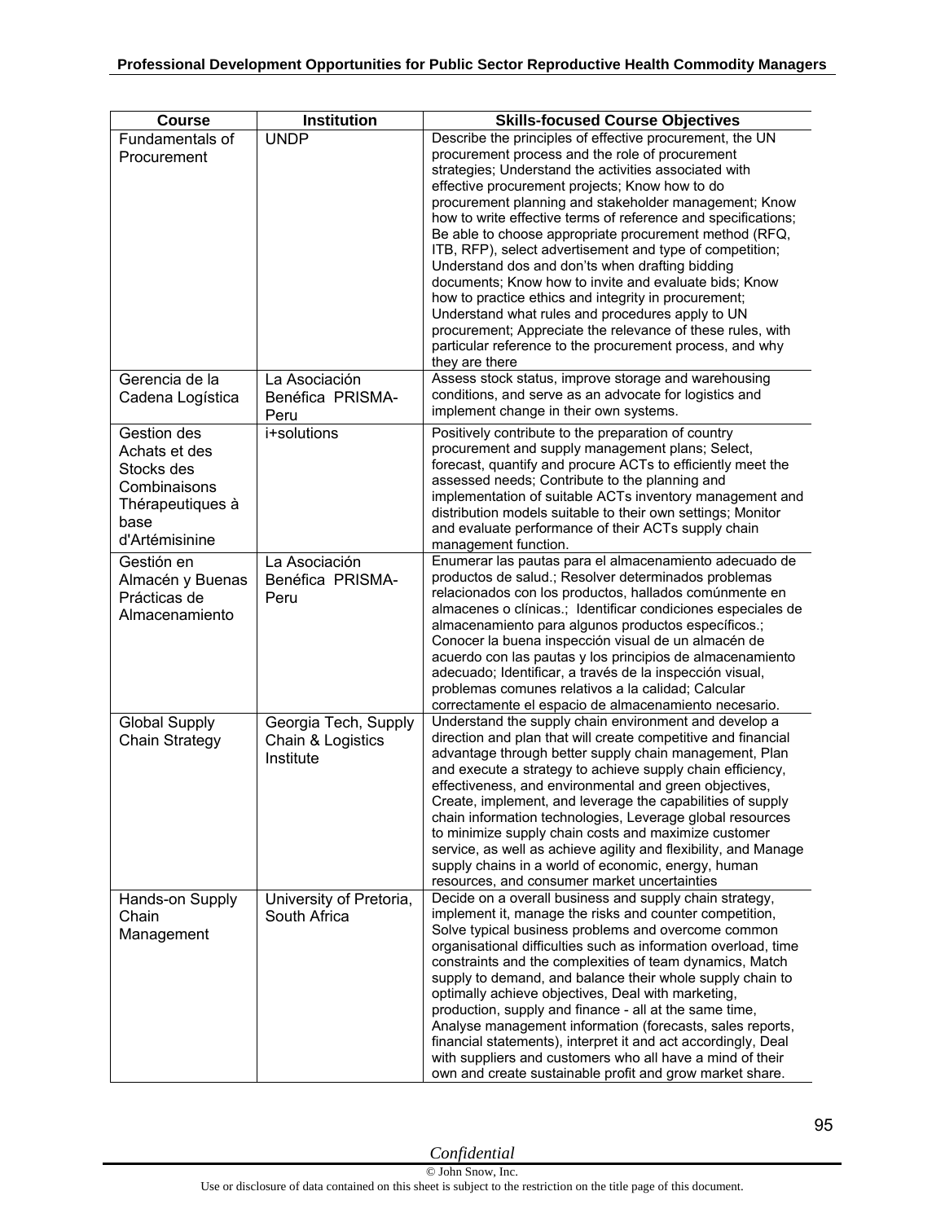| Course | Institution | Skills-focused Course Objectives |
|---|---|---|
| Fundamentals of Procurement | UNDP | Describe the principles of effective procurement, the UN procurement process and the role of procurement strategies; Understand the activities associated with effective procurement projects; Know how to do procurement planning and stakeholder management; Know how to write effective terms of reference and specifications; Be able to choose appropriate procurement method (RFQ, ITB, RFP), select advertisement and type of competition; Understand dos and don't when drafting bidding documents; Know how to invite and evaluate bids; Know how to practice ethics and integrity in procurement; Understand what rules and procedures apply to UN procurement; Appreciate the relevance of these rules, with particular reference to the procurement process, and why they are there |
| Gerencia de la Cadena Logística | La Asociación Benéfica PRISMA-Peru | Assess stock status, improve storage and warehousing conditions, and serve as an advocate for logistics and implement change in their own systems. |
| Gestion des Achats et des Stocks des Combinaisons Thérapeutiques à base d'Artémisinine | i+solutions | Positively contribute to the preparation of country procurement and supply management plans; Select, forecast, quantify and procure ACTs to efficiently meet the assessed needs; Contribute to the planning and implementation of suitable ACTs inventory management and distribution models suitable to their own settings; Monitor and evaluate performance of their ACTs supply chain management function. |
| Gestión en Almacén y Buenas Prácticas de Almacenamiento | La Asociación Benéfica PRISMA-Peru | Enumerar las pautas para el almacenamiento adecuado de productos de salud.; Resolver determinados problemas relacionados con los productos, hallados comúnmente en almacenes o clínicas.; Identificar condiciones especiales de almacenamiento para algunos productos específicos.; Conocer la buena inspección visual de un almacén de acuerdo con las pautas y los principios de almacenamiento adecuado; Identificar, a través de la inspección visual, problemas comunes relativos a la calidad; Calcular correctamente el espacio de almacenamiento necesario. |
| Global Supply Chain Strategy | Georgia Tech, Supply Chain & Logistics Institute | Understand the supply chain environment and develop a direction and plan that will create competitive and financial advantage through better supply chain management, Plan and execute a strategy to achieve supply chain efficiency, effectiveness, and environmental and green objectives, Create, implement, and leverage the capabilities of supply chain information technologies, Leverage global resources to minimize supply chain costs and maximize customer service, as well as achieve agility and flexibility, and Manage supply chains in a world of economic, energy, human resources, and consumer market uncertainties |
| Hands-on Supply Chain Management | University of Pretoria, South Africa | Decide on a overall business and supply chain strategy, implement it, manage the risks and counter competition, Solve typical business problems and overcome common organisational difficulties such as information overload, time constraints and the complexities of team dynamics, Match supply to demand, and balance their whole supply chain to optimally achieve objectives, Deal with marketing, production, supply and finance - all at the same time, Analyse management information (forecasts, sales reports, financial statements), interpret it and act accordingly, Deal with suppliers and customers who all have a mind of their own and create sustainable profit and grow market share. |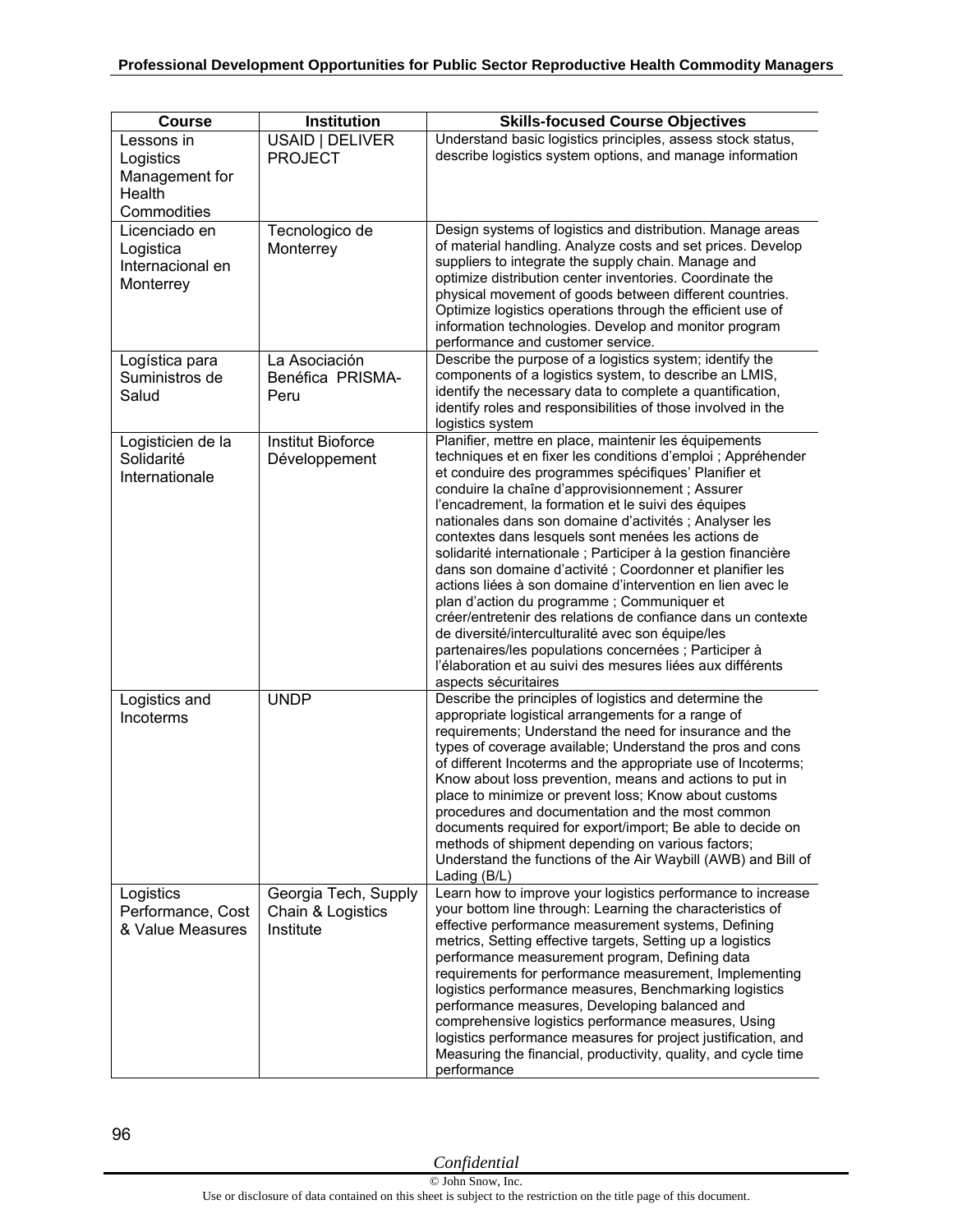| Course | Institution | Skills-focused Course Objectives |
|---|---|---|
| Lessons in Logistics Management for Health Commodities | USAID \| DELIVER PROJECT | Understand basic logistics principles, assess stock status, describe logistics system options, and manage information |
| Licenciado en Logistica Internacional en Monterrey | Tecnologico de Monterrey | Design systems of logistics and distribution. Manage areas of material handling. Analyze costs and set prices. Develop suppliers to integrate the supply chain. Manage and optimize distribution center inventories. Coordinate the physical movement of goods between different countries. Optimize logistics operations through the efficient use of information technologies. Develop and monitor program performance and customer service. |
| Logística para Suministros de Salud | La Asociación Benéfica PRISMA-Peru | Describe the purpose of a logistics system; identify the components of a logistics system, to describe an LMIS, identify the necessary data to complete a quantification, identify roles and responsibilities of those involved in the logistics system |
| Logisticien de la Solidarité Internationale | Institut Bioforce Développement | Planifier, mettre en place, maintenir les équipements techniques et en fixer les conditions d'emploi ; Appréhender et conduire des programmes spécifiques' Planifier et conduire la chaîne d'approvisionnement ; Assurer l'encadrement, la formation et le suivi des équipes nationales dans son domaine d'activités ; Analyser les contextes dans lesquels sont menées les actions de solidarité internationale ; Participer à la gestion financière dans son domaine d'activité ; Coordonner et planifier les actions liées à son domaine d'intervention en lien avec le plan d'action du programme ; Communiquer et créer/entretenir des relations de confiance dans un contexte de diversité/interculturalité avec son équipe/les partenaires/les populations concernées ; Participer à l'élaboration et au suivi des mesures liées aux différents aspects sécuritaires |
| Logistics and Incoterms | UNDP | Describe the principles of logistics and determine the appropriate logistical arrangements for a range of requirements; Understand the need for insurance and the types of coverage available; Understand the pros and cons of different Incoterms and the appropriate use of Incoterms; Know about loss prevention, means and actions to put in place to minimize or prevent loss; Know about customs procedures and documentation and the most common documents required for export/import; Be able to decide on methods of shipment depending on various factors; Understand the functions of the Air Waybill (AWB) and Bill of Lading (B/L) |
| Logistics Performance, Cost & Value Measures | Georgia Tech, Supply Chain & Logistics Institute | Learn how to improve your logistics performance to increase your bottom line through: Learning the characteristics of effective performance measurement systems, Defining metrics, Setting effective targets, Setting up a logistics performance measurement program, Defining data requirements for performance measurement, Implementing logistics performance measures, Benchmarking logistics performance measures, Developing balanced and comprehensive logistics performance measures, Using logistics performance measures for project justification, and Measuring the financial, productivity, quality, and cycle time performance |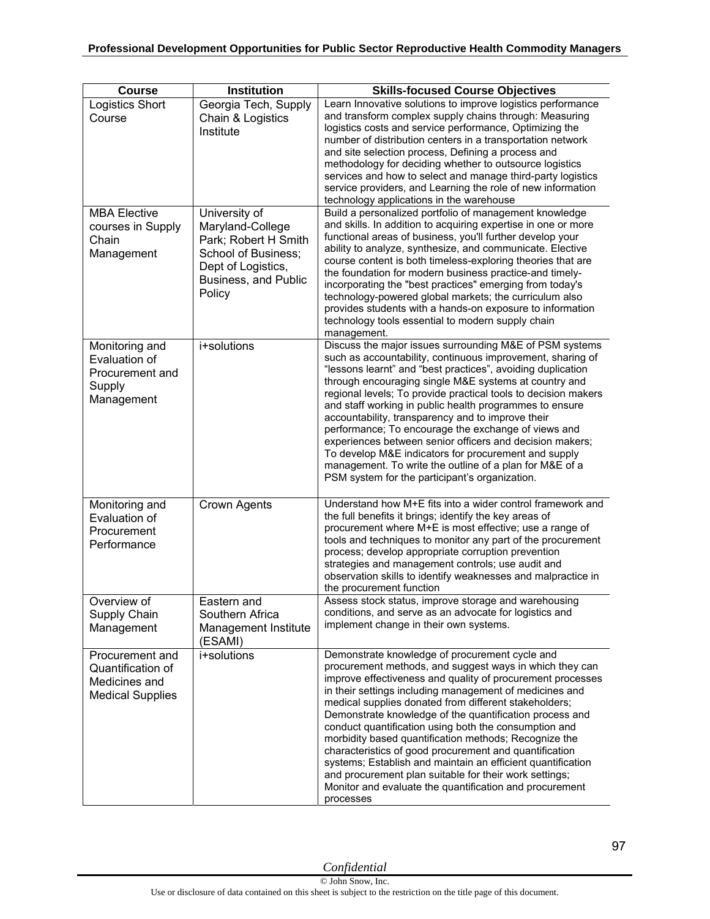| Course | Institution | Skills-focused Course Objectives |
|---|---|---|
| Logistics Short Course | Georgia Tech, Supply Chain & Logistics Institute | Learn Innovative solutions to improve logistics performance and transform complex supply chains through: Measuring logistics costs and service performance, Optimizing the number of distribution centers in a transportation network and site selection process, Defining a process and methodology for deciding whether to outsource logistics services and how to select and manage third-party logistics service providers, and Learning the role of new information technology applications in the warehouse |
| MBA Elective courses in Supply Chain Management | University of Maryland-College Park; Robert H Smith School of Business; Dept of Logistics, Business, and Public Policy | Build a personalized portfolio of management knowledge and skills. In addition to acquiring expertise in one or more functional areas of business, you'll further develop your ability to analyze, synthesize, and communicate. Elective course content is both timeless-exploring theories that are the foundation for modern business practice-and timely-incorporating the "best practices" emerging from today's technology-powered global markets; the curriculum also provides students with a hands-on exposure to information technology tools essential to modern supply chain management. |
| Monitoring and Evaluation of Procurement and Supply Management | i+solutions | Discuss the major issues surrounding M&E of PSM systems such as accountability, continuous improvement, sharing of "lessons learnt" and "best practices", avoiding duplication through encouraging single M&E systems at country and regional levels; To provide practical tools to decision makers and staff working in public health programmes to ensure accountability, transparency and to improve their performance; To encourage the exchange of views and experiences between senior officers and decision makers; To develop M&E indicators for procurement and supply management. To write the outline of a plan for M&E of a PSM system for the participant's organization. |
| Monitoring and Evaluation of Procurement Performance | Crown Agents | Understand how M+E fits into a wider control framework and the full benefits it brings; identify the key areas of procurement where M+E is most effective; use a range of tools and techniques to monitor any part of the procurement process; develop appropriate corruption prevention strategies and management controls; use audit and observation skills to identify weaknesses and malpractice in the procurement function |
| Overview of Supply Chain Management | Eastern and Southern Africa Management Institute (ESAMI) | Assess stock status, improve storage and warehousing conditions, and serve as an advocate for logistics and implement change in their own systems. |
| Procurement and Quantification of Medicines and Medical Supplies | i+solutions | Demonstrate knowledge of procurement cycle and procurement methods, and suggest ways in which they can improve effectiveness and quality of procurement processes in their settings including management of medicines and medical supplies donated from different stakeholders; Demonstrate knowledge of the quantification process and conduct quantification using both the consumption and morbidity based quantification methods; Recognize the characteristics of good procurement and quantification systems; Establish and maintain an efficient quantification and procurement plan suitable for their work settings; Monitor and evaluate the quantification and procurement processes |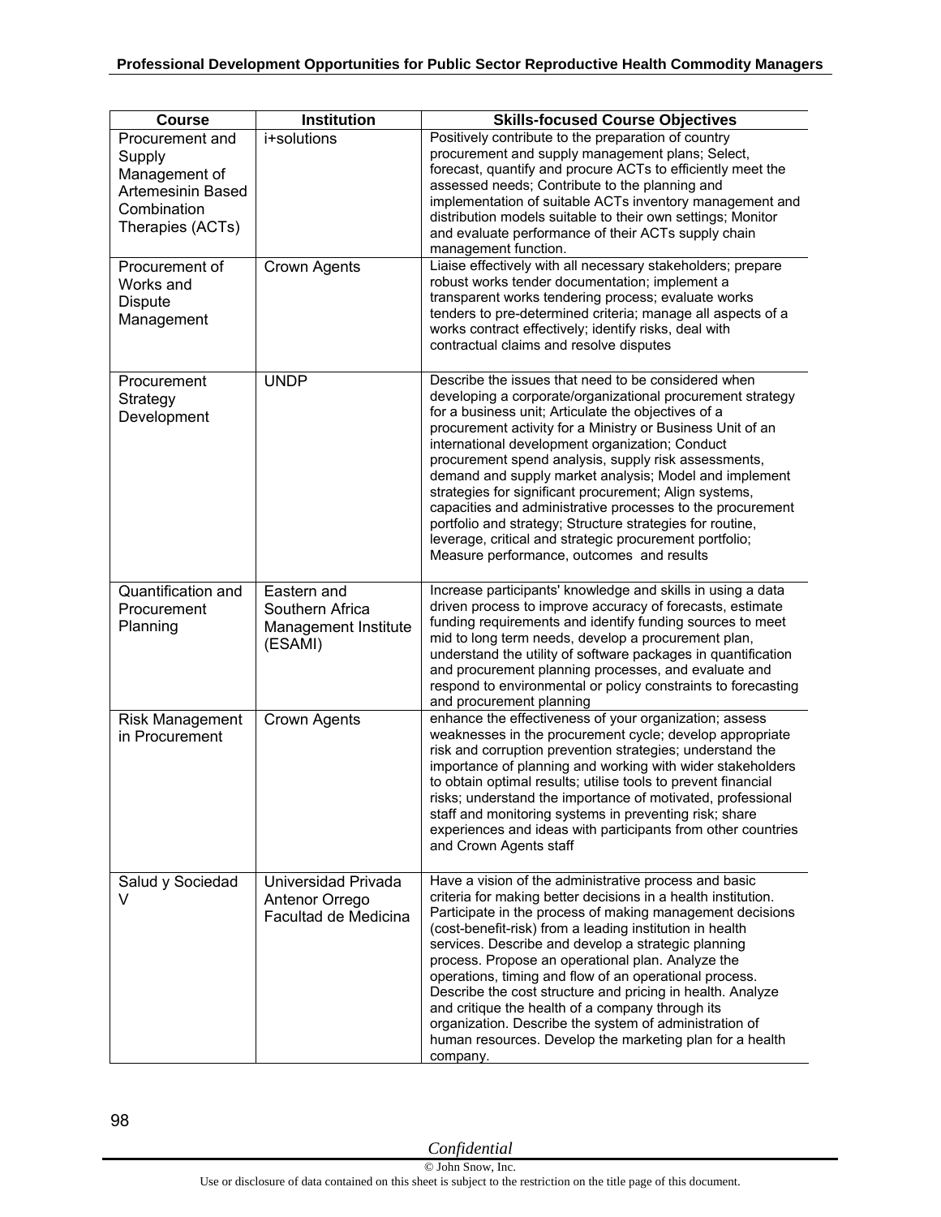| Course | Institution | Skills-focused Course Objectives |
|---|---|---|
| Procurement and Supply Management of Artemesinin Based Combination Therapies (ACTs) | i+solutions | Positively contribute to the preparation of country procurement and supply management plans; Select, forecast, quantify and procure ACTs to efficiently meet the assessed needs; Contribute to the planning and implementation of suitable ACTs inventory management and distribution models suitable to their own settings; Monitor and evaluate performance of their ACTs supply chain management function. |
| Procurement of Works and Dispute Management | Crown Agents | Liaise effectively with all necessary stakeholders; prepare robust works tender documentation; implement a transparent works tendering process; evaluate works tenders to pre-determined criteria; manage all aspects of a works contract effectively; identify risks, deal with contractual claims and resolve disputes |
| Procurement Strategy Development | UNDP | Describe the issues that need to be considered when developing a corporate/organizational procurement strategy for a business unit; Articulate the objectives of a procurement activity for a Ministry or Business Unit of an international development organization; Conduct procurement spend analysis, supply risk assessments, demand and supply market analysis; Model and implement strategies for significant procurement; Align systems, capacities and administrative processes to the procurement portfolio and strategy; Structure strategies for routine, leverage, critical and strategic procurement portfolio; Measure performance, outcomes and results |
| Quantification and Procurement Planning | Eastern and Southern Africa Management Institute (ESAMI) | Increase participants' knowledge and skills in using a data driven process to improve accuracy of forecasts, estimate funding requirements and identify funding sources to meet mid to long term needs, develop a procurement plan, understand the utility of software packages in quantification and procurement planning processes, and evaluate and respond to environmental or policy constraints to forecasting and procurement planning |
| Risk Management in Procurement | Crown Agents | enhance the effectiveness of your organization; assess weaknesses in the procurement cycle; develop appropriate risk and corruption prevention strategies; understand the importance of planning and working with wider stakeholders to obtain optimal results; utilise tools to prevent financial risks; understand the importance of motivated, professional staff and monitoring systems in preventing risk; share experiences and ideas with participants from other countries and Crown Agents staff |
| Salud y Sociedad V | Universidad Privada Antenor Orrego Facultad de Medicina | Have a vision of the administrative process and basic criteria for making better decisions in a health institution. Participate in the process of making management decisions (cost-benefit-risk) from a leading institution in health services. Describe and develop a strategic planning process. Propose an operational plan. Analyze the operations, timing and flow of an operational process. Describe the cost structure and pricing in health. Analyze and critique the health of a company through its organization. Describe the system of administration of human resources. Develop the marketing plan for a health company. |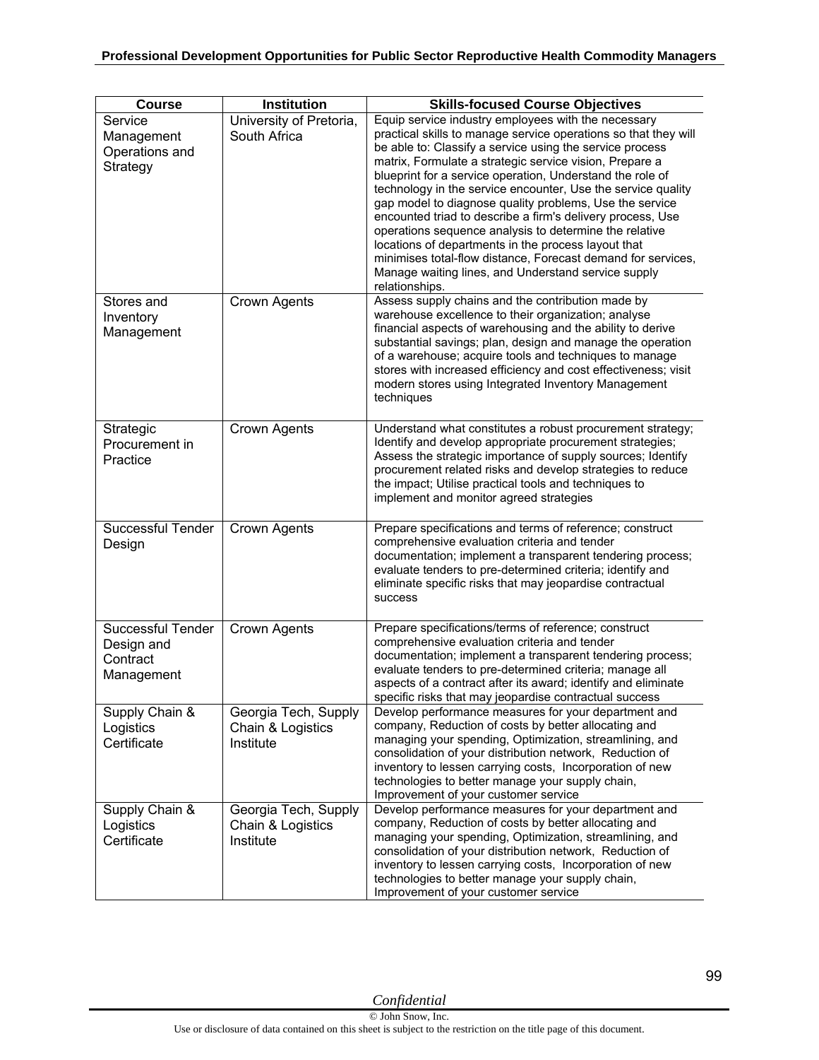| Course | Institution | Skills-focused Course Objectives |
|---|---|---|
| Service Management Operations and Strategy | University of Pretoria, South Africa | Equip service industry employees with the necessary practical skills to manage service operations so that they will be able to: Classify a service using the service process matrix, Formulate a strategic service vision, Prepare a blueprint for a service operation, Understand the role of technology in the service encounter, Use the service quality gap model to diagnose quality problems, Use the service encounted triad to describe a firm's delivery process, Use operations sequence analysis to determine the relative locations of departments in the process layout that minimises total-flow distance, Forecast demand for services, Manage waiting lines, and Understand service supply relationships. |
| Stores and Inventory Management | Crown Agents | Assess supply chains and the contribution made by warehouse excellence to their organization; analyse financial aspects of warehousing and the ability to derive substantial savings; plan, design and manage the operation of a warehouse; acquire tools and techniques to manage stores with increased efficiency and cost effectiveness; visit modern stores using Integrated Inventory Management techniques |
| Strategic Procurement in Practice | Crown Agents | Understand what constitutes a robust procurement strategy; Identify and develop appropriate procurement strategies; Assess the strategic importance of supply sources; Identify procurement related risks and develop strategies to reduce the impact; Utilise practical tools and techniques to implement and monitor agreed strategies |
| Successful Tender Design | Crown Agents | Prepare specifications and terms of reference; construct comprehensive evaluation criteria and tender documentation; implement a transparent tendering process; evaluate tenders to pre-determined criteria; identify and eliminate specific risks that may jeopardise contractual success |
| Successful Tender Design and Contract Management | Crown Agents | Prepare specifications/terms of reference; construct comprehensive evaluation criteria and tender documentation; implement a transparent tendering process; evaluate tenders to pre-determined criteria; manage all aspects of a contract after its award; identify and eliminate specific risks that may jeopardise contractual success |
| Supply Chain & Logistics Certificate | Georgia Tech, Supply Chain & Logistics Institute | Develop performance measures for your department and company, Reduction of costs by better allocating and managing your spending, Optimization, streamlining, and consolidation of your distribution network, Reduction of inventory to lessen carrying costs, Incorporation of new technologies to better manage your supply chain, Improvement of your customer service |
| Supply Chain & Logistics Certificate | Georgia Tech, Supply Chain & Logistics Institute | Develop performance measures for your department and company, Reduction of costs by better allocating and managing your spending, Optimization, streamlining, and consolidation of your distribution network, Reduction of inventory to lessen carrying costs, Incorporation of new technologies to better manage your supply chain, Improvement of your customer service |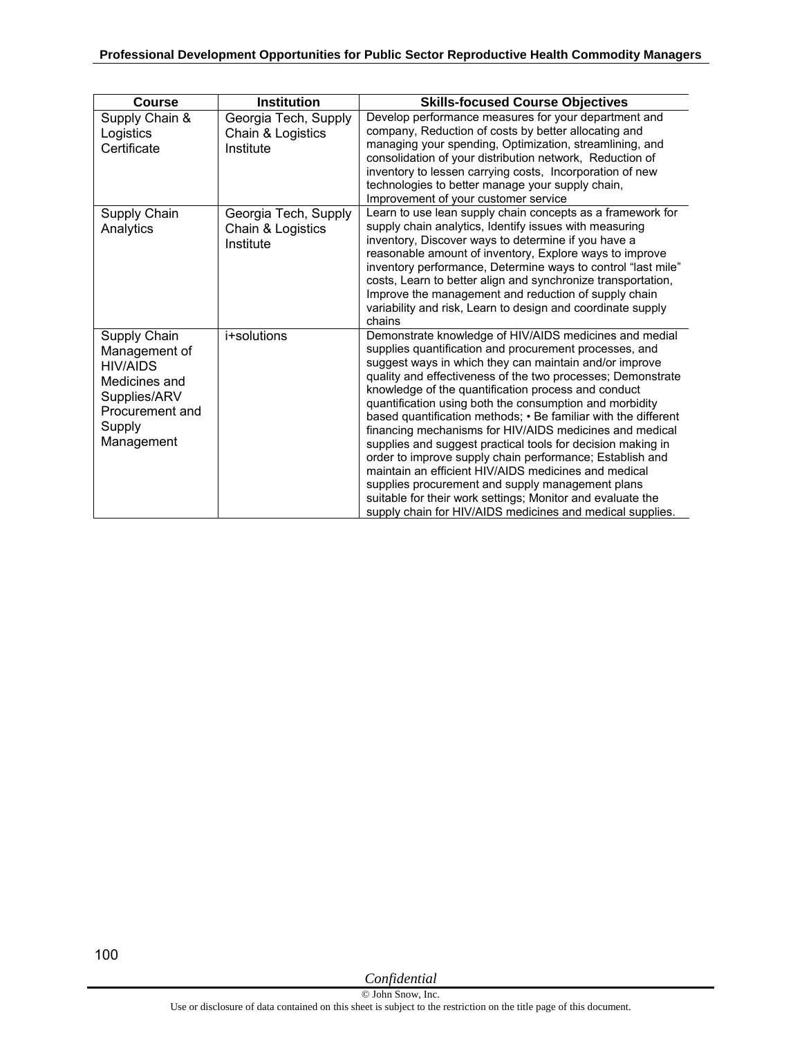| Course | Institution | Skills-focused Course Objectives |
| --- | --- | --- |
| Supply Chain & Logistics Certificate | Georgia Tech, Supply Chain & Logistics Institute | Develop performance measures for your department and company, Reduction of costs by better allocating and managing your spending, Optimization, streamlining, and consolidation of your distribution network, Reduction of inventory to lessen carrying costs, Incorporation of new technologies to better manage your supply chain, Improvement of your customer service |
| Supply Chain Analytics | Georgia Tech, Supply Chain & Logistics Institute | Learn to use lean supply chain concepts as a framework for supply chain analytics, Identify issues with measuring inventory, Discover ways to determine if you have a reasonable amount of inventory, Explore ways to improve inventory performance, Determine ways to control "last mile" costs, Learn to better align and synchronize transportation, Improve the management and reduction of supply chain variability and risk, Learn to design and coordinate supply chains |
| Supply Chain Management of HIV/AIDS Medicines and Supplies/ARV Procurement and Supply Management | i+solutions | Demonstrate knowledge of HIV/AIDS medicines and medial supplies quantification and procurement processes, and suggest ways in which they can maintain and/or improve quality and effectiveness of the two processes; Demonstrate knowledge of the quantification process and conduct quantification using both the consumption and morbidity based quantification methods; • Be familiar with the different financing mechanisms for HIV/AIDS medicines and medical supplies and suggest practical tools for decision making in order to improve supply chain performance; Establish and maintain an efficient HIV/AIDS medicines and medical supplies procurement and supply management plans suitable for their work settings; Monitor and evaluate the supply chain for HIV/AIDS medicines and medical supplies. |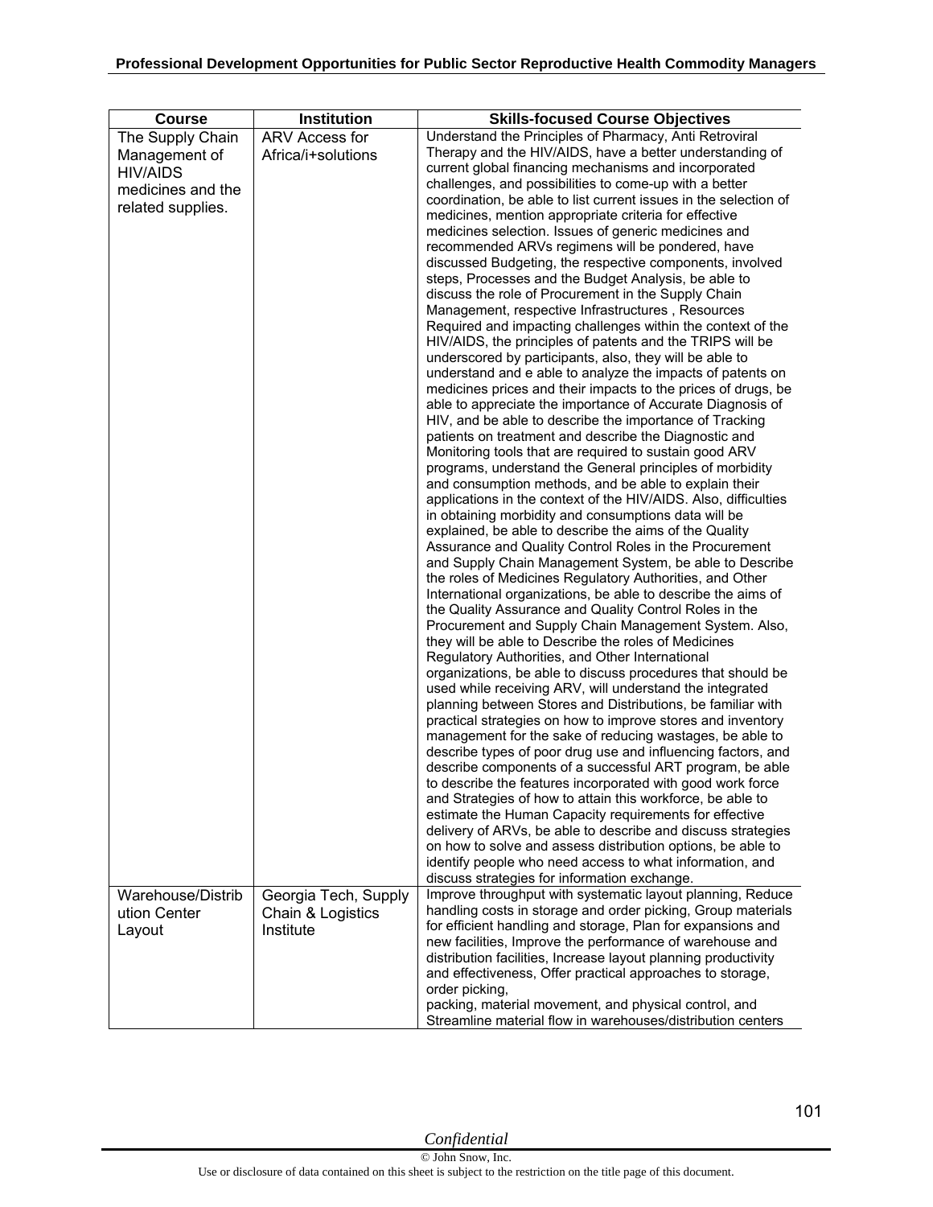| Course | Institution | Skills-focused Course Objectives |
|---|---|---|
| The Supply Chain Management of HIV/AIDS medicines and the related supplies. | ARV Access for Africa/i+solutions | Understand the Principles of Pharmacy, Anti Retroviral Therapy and the HIV/AIDS, have a better understanding of current global financing mechanisms and incorporated challenges, and possibilities to come-up with a better coordination, be able to list current issues in the selection of medicines, mention appropriate criteria for effective medicines selection. Issues of generic medicines and recommended ARVs regimens will be pondered, have discussed Budgeting, the respective components, involved steps, Processes and the Budget Analysis, be able to discuss the role of Procurement in the Supply Chain Management, respective Infrastructures , Resources Required and impacting challenges within the context of the HIV/AIDS, the principles of patents and the TRIPS will be underscored by participants, also, they will be able to understand and e able to analyze the impacts of patents on medicines prices and their impacts to the prices of drugs, be able to appreciate the importance of Accurate Diagnosis of HIV, and be able to describe the importance of Tracking patients on treatment and describe the Diagnostic and Monitoring tools that are required to sustain good ARV programs, understand the General principles of morbidity and consumption methods, and be able to explain their applications in the context of the HIV/AIDS. Also, difficulties in obtaining morbidity and consumptions data will be explained, be able to describe the aims of the Quality Assurance and Quality Control Roles in the Procurement and Supply Chain Management System, be able to Describe the roles of Medicines Regulatory Authorities, and Other International organizations, be able to describe the aims of the Quality Assurance and Quality Control Roles in the Procurement and Supply Chain Management System. Also, they will be able to Describe the roles of Medicines Regulatory Authorities, and Other International organizations, be able to discuss procedures that should be used while receiving ARV, will understand the integrated planning between Stores and Distributions, be familiar with practical strategies on how to improve stores and inventory management for the sake of reducing wastages, be able to describe types of poor drug use and influencing factors, and describe components of a successful ART program, be able to describe the features incorporated with good work force and Strategies of how to attain this workforce, be able to estimate the Human Capacity requirements for effective delivery of ARVs, be able to describe and discuss strategies on how to solve and assess distribution options, be able to identify people who need access to what information, and discuss strategies for information exchange. |
| Warehouse/Distribution Center Layout | Georgia Tech, Supply Chain & Logistics Institute | Improve throughput with systematic layout planning, Reduce handling costs in storage and order picking, Group materials for efficient handling and storage, Plan for expansions and new facilities, Improve the performance of warehouse and distribution facilities, Increase layout planning productivity and effectiveness, Offer practical approaches to storage, order picking, packing, material movement, and physical control, and Streamline material flow in warehouses/distribution centers |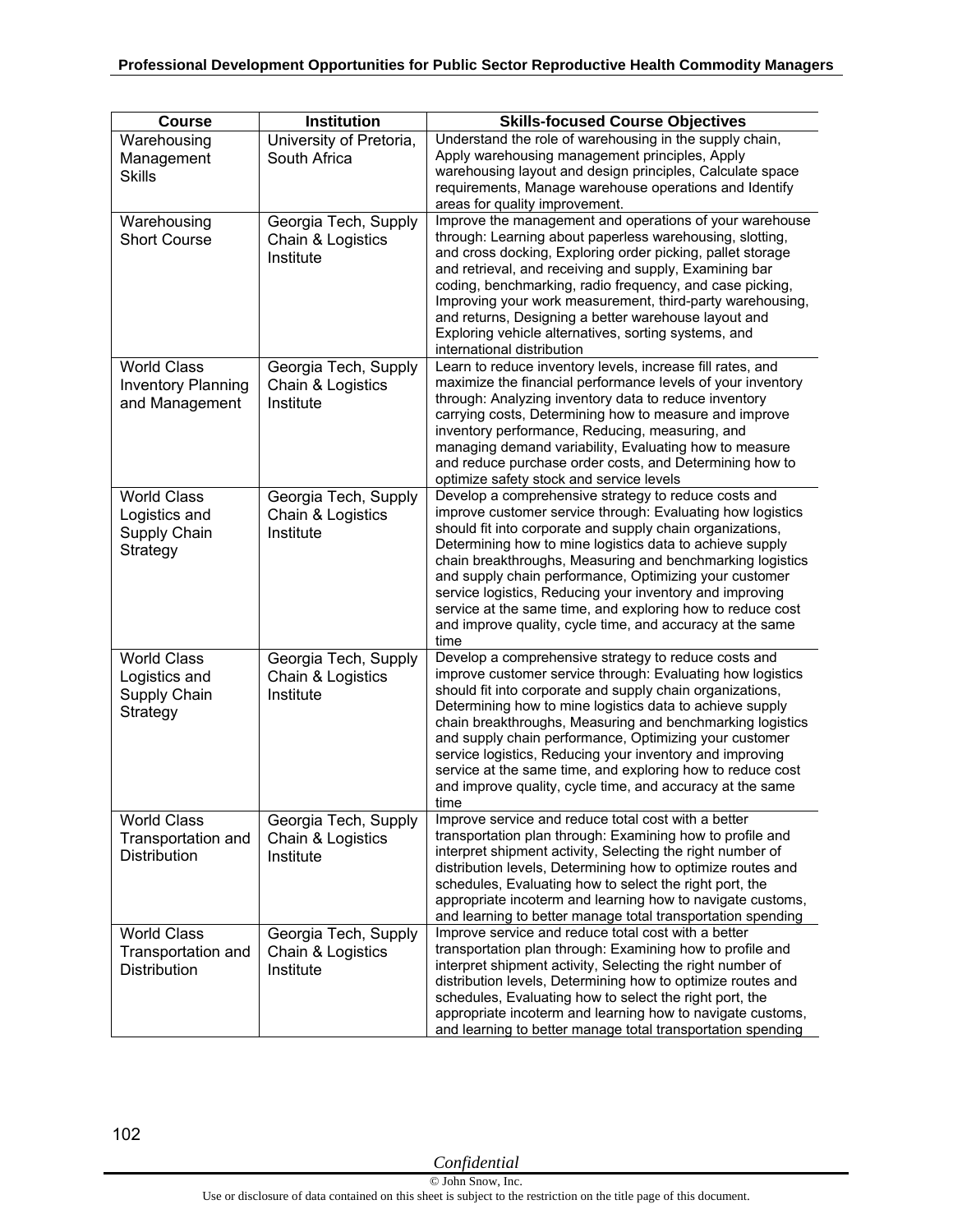| Course | Institution | Skills-focused Course Objectives |
|---|---|---|
| Warehousing Management Skills | University of Pretoria, South Africa | Understand the role of warehousing in the supply chain, Apply warehousing management principles, Apply warehousing layout and design principles, Calculate space requirements, Manage warehouse operations and Identify areas for quality improvement. |
| Warehousing Short Course | Georgia Tech, Supply Chain & Logistics Institute | Improve the management and operations of your warehouse through: Learning about paperless warehousing, slotting, and cross docking, Exploring order picking, pallet storage and retrieval, and receiving and supply, Examining bar coding, benchmarking, radio frequency, and case picking, Improving your work measurement, third-party warehousing, and returns, Designing a better warehouse layout and Exploring vehicle alternatives, sorting systems, and international distribution |
| World Class Inventory Planning and Management | Georgia Tech, Supply Chain & Logistics Institute | Learn to reduce inventory levels, increase fill rates, and maximize the financial performance levels of your inventory through: Analyzing inventory data to reduce inventory carrying costs, Determining how to measure and improve inventory performance, Reducing, measuring, and managing demand variability, Evaluating how to measure and reduce purchase order costs, and Determining how to optimize safety stock and service levels |
| World Class Logistics and Supply Chain Strategy | Georgia Tech, Supply Chain & Logistics Institute | Develop a comprehensive strategy to reduce costs and improve customer service through: Evaluating how logistics should fit into corporate and supply chain organizations, Determining how to mine logistics data to achieve supply chain breakthroughs, Measuring and benchmarking logistics and supply chain performance, Optimizing your customer service logistics, Reducing your inventory and improving service at the same time, and exploring how to reduce cost and improve quality, cycle time, and accuracy at the same time |
| World Class Logistics and Supply Chain Strategy | Georgia Tech, Supply Chain & Logistics Institute | Develop a comprehensive strategy to reduce costs and improve customer service through: Evaluating how logistics should fit into corporate and supply chain organizations, Determining how to mine logistics data to achieve supply chain breakthroughs, Measuring and benchmarking logistics and supply chain performance, Optimizing your customer service logistics, Reducing your inventory and improving service at the same time, and exploring how to reduce cost and improve quality, cycle time, and accuracy at the same time |
| World Class Transportation and Distribution | Georgia Tech, Supply Chain & Logistics Institute | Improve service and reduce total cost with a better transportation plan through: Examining how to profile and interpret shipment activity, Selecting the right number of distribution levels, Determining how to optimize routes and schedules, Evaluating how to select the right port, the appropriate incoterm and learning how to navigate customs, and learning to better manage total transportation spending |
| World Class Transportation and Distribution | Georgia Tech, Supply Chain & Logistics Institute | Improve service and reduce total cost with a better transportation plan through: Examining how to profile and interpret shipment activity, Selecting the right number of distribution levels, Determining how to optimize routes and schedules, Evaluating how to select the right port, the appropriate incoterm and learning how to navigate customs, and learning to better manage total transportation spending |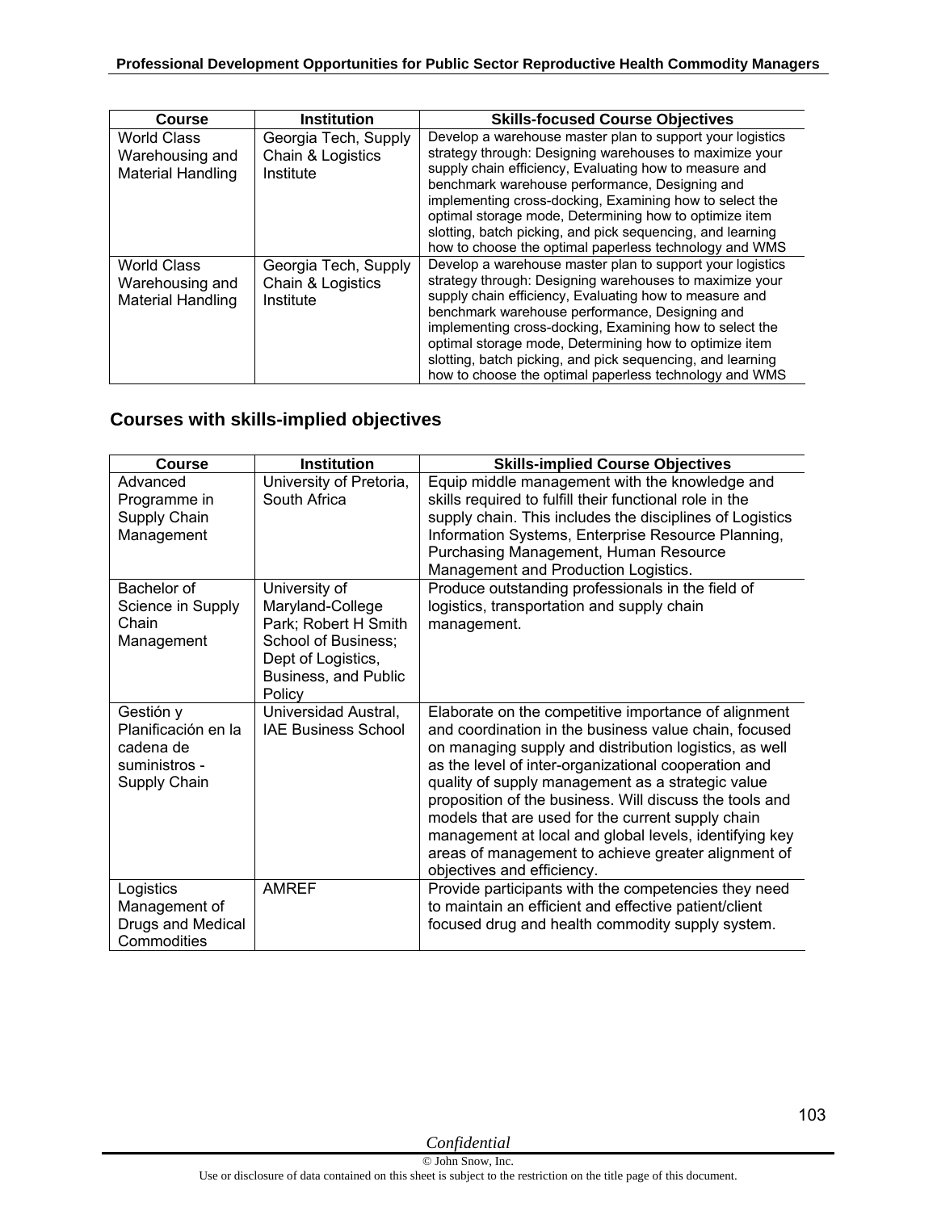| Course | Institution | Skills-focused Course Objectives |
|---|---|---|
| World Class Warehousing and Material Handling | Georgia Tech, Supply Chain & Logistics Institute | Develop a warehouse master plan to support your logistics strategy through: Designing warehouses to maximize your supply chain efficiency, Evaluating how to measure and benchmark warehouse performance, Designing and implementing cross-docking, Examining how to select the optimal storage mode, Determining how to optimize item slotting, batch picking, and pick sequencing, and learning how to choose the optimal paperless technology and WMS |
| World Class Warehousing and Material Handling | Georgia Tech, Supply Chain & Logistics Institute | Develop a warehouse master plan to support your logistics strategy through: Designing warehouses to maximize your supply chain efficiency, Evaluating how to measure and benchmark warehouse performance, Designing and implementing cross-docking, Examining how to select the optimal storage mode, Determining how to optimize item slotting, batch picking, and pick sequencing, and learning how to choose the optimal paperless technology and WMS |

## Courses with skills-implied objectives

| Course | Institution | Skills-implied Course Objectives |
|---|---|---|
| Advanced Programme in Supply Chain Management | University of Pretoria, South Africa | Equip middle management with the knowledge and skills required to fulfill their functional role in the supply chain. This includes the disciplines of Logistics Information Systems, Enterprise Resource Planning, Purchasing Management, Human Resource Management and Production Logistics. |
| Bachelor of Science in Supply Chain Management | University of Maryland-College Park; Robert H Smith School of Business; Dept of Logistics, Business, and Public Policy | Produce outstanding professionals in the field of logistics, transportation and supply chain management. |
| Gestión y Planificación en la cadena de suministros - Supply Chain | Universidad Austral, IAE Business School | Elaborate on the competitive importance of alignment and coordination in the business value chain, focused on managing supply and distribution logistics, as well as the level of inter-organizational cooperation and quality of supply management as a strategic value proposition of the business. Will discuss the tools and models that are used for the current supply chain management at local and global levels, identifying key areas of management to achieve greater alignment of objectives and efficiency. |
| Logistics Management of Drugs and Medical Commodities | AMREF | Provide participants with the competencies they need to maintain an efficient and effective patient/client focused drug and health commodity supply system. |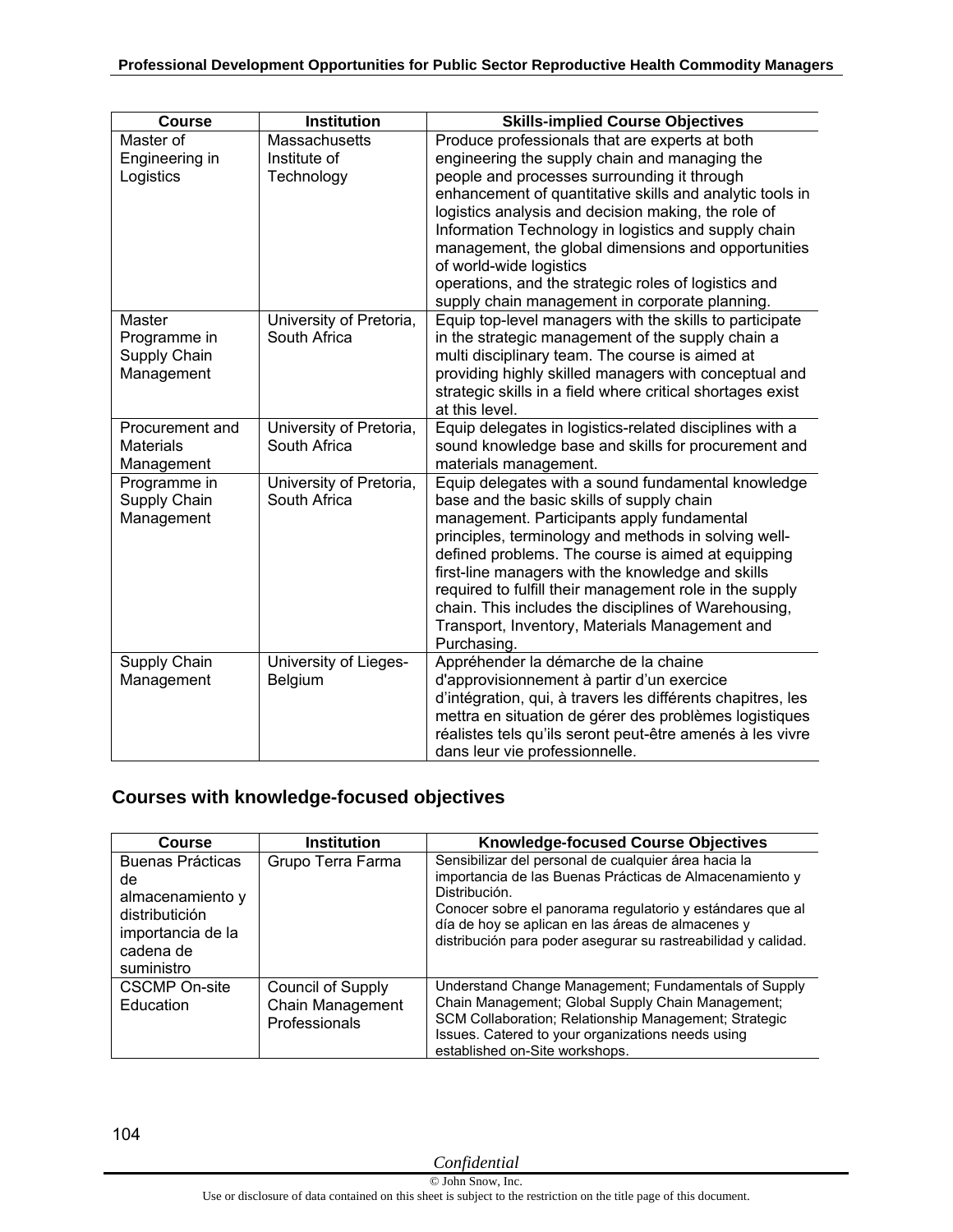| Course | Institution | Skills-implied Course Objectives |
| --- | --- | --- |
| Master of Engineering in Logistics | Massachusetts Institute of Technology | Produce professionals that are experts at both engineering the supply chain and managing the people and processes surrounding it through enhancement of quantitative skills and analytic tools in logistics analysis and decision making, the role of Information Technology in logistics and supply chain management, the global dimensions and opportunities of world-wide logistics operations, and the strategic roles of logistics and supply chain management in corporate planning. |
| Master Programme in Supply Chain Management | University of Pretoria, South Africa | Equip top-level managers with the skills to participate in the strategic management of the supply chain a multi disciplinary team. The course is aimed at providing highly skilled managers with conceptual and strategic skills in a field where critical shortages exist at this level. |
| Procurement and Materials Management | University of Pretoria, South Africa | Equip delegates in logistics-related disciplines with a sound knowledge base and skills for procurement and materials management. |
| Programme in Supply Chain Management | University of Pretoria, South Africa | Equip delegates with a sound fundamental knowledge base and the basic skills of supply chain management. Participants apply fundamental principles, terminology and methods in solving well-defined problems. The course is aimed at equipping first-line managers with the knowledge and skills required to fulfill their management role in the supply chain. This includes the disciplines of Warehousing, Transport, Inventory, Materials Management and Purchasing. |
| Supply Chain Management | University of Lieges-Belgium | Appréhender la démarche de la chaine d'approvisionnement à partir d'un exercice d'intégration, qui, à travers les différents chapitres, les mettra en situation de gérer des problèmes logistiques réalistes tels qu'ils seront peut-être amenés à les vivre dans leur vie professionnelle. |

## Courses with knowledge-focused objectives

| Course | Institution | Knowledge-focused Course Objectives |
| --- | --- | --- |
| Buenas Prácticas de almacenamiento y distributión importancia de la cadena de suministro | Grupo Terra Farma | Sensibilizar del personal de cualquier área hacia la importancia de las Buenas Prácticas de Almacenamiento y Distribución. Conocer sobre el panorama regulatorio y estándares que al día de hoy se aplican en las áreas de almacenes y distribución para poder asegurar su rastreabilidad y calidad. |
| CSCMP On-site Education | Council of Supply Chain Management Professionals | Understand Change Management; Fundamentals of Supply Chain Management; Global Supply Chain Management; SCM Collaboration; Relationship Management; Strategic Issues. Catered to your organizations needs using established on-Site workshops. |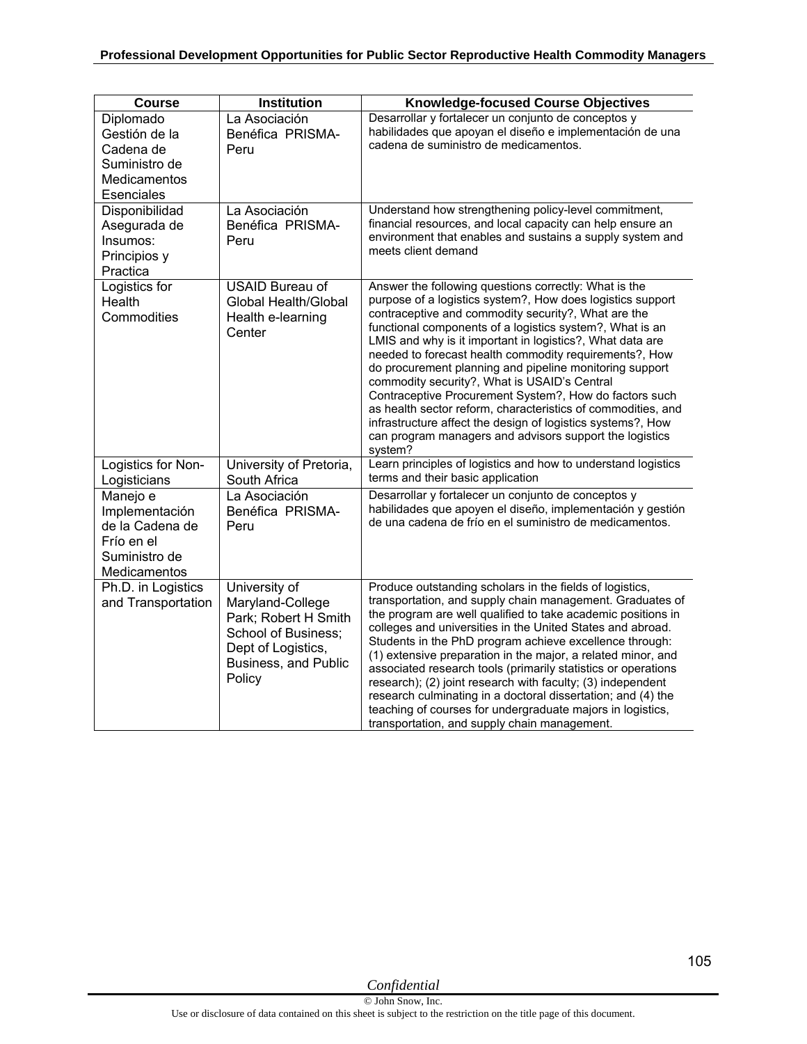| Course | Institution | Knowledge-focused Course Objectives |
|---|---|---|
| Diplomado Gestión de la Cadena de Suministro de Medicamentos Esenciales | La Asociación Benéfica PRISMA-Peru | Desarrollar y fortalecer un conjunto de conceptos y habilidades que apoyan el diseño e implementación de una cadena de suministro de medicamentos. |
| Disponibilidad Asegurada de Insumos: Principios y Practica | La Asociación Benéfica PRISMA-Peru | Understand how strengthening policy-level commitment, financial resources, and local capacity can help ensure an environment that enables and sustains a supply system and meets client demand |
| Logistics for Health Commodities | USAID Bureau of Global Health/Global Health e-learning Center | Answer the following questions correctly: What is the purpose of a logistics system?, How does logistics support contraceptive and commodity security?, What are the functional components of a logistics system?, What is an LMIS and why is it important in logistics?, What data are needed to forecast health commodity requirements?, How do procurement planning and pipeline monitoring support commodity security?, What is USAID's Central Contraceptive Procurement System?, How do factors such as health sector reform, characteristics of commodities, and infrastructure affect the design of logistics systems?, How can program managers and advisors support the logistics system? |
| Logistics for Non-Logisticians | University of Pretoria, South Africa | Learn principles of logistics and how to understand logistics terms and their basic application |
| Manejo e Implementación de la Cadena de Frío en el Suministro de Medicamentos | La Asociación Benéfica PRISMA-Peru | Desarrollar y fortalecer un conjunto de conceptos y habilidades que apoyen el diseño, implementación y gestión de una cadena de frío en el suministro de medicamentos. |
| Ph.D. in Logistics and Transportation | University of Maryland-College Park; Robert H Smith School of Business; Dept of Logistics, Business, and Public Policy | Produce outstanding scholars in the fields of logistics, transportation, and supply chain management. Graduates of the program are well qualified to take academic positions in colleges and universities in the United States and abroad. Students in the PhD program achieve excellence through: (1) extensive preparation in the major, a related minor, and associated research tools (primarily statistics or operations research); (2) joint research with faculty; (3) independent research culminating in a doctoral dissertation; and (4) the teaching of courses for undergraduate majors in logistics, transportation, and supply chain management. |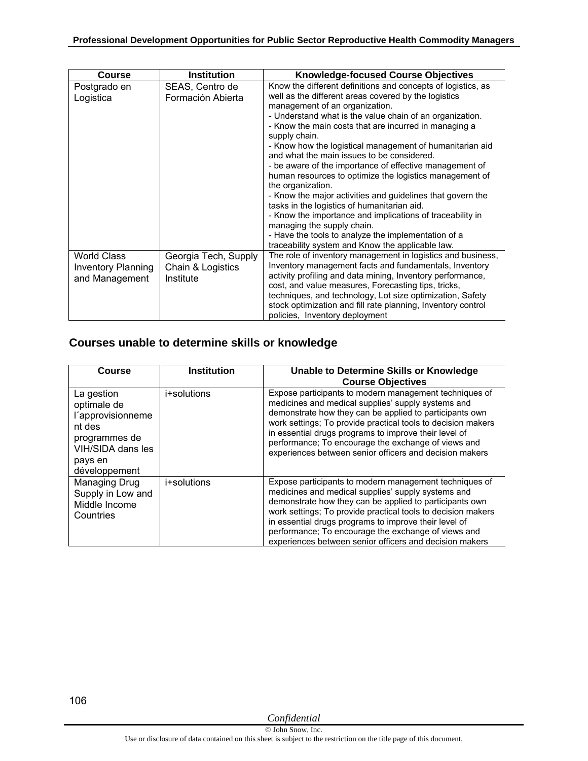| Course | Institution | Knowledge-focused Course Objectives |
| --- | --- | --- |
| Postgrado en Logistica | SEAS, Centro de Formación Abierta | Know the different definitions and concepts of logistics, as well as the different areas covered by the logistics management of an organization. - Understand what is the value chain of an organization. - Know the main costs that are incurred in managing a supply chain. - Know how the logistical management of humanitarian aid and what the main issues to be considered. - be aware of the importance of effective management of human resources to optimize the logistics management of the organization. - Know the major activities and guidelines that govern the tasks in the logistics of humanitarian aid. - Know the importance and implications of traceability in managing the supply chain. - Have the tools to analyze the implementation of a traceability system and Know the applicable law. |
| World Class Inventory Planning and Management | Georgia Tech, Supply Chain & Logistics Institute | The role of inventory management in logistics and business, Inventory management facts and fundamentals, Inventory activity profiling and data mining, Inventory performance, cost, and value measures, Forecasting tips, tricks, techniques, and technology, Lot size optimization, Safety stock optimization and fill rate planning, Inventory control policies, Inventory deployment |

## Courses unable to determine skills or knowledge

| Course | Institution | Unable to Determine Skills or Knowledge Course Objectives |
| --- | --- | --- |
| La gestion optimale de l´approvisionnement des programmes de VIH/SIDA dans les pays en développement | i+solutions | Expose participants to modern management techniques of medicines and medical supplies' supply systems and demonstrate how they can be applied to participants own work settings; To provide practical tools to decision makers in essential drugs programs to improve their level of performance; To encourage the exchange of views and experiences between senior officers and decision makers |
| Managing Drug Supply in Low and Middle Income Countries | i+solutions | Expose participants to modern management techniques of medicines and medical supplies' supply systems and demonstrate how they can be applied to participants own work settings; To provide practical tools to decision makers in essential drugs programs to improve their level of performance; To encourage the exchange of views and experiences between senior officers and decision makers |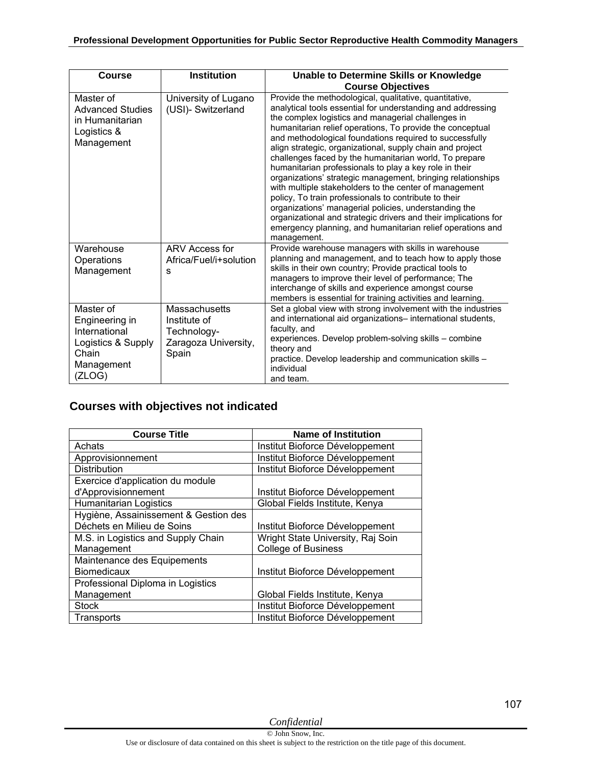| Course | Institution | Unable to Determine Skills or Knowledge Course Objectives |
|---|---|---|
| Master of Advanced Studies in Humanitarian Logistics & Management | University of Lugano (USI)- Switzerland | Provide the methodological, qualitative, quantitative, analytical tools essential for understanding and addressing the complex logistics and managerial challenges in humanitarian relief operations, To provide the conceptual and methodological foundations required to successfully align strategic, organizational, supply chain and project challenges faced by the humanitarian world, To prepare humanitarian professionals to play a key role in their organizations' strategic management, bringing relationships with multiple stakeholders to the center of management policy, To train professionals to contribute to their organizations' managerial policies, understanding the organizational and strategic drivers and their implications for emergency planning, and humanitarian relief operations and management. |
| Warehouse Operations Management | ARV Access for Africa/Fuel/i+solutions | Provide warehouse managers with skills in warehouse planning and management, and to teach how to apply those skills in their own country; Provide practical tools to managers to improve their level of performance; The interchange of skills and experience amongst course members is essential for training activities and learning. |
| Master of Engineering in International Logistics & Supply Chain Management (ZLOG) | Massachusetts Institute of Technology-Zaragoza University, Spain | Set a global view with strong involvement with the industries and international aid organizations– international students, faculty, and experiences. Develop problem-solving skills – combine theory and practice. Develop leadership and communication skills – individual and team. |

## Courses with objectives not indicated

| Course Title | Name of Institution |
|---|---|
| Achats | Institut Bioforce Développement |
| Approvisionnement | Institut Bioforce Développement |
| Distribution | Institut Bioforce Développement |
| Exercice d'application du module d'Approvisionnement | Institut Bioforce Développement |
| Humanitarian Logistics | Global Fields Institute, Kenya |
| Hygiène, Assainissement & Gestion des Déchets en Milieu de Soins | Institut Bioforce Développement |
| M.S. in Logistics and Supply Chain Management | Wright State University, Raj Soin College of Business |
| Maintenance des Equipements Biomedicaux | Institut Bioforce Développement |
| Professional Diploma in Logistics Management | Global Fields Institute, Kenya |
| Stock | Institut Bioforce Développement |
| Transports | Institut Bioforce Développement |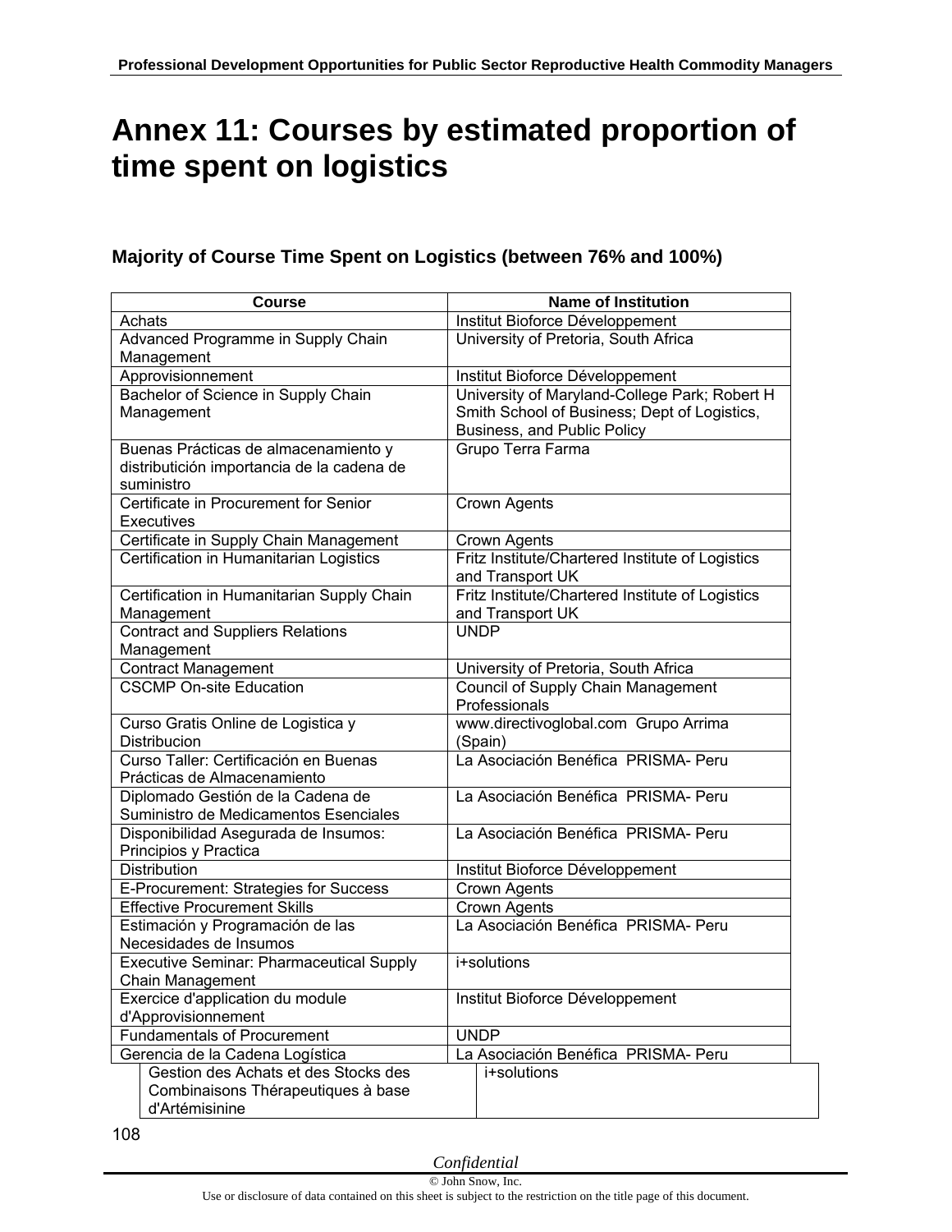# Annex 11: Courses by estimated proportion of time spent on logistics

### Majority of Course Time Spent on Logistics (between 76% and 100%)

| Course | Name of Institution |
|---|---|
| Achats | Institut Bioforce Développement |
| Advanced Programme in Supply Chain Management | University of Pretoria, South Africa |
| Approvisionnement | Institut Bioforce Développement |
| Bachelor of Science in Supply Chain Management | University of Maryland-College Park; Robert H Smith School of Business; Dept of Logistics, Business, and Public Policy |
| Buenas Prácticas de almacenamiento y distributición importancia de la cadena de suministro | Grupo Terra Farma |
| Certificate in Procurement for Senior Executives | Crown Agents |
| Certificate in Supply Chain Management | Crown Agents |
| Certification in Humanitarian Logistics | Fritz Institute/Chartered Institute of Logistics and Transport UK |
| Certification in Humanitarian Supply Chain Management | Fritz Institute/Chartered Institute of Logistics and Transport UK |
| Contract and Suppliers Relations Management | UNDP |
| Contract Management | University of Pretoria, South Africa |
| CSCMP On-site Education | Council of Supply Chain Management Professionals |
| Curso Gratis Online de Logistica y Distribucion | www.directivoglobal.com Grupo Arrima (Spain) |
| Curso Taller: Certificación en Buenas Prácticas de Almacenamiento | La Asociación Benéfica PRISMA- Peru |
| Diplomado Gestión de la Cadena de Suministro de Medicamentos Esenciales | La Asociación Benéfica PRISMA- Peru |
| Disponibilidad Asegurada de Insumos: Principios y Practica | La Asociación Benéfica PRISMA- Peru |
| Distribution | Institut Bioforce Développement |
| E-Procurement: Strategies for Success | Crown Agents |
| Effective Procurement Skills | Crown Agents |
| Estimación y Programación de las Necesidades de Insumos | La Asociación Benéfica PRISMA- Peru |
| Executive Seminar: Pharmaceutical Supply Chain Management | i+solutions |
| Exercice d'application du module d'Approvisionnement | Institut Bioforce Développement |
| Fundamentals of Procurement | UNDP |
| Gerencia de la Cadena Logística | La Asociación Benéfica PRISMA- Peru |
| Gestion des Achats et des Stocks des Combinaisons Thérapeutiques à base d'Artémisinine | i+solutions |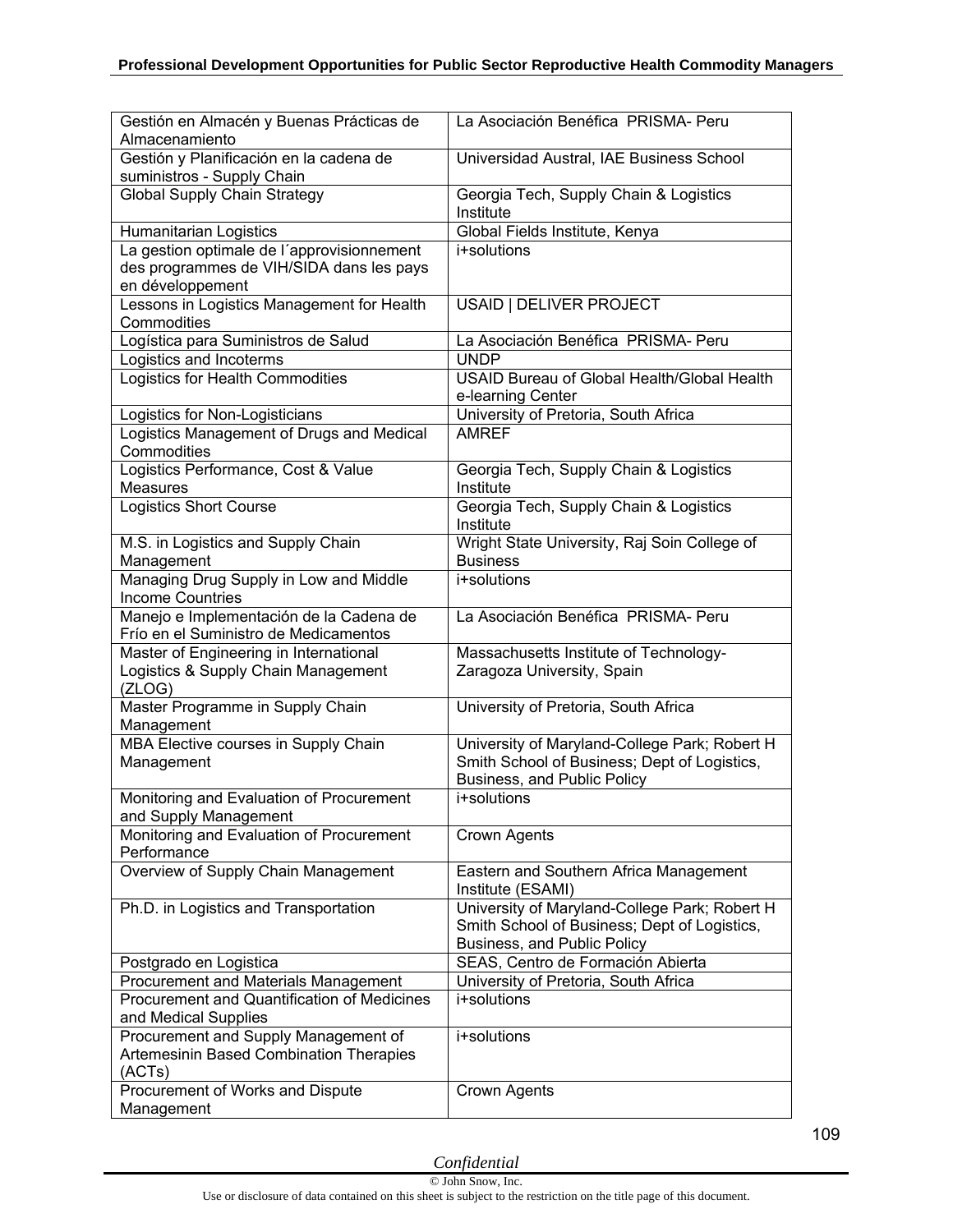| | |
|---|---|
| Gestión en Almacén y Buenas Prácticas de Almacenamiento | La Asociación Benéfica PRISMA- Peru |
| Gestión y Planificación en la cadena de suministros - Supply Chain | Universidad Austral, IAE Business School |
| Global Supply Chain Strategy | Georgia Tech, Supply Chain & Logistics Institute |
| Humanitarian Logistics | Global Fields Institute, Kenya |
| La gestion optimale de l´approvisionnement des programmes de VIH/SIDA dans les pays en développement | i+solutions |
| Lessons in Logistics Management for Health Commodities | USAID \| DELIVER PROJECT |
| Logística para Suministros de Salud | La Asociación Benéfica PRISMA- Peru |
| Logistics and Incoterms | UNDP |
| Logistics for Health Commodities | USAID Bureau of Global Health/Global Health e-learning Center |
| Logistics for Non-Logisticians | University of Pretoria, South Africa |
| Logistics Management of Drugs and Medical Commodities | AMREF |
| Logistics Performance, Cost & Value Measures | Georgia Tech, Supply Chain & Logistics Institute |
| Logistics Short Course | Georgia Tech, Supply Chain & Logistics Institute |
| M.S. in Logistics and Supply Chain Management | Wright State University, Raj Soin College of Business |
| Managing Drug Supply in Low and Middle Income Countries | i+solutions |
| Manejo e Implementación de la Cadena de Frío en el Suministro de Medicamentos | La Asociación Benéfica PRISMA- Peru |
| Master of Engineering in International Logistics & Supply Chain Management (ZLOG) | Massachusetts Institute of Technology-Zaragoza University, Spain |
| Master Programme in Supply Chain Management | University of Pretoria, South Africa |
| MBA Elective courses in Supply Chain Management | University of Maryland-College Park; Robert H Smith School of Business; Dept of Logistics, Business, and Public Policy |
| Monitoring and Evaluation of Procurement and Supply Management | i+solutions |
| Monitoring and Evaluation of Procurement Performance | Crown Agents |
| Overview of Supply Chain Management | Eastern and Southern Africa Management Institute (ESAMI) |
| Ph.D. in Logistics and Transportation | University of Maryland-College Park; Robert H Smith School of Business; Dept of Logistics, Business, and Public Policy |
| Postgrado en Logistica | SEAS, Centro de Formación Abierta |
| Procurement and Materials Management | University of Pretoria, South Africa |
| Procurement and Quantification of Medicines and Medical Supplies | i+solutions |
| Procurement and Supply Management of Artemesinin Based Combination Therapies (ACTs) | i+solutions |
| Procurement of Works and Dispute Management | Crown Agents |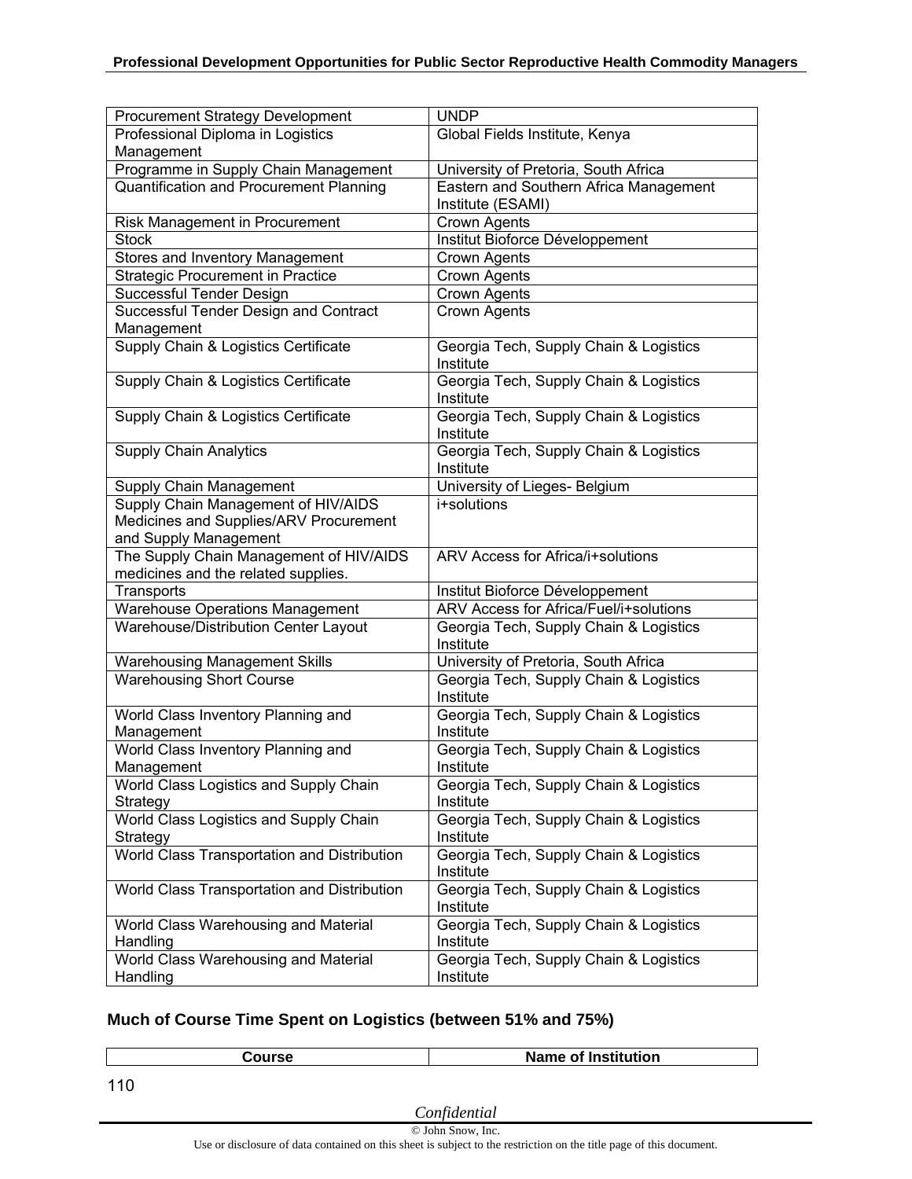| Procurement Strategy Development | UNDP |
|---|---|
| Professional Diploma in Logistics Management | Global Fields Institute, Kenya |
| Programme in Supply Chain Management | University of Pretoria, South Africa |
| Quantification and Procurement Planning | Eastern and Southern Africa Management Institute (ESAMI) |
| Risk Management in Procurement | Crown Agents |
| Stock | Institut Bioforce Développement |
| Stores and Inventory Management | Crown Agents |
| Strategic Procurement in Practice | Crown Agents |
| Successful Tender Design | Crown Agents |
| Successful Tender Design and Contract Management | Crown Agents |
| Supply Chain & Logistics Certificate | Georgia Tech, Supply Chain & Logistics Institute |
| Supply Chain & Logistics Certificate | Georgia Tech, Supply Chain & Logistics Institute |
| Supply Chain & Logistics Certificate | Georgia Tech, Supply Chain & Logistics Institute |
| Supply Chain Analytics | Georgia Tech, Supply Chain & Logistics Institute |
| Supply Chain Management | University of Lieges- Belgium |
| Supply Chain Management of HIV/AIDS Medicines and Supplies/ARV Procurement and Supply Management | i+solutions |
| The Supply Chain Management of HIV/AIDS medicines and the related supplies. | ARV Access for Africa/i+solutions |
| Transports | Institut Bioforce Développement |
| Warehouse Operations Management | ARV Access for Africa/Fuel/i+solutions |
| Warehouse/Distribution Center Layout | Georgia Tech, Supply Chain & Logistics Institute |
| Warehousing Management Skills | University of Pretoria, South Africa |
| Warehousing Short Course | Georgia Tech, Supply Chain & Logistics Institute |
| World Class Inventory Planning and Management | Georgia Tech, Supply Chain & Logistics Institute |
| World Class Inventory Planning and Management | Georgia Tech, Supply Chain & Logistics Institute |
| World Class Logistics and Supply Chain Strategy | Georgia Tech, Supply Chain & Logistics Institute |
| World Class Logistics and Supply Chain Strategy | Georgia Tech, Supply Chain & Logistics Institute |
| World Class Transportation and Distribution | Georgia Tech, Supply Chain & Logistics Institute |
| World Class Transportation and Distribution | Georgia Tech, Supply Chain & Logistics Institute |
| World Class Warehousing and Material Handling | Georgia Tech, Supply Chain & Logistics Institute |
| World Class Warehousing and Material Handling | Georgia Tech, Supply Chain & Logistics Institute |

### Much of Course Time Spent on Logistics (between 51% and 75%)

| Course | Name of Institution |
|---|---|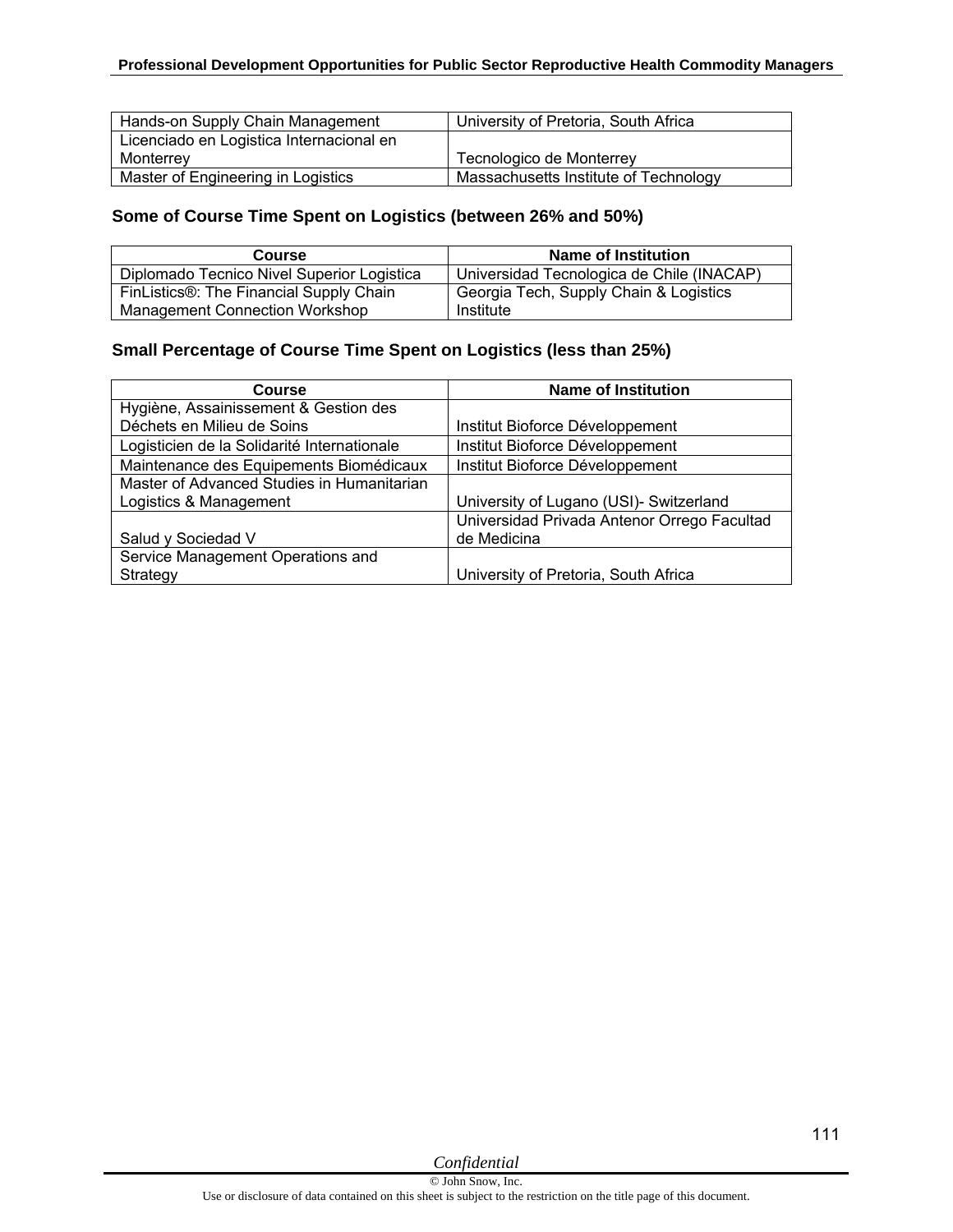| Hands-on Supply Chain Management | University of Pretoria, South Africa |
|---|---|
| Licenciado en Logistica Internacional en Monterrey | Tecnologico de Monterrey |
| Master of Engineering in Logistics | Massachusetts Institute of Technology |

### Some of Course Time Spent on Logistics (between 26% and 50%)

| Course | Name of Institution |
|---|---|
| Diplomado Tecnico Nivel Superior Logistica | Universidad Tecnologica de Chile (INACAP) |
| FinListics®: The Financial Supply Chain Management Connection Workshop | Georgia Tech, Supply Chain & Logistics Institute |

### Small Percentage of Course Time Spent on Logistics (less than 25%)

| Course | Name of Institution |
|---|---|
| Hygiène, Assainissement & Gestion des Déchets en Milieu de Soins | Institut Bioforce Développement |
| Logisticien de la Solidarité Internationale | Institut Bioforce Développement |
| Maintenance des Equipements Biomédicaux | Institut Bioforce Développement |
| Master of Advanced Studies in Humanitarian Logistics & Management | University of Lugano (USI)- Switzerland |
| Salud y Sociedad V | Universidad Privada Antenor Orrego Facultad de Medicina |
| Service Management Operations and Strategy | University of Pretoria, South Africa |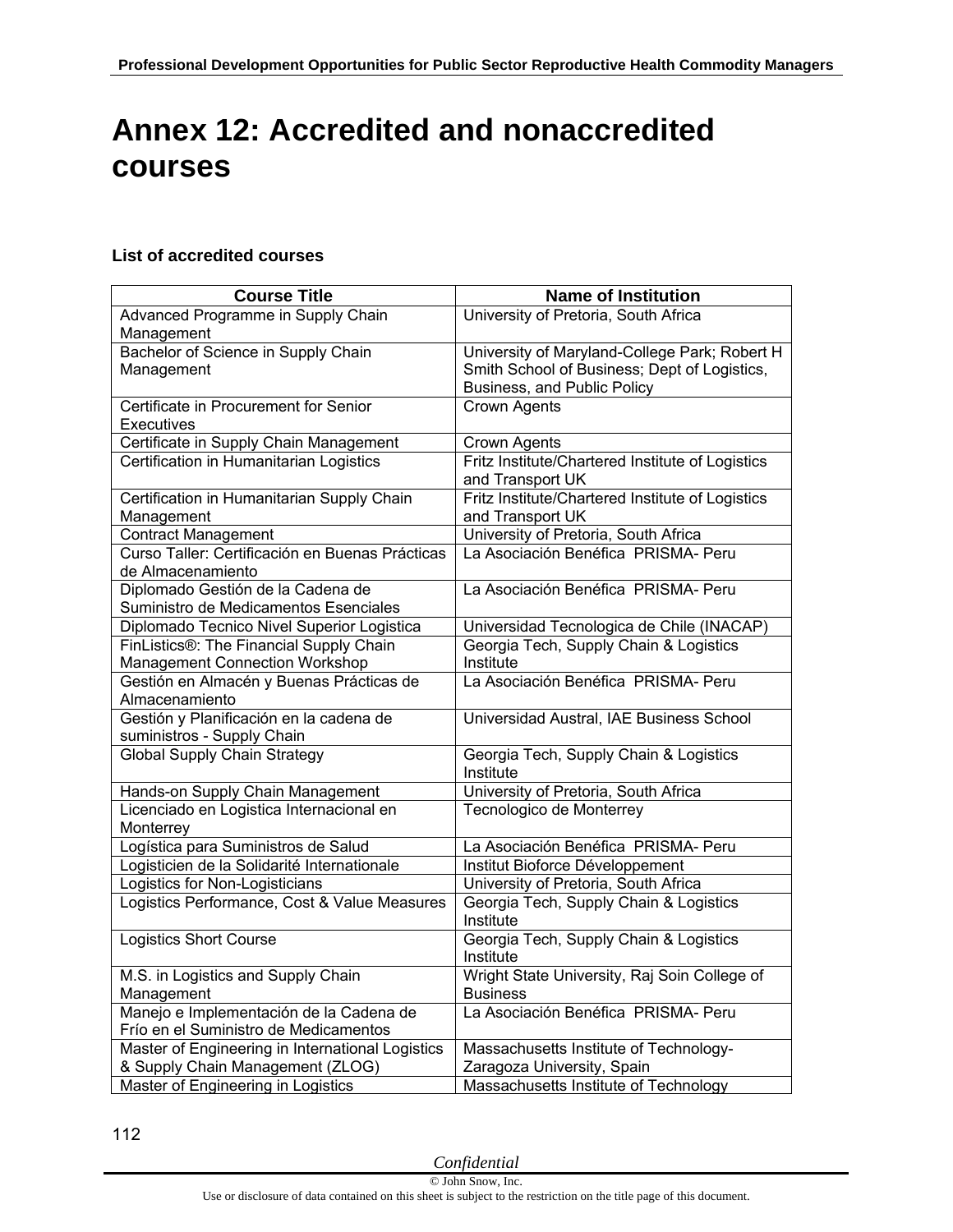# Annex 12: Accredited and nonaccredited courses

### List of accredited courses

| Course Title | Name of Institution |
|---|---|
| Advanced Programme in Supply Chain Management | University of Pretoria, South Africa |
| Bachelor of Science in Supply Chain Management | University of Maryland-College Park; Robert H Smith School of Business; Dept of Logistics, Business, and Public Policy |
| Certificate in Procurement for Senior Executives | Crown Agents |
| Certificate in Supply Chain Management | Crown Agents |
| Certification in Humanitarian Logistics | Fritz Institute/Chartered Institute of Logistics and Transport UK |
| Certification in Humanitarian Supply Chain Management | Fritz Institute/Chartered Institute of Logistics and Transport UK |
| Contract Management | University of Pretoria, South Africa |
| Curso Taller: Certificación en Buenas Prácticas de Almacenamiento | La Asociación Benéfica PRISMA- Peru |
| Diplomado Gestión de la Cadena de Suministro de Medicamentos Esenciales | La Asociación Benéfica PRISMA- Peru |
| Diplomado Tecnico Nivel Superior Logistica | Universidad Tecnologica de Chile (INACAP) |
| FinListics®: The Financial Supply Chain Management Connection Workshop | Georgia Tech, Supply Chain & Logistics Institute |
| Gestión en Almacén y Buenas Prácticas de Almacenamiento | La Asociación Benéfica PRISMA- Peru |
| Gestión y Planificación en la cadena de suministros - Supply Chain | Universidad Austral, IAE Business School |
| Global Supply Chain Strategy | Georgia Tech, Supply Chain & Logistics Institute |
| Hands-on Supply Chain Management | University of Pretoria, South Africa |
| Licenciado en Logistica Internacional en Monterrey | Tecnologico de Monterrey |
| Logística para Suministros de Salud | La Asociación Benéfica PRISMA- Peru |
| Logisticien de la Solidarité Internationale | Institut Bioforce Développement |
| Logistics for Non-Logisticians | University of Pretoria, South Africa |
| Logistics Performance, Cost & Value Measures | Georgia Tech, Supply Chain & Logistics Institute |
| Logistics Short Course | Georgia Tech, Supply Chain & Logistics Institute |
| M.S. in Logistics and Supply Chain Management | Wright State University, Raj Soin College of Business |
| Manejo e Implementación de la Cadena de Frío en el Suministro de Medicamentos | La Asociación Benéfica PRISMA- Peru |
| Master of Engineering in International Logistics & Supply Chain Management (ZLOG) | Massachusetts Institute of Technology-Zaragoza University, Spain |
| Master of Engineering in Logistics | Massachusetts Institute of Technology |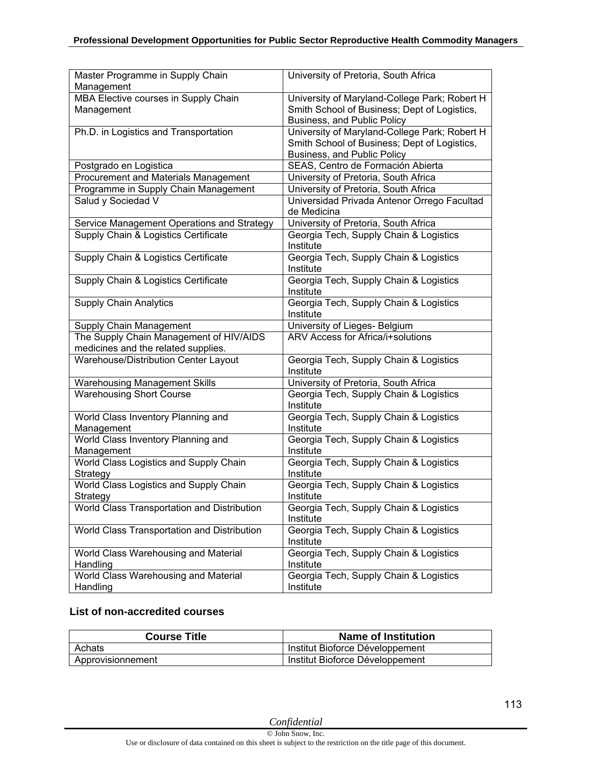| | |
|---|---|
| Master Programme in Supply Chain Management | University of Pretoria, South Africa |
| MBA Elective courses in Supply Chain Management | University of Maryland-College Park; Robert H Smith School of Business; Dept of Logistics, Business, and Public Policy |
| Ph.D. in Logistics and Transportation | University of Maryland-College Park; Robert H Smith School of Business; Dept of Logistics, Business, and Public Policy |
| Postgrado en Logistica | SEAS, Centro de Formación Abierta |
| Procurement and Materials Management | University of Pretoria, South Africa |
| Programme in Supply Chain Management | University of Pretoria, South Africa |
| Salud y Sociedad V | Universidad Privada Antenor Orrego Facultad de Medicina |
| Service Management Operations and Strategy | University of Pretoria, South Africa |
| Supply Chain & Logistics Certificate | Georgia Tech, Supply Chain & Logistics Institute |
| Supply Chain & Logistics Certificate | Georgia Tech, Supply Chain & Logistics Institute |
| Supply Chain & Logistics Certificate | Georgia Tech, Supply Chain & Logistics Institute |
| Supply Chain Analytics | Georgia Tech, Supply Chain & Logistics Institute |
| Supply Chain Management | University of Lieges- Belgium |
| The Supply Chain Management of HIV/AIDS medicines and the related supplies. | ARV Access for Africa/i+solutions |
| Warehouse/Distribution Center Layout | Georgia Tech, Supply Chain & Logistics Institute |
| Warehousing Management Skills | University of Pretoria, South Africa |
| Warehousing Short Course | Georgia Tech, Supply Chain & Logistics Institute |
| World Class Inventory Planning and Management | Georgia Tech, Supply Chain & Logistics Institute |
| World Class Inventory Planning and Management | Georgia Tech, Supply Chain & Logistics Institute |
| World Class Logistics and Supply Chain Strategy | Georgia Tech, Supply Chain & Logistics Institute |
| World Class Logistics and Supply Chain Strategy | Georgia Tech, Supply Chain & Logistics Institute |
| World Class Transportation and Distribution | Georgia Tech, Supply Chain & Logistics Institute |
| World Class Transportation and Distribution | Georgia Tech, Supply Chain & Logistics Institute |
| World Class Warehousing and Material Handling | Georgia Tech, Supply Chain & Logistics Institute |
| World Class Warehousing and Material Handling | Georgia Tech, Supply Chain & Logistics Institute |

### List of non-accredited courses

| Course Title | Name of Institution |
|---|---|
| Achats | Institut Bioforce Développement |
| Approvisionnement | Institut Bioforce Développement |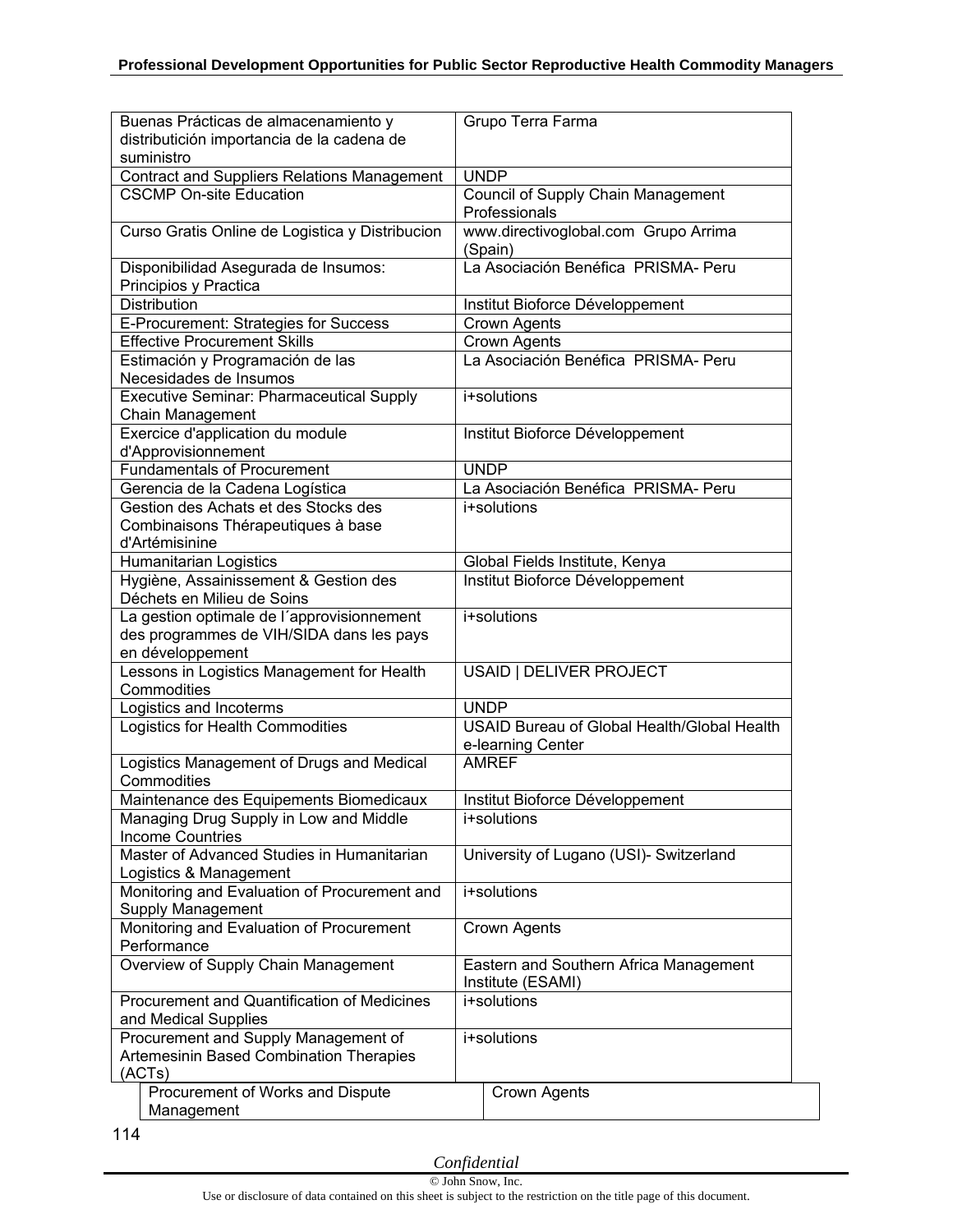| | |
|---|---|
| Buenas Prácticas de almacenamiento y distributición importancia de la cadena de suministro | Grupo Terra Farma |
| Contract and Suppliers Relations Management | UNDP |
| CSCMP On-site Education | Council of Supply Chain Management Professionals |
| Curso Gratis Online de Logistica y Distribucion | www.directivoglobal.com Grupo Arrima (Spain) |
| Disponibilidad Asegurada de Insumos: Principios y Practica | La Asociación Benéfica PRISMA- Peru |
| Distribution | Institut Bioforce Développement |
| E-Procurement: Strategies for Success | Crown Agents |
| Effective Procurement Skills | Crown Agents |
| Estimación y Programación de las Necesidades de Insumos | La Asociación Benéfica PRISMA- Peru |
| Executive Seminar: Pharmaceutical Supply Chain Management | i+solutions |
| Exercice d'application du module d'Approvisionnement | Institut Bioforce Développement |
| Fundamentals of Procurement | UNDP |
| Gerencia de la Cadena Logística | La Asociación Benéfica PRISMA- Peru |
| Gestion des Achats et des Stocks des Combinaisons Thérapeutiques à base d'Artémisinine | i+solutions |
| Humanitarian Logistics | Global Fields Institute, Kenya |
| Hygiène, Assainissement & Gestion des Déchets en Milieu de Soins | Institut Bioforce Développement |
| La gestion optimale de l´approvisionnement des programmes de VIH/SIDA dans les pays en développement | i+solutions |
| Lessons in Logistics Management for Health Commodities | USAID \| DELIVER PROJECT |
| Logistics and Incoterms | UNDP |
| Logistics for Health Commodities | USAID Bureau of Global Health/Global Health e-learning Center |
| Logistics Management of Drugs and Medical Commodities | AMREF |
| Maintenance des Equipements Biomedicaux | Institut Bioforce Développement |
| Managing Drug Supply in Low and Middle Income Countries | i+solutions |
| Master of Advanced Studies in Humanitarian Logistics & Management | University of Lugano (USI)- Switzerland |
| Monitoring and Evaluation of Procurement and Supply Management | i+solutions |
| Monitoring and Evaluation of Procurement Performance | Crown Agents |
| Overview of Supply Chain Management | Eastern and Southern Africa Management Institute (ESAMI) |
| Procurement and Quantification of Medicines and Medical Supplies | i+solutions |
| Procurement and Supply Management of Artemesinin Based Combination Therapies (ACTs) | i+solutions |
| Procurement of Works and Dispute Management | Crown Agents |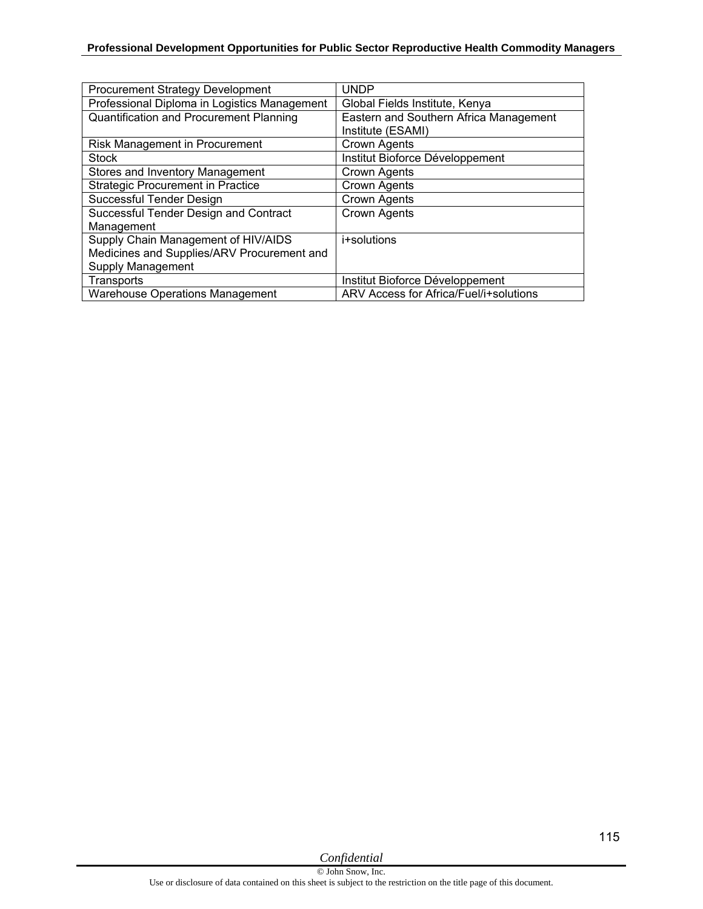| Procurement Strategy Development | UNDP |
|---|---|
| Professional Diploma in Logistics Management | Global Fields Institute, Kenya |
| Quantification and Procurement Planning | Eastern and Southern Africa Management Institute (ESAMI) |
| Risk Management in Procurement | Crown Agents |
| Stock | Institut Bioforce Développement |
| Stores and Inventory Management | Crown Agents |
| Strategic Procurement in Practice | Crown Agents |
| Successful Tender Design | Crown Agents |
| Successful Tender Design and Contract Management | Crown Agents |
| Supply Chain Management of HIV/AIDS Medicines and Supplies/ARV Procurement and Supply Management | i+solutions |
| Transports | Institut Bioforce Développement |
| Warehouse Operations Management | ARV Access for Africa/Fuel/i+solutions |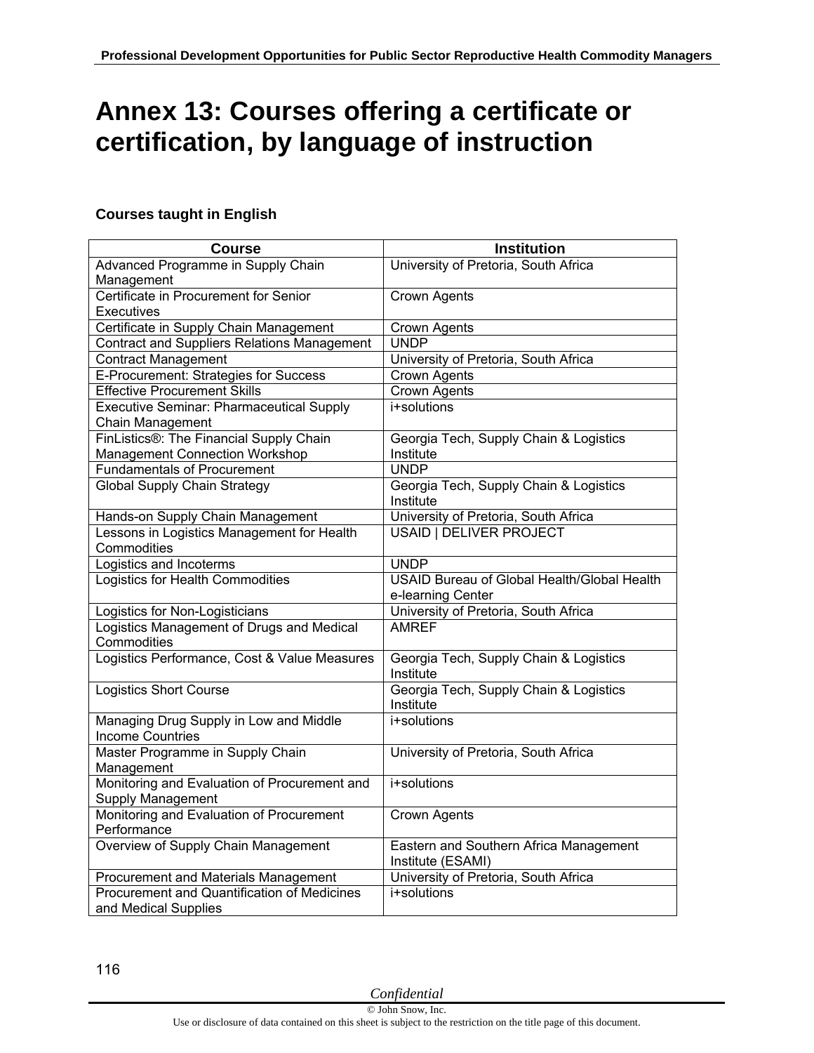# Annex 13: Courses offering a certificate or certification, by language of instruction

**Courses taught in English**

| Course | Institution |
|---|---|
| Advanced Programme in Supply Chain Management | University of Pretoria, South Africa |
| Certificate in Procurement for Senior Executives | Crown Agents |
| Certificate in Supply Chain Management | Crown Agents |
| Contract and Suppliers Relations Management | UNDP |
| Contract Management | University of Pretoria, South Africa |
| E-Procurement: Strategies for Success | Crown Agents |
| Effective Procurement Skills | Crown Agents |
| Executive Seminar: Pharmaceutical Supply Chain Management | i+solutions |
| FinListics®: The Financial Supply Chain Management Connection Workshop | Georgia Tech, Supply Chain & Logistics Institute |
| Fundamentals of Procurement | UNDP |
| Global Supply Chain Strategy | Georgia Tech, Supply Chain & Logistics Institute |
| Hands-on Supply Chain Management | University of Pretoria, South Africa |
| Lessons in Logistics Management for Health Commodities | USAID \| DELIVER PROJECT |
| Logistics and Incoterms | UNDP |
| Logistics for Health Commodities | USAID Bureau of Global Health/Global Health e-learning Center |
| Logistics for Non-Logisticians | University of Pretoria, South Africa |
| Logistics Management of Drugs and Medical Commodities | AMREF |
| Logistics Performance, Cost & Value Measures | Georgia Tech, Supply Chain & Logistics Institute |
| Logistics Short Course | Georgia Tech, Supply Chain & Logistics Institute |
| Managing Drug Supply in Low and Middle Income Countries | i+solutions |
| Master Programme in Supply Chain Management | University of Pretoria, South Africa |
| Monitoring and Evaluation of Procurement and Supply Management | i+solutions |
| Monitoring and Evaluation of Procurement Performance | Crown Agents |
| Overview of Supply Chain Management | Eastern and Southern Africa Management Institute (ESAMI) |
| Procurement and Materials Management | University of Pretoria, South Africa |
| Procurement and Quantification of Medicines and Medical Supplies | i+solutions |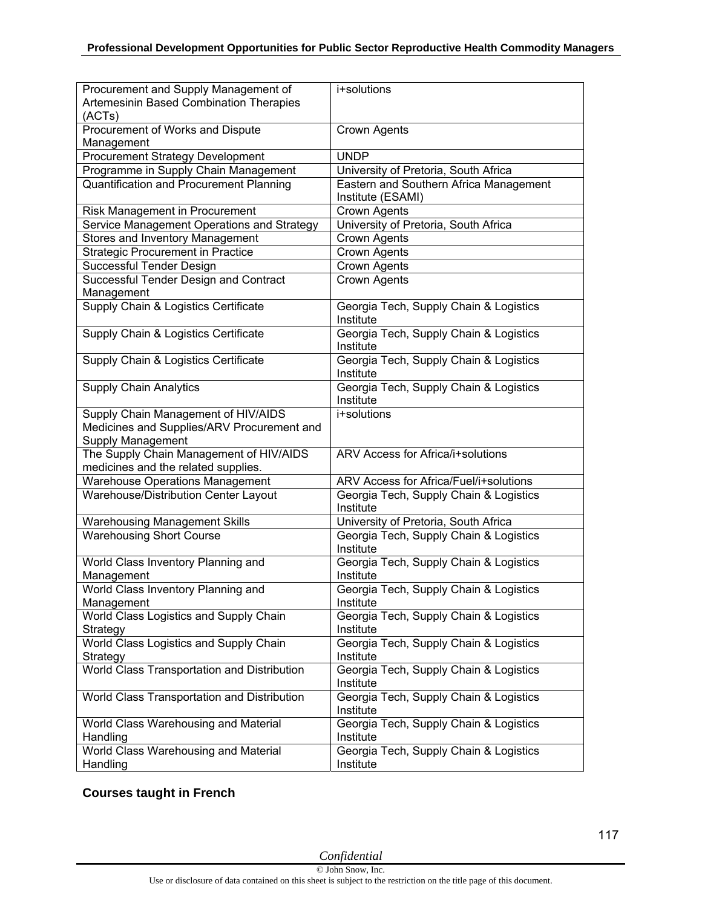| Procurement and Supply Management of Artemesinin Based Combination Therapies (ACTs) | i+solutions |
|---|---|
| Procurement of Works and Dispute Management | Crown Agents |
| Procurement Strategy Development | UNDP |
| Programme in Supply Chain Management | University of Pretoria, South Africa |
| Quantification and Procurement Planning | Eastern and Southern Africa Management Institute (ESAMI) |
| Risk Management in Procurement | Crown Agents |
| Service Management Operations and Strategy | University of Pretoria, South Africa |
| Stores and Inventory Management | Crown Agents |
| Strategic Procurement in Practice | Crown Agents |
| Successful Tender Design | Crown Agents |
| Successful Tender Design and Contract Management | Crown Agents |
| Supply Chain & Logistics Certificate | Georgia Tech, Supply Chain & Logistics Institute |
| Supply Chain & Logistics Certificate | Georgia Tech, Supply Chain & Logistics Institute |
| Supply Chain & Logistics Certificate | Georgia Tech, Supply Chain & Logistics Institute |
| Supply Chain Analytics | Georgia Tech, Supply Chain & Logistics Institute |
| Supply Chain Management of HIV/AIDS Medicines and Supplies/ARV Procurement and Supply Management | i+solutions |
| The Supply Chain Management of HIV/AIDS medicines and the related supplies. | ARV Access for Africa/i+solutions |
| Warehouse Operations Management | ARV Access for Africa/Fuel/i+solutions |
| Warehouse/Distribution Center Layout | Georgia Tech, Supply Chain & Logistics Institute |
| Warehousing Management Skills | University of Pretoria, South Africa |
| Warehousing Short Course | Georgia Tech, Supply Chain & Logistics Institute |
| World Class Inventory Planning and Management | Georgia Tech, Supply Chain & Logistics Institute |
| World Class Inventory Planning and Management | Georgia Tech, Supply Chain & Logistics Institute |
| World Class Logistics and Supply Chain Strategy | Georgia Tech, Supply Chain & Logistics Institute |
| World Class Logistics and Supply Chain Strategy | Georgia Tech, Supply Chain & Logistics Institute |
| World Class Transportation and Distribution | Georgia Tech, Supply Chain & Logistics Institute |
| World Class Transportation and Distribution | Georgia Tech, Supply Chain & Logistics Institute |
| World Class Warehousing and Material Handling | Georgia Tech, Supply Chain & Logistics Institute |
| World Class Warehousing and Material Handling | Georgia Tech, Supply Chain & Logistics Institute |

**Courses taught in French**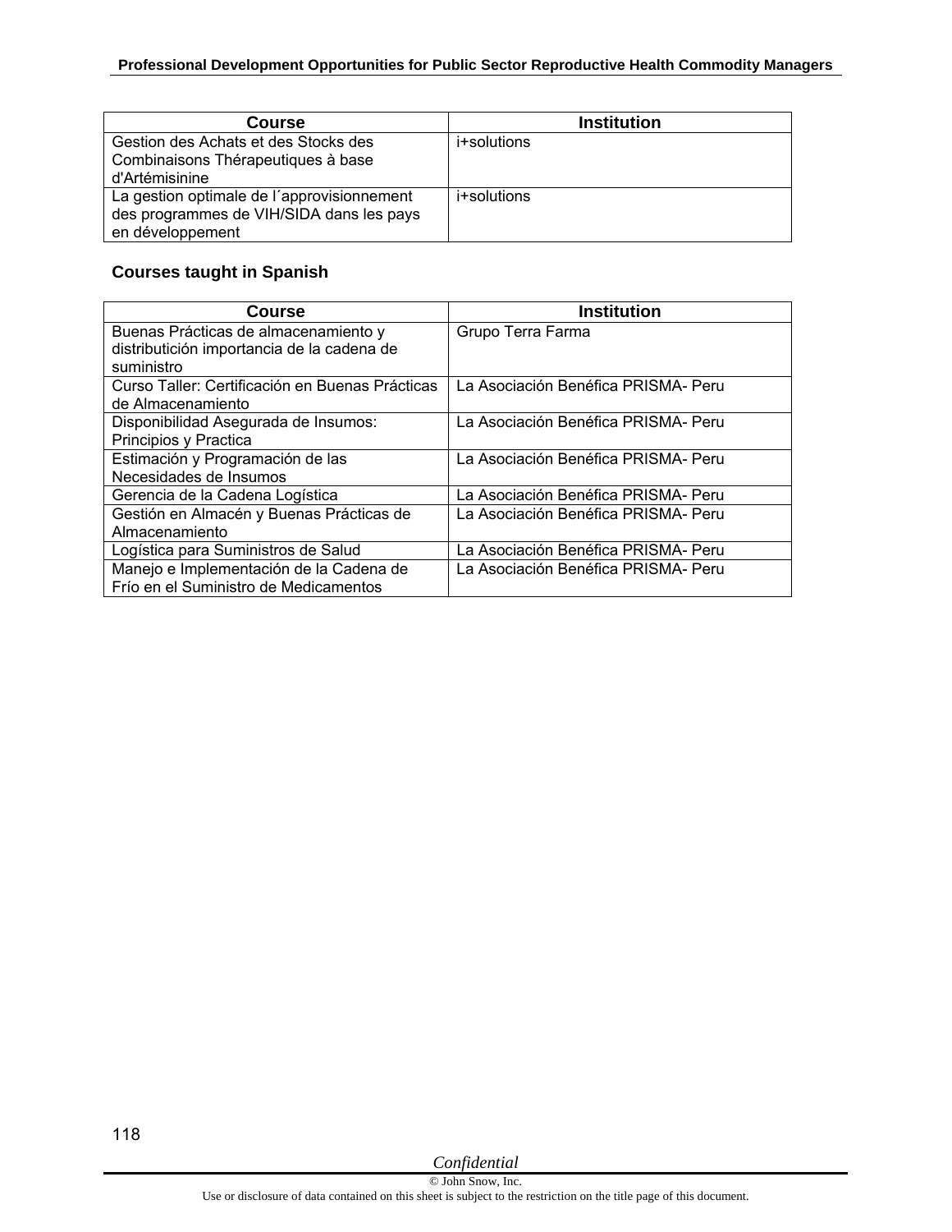| Course | Institution |
| --- | --- |
| Gestion des Achats et des Stocks des Combinaisons Thérapeutiques à base d'Artémisinine | i+solutions |
| La gestion optimale de l´approvisionnement des programmes de VIH/SIDA dans les pays en développement | i+solutions |

### Courses taught in Spanish

| Course | Institution |
| --- | --- |
| Buenas Prácticas de almacenamiento y distributición importancia de la cadena de suministro | Grupo Terra Farma |
| Curso Taller: Certificación en Buenas Prácticas de Almacenamiento | La Asociación Benéfica PRISMA- Peru |
| Disponibilidad Asegurada de Insumos: Principios y Practica | La Asociación Benéfica PRISMA- Peru |
| Estimación y Programación de las Necesidades de Insumos | La Asociación Benéfica PRISMA- Peru |
| Gerencia de la Cadena Logística | La Asociación Benéfica PRISMA- Peru |
| Gestión en Almacén y Buenas Prácticas de Almacenamiento | La Asociación Benéfica PRISMA- Peru |
| Logística para Suministros de Salud | La Asociación Benéfica PRISMA- Peru |
| Manejo e Implementación de la Cadena de Frío en el Suministro de Medicamentos | La Asociación Benéfica PRISMA- Peru |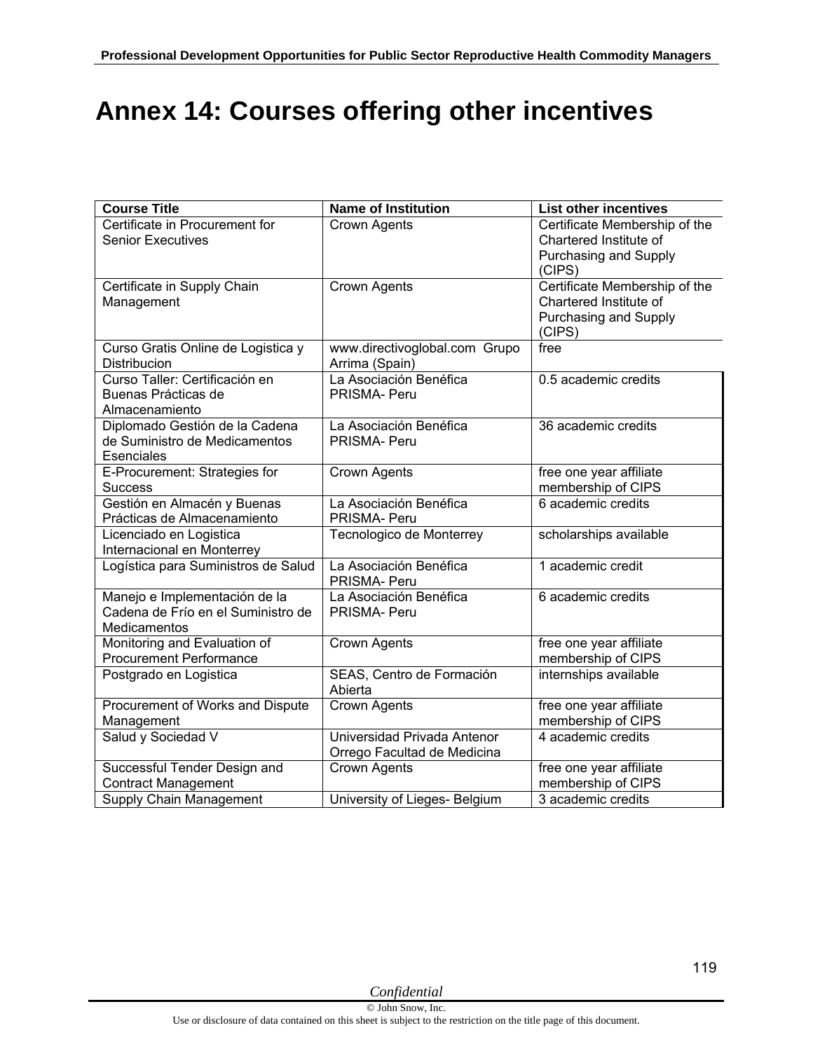# Annex 14: Courses offering other incentives

| Course Title | Name of Institution | List other incentives |
|---|---|---|
| Certificate in Procurement for Senior Executives | Crown Agents | Certificate Membership of the Chartered Institute of Purchasing and Supply (CIPS) |
| Certificate in Supply Chain Management | Crown Agents | Certificate Membership of the Chartered Institute of Purchasing and Supply (CIPS) |
| Curso Gratis Online de Logistica y Distribucion | www.directivoglobal.com Grupo Arrima (Spain) | free |
| Curso Taller: Certificación en Buenas Prácticas de Almacenamiento | La Asociación Benéfica PRISMA- Peru | 0.5 academic credits |
| Diplomado Gestión de la Cadena de Suministro de Medicamentos Esenciales | La Asociación Benéfica PRISMA- Peru | 36 academic credits |
| E-Procurement: Strategies for Success | Crown Agents | free one year affiliate membership of CIPS |
| Gestión en Almacén y Buenas Prácticas de Almacenamiento | La Asociación Benéfica PRISMA- Peru | 6 academic credits |
| Licenciado en Logistica Internacional en Monterrey | Tecnologico de Monterrey | scholarships available |
| Logística para Suministros de Salud | La Asociación Benéfica PRISMA- Peru | 1 academic credit |
| Manejo e Implementación de la Cadena de Frío en el Suministro de Medicamentos | La Asociación Benéfica PRISMA- Peru | 6 academic credits |
| Monitoring and Evaluation of Procurement Performance | Crown Agents | free one year affiliate membership of CIPS |
| Postgrado en Logistica | SEAS, Centro de Formación Abierta | internships available |
| Procurement of Works and Dispute Management | Crown Agents | free one year affiliate membership of CIPS |
| Salud y Sociedad V | Universidad Privada Antenor Orrego Facultad de Medicina | 4 academic credits |
| Successful Tender Design and Contract Management | Crown Agents | free one year affiliate membership of CIPS |
| Supply Chain Management | University of Lieges- Belgium | 3 academic credits |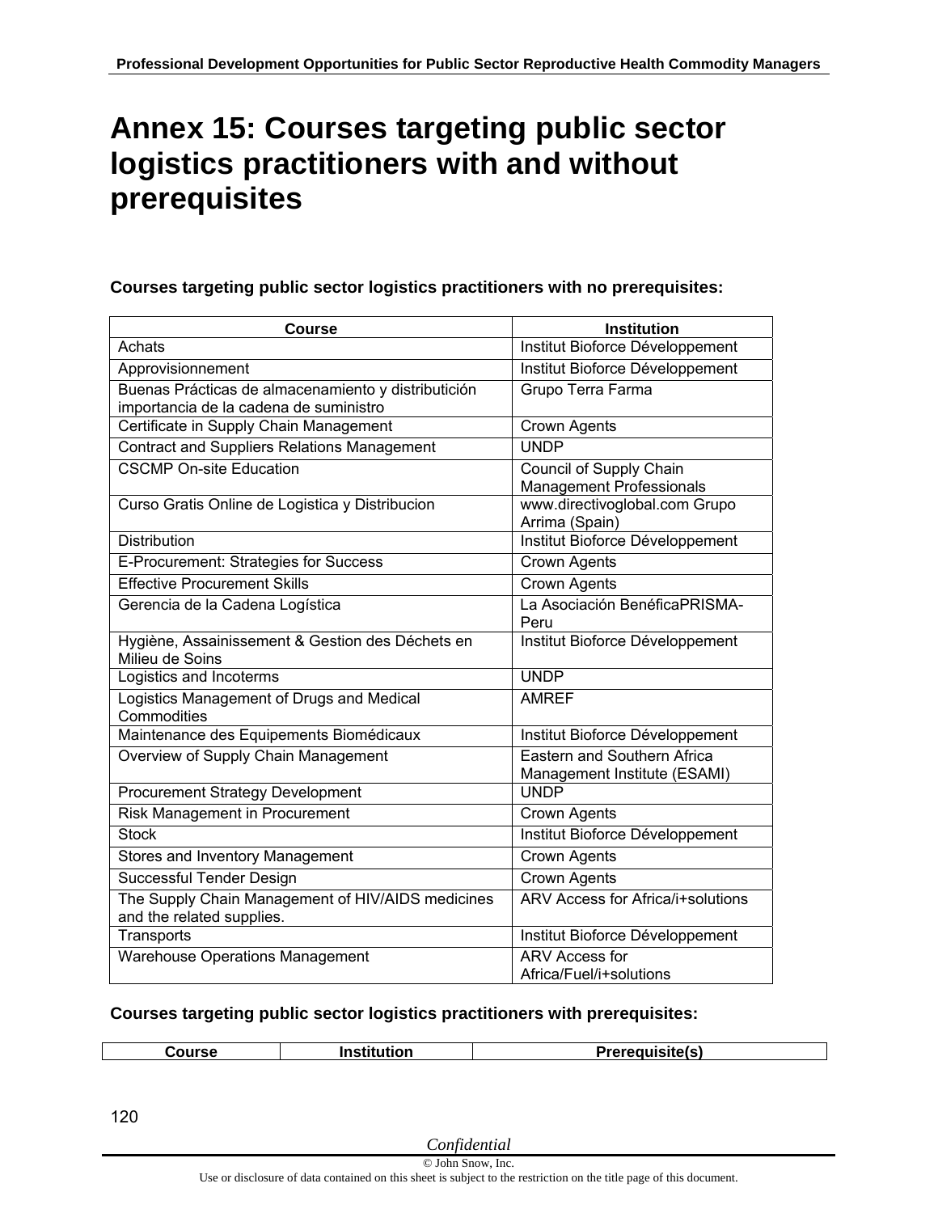# Annex 15: Courses targeting public sector logistics practitioners with and without prerequisites

**Courses targeting public sector logistics practitioners with no prerequisites:**

| Course | Institution |
| --- | --- |
| Achats | Institut Bioforce Développement |
| Approvisionnement | Institut Bioforce Développement |
| Buenas Prácticas de almacenamiento y distributión importancia de la cadena de suministro | Grupo Terra Farma |
| Certificate in Supply Chain Management | Crown Agents |
| Contract and Suppliers Relations Management | UNDP |
| CSCMP On-site Education | Council of Supply Chain Management Professionals |
| Curso Gratis Online de Logistica y Distribucion | www.directivoglobal.com Grupo Arrima (Spain) |
| Distribution | Institut Bioforce Développement |
| E-Procurement: Strategies for Success | Crown Agents |
| Effective Procurement Skills | Crown Agents |
| Gerencia de la Cadena Logística | La Asociación BenéficaPRISMA-Peru |
| Hygiène, Assainissement & Gestion des Déchets en Milieu de Soins | Institut Bioforce Développement |
| Logistics and Incoterms | UNDP |
| Logistics Management of Drugs and Medical Commodities | AMREF |
| Maintenance des Equipements Biomédicaux | Institut Bioforce Développement |
| Overview of Supply Chain Management | Eastern and Southern Africa Management Institute (ESAMI) |
| Procurement Strategy Development | UNDP |
| Risk Management in Procurement | Crown Agents |
| Stock | Institut Bioforce Développement |
| Stores and Inventory Management | Crown Agents |
| Successful Tender Design | Crown Agents |
| The Supply Chain Management of HIV/AIDS medicines and the related supplies. | ARV Access for Africa/i+solutions |
| Transports | Institut Bioforce Développement |
| Warehouse Operations Management | ARV Access for Africa/Fuel/i+solutions |

**Courses targeting public sector logistics practitioners with prerequisites:**

| Course | Institution | Prerequisite(s) |
| --- | --- | --- |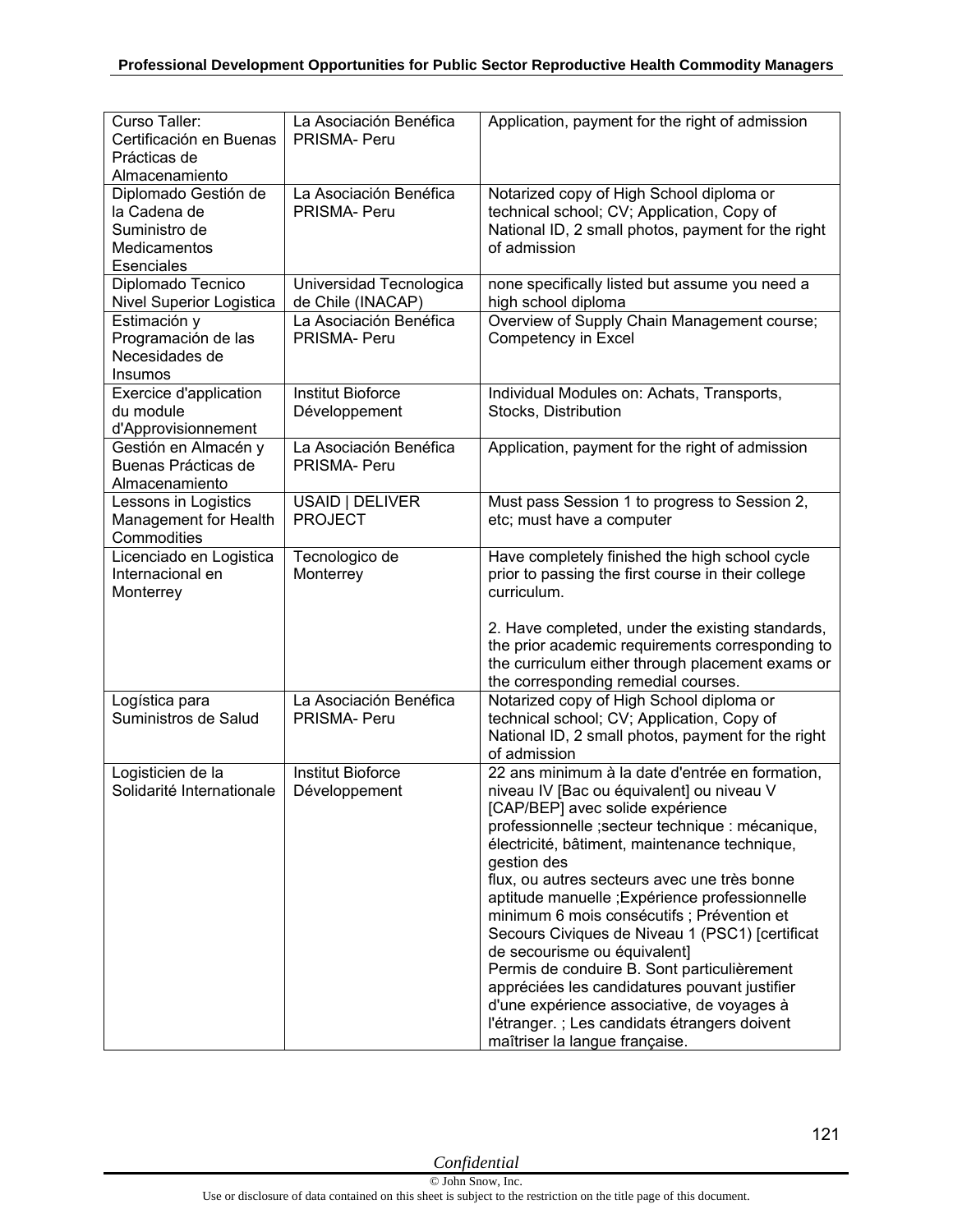| | | |
|---|---|---|
| Curso Taller: Certificación en Buenas Prácticas de Almacenamiento | La Asociación Benéfica PRISMA- Peru | Application, payment for the right of admission |
| Diplomado Gestión de la Cadena de Suministro de Medicamentos Esenciales | La Asociación Benéfica PRISMA- Peru | Notarized copy of High School diploma or technical school; CV; Application, Copy of National ID, 2 small photos, payment for the right of admission |
| Diplomado Tecnico Nivel Superior Logistica | Universidad Tecnologica de Chile (INACAP) | none specifically listed but assume you need a high school diploma |
| Estimación y Programación de las Necesidades de Insumos | La Asociación Benéfica PRISMA- Peru | Overview of Supply Chain Management course; Competency in Excel |
| Exercice d'application du module d'Approvisionnement | Institut Bioforce Développement | Individual Modules on: Achats, Transports, Stocks, Distribution |
| Gestión en Almacén y Buenas Prácticas de Almacenamiento | La Asociación Benéfica PRISMA- Peru | Application, payment for the right of admission |
| Lessons in Logistics Management for Health Commodities | USAID \| DELIVER PROJECT | Must pass Session 1 to progress to Session 2, etc; must have a computer |
| Licenciado en Logistica Internacional en Monterrey | Tecnologico de Monterrey | Have completely finished the high school cycle prior to passing the first course in their college curriculum.<br><br>2. Have completed, under the existing standards, the prior academic requirements corresponding to the curriculum either through placement exams or the corresponding remedial courses. |
| Logística para Suministros de Salud | La Asociación Benéfica PRISMA- Peru | Notarized copy of High School diploma or technical school; CV; Application, Copy of National ID, 2 small photos, payment for the right of admission |
| Logisticien de la Solidarité Internationale | Institut Bioforce Développement | 22 ans minimum à la date d'entrée en formation, niveau IV [Bac ou équivalent] ou niveau V [CAP/BEP] avec solide expérience professionnelle ;secteur technique : mécanique, électricité, bâtiment, maintenance technique, gestion des flux, ou autres secteurs avec une très bonne aptitude manuelle ;Expérience professionnelle minimum 6 mois consécutifs ; Prévention et Secours Civiques de Niveau 1 (PSC1) [certificat de secourisme ou équivalent] Permis de conduire B. Sont particulièrement appréciées les candidatures pouvant justifier d'une expérience associative, de voyages à l'étranger. ; Les candidats étrangers doivent maîtriser la langue française. |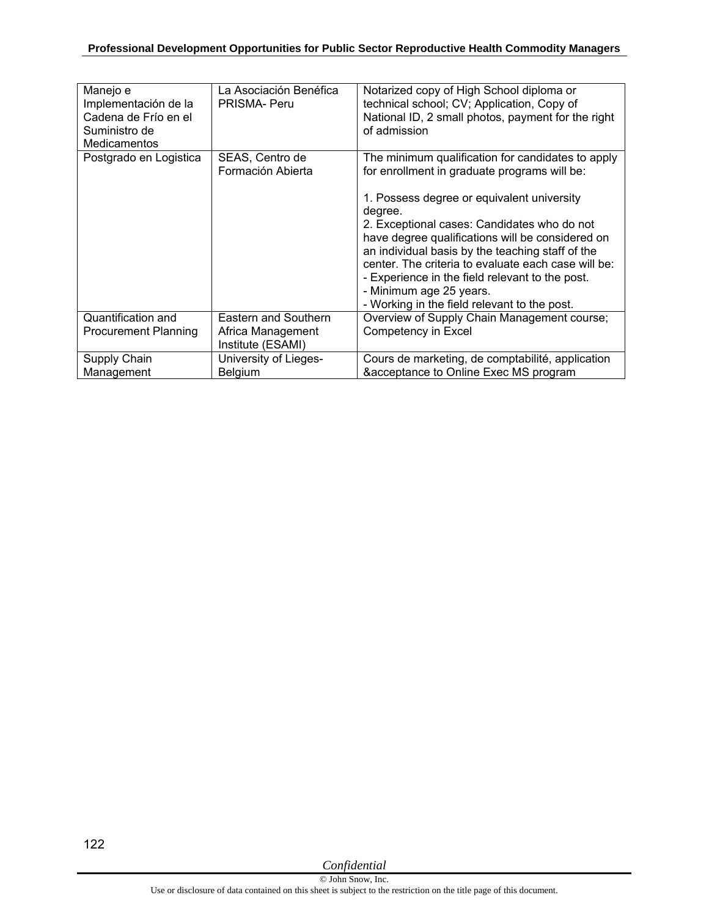| Manejo e Implementación de la Cadena de Frío en el Suministro de Medicamentos | La Asociación Benéfica PRISMA- Peru | Notarized copy of High School diploma or technical school; CV; Application, Copy of National ID, 2 small photos, payment for the right of admission |
|---|---|---|
| Postgrado en Logistica | SEAS, Centro de Formación Abierta | The minimum qualification for candidates to apply for enrollment in graduate programs will be:<br><br>1. Possess degree or equivalent university degree.<br>2. Exceptional cases: Candidates who do not have degree qualifications will be considered on an individual basis by the teaching staff of the center. The criteria to evaluate each case will be:<br>- Experience in the field relevant to the post.<br>- Minimum age 25 years.<br>- Working in the field relevant to the post. |
| Quantification and Procurement Planning | Eastern and Southern Africa Management Institute (ESAMI) | Overview of Supply Chain Management course; Competency in Excel |
| Supply Chain Management | University of Lieges-Belgium | Cours de marketing, de comptabilité, application &acceptance to Online Exec MS program |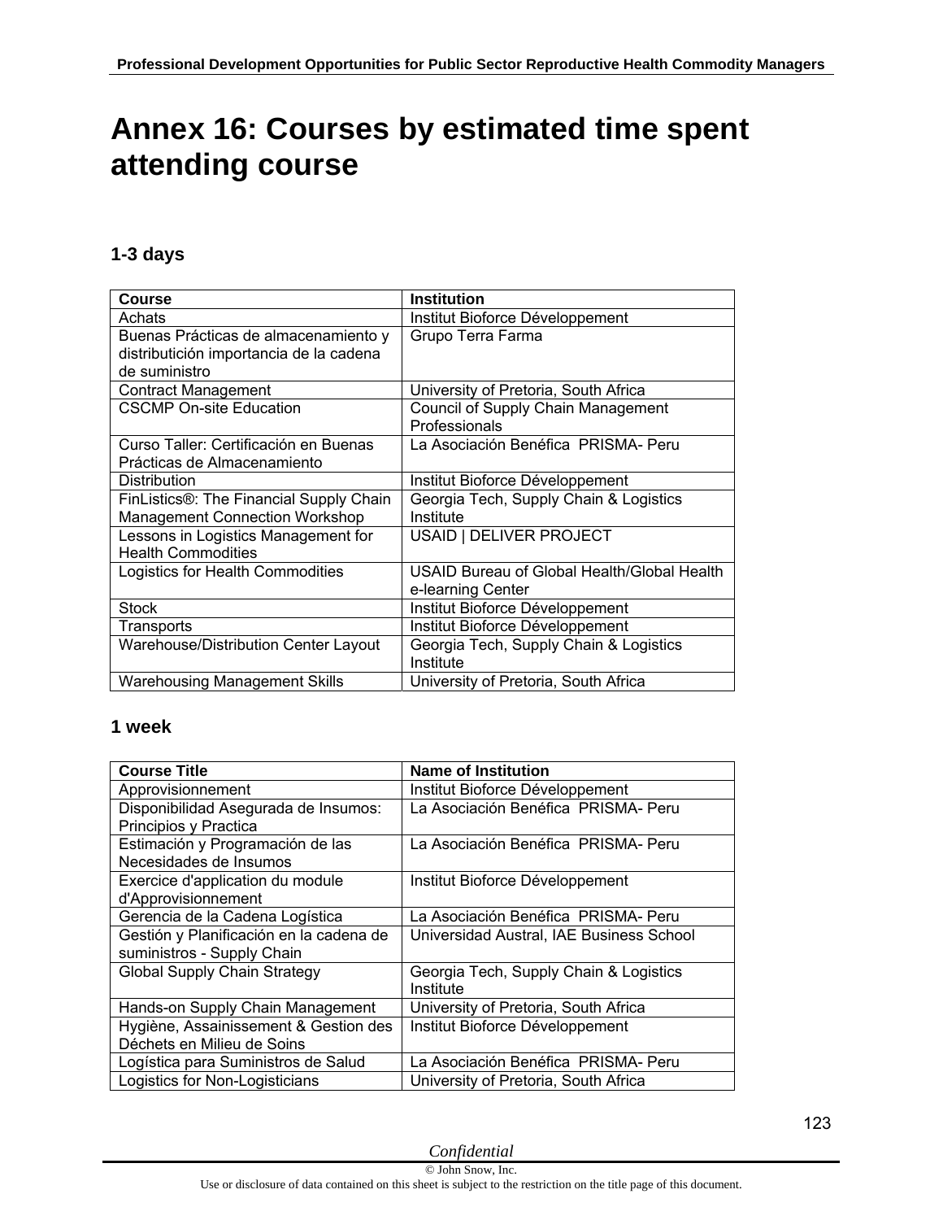# Annex 16: Courses by estimated time spent attending course

## 1-3 days

| Course | Institution |
|---|---|
| Achats | Institut Bioforce Développement |
| Buenas Prácticas de almacenamiento y distributición importancia de la cadena de suministro | Grupo Terra Farma |
| Contract Management | University of Pretoria, South Africa |
| CSCMP On-site Education | Council of Supply Chain Management Professionals |
| Curso Taller: Certificación en Buenas Prácticas de Almacenamiento | La Asociación Benéfica PRISMA- Peru |
| Distribution | Institut Bioforce Développement |
| FinListics®: The Financial Supply Chain Management Connection Workshop | Georgia Tech, Supply Chain & Logistics Institute |
| Lessons in Logistics Management for Health Commodities | USAID \| DELIVER PROJECT |
| Logistics for Health Commodities | USAID Bureau of Global Health/Global Health e-learning Center |
| Stock | Institut Bioforce Développement |
| Transports | Institut Bioforce Développement |
| Warehouse/Distribution Center Layout | Georgia Tech, Supply Chain & Logistics Institute |
| Warehousing Management Skills | University of Pretoria, South Africa |

## 1 week

| Course Title | Name of Institution |
|---|---|
| Approvisionnement | Institut Bioforce Développement |
| Disponibilidad Asegurada de Insumos: Principios y Practica | La Asociación Benéfica PRISMA- Peru |
| Estimación y Programación de las Necesidades de Insumos | La Asociación Benéfica PRISMA- Peru |
| Exercice d'application du module d'Approvisionnement | Institut Bioforce Développement |
| Gerencia de la Cadena Logística | La Asociación Benéfica PRISMA- Peru |
| Gestión y Planificación en la cadena de suministros - Supply Chain | Universidad Austral, IAE Business School |
| Global Supply Chain Strategy | Georgia Tech, Supply Chain & Logistics Institute |
| Hands-on Supply Chain Management | University of Pretoria, South Africa |
| Hygiène, Assainissement & Gestion des Déchets en Milieu de Soins | Institut Bioforce Développement |
| Logística para Suministros de Salud | La Asociación Benéfica PRISMA- Peru |
| Logistics for Non-Logisticians | University of Pretoria, South Africa |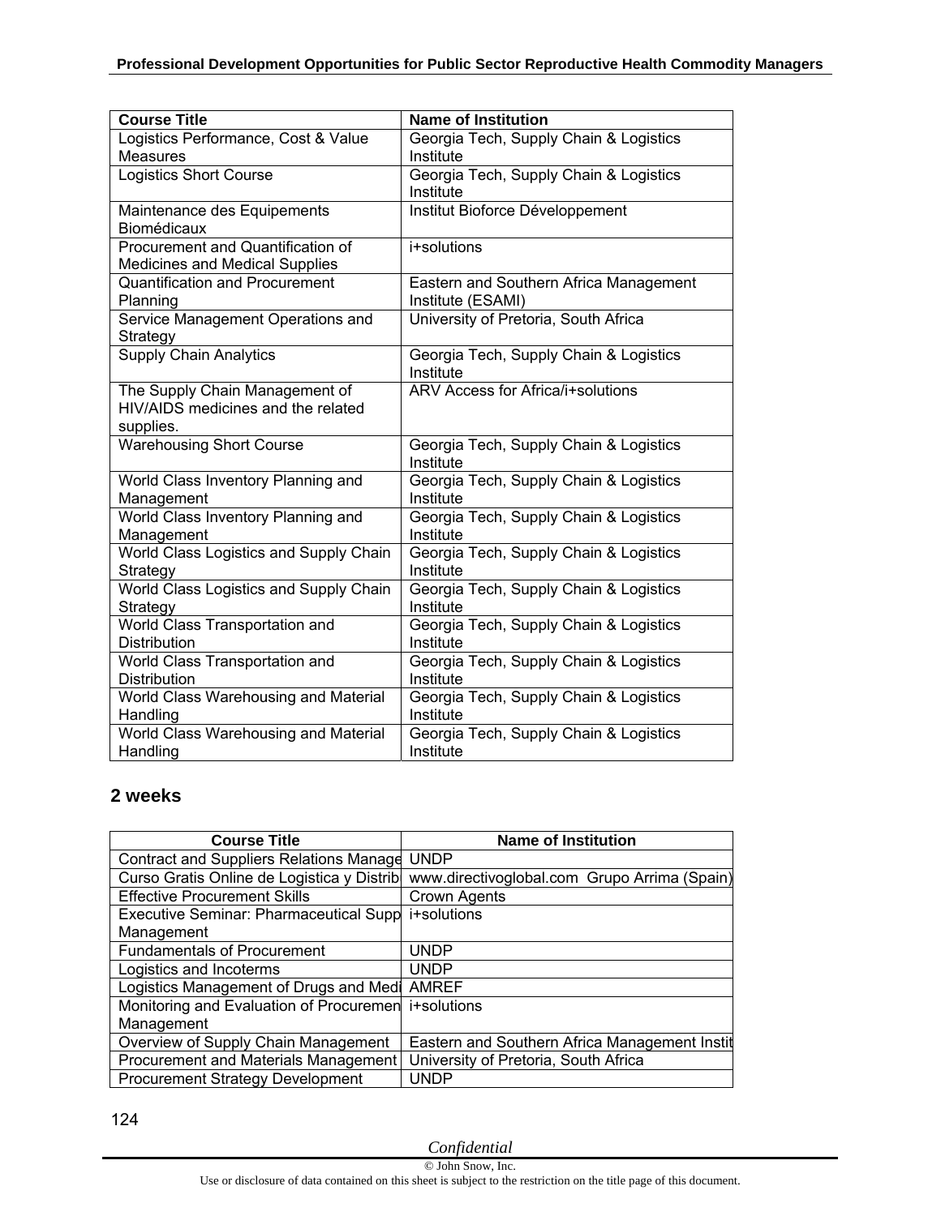| Course Title | Name of Institution |
|---|---|
| Logistics Performance, Cost & Value Measures | Georgia Tech, Supply Chain & Logistics Institute |
| Logistics Short Course | Georgia Tech, Supply Chain & Logistics Institute |
| Maintenance des Equipements Biomédicaux | Institut Bioforce Développement |
| Procurement and Quantification of Medicines and Medical Supplies | i+solutions |
| Quantification and Procurement Planning | Eastern and Southern Africa Management Institute (ESAMI) |
| Service Management Operations and Strategy | University of Pretoria, South Africa |
| Supply Chain Analytics | Georgia Tech, Supply Chain & Logistics Institute |
| The Supply Chain Management of HIV/AIDS medicines and the related supplies. | ARV Access for Africa/i+solutions |
| Warehousing Short Course | Georgia Tech, Supply Chain & Logistics Institute |
| World Class Inventory Planning and Management | Georgia Tech, Supply Chain & Logistics Institute |
| World Class Inventory Planning and Management | Georgia Tech, Supply Chain & Logistics Institute |
| World Class Logistics and Supply Chain Strategy | Georgia Tech, Supply Chain & Logistics Institute |
| World Class Logistics and Supply Chain Strategy | Georgia Tech, Supply Chain & Logistics Institute |
| World Class Transportation and Distribution | Georgia Tech, Supply Chain & Logistics Institute |
| World Class Transportation and Distribution | Georgia Tech, Supply Chain & Logistics Institute |
| World Class Warehousing and Material Handling | Georgia Tech, Supply Chain & Logistics Institute |
| World Class Warehousing and Material Handling | Georgia Tech, Supply Chain & Logistics Institute |

## 2 weeks

| Course Title | Name of Institution |
|---|---|
| Contract and Suppliers Relations Manage | UNDP |
| Curso Gratis Online de Logistica y Distrib | www.directivoglobal.com Grupo Arrima (Spain) |
| Effective Procurement Skills | Crown Agents |
| Executive Seminar: Pharmaceutical Supp Management | i+solutions |
| Fundamentals of Procurement | UNDP |
| Logistics and Incoterms | UNDP |
| Logistics Management of Drugs and Medi | AMREF |
| Monitoring and Evaluation of Procuremen Management | i+solutions |
| Overview of Supply Chain Management | Eastern and Southern Africa Management Instit |
| Procurement and Materials Management | University of Pretoria, South Africa |
| Procurement Strategy Development | UNDP |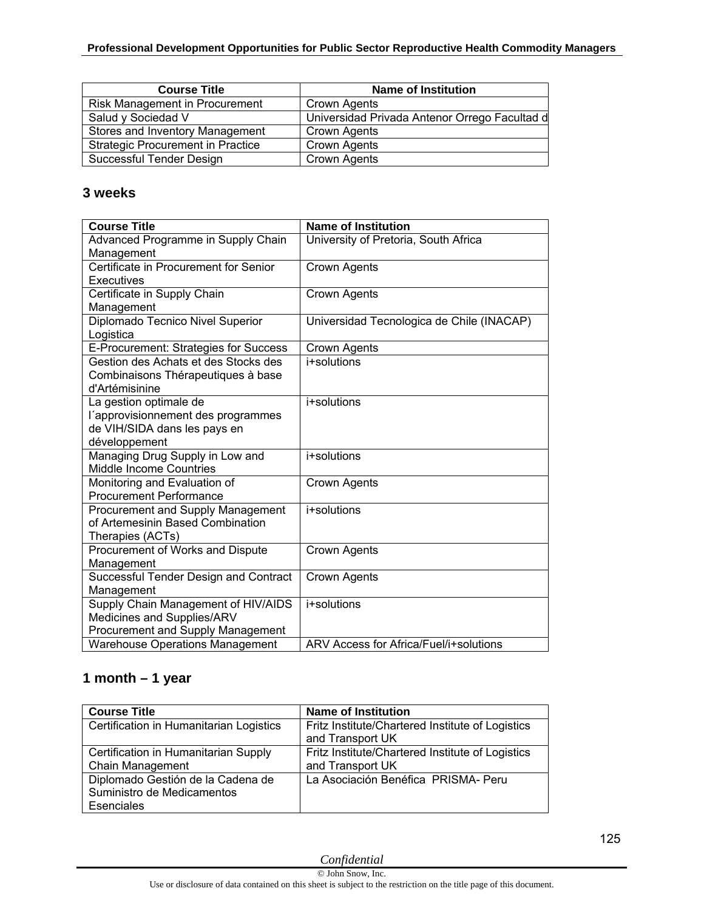| Course Title | Name of Institution |
|---|---|
| Risk Management in Procurement | Crown Agents |
| Salud y Sociedad V | Universidad Privada Antenor Orrego Facultad d |
| Stores and Inventory Management | Crown Agents |
| Strategic Procurement in Practice | Crown Agents |
| Successful Tender Design | Crown Agents |

### 3 weeks

| Course Title | Name of Institution |
|---|---|
| Advanced Programme in Supply Chain Management | University of Pretoria, South Africa |
| Certificate in Procurement for Senior Executives | Crown Agents |
| Certificate in Supply Chain Management | Crown Agents |
| Diplomado Tecnico Nivel Superior Logistica | Universidad Tecnologica de Chile (INACAP) |
| E-Procurement: Strategies for Success | Crown Agents |
| Gestion des Achats et des Stocks des Combinaisons Thérapeutiques à base d'Artémisinine | i+solutions |
| La gestion optimale de l´approvisionnement des programmes de VIH/SIDA dans les pays en développement | i+solutions |
| Managing Drug Supply in Low and Middle Income Countries | i+solutions |
| Monitoring and Evaluation of Procurement Performance | Crown Agents |
| Procurement and Supply Management of Artemesinin Based Combination Therapies (ACTs) | i+solutions |
| Procurement of Works and Dispute Management | Crown Agents |
| Successful Tender Design and Contract Management | Crown Agents |
| Supply Chain Management of HIV/AIDS Medicines and Supplies/ARV Procurement and Supply Management | i+solutions |
| Warehouse Operations Management | ARV Access for Africa/Fuel/i+solutions |

### 1 month – 1 year

| Course Title | Name of Institution |
|---|---|
| Certification in Humanitarian Logistics | Fritz Institute/Chartered Institute of Logistics and Transport UK |
| Certification in Humanitarian Supply Chain Management | Fritz Institute/Chartered Institute of Logistics and Transport UK |
| Diplomado Gestión de la Cadena de Suministro de Medicamentos Esenciales | La Asociación Benéfica PRISMA- Peru |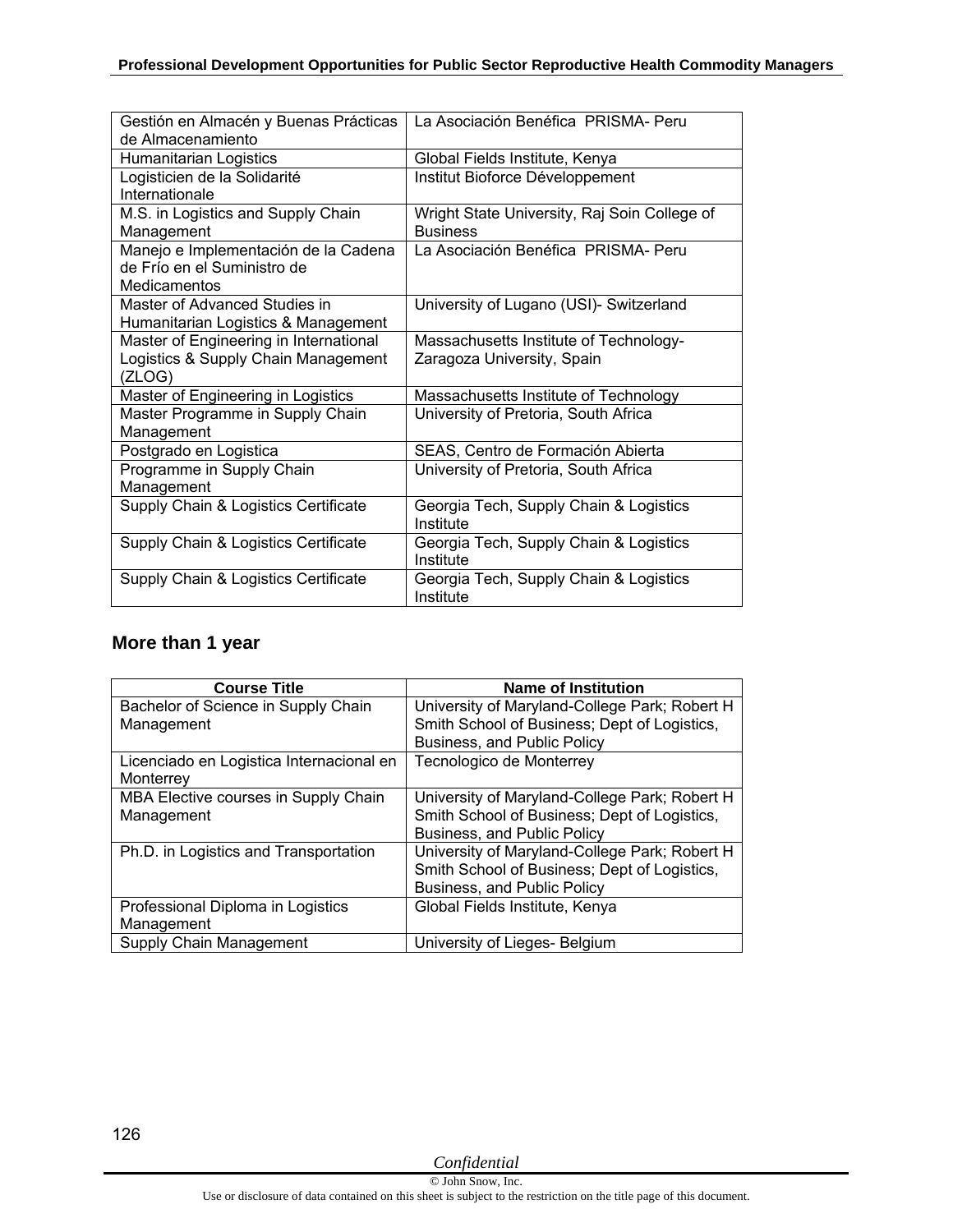| | |
|---|---|
| Gestión en Almacén y Buenas Prácticas de Almacenamiento | La Asociación Benéfica PRISMA- Peru |
| Humanitarian Logistics | Global Fields Institute, Kenya |
| Logisticien de la Solidarité Internationale | Institut Bioforce Développement |
| M.S. in Logistics and Supply Chain Management | Wright State University, Raj Soin College of Business |
| Manejo e Implementación de la Cadena de Frío en el Suministro de Medicamentos | La Asociación Benéfica PRISMA- Peru |
| Master of Advanced Studies in Humanitarian Logistics & Management | University of Lugano (USI)- Switzerland |
| Master of Engineering in International Logistics & Supply Chain Management (ZLOG) | Massachusetts Institute of Technology- Zaragoza University, Spain |
| Master of Engineering in Logistics | Massachusetts Institute of Technology |
| Master Programme in Supply Chain Management | University of Pretoria, South Africa |
| Postgrado en Logistica | SEAS, Centro de Formación Abierta |
| Programme in Supply Chain Management | University of Pretoria, South Africa |
| Supply Chain & Logistics Certificate | Georgia Tech, Supply Chain & Logistics Institute |
| Supply Chain & Logistics Certificate | Georgia Tech, Supply Chain & Logistics Institute |
| Supply Chain & Logistics Certificate | Georgia Tech, Supply Chain & Logistics Institute |

### More than 1 year

| Course Title | Name of Institution |
|---|---|
| Bachelor of Science in Supply Chain Management | University of Maryland-College Park; Robert H Smith School of Business; Dept of Logistics, Business, and Public Policy |
| Licenciado en Logistica Internacional en Monterrey | Tecnologico de Monterrey |
| MBA Elective courses in Supply Chain Management | University of Maryland-College Park; Robert H Smith School of Business; Dept of Logistics, Business, and Public Policy |
| Ph.D. in Logistics and Transportation | University of Maryland-College Park; Robert H Smith School of Business; Dept of Logistics, Business, and Public Policy |
| Professional Diploma in Logistics Management | Global Fields Institute, Kenya |
| Supply Chain Management | University of Lieges- Belgium |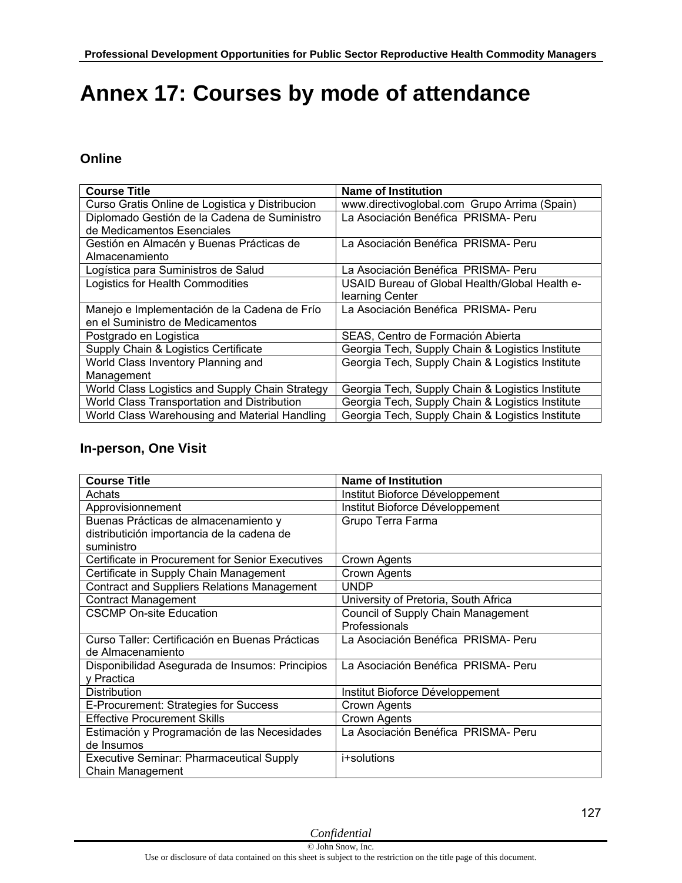# Annex 17: Courses by mode of attendance

## Online

| Course Title | Name of Institution |
|---|---|
| Curso Gratis Online de Logistica y Distribucion | www.directivoglobal.com Grupo Arrima (Spain) |
| Diplomado Gestión de la Cadena de Suministro de Medicamentos Esenciales | La Asociación Benéfica PRISMA- Peru |
| Gestión en Almacén y Buenas Prácticas de Almacenamiento | La Asociación Benéfica PRISMA- Peru |
| Logística para Suministros de Salud | La Asociación Benéfica PRISMA- Peru |
| Logistics for Health Commodities | USAID Bureau of Global Health/Global Health e-learning Center |
| Manejo e Implementación de la Cadena de Frío en el Suministro de Medicamentos | La Asociación Benéfica PRISMA- Peru |
| Postgrado en Logistica | SEAS, Centro de Formación Abierta |
| Supply Chain & Logistics Certificate | Georgia Tech, Supply Chain & Logistics Institute |
| World Class Inventory Planning and Management | Georgia Tech, Supply Chain & Logistics Institute |
| World Class Logistics and Supply Chain Strategy | Georgia Tech, Supply Chain & Logistics Institute |
| World Class Transportation and Distribution | Georgia Tech, Supply Chain & Logistics Institute |
| World Class Warehousing and Material Handling | Georgia Tech, Supply Chain & Logistics Institute |

## In-person, One Visit

| Course Title | Name of Institution |
|---|---|
| Achats | Institut Bioforce Développement |
| Approvisionnement | Institut Bioforce Développement |
| Buenas Prácticas de almacenamiento y distributición importancia de la cadena de suministro | Grupo Terra Farma |
| Certificate in Procurement for Senior Executives | Crown Agents |
| Certificate in Supply Chain Management | Crown Agents |
| Contract and Suppliers Relations Management | UNDP |
| Contract Management | University of Pretoria, South Africa |
| CSCMP On-site Education | Council of Supply Chain Management Professionals |
| Curso Taller: Certificación en Buenas Prácticas de Almacenamiento | La Asociación Benéfica PRISMA- Peru |
| Disponibilidad Asegurada de Insumos: Principios y Practica | La Asociación Benéfica PRISMA- Peru |
| Distribution | Institut Bioforce Développement |
| E-Procurement: Strategies for Success | Crown Agents |
| Effective Procurement Skills | Crown Agents |
| Estimación y Programación de las Necesidades de Insumos | La Asociación Benéfica PRISMA- Peru |
| Executive Seminar: Pharmaceutical Supply Chain Management | i+solutions |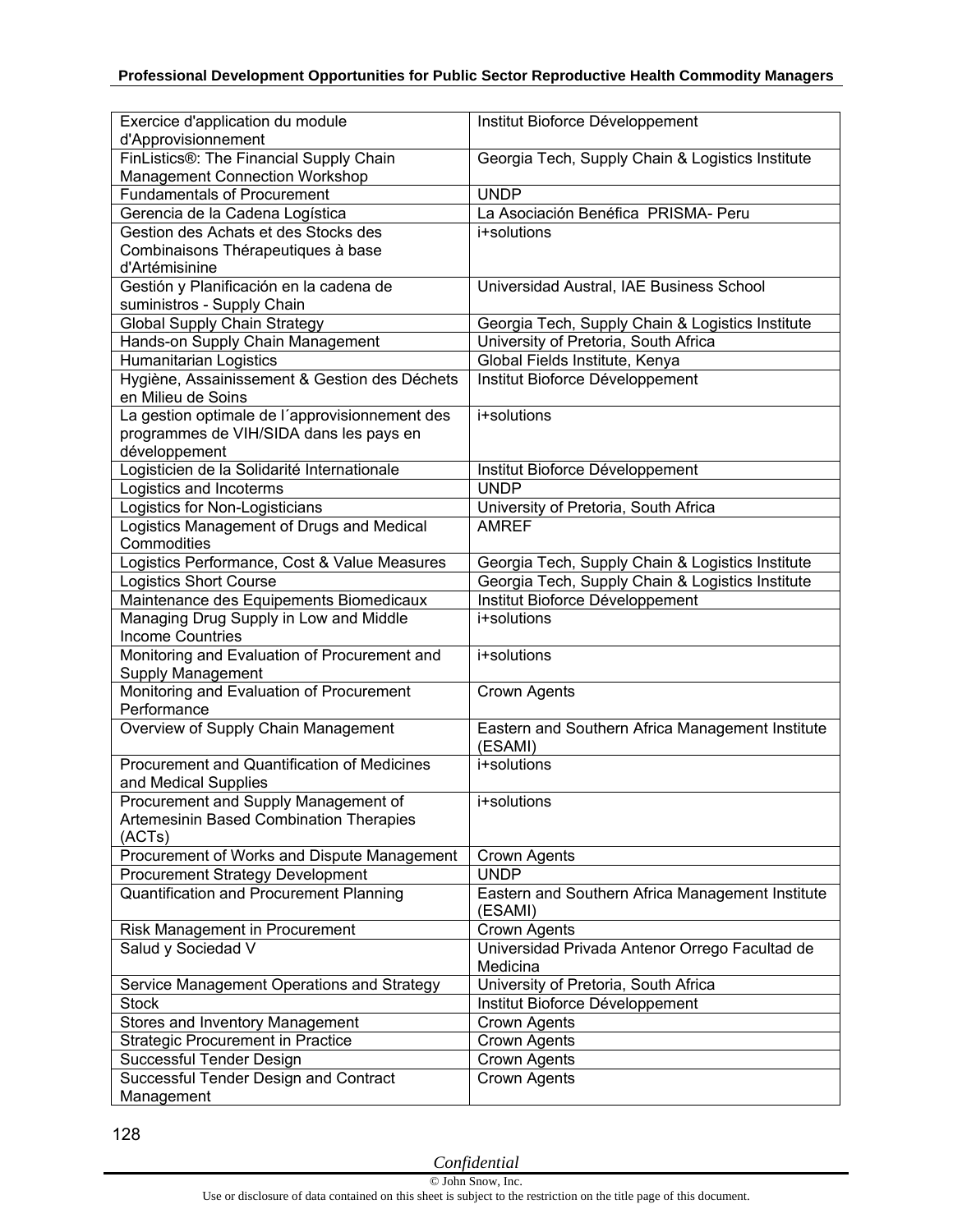| Exercice d'application du module d'Approvisionnement | Institut Bioforce Développement |
|---|---|
| FinListics®: The Financial Supply Chain Management Connection Workshop | Georgia Tech, Supply Chain & Logistics Institute |
| Fundamentals of Procurement | UNDP |
| Gerencia de la Cadena Logística | La Asociación Benéfica PRISMA- Peru |
| Gestion des Achats et des Stocks des Combinaisons Thérapeutiques à base d'Artémisinine | i+solutions |
| Gestión y Planificación en la cadena de suministros - Supply Chain | Universidad Austral, IAE Business School |
| Global Supply Chain Strategy | Georgia Tech, Supply Chain & Logistics Institute |
| Hands-on Supply Chain Management | University of Pretoria, South Africa |
| Humanitarian Logistics | Global Fields Institute, Kenya |
| Hygiène, Assainissement & Gestion des Déchets en Milieu de Soins | Institut Bioforce Développement |
| La gestion optimale de l´approvisionnement des programmes de VIH/SIDA dans les pays en développement | i+solutions |
| Logisticien de la Solidarité Internationale | Institut Bioforce Développement |
| Logistics and Incoterms | UNDP |
| Logistics for Non-Logisticians | University of Pretoria, South Africa |
| Logistics Management of Drugs and Medical Commodities | AMREF |
| Logistics Performance, Cost & Value Measures | Georgia Tech, Supply Chain & Logistics Institute |
| Logistics Short Course | Georgia Tech, Supply Chain & Logistics Institute |
| Maintenance des Equipements Biomedicaux | Institut Bioforce Développement |
| Managing Drug Supply in Low and Middle Income Countries | i+solutions |
| Monitoring and Evaluation of Procurement and Supply Management | i+solutions |
| Monitoring and Evaluation of Procurement Performance | Crown Agents |
| Overview of Supply Chain Management | Eastern and Southern Africa Management Institute (ESAMI) |
| Procurement and Quantification of Medicines and Medical Supplies | i+solutions |
| Procurement and Supply Management of Artemesinin Based Combination Therapies (ACTs) | i+solutions |
| Procurement of Works and Dispute Management | Crown Agents |
| Procurement Strategy Development | UNDP |
| Quantification and Procurement Planning | Eastern and Southern Africa Management Institute (ESAMI) |
| Risk Management in Procurement | Crown Agents |
| Salud y Sociedad V | Universidad Privada Antenor Orrego Facultad de Medicina |
| Service Management Operations and Strategy | University of Pretoria, South Africa |
| Stock | Institut Bioforce Développement |
| Stores and Inventory Management | Crown Agents |
| Strategic Procurement in Practice | Crown Agents |
| Successful Tender Design | Crown Agents |
| Successful Tender Design and Contract Management | Crown Agents |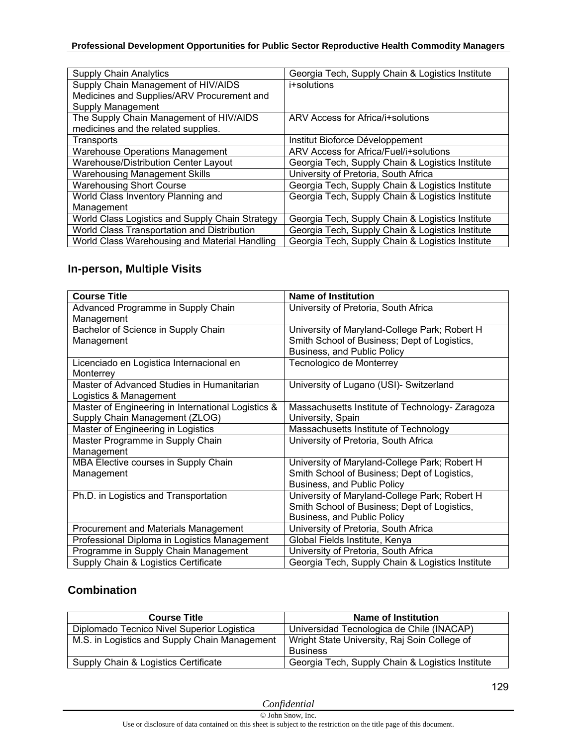| Supply Chain Analytics | Georgia Tech, Supply Chain & Logistics Institute |
|---|---|
| Supply Chain Management of HIV/AIDS Medicines and Supplies/ARV Procurement and Supply Management | i+solutions |
| The Supply Chain Management of HIV/AIDS medicines and the related supplies. | ARV Access for Africa/i+solutions |
| Transports | Institut Bioforce Développement |
| Warehouse Operations Management | ARV Access for Africa/Fuel/i+solutions |
| Warehouse/Distribution Center Layout | Georgia Tech, Supply Chain & Logistics Institute |
| Warehousing Management Skills | University of Pretoria, South Africa |
| Warehousing Short Course | Georgia Tech, Supply Chain & Logistics Institute |
| World Class Inventory Planning and Management | Georgia Tech, Supply Chain & Logistics Institute |
| World Class Logistics and Supply Chain Strategy | Georgia Tech, Supply Chain & Logistics Institute |
| World Class Transportation and Distribution | Georgia Tech, Supply Chain & Logistics Institute |
| World Class Warehousing and Material Handling | Georgia Tech, Supply Chain & Logistics Institute |

## In-person, Multiple Visits

| Course Title | Name of Institution |
|---|---|
| Advanced Programme in Supply Chain Management | University of Pretoria, South Africa |
| Bachelor of Science in Supply Chain Management | University of Maryland-College Park; Robert H Smith School of Business; Dept of Logistics, Business, and Public Policy |
| Licenciado en Logistica Internacional en Monterrey | Tecnologico de Monterrey |
| Master of Advanced Studies in Humanitarian Logistics & Management | University of Lugano (USI)- Switzerland |
| Master of Engineering in International Logistics & Supply Chain Management (ZLOG) | Massachusetts Institute of Technology- Zaragoza University, Spain |
| Master of Engineering in Logistics | Massachusetts Institute of Technology |
| Master Programme in Supply Chain Management | University of Pretoria, South Africa |
| MBA Elective courses in Supply Chain Management | University of Maryland-College Park; Robert H Smith School of Business; Dept of Logistics, Business, and Public Policy |
| Ph.D. in Logistics and Transportation | University of Maryland-College Park; Robert H Smith School of Business; Dept of Logistics, Business, and Public Policy |
| Procurement and Materials Management | University of Pretoria, South Africa |
| Professional Diploma in Logistics Management | Global Fields Institute, Kenya |
| Programme in Supply Chain Management | University of Pretoria, South Africa |
| Supply Chain & Logistics Certificate | Georgia Tech, Supply Chain & Logistics Institute |

## Combination

| Course Title | Name of Institution |
|---|---|
| Diplomado Tecnico Nivel Superior Logistica | Universidad Tecnologica de Chile (INACAP) |
| M.S. in Logistics and Supply Chain Management | Wright State University, Raj Soin College of Business |
| Supply Chain & Logistics Certificate | Georgia Tech, Supply Chain & Logistics Institute |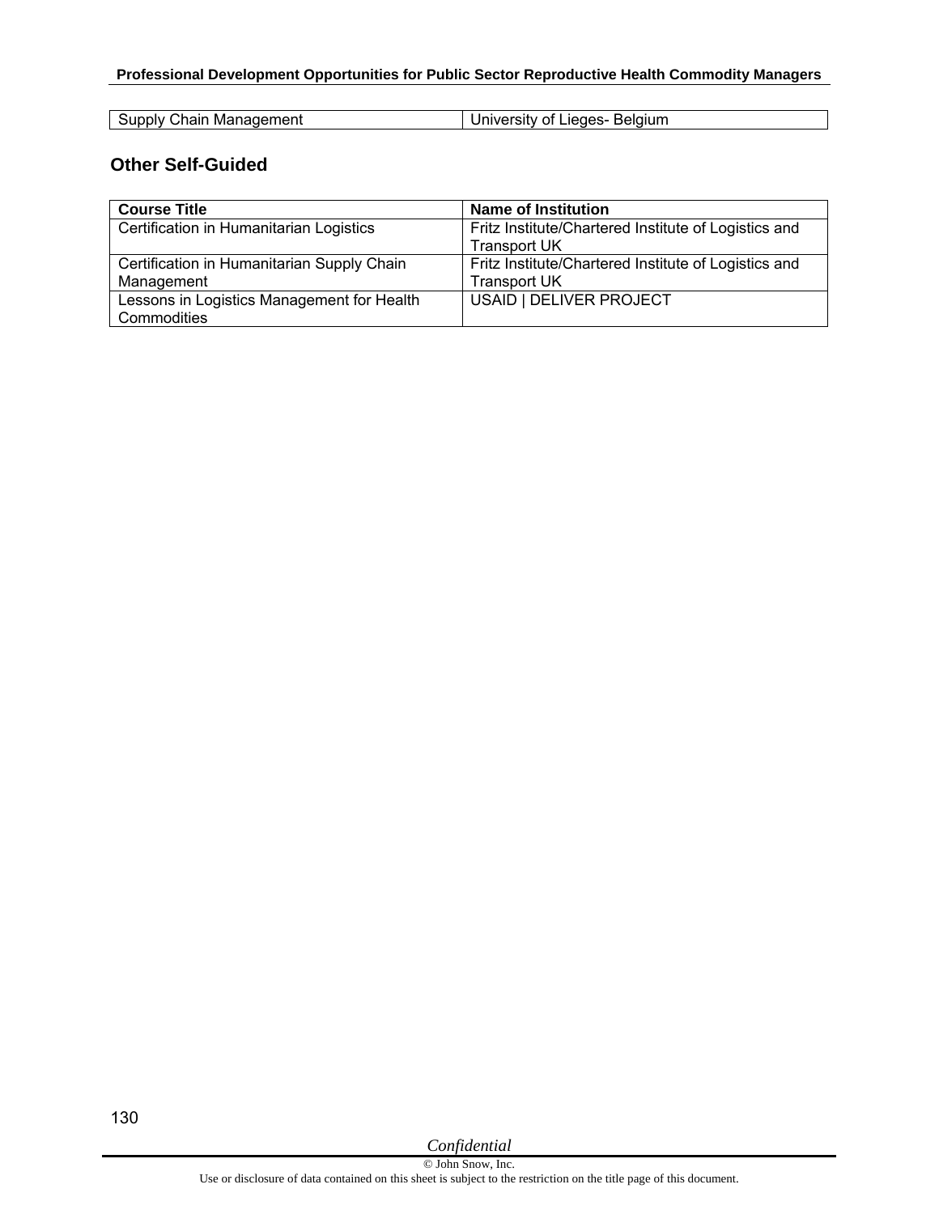| Supply Chain Management | University of Lieges- Belgium |
|---|---|

## Other Self-Guided

| Course Title | Name of Institution |
|---|---|
| Certification in Humanitarian Logistics | Fritz Institute/Chartered Institute of Logistics and Transport UK |
| Certification in Humanitarian Supply Chain Management | Fritz Institute/Chartered Institute of Logistics and Transport UK |
| Lessons in Logistics Management for Health Commodities | USAID \| DELIVER PROJECT |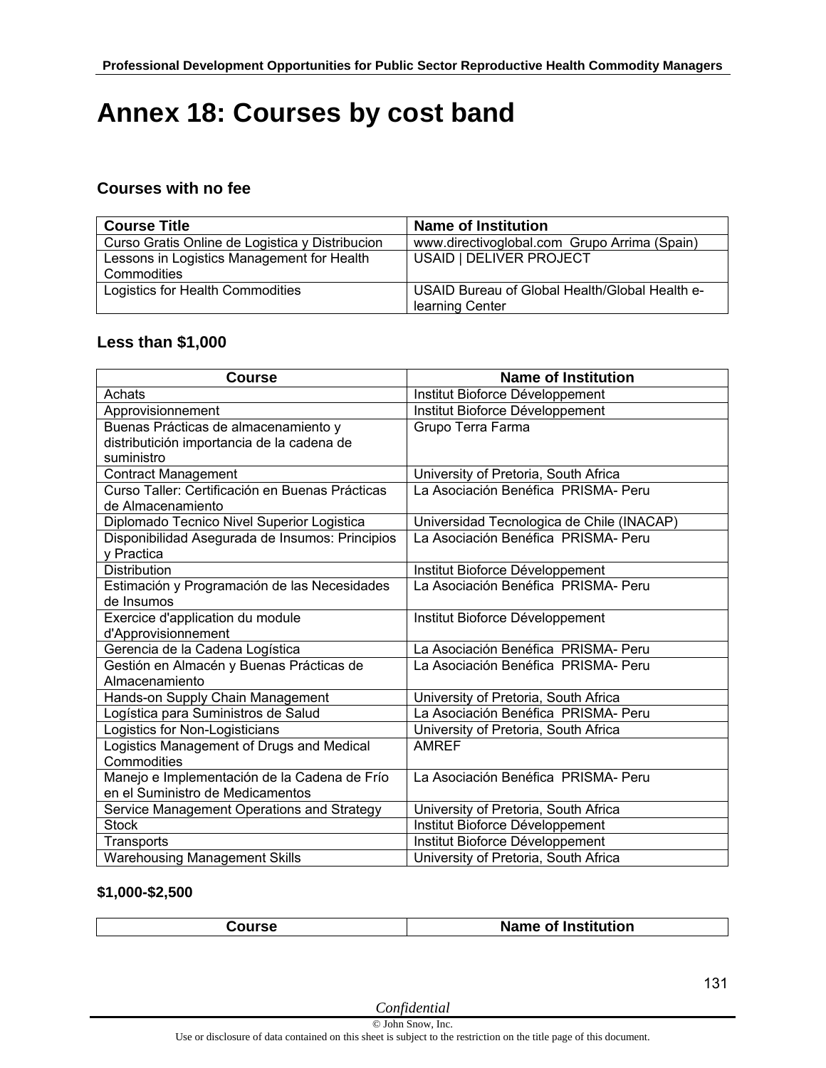# Annex 18: Courses by cost band

### Courses with no fee

| Course Title | Name of Institution |
|---|---|
| Curso Gratis Online de Logistica y Distribucion | www.directivoglobal.com Grupo Arrima (Spain) |
| Lessons in Logistics Management for Health Commodities | USAID \| DELIVER PROJECT |
| Logistics for Health Commodities | USAID Bureau of Global Health/Global Health e-learning Center |

### Less than $1,000

| Course | Name of Institution |
|---|---|
| Achats | Institut Bioforce Développement |
| Approvisionnement | Institut Bioforce Développement |
| Buenas Prácticas de almacenamiento y distributición importancia de la cadena de suministro | Grupo Terra Farma |
| Contract Management | University of Pretoria, South Africa |
| Curso Taller: Certificación en Buenas Prácticas de Almacenamiento | La Asociación Benéfica PRISMA- Peru |
| Diplomado Tecnico Nivel Superior Logistica | Universidad Tecnologica de Chile (INACAP) |
| Disponibilidad Asegurada de Insumos: Principios y Practica | La Asociación Benéfica PRISMA- Peru |
| Distribution | Institut Bioforce Développement |
| Estimación y Programación de las Necesidades de Insumos | La Asociación Benéfica PRISMA- Peru |
| Exercice d'application du module d'Approvisionnement | Institut Bioforce Développement |
| Gerencia de la Cadena Logística | La Asociación Benéfica PRISMA- Peru |
| Gestión en Almacén y Buenas Prácticas de Almacenamiento | La Asociación Benéfica PRISMA- Peru |
| Hands-on Supply Chain Management | University of Pretoria, South Africa |
| Logística para Suministros de Salud | La Asociación Benéfica PRISMA- Peru |
| Logistics for Non-Logisticians | University of Pretoria, South Africa |
| Logistics Management of Drugs and Medical Commodities | AMREF |
| Manejo e Implementación de la Cadena de Frío en el Suministro de Medicamentos | La Asociación Benéfica PRISMA- Peru |
| Service Management Operations and Strategy | University of Pretoria, South Africa |
| Stock | Institut Bioforce Développement |
| Transports | Institut Bioforce Développement |
| Warehousing Management Skills | University of Pretoria, South Africa |

#### $1,000-$2,500

| Course | Name of Institution |
|---|---|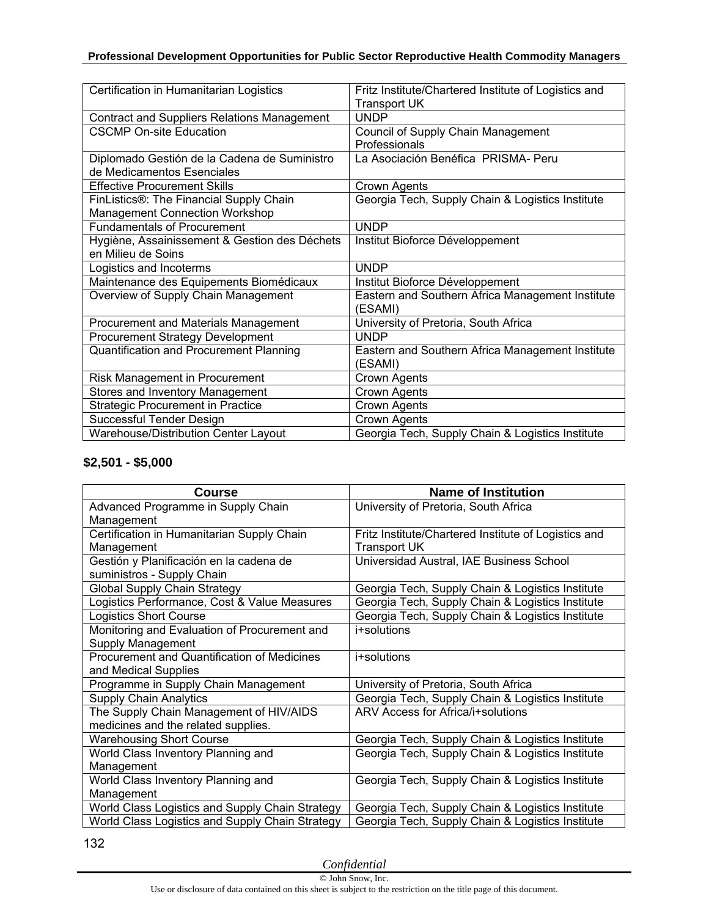| | |
|---|---|
| Certification in Humanitarian Logistics | Fritz Institute/Chartered Institute of Logistics and Transport UK |
| Contract and Suppliers Relations Management | UNDP |
| CSCMP On-site Education | Council of Supply Chain Management Professionals |
| Diplomado Gestión de la Cadena de Suministro de Medicamentos Esenciales | La Asociación Benéfica PRISMA- Peru |
| Effective Procurement Skills | Crown Agents |
| FinListics®: The Financial Supply Chain Management Connection Workshop | Georgia Tech, Supply Chain & Logistics Institute |
| Fundamentals of Procurement | UNDP |
| Hygiène, Assainissement & Gestion des Déchets en Milieu de Soins | Institut Bioforce Développement |
| Logistics and Incoterms | UNDP |
| Maintenance des Equipements Biomédicaux | Institut Bioforce Développement |
| Overview of Supply Chain Management | Eastern and Southern Africa Management Institute (ESAMI) |
| Procurement and Materials Management | University of Pretoria, South Africa |
| Procurement Strategy Development | UNDP |
| Quantification and Procurement Planning | Eastern and Southern Africa Management Institute (ESAMI) |
| Risk Management in Procurement | Crown Agents |
| Stores and Inventory Management | Crown Agents |
| Strategic Procurement in Practice | Crown Agents |
| Successful Tender Design | Crown Agents |
| Warehouse/Distribution Center Layout | Georgia Tech, Supply Chain & Logistics Institute |

**$2,501 - $5,000**

| Course | Name of Institution |
|---|---|
| Advanced Programme in Supply Chain Management | University of Pretoria, South Africa |
| Certification in Humanitarian Supply Chain Management | Fritz Institute/Chartered Institute of Logistics and Transport UK |
| Gestión y Planificación en la cadena de suministros - Supply Chain | Universidad Austral, IAE Business School |
| Global Supply Chain Strategy | Georgia Tech, Supply Chain & Logistics Institute |
| Logistics Performance, Cost & Value Measures | Georgia Tech, Supply Chain & Logistics Institute |
| Logistics Short Course | Georgia Tech, Supply Chain & Logistics Institute |
| Monitoring and Evaluation of Procurement and Supply Management | i+solutions |
| Procurement and Quantification of Medicines and Medical Supplies | i+solutions |
| Programme in Supply Chain Management | University of Pretoria, South Africa |
| Supply Chain Analytics | Georgia Tech, Supply Chain & Logistics Institute |
| The Supply Chain Management of HIV/AIDS medicines and the related supplies. | ARV Access for Africa/i+solutions |
| Warehousing Short Course | Georgia Tech, Supply Chain & Logistics Institute |
| World Class Inventory Planning and Management | Georgia Tech, Supply Chain & Logistics Institute |
| World Class Inventory Planning and Management | Georgia Tech, Supply Chain & Logistics Institute |
| World Class Logistics and Supply Chain Strategy | Georgia Tech, Supply Chain & Logistics Institute |
| World Class Logistics and Supply Chain Strategy | Georgia Tech, Supply Chain & Logistics Institute |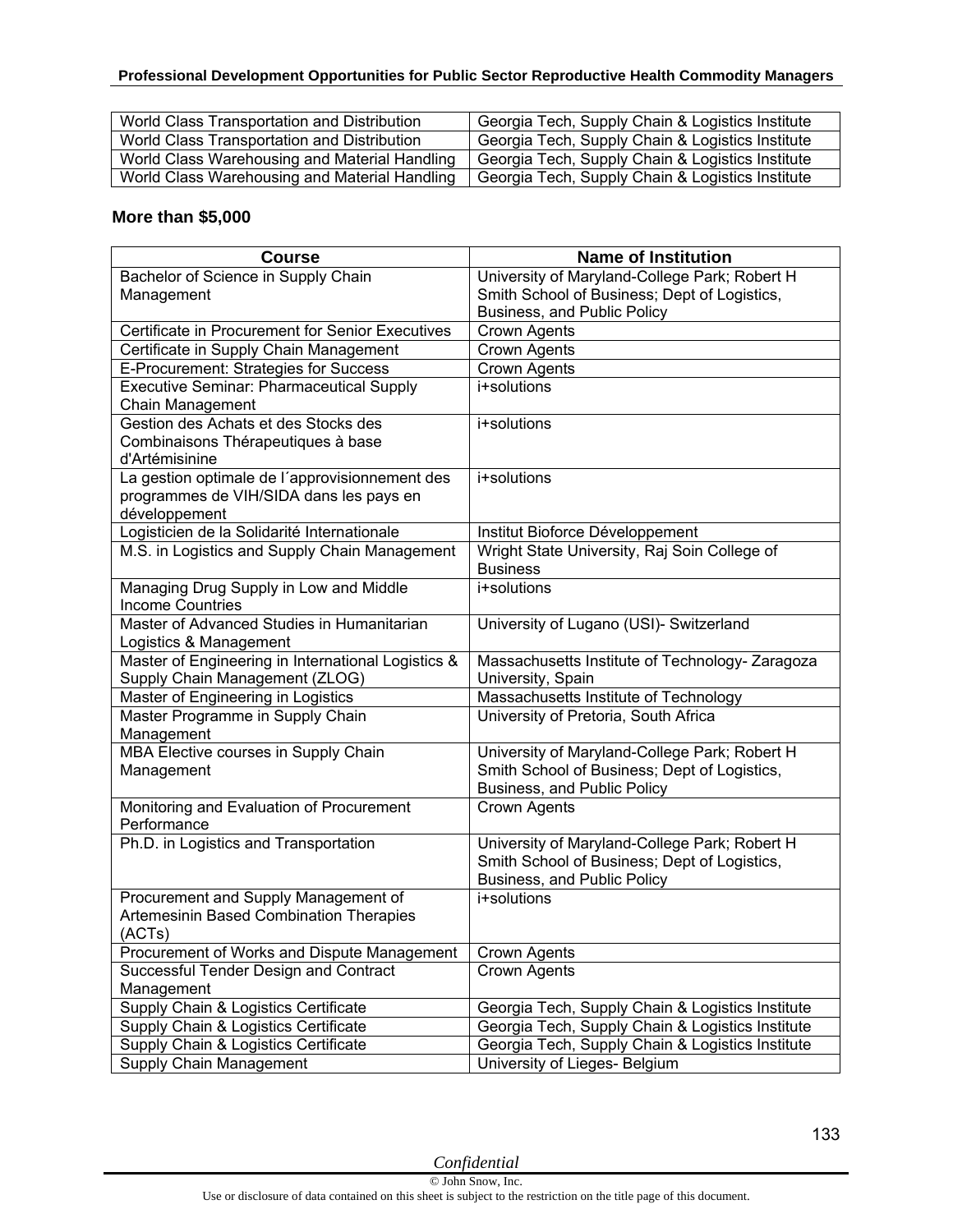| World Class Transportation and Distribution | Georgia Tech, Supply Chain & Logistics Institute |
|---|---|
| World Class Transportation and Distribution | Georgia Tech, Supply Chain & Logistics Institute |
| World Class Warehousing and Material Handling | Georgia Tech, Supply Chain & Logistics Institute |
| World Class Warehousing and Material Handling | Georgia Tech, Supply Chain & Logistics Institute |

**More than $5,000**

| Course | Name of Institution |
|---|---|
| Bachelor of Science in Supply Chain Management | University of Maryland-College Park; Robert H Smith School of Business; Dept of Logistics, Business, and Public Policy |
| Certificate in Procurement for Senior Executives | Crown Agents |
| Certificate in Supply Chain Management | Crown Agents |
| E-Procurement: Strategies for Success | Crown Agents |
| Executive Seminar: Pharmaceutical Supply Chain Management | i+solutions |
| Gestion des Achats et des Stocks des Combinaisons Thérapeutiques à base d'Artémisinine | i+solutions |
| La gestion optimale de l´approvisionnement des programmes de VIH/SIDA dans les pays en développement | i+solutions |
| Logisticien de la Solidarité Internationale | Institut Bioforce Développement |
| M.S. in Logistics and Supply Chain Management | Wright State University, Raj Soin College of Business |
| Managing Drug Supply in Low and Middle Income Countries | i+solutions |
| Master of Advanced Studies in Humanitarian Logistics & Management | University of Lugano (USI)- Switzerland |
| Master of Engineering in International Logistics & Supply Chain Management (ZLOG) | Massachusetts Institute of Technology- Zaragoza University, Spain |
| Master of Engineering in Logistics | Massachusetts Institute of Technology |
| Master Programme in Supply Chain Management | University of Pretoria, South Africa |
| MBA Elective courses in Supply Chain Management | University of Maryland-College Park; Robert H Smith School of Business; Dept of Logistics, Business, and Public Policy |
| Monitoring and Evaluation of Procurement Performance | Crown Agents |
| Ph.D. in Logistics and Transportation | University of Maryland-College Park; Robert H Smith School of Business; Dept of Logistics, Business, and Public Policy |
| Procurement and Supply Management of Artemesinin Based Combination Therapies (ACTs) | i+solutions |
| Procurement of Works and Dispute Management | Crown Agents |
| Successful Tender Design and Contract Management | Crown Agents |
| Supply Chain & Logistics Certificate | Georgia Tech, Supply Chain & Logistics Institute |
| Supply Chain & Logistics Certificate | Georgia Tech, Supply Chain & Logistics Institute |
| Supply Chain & Logistics Certificate | Georgia Tech, Supply Chain & Logistics Institute |
| Supply Chain Management | University of Lieges- Belgium |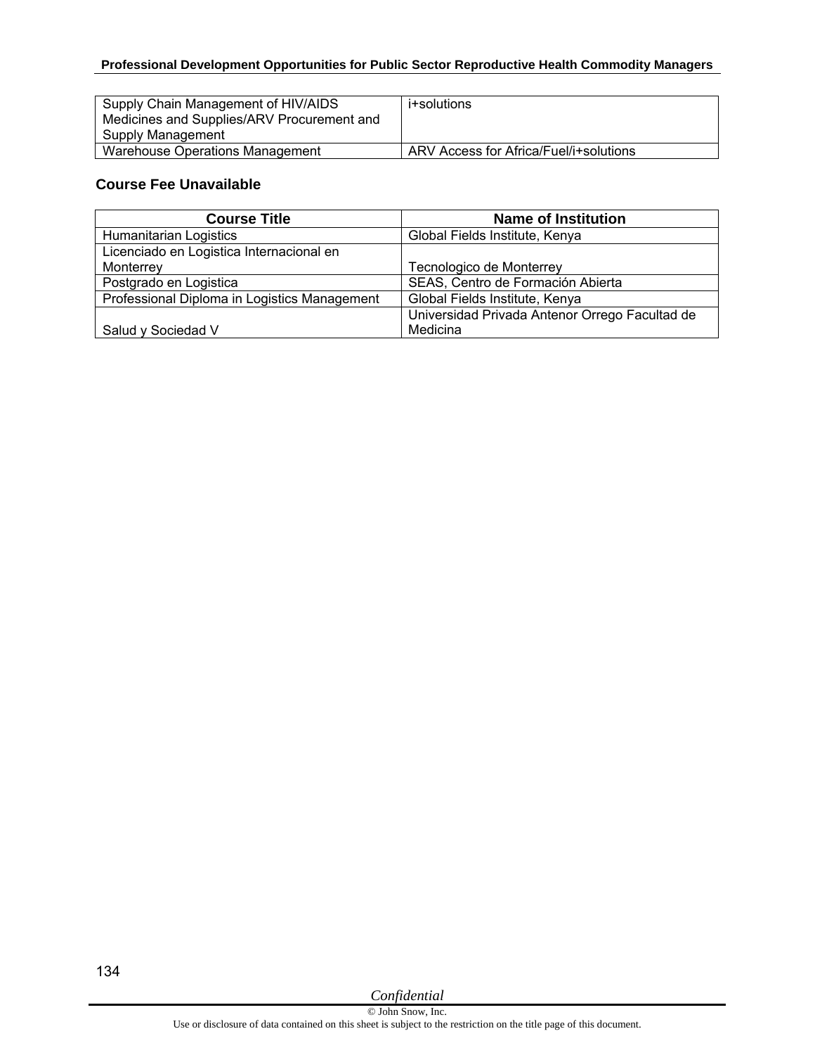| | |
|---|---|
| Supply Chain Management of HIV/AIDS Medicines and Supplies/ARV Procurement and Supply Management | i+solutions |
| Warehouse Operations Management | ARV Access for Africa/Fuel/i+solutions |

### Course Fee Unavailable

| Course Title | Name of Institution |
|---|---|
| Humanitarian Logistics | Global Fields Institute, Kenya |
| Licenciado en Logistica Internacional en Monterrey | Tecnologico de Monterrey |
| Postgrado en Logistica | SEAS, Centro de Formación Abierta |
| Professional Diploma in Logistics Management | Global Fields Institute, Kenya |
| Salud y Sociedad V | Universidad Privada Antenor Orrego Facultad de Medicina |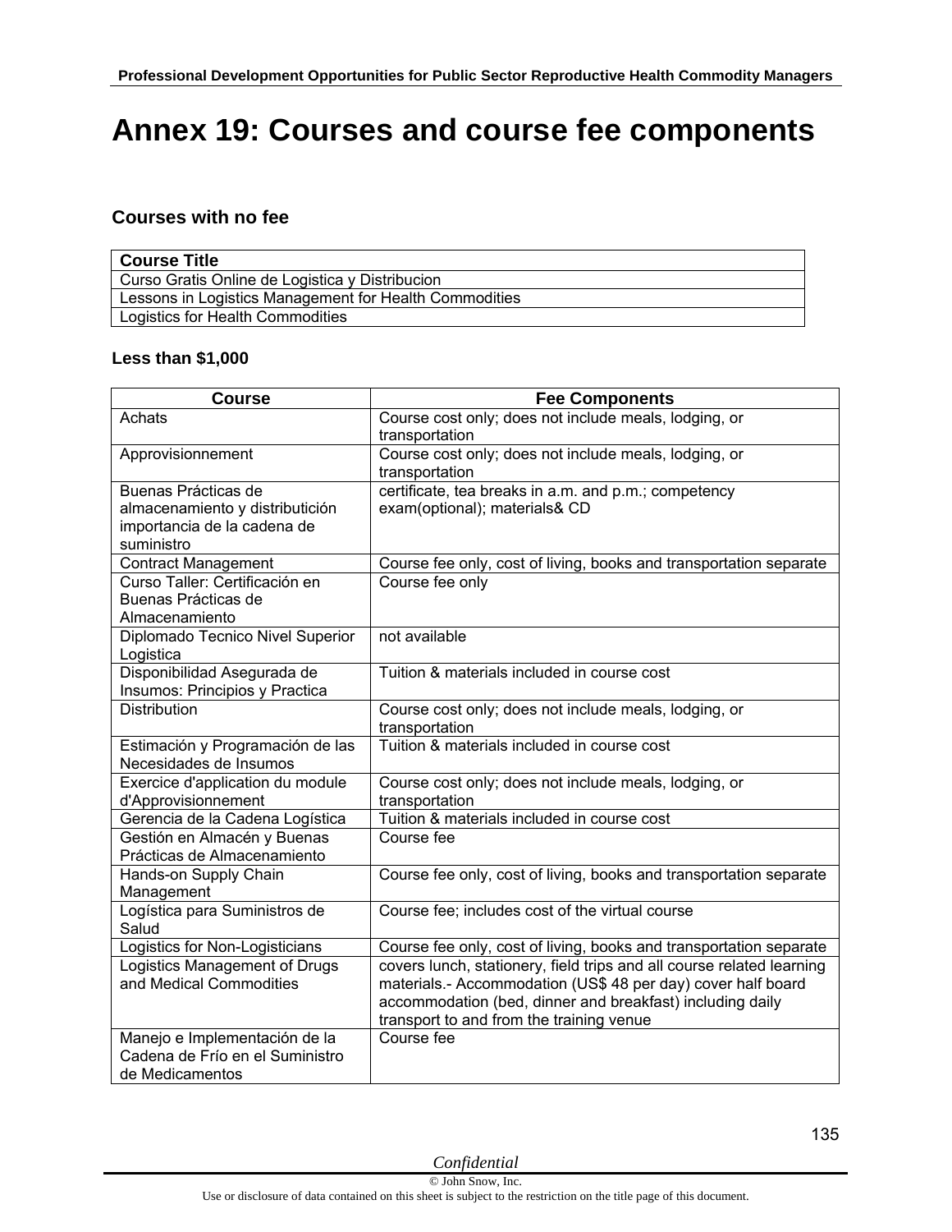# Annex 19: Courses and course fee components

## Courses with no fee

| Course Title |
|---|
| Curso Gratis Online de Logistica y Distribucion |
| Lessons in Logistics Management for Health Commodities |
| Logistics for Health Commodities |

### Less than $1,000

| Course | Fee Components |
|---|---|
| Achats | Course cost only; does not include meals, lodging, or transportation |
| Approvisionnement | Course cost only; does not include meals, lodging, or transportation |
| Buenas Prácticas de almacenamiento y distributición importancia de la cadena de suministro | certificate, tea breaks in a.m. and p.m.; competency exam(optional); materials& CD |
| Contract Management | Course fee only, cost of living, books and transportation separate |
| Curso Taller: Certificación en Buenas Prácticas de Almacenamiento | Course fee only |
| Diplomado Tecnico Nivel Superior Logistica | not available |
| Disponibilidad Asegurada de Insumos: Principios y Practica | Tuition & materials included in course cost |
| Distribution | Course cost only; does not include meals, lodging, or transportation |
| Estimación y Programación de las Necesidades de Insumos | Tuition & materials included in course cost |
| Exercice d'application du module d'Approvisionnement | Course cost only; does not include meals, lodging, or transportation |
| Gerencia de la Cadena Logística | Tuition & materials included in course cost |
| Gestión en Almacén y Buenas Prácticas de Almacenamiento | Course fee |
| Hands-on Supply Chain Management | Course fee only, cost of living, books and transportation separate |
| Logística para Suministros de Salud | Course fee; includes cost of the virtual course |
| Logistics for Non-Logisticians | Course fee only, cost of living, books and transportation separate |
| Logistics Management of Drugs and Medical Commodities | covers lunch, stationery, field trips and all course related learning materials.- Accommodation (US$ 48 per day) cover half board accommodation (bed, dinner and breakfast) including daily transport to and from the training venue |
| Manejo e Implementación de la Cadena de Frío en el Suministro de Medicamentos | Course fee |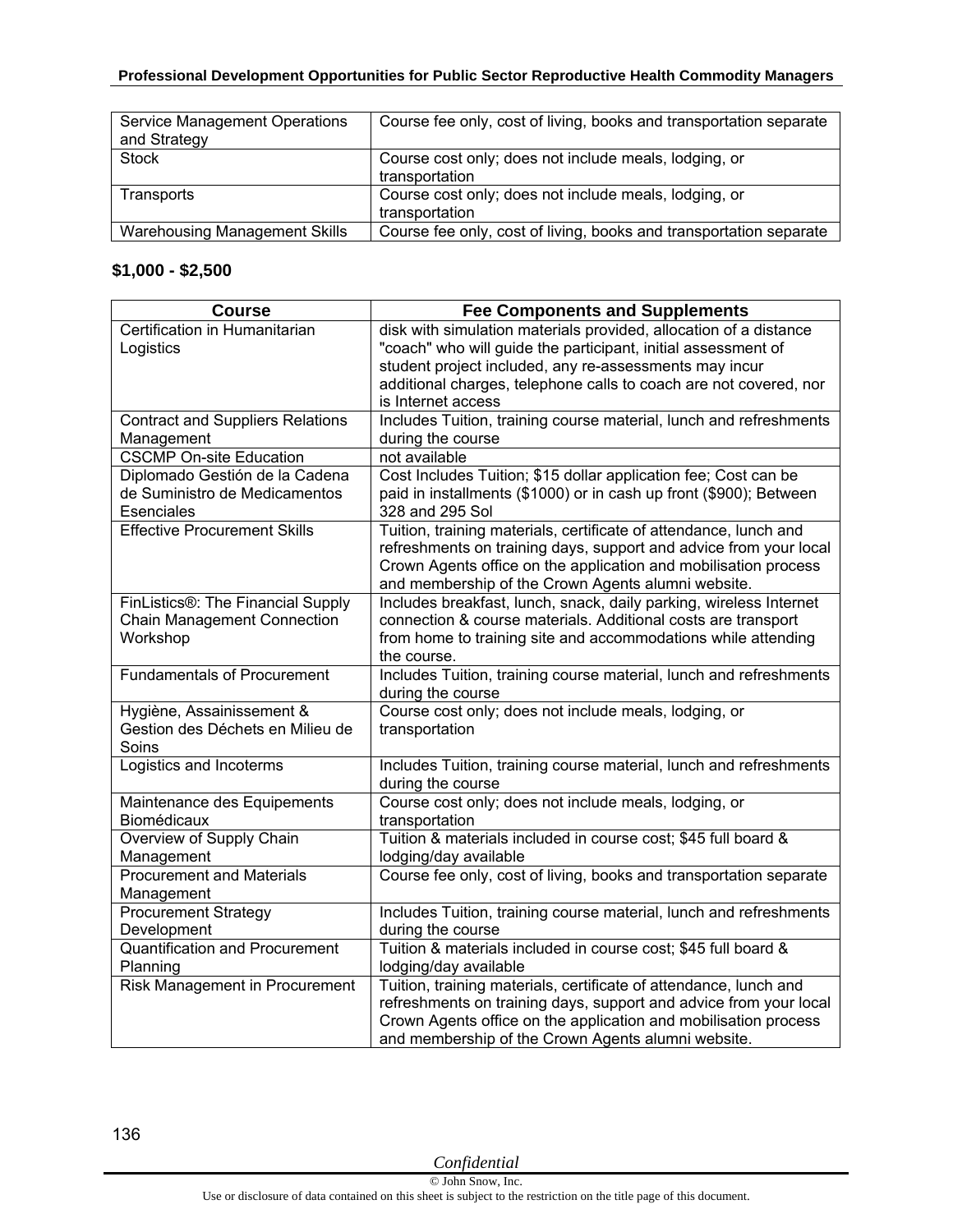| Service Management Operations and Strategy | Course fee only, cost of living, books and transportation separate |
|---|---|
| Stock | Course cost only; does not include meals, lodging, or transportation |
| Transports | Course cost only; does not include meals, lodging, or transportation |
| Warehousing Management Skills | Course fee only, cost of living, books and transportation separate |

**$1,000 - $2,500**

| Course | Fee Components and Supplements |
|---|---|
| Certification in Humanitarian Logistics | disk with simulation materials provided, allocation of a distance "coach" who will guide the participant, initial assessment of student project included, any re-assessments may incur additional charges, telephone calls to coach are not covered, nor is Internet access |
| Contract and Suppliers Relations Management | Includes Tuition, training course material, lunch and refreshments during the course |
| CSCMP On-site Education | not available |
| Diplomado Gestión de la Cadena de Suministro de Medicamentos Esenciales | Cost Includes Tuition; $15 dollar application fee; Cost can be paid in installments ($1000) or in cash up front ($900); Between 328 and 295 Sol |
| Effective Procurement Skills | Tuition, training materials, certificate of attendance, lunch and refreshments on training days, support and advice from your local Crown Agents office on the application and mobilisation process and membership of the Crown Agents alumni website. |
| FinListics®: The Financial Supply Chain Management Connection Workshop | Includes breakfast, lunch, snack, daily parking, wireless Internet connection & course materials. Additional costs are transport from home to training site and accommodations while attending the course. |
| Fundamentals of Procurement | Includes Tuition, training course material, lunch and refreshments during the course |
| Hygiène, Assainissement & Gestion des Déchets en Milieu de Soins | Course cost only; does not include meals, lodging, or transportation |
| Logistics and Incoterms | Includes Tuition, training course material, lunch and refreshments during the course |
| Maintenance des Equipements Biomédicaux | Course cost only; does not include meals, lodging, or transportation |
| Overview of Supply Chain Management | Tuition & materials included in course cost; $45 full board & lodging/day available |
| Procurement and Materials Management | Course fee only, cost of living, books and transportation separate |
| Procurement Strategy Development | Includes Tuition, training course material, lunch and refreshments during the course |
| Quantification and Procurement Planning | Tuition & materials included in course cost; $45 full board & lodging/day available |
| Risk Management in Procurement | Tuition, training materials, certificate of attendance, lunch and refreshments on training days, support and advice from your local Crown Agents office on the application and mobilisation process and membership of the Crown Agents alumni website. |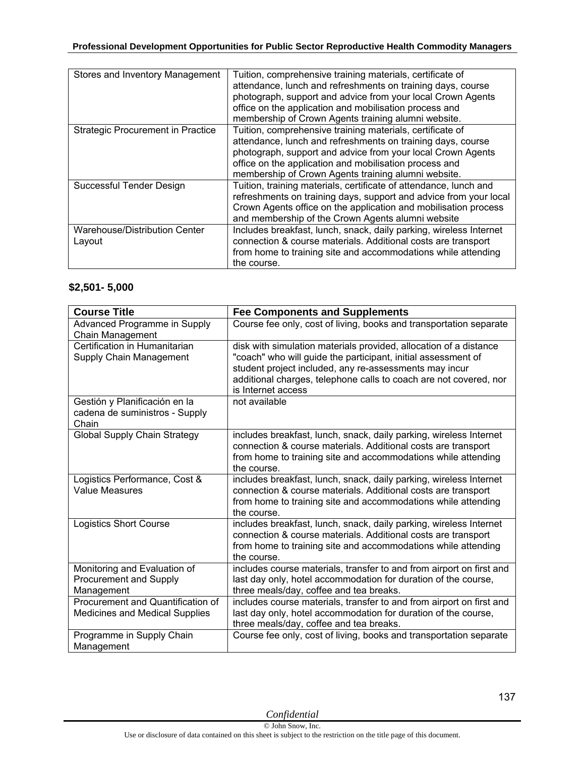| | |
|---|---|
| Stores and Inventory Management | Tuition, comprehensive training materials, certificate of attendance, lunch and refreshments on training days, course photograph, support and advice from your local Crown Agents office on the application and mobilisation process and membership of Crown Agents training alumni website. |
| Strategic Procurement in Practice | Tuition, comprehensive training materials, certificate of attendance, lunch and refreshments on training days, course photograph, support and advice from your local Crown Agents office on the application and mobilisation process and membership of Crown Agents training alumni website. |
| Successful Tender Design | Tuition, training materials, certificate of attendance, lunch and refreshments on training days, support and advice from your local Crown Agents office on the application and mobilisation process and membership of the Crown Agents alumni website |
| Warehouse/Distribution Center Layout | Includes breakfast, lunch, snack, daily parking, wireless Internet connection & course materials. Additional costs are transport from home to training site and accommodations while attending the course. |

**$2,501- 5,000**

| Course Title | Fee Components and Supplements |
|---|---|
| Advanced Programme in Supply Chain Management | Course fee only, cost of living, books and transportation separate |
| Certification in Humanitarian Supply Chain Management | disk with simulation materials provided, allocation of a distance "coach" who will guide the participant, initial assessment of student project included, any re-assessments may incur additional charges, telephone calls to coach are not covered, nor is Internet access |
| Gestión y Planificación en la cadena de suministros - Supply Chain | not available |
| Global Supply Chain Strategy | includes breakfast, lunch, snack, daily parking, wireless Internet connection & course materials. Additional costs are transport from home to training site and accommodations while attending the course. |
| Logistics Performance, Cost & Value Measures | includes breakfast, lunch, snack, daily parking, wireless Internet connection & course materials. Additional costs are transport from home to training site and accommodations while attending the course. |
| Logistics Short Course | includes breakfast, lunch, snack, daily parking, wireless Internet connection & course materials. Additional costs are transport from home to training site and accommodations while attending the course. |
| Monitoring and Evaluation of Procurement and Supply Management | includes course materials, transfer to and from airport on first and last day only, hotel accommodation for duration of the course, three meals/day, coffee and tea breaks. |
| Procurement and Quantification of Medicines and Medical Supplies | includes course materials, transfer to and from airport on first and last day only, hotel accommodation for duration of the course, three meals/day, coffee and tea breaks. |
| Programme in Supply Chain Management | Course fee only, cost of living, books and transportation separate |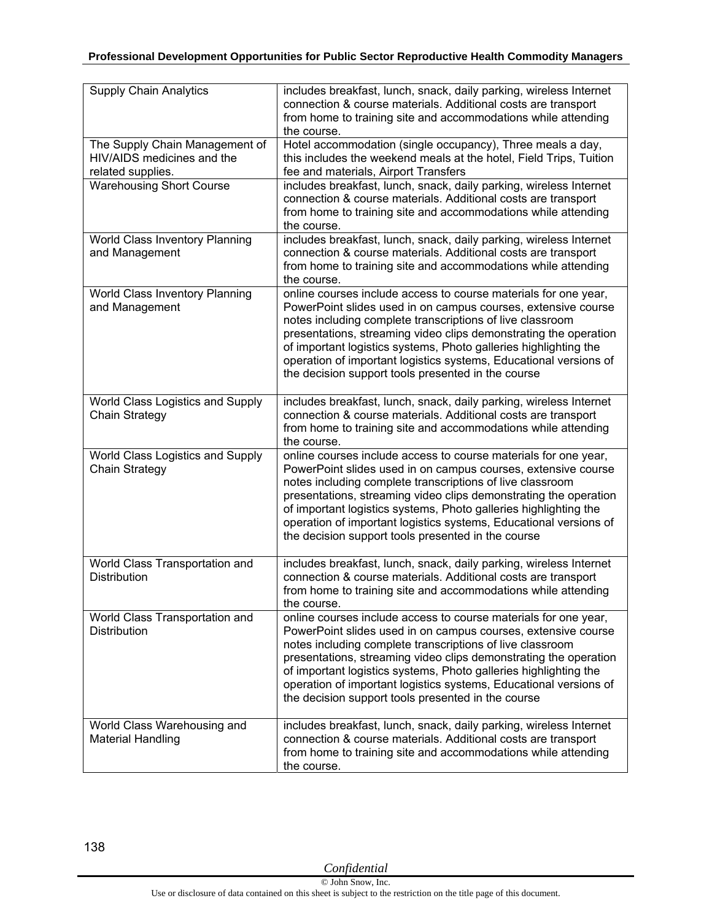| | |
|---|---|
| Supply Chain Analytics | includes breakfast, lunch, snack, daily parking, wireless Internet connection & course materials. Additional costs are transport from home to training site and accommodations while attending the course. |
| The Supply Chain Management of HIV/AIDS medicines and the related supplies. | Hotel accommodation (single occupancy), Three meals a day, this includes the weekend meals at the hotel, Field Trips, Tuition fee and materials, Airport Transfers |
| Warehousing Short Course | includes breakfast, lunch, snack, daily parking, wireless Internet connection & course materials. Additional costs are transport from home to training site and accommodations while attending the course. |
| World Class Inventory Planning and Management | includes breakfast, lunch, snack, daily parking, wireless Internet connection & course materials. Additional costs are transport from home to training site and accommodations while attending the course. |
| World Class Inventory Planning and Management | online courses include access to course materials for one year, PowerPoint slides used in on campus courses, extensive course notes including complete transcriptions of live classroom presentations, streaming video clips demonstrating the operation of important logistics systems, Photo galleries highlighting the operation of important logistics systems, Educational versions of the decision support tools presented in the course |
| World Class Logistics and Supply Chain Strategy | includes breakfast, lunch, snack, daily parking, wireless Internet connection & course materials. Additional costs are transport from home to training site and accommodations while attending the course. |
| World Class Logistics and Supply Chain Strategy | online courses include access to course materials for one year, PowerPoint slides used in on campus courses, extensive course notes including complete transcriptions of live classroom presentations, streaming video clips demonstrating the operation of important logistics systems, Photo galleries highlighting the operation of important logistics systems, Educational versions of the decision support tools presented in the course |
| World Class Transportation and Distribution | includes breakfast, lunch, snack, daily parking, wireless Internet connection & course materials. Additional costs are transport from home to training site and accommodations while attending the course. |
| World Class Transportation and Distribution | online courses include access to course materials for one year, PowerPoint slides used in on campus courses, extensive course notes including complete transcriptions of live classroom presentations, streaming video clips demonstrating the operation of important logistics systems, Photo galleries highlighting the operation of important logistics systems, Educational versions of the decision support tools presented in the course |
| World Class Warehousing and Material Handling | includes breakfast, lunch, snack, daily parking, wireless Internet connection & course materials. Additional costs are transport from home to training site and accommodations while attending the course. |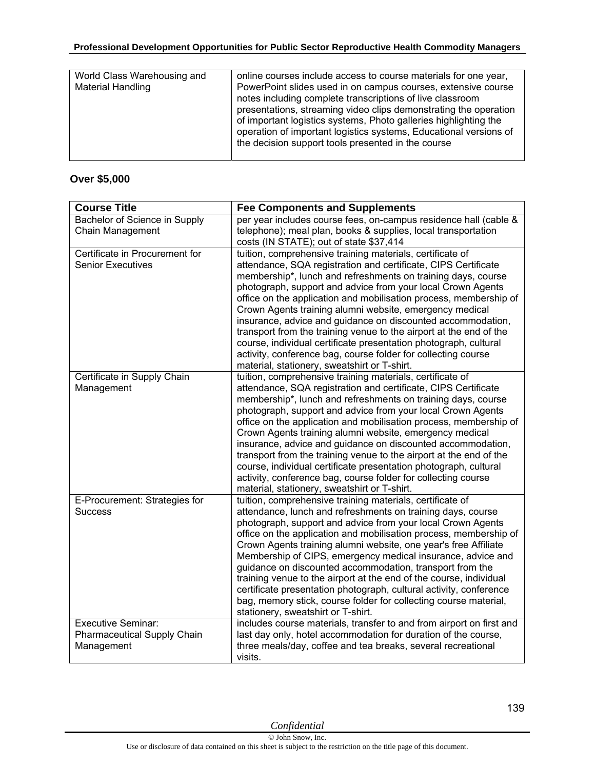| | |
|---|---|
| World Class Warehousing and Material Handling | online courses include access to course materials for one year, PowerPoint slides used in on campus courses, extensive course notes including complete transcriptions of live classroom presentations, streaming video clips demonstrating the operation of important logistics systems, Photo galleries highlighting the operation of important logistics systems, Educational versions of the decision support tools presented in the course |

**Over $5,000**

| Course Title | Fee Components and Supplements |
|---|---|
| Bachelor of Science in Supply Chain Management | per year includes course fees, on-campus residence hall (cable & telephone); meal plan, books & supplies, local transportation costs (IN STATE); out of state $37,414 |
| Certificate in Procurement for Senior Executives | tuition, comprehensive training materials, certificate of attendance, SQA registration and certificate, CIPS Certificate membership*, lunch and refreshments on training days, course photograph, support and advice from your local Crown Agents office on the application and mobilisation process, membership of Crown Agents training alumni website, emergency medical insurance, advice and guidance on discounted accommodation, transport from the training venue to the airport at the end of the course, individual certificate presentation photograph, cultural activity, conference bag, course folder for collecting course material, stationery, sweatshirt or T-shirt. |
| Certificate in Supply Chain Management | tuition, comprehensive training materials, certificate of attendance, SQA registration and certificate, CIPS Certificate membership*, lunch and refreshments on training days, course photograph, support and advice from your local Crown Agents office on the application and mobilisation process, membership of Crown Agents training alumni website, emergency medical insurance, advice and guidance on discounted accommodation, transport from the training venue to the airport at the end of the course, individual certificate presentation photograph, cultural activity, conference bag, course folder for collecting course material, stationery, sweatshirt or T-shirt. |
| E-Procurement: Strategies for Success | tuition, comprehensive training materials, certificate of attendance, lunch and refreshments on training days, course photograph, support and advice from your local Crown Agents office on the application and mobilisation process, membership of Crown Agents training alumni website, one year's free Affiliate Membership of CIPS, emergency medical insurance, advice and guidance on discounted accommodation, transport from the training venue to the airport at the end of the course, individual certificate presentation photograph, cultural activity, conference bag, memory stick, course folder for collecting course material, stationery, sweatshirt or T-shirt. |
| Executive Seminar: Pharmaceutical Supply Chain Management | includes course materials, transfer to and from airport on first and last day only, hotel accommodation for duration of the course, three meals/day, coffee and tea breaks, several recreational visits. |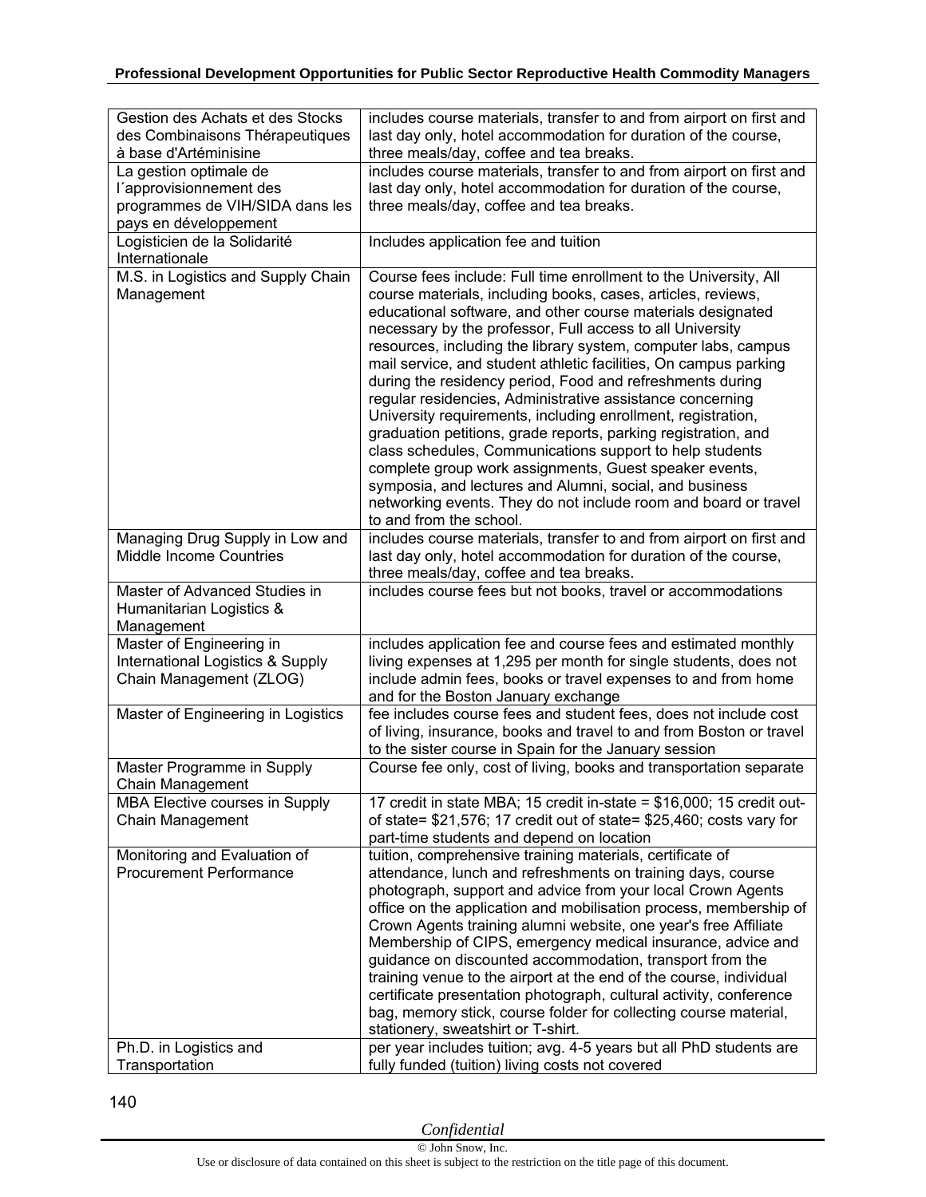| Gestion des Achats et des Stocks des Combinaisons Thérapeutiques à base d'Artéminisine | includes course materials, transfer to and from airport on first and last day only, hotel accommodation for duration of the course, three meals/day, coffee and tea breaks. |
|---|---|
| La gestion optimale de l´approvisionnement des programmes de VIH/SIDA dans les pays en développement | includes course materials, transfer to and from airport on first and last day only, hotel accommodation for duration of the course, three meals/day, coffee and tea breaks. |
| Logisticien de la Solidarité Internationale | Includes application fee and tuition |
| M.S. in Logistics and Supply Chain Management | Course fees include: Full time enrollment to the University, All course materials, including books, cases, articles, reviews, educational software, and other course materials designated necessary by the professor, Full access to all University resources, including the library system, computer labs, campus mail service, and student athletic facilities, On campus parking during the residency period, Food and refreshments during regular residencies, Administrative assistance concerning University requirements, including enrollment, registration, graduation petitions, grade reports, parking registration, and class schedules, Communications support to help students complete group work assignments, Guest speaker events, symposia, and lectures and Alumni, social, and business networking events. They do not include room and board or travel to and from the school. |
| Managing Drug Supply in Low and Middle Income Countries | includes course materials, transfer to and from airport on first and last day only, hotel accommodation for duration of the course, three meals/day, coffee and tea breaks. |
| Master of Advanced Studies in Humanitarian Logistics & Management | includes course fees but not books, travel or accommodations |
| Master of Engineering in International Logistics & Supply Chain Management (ZLOG) | includes application fee and course fees and estimated monthly living expenses at 1,295 per month for single students, does not include admin fees, books or travel expenses to and from home and for the Boston January exchange |
| Master of Engineering in Logistics | fee includes course fees and student fees, does not include cost of living, insurance, books and travel to and from Boston or travel to the sister course in Spain for the January session |
| Master Programme in Supply Chain Management | Course fee only, cost of living, books and transportation separate |
| MBA Elective courses in Supply Chain Management | 17 credit in state MBA; 15 credit in-state = $16,000; 15 credit out-of state= $21,576; 17 credit out of state= $25,460; costs vary for part-time students and depend on location |
| Monitoring and Evaluation of Procurement Performance | tuition, comprehensive training materials, certificate of attendance, lunch and refreshments on training days, course photograph, support and advice from your local Crown Agents office on the application and mobilisation process, membership of Crown Agents training alumni website, one year's free Affiliate Membership of CIPS, emergency medical insurance, advice and guidance on discounted accommodation, transport from the training venue to the airport at the end of the course, individual certificate presentation photograph, cultural activity, conference bag, memory stick, course folder for collecting course material, stationery, sweatshirt or T-shirt. |
| Ph.D. in Logistics and Transportation | per year includes tuition; avg. 4-5 years but all PhD students are fully funded (tuition) living costs not covered |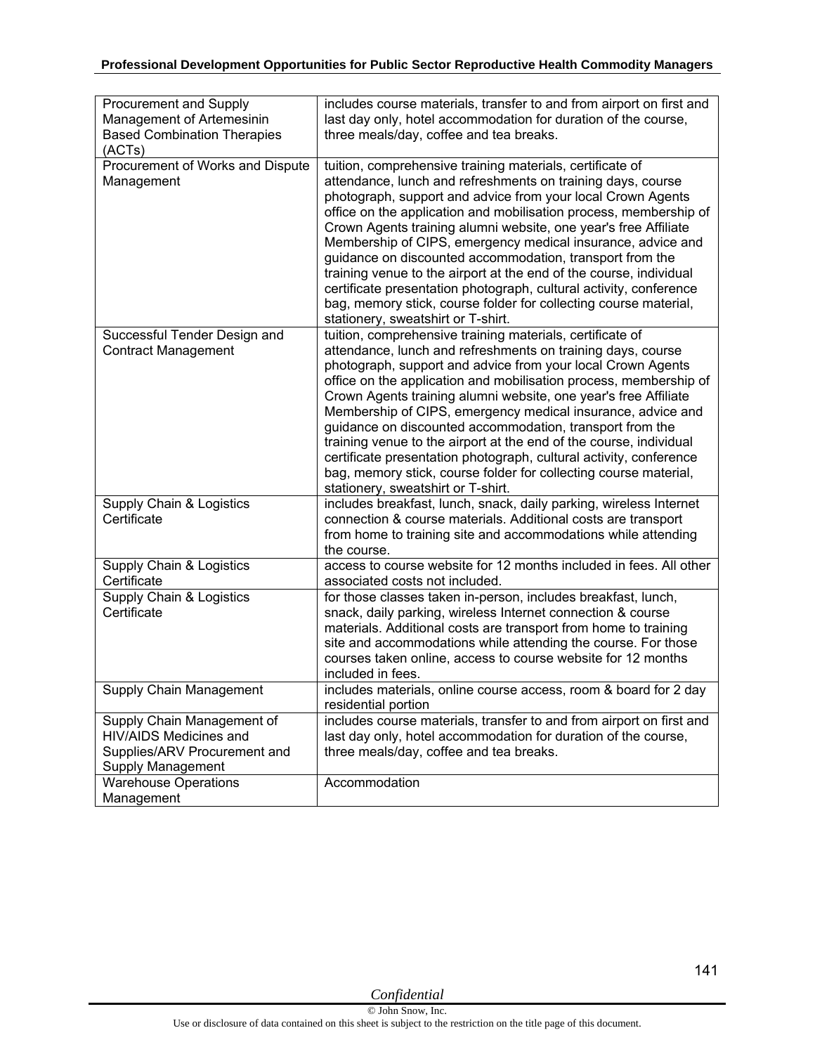| | |
|---|---|
| Procurement and Supply Management of Artemesinin Based Combination Therapies (ACTs) | includes course materials, transfer to and from airport on first and last day only, hotel accommodation for duration of the course, three meals/day, coffee and tea breaks. |
| Procurement of Works and Dispute Management | tuition, comprehensive training materials, certificate of attendance, lunch and refreshments on training days, course photograph, support and advice from your local Crown Agents office on the application and mobilisation process, membership of Crown Agents training alumni website, one year's free Affiliate Membership of CIPS, emergency medical insurance, advice and guidance on discounted accommodation, transport from the training venue to the airport at the end of the course, individual certificate presentation photograph, cultural activity, conference bag, memory stick, course folder for collecting course material, stationery, sweatshirt or T-shirt. |
| Successful Tender Design and Contract Management | tuition, comprehensive training materials, certificate of attendance, lunch and refreshments on training days, course photograph, support and advice from your local Crown Agents office on the application and mobilisation process, membership of Crown Agents training alumni website, one year's free Affiliate Membership of CIPS, emergency medical insurance, advice and guidance on discounted accommodation, transport from the training venue to the airport at the end of the course, individual certificate presentation photograph, cultural activity, conference bag, memory stick, course folder for collecting course material, stationery, sweatshirt or T-shirt. |
| Supply Chain & Logistics Certificate | includes breakfast, lunch, snack, daily parking, wireless Internet connection & course materials. Additional costs are transport from home to training site and accommodations while attending the course. |
| Supply Chain & Logistics Certificate | access to course website for 12 months included in fees. All other associated costs not included. |
| Supply Chain & Logistics Certificate | for those classes taken in-person, includes breakfast, lunch, snack, daily parking, wireless Internet connection & course materials. Additional costs are transport from home to training site and accommodations while attending the course. For those courses taken online, access to course website for 12 months included in fees. |
| Supply Chain Management | includes materials, online course access, room & board for 2 day residential portion |
| Supply Chain Management of HIV/AIDS Medicines and Supplies/ARV Procurement and Supply Management | includes course materials, transfer to and from airport on first and last day only, hotel accommodation for duration of the course, three meals/day, coffee and tea breaks. |
| Warehouse Operations Management | Accommodation |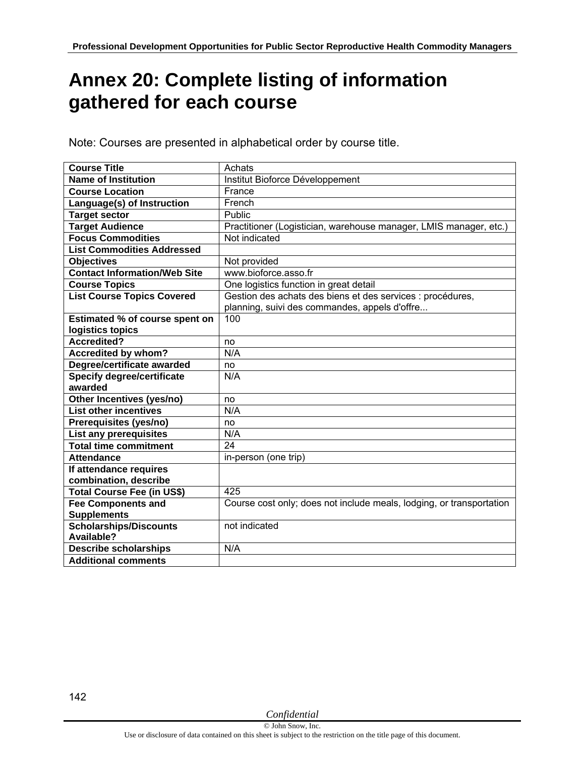# Annex 20: Complete listing of information gathered for each course

Note: Courses are presented in alphabetical order by course title.

| **Course Title** | Achats |
|---|---|
| **Name of Institution** | Institut Bioforce Développement |
| **Course Location** | France |
| **Language(s) of Instruction** | French |
| **Target sector** | Public |
| **Target Audience** | Practitioner (Logistician, warehouse manager, LMIS manager, etc.) |
| **Focus Commodities** | Not indicated |
| **List Commodities Addressed** | |
| **Objectives** | Not provided |
| **Contact Information/Web Site** | www.bioforce.asso.fr |
| **Course Topics** | One logistics function in great detail |
| **List Course Topics Covered** | Gestion des achats des biens et des services : procédures, planning, suivi des commandes, appels d'offre... |
| **Estimated % of course spent on logistics topics** | 100 |
| **Accredited?** | no |
| **Accredited by whom?** | N/A |
| **Degree/certificate awarded** | no |
| **Specify degree/certificate awarded** | N/A |
| **Other Incentives (yes/no)** | no |
| **List other incentives** | N/A |
| **Prerequisites (yes/no)** | no |
| **List any prerequisites** | N/A |
| **Total time commitment** | 24 |
| **Attendance** | in-person (one trip) |
| **If attendance requires combination, describe** | |
| **Total Course Fee (in US$)** | 425 |
| **Fee Components and Supplements** | Course cost only; does not include meals, lodging, or transportation |
| **Scholarships/Discounts Available?** | not indicated |
| **Describe scholarships** | N/A |
| **Additional comments** | |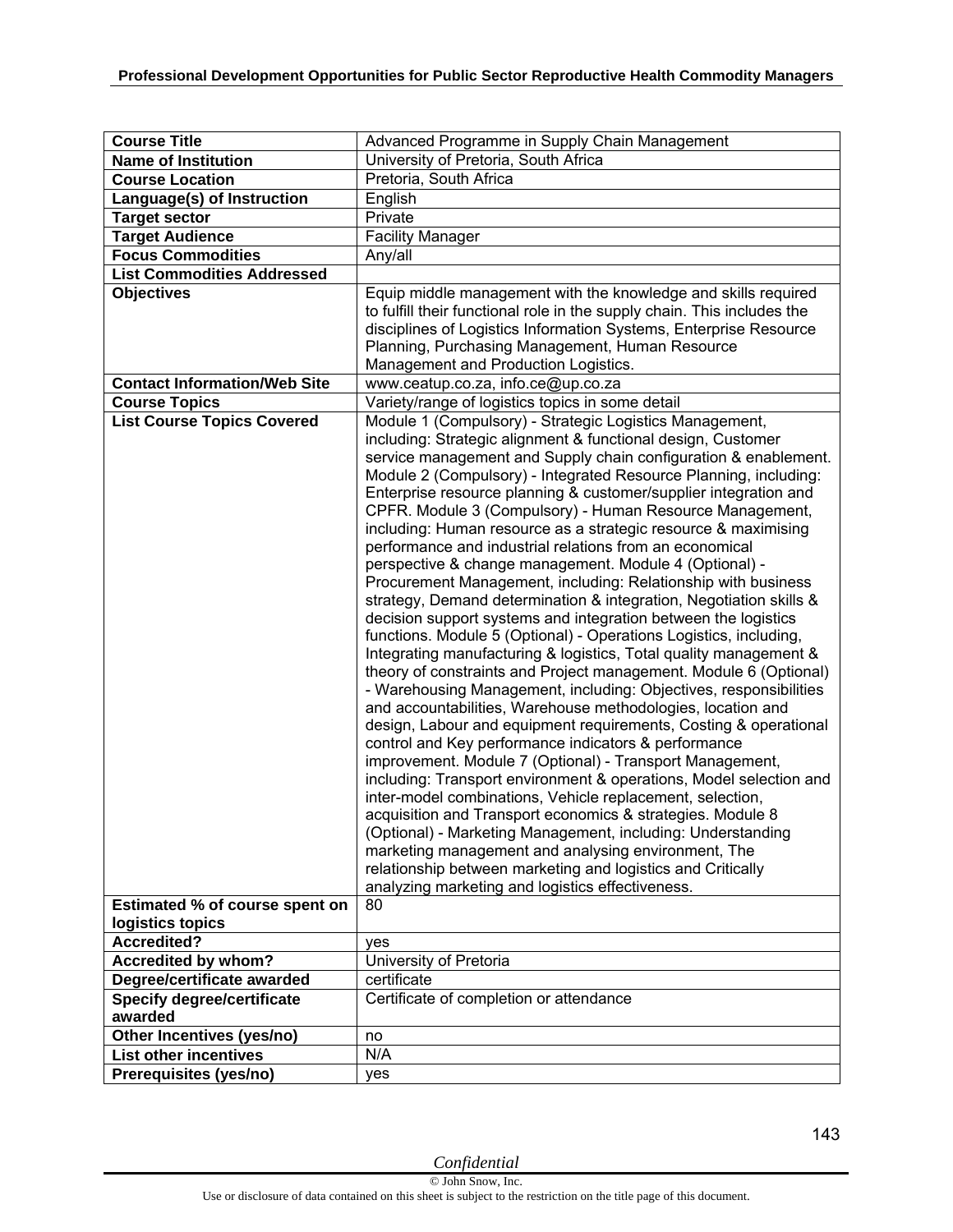| Course Title | Advanced Programme in Supply Chain Management |
|---|---|
| **Name of Institution** | University of Pretoria, South Africa |
| **Course Location** | Pretoria, South Africa |
| **Language(s) of Instruction** | English |
| **Target sector** | Private |
| **Target Audience** | Facility Manager |
| **Focus Commodities** | Any/all |
| **List Commodities Addressed** | |
| **Objectives** | Equip middle management with the knowledge and skills required to fulfill their functional role in the supply chain. This includes the disciplines of Logistics Information Systems, Enterprise Resource Planning, Purchasing Management, Human Resource Management and Production Logistics. |
| **Contact Information/Web Site** | www.ceatup.co.za, info.ce@up.co.za |
| **Course Topics** | Variety/range of logistics topics in some detail |
| **List Course Topics Covered** | Module 1 (Compulsory) - Strategic Logistics Management, including: Strategic alignment & functional design, Customer service management and Supply chain configuration & enablement. Module 2 (Compulsory) - Integrated Resource Planning, including: Enterprise resource planning & customer/supplier integration and CPFR. Module 3 (Compulsory) - Human Resource Management, including: Human resource as a strategic resource & maximising performance and industrial relations from an economical perspective & change management. Module 4 (Optional) - Procurement Management, including: Relationship with business strategy, Demand determination & integration, Negotiation skills & decision support systems and integration between the logistics functions. Module 5 (Optional) - Operations Logistics, including, Integrating manufacturing & logistics, Total quality management & theory of constraints and Project management. Module 6 (Optional) - Warehousing Management, including: Objectives, responsibilities and accountabilities, Warehouse methodologies, location and design, Labour and equipment requirements, Costing & operational control and Key performance indicators & performance improvement. Module 7 (Optional) - Transport Management, including: Transport environment & operations, Model selection and inter-model combinations, Vehicle replacement, selection, acquisition and Transport economics & strategies. Module 8 (Optional) - Marketing Management, including: Understanding marketing management and analysing environment, The relationship between marketing and logistics and Critically analyzing marketing and logistics effectiveness. |
| **Estimated % of course spent on logistics topics** | 80 |
| **Accredited?** | yes |
| **Accredited by whom?** | University of Pretoria |
| **Degree/certificate awarded** | certificate |
| **Specify degree/certificate awarded** | Certificate of completion or attendance |
| **Other Incentives (yes/no)** | no |
| **List other incentives** | N/A |
| **Prerequisites (yes/no)** | yes |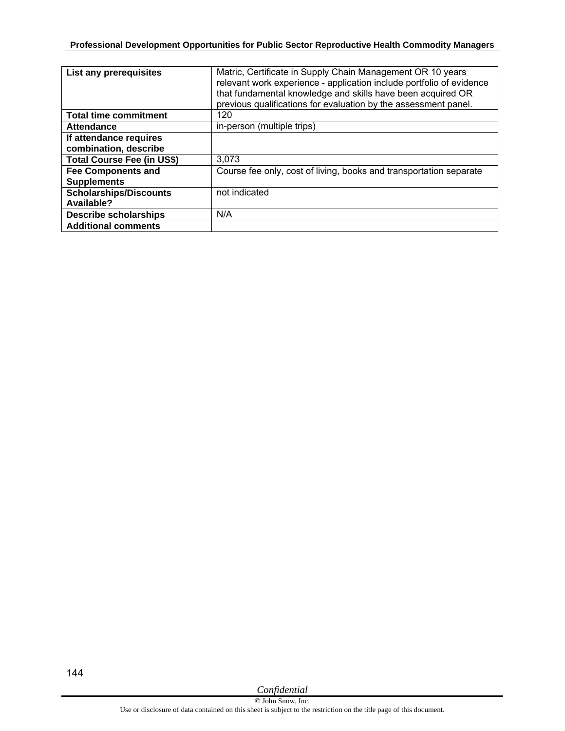| | |
|---|---|
| **List any prerequisites** | Matric, Certificate in Supply Chain Management OR 10 years relevant work experience - application include portfolio of evidence that fundamental knowledge and skills have been acquired OR previous qualifications for evaluation by the assessment panel. |
| **Total time commitment** | 120 |
| **Attendance** | in-person (multiple trips) |
| **If attendance requires combination, describe** | |
| **Total Course Fee (in US$)** | 3,073 |
| **Fee Components and Supplements** | Course fee only, cost of living, books and transportation separate |
| **Scholarships/Discounts Available?** | not indicated |
| **Describe scholarships** | N/A |
| **Additional comments** | |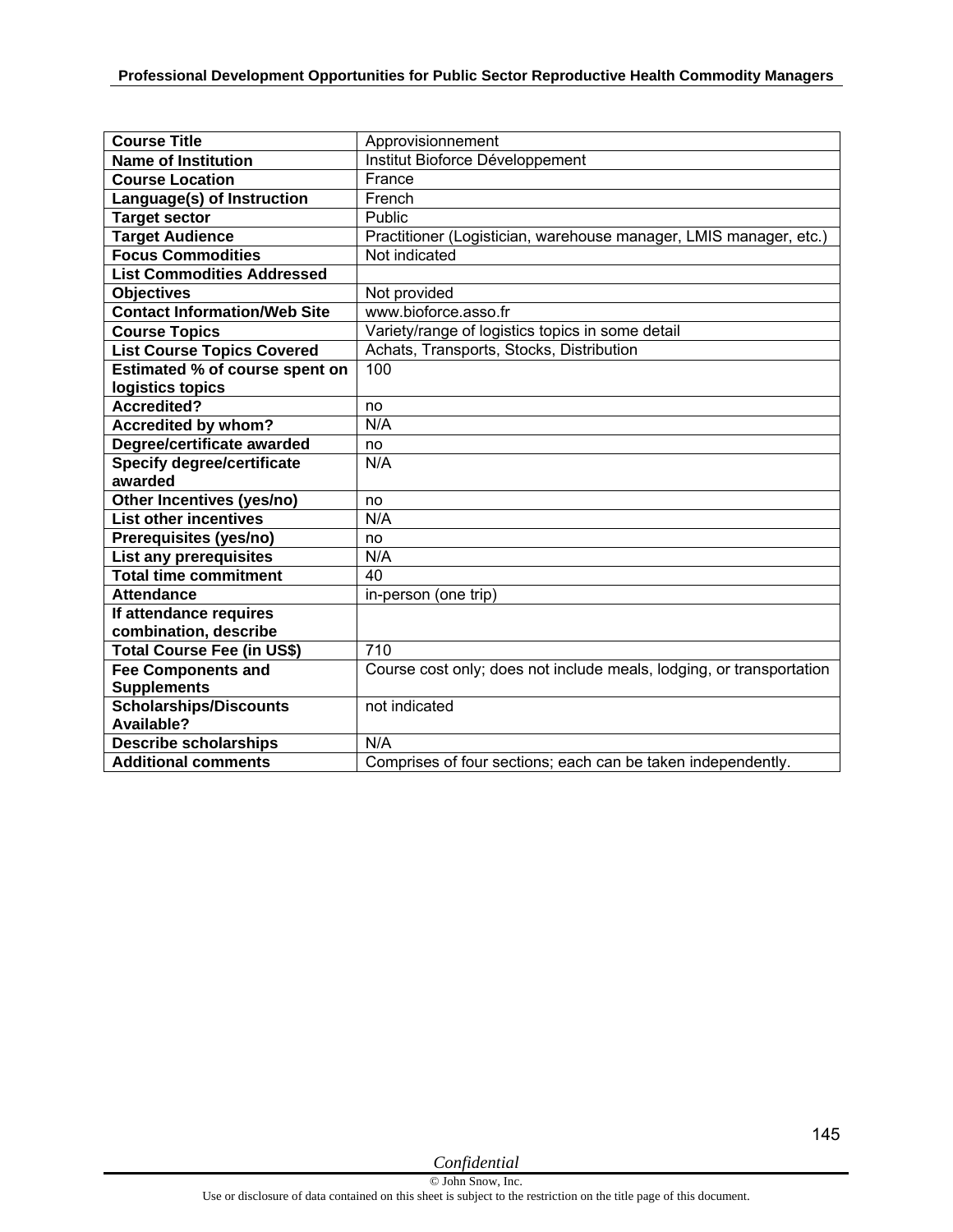| Course Title | Approvisionnement |
|---|---|
| Name of Institution | Institut Bioforce Développement |
| Course Location | France |
| Language(s) of Instruction | French |
| Target sector | Public |
| Target Audience | Practitioner (Logistician, warehouse manager, LMIS manager, etc.) |
| Focus Commodities | Not indicated |
| List Commodities Addressed | |
| Objectives | Not provided |
| Contact Information/Web Site | www.bioforce.asso.fr |
| Course Topics | Variety/range of logistics topics in some detail |
| List Course Topics Covered | Achats, Transports, Stocks, Distribution |
| Estimated % of course spent on logistics topics | 100 |
| Accredited? | no |
| Accredited by whom? | N/A |
| Degree/certificate awarded | no |
| Specify degree/certificate awarded | N/A |
| Other Incentives (yes/no) | no |
| List other incentives | N/A |
| Prerequisites (yes/no) | no |
| List any prerequisites | N/A |
| Total time commitment | 40 |
| Attendance | in-person (one trip) |
| If attendance requires combination, describe | |
| Total Course Fee (in US$) | 710 |
| Fee Components and Supplements | Course cost only; does not include meals, lodging, or transportation |
| Scholarships/Discounts Available? | not indicated |
| Describe scholarships | N/A |
| Additional comments | Comprises of four sections; each can be taken independently. |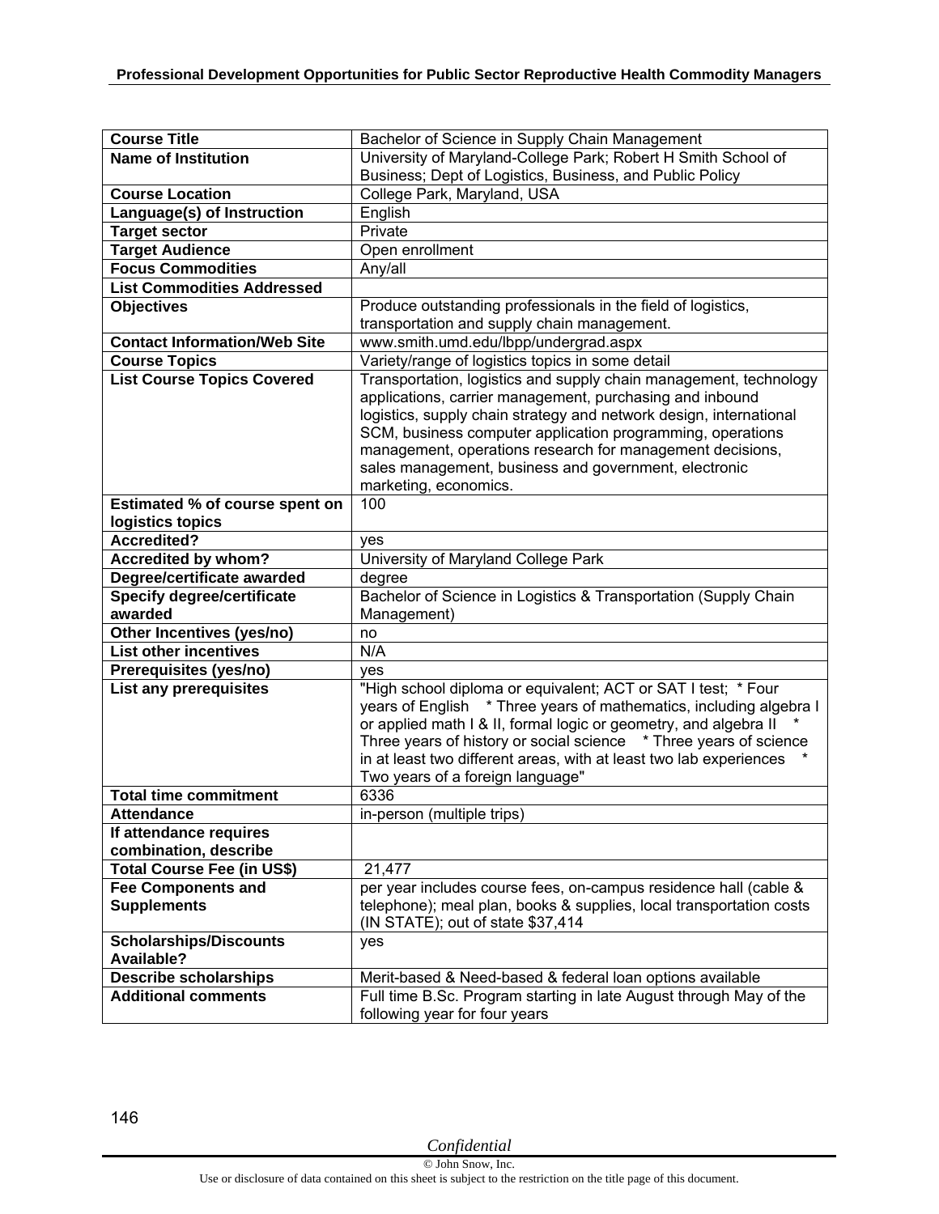| Course Title | Bachelor of Science in Supply Chain Management |
|---|---|
| **Name of Institution** | University of Maryland-College Park; Robert H Smith School of Business; Dept of Logistics, Business, and Public Policy |
| **Course Location** | College Park, Maryland, USA |
| **Language(s) of Instruction** | English |
| **Target sector** | Private |
| **Target Audience** | Open enrollment |
| **Focus Commodities** | Any/all |
| **List Commodities Addressed** | |
| **Objectives** | Produce outstanding professionals in the field of logistics, transportation and supply chain management. |
| **Contact Information/Web Site** | www.smith.umd.edu/lbpp/undergrad.aspx |
| **Course Topics** | Variety/range of logistics topics in some detail |
| **List Course Topics Covered** | Transportation, logistics and supply chain management, technology applications, carrier management, purchasing and inbound logistics, supply chain strategy and network design, international SCM, business computer application programming, operations management, operations research for management decisions, sales management, business and government, electronic marketing, economics. |
| **Estimated % of course spent on logistics topics** | 100 |
| **Accredited?** | yes |
| **Accredited by whom?** | University of Maryland College Park |
| **Degree/certificate awarded** | degree |
| **Specify degree/certificate awarded** | Bachelor of Science in Logistics & Transportation (Supply Chain Management) |
| **Other Incentives (yes/no)** | no |
| **List other incentives** | N/A |
| **Prerequisites (yes/no)** | yes |
| **List any prerequisites** | "High school diploma or equivalent; ACT or SAT I test; * Four years of English * Three years of mathematics, including algebra I or applied math I & II, formal logic or geometry, and algebra II * Three years of history or social science * Three years of science in at least two different areas, with at least two lab experiences * Two years of a foreign language" |
| **Total time commitment** | 6336 |
| **Attendance** | in-person (multiple trips) |
| **If attendance requires combination, describe** | |
| **Total Course Fee (in US$)** | 21,477 |
| **Fee Components and Supplements** | per year includes course fees, on-campus residence hall (cable & telephone); meal plan, books & supplies, local transportation costs (IN STATE); out of state $37,414 |
| **Scholarships/Discounts Available?** | yes |
| **Describe scholarships** | Merit-based & Need-based & federal loan options available |
| **Additional comments** | Full time B.Sc. Program starting in late August through May of the following year for four years |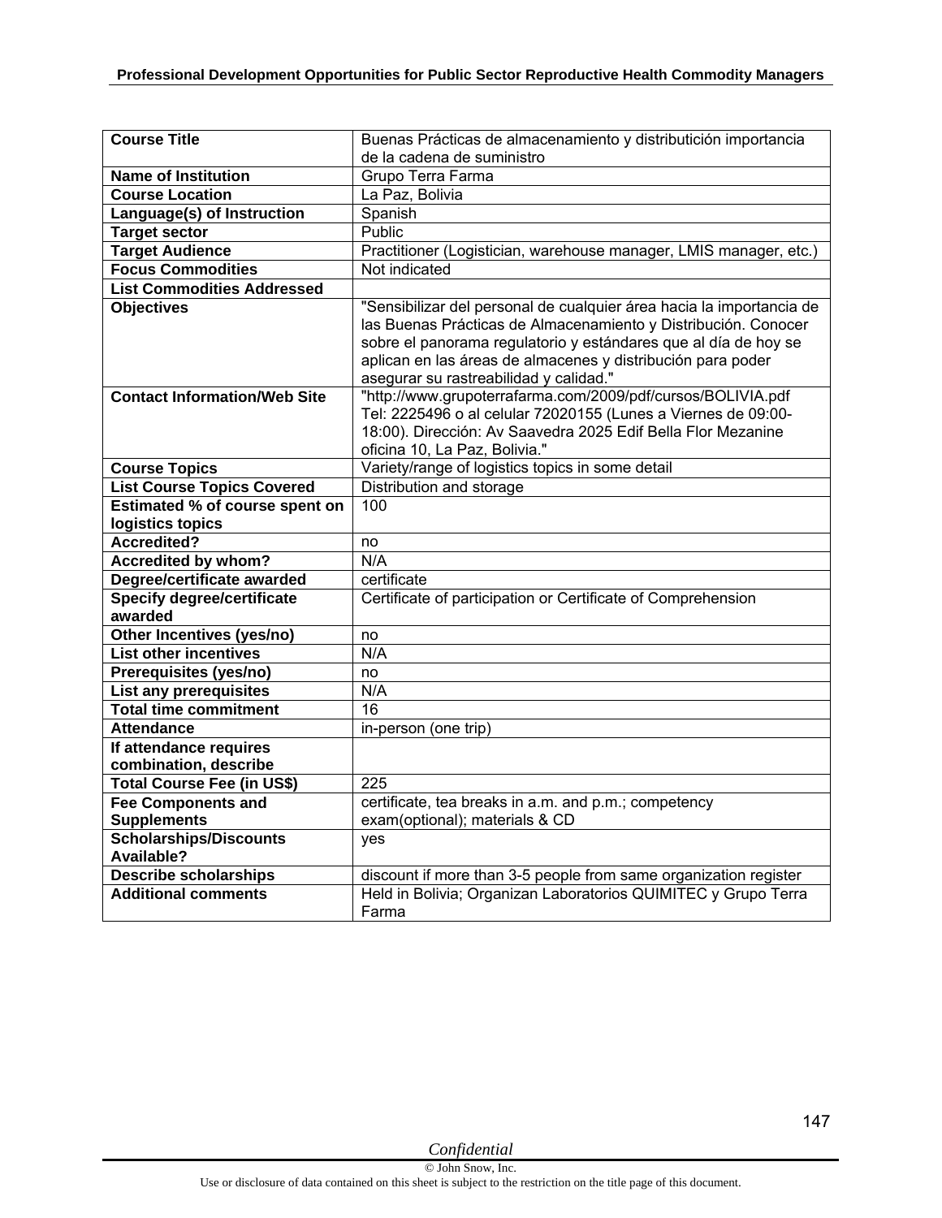| Course Title | Buenas Prácticas de almacenamiento y distributición importancia de la cadena de suministro |
|---|---|
| **Name of Institution** | Grupo Terra Farma |
| **Course Location** | La Paz, Bolivia |
| **Language(s) of Instruction** | Spanish |
| **Target sector** | Public |
| **Target Audience** | Practitioner (Logistician, warehouse manager, LMIS manager, etc.) |
| **Focus Commodities** | Not indicated |
| **List Commodities Addressed** | |
| **Objectives** | "Sensibilizar del personal de cualquier área hacia la importancia de las Buenas Prácticas de Almacenamiento y Distribución. Conocer sobre el panorama regulatorio y estándares que al día de hoy se aplican en las áreas de almacenes y distribución para poder asegurar su rastreabilidad y calidad." |
| **Contact Information/Web Site** | "http://www.grupoterrafarma.com/2009/pdf/cursos/BOLIVIA.pdf Tel: 2225496 o al celular 72020155 (Lunes a Viernes de 09:00-18:00). Dirección: Av Saavedra 2025 Edif Bella Flor Mezanine oficina 10, La Paz, Bolivia." |
| **Course Topics** | Variety/range of logistics topics in some detail |
| **List Course Topics Covered** | Distribution and storage |
| **Estimated % of course spent on logistics topics** | 100 |
| **Accredited?** | no |
| **Accredited by whom?** | N/A |
| **Degree/certificate awarded** | certificate |
| **Specify degree/certificate awarded** | Certificate of participation or Certificate of Comprehension |
| **Other Incentives (yes/no)** | no |
| **List other incentives** | N/A |
| **Prerequisites (yes/no)** | no |
| **List any prerequisites** | N/A |
| **Total time commitment** | 16 |
| **Attendance** | in-person (one trip) |
| **If attendance requires combination, describe** | |
| **Total Course Fee (in US$)** | 225 |
| **Fee Components and Supplements** | certificate, tea breaks in a.m. and p.m.; competency exam(optional); materials & CD |
| **Scholarships/Discounts Available?** | yes |
| **Describe scholarships** | discount if more than 3-5 people from same organization register |
| **Additional comments** | Held in Bolivia; Organizan Laboratorios QUIMITEC y Grupo Terra Farma |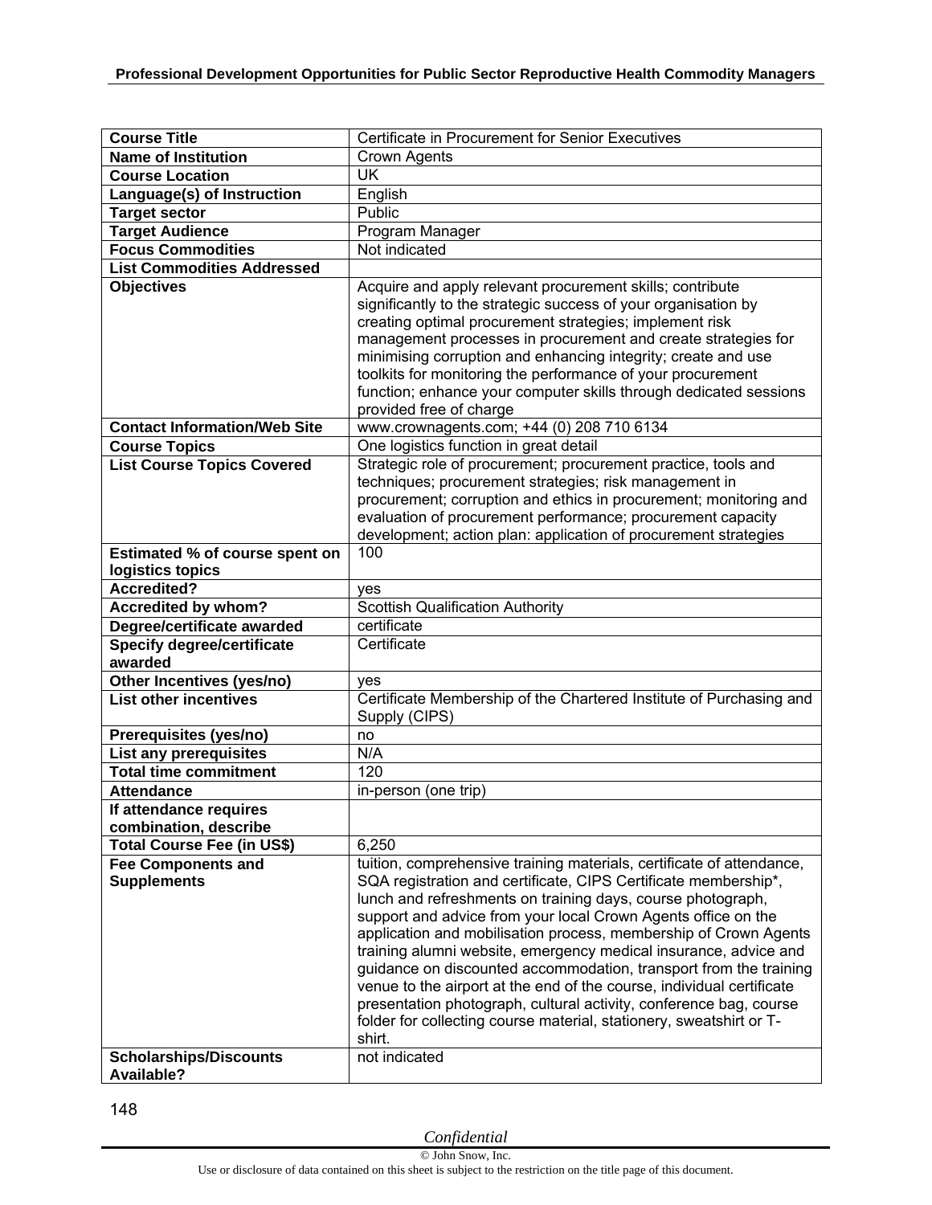| Course Title | Certificate in Procurement for Senior Executives |
|---|---|
| **Name of Institution** | Crown Agents |
| **Course Location** | UK |
| **Language(s) of Instruction** | English |
| **Target sector** | Public |
| **Target Audience** | Program Manager |
| **Focus Commodities** | Not indicated |
| **List Commodities Addressed** | |
| **Objectives** | Acquire and apply relevant procurement skills; contribute significantly to the strategic success of your organisation by creating optimal procurement strategies; implement risk management processes in procurement and create strategies for minimising corruption and enhancing integrity; create and use toolkits for monitoring the performance of your procurement function; enhance your computer skills through dedicated sessions provided free of charge |
| **Contact Information/Web Site** | www.crownagents.com; +44 (0) 208 710 6134 |
| **Course Topics** | One logistics function in great detail |
| **List Course Topics Covered** | Strategic role of procurement; procurement practice, tools and techniques; procurement strategies; risk management in procurement; corruption and ethics in procurement; monitoring and evaluation of procurement performance; procurement capacity development; action plan: application of procurement strategies |
| **Estimated % of course spent on logistics topics** | 100 |
| **Accredited?** | yes |
| **Accredited by whom?** | Scottish Qualification Authority |
| **Degree/certificate awarded** | certificate |
| **Specify degree/certificate awarded** | Certificate |
| **Other Incentives (yes/no)** | yes |
| **List other incentives** | Certificate Membership of the Chartered Institute of Purchasing and Supply (CIPS) |
| **Prerequisites (yes/no)** | no |
| **List any prerequisites** | N/A |
| **Total time commitment** | 120 |
| **Attendance** | in-person (one trip) |
| **If attendance requires combination, describe** | |
| **Total Course Fee (in US$)** | 6,250 |
| **Fee Components and Supplements** | tuition, comprehensive training materials, certificate of attendance, SQA registration and certificate, CIPS Certificate membership*, lunch and refreshments on training days, course photograph, support and advice from your local Crown Agents office on the application and mobilisation process, membership of Crown Agents training alumni website, emergency medical insurance, advice and guidance on discounted accommodation, transport from the training venue to the airport at the end of the course, individual certificate presentation photograph, cultural activity, conference bag, course folder for collecting course material, stationery, sweatshirt or T-shirt. |
| **Scholarships/Discounts Available?** | not indicated |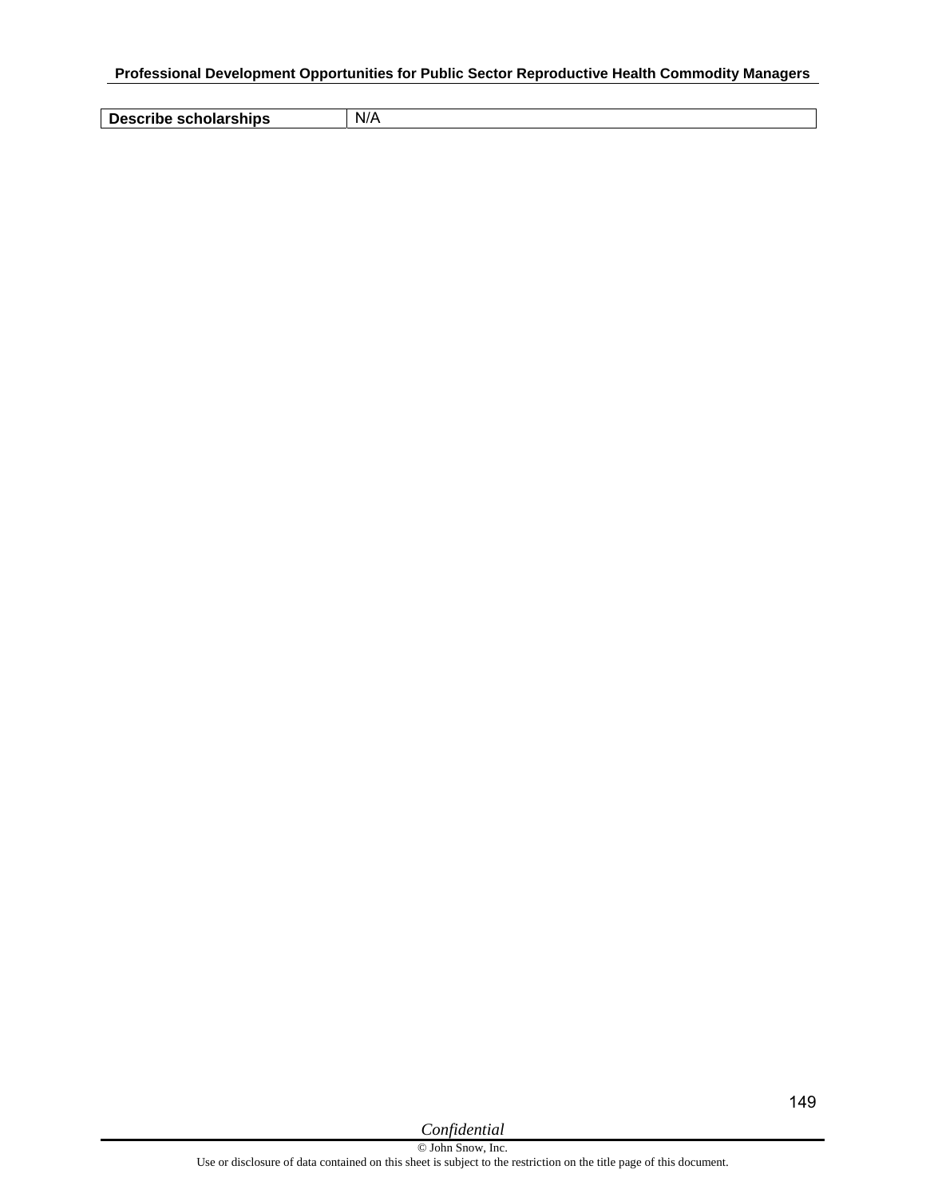| Describe scholarships | N/A |
|---|---|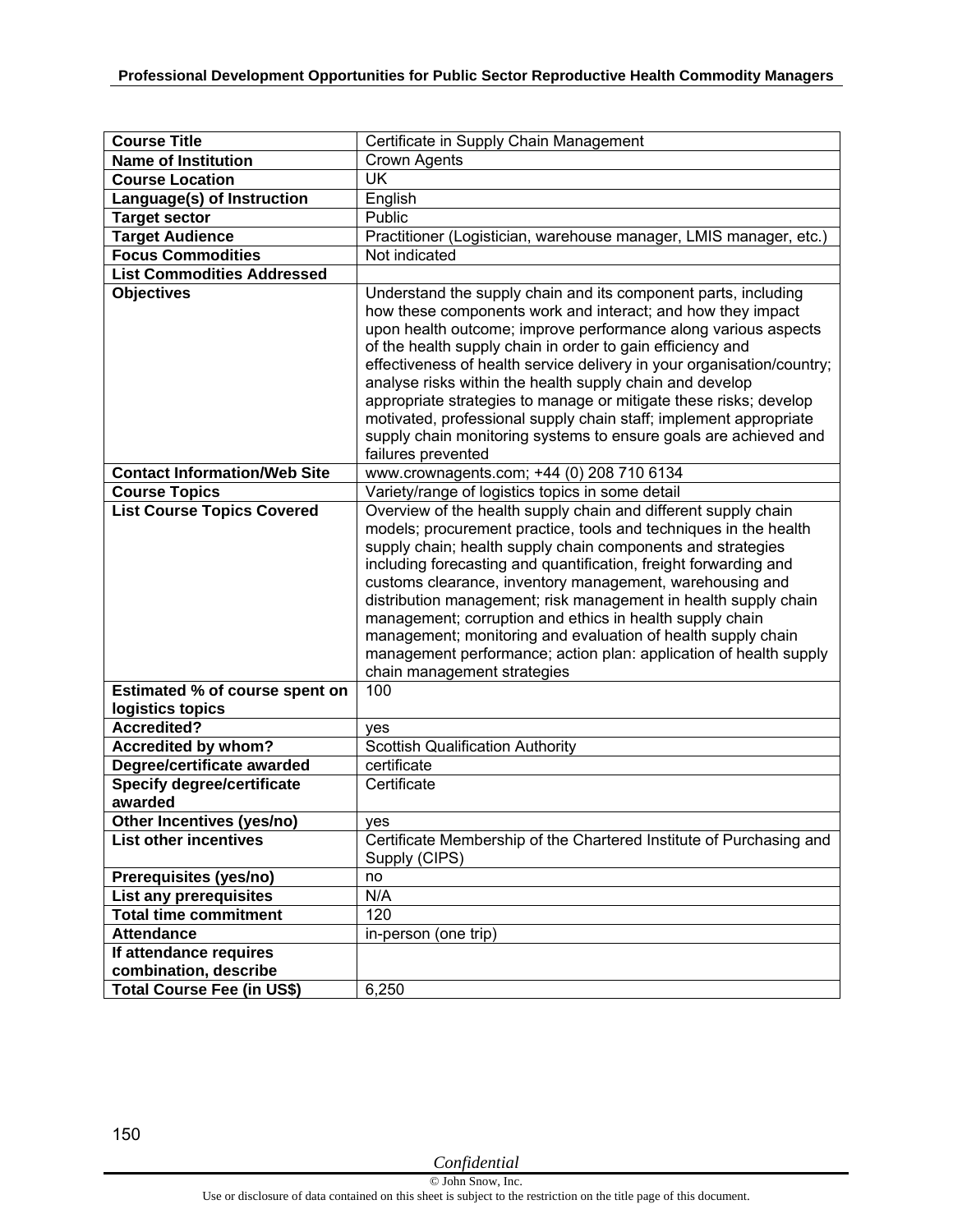| Course Title | Certificate in Supply Chain Management |
|---|---|
| **Name of Institution** | Crown Agents |
| **Course Location** | UK |
| **Language(s) of Instruction** | English |
| **Target sector** | Public |
| **Target Audience** | Practitioner (Logistician, warehouse manager, LMIS manager, etc.) |
| **Focus Commodities** | Not indicated |
| **List Commodities Addressed** | |
| **Objectives** | Understand the supply chain and its component parts, including how these components work and interact; and how they impact upon health outcome; improve performance along various aspects of the health supply chain in order to gain efficiency and effectiveness of health service delivery in your organisation/country; analyse risks within the health supply chain and develop appropriate strategies to manage or mitigate these risks; develop motivated, professional supply chain staff; implement appropriate supply chain monitoring systems to ensure goals are achieved and failures prevented |
| **Contact Information/Web Site** | www.crownagents.com; +44 (0) 208 710 6134 |
| **Course Topics** | Variety/range of logistics topics in some detail |
| **List Course Topics Covered** | Overview of the health supply chain and different supply chain models; procurement practice, tools and techniques in the health supply chain; health supply chain components and strategies including forecasting and quantification, freight forwarding and customs clearance, inventory management, warehousing and distribution management; risk management in health supply chain management; corruption and ethics in health supply chain management; monitoring and evaluation of health supply chain management performance; action plan: application of health supply chain management strategies |
| **Estimated % of course spent on logistics topics** | 100 |
| **Accredited?** | yes |
| **Accredited by whom?** | Scottish Qualification Authority |
| **Degree/certificate awarded** | certificate |
| **Specify degree/certificate awarded** | Certificate |
| **Other Incentives (yes/no)** | yes |
| **List other incentives** | Certificate Membership of the Chartered Institute of Purchasing and Supply (CIPS) |
| **Prerequisites (yes/no)** | no |
| **List any prerequisites** | N/A |
| **Total time commitment** | 120 |
| **Attendance** | in-person (one trip) |
| **If attendance requires combination, describe** | |
| **Total Course Fee (in US$)** | 6,250 |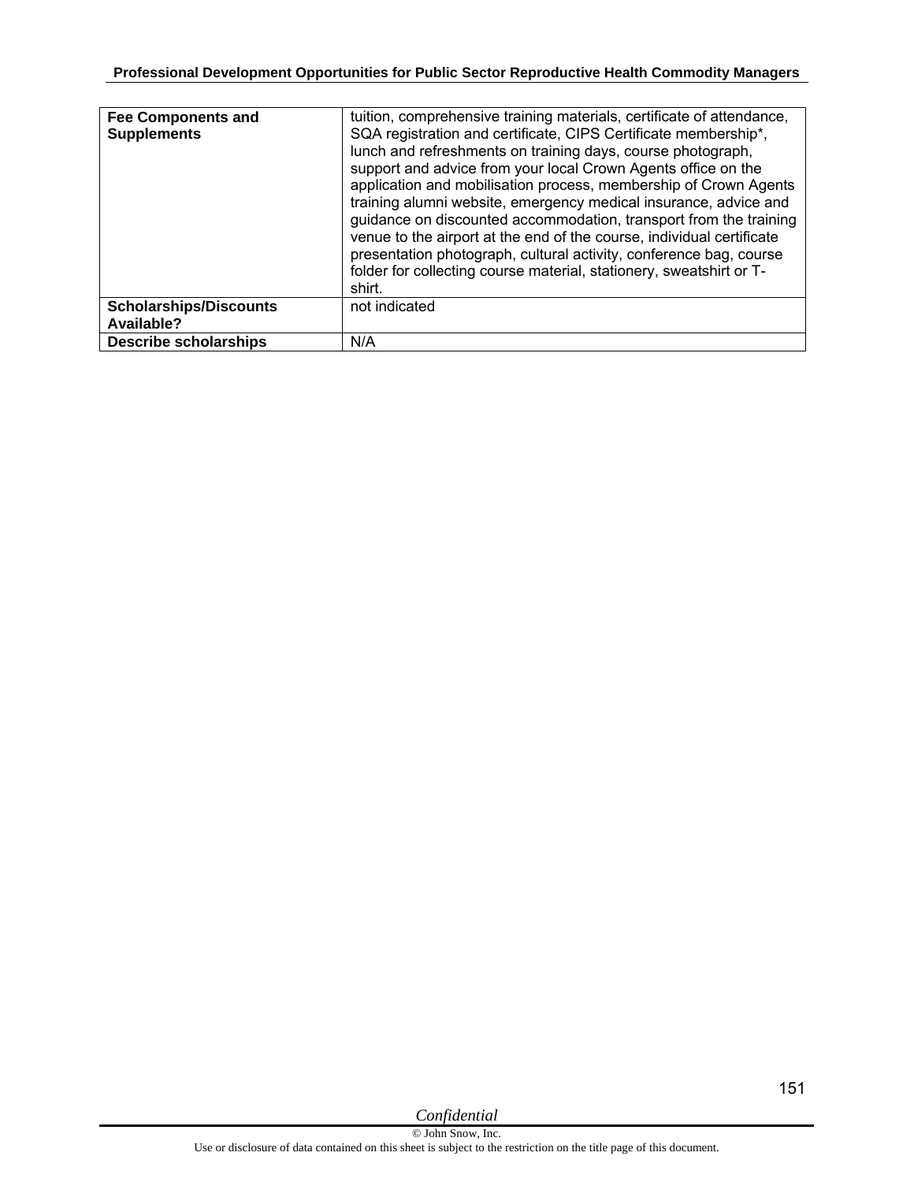| **Fee Components and Supplements** | tuition, comprehensive training materials, certificate of attendance, SQA registration and certificate, CIPS Certificate membership*, lunch and refreshments on training days, course photograph, support and advice from your local Crown Agents office on the application and mobilisation process, membership of Crown Agents training alumni website, emergency medical insurance, advice and guidance on discounted accommodation, transport from the training venue to the airport at the end of the course, individual certificate presentation photograph, cultural activity, conference bag, course folder for collecting course material, stationery, sweatshirt or T-shirt. |
|---|---|
| **Scholarships/Discounts Available?** | not indicated |
| **Describe scholarships** | N/A |

*Confidential*

© John Snow, Inc.

Use or disclosure of data contained on this sheet is subject to the restriction on the title page of this document.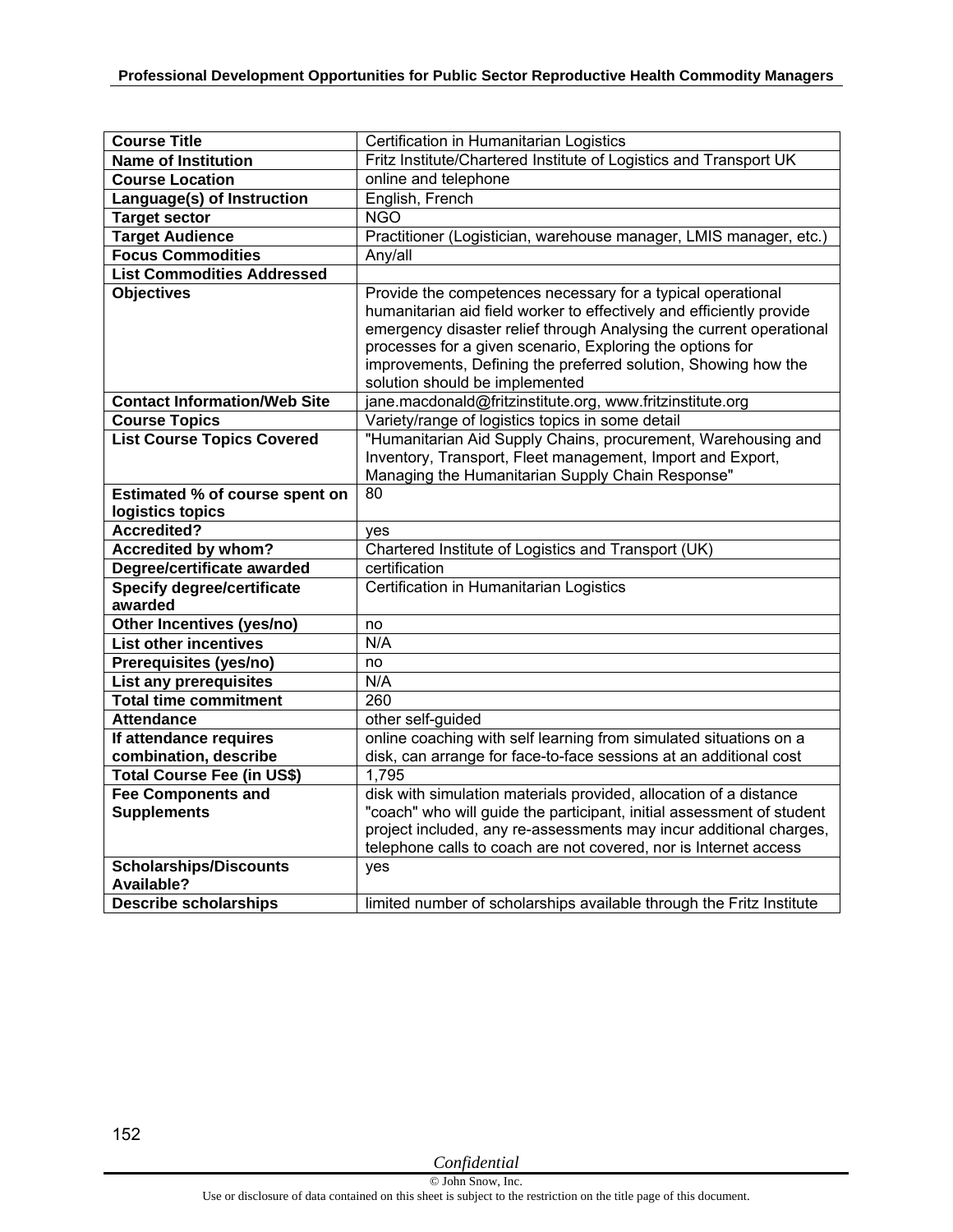| Course Title | Certification in Humanitarian Logistics |
|---|---|
| **Name of Institution** | Fritz Institute/Chartered Institute of Logistics and Transport UK |
| **Course Location** | online and telephone |
| **Language(s) of Instruction** | English, French |
| **Target sector** | NGO |
| **Target Audience** | Practitioner (Logistician, warehouse manager, LMIS manager, etc.) |
| **Focus Commodities** | Any/all |
| **List Commodities Addressed** | |
| **Objectives** | Provide the competences necessary for a typical operational humanitarian aid field worker to effectively and efficiently provide emergency disaster relief through Analysing the current operational processes for a given scenario, Exploring the options for improvements, Defining the preferred solution, Showing how the solution should be implemented |
| **Contact Information/Web Site** | jane.macdonald@fritzinstitute.org, www.fritzinstitute.org |
| **Course Topics** | Variety/range of logistics topics in some detail |
| **List Course Topics Covered** | "Humanitarian Aid Supply Chains, procurement, Warehousing and Inventory, Transport, Fleet management, Import and Export, Managing the Humanitarian Supply Chain Response" |
| **Estimated % of course spent on logistics topics** | 80 |
| **Accredited?** | yes |
| **Accredited by whom?** | Chartered Institute of Logistics and Transport (UK) |
| **Degree/certificate awarded** | certification |
| **Specify degree/certificate awarded** | Certification in Humanitarian Logistics |
| **Other Incentives (yes/no)** | no |
| **List other incentives** | N/A |
| **Prerequisites (yes/no)** | no |
| **List any prerequisites** | N/A |
| **Total time commitment** | 260 |
| **Attendance** | other self-guided |
| **If attendance requires combination, describe** | online coaching with self learning from simulated situations on a disk, can arrange for face-to-face sessions at an additional cost |
| **Total Course Fee (in US$)** | 1,795 |
| **Fee Components and Supplements** | disk with simulation materials provided, allocation of a distance "coach" who will guide the participant, initial assessment of student project included, any re-assessments may incur additional charges, telephone calls to coach are not covered, nor is Internet access |
| **Scholarships/Discounts Available?** | yes |
| **Describe scholarships** | limited number of scholarships available through the Fritz Institute |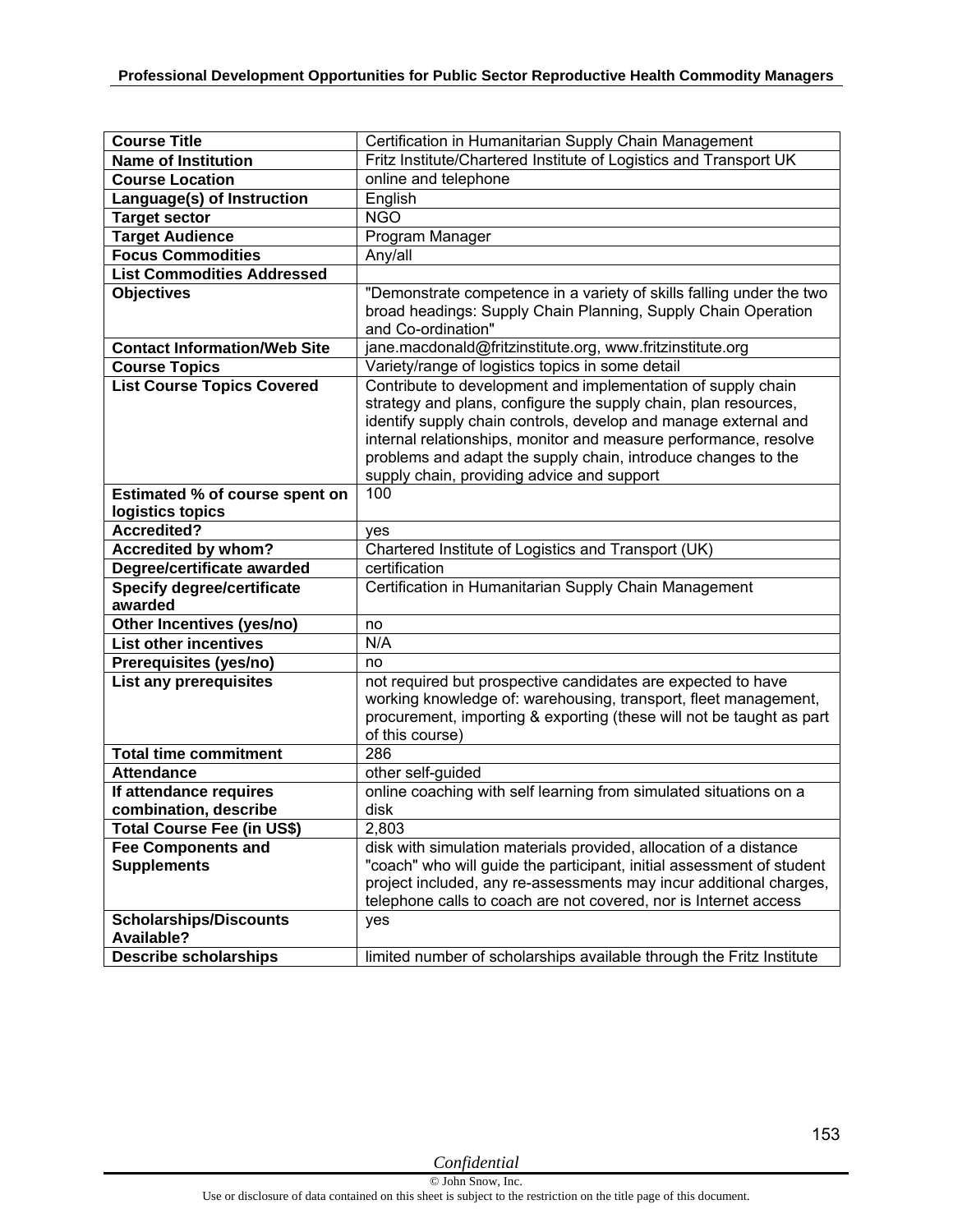| Course Title | Certification in Humanitarian Supply Chain Management |
|---|---|
| **Name of Institution** | Fritz Institute/Chartered Institute of Logistics and Transport UK |
| **Course Location** | online and telephone |
| **Language(s) of Instruction** | English |
| **Target sector** | NGO |
| **Target Audience** | Program Manager |
| **Focus Commodities** | Any/all |
| **List Commodities Addressed** | |
| **Objectives** | "Demonstrate competence in a variety of skills falling under the two broad headings: Supply Chain Planning, Supply Chain Operation and Co-ordination" |
| **Contact Information/Web Site** | jane.macdonald@fritzinstitute.org, www.fritzinstitute.org |
| **Course Topics** | Variety/range of logistics topics in some detail |
| **List Course Topics Covered** | Contribute to development and implementation of supply chain strategy and plans, configure the supply chain, plan resources, identify supply chain controls, develop and manage external and internal relationships, monitor and measure performance, resolve problems and adapt the supply chain, introduce changes to the supply chain, providing advice and support |
| **Estimated % of course spent on logistics topics** | 100 |
| **Accredited?** | yes |
| **Accredited by whom?** | Chartered Institute of Logistics and Transport (UK) |
| **Degree/certificate awarded** | certification |
| **Specify degree/certificate awarded** | Certification in Humanitarian Supply Chain Management |
| **Other Incentives (yes/no)** | no |
| **List other incentives** | N/A |
| **Prerequisites (yes/no)** | no |
| **List any prerequisites** | not required but prospective candidates are expected to have working knowledge of: warehousing, transport, fleet management, procurement, importing & exporting (these will not be taught as part of this course) |
| **Total time commitment** | 286 |
| **Attendance** | other self-guided |
| **If attendance requires combination, describe** | online coaching with self learning from simulated situations on a disk |
| **Total Course Fee (in US$)** | 2,803 |
| **Fee Components and Supplements** | disk with simulation materials provided, allocation of a distance "coach" who will guide the participant, initial assessment of student project included, any re-assessments may incur additional charges, telephone calls to coach are not covered, nor is Internet access |
| **Scholarships/Discounts Available?** | yes |
| **Describe scholarships** | limited number of scholarships available through the Fritz Institute |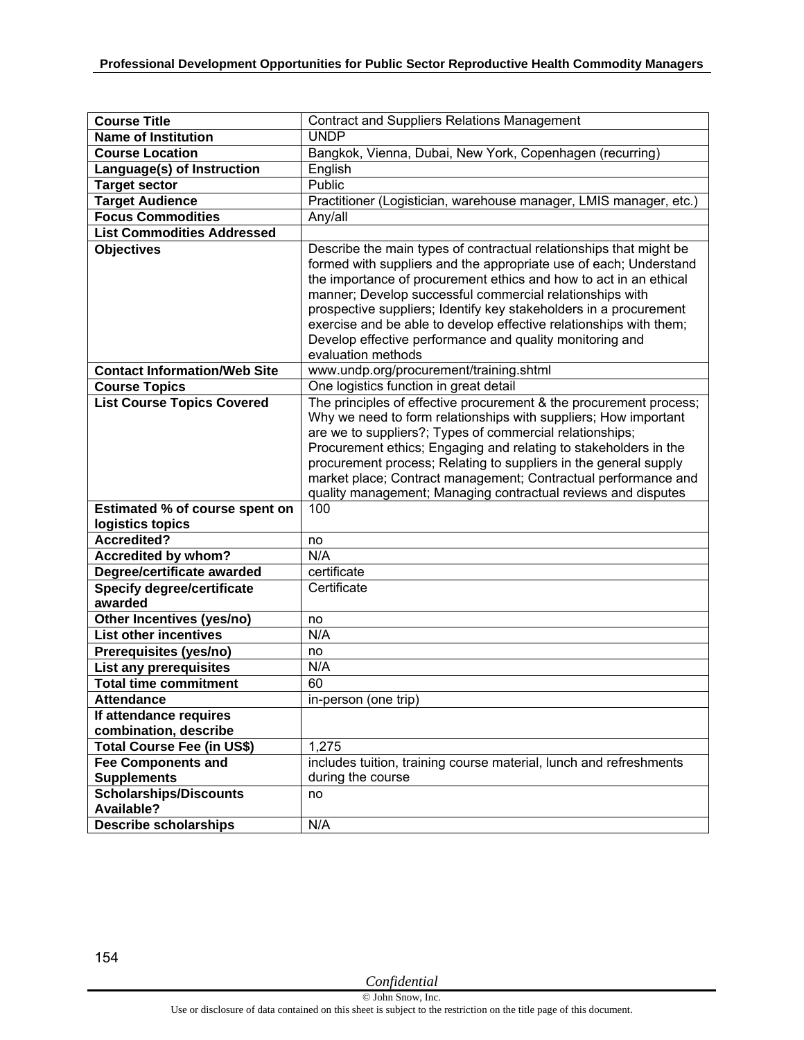| Course Title | Contract and Suppliers Relations Management |
|---|---|
| **Name of Institution** | UNDP |
| **Course Location** | Bangkok, Vienna, Dubai, New York, Copenhagen (recurring) |
| **Language(s) of Instruction** | English |
| **Target sector** | Public |
| **Target Audience** | Practitioner (Logistician, warehouse manager, LMIS manager, etc.) |
| **Focus Commodities** | Any/all |
| **List Commodities Addressed** | |
| **Objectives** | Describe the main types of contractual relationships that might be formed with suppliers and the appropriate use of each; Understand the importance of procurement ethics and how to act in an ethical manner; Develop successful commercial relationships with prospective suppliers; Identify key stakeholders in a procurement exercise and be able to develop effective relationships with them; Develop effective performance and quality monitoring and evaluation methods |
| **Contact Information/Web Site** | www.undp.org/procurement/training.shtml |
| **Course Topics** | One logistics function in great detail |
| **List Course Topics Covered** | The principles of effective procurement & the procurement process; Why we need to form relationships with suppliers; How important are we to suppliers?; Types of commercial relationships; Procurement ethics; Engaging and relating to stakeholders in the procurement process; Relating to suppliers in the general supply market place; Contract management; Contractual performance and quality management; Managing contractual reviews and disputes |
| **Estimated % of course spent on logistics topics** | 100 |
| **Accredited?** | no |
| **Accredited by whom?** | N/A |
| **Degree/certificate awarded** | certificate |
| **Specify degree/certificate awarded** | Certificate |
| **Other Incentives (yes/no)** | no |
| **List other incentives** | N/A |
| **Prerequisites (yes/no)** | no |
| **List any prerequisites** | N/A |
| **Total time commitment** | 60 |
| **Attendance** | in-person (one trip) |
| **If attendance requires combination, describe** | |
| **Total Course Fee (in US$)** | 1,275 |
| **Fee Components and Supplements** | includes tuition, training course material, lunch and refreshments during the course |
| **Scholarships/Discounts Available?** | no |
| **Describe scholarships** | N/A |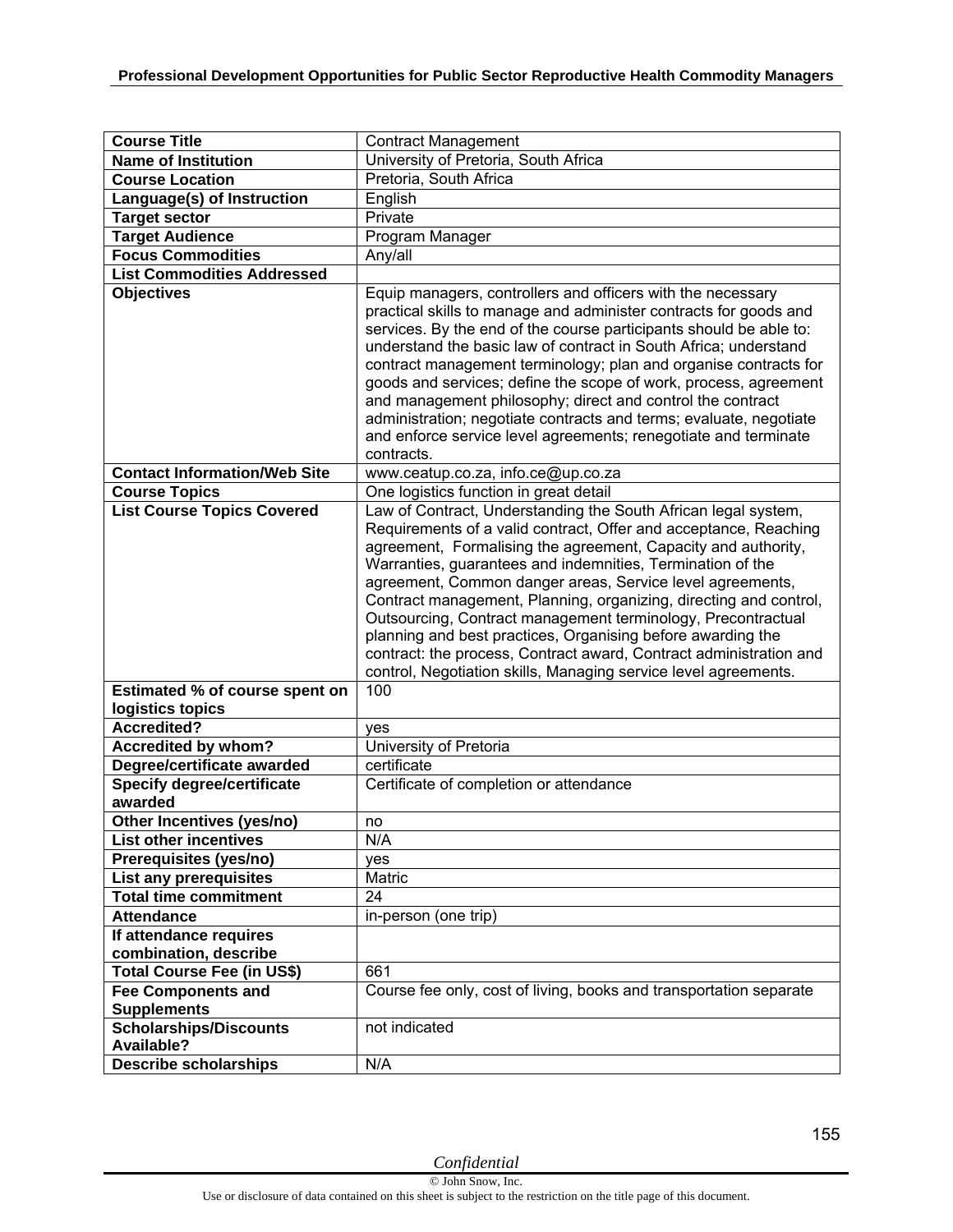| Course Title | Contract Management |
|---|---|
| Name of Institution | University of Pretoria, South Africa |
| Course Location | Pretoria, South Africa |
| Language(s) of Instruction | English |
| Target sector | Private |
| Target Audience | Program Manager |
| Focus Commodities | Any/all |
| List Commodities Addressed | |
| Objectives | Equip managers, controllers and officers with the necessary practical skills to manage and administer contracts for goods and services. By the end of the course participants should be able to: understand the basic law of contract in South Africa; understand contract management terminology; plan and organise contracts for goods and services; define the scope of work, process, agreement and management philosophy; direct and control the contract administration; negotiate contracts and terms; evaluate, negotiate and enforce service level agreements; renegotiate and terminate contracts. |
| Contact Information/Web Site | www.ceatup.co.za, info.ce@up.co.za |
| Course Topics | One logistics function in great detail |
| List Course Topics Covered | Law of Contract, Understanding the South African legal system, Requirements of a valid contract, Offer and acceptance, Reaching agreement, Formalising the agreement, Capacity and authority, Warranties, guarantees and indemnities, Termination of the agreement, Common danger areas, Service level agreements, Contract management, Planning, organizing, directing and control, Outsourcing, Contract management terminology, Precontractual planning and best practices, Organising before awarding the contract: the process, Contract award, Contract administration and control, Negotiation skills, Managing service level agreements. |
| Estimated % of course spent on logistics topics | 100 |
| Accredited? | yes |
| Accredited by whom? | University of Pretoria |
| Degree/certificate awarded | certificate |
| Specify degree/certificate awarded | Certificate of completion or attendance |
| Other Incentives (yes/no) | no |
| List other incentives | N/A |
| Prerequisites (yes/no) | yes |
| List any prerequisites | Matric |
| Total time commitment | 24 |
| Attendance | in-person (one trip) |
| If attendance requires combination, describe | |
| Total Course Fee (in US$) | 661 |
| Fee Components and Supplements | Course fee only, cost of living, books and transportation separate |
| Scholarships/Discounts Available? | not indicated |
| Describe scholarships | N/A |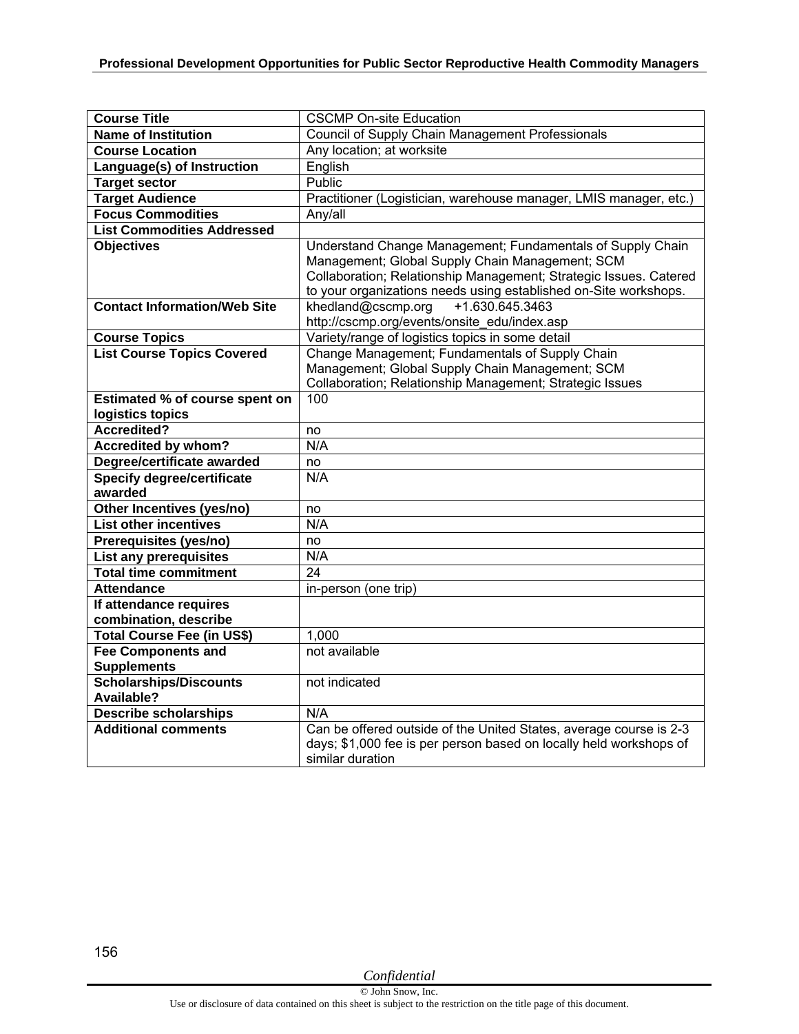| Course Title | CSCMP On-site Education |
|---|---|
| **Name of Institution** | Council of Supply Chain Management Professionals |
| **Course Location** | Any location; at worksite |
| **Language(s) of Instruction** | English |
| **Target sector** | Public |
| **Target Audience** | Practitioner (Logistician, warehouse manager, LMIS manager, etc.) |
| **Focus Commodities** | Any/all |
| **List Commodities Addressed** | |
| **Objectives** | Understand Change Management; Fundamentals of Supply Chain Management; Global Supply Chain Management; SCM Collaboration; Relationship Management; Strategic Issues. Catered to your organizations needs using established on-Site workshops. |
| **Contact Information/Web Site** | khedland@cscmp.org +1.630.645.3463 http://cscmp.org/events/onsite_edu/index.asp |
| **Course Topics** | Variety/range of logistics topics in some detail |
| **List Course Topics Covered** | Change Management; Fundamentals of Supply Chain Management; Global Supply Chain Management; SCM Collaboration; Relationship Management; Strategic Issues |
| **Estimated % of course spent on logistics topics** | 100 |
| **Accredited?** | no |
| **Accredited by whom?** | N/A |
| **Degree/certificate awarded** | no |
| **Specify degree/certificate awarded** | N/A |
| **Other Incentives (yes/no)** | no |
| **List other incentives** | N/A |
| **Prerequisites (yes/no)** | no |
| **List any prerequisites** | N/A |
| **Total time commitment** | 24 |
| **Attendance** | in-person (one trip) |
| **If attendance requires combination, describe** | |
| **Total Course Fee (in US$)** | 1,000 |
| **Fee Components and Supplements** | not available |
| **Scholarships/Discounts Available?** | not indicated |
| **Describe scholarships** | N/A |
| **Additional comments** | Can be offered outside of the United States, average course is 2-3 days; $1,000 fee is per person based on locally held workshops of similar duration |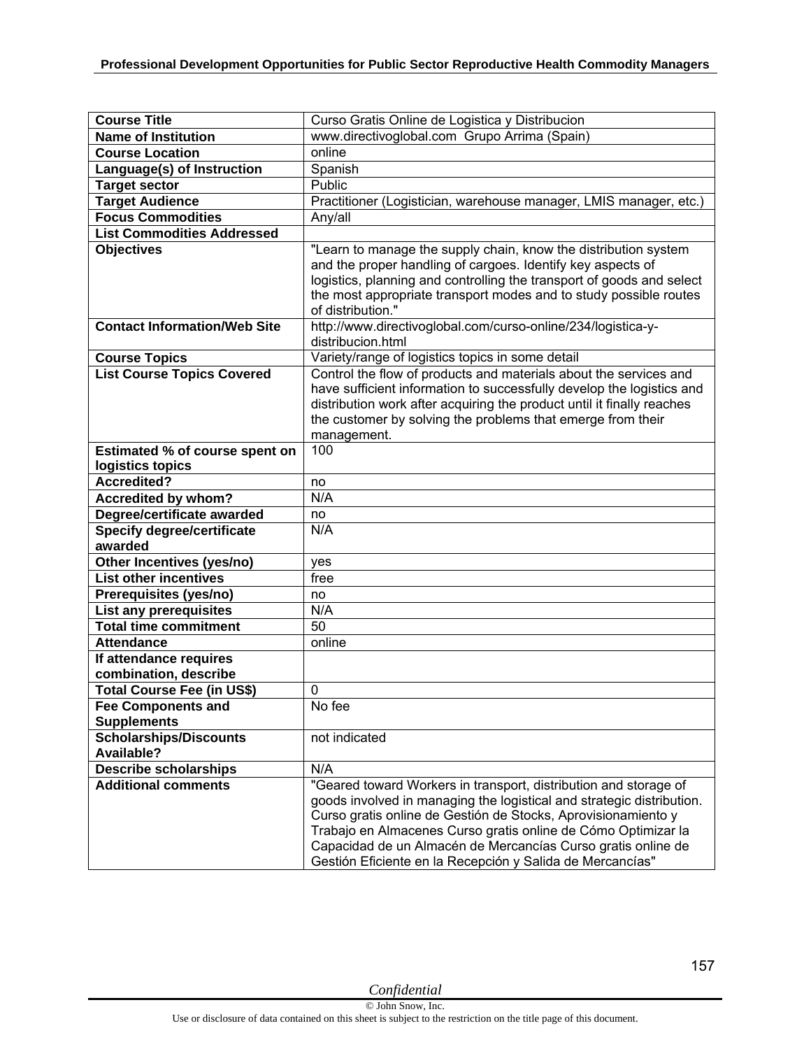| Course Title | Curso Gratis Online de Logistica y Distribucion |
|---|---|
| Name of Institution | www.directivoglobal.com Grupo Arrima (Spain) |
| Course Location | online |
| Language(s) of Instruction | Spanish |
| Target sector | Public |
| Target Audience | Practitioner (Logistician, warehouse manager, LMIS manager, etc.) |
| Focus Commodities | Any/all |
| List Commodities Addressed | |
| Objectives | "Learn to manage the supply chain, know the distribution system and the proper handling of cargoes. Identify key aspects of logistics, planning and controlling the transport of goods and select the most appropriate transport modes and to study possible routes of distribution." |
| Contact Information/Web Site | http://www.directivoglobal.com/curso-online/234/logistica-y-distribucion.html |
| Course Topics | Variety/range of logistics topics in some detail |
| List Course Topics Covered | Control the flow of products and materials about the services and have sufficient information to successfully develop the logistics and distribution work after acquiring the product until it finally reaches the customer by solving the problems that emerge from their management. |
| Estimated % of course spent on logistics topics | 100 |
| Accredited? | no |
| Accredited by whom? | N/A |
| Degree/certificate awarded | no |
| Specify degree/certificate awarded | N/A |
| Other Incentives (yes/no) | yes |
| List other incentives | free |
| Prerequisites (yes/no) | no |
| List any prerequisites | N/A |
| Total time commitment | 50 |
| Attendance | online |
| If attendance requires combination, describe | |
| Total Course Fee (in US$) | 0 |
| Fee Components and Supplements | No fee |
| Scholarships/Discounts Available? | not indicated |
| Describe scholarships | N/A |
| Additional comments | "Geared toward Workers in transport, distribution and storage of goods involved in managing the logistical and strategic distribution. Curso gratis online de Gestión de Stocks, Aprovisionamiento y Trabajo en Almacenes Curso gratis online de Cómo Optimizar la Capacidad de un Almacén de Mercancías Curso gratis online de Gestión Eficiente en la Recepción y Salida de Mercancías" |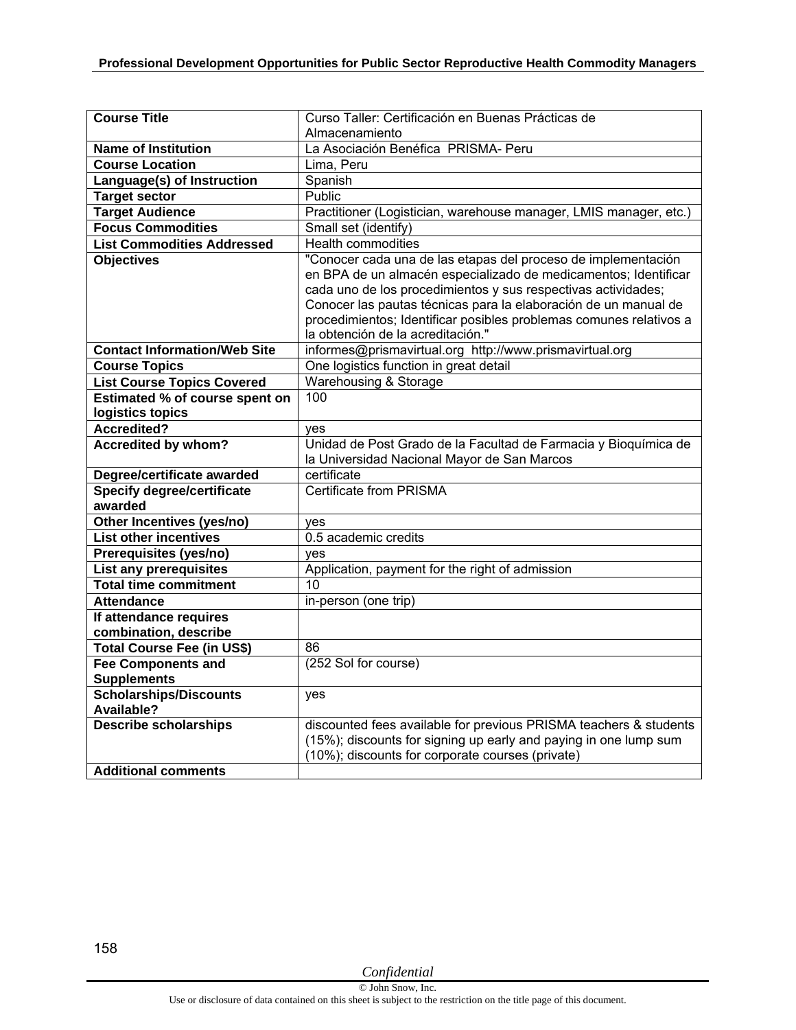| Course Title | Curso Taller: Certificación en Buenas Prácticas de Almacenamiento |
|---|---|
| **Name of Institution** | La Asociación Benéfica PRISMA- Peru |
| **Course Location** | Lima, Peru |
| **Language(s) of Instruction** | Spanish |
| **Target sector** | Public |
| **Target Audience** | Practitioner (Logistician, warehouse manager, LMIS manager, etc.) |
| **Focus Commodities** | Small set (identify) |
| **List Commodities Addressed** | Health commodities |
| **Objectives** | "Conocer cada una de las etapas del proceso de implementación en BPA de un almacén especializado de medicamentos; Identificar cada uno de los procedimientos y sus respectivas actividades; Conocer las pautas técnicas para la elaboración de un manual de procedimientos; Identificar posibles problemas comunes relativos a la obtención de la acreditación." |
| **Contact Information/Web Site** | informes@prismavirtual.org http://www.prismavirtual.org |
| **Course Topics** | One logistics function in great detail |
| **List Course Topics Covered** | Warehousing & Storage |
| **Estimated % of course spent on logistics topics** | 100 |
| **Accredited?** | yes |
| **Accredited by whom?** | Unidad de Post Grado de la Facultad de Farmacia y Bioquímica de la Universidad Nacional Mayor de San Marcos |
| **Degree/certificate awarded** | certificate |
| **Specify degree/certificate awarded** | Certificate from PRISMA |
| **Other Incentives (yes/no)** | yes |
| **List other incentives** | 0.5 academic credits |
| **Prerequisites (yes/no)** | yes |
| **List any prerequisites** | Application, payment for the right of admission |
| **Total time commitment** | 10 |
| **Attendance** | in-person (one trip) |
| **If attendance requires combination, describe** | |
| **Total Course Fee (in US$)** | 86 |
| **Fee Components and Supplements** | (252 Sol for course) |
| **Scholarships/Discounts Available?** | yes |
| **Describe scholarships** | discounted fees available for previous PRISMA teachers & students (15%); discounts for signing up early and paying in one lump sum (10%); discounts for corporate courses (private) |
| **Additional comments** | |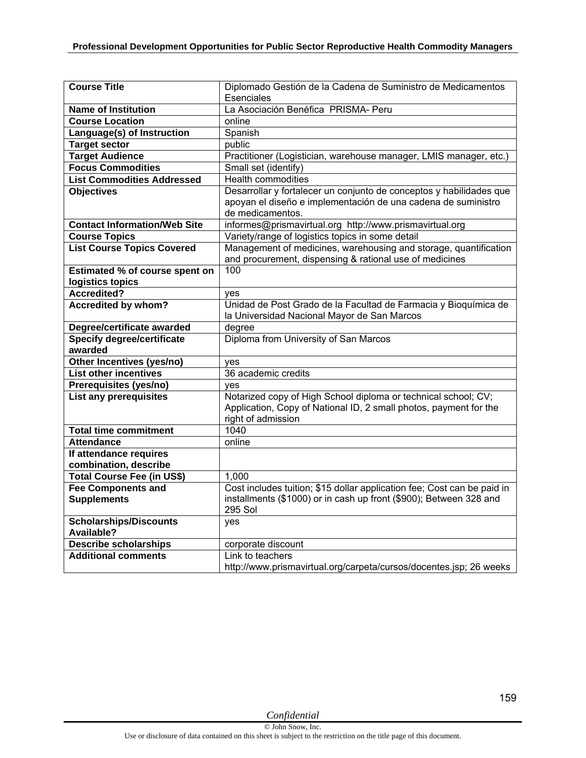| Course Title | Diplomado Gestión de la Cadena de Suministro de Medicamentos Esenciales |
|---|---|
| **Name of Institution** | La Asociación Benéfica PRISMA- Peru |
| **Course Location** | online |
| **Language(s) of Instruction** | Spanish |
| **Target sector** | public |
| **Target Audience** | Practitioner (Logistician, warehouse manager, LMIS manager, etc.) |
| **Focus Commodities** | Small set (identify) |
| **List Commodities Addressed** | Health commodities |
| **Objectives** | Desarrollar y fortalecer un conjunto de conceptos y habilidades que apoyan el diseño e implementación de una cadena de suministro de medicamentos. |
| **Contact Information/Web Site** | informes@prismavirtual.org http://www.prismavirtual.org |
| **Course Topics** | Variety/range of logistics topics in some detail |
| **List Course Topics Covered** | Management of medicines, warehousing and storage, quantification and procurement, dispensing & rational use of medicines |
| **Estimated % of course spent on logistics topics** | 100 |
| **Accredited?** | yes |
| **Accredited by whom?** | Unidad de Post Grado de la Facultad de Farmacia y Bioquímica de la Universidad Nacional Mayor de San Marcos |
| **Degree/certificate awarded** | degree |
| **Specify degree/certificate awarded** | Diploma from University of San Marcos |
| **Other Incentives (yes/no)** | yes |
| **List other incentives** | 36 academic credits |
| **Prerequisites (yes/no)** | yes |
| **List any prerequisites** | Notarized copy of High School diploma or technical school; CV; Application, Copy of National ID, 2 small photos, payment for the right of admission |
| **Total time commitment** | 1040 |
| **Attendance** | online |
| **If attendance requires combination, describe** | |
| **Total Course Fee (in US$)** | 1,000 |
| **Fee Components and Supplements** | Cost includes tuition; $15 dollar application fee; Cost can be paid in installments ($1000) or in cash up front ($900); Between 328 and 295 Sol |
| **Scholarships/Discounts Available?** | yes |
| **Describe scholarships** | corporate discount |
| **Additional comments** | Link to teachers http://www.prismavirtual.org/carpeta/cursos/docentes.jsp; 26 weeks |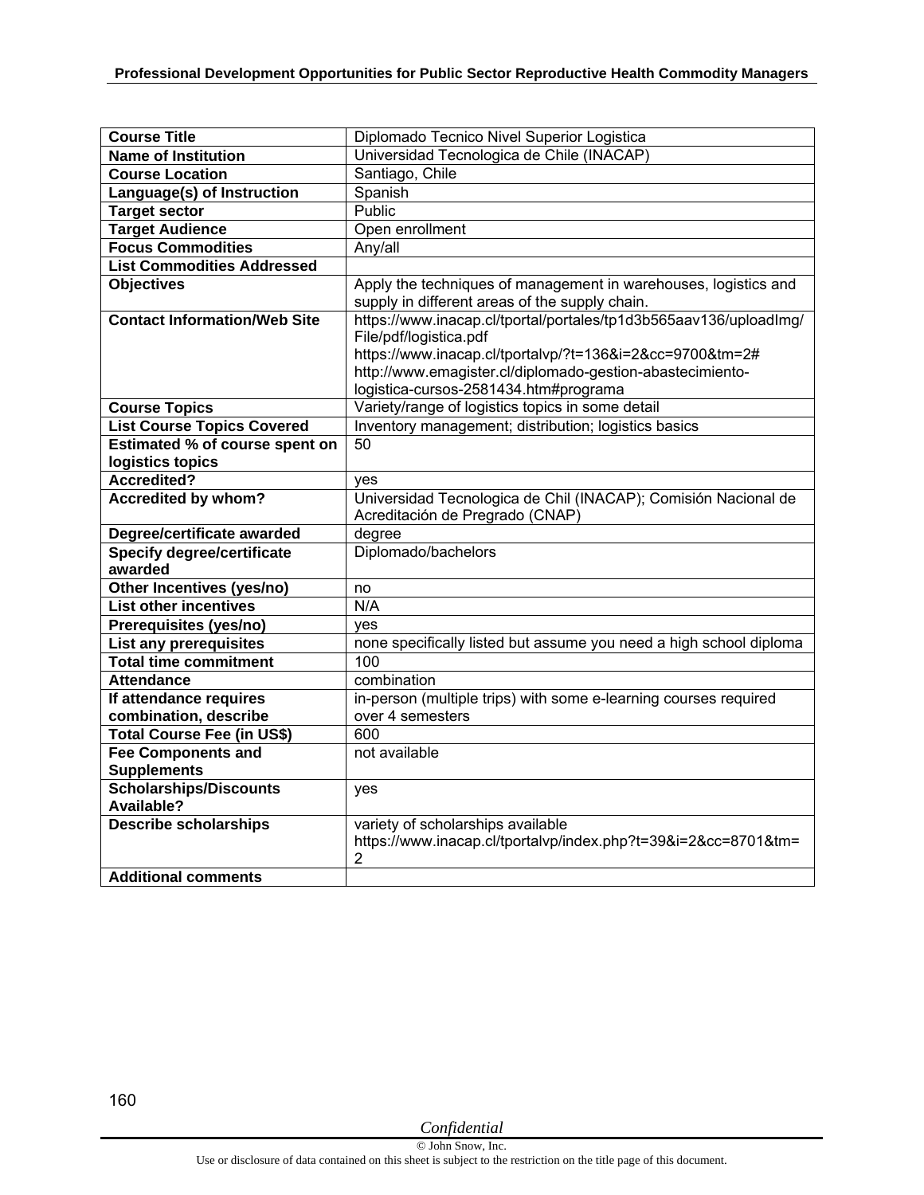| Course Title | Diplomado Tecnico Nivel Superior Logistica |
|---|---|
| Name of Institution | Universidad Tecnologica de Chile (INACAP) |
| Course Location | Santiago, Chile |
| Language(s) of Instruction | Spanish |
| Target sector | Public |
| Target Audience | Open enrollment |
| Focus Commodities | Any/all |
| List Commodities Addressed | |
| Objectives | Apply the techniques of management in warehouses, logistics and supply in different areas of the supply chain. |
| Contact Information/Web Site | https://www.inacap.cl/tportal/portales/tp1d3b565aav136/uploadImg/File/pdf/logistica.pdf https://www.inacap.cl/tportalvp/?t=136&i=2&cc=9700&tm=2# http://www.emagister.cl/diplomado-gestion-abastecimiento-logistica-cursos-2581434.htm#programa |
| Course Topics | Variety/range of logistics topics in some detail |
| List Course Topics Covered | Inventory management; distribution; logistics basics |
| Estimated % of course spent on logistics topics | 50 |
| Accredited? | yes |
| Accredited by whom? | Universidad Tecnologica de Chil (INACAP); Comisión Nacional de Acreditación de Pregrado (CNAP) |
| Degree/certificate awarded | degree |
| Specify degree/certificate awarded | Diplomado/bachelors |
| Other Incentives (yes/no) | no |
| List other incentives | N/A |
| Prerequisites (yes/no) | yes |
| List any prerequisites | none specifically listed but assume you need a high school diploma |
| Total time commitment | 100 |
| Attendance | combination |
| If attendance requires combination, describe | in-person (multiple trips) with some e-learning courses required over 4 semesters |
| Total Course Fee (in US$) | 600 |
| Fee Components and Supplements | not available |
| Scholarships/Discounts Available? | yes |
| Describe scholarships | variety of scholarships available https://www.inacap.cl/tportalvp/index.php?t=39&i=2&cc=8701&tm=2 |
| Additional comments | |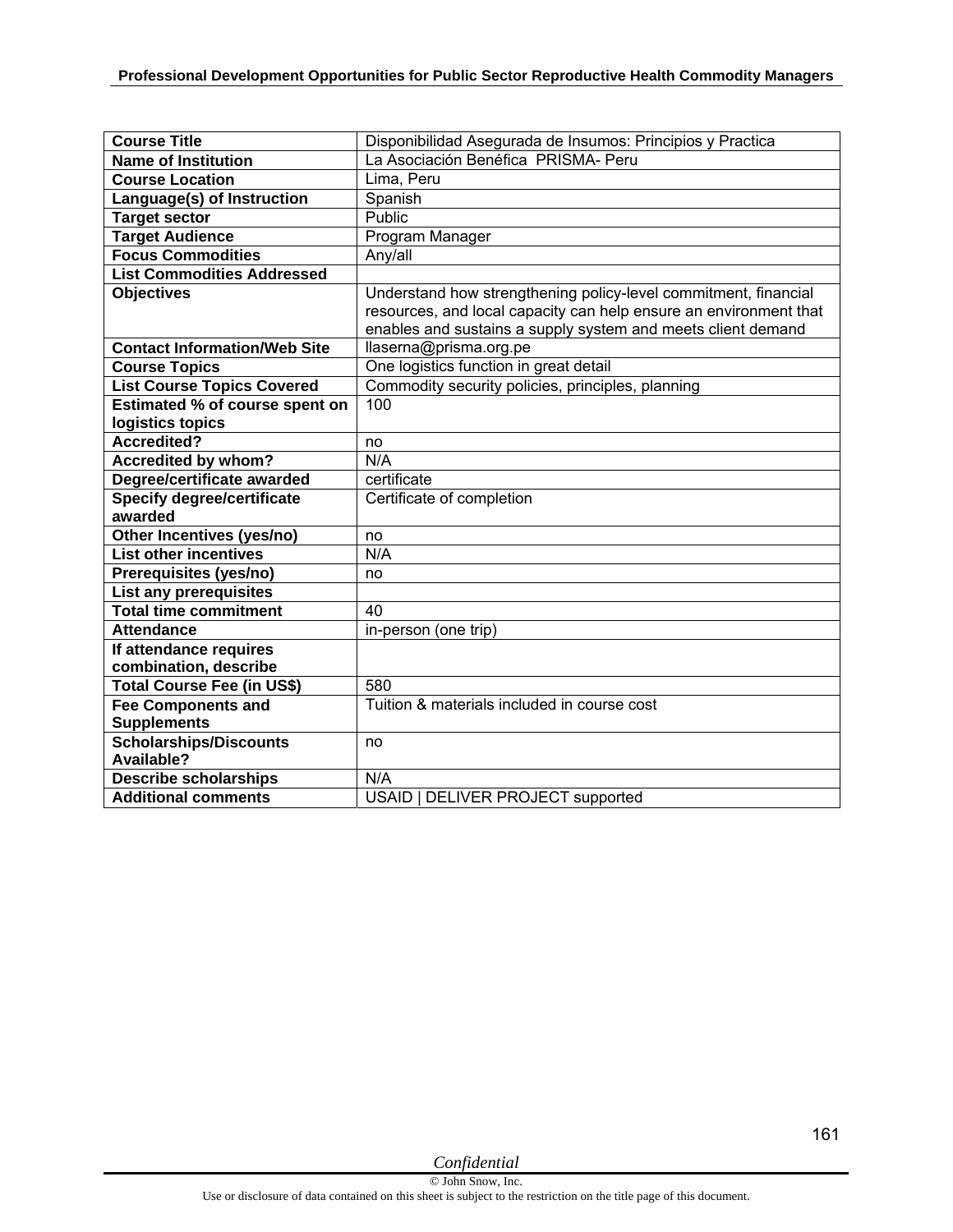| Course Title | Disponibilidad Asegurada de Insumos: Principios y Practica |
|---|---|
| **Name of Institution** | La Asociación Benéfica PRISMA- Peru |
| **Course Location** | Lima, Peru |
| **Language(s) of Instruction** | Spanish |
| **Target sector** | Public |
| **Target Audience** | Program Manager |
| **Focus Commodities** | Any/all |
| **List Commodities Addressed** | |
| **Objectives** | Understand how strengthening policy-level commitment, financial resources, and local capacity can help ensure an environment that enables and sustains a supply system and meets client demand |
| **Contact Information/Web Site** | llaserna@prisma.org.pe |
| **Course Topics** | One logistics function in great detail |
| **List Course Topics Covered** | Commodity security policies, principles, planning |
| **Estimated % of course spent on logistics topics** | 100 |
| **Accredited?** | no |
| **Accredited by whom?** | N/A |
| **Degree/certificate awarded** | certificate |
| **Specify degree/certificate awarded** | Certificate of completion |
| **Other Incentives (yes/no)** | no |
| **List other incentives** | N/A |
| **Prerequisites (yes/no)** | no |
| **List any prerequisites** | |
| **Total time commitment** | 40 |
| **Attendance** | in-person (one trip) |
| **If attendance requires combination, describe** | |
| **Total Course Fee (in US$)** | 580 |
| **Fee Components and Supplements** | Tuition & materials included in course cost |
| **Scholarships/Discounts Available?** | no |
| **Describe scholarships** | N/A |
| **Additional comments** | USAID \| DELIVER PROJECT supported |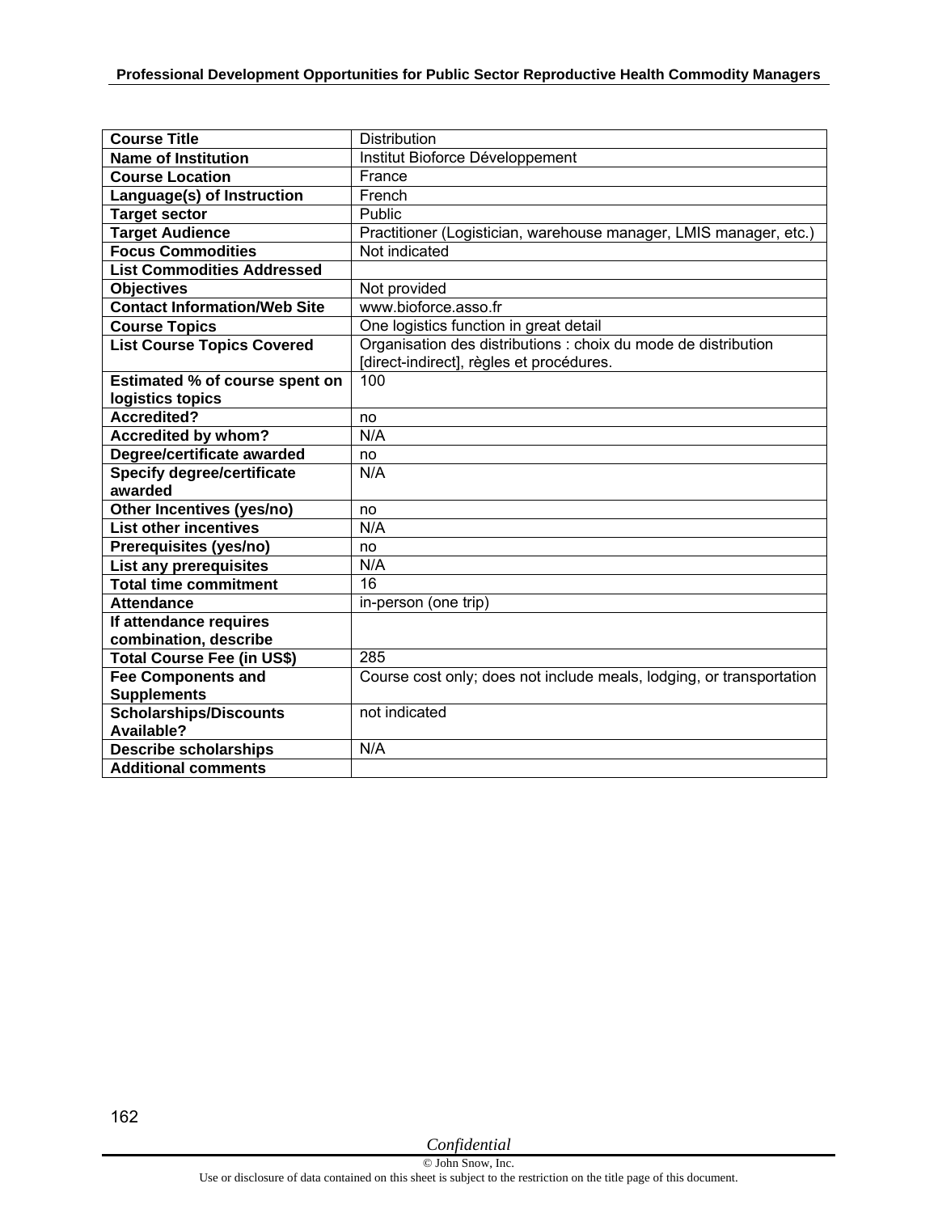| Course Title | Distribution |
|---|---|
| Name of Institution | Institut Bioforce Développement |
| Course Location | France |
| Language(s) of Instruction | French |
| Target sector | Public |
| Target Audience | Practitioner (Logistician, warehouse manager, LMIS manager, etc.) |
| Focus Commodities | Not indicated |
| List Commodities Addressed | |
| Objectives | Not provided |
| Contact Information/Web Site | www.bioforce.asso.fr |
| Course Topics | One logistics function in great detail |
| List Course Topics Covered | Organisation des distributions : choix du mode de distribution [direct-indirect], règles et procédures. |
| Estimated % of course spent on logistics topics | 100 |
| Accredited? | no |
| Accredited by whom? | N/A |
| Degree/certificate awarded | no |
| Specify degree/certificate awarded | N/A |
| Other Incentives (yes/no) | no |
| List other incentives | N/A |
| Prerequisites (yes/no) | no |
| List any prerequisites | N/A |
| Total time commitment | 16 |
| Attendance | in-person (one trip) |
| If attendance requires combination, describe | |
| Total Course Fee (in US$) | 285 |
| Fee Components and Supplements | Course cost only; does not include meals, lodging, or transportation |
| Scholarships/Discounts Available? | not indicated |
| Describe scholarships | N/A |
| Additional comments | |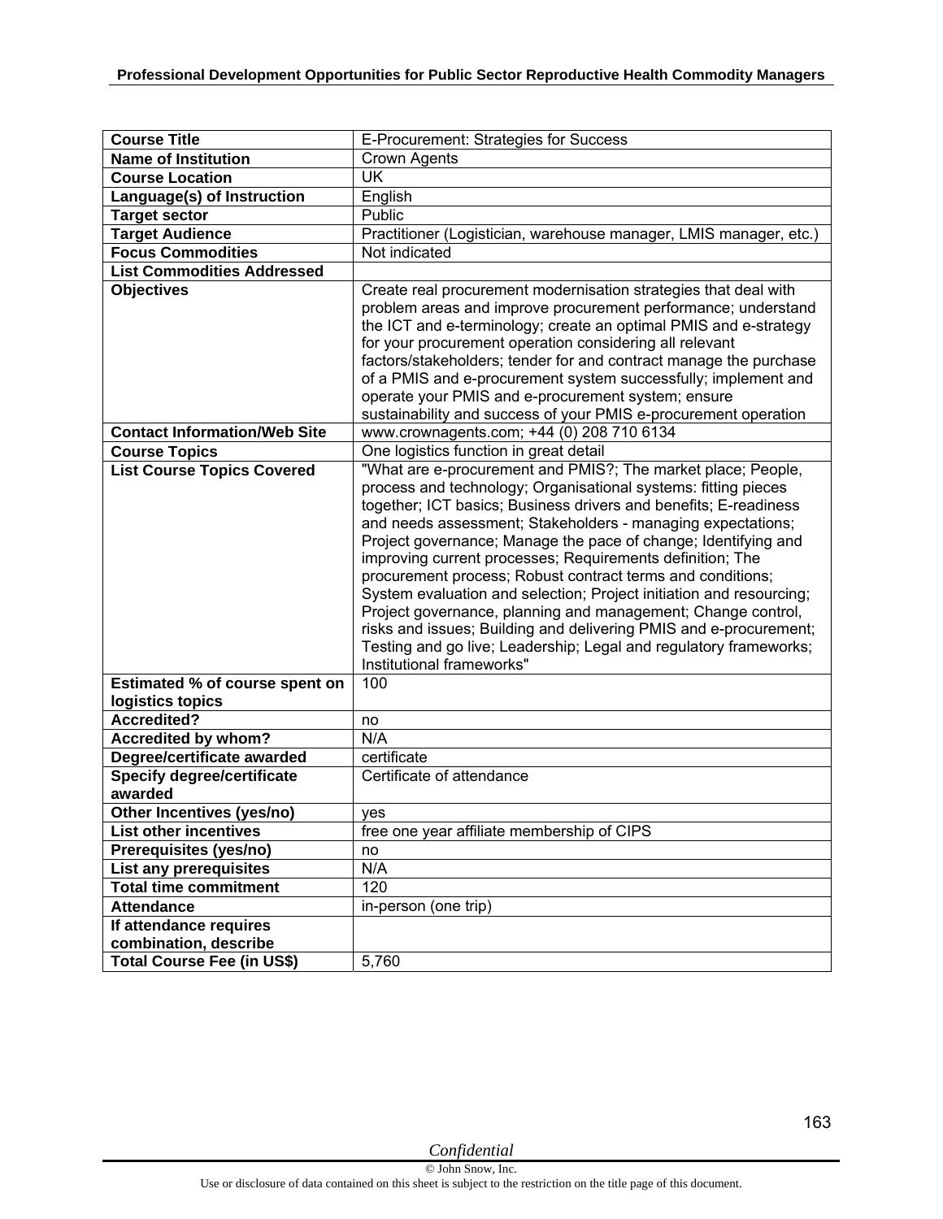| Course Title | E-Procurement: Strategies for Success |
|---|---|
| Name of Institution | Crown Agents |
| Course Location | UK |
| Language(s) of Instruction | English |
| Target sector | Public |
| Target Audience | Practitioner (Logistician, warehouse manager, LMIS manager, etc.) |
| Focus Commodities | Not indicated |
| List Commodities Addressed | |
| Objectives | Create real procurement modernisation strategies that deal with problem areas and improve procurement performance; understand the ICT and e-terminology; create an optimal PMIS and e-strategy for your procurement operation considering all relevant factors/stakeholders; tender for and contract manage the purchase of a PMIS and e-procurement system successfully; implement and operate your PMIS and e-procurement system; ensure sustainability and success of your PMIS e-procurement operation |
| Contact Information/Web Site | www.crownagents.com; +44 (0) 208 710 6134 |
| Course Topics | One logistics function in great detail |
| List Course Topics Covered | "What are e-procurement and PMIS?; The market place; People, process and technology; Organisational systems: fitting pieces together; ICT basics; Business drivers and benefits; E-readiness and needs assessment; Stakeholders - managing expectations; Project governance; Manage the pace of change; Identifying and improving current processes; Requirements definition; The procurement process; Robust contract terms and conditions; System evaluation and selection; Project initiation and resourcing; Project governance, planning and management; Change control, risks and issues; Building and delivering PMIS and e-procurement; Testing and go live; Leadership; Legal and regulatory frameworks; Institutional frameworks" |
| Estimated % of course spent on logistics topics | 100 |
| Accredited? | no |
| Accredited by whom? | N/A |
| Degree/certificate awarded | certificate |
| Specify degree/certificate awarded | Certificate of attendance |
| Other Incentives (yes/no) | yes |
| List other incentives | free one year affiliate membership of CIPS |
| Prerequisites (yes/no) | no |
| List any prerequisites | N/A |
| Total time commitment | 120 |
| Attendance | in-person (one trip) |
| If attendance requires combination, describe | |
| Total Course Fee (in US$) | 5,760 |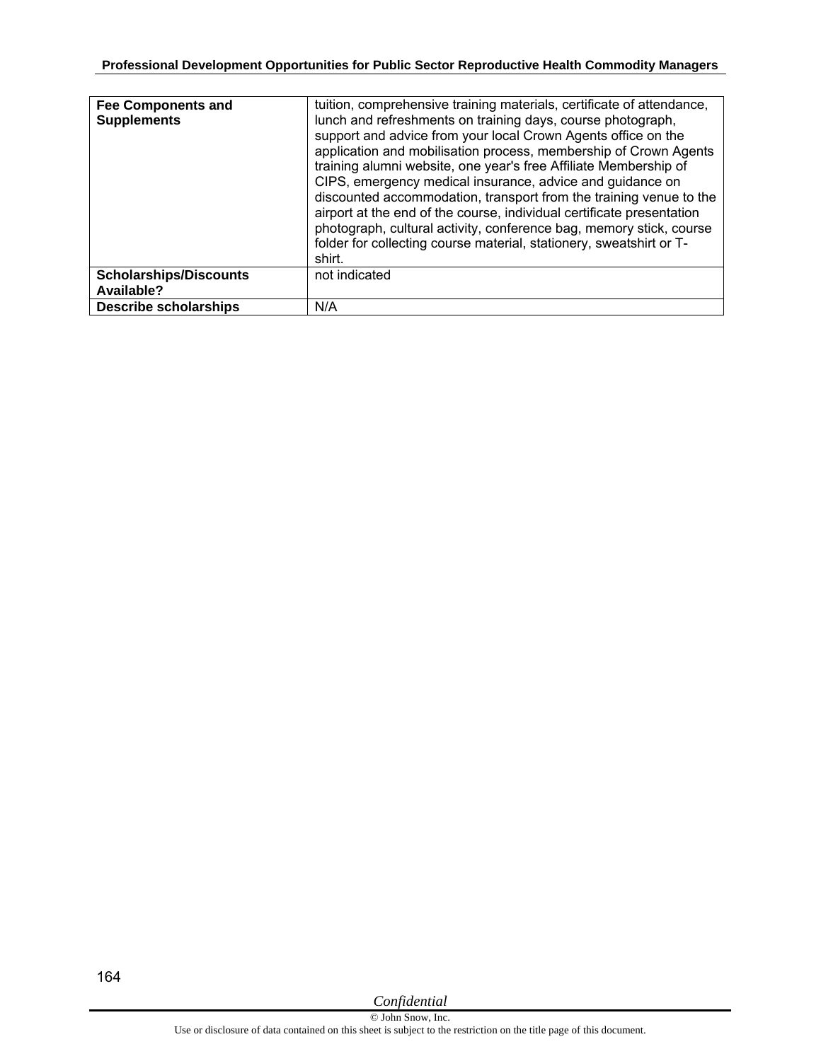| Fee Components and Supplements | tuition, comprehensive training materials, certificate of attendance, lunch and refreshments on training days, course photograph, support and advice from your local Crown Agents office on the application and mobilisation process, membership of Crown Agents training alumni website, one year's free Affiliate Membership of CIPS, emergency medical insurance, advice and guidance on discounted accommodation, transport from the training venue to the airport at the end of the course, individual certificate presentation photograph, cultural activity, conference bag, memory stick, course folder for collecting course material, stationery, sweatshirt or T-shirt. |
|---|---|
| **Scholarships/Discounts Available?** | not indicated |
| **Describe scholarships** | N/A |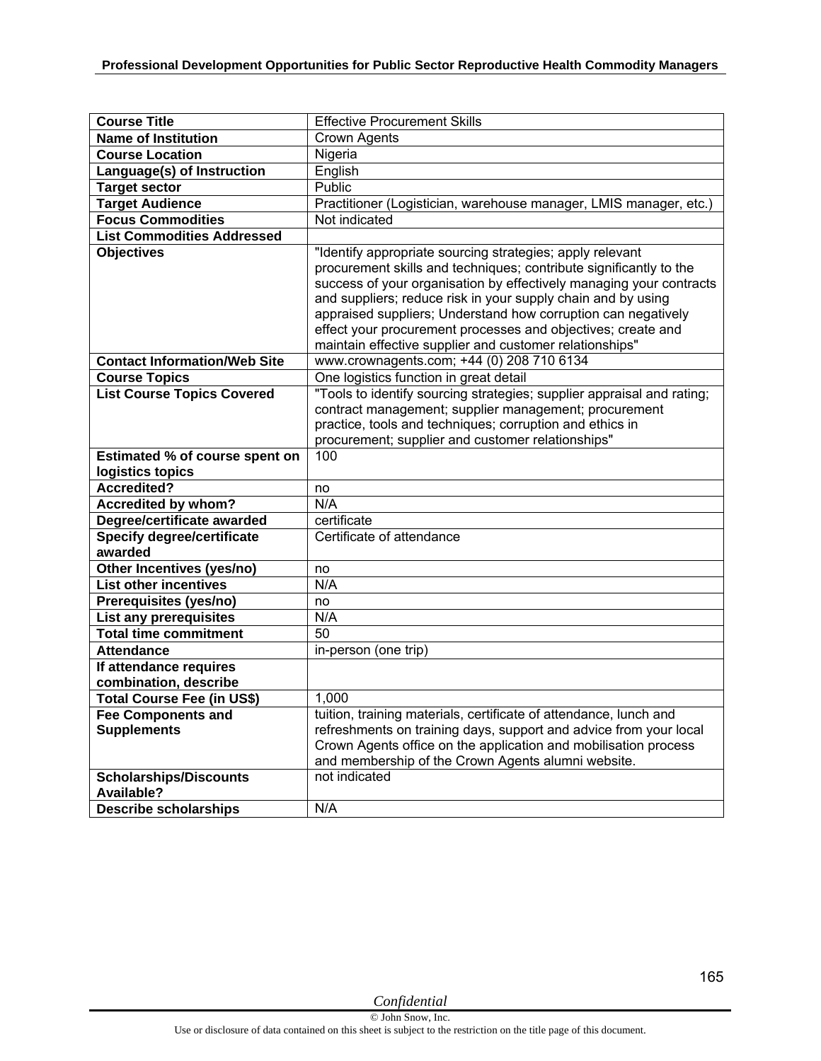| Course Title | Effective Procurement Skills |
|---|---|
| **Name of Institution** | Crown Agents |
| **Course Location** | Nigeria |
| **Language(s) of Instruction** | English |
| **Target sector** | Public |
| **Target Audience** | Practitioner (Logistician, warehouse manager, LMIS manager, etc.) |
| **Focus Commodities** | Not indicated |
| **List Commodities Addressed** | |
| **Objectives** | "Identify appropriate sourcing strategies; apply relevant procurement skills and techniques; contribute significantly to the success of your organisation by effectively managing your contracts and suppliers; reduce risk in your supply chain and by using appraised suppliers; Understand how corruption can negatively effect your procurement processes and objectives; create and maintain effective supplier and customer relationships" |
| **Contact Information/Web Site** | www.crownagents.com; +44 (0) 208 710 6134 |
| **Course Topics** | One logistics function in great detail |
| **List Course Topics Covered** | "Tools to identify sourcing strategies; supplier appraisal and rating; contract management; supplier management; procurement practice, tools and techniques; corruption and ethics in procurement; supplier and customer relationships" |
| **Estimated % of course spent on logistics topics** | 100 |
| **Accredited?** | no |
| **Accredited by whom?** | N/A |
| **Degree/certificate awarded** | certificate |
| **Specify degree/certificate awarded** | Certificate of attendance |
| **Other Incentives (yes/no)** | no |
| **List other incentives** | N/A |
| **Prerequisites (yes/no)** | no |
| **List any prerequisites** | N/A |
| **Total time commitment** | 50 |
| **Attendance** | in-person (one trip) |
| **If attendance requires combination, describe** | |
| **Total Course Fee (in US$)** | 1,000 |
| **Fee Components and Supplements** | tuition, training materials, certificate of attendance, lunch and refreshments on training days, support and advice from your local Crown Agents office on the application and mobilisation process and membership of the Crown Agents alumni website. |
| **Scholarships/Discounts Available?** | not indicated |
| **Describe scholarships** | N/A |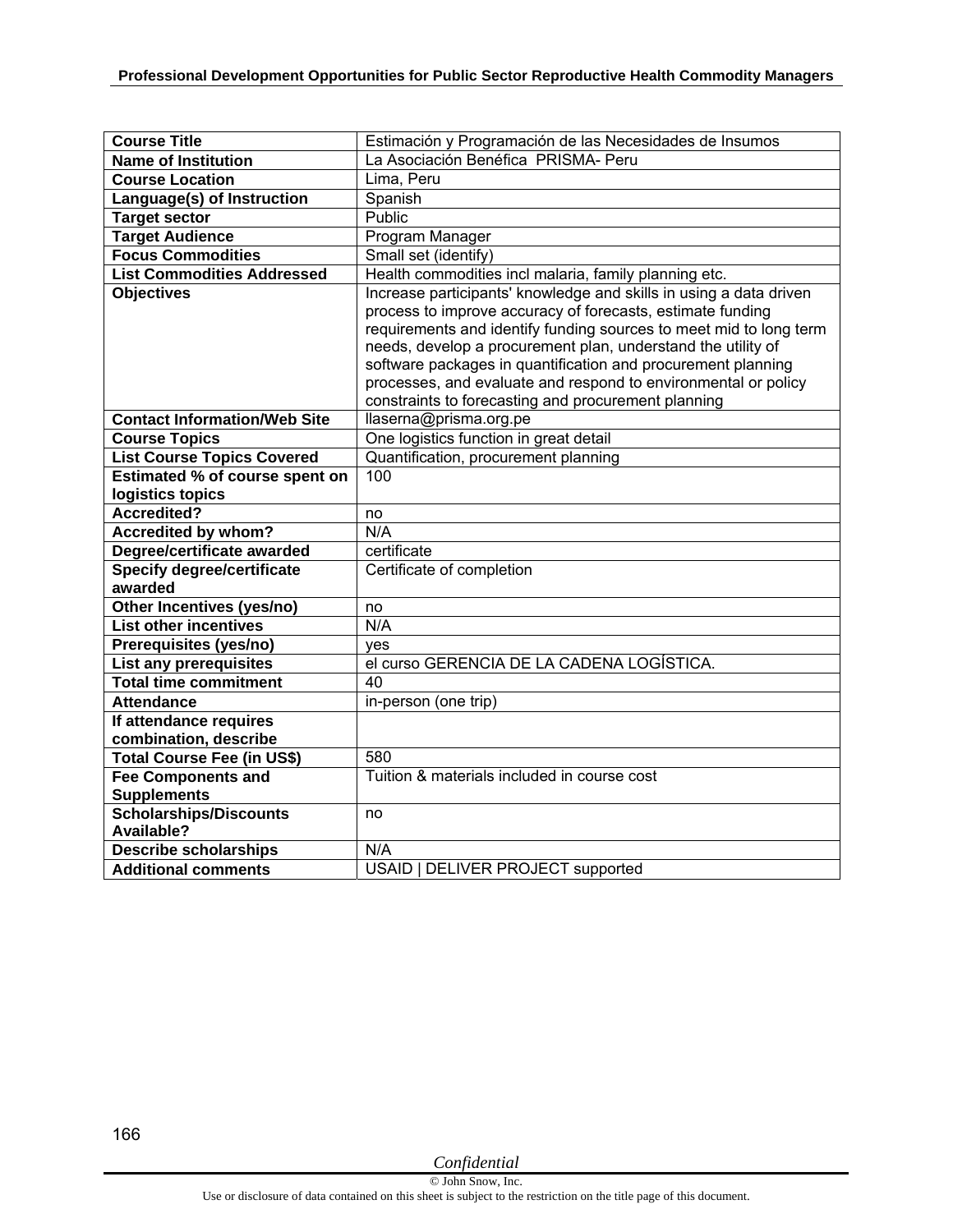| Course Title | Estimación y Programación de las Necesidades de Insumos |
|---|---|
| Name of Institution | La Asociación Benéfica PRISMA- Peru |
| Course Location | Lima, Peru |
| Language(s) of Instruction | Spanish |
| Target sector | Public |
| Target Audience | Program Manager |
| Focus Commodities | Small set (identify) |
| List Commodities Addressed | Health commodities incl malaria, family planning etc. |
| Objectives | Increase participants' knowledge and skills in using a data driven process to improve accuracy of forecasts, estimate funding requirements and identify funding sources to meet mid to long term needs, develop a procurement plan, understand the utility of software packages in quantification and procurement planning processes, and evaluate and respond to environmental or policy constraints to forecasting and procurement planning |
| Contact Information/Web Site | llaserna@prisma.org.pe |
| Course Topics | One logistics function in great detail |
| List Course Topics Covered | Quantification, procurement planning |
| Estimated % of course spent on logistics topics | 100 |
| Accredited? | no |
| Accredited by whom? | N/A |
| Degree/certificate awarded | certificate |
| Specify degree/certificate awarded | Certificate of completion |
| Other Incentives (yes/no) | no |
| List other incentives | N/A |
| Prerequisites (yes/no) | yes |
| List any prerequisites | el curso GERENCIA DE LA CADENA LOGÍSTICA. |
| Total time commitment | 40 |
| Attendance | in-person (one trip) |
| If attendance requires combination, describe | |
| Total Course Fee (in US$) | 580 |
| Fee Components and Supplements | Tuition & materials included in course cost |
| Scholarships/Discounts Available? | no |
| Describe scholarships | N/A |
| Additional comments | USAID \| DELIVER PROJECT supported |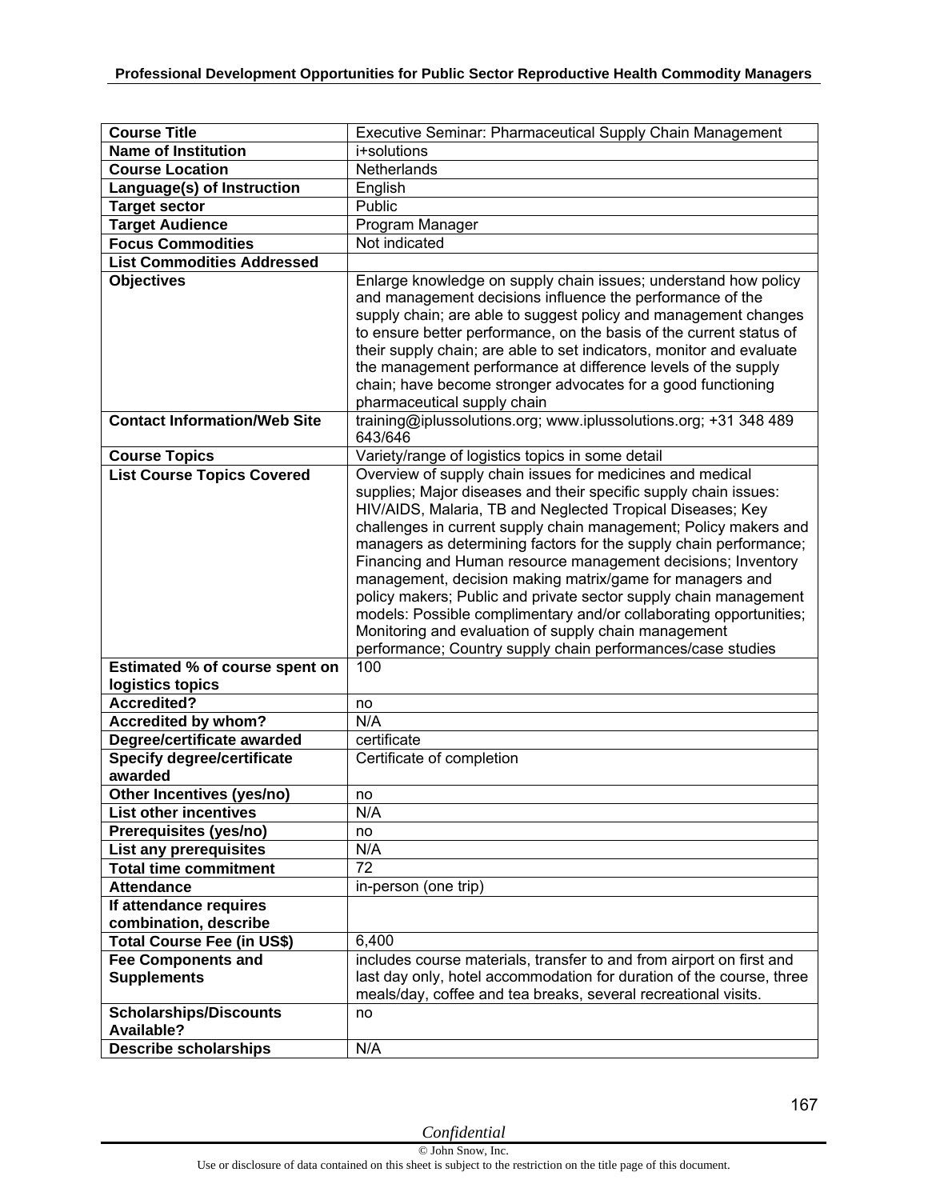| Course Title | Executive Seminar: Pharmaceutical Supply Chain Management |
|---|---|
| Name of Institution | i+solutions |
| Course Location | Netherlands |
| Language(s) of Instruction | English |
| Target sector | Public |
| Target Audience | Program Manager |
| Focus Commodities | Not indicated |
| List Commodities Addressed | |
| Objectives | Enlarge knowledge on supply chain issues; understand how policy and management decisions influence the performance of the supply chain; are able to suggest policy and management changes to ensure better performance, on the basis of the current status of their supply chain; are able to set indicators, monitor and evaluate the management performance at difference levels of the supply chain; have become stronger advocates for a good functioning pharmaceutical supply chain |
| Contact Information/Web Site | training@iplussolutions.org; www.iplussolutions.org; +31 348 489 643/646 |
| Course Topics | Variety/range of logistics topics in some detail |
| List Course Topics Covered | Overview of supply chain issues for medicines and medical supplies; Major diseases and their specific supply chain issues: HIV/AIDS, Malaria, TB and Neglected Tropical Diseases; Key challenges in current supply chain management; Policy makers and managers as determining factors for the supply chain performance; Financing and Human resource management decisions; Inventory management, decision making matrix/game for managers and policy makers; Public and private sector supply chain management models: Possible complimentary and/or collaborating opportunities; Monitoring and evaluation of supply chain management performance; Country supply chain performances/case studies |
| Estimated % of course spent on logistics topics | 100 |
| Accredited? | no |
| Accredited by whom? | N/A |
| Degree/certificate awarded | certificate |
| Specify degree/certificate awarded | Certificate of completion |
| Other Incentives (yes/no) | no |
| List other incentives | N/A |
| Prerequisites (yes/no) | no |
| List any prerequisites | N/A |
| Total time commitment | 72 |
| Attendance | in-person (one trip) |
| If attendance requires combination, describe | |
| Total Course Fee (in US$) | 6,400 |
| Fee Components and Supplements | includes course materials, transfer to and from airport on first and last day only, hotel accommodation for duration of the course, three meals/day, coffee and tea breaks, several recreational visits. |
| Scholarships/Discounts Available? | no |
| Describe scholarships | N/A |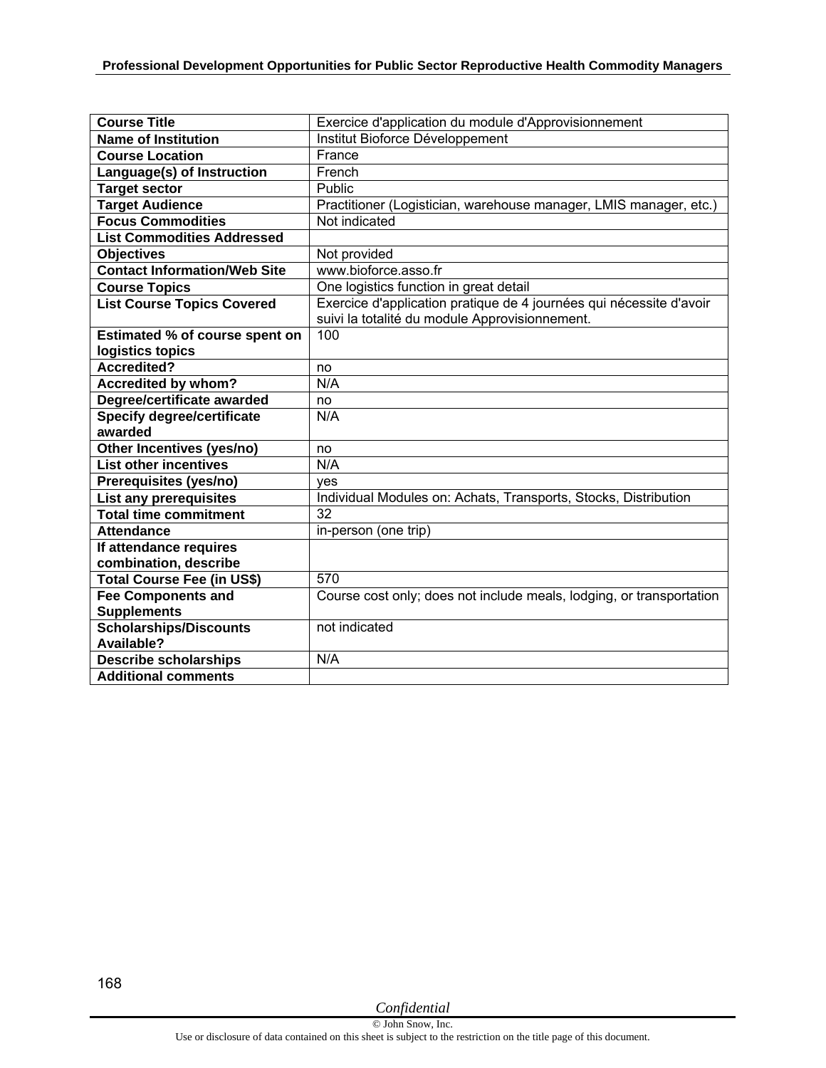| Course Title | Exercice d'application du module d'Approvisionnement |
|---|---|
| **Name of Institution** | Institut Bioforce Développement |
| **Course Location** | France |
| **Language(s) of Instruction** | French |
| **Target sector** | Public |
| **Target Audience** | Practitioner (Logistician, warehouse manager, LMIS manager, etc.) |
| **Focus Commodities** | Not indicated |
| **List Commodities Addressed** | |
| **Objectives** | Not provided |
| **Contact Information/Web Site** | www.bioforce.asso.fr |
| **Course Topics** | One logistics function in great detail |
| **List Course Topics Covered** | Exercice d'application pratique de 4 journées qui nécessite d'avoir suivi la totalité du module Approvisionnement. |
| **Estimated % of course spent on logistics topics** | 100 |
| **Accredited?** | no |
| **Accredited by whom?** | N/A |
| **Degree/certificate awarded** | no |
| **Specify degree/certificate awarded** | N/A |
| **Other Incentives (yes/no)** | no |
| **List other incentives** | N/A |
| **Prerequisites (yes/no)** | yes |
| **List any prerequisites** | Individual Modules on: Achats, Transports, Stocks, Distribution |
| **Total time commitment** | 32 |
| **Attendance** | in-person (one trip) |
| **If attendance requires combination, describe** | |
| **Total Course Fee (in US$)** | 570 |
| **Fee Components and Supplements** | Course cost only; does not include meals, lodging, or transportation |
| **Scholarships/Discounts Available?** | not indicated |
| **Describe scholarships** | N/A |
| **Additional comments** | |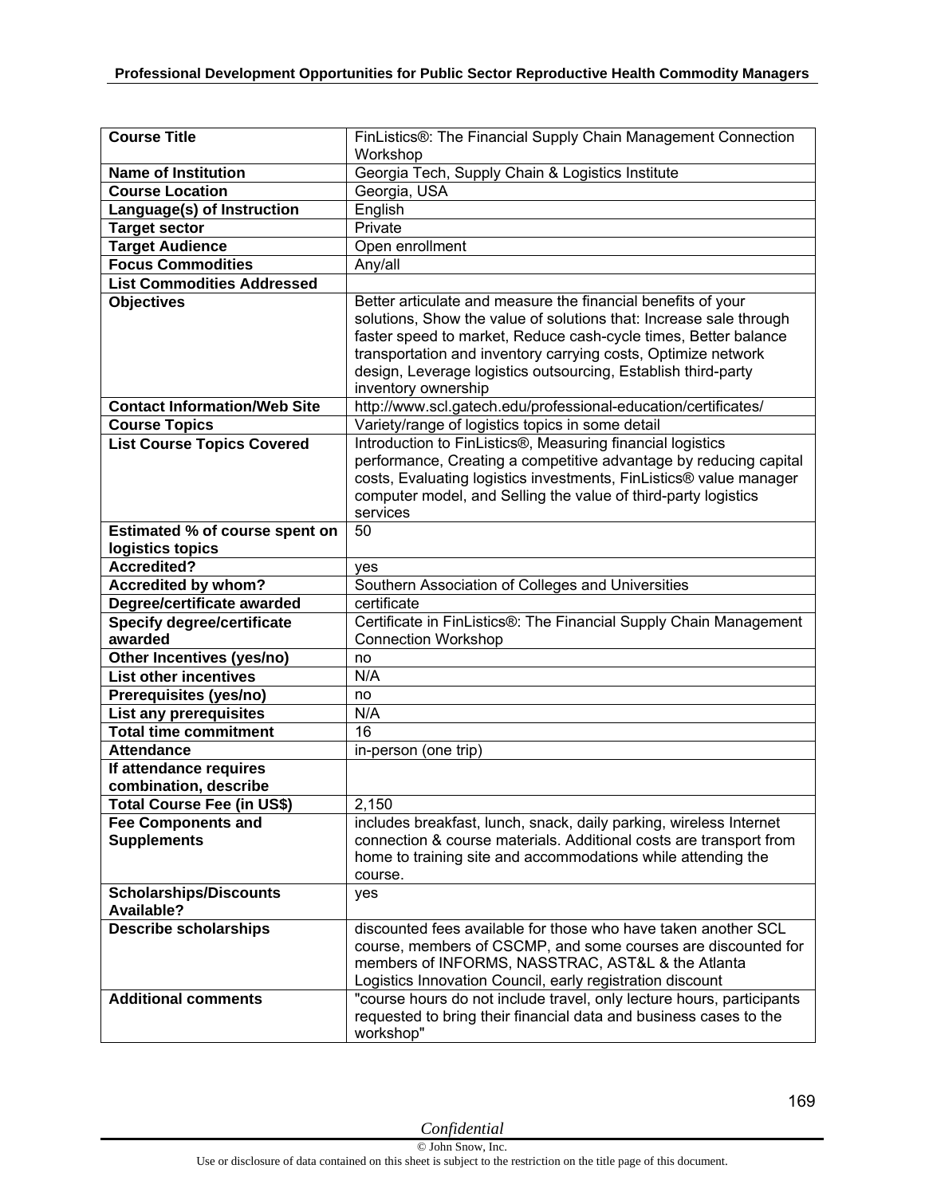| Course Title | FinListics®: The Financial Supply Chain Management Connection Workshop |
|---|---|
| **Name of Institution** | Georgia Tech, Supply Chain & Logistics Institute |
| **Course Location** | Georgia, USA |
| **Language(s) of Instruction** | English |
| **Target sector** | Private |
| **Target Audience** | Open enrollment |
| **Focus Commodities** | Any/all |
| **List Commodities Addressed** | |
| **Objectives** | Better articulate and measure the financial benefits of your solutions, Show the value of solutions that: Increase sale through faster speed to market, Reduce cash-cycle times, Better balance transportation and inventory carrying costs, Optimize network design, Leverage logistics outsourcing, Establish third-party inventory ownership |
| **Contact Information/Web Site** | http://www.scl.gatech.edu/professional-education/certificates/ |
| **Course Topics** | Variety/range of logistics topics in some detail |
| **List Course Topics Covered** | Introduction to FinListics®, Measuring financial logistics performance, Creating a competitive advantage by reducing capital costs, Evaluating logistics investments, FinListics® value manager computer model, and Selling the value of third-party logistics services |
| **Estimated % of course spent on logistics topics** | 50 |
| **Accredited?** | yes |
| **Accredited by whom?** | Southern Association of Colleges and Universities |
| **Degree/certificate awarded** | certificate |
| **Specify degree/certificate awarded** | Certificate in FinListics®: The Financial Supply Chain Management Connection Workshop |
| **Other Incentives (yes/no)** | no |
| **List other incentives** | N/A |
| **Prerequisites (yes/no)** | no |
| **List any prerequisites** | N/A |
| **Total time commitment** | 16 |
| **Attendance** | in-person (one trip) |
| **If attendance requires combination, describe** | |
| **Total Course Fee (in US$)** | 2,150 |
| **Fee Components and Supplements** | includes breakfast, lunch, snack, daily parking, wireless Internet connection & course materials. Additional costs are transport from home to training site and accommodations while attending the course. |
| **Scholarships/Discounts Available?** | yes |
| **Describe scholarships** | discounted fees available for those who have taken another SCL course, members of CSCMP, and some courses are discounted for members of INFORMS, NASSTRAC, AST&L & the Atlanta Logistics Innovation Council, early registration discount |
| **Additional comments** | "course hours do not include travel, only lecture hours, participants requested to bring their financial data and business cases to the workshop" |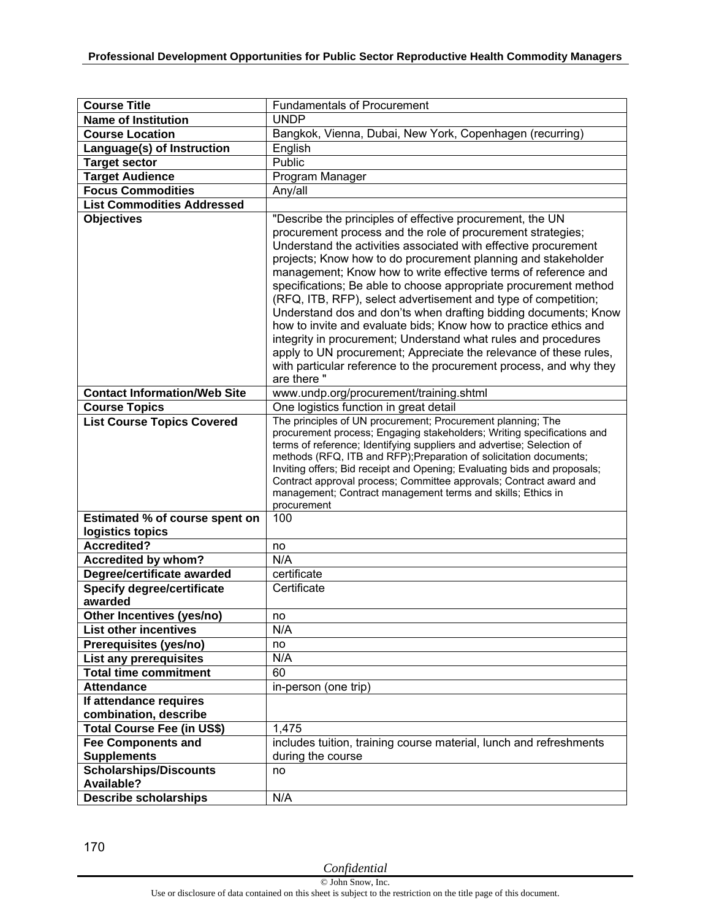| Course Title | Fundamentals of Procurement |
|---|---|
| Name of Institution | UNDP |
| Course Location | Bangkok, Vienna, Dubai, New York, Copenhagen (recurring) |
| Language(s) of Instruction | English |
| Target sector | Public |
| Target Audience | Program Manager |
| Focus Commodities | Any/all |
| List Commodities Addressed | |
| Objectives | "Describe the principles of effective procurement, the UN procurement process and the role of procurement strategies; Understand the activities associated with effective procurement projects; Know how to do procurement planning and stakeholder management; Know how to write effective terms of reference and specifications; Be able to choose appropriate procurement method (RFQ, ITB, RFP), select advertisement and type of competition; Understand dos and don'ts when drafting bidding documents; Know how to invite and evaluate bids; Know how to practice ethics and integrity in procurement; Understand what rules and procedures apply to UN procurement; Appreciate the relevance of these rules, with particular reference to the procurement process, and why they are there " |
| Contact Information/Web Site | www.undp.org/procurement/training.shtml |
| Course Topics | One logistics function in great detail |
| List Course Topics Covered | The principles of UN procurement; Procurement planning; The procurement process; Engaging stakeholders; Writing specifications and terms of reference; Identifying suppliers and advertise; Selection of methods (RFQ, ITB and RFP);Preparation of solicitation documents; Inviting offers; Bid receipt and Opening; Evaluating bids and proposals; Contract approval process; Committee approvals; Contract award and management; Contract management terms and skills; Ethics in procurement |
| Estimated % of course spent on logistics topics | 100 |
| Accredited? | no |
| Accredited by whom? | N/A |
| Degree/certificate awarded | certificate |
| Specify degree/certificate awarded | Certificate |
| Other Incentives (yes/no) | no |
| List other incentives | N/A |
| Prerequisites (yes/no) | no |
| List any prerequisites | N/A |
| Total time commitment | 60 |
| Attendance | in-person (one trip) |
| If attendance requires combination, describe | |
| Total Course Fee (in US$) | 1,475 |
| Fee Components and Supplements | includes tuition, training course material, lunch and refreshments during the course |
| Scholarships/Discounts Available? | no |
| Describe scholarships | N/A |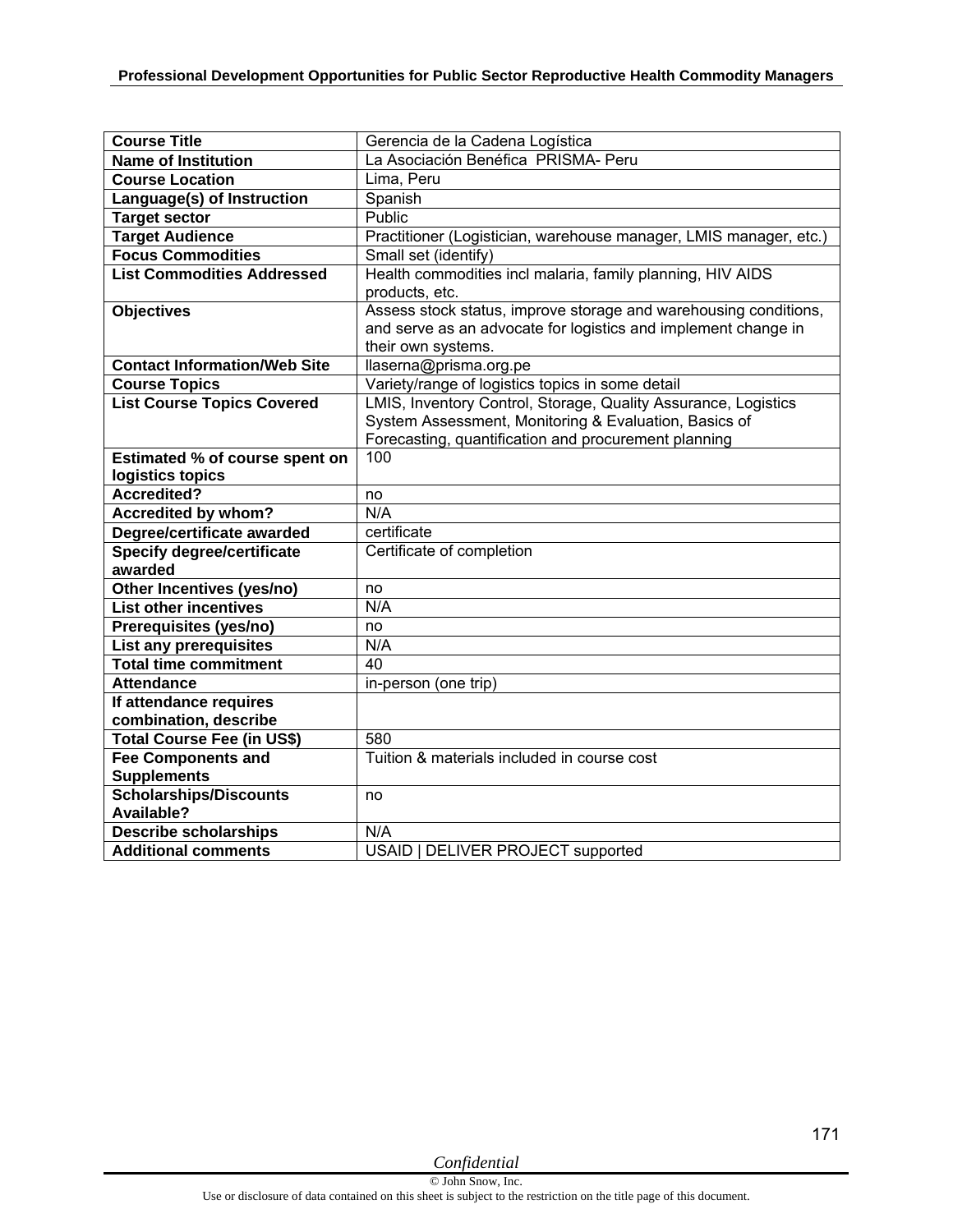| Course Title | Gerencia de la Cadena Logística |
|---|---|
| Name of Institution | La Asociación Benéfica PRISMA- Peru |
| Course Location | Lima, Peru |
| Language(s) of Instruction | Spanish |
| Target sector | Public |
| Target Audience | Practitioner (Logistician, warehouse manager, LMIS manager, etc.) |
| Focus Commodities | Small set (identify) |
| List Commodities Addressed | Health commodities incl malaria, family planning, HIV AIDS products, etc. |
| Objectives | Assess stock status, improve storage and warehousing conditions, and serve as an advocate for logistics and implement change in their own systems. |
| Contact Information/Web Site | llaserna@prisma.org.pe |
| Course Topics | Variety/range of logistics topics in some detail |
| List Course Topics Covered | LMIS, Inventory Control, Storage, Quality Assurance, Logistics System Assessment, Monitoring & Evaluation, Basics of Forecasting, quantification and procurement planning |
| Estimated % of course spent on logistics topics | 100 |
| Accredited? | no |
| Accredited by whom? | N/A |
| Degree/certificate awarded | certificate |
| Specify degree/certificate awarded | Certificate of completion |
| Other Incentives (yes/no) | no |
| List other incentives | N/A |
| Prerequisites (yes/no) | no |
| List any prerequisites | N/A |
| Total time commitment | 40 |
| Attendance | in-person (one trip) |
| If attendance requires combination, describe | |
| Total Course Fee (in US$) | 580 |
| Fee Components and Supplements | Tuition & materials included in course cost |
| Scholarships/Discounts Available? | no |
| Describe scholarships | N/A |
| Additional comments | USAID \| DELIVER PROJECT supported |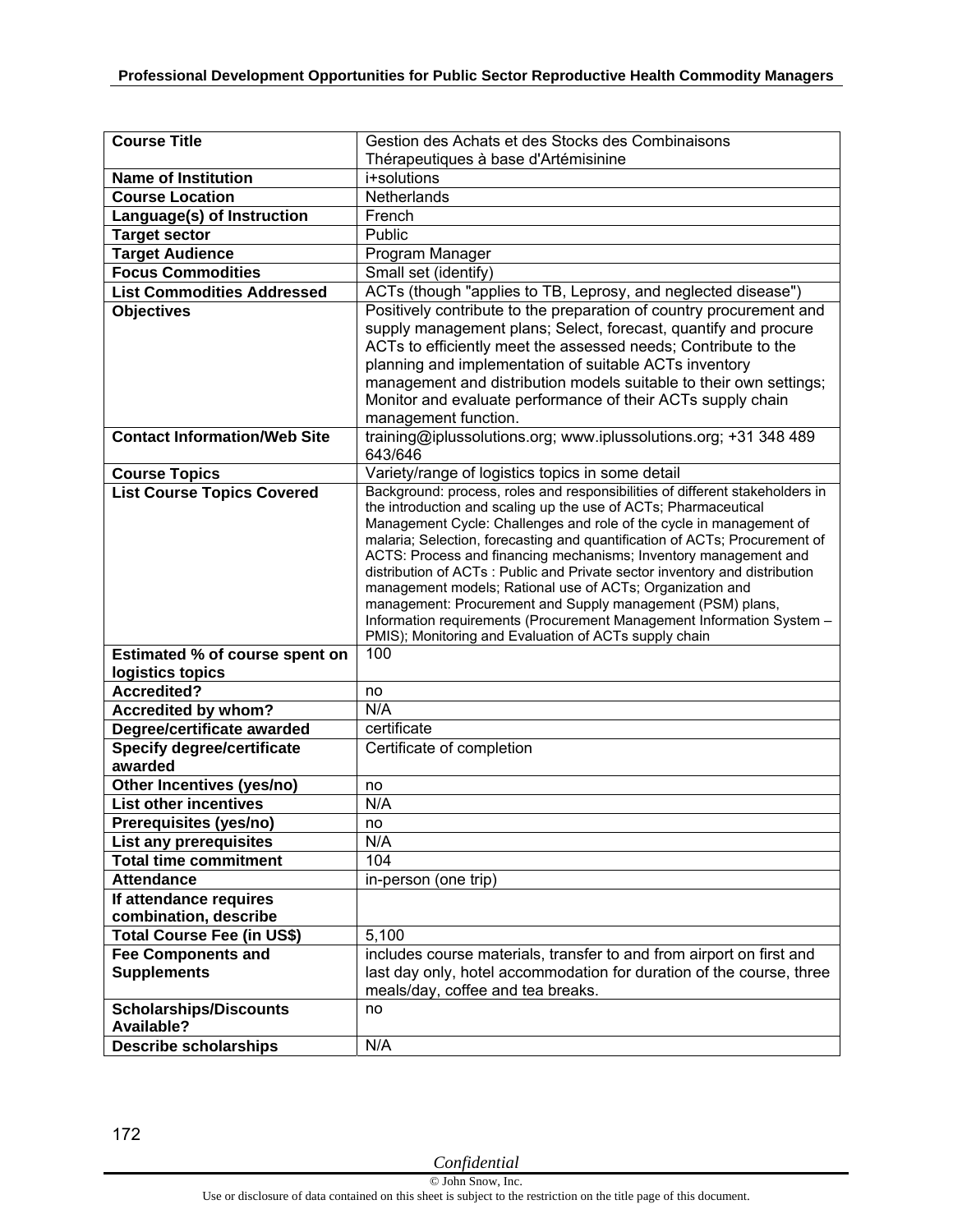| Course Title | Gestion des Achats et des Stocks des Combinaisons Thérapeutiques à base d'Artémisinine |
|---|---|
| **Name of Institution** | i+solutions |
| **Course Location** | Netherlands |
| **Language(s) of Instruction** | French |
| **Target sector** | Public |
| **Target Audience** | Program Manager |
| **Focus Commodities** | Small set (identify) |
| **List Commodities Addressed** | ACTs (though "applies to TB, Leprosy, and neglected disease") |
| **Objectives** | Positively contribute to the preparation of country procurement and supply management plans; Select, forecast, quantify and procure ACTs to efficiently meet the assessed needs; Contribute to the planning and implementation of suitable ACTs inventory management and distribution models suitable to their own settings; Monitor and evaluate performance of their ACTs supply chain management function. |
| **Contact Information/Web Site** | training@iplussolutions.org; www.iplussolutions.org; +31 348 489 643/646 |
| **Course Topics** | Variety/range of logistics topics in some detail |
| **List Course Topics Covered** | Background: process, roles and responsibilities of different stakeholders in the introduction and scaling up the use of ACTs; Pharmaceutical Management Cycle: Challenges and role of the cycle in management of malaria; Selection, forecasting and quantification of ACTs; Procurement of ACTS: Process and financing mechanisms; Inventory management and distribution of ACTs : Public and Private sector inventory and distribution management models; Rational use of ACTs; Organization and management: Procurement and Supply management (PSM) plans, Information requirements (Procurement Management Information System – PMIS); Monitoring and Evaluation of ACTs supply chain |
| **Estimated % of course spent on logistics topics** | 100 |
| **Accredited?** | no |
| **Accredited by whom?** | N/A |
| **Degree/certificate awarded** | certificate |
| **Specify degree/certificate awarded** | Certificate of completion |
| **Other Incentives (yes/no)** | no |
| **List other incentives** | N/A |
| **Prerequisites (yes/no)** | no |
| **List any prerequisites** | N/A |
| **Total time commitment** | 104 |
| **Attendance** | in-person (one trip) |
| **If attendance requires combination, describe** | |
| **Total Course Fee (in US$)** | 5,100 |
| **Fee Components and Supplements** | includes course materials, transfer to and from airport on first and last day only, hotel accommodation for duration of the course, three meals/day, coffee and tea breaks. |
| **Scholarships/Discounts Available?** | no |
| **Describe scholarships** | N/A |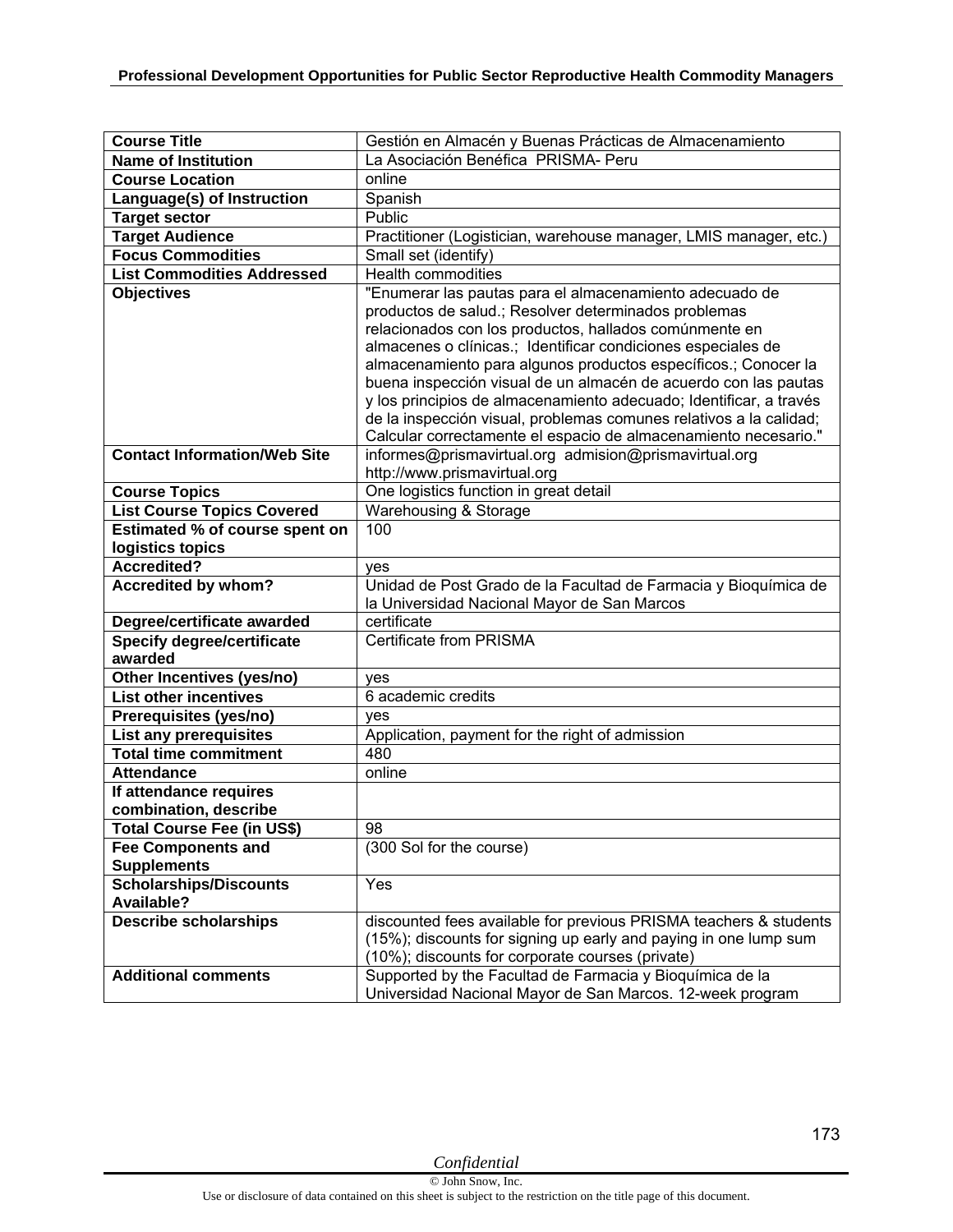| Course Title | Gestión en Almacén y Buenas Prácticas de Almacenamiento |
|---|---|
| **Name of Institution** | La Asociación Benéfica PRISMA- Peru |
| **Course Location** | online |
| **Language(s) of Instruction** | Spanish |
| **Target sector** | Public |
| **Target Audience** | Practitioner (Logistician, warehouse manager, LMIS manager, etc.) |
| **Focus Commodities** | Small set (identify) |
| **List Commodities Addressed** | Health commodities |
| **Objectives** | "Enumerar las pautas para el almacenamiento adecuado de productos de salud.; Resolver determinados problemas relacionados con los productos, hallados comúnmente en almacenes o clínicas.; Identificar condiciones especiales de almacenamiento para algunos productos específicos.; Conocer la buena inspección visual de un almacén de acuerdo con las pautas y los principios de almacenamiento adecuado; Identificar, a través de la inspección visual, problemas comunes relativos a la calidad; Calcular correctamente el espacio de almacenamiento necesario." |
| **Contact Information/Web Site** | informes@prismavirtual.org admision@prismavirtual.org http://www.prismavirtual.org |
| **Course Topics** | One logistics function in great detail |
| **List Course Topics Covered** | Warehousing & Storage |
| **Estimated % of course spent on logistics topics** | 100 |
| **Accredited?** | yes |
| **Accredited by whom?** | Unidad de Post Grado de la Facultad de Farmacia y Bioquímica de la Universidad Nacional Mayor de San Marcos |
| **Degree/certificate awarded** | certificate |
| **Specify degree/certificate awarded** | Certificate from PRISMA |
| **Other Incentives (yes/no)** | yes |
| **List other incentives** | 6 academic credits |
| **Prerequisites (yes/no)** | yes |
| **List any prerequisites** | Application, payment for the right of admission |
| **Total time commitment** | 480 |
| **Attendance** | online |
| **If attendance requires combination, describe** | |
| **Total Course Fee (in US$)** | 98 |
| **Fee Components and Supplements** | (300 Sol for the course) |
| **Scholarships/Discounts Available?** | Yes |
| **Describe scholarships** | discounted fees available for previous PRISMA teachers & students (15%); discounts for signing up early and paying in one lump sum (10%); discounts for corporate courses (private) |
| **Additional comments** | Supported by the Facultad de Farmacia y Bioquímica de la Universidad Nacional Mayor de San Marcos. 12-week program |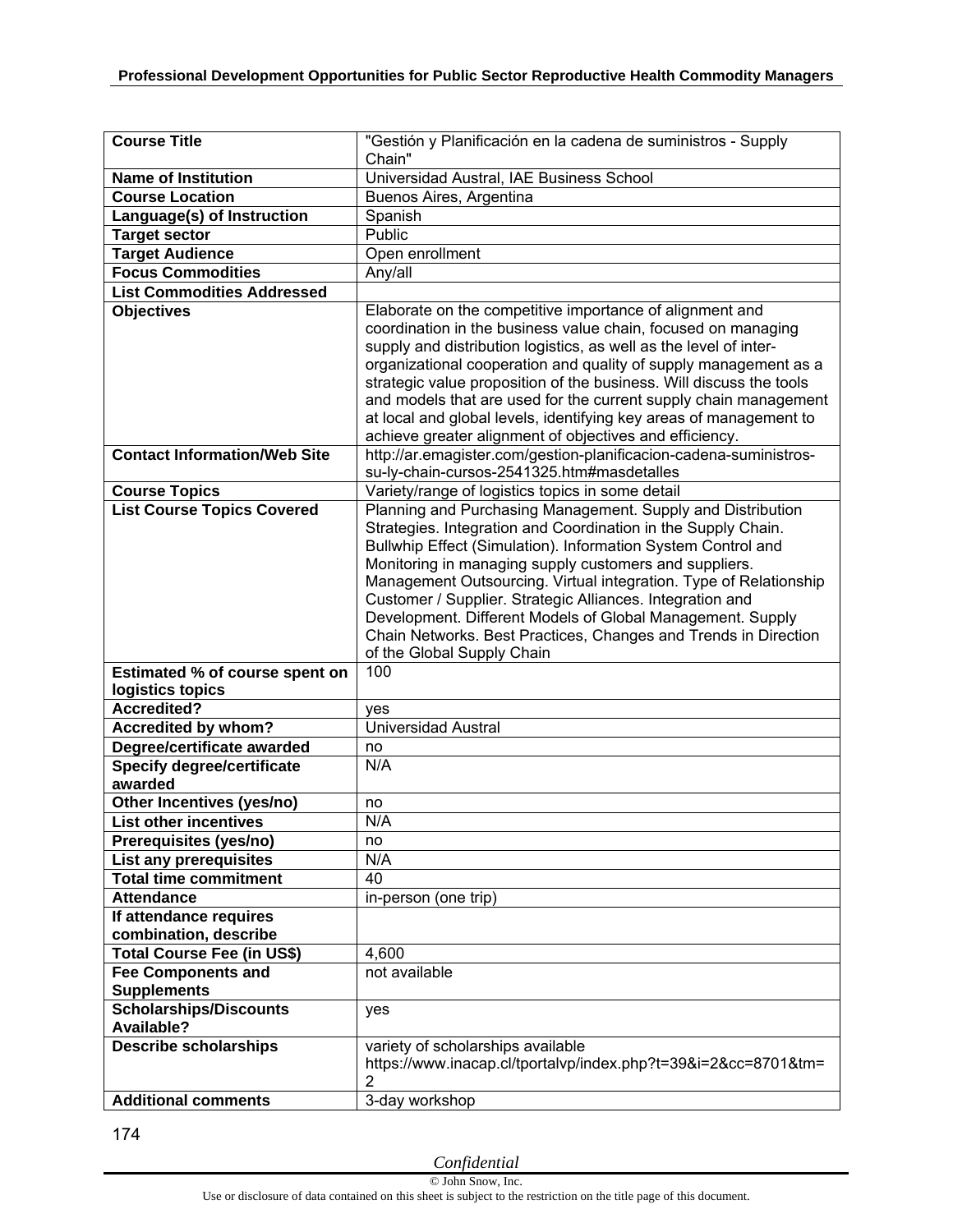| Course Title | "Gestión y Planificación en la cadena de suministros - Supply Chain" |
|---|---|
| Name of Institution | Universidad Austral, IAE Business School |
| Course Location | Buenos Aires, Argentina |
| Language(s) of Instruction | Spanish |
| Target sector | Public |
| Target Audience | Open enrollment |
| Focus Commodities | Any/all |
| List Commodities Addressed | |
| Objectives | Elaborate on the competitive importance of alignment and coordination in the business value chain, focused on managing supply and distribution logistics, as well as the level of inter-organizational cooperation and quality of supply management as a strategic value proposition of the business. Will discuss the tools and models that are used for the current supply chain management at local and global levels, identifying key areas of management to achieve greater alignment of objectives and efficiency. |
| Contact Information/Web Site | http://ar.emagister.com/gestion-planificacion-cadena-suministros-su-ly-chain-cursos-2541325.htm#masdetalles |
| Course Topics | Variety/range of logistics topics in some detail |
| List Course Topics Covered | Planning and Purchasing Management. Supply and Distribution Strategies. Integration and Coordination in the Supply Chain. Bullwhip Effect (Simulation). Information System Control and Monitoring in managing supply customers and suppliers. Management Outsourcing. Virtual integration. Type of Relationship Customer / Supplier. Strategic Alliances. Integration and Development. Different Models of Global Management. Supply Chain Networks. Best Practices, Changes and Trends in Direction of the Global Supply Chain |
| Estimated % of course spent on logistics topics | 100 |
| Accredited? | yes |
| Accredited by whom? | Universidad Austral |
| Degree/certificate awarded | no |
| Specify degree/certificate awarded | N/A |
| Other Incentives (yes/no) | no |
| List other incentives | N/A |
| Prerequisites (yes/no) | no |
| List any prerequisites | N/A |
| Total time commitment | 40 |
| Attendance | in-person (one trip) |
| If attendance requires combination, describe | |
| Total Course Fee (in US$) | 4,600 |
| Fee Components and Supplements | not available |
| Scholarships/Discounts Available? | yes |
| Describe scholarships | variety of scholarships available https://www.inacap.cl/tportalvp/index.php?t=39&i=2&cc=8701&tm=2 |
| Additional comments | 3-day workshop |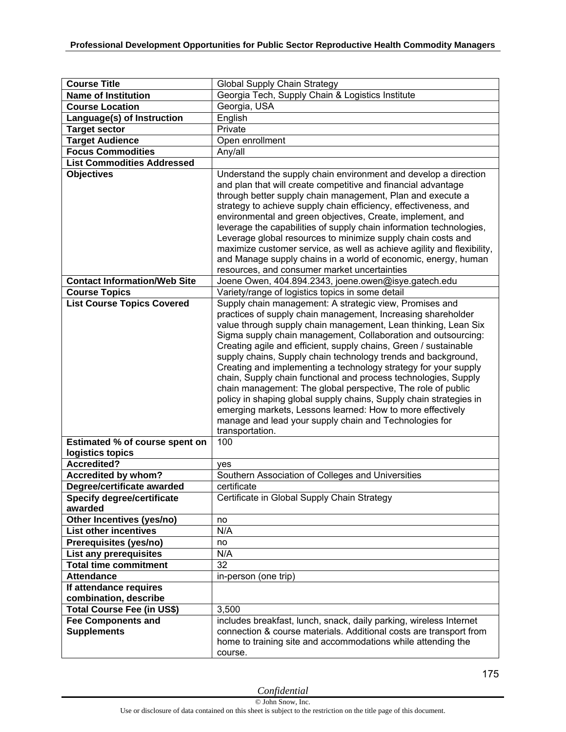| Course Title | Global Supply Chain Strategy |
|---|---|
| **Name of Institution** | Georgia Tech, Supply Chain & Logistics Institute |
| **Course Location** | Georgia, USA |
| **Language(s) of Instruction** | English |
| **Target sector** | Private |
| **Target Audience** | Open enrollment |
| **Focus Commodities** | Any/all |
| **List Commodities Addressed** | |
| **Objectives** | Understand the supply chain environment and develop a direction and plan that will create competitive and financial advantage through better supply chain management, Plan and execute a strategy to achieve supply chain efficiency, effectiveness, and environmental and green objectives, Create, implement, and leverage the capabilities of supply chain information technologies, Leverage global resources to minimize supply chain costs and maximize customer service, as well as achieve agility and flexibility, and Manage supply chains in a world of economic, energy, human resources, and consumer market uncertainties |
| **Contact Information/Web Site** | Joene Owen, 404.894.2343, joene.owen@isye.gatech.edu |
| **Course Topics** | Variety/range of logistics topics in some detail |
| **List Course Topics Covered** | Supply chain management: A strategic view, Promises and practices of supply chain management, Increasing shareholder value through supply chain management, Lean thinking, Lean Six Sigma supply chain management, Collaboration and outsourcing: Creating agile and efficient, supply chains, Green / sustainable supply chains, Supply chain technology trends and background, Creating and implementing a technology strategy for your supply chain, Supply chain functional and process technologies, Supply chain management: The global perspective, The role of public policy in shaping global supply chains, Supply chain strategies in emerging markets, Lessons learned: How to more effectively manage and lead your supply chain and Technologies for transportation. |
| **Estimated % of course spent on logistics topics** | 100 |
| **Accredited?** | yes |
| **Accredited by whom?** | Southern Association of Colleges and Universities |
| **Degree/certificate awarded** | certificate |
| **Specify degree/certificate awarded** | Certificate in Global Supply Chain Strategy |
| **Other Incentives (yes/no)** | no |
| **List other incentives** | N/A |
| **Prerequisites (yes/no)** | no |
| **List any prerequisites** | N/A |
| **Total time commitment** | 32 |
| **Attendance** | in-person (one trip) |
| **If attendance requires combination, describe** | |
| **Total Course Fee (in US$)** | 3,500 |
| **Fee Components and Supplements** | includes breakfast, lunch, snack, daily parking, wireless Internet connection & course materials. Additional costs are transport from home to training site and accommodations while attending the course. |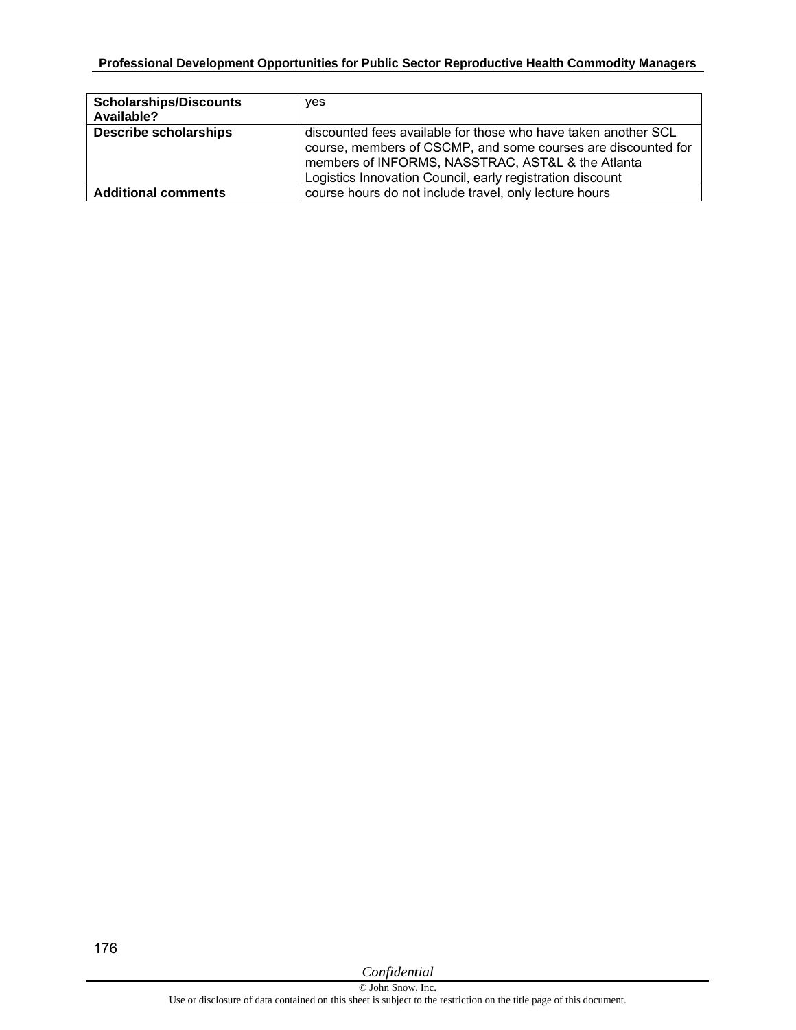| | |
|---|---|
| **Scholarships/Discounts Available?** | yes |
| **Describe scholarships** | discounted fees available for those who have taken another SCL course, members of CSCMP, and some courses are discounted for members of INFORMS, NASSTRAC, AST&L & the Atlanta Logistics Innovation Council, early registration discount |
| **Additional comments** | course hours do not include travel, only lecture hours |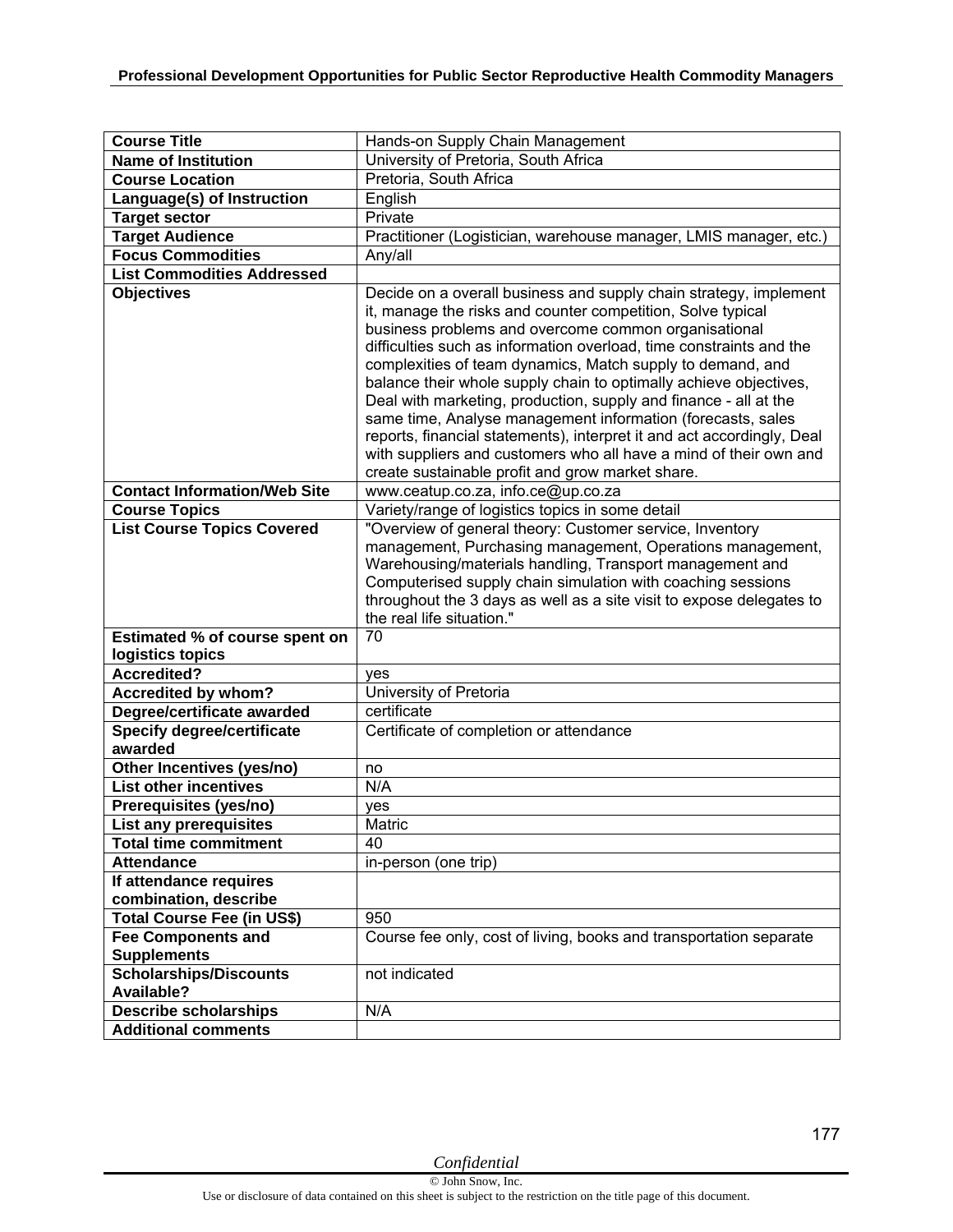| Course Title | Hands-on Supply Chain Management |
|---|---|
| Name of Institution | University of Pretoria, South Africa |
| Course Location | Pretoria, South Africa |
| Language(s) of Instruction | English |
| Target sector | Private |
| Target Audience | Practitioner (Logistician, warehouse manager, LMIS manager, etc.) |
| Focus Commodities | Any/all |
| List Commodities Addressed | |
| Objectives | Decide on a overall business and supply chain strategy, implement it, manage the risks and counter competition, Solve typical business problems and overcome common organisational difficulties such as information overload, time constraints and the complexities of team dynamics, Match supply to demand, and balance their whole supply chain to optimally achieve objectives, Deal with marketing, production, supply and finance - all at the same time, Analyse management information (forecasts, sales reports, financial statements), interpret it and act accordingly, Deal with suppliers and customers who all have a mind of their own and create sustainable profit and grow market share. |
| Contact Information/Web Site | www.ceatup.co.za, info.ce@up.co.za |
| Course Topics | Variety/range of logistics topics in some detail |
| List Course Topics Covered | "Overview of general theory: Customer service, Inventory management, Purchasing management, Operations management, Warehousing/materials handling, Transport management and Computerised supply chain simulation with coaching sessions throughout the 3 days as well as a site visit to expose delegates to the real life situation." |
| Estimated % of course spent on logistics topics | 70 |
| Accredited? | yes |
| Accredited by whom? | University of Pretoria |
| Degree/certificate awarded | certificate |
| Specify degree/certificate awarded | Certificate of completion or attendance |
| Other Incentives (yes/no) | no |
| List other incentives | N/A |
| Prerequisites (yes/no) | yes |
| List any prerequisites | Matric |
| Total time commitment | 40 |
| Attendance | in-person (one trip) |
| If attendance requires combination, describe | |
| Total Course Fee (in US$) | 950 |
| Fee Components and Supplements | Course fee only, cost of living, books and transportation separate |
| Scholarships/Discounts Available? | not indicated |
| Describe scholarships | N/A |
| Additional comments | |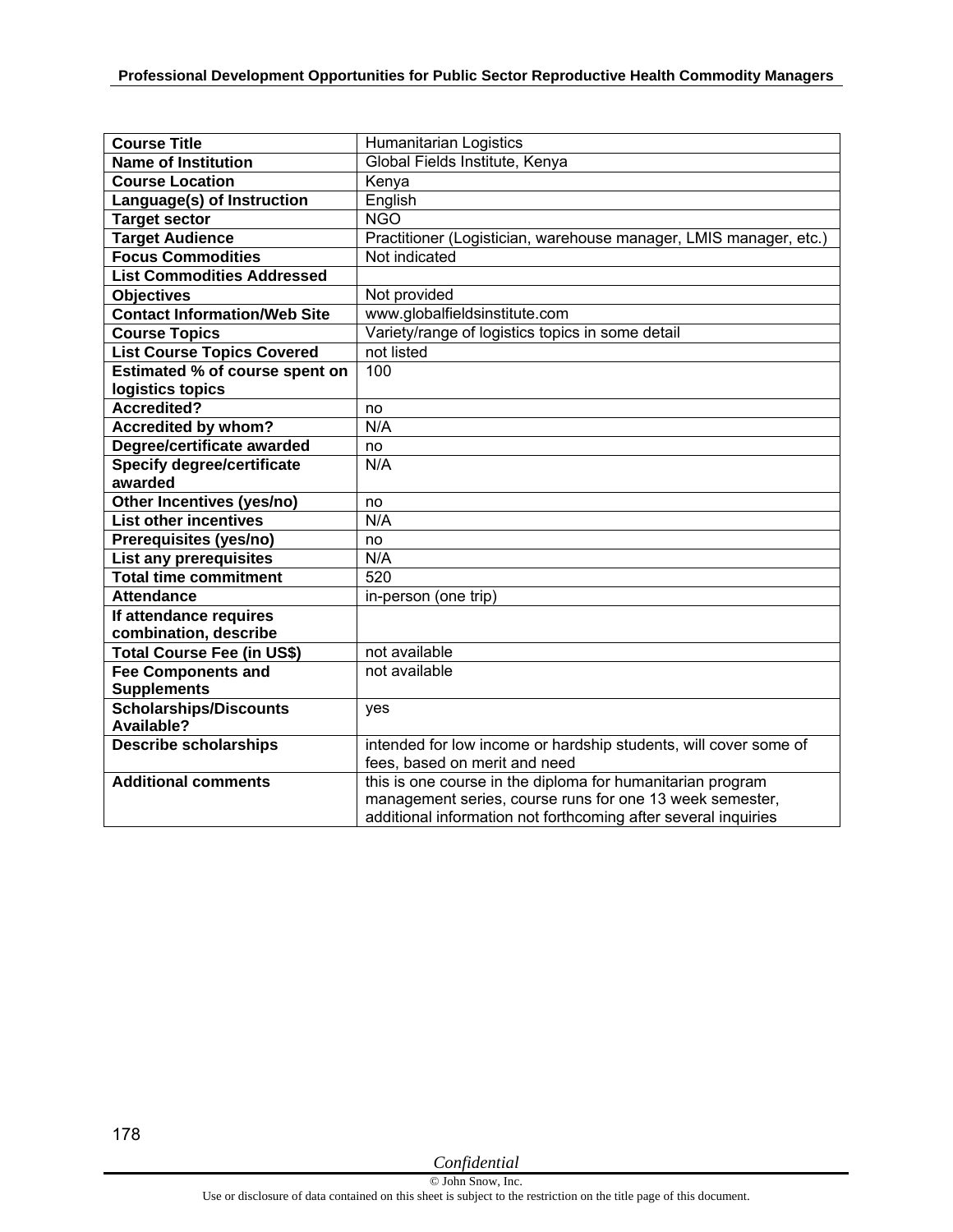| Course Title | Humanitarian Logistics |
|---|---|
| **Name of Institution** | Global Fields Institute, Kenya |
| **Course Location** | Kenya |
| **Language(s) of Instruction** | English |
| **Target sector** | NGO |
| **Target Audience** | Practitioner (Logistician, warehouse manager, LMIS manager, etc.) |
| **Focus Commodities** | Not indicated |
| **List Commodities Addressed** | |
| **Objectives** | Not provided |
| **Contact Information/Web Site** | www.globalfieldsinstitute.com |
| **Course Topics** | Variety/range of logistics topics in some detail |
| **List Course Topics Covered** | not listed |
| **Estimated % of course spent on logistics topics** | 100 |
| **Accredited?** | no |
| **Accredited by whom?** | N/A |
| **Degree/certificate awarded** | no |
| **Specify degree/certificate awarded** | N/A |
| **Other Incentives (yes/no)** | no |
| **List other incentives** | N/A |
| **Prerequisites (yes/no)** | no |
| **List any prerequisites** | N/A |
| **Total time commitment** | 520 |
| **Attendance** | in-person (one trip) |
| **If attendance requires combination, describe** | |
| **Total Course Fee (in US$)** | not available |
| **Fee Components and Supplements** | not available |
| **Scholarships/Discounts Available?** | yes |
| **Describe scholarships** | intended for low income or hardship students, will cover some of fees, based on merit and need |
| **Additional comments** | this is one course in the diploma for humanitarian program management series, course runs for one 13 week semester, additional information not forthcoming after several inquiries |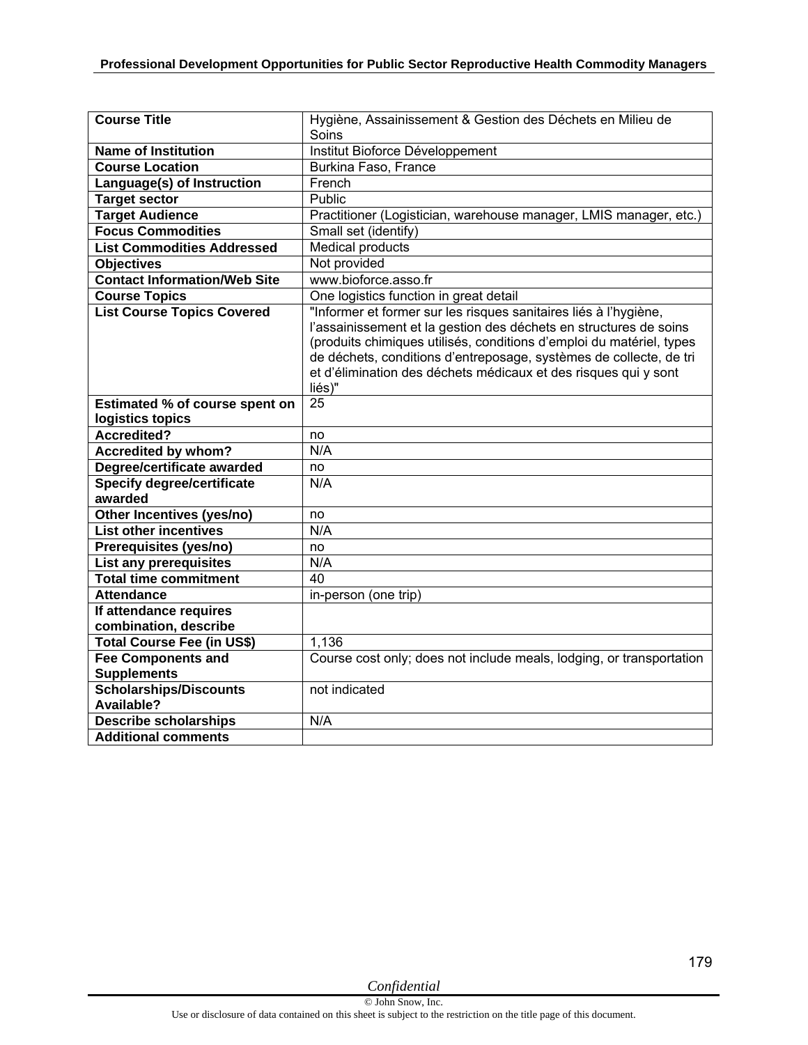| Course Title | Hygiène, Assainissement & Gestion des Déchets en Milieu de Soins |
|---|---|
| **Name of Institution** | Institut Bioforce Développement |
| **Course Location** | Burkina Faso, France |
| **Language(s) of Instruction** | French |
| **Target sector** | Public |
| **Target Audience** | Practitioner (Logistician, warehouse manager, LMIS manager, etc.) |
| **Focus Commodities** | Small set (identify) |
| **List Commodities Addressed** | Medical products |
| **Objectives** | Not provided |
| **Contact Information/Web Site** | www.bioforce.asso.fr |
| **Course Topics** | One logistics function in great detail |
| **List Course Topics Covered** | "Informer et former sur les risques sanitaires liés à l'hygiène, l'assainissement et la gestion des déchets en structures de soins (produits chimiques utilisés, conditions d'emploi du matériel, types de déchets, conditions d'entreposage, systèmes de collecte, de tri et d'élimination des déchets médicaux et des risques qui y sont liés)" |
| **Estimated % of course spent on logistics topics** | 25 |
| **Accredited?** | no |
| **Accredited by whom?** | N/A |
| **Degree/certificate awarded** | no |
| **Specify degree/certificate awarded** | N/A |
| **Other Incentives (yes/no)** | no |
| **List other incentives** | N/A |
| **Prerequisites (yes/no)** | no |
| **List any prerequisites** | N/A |
| **Total time commitment** | 40 |
| **Attendance** | in-person (one trip) |
| **If attendance requires combination, describe** | |
| **Total Course Fee (in US$)** | 1,136 |
| **Fee Components and Supplements** | Course cost only; does not include meals, lodging, or transportation |
| **Scholarships/Discounts Available?** | not indicated |
| **Describe scholarships** | N/A |
| **Additional comments** | |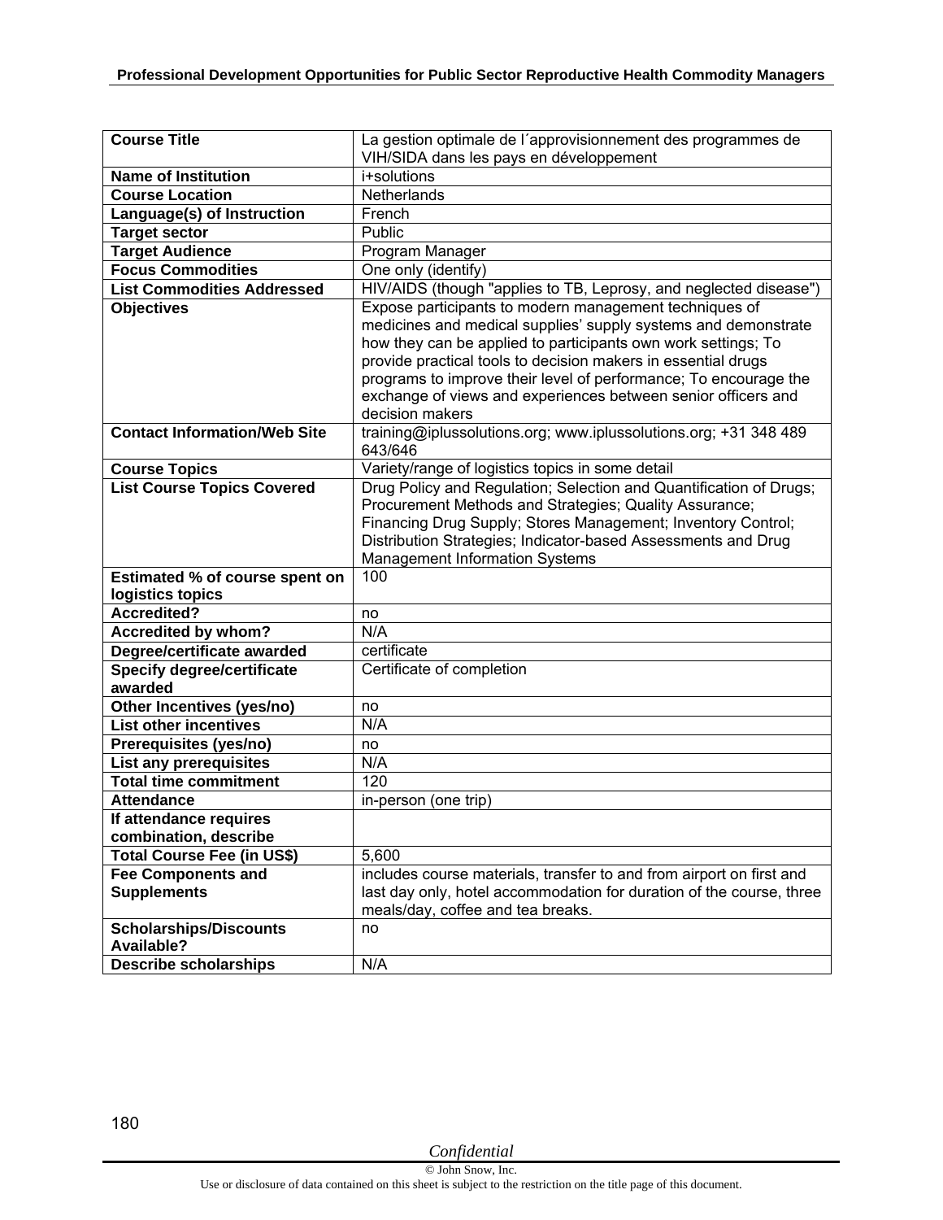| Course Title | La gestion optimale de l´approvisionnement des programmes de VIH/SIDA dans les pays en développement |
|---|---|
| Name of Institution | i+solutions |
| Course Location | Netherlands |
| Language(s) of Instruction | French |
| Target sector | Public |
| Target Audience | Program Manager |
| Focus Commodities | One only (identify) |
| List Commodities Addressed | HIV/AIDS (though "applies to TB, Leprosy, and neglected disease") |
| Objectives | Expose participants to modern management techniques of medicines and medical supplies' supply systems and demonstrate how they can be applied to participants own work settings; To provide practical tools to decision makers in essential drugs programs to improve their level of performance; To encourage the exchange of views and experiences between senior officers and decision makers |
| Contact Information/Web Site | training@iplussolutions.org; www.iplussolutions.org; +31 348 489 643/646 |
| Course Topics | Variety/range of logistics topics in some detail |
| List Course Topics Covered | Drug Policy and Regulation; Selection and Quantification of Drugs; Procurement Methods and Strategies; Quality Assurance; Financing Drug Supply; Stores Management; Inventory Control; Distribution Strategies; Indicator-based Assessments and Drug Management Information Systems |
| Estimated % of course spent on logistics topics | 100 |
| Accredited? | no |
| Accredited by whom? | N/A |
| Degree/certificate awarded | certificate |
| Specify degree/certificate awarded | Certificate of completion |
| Other Incentives (yes/no) | no |
| List other incentives | N/A |
| Prerequisites (yes/no) | no |
| List any prerequisites | N/A |
| Total time commitment | 120 |
| Attendance | in-person (one trip) |
| If attendance requires combination, describe | |
| Total Course Fee (in US$) | 5,600 |
| Fee Components and Supplements | includes course materials, transfer to and from airport on first and last day only, hotel accommodation for duration of the course, three meals/day, coffee and tea breaks. |
| Scholarships/Discounts Available? | no |
| Describe scholarships | N/A |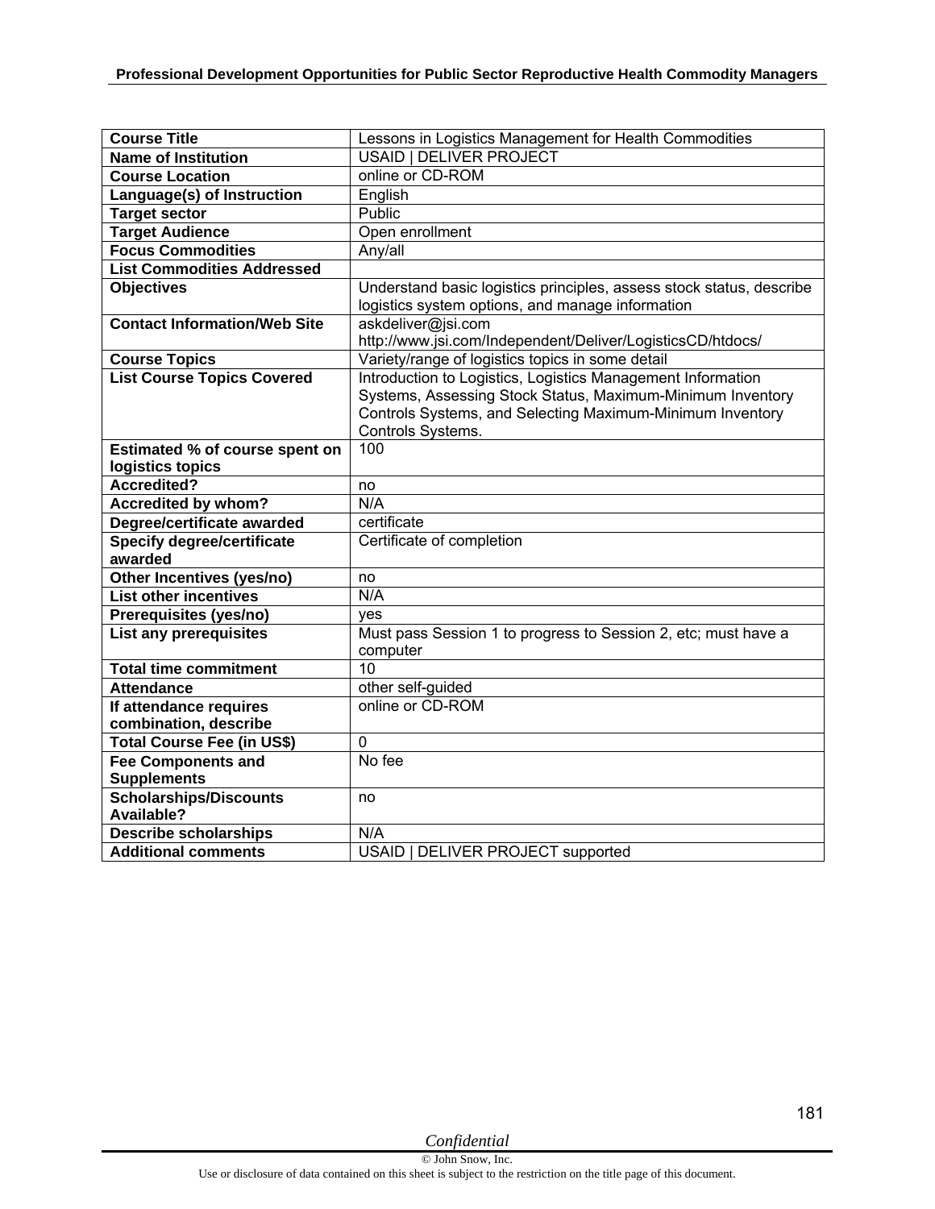| Course Title | Lessons in Logistics Management for Health Commodities |
|---|---|
| Name of Institution | USAID &#124; DELIVER PROJECT |
| Course Location | online or CD-ROM |
| Language(s) of Instruction | English |
| Target sector | Public |
| Target Audience | Open enrollment |
| Focus Commodities | Any/all |
| List Commodities Addressed | |
| Objectives | Understand basic logistics principles, assess stock status, describe logistics system options, and manage information |
| Contact Information/Web Site | askdeliver@jsi.com http://www.jsi.com/Independent/Deliver/LogisticsCD/htdocs/ |
| Course Topics | Variety/range of logistics topics in some detail |
| List Course Topics Covered | Introduction to Logistics, Logistics Management Information Systems, Assessing Stock Status, Maximum-Minimum Inventory Controls Systems, and Selecting Maximum-Minimum Inventory Controls Systems. |
| Estimated % of course spent on logistics topics | 100 |
| Accredited? | no |
| Accredited by whom? | N/A |
| Degree/certificate awarded | certificate |
| Specify degree/certificate awarded | Certificate of completion |
| Other Incentives (yes/no) | no |
| List other incentives | N/A |
| Prerequisites (yes/no) | yes |
| List any prerequisites | Must pass Session 1 to progress to Session 2, etc; must have a computer |
| Total time commitment | 10 |
| Attendance | other self-guided |
| If attendance requires combination, describe | online or CD-ROM |
| Total Course Fee (in US$) | 0 |
| Fee Components and Supplements | No fee |
| Scholarships/Discounts Available? | no |
| Describe scholarships | N/A |
| Additional comments | USAID &#124; DELIVER PROJECT supported |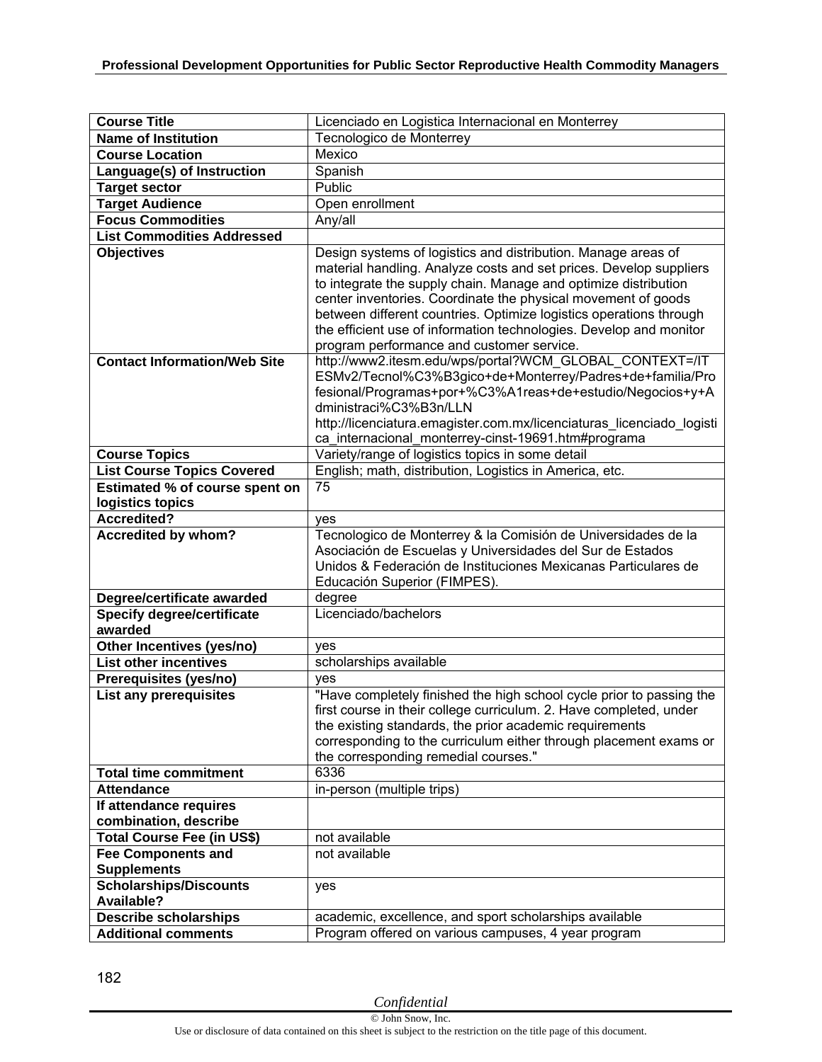| Course Title | Licenciado en Logistica Internacional en Monterrey |
|---|---|
| Name of Institution | Tecnologico de Monterrey |
| Course Location | Mexico |
| Language(s) of Instruction | Spanish |
| Target sector | Public |
| Target Audience | Open enrollment |
| Focus Commodities | Any/all |
| List Commodities Addressed | |
| Objectives | Design systems of logistics and distribution. Manage areas of material handling. Analyze costs and set prices. Develop suppliers to integrate the supply chain. Manage and optimize distribution center inventories. Coordinate the physical movement of goods between different countries. Optimize logistics operations through the efficient use of information technologies. Develop and monitor program performance and customer service. |
| Contact Information/Web Site | http://www2.itesm.edu/wps/portal?WCM_GLOBAL_CONTEXT=/ITESMv2/Tecnol%C3%B3gico+de+Monterrey/Padres+de+familia/Profesional/Programas+por+%C3%A1reas+de+estudio/Negocios+y+Administraci%C3%B3n/LLN http://licenciatura.emagister.com.mx/licenciaturas_licenciado_logistica_internacional_monterrey-cinst-19691.htm#programa |
| Course Topics | Variety/range of logistics topics in some detail |
| List Course Topics Covered | English; math, distribution, Logistics in America, etc. |
| Estimated % of course spent on logistics topics | 75 |
| Accredited? | yes |
| Accredited by whom? | Tecnologico de Monterrey & la Comisión de Universidades de la Asociación de Escuelas y Universidades del Sur de Estados Unidos & Federación de Instituciones Mexicanas Particulares de Educación Superior (FIMPES). |
| Degree/certificate awarded | degree |
| Specify degree/certificate awarded | Licenciado/bachelors |
| Other Incentives (yes/no) | yes |
| List other incentives | scholarships available |
| Prerequisites (yes/no) | yes |
| List any prerequisites | "Have completely finished the high school cycle prior to passing the first course in their college curriculum. 2. Have completed, under the existing standards, the prior academic requirements corresponding to the curriculum either through placement exams or the corresponding remedial courses." |
| Total time commitment | 6336 |
| Attendance | in-person (multiple trips) |
| If attendance requires combination, describe | |
| Total Course Fee (in US$) | not available |
| Fee Components and Supplements | not available |
| Scholarships/Discounts Available? | yes |
| Describe scholarships | academic, excellence, and sport scholarships available |
| Additional comments | Program offered on various campuses, 4 year program |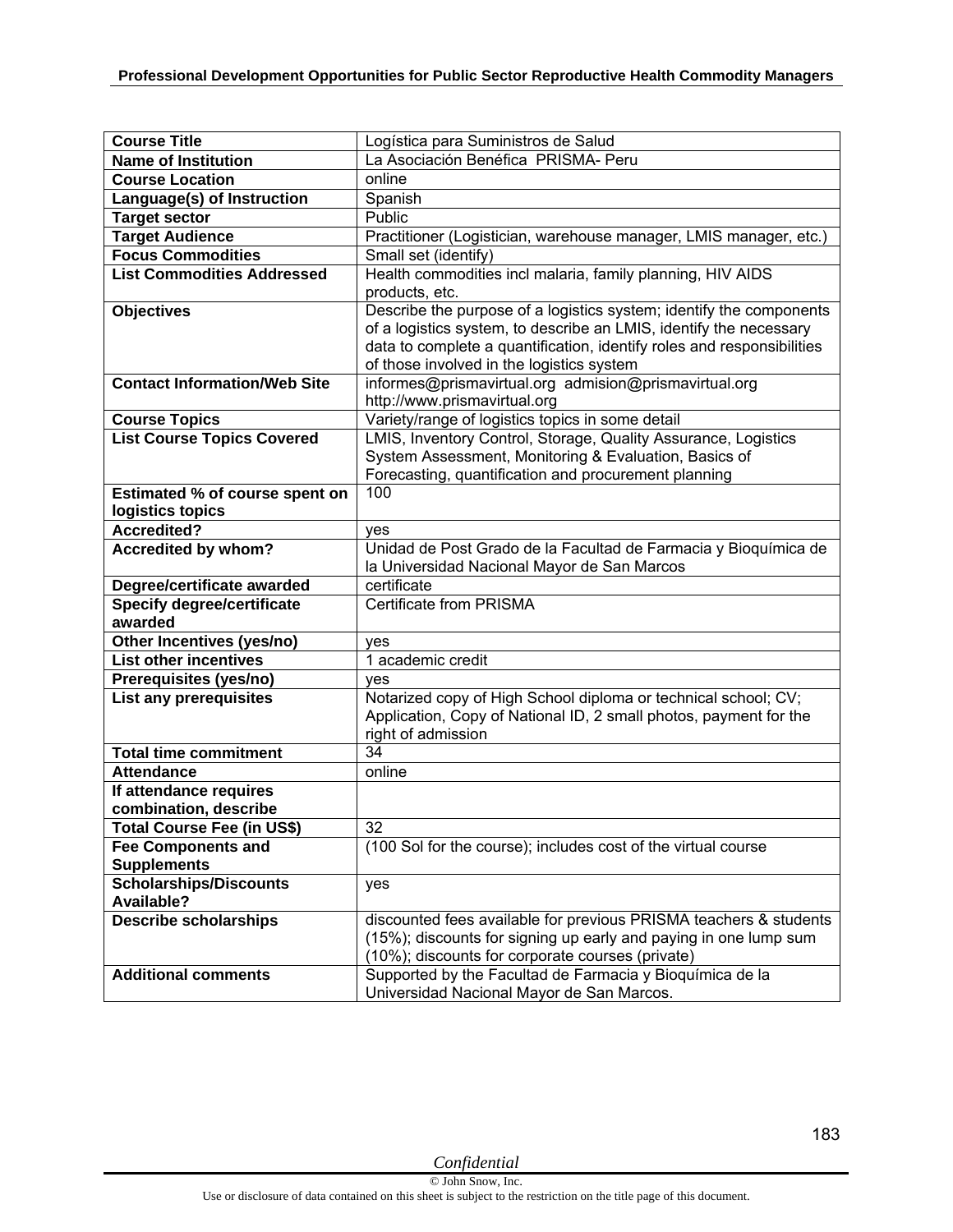| Course Title | Logística para Suministros de Salud |
|---|---|
| Name of Institution | La Asociación Benéfica PRISMA- Peru |
| Course Location | online |
| Language(s) of Instruction | Spanish |
| Target sector | Public |
| Target Audience | Practitioner (Logistician, warehouse manager, LMIS manager, etc.) |
| Focus Commodities | Small set (identify) |
| List Commodities Addressed | Health commodities incl malaria, family planning, HIV AIDS products, etc. |
| Objectives | Describe the purpose of a logistics system; identify the components of a logistics system, to describe an LMIS, identify the necessary data to complete a quantification, identify roles and responsibilities of those involved in the logistics system |
| Contact Information/Web Site | informes@prismavirtual.org admision@prismavirtual.org http://www.prismavirtual.org |
| Course Topics | Variety/range of logistics topics in some detail |
| List Course Topics Covered | LMIS, Inventory Control, Storage, Quality Assurance, Logistics System Assessment, Monitoring & Evaluation, Basics of Forecasting, quantification and procurement planning |
| Estimated % of course spent on logistics topics | 100 |
| Accredited? | yes |
| Accredited by whom? | Unidad de Post Grado de la Facultad de Farmacia y Bioquímica de la Universidad Nacional Mayor de San Marcos |
| Degree/certificate awarded | certificate |
| Specify degree/certificate awarded | Certificate from PRISMA |
| Other Incentives (yes/no) | yes |
| List other incentives | 1 academic credit |
| Prerequisites (yes/no) | yes |
| List any prerequisites | Notarized copy of High School diploma or technical school; CV; Application, Copy of National ID, 2 small photos, payment for the right of admission |
| Total time commitment | 34 |
| Attendance | online |
| If attendance requires combination, describe | |
| Total Course Fee (in US$) | 32 |
| Fee Components and Supplements | (100 Sol for the course); includes cost of the virtual course |
| Scholarships/Discounts Available? | yes |
| Describe scholarships | discounted fees available for previous PRISMA teachers & students (15%); discounts for signing up early and paying in one lump sum (10%); discounts for corporate courses (private) |
| Additional comments | Supported by the Facultad de Farmacia y Bioquímica de la Universidad Nacional Mayor de San Marcos. |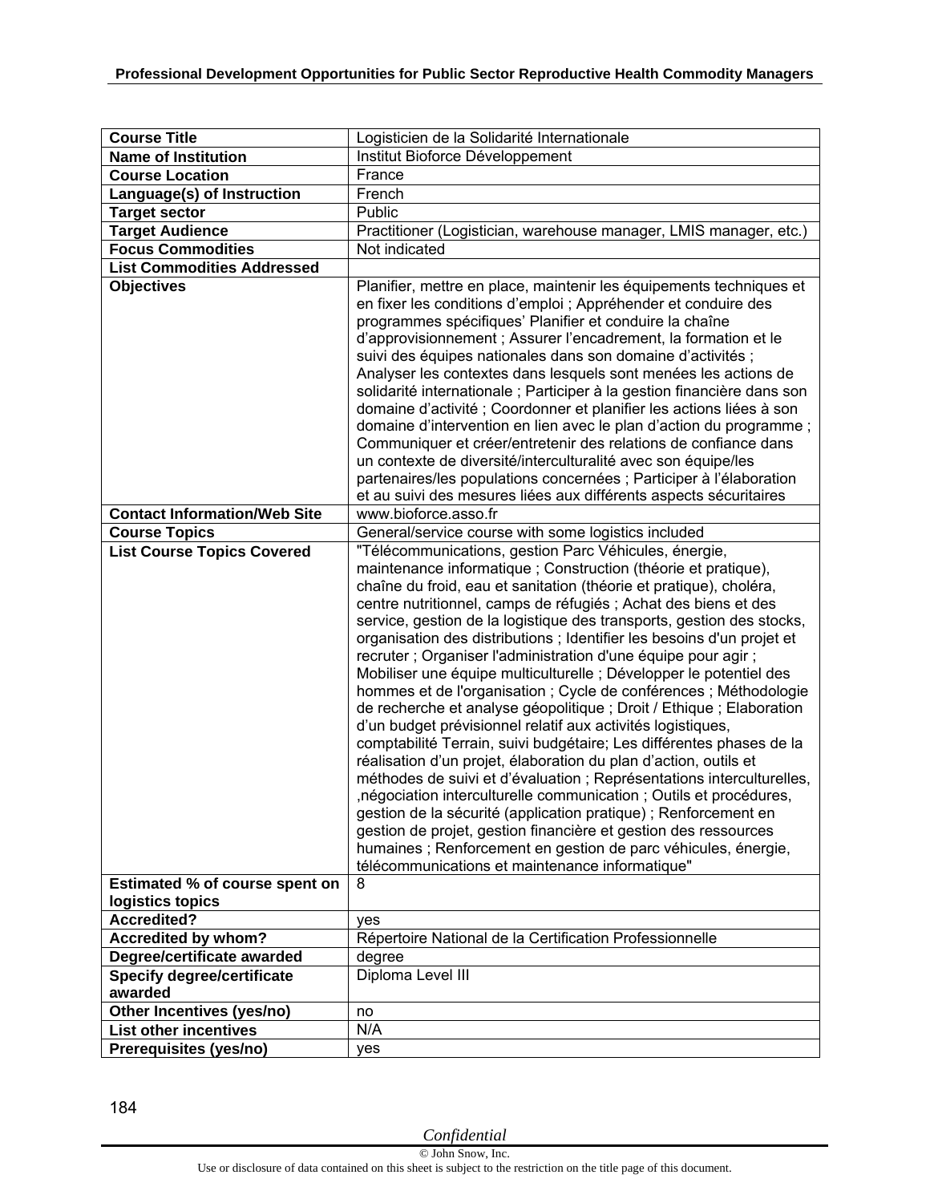| Course Title | Logisticien de la Solidarité Internationale |
|---|---|
| **Name of Institution** | Institut Bioforce Développement |
| **Course Location** | France |
| **Language(s) of Instruction** | French |
| **Target sector** | Public |
| **Target Audience** | Practitioner (Logistician, warehouse manager, LMIS manager, etc.) |
| **Focus Commodities** | Not indicated |
| **List Commodities Addressed** | |
| **Objectives** | Planifier, mettre en place, maintenir les équipements techniques et en fixer les conditions d'emploi ; Appréhender et conduire des programmes spécifiques' Planifier et conduire la chaîne d'approvisionnement ; Assurer l'encadrement, la formation et le suivi des équipes nationales dans son domaine d'activités ; Analyser les contextes dans lesquels sont menées les actions de solidarité internationale ; Participer à la gestion financière dans son domaine d'activité ; Coordonner et planifier les actions liées à son domaine d'intervention en lien avec le plan d'action du programme ; Communiquer et créer/entretenir des relations de confiance dans un contexte de diversité/interculturalité avec son équipe/les partenaires/les populations concernées ; Participer à l'élaboration et au suivi des mesures liées aux différents aspects sécuritaires |
| **Contact Information/Web Site** | www.bioforce.asso.fr |
| **Course Topics** | General/service course with some logistics included |
| **List Course Topics Covered** | "Télécommunications, gestion Parc Véhicules, énergie, maintenance informatique ; Construction (théorie et pratique), chaîne du froid, eau et sanitation (théorie et pratique), choléra, centre nutritionnel, camps de réfugiés ; Achat des biens et des service, gestion de la logistique des transports, gestion des stocks, organisation des distributions ; Identifier les besoins d'un projet et recruter ; Organiser l'administration d'une équipe pour agir ; Mobiliser une équipe multiculturelle ; Développer le potentiel des hommes et de l'organisation ; Cycle de conférences ; Méthodologie de recherche et analyse géopolitique ; Droit / Ethique ; Elaboration d'un budget prévisionnel relatif aux activités logistiques, comptabilité Terrain, suivi budgétaire; Les différentes phases de la réalisation d'un projet, élaboration du plan d'action, outils et méthodes de suivi et d'évaluation ; Représentations interculturelles, ,négociation interculturelle communication ; Outils et procédures, gestion de la sécurité (application pratique) ; Renforcement en gestion de projet, gestion financière et gestion des ressources humaines ; Renforcement en gestion de parc véhicules, énergie, télécommunications et maintenance informatique" |
| **Estimated % of course spent on logistics topics** | 8 |
| **Accredited?** | yes |
| **Accredited by whom?** | Répertoire National de la Certification Professionnelle |
| **Degree/certificate awarded** | degree |
| **Specify degree/certificate awarded** | Diploma Level III |
| **Other Incentives (yes/no)** | no |
| **List other incentives** | N/A |
| **Prerequisites (yes/no)** | yes |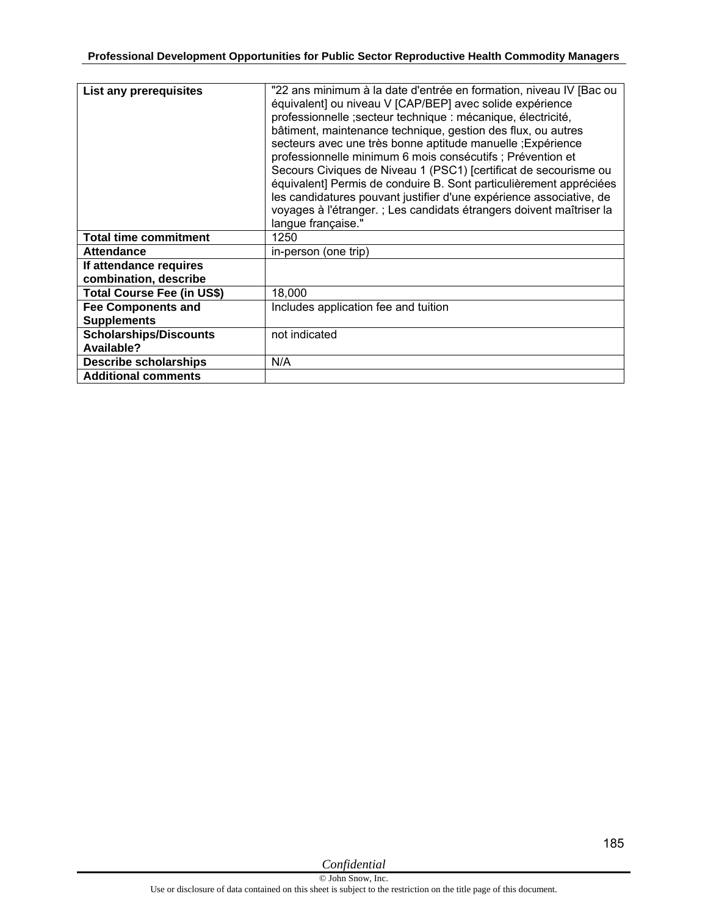| List any prerequisites | "22 ans minimum à la date d'entrée en formation, niveau IV [Bac ou équivalent] ou niveau V [CAP/BEP] avec solide expérience professionnelle ;secteur technique : mécanique, électricité, bâtiment, maintenance technique, gestion des flux, ou autres secteurs avec une très bonne aptitude manuelle ;Expérience professionnelle minimum 6 mois consécutifs ; Prévention et Secours Civiques de Niveau 1 (PSC1) [certificat de secourisme ou équivalent] Permis de conduire B. Sont particulièrement appréciées les candidatures pouvant justifier d'une expérience associative, de voyages à l'étranger. ; Les candidats étrangers doivent maîtriser la langue française." |
|---|---|
| **Total time commitment** | 1250 |
| **Attendance** | in-person (one trip) |
| **If attendance requires combination, describe** | |
| **Total Course Fee (in US$)** | 18,000 |
| **Fee Components and Supplements** | Includes application fee and tuition |
| **Scholarships/Discounts Available?** | not indicated |
| **Describe scholarships** | N/A |
| **Additional comments** | |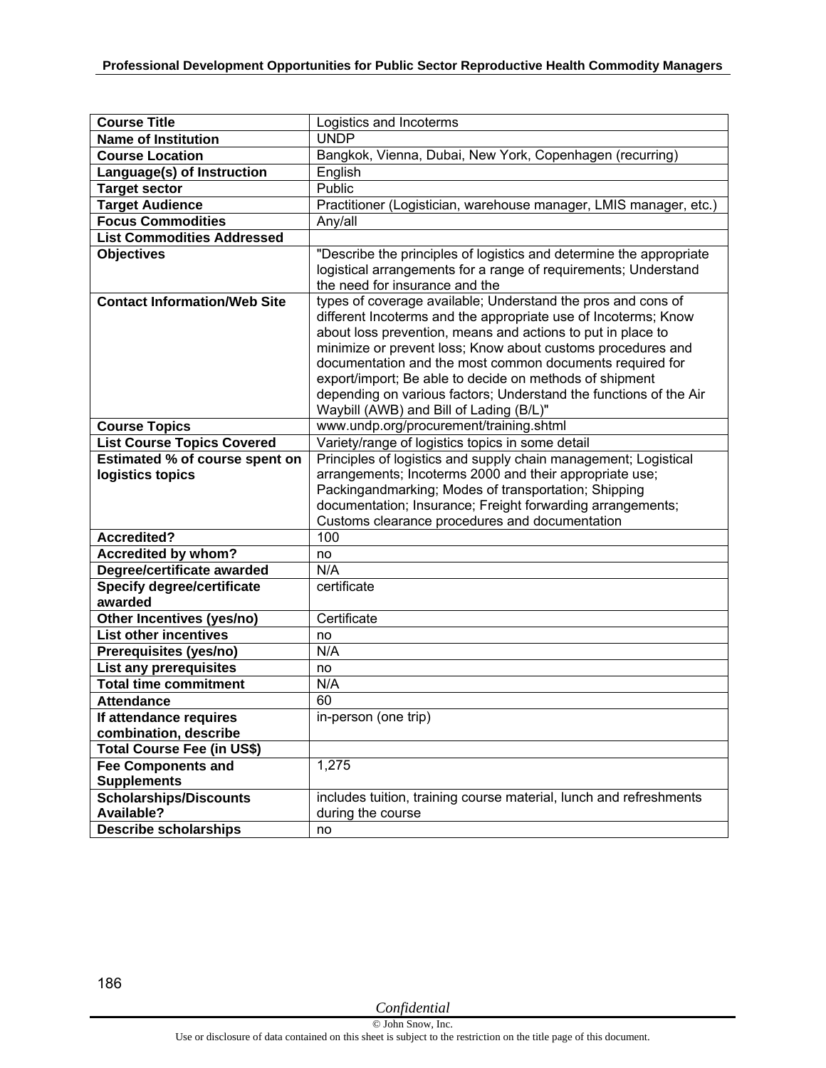| Course Title | Logistics and Incoterms |
|---|---|
| **Name of Institution** | UNDP |
| **Course Location** | Bangkok, Vienna, Dubai, New York, Copenhagen (recurring) |
| **Language(s) of Instruction** | English |
| **Target sector** | Public |
| **Target Audience** | Practitioner (Logistician, warehouse manager, LMIS manager, etc.) |
| **Focus Commodities** | Any/all |
| **List Commodities Addressed** | |
| **Objectives** | "Describe the principles of logistics and determine the appropriate logistical arrangements for a range of requirements; Understand the need for insurance and the |
| **Contact Information/Web Site** | types of coverage available; Understand the pros and cons of different Incoterms and the appropriate use of Incoterms; Know about loss prevention, means and actions to put in place to minimize or prevent loss; Know about customs procedures and documentation and the most common documents required for export/import; Be able to decide on methods of shipment depending on various factors; Understand the functions of the Air Waybill (AWB) and Bill of Lading (B/L)" |
| **Course Topics** | www.undp.org/procurement/training.shtml |
| **List Course Topics Covered** | Variety/range of logistics topics in some detail |
| **Estimated % of course spent on logistics topics** | Principles of logistics and supply chain management; Logistical arrangements; Incoterms 2000 and their appropriate use; Packingandmarking; Modes of transportation; Shipping documentation; Insurance; Freight forwarding arrangements; Customs clearance procedures and documentation |
| **Accredited?** | 100 |
| **Accredited by whom?** | no |
| **Degree/certificate awarded** | N/A |
| **Specify degree/certificate awarded** | certificate |
| **Other Incentives (yes/no)** | Certificate |
| **List other incentives** | no |
| **Prerequisites (yes/no)** | N/A |
| **List any prerequisites** | no |
| **Total time commitment** | N/A |
| **Attendance** | 60 |
| **If attendance requires combination, describe** | in-person (one trip) |
| **Total Course Fee (in US$)** | |
| **Fee Components and Supplements** | 1,275 |
| **Scholarships/Discounts Available?** | includes tuition, training course material, lunch and refreshments during the course |
| **Describe scholarships** | no |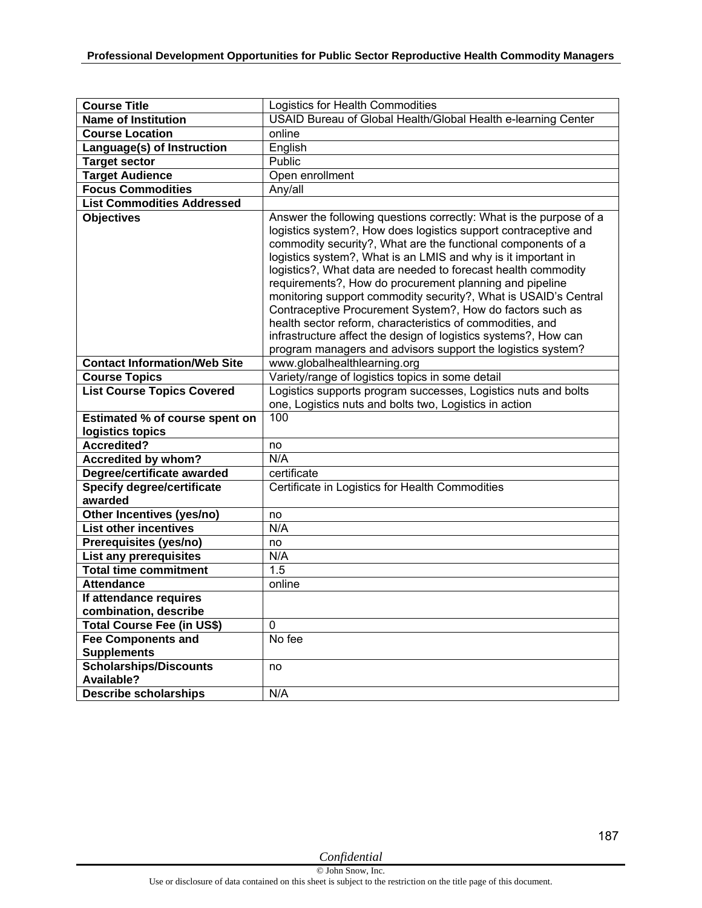| Course Title | Logistics for Health Commodities |
|---|---|
| **Name of Institution** | USAID Bureau of Global Health/Global Health e-learning Center |
| **Course Location** | online |
| **Language(s) of Instruction** | English |
| **Target sector** | Public |
| **Target Audience** | Open enrollment |
| **Focus Commodities** | Any/all |
| **List Commodities Addressed** | |
| **Objectives** | Answer the following questions correctly: What is the purpose of a logistics system?, How does logistics support contraceptive and commodity security?, What are the functional components of a logistics system?, What is an LMIS and why is it important in logistics?, What data are needed to forecast health commodity requirements?, How do procurement planning and pipeline monitoring support commodity security?, What is USAID's Central Contraceptive Procurement System?, How do factors such as health sector reform, characteristics of commodities, and infrastructure affect the design of logistics systems?, How can program managers and advisors support the logistics system? |
| **Contact Information/Web Site** | www.globalhealthlearning.org |
| **Course Topics** | Variety/range of logistics topics in some detail |
| **List Course Topics Covered** | Logistics supports program successes, Logistics nuts and bolts one, Logistics nuts and bolts two, Logistics in action |
| **Estimated % of course spent on logistics topics** | 100 |
| **Accredited?** | no |
| **Accredited by whom?** | N/A |
| **Degree/certificate awarded** | certificate |
| **Specify degree/certificate awarded** | Certificate in Logistics for Health Commodities |
| **Other Incentives (yes/no)** | no |
| **List other incentives** | N/A |
| **Prerequisites (yes/no)** | no |
| **List any prerequisites** | N/A |
| **Total time commitment** | 1.5 |
| **Attendance** | online |
| **If attendance requires combination, describe** | |
| **Total Course Fee (in US$)** | 0 |
| **Fee Components and Supplements** | No fee |
| **Scholarships/Discounts Available?** | no |
| **Describe scholarships** | N/A |

*Confidential*

© John Snow, Inc.

Use or disclosure of data contained on this sheet is subject to the restriction on the title page of this document.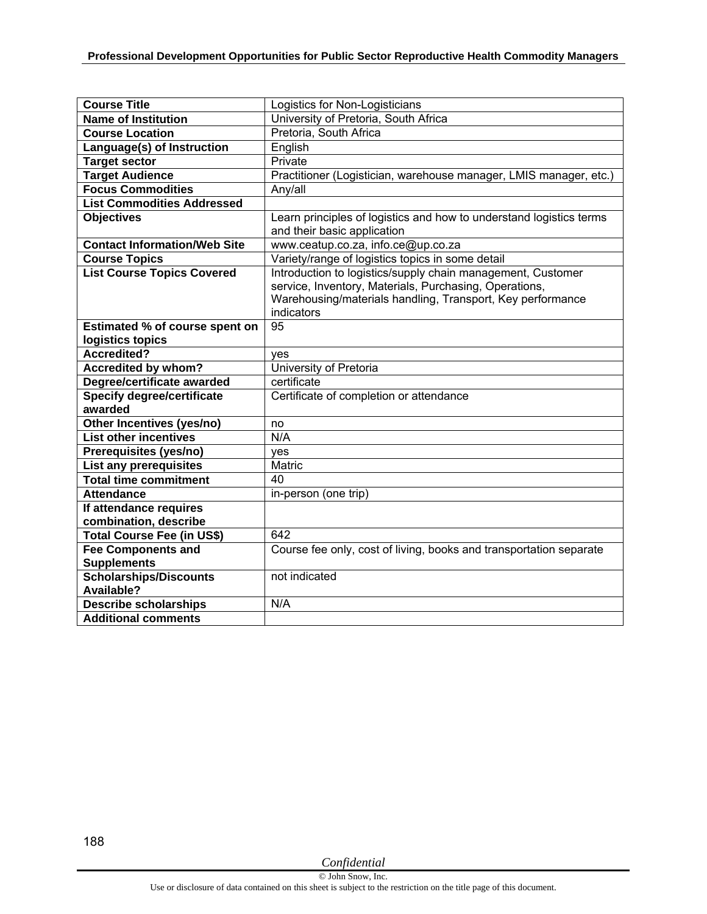| Course Title | Logistics for Non-Logisticians |
|---|---|
| **Name of Institution** | University of Pretoria, South Africa |
| **Course Location** | Pretoria, South Africa |
| **Language(s) of Instruction** | English |
| **Target sector** | Private |
| **Target Audience** | Practitioner (Logistician, warehouse manager, LMIS manager, etc.) |
| **Focus Commodities** | Any/all |
| **List Commodities Addressed** | |
| **Objectives** | Learn principles of logistics and how to understand logistics terms and their basic application |
| **Contact Information/Web Site** | www.ceatup.co.za, info.ce@up.co.za |
| **Course Topics** | Variety/range of logistics topics in some detail |
| **List Course Topics Covered** | Introduction to logistics/supply chain management, Customer service, Inventory, Materials, Purchasing, Operations, Warehousing/materials handling, Transport, Key performance indicators |
| **Estimated % of course spent on logistics topics** | 95 |
| **Accredited?** | yes |
| **Accredited by whom?** | University of Pretoria |
| **Degree/certificate awarded** | certificate |
| **Specify degree/certificate awarded** | Certificate of completion or attendance |
| **Other Incentives (yes/no)** | no |
| **List other incentives** | N/A |
| **Prerequisites (yes/no)** | yes |
| **List any prerequisites** | Matric |
| **Total time commitment** | 40 |
| **Attendance** | in-person (one trip) |
| **If attendance requires combination, describe** | |
| **Total Course Fee (in US$)** | 642 |
| **Fee Components and Supplements** | Course fee only, cost of living, books and transportation separate |
| **Scholarships/Discounts Available?** | not indicated |
| **Describe scholarships** | N/A |
| **Additional comments** | |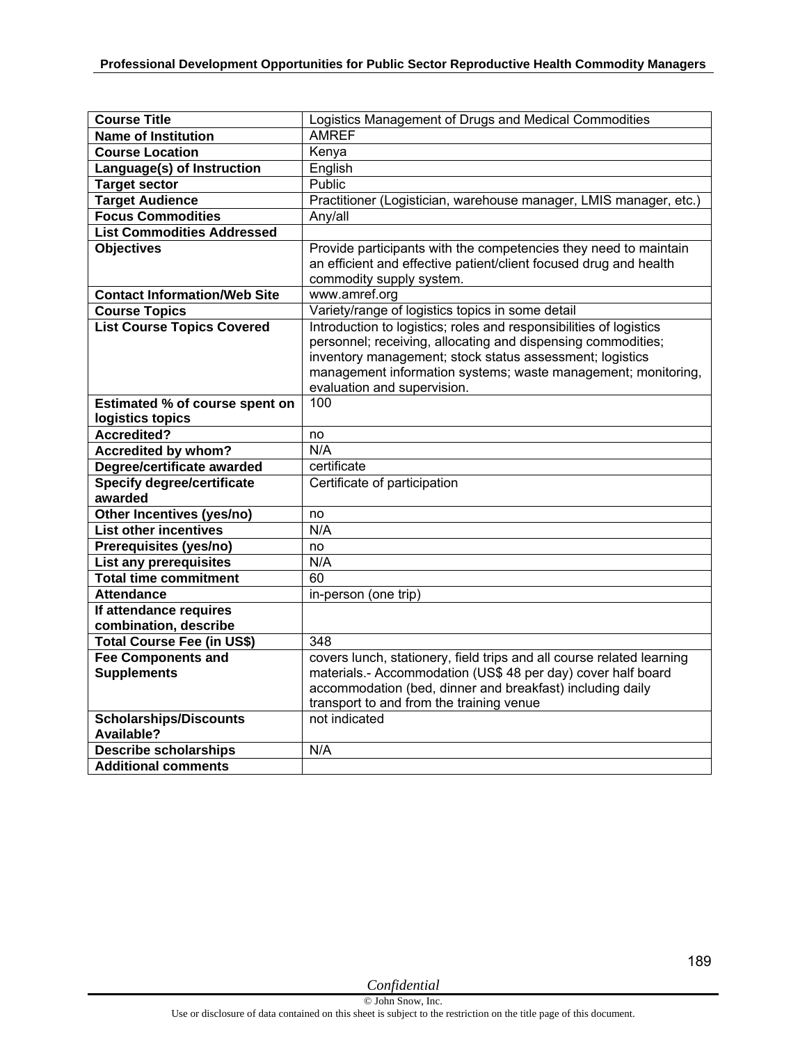| Course Title | Logistics Management of Drugs and Medical Commodities |
|---|---|
| **Name of Institution** | AMREF |
| **Course Location** | Kenya |
| **Language(s) of Instruction** | English |
| **Target sector** | Public |
| **Target Audience** | Practitioner (Logistician, warehouse manager, LMIS manager, etc.) |
| **Focus Commodities** | Any/all |
| **List Commodities Addressed** | |
| **Objectives** | Provide participants with the competencies they need to maintain an efficient and effective patient/client focused drug and health commodity supply system. |
| **Contact Information/Web Site** | www.amref.org |
| **Course Topics** | Variety/range of logistics topics in some detail |
| **List Course Topics Covered** | Introduction to logistics; roles and responsibilities of logistics personnel; receiving, allocating and dispensing commodities; inventory management; stock status assessment; logistics management information systems; waste management; monitoring, evaluation and supervision. |
| **Estimated % of course spent on logistics topics** | 100 |
| **Accredited?** | no |
| **Accredited by whom?** | N/A |
| **Degree/certificate awarded** | certificate |
| **Specify degree/certificate awarded** | Certificate of participation |
| **Other Incentives (yes/no)** | no |
| **List other incentives** | N/A |
| **Prerequisites (yes/no)** | no |
| **List any prerequisites** | N/A |
| **Total time commitment** | 60 |
| **Attendance** | in-person (one trip) |
| **If attendance requires combination, describe** | |
| **Total Course Fee (in US$)** | 348 |
| **Fee Components and Supplements** | covers lunch, stationery, field trips and all course related learning materials.- Accommodation (US$ 48 per day) cover half board accommodation (bed, dinner and breakfast) including daily transport to and from the training venue |
| **Scholarships/Discounts Available?** | not indicated |
| **Describe scholarships** | N/A |
| **Additional comments** | |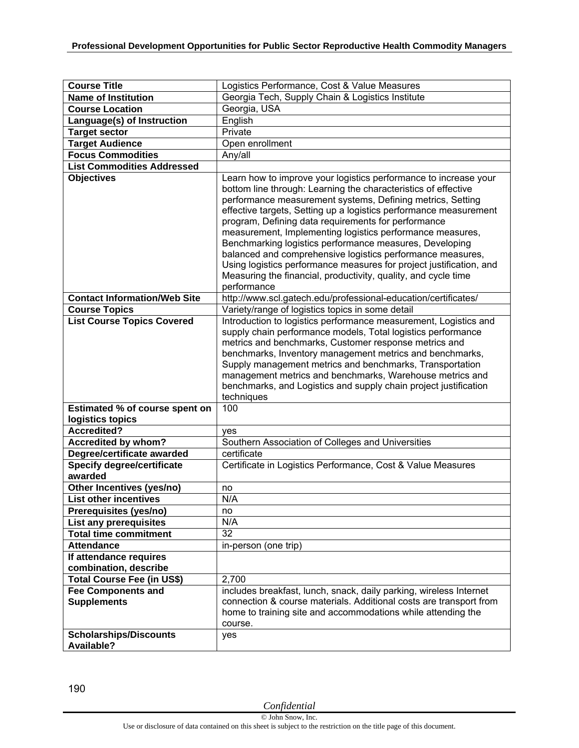| Course Title | Logistics Performance, Cost & Value Measures |
|---|---|
| **Name of Institution** | Georgia Tech, Supply Chain & Logistics Institute |
| **Course Location** | Georgia, USA |
| **Language(s) of Instruction** | English |
| **Target sector** | Private |
| **Target Audience** | Open enrollment |
| **Focus Commodities** | Any/all |
| **List Commodities Addressed** | |
| **Objectives** | Learn how to improve your logistics performance to increase your bottom line through: Learning the characteristics of effective performance measurement systems, Defining metrics, Setting effective targets, Setting up a logistics performance measurement program, Defining data requirements for performance measurement, Implementing logistics performance measures, Benchmarking logistics performance measures, Developing balanced and comprehensive logistics performance measures, Using logistics performance measures for project justification, and Measuring the financial, productivity, quality, and cycle time performance |
| **Contact Information/Web Site** | http://www.scl.gatech.edu/professional-education/certificates/ |
| **Course Topics** | Variety/range of logistics topics in some detail |
| **List Course Topics Covered** | Introduction to logistics performance measurement, Logistics and supply chain performance models, Total logistics performance metrics and benchmarks, Customer response metrics and benchmarks, Inventory management metrics and benchmarks, Supply management metrics and benchmarks, Transportation management metrics and benchmarks, Warehouse metrics and benchmarks, and Logistics and supply chain project justification techniques |
| **Estimated % of course spent on logistics topics** | 100 |
| **Accredited?** | yes |
| **Accredited by whom?** | Southern Association of Colleges and Universities |
| **Degree/certificate awarded** | certificate |
| **Specify degree/certificate awarded** | Certificate in Logistics Performance, Cost & Value Measures |
| **Other Incentives (yes/no)** | no |
| **List other incentives** | N/A |
| **Prerequisites (yes/no)** | no |
| **List any prerequisites** | N/A |
| **Total time commitment** | 32 |
| **Attendance** | in-person (one trip) |
| **If attendance requires combination, describe** | |
| **Total Course Fee (in US$)** | 2,700 |
| **Fee Components and Supplements** | includes breakfast, lunch, snack, daily parking, wireless Internet connection & course materials. Additional costs are transport from home to training site and accommodations while attending the course. |
| **Scholarships/Discounts Available?** | yes |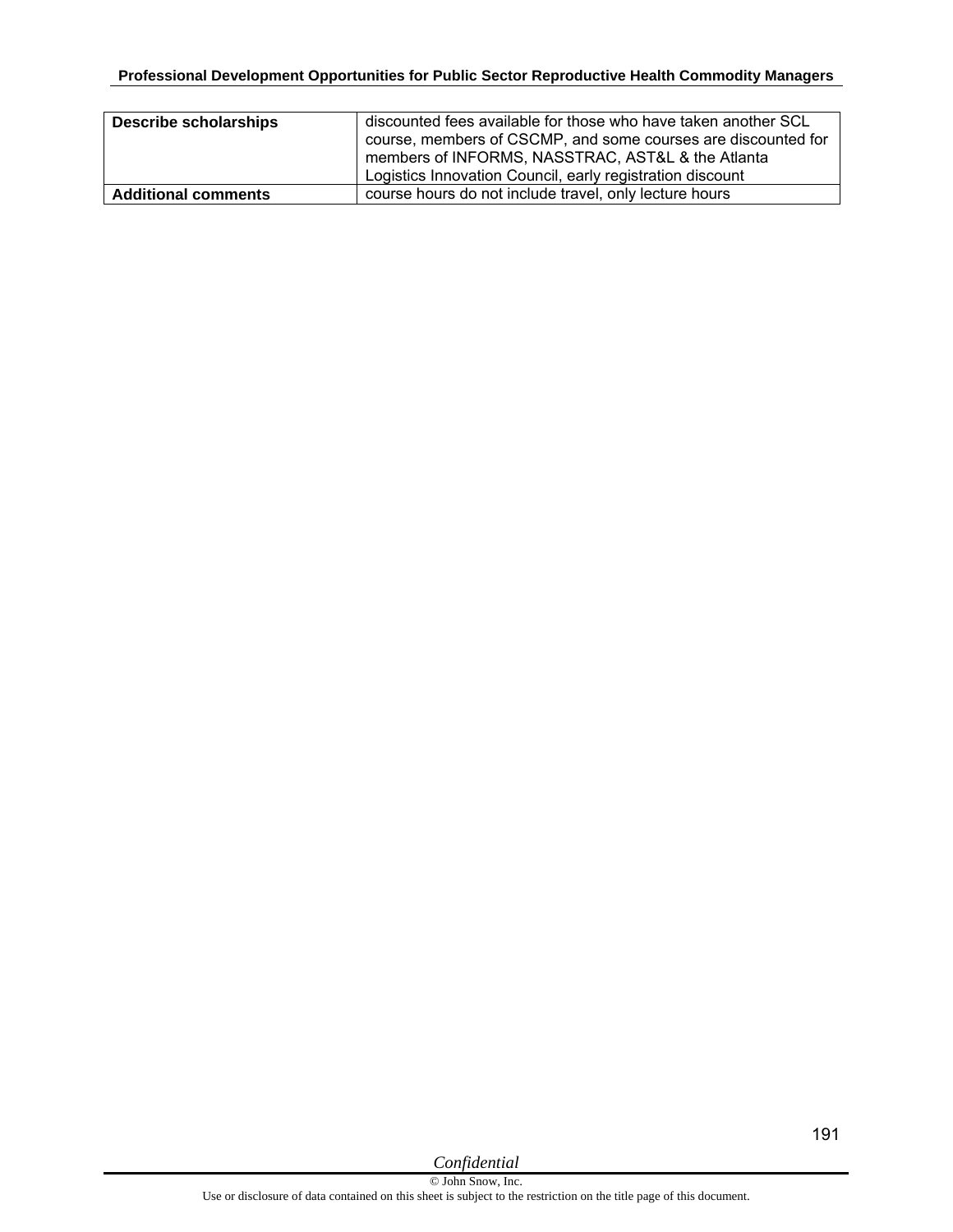| Describe scholarships | discounted fees available for those who have taken another SCL course, members of CSCMP, and some courses are discounted for members of INFORMS, NASSTRAC, AST&L & the Atlanta Logistics Innovation Council, early registration discount |
|---|---|
| **Additional comments** | course hours do not include travel, only lecture hours |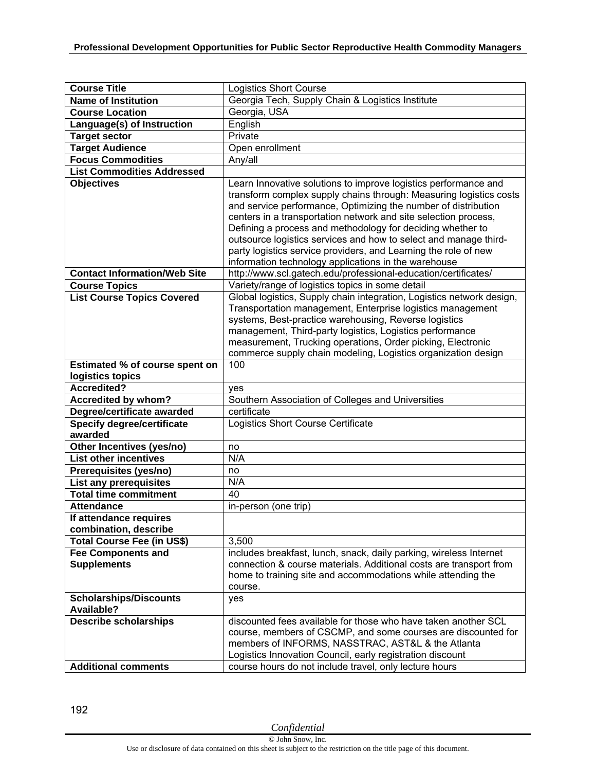| Course Title | Logistics Short Course |
|---|---|
| **Name of Institution** | Georgia Tech, Supply Chain & Logistics Institute |
| **Course Location** | Georgia, USA |
| **Language(s) of Instruction** | English |
| **Target sector** | Private |
| **Target Audience** | Open enrollment |
| **Focus Commodities** | Any/all |
| **List Commodities Addressed** | |
| **Objectives** | Learn Innovative solutions to improve logistics performance and transform complex supply chains through: Measuring logistics costs and service performance, Optimizing the number of distribution centers in a transportation network and site selection process, Defining a process and methodology for deciding whether to outsource logistics services and how to select and manage third-party logistics service providers, and Learning the role of new information technology applications in the warehouse |
| **Contact Information/Web Site** | http://www.scl.gatech.edu/professional-education/certificates/ |
| **Course Topics** | Variety/range of logistics topics in some detail |
| **List Course Topics Covered** | Global logistics, Supply chain integration, Logistics network design, Transportation management, Enterprise logistics management systems, Best-practice warehousing, Reverse logistics management, Third-party logistics, Logistics performance measurement, Trucking operations, Order picking, Electronic commerce supply chain modeling, Logistics organization design |
| **Estimated % of course spent on logistics topics** | 100 |
| **Accredited?** | yes |
| **Accredited by whom?** | Southern Association of Colleges and Universities |
| **Degree/certificate awarded** | certificate |
| **Specify degree/certificate awarded** | Logistics Short Course Certificate |
| **Other Incentives (yes/no)** | no |
| **List other incentives** | N/A |
| **Prerequisites (yes/no)** | no |
| **List any prerequisites** | N/A |
| **Total time commitment** | 40 |
| **Attendance** | in-person (one trip) |
| **If attendance requires combination, describe** | |
| **Total Course Fee (in US$)** | 3,500 |
| **Fee Components and Supplements** | includes breakfast, lunch, snack, daily parking, wireless Internet connection & course materials. Additional costs are transport from home to training site and accommodations while attending the course. |
| **Scholarships/Discounts Available?** | yes |
| **Describe scholarships** | discounted fees available for those who have taken another SCL course, members of CSCMP, and some courses are discounted for members of INFORMS, NASSTRAC, AST&L & the Atlanta Logistics Innovation Council, early registration discount |
| **Additional comments** | course hours do not include travel, only lecture hours |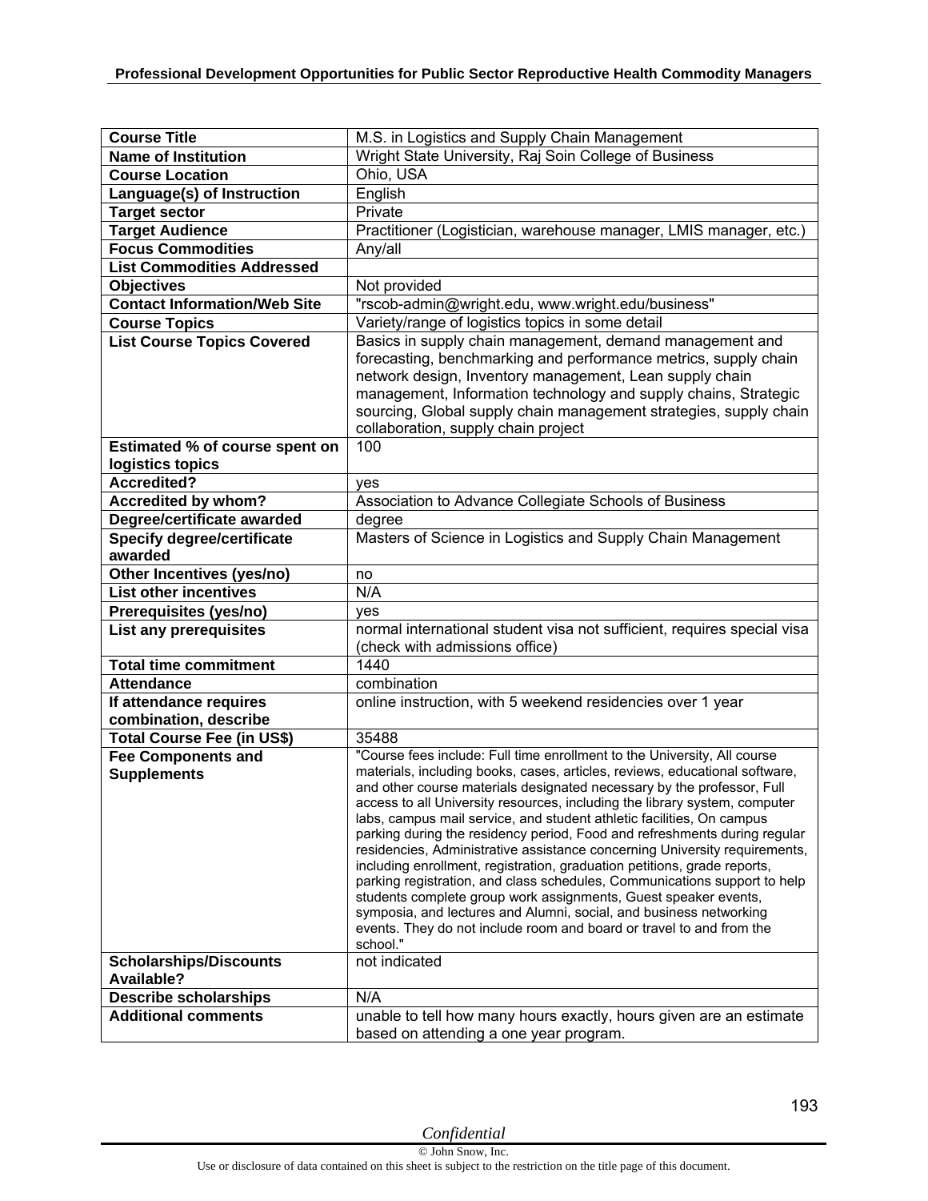| Course Title | M.S. in Logistics and Supply Chain Management |
|---|---|
| **Name of Institution** | Wright State University, Raj Soin College of Business |
| **Course Location** | Ohio, USA |
| **Language(s) of Instruction** | English |
| **Target sector** | Private |
| **Target Audience** | Practitioner (Logistician, warehouse manager, LMIS manager, etc.) |
| **Focus Commodities** | Any/all |
| **List Commodities Addressed** | |
| **Objectives** | Not provided |
| **Contact Information/Web Site** | "rscob-admin@wright.edu, www.wright.edu/business" |
| **Course Topics** | Variety/range of logistics topics in some detail |
| **List Course Topics Covered** | Basics in supply chain management, demand management and forecasting, benchmarking and performance metrics, supply chain network design, Inventory management, Lean supply chain management, Information technology and supply chains, Strategic sourcing, Global supply chain management strategies, supply chain collaboration, supply chain project |
| **Estimated % of course spent on logistics topics** | 100 |
| **Accredited?** | yes |
| **Accredited by whom?** | Association to Advance Collegiate Schools of Business |
| **Degree/certificate awarded** | degree |
| **Specify degree/certificate awarded** | Masters of Science in Logistics and Supply Chain Management |
| **Other Incentives (yes/no)** | no |
| **List other incentives** | N/A |
| **Prerequisites (yes/no)** | yes |
| **List any prerequisites** | normal international student visa not sufficient, requires special visa (check with admissions office) |
| **Total time commitment** | 1440 |
| **Attendance** | combination |
| **If attendance requires combination, describe** | online instruction, with 5 weekend residencies over 1 year |
| **Total Course Fee (in US$)** | 35488 |
| **Fee Components and Supplements** | "Course fees include: Full time enrollment to the University, All course materials, including books, cases, articles, reviews, educational software, and other course materials designated necessary by the professor, Full access to all University resources, including the library system, computer labs, campus mail service, and student athletic facilities, On campus parking during the residency period, Food and refreshments during regular residencies, Administrative assistance concerning University requirements, including enrollment, registration, graduation petitions, grade reports, parking registration, and class schedules, Communications support to help students complete group work assignments, Guest speaker events, symposia, and lectures and Alumni, social, and business networking events. They do not include room and board or travel to and from the school." |
| **Scholarships/Discounts Available?** | not indicated |
| **Describe scholarships** | N/A |
| **Additional comments** | unable to tell how many hours exactly, hours given are an estimate based on attending a one year program. |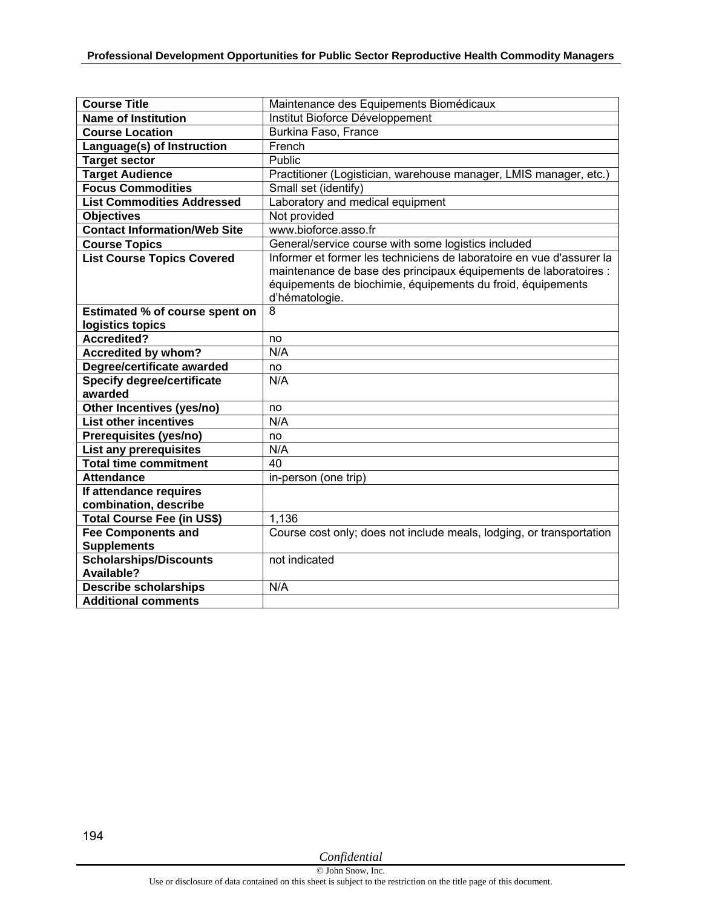| Course Title | Maintenance des Equipements Biomédicaux |
|---|---|
| Name of Institution | Institut Bioforce Développement |
| Course Location | Burkina Faso, France |
| Language(s) of Instruction | French |
| Target sector | Public |
| Target Audience | Practitioner (Logistician, warehouse manager, LMIS manager, etc.) |
| Focus Commodities | Small set (identify) |
| List Commodities Addressed | Laboratory and medical equipment |
| Objectives | Not provided |
| Contact Information/Web Site | www.bioforce.asso.fr |
| Course Topics | General/service course with some logistics included |
| List Course Topics Covered | Informer et former les techniciens de laboratoire en vue d'assurer la maintenance de base des principaux équipements de laboratoires : équipements de biochimie, équipements du froid, équipements d'hématologie. |
| Estimated % of course spent on logistics topics | 8 |
| Accredited? | no |
| Accredited by whom? | N/A |
| Degree/certificate awarded | no |
| Specify degree/certificate awarded | N/A |
| Other Incentives (yes/no) | no |
| List other incentives | N/A |
| Prerequisites (yes/no) | no |
| List any prerequisites | N/A |
| Total time commitment | 40 |
| Attendance | in-person (one trip) |
| If attendance requires combination, describe | |
| Total Course Fee (in US$) | 1,136 |
| Fee Components and Supplements | Course cost only; does not include meals, lodging, or transportation |
| Scholarships/Discounts Available? | not indicated |
| Describe scholarships | N/A |
| Additional comments | |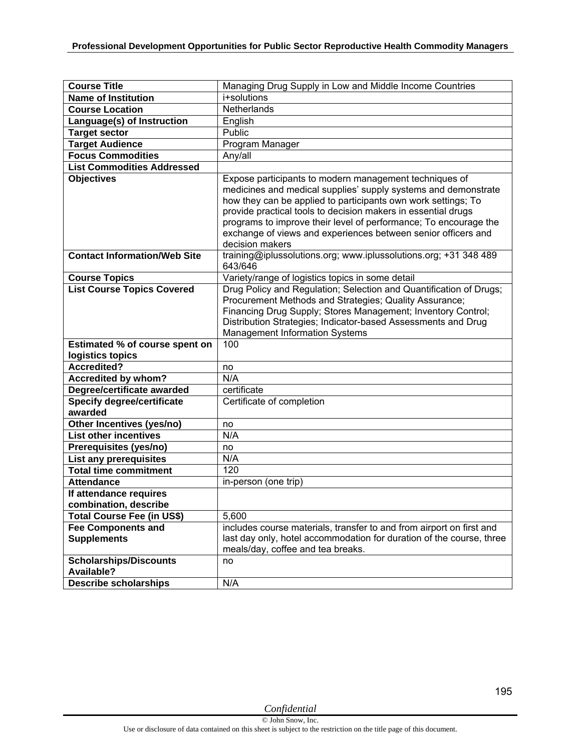| Course Title | Managing Drug Supply in Low and Middle Income Countries |
|---|---|
| Name of Institution | i+solutions |
| Course Location | Netherlands |
| Language(s) of Instruction | English |
| Target sector | Public |
| Target Audience | Program Manager |
| Focus Commodities | Any/all |
| List Commodities Addressed | |
| Objectives | Expose participants to modern management techniques of medicines and medical supplies' supply systems and demonstrate how they can be applied to participants own work settings; To provide practical tools to decision makers in essential drugs programs to improve their level of performance; To encourage the exchange of views and experiences between senior officers and decision makers |
| Contact Information/Web Site | training@iplussolutions.org; www.iplussolutions.org; +31 348 489 643/646 |
| Course Topics | Variety/range of logistics topics in some detail |
| List Course Topics Covered | Drug Policy and Regulation; Selection and Quantification of Drugs; Procurement Methods and Strategies; Quality Assurance; Financing Drug Supply; Stores Management; Inventory Control; Distribution Strategies; Indicator-based Assessments and Drug Management Information Systems |
| Estimated % of course spent on logistics topics | 100 |
| Accredited? | no |
| Accredited by whom? | N/A |
| Degree/certificate awarded | certificate |
| Specify degree/certificate awarded | Certificate of completion |
| Other Incentives (yes/no) | no |
| List other incentives | N/A |
| Prerequisites (yes/no) | no |
| List any prerequisites | N/A |
| Total time commitment | 120 |
| Attendance | in-person (one trip) |
| If attendance requires combination, describe | |
| Total Course Fee (in US$) | 5,600 |
| Fee Components and Supplements | includes course materials, transfer to and from airport on first and last day only, hotel accommodation for duration of the course, three meals/day, coffee and tea breaks. |
| Scholarships/Discounts Available? | no |
| Describe scholarships | N/A |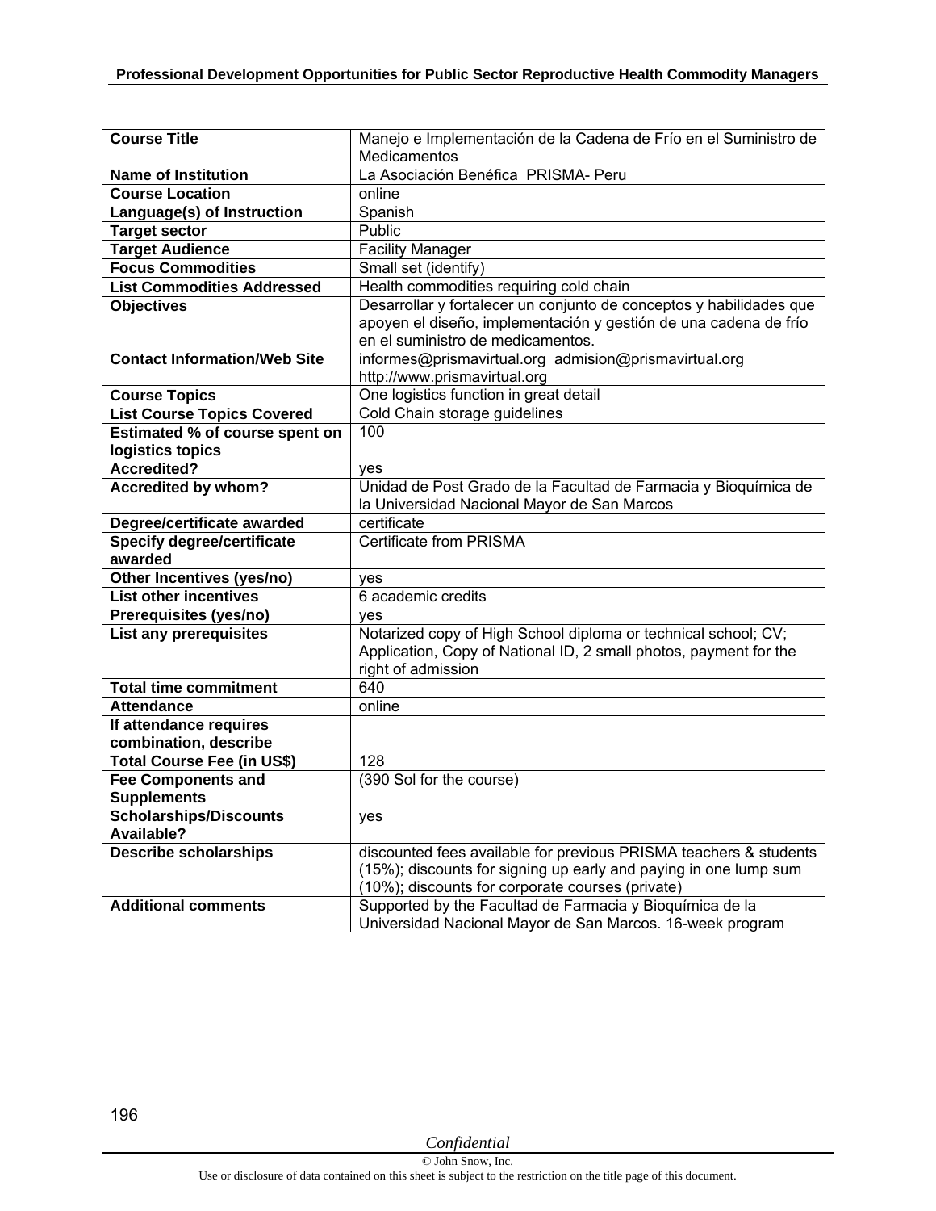| Course Title | Manejo e Implementación de la Cadena de Frío en el Suministro de Medicamentos |
|---|---|
| Name of Institution | La Asociación Benéfica PRISMA- Peru |
| Course Location | online |
| Language(s) of Instruction | Spanish |
| Target sector | Public |
| Target Audience | Facility Manager |
| Focus Commodities | Small set (identify) |
| List Commodities Addressed | Health commodities requiring cold chain |
| Objectives | Desarrollar y fortalecer un conjunto de conceptos y habilidades que apoyen el diseño, implementación y gestión de una cadena de frío en el suministro de medicamentos. |
| Contact Information/Web Site | informes@prismavirtual.org admision@prismavirtual.org http://www.prismavirtual.org |
| Course Topics | One logistics function in great detail |
| List Course Topics Covered | Cold Chain storage guidelines |
| Estimated % of course spent on logistics topics | 100 |
| Accredited? | yes |
| Accredited by whom? | Unidad de Post Grado de la Facultad de Farmacia y Bioquímica de la Universidad Nacional Mayor de San Marcos |
| Degree/certificate awarded | certificate |
| Specify degree/certificate awarded | Certificate from PRISMA |
| Other Incentives (yes/no) | yes |
| List other incentives | 6 academic credits |
| Prerequisites (yes/no) | yes |
| List any prerequisites | Notarized copy of High School diploma or technical school; CV; Application, Copy of National ID, 2 small photos, payment for the right of admission |
| Total time commitment | 640 |
| Attendance | online |
| If attendance requires combination, describe | |
| Total Course Fee (in US$) | 128 |
| Fee Components and Supplements | (390 Sol for the course) |
| Scholarships/Discounts Available? | yes |
| Describe scholarships | discounted fees available for previous PRISMA teachers & students (15%); discounts for signing up early and paying in one lump sum (10%); discounts for corporate courses (private) |
| Additional comments | Supported by the Facultad de Farmacia y Bioquímica de la Universidad Nacional Mayor de San Marcos. 16-week program |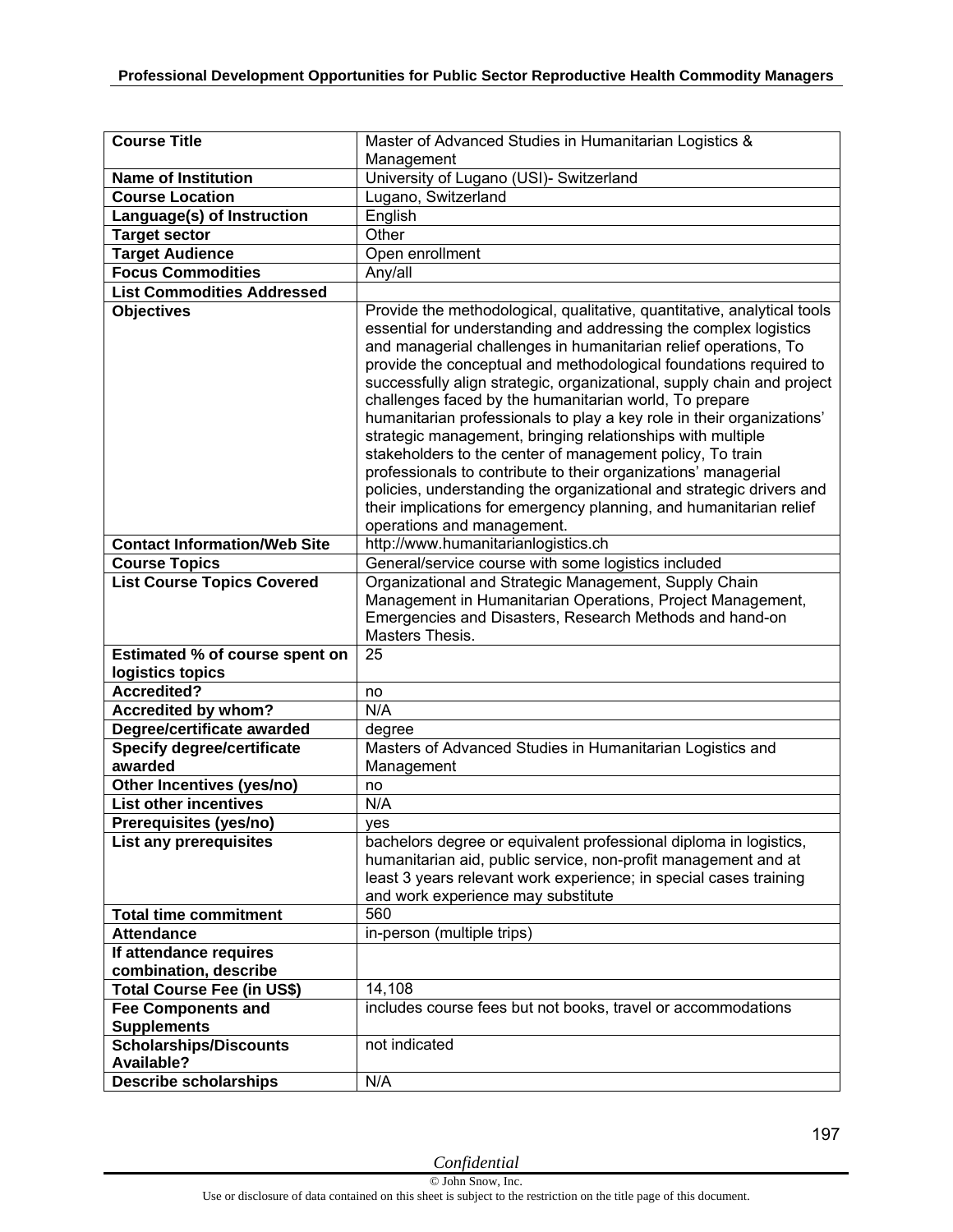| Course Title | Master of Advanced Studies in Humanitarian Logistics & Management |
|---|---|
| **Name of Institution** | University of Lugano (USI)- Switzerland |
| **Course Location** | Lugano, Switzerland |
| **Language(s) of Instruction** | English |
| **Target sector** | Other |
| **Target Audience** | Open enrollment |
| **Focus Commodities** | Any/all |
| **List Commodities Addressed** | |
| **Objectives** | Provide the methodological, qualitative, quantitative, analytical tools essential for understanding and addressing the complex logistics and managerial challenges in humanitarian relief operations, To provide the conceptual and methodological foundations required to successfully align strategic, organizational, supply chain and project challenges faced by the humanitarian world, To prepare humanitarian professionals to play a key role in their organizations' strategic management, bringing relationships with multiple stakeholders to the center of management policy, To train professionals to contribute to their organizations' managerial policies, understanding the organizational and strategic drivers and their implications for emergency planning, and humanitarian relief operations and management. |
| **Contact Information/Web Site** | http://www.humanitarianlogistics.ch |
| **Course Topics** | General/service course with some logistics included |
| **List Course Topics Covered** | Organizational and Strategic Management, Supply Chain Management in Humanitarian Operations, Project Management, Emergencies and Disasters, Research Methods and hand-on Masters Thesis. |
| **Estimated % of course spent on logistics topics** | 25 |
| **Accredited?** | no |
| **Accredited by whom?** | N/A |
| **Degree/certificate awarded** | degree |
| **Specify degree/certificate awarded** | Masters of Advanced Studies in Humanitarian Logistics and Management |
| **Other Incentives (yes/no)** | no |
| **List other incentives** | N/A |
| **Prerequisites (yes/no)** | yes |
| **List any prerequisites** | bachelors degree or equivalent professional diploma in logistics, humanitarian aid, public service, non-profit management and at least 3 years relevant work experience; in special cases training and work experience may substitute |
| **Total time commitment** | 560 |
| **Attendance** | in-person (multiple trips) |
| **If attendance requires combination, describe** | |
| **Total Course Fee (in US$)** | 14,108 |
| **Fee Components and Supplements** | includes course fees but not books, travel or accommodations |
| **Scholarships/Discounts Available?** | not indicated |
| **Describe scholarships** | N/A |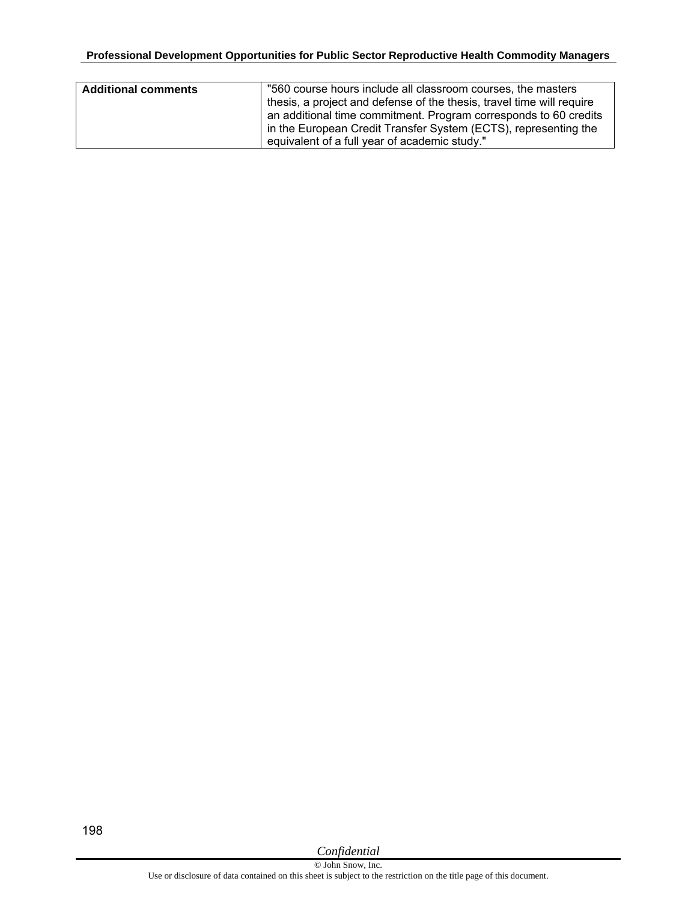| Additional comments | "560 course hours include all classroom courses, the masters thesis, a project and defense of the thesis, travel time will require an additional time commitment. Program corresponds to 60 credits in the European Credit Transfer System (ECTS), representing the equivalent of a full year of academic study." |
|---|---|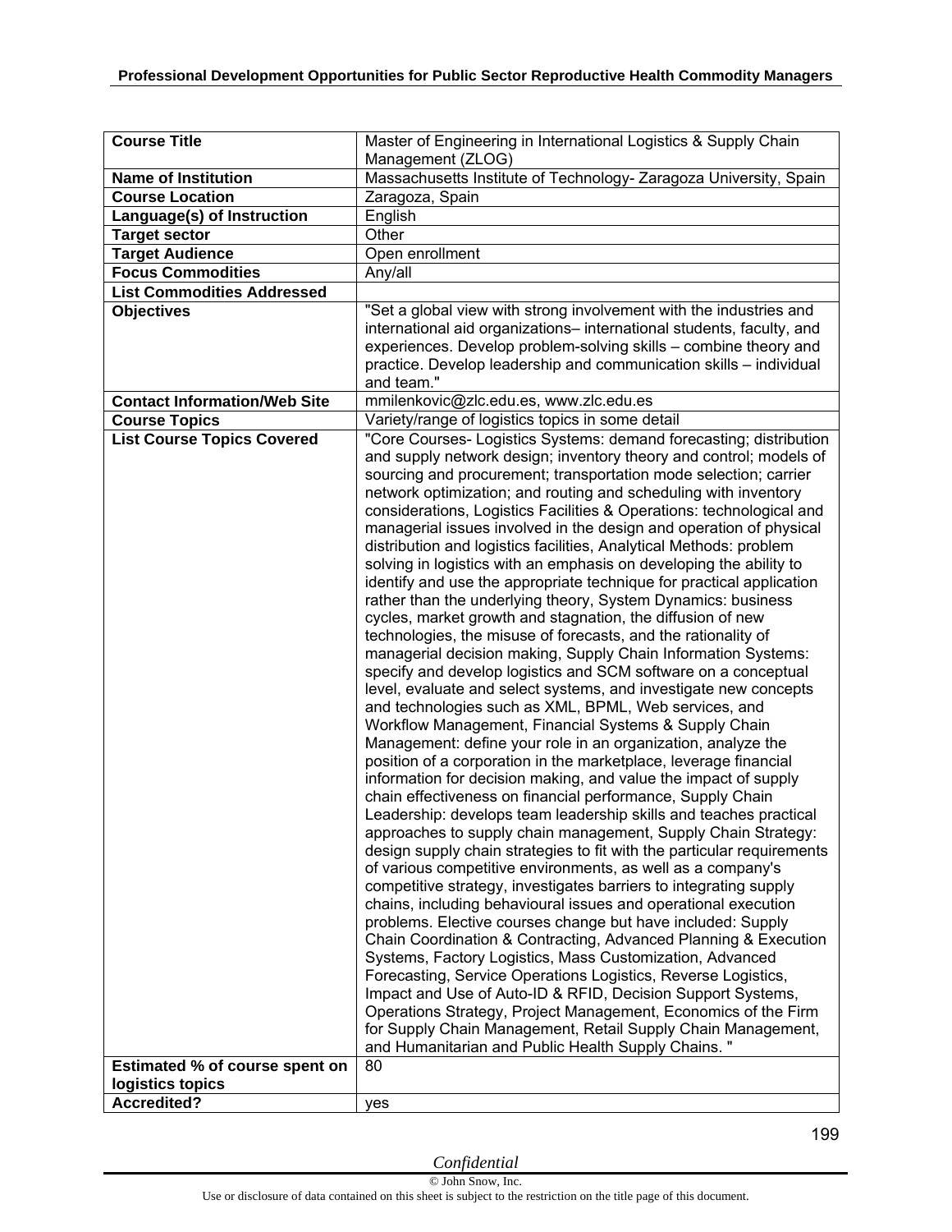| Course Title | Master of Engineering in International Logistics & Supply Chain Management (ZLOG) |
|---|---|
| **Name of Institution** | Massachusetts Institute of Technology- Zaragoza University, Spain |
| **Course Location** | Zaragoza, Spain |
| **Language(s) of Instruction** | English |
| **Target sector** | Other |
| **Target Audience** | Open enrollment |
| **Focus Commodities** | Any/all |
| **List Commodities Addressed** | |
| **Objectives** | "Set a global view with strong involvement with the industries and international aid organizations– international students, faculty, and experiences. Develop problem-solving skills – combine theory and practice. Develop leadership and communication skills – individual and team." |
| **Contact Information/Web Site** | mmilenkovic@zlc.edu.es, www.zlc.edu.es |
| **Course Topics** | Variety/range of logistics topics in some detail |
| **List Course Topics Covered** | "Core Courses- Logistics Systems: demand forecasting; distribution and supply network design; inventory theory and control; models of sourcing and procurement; transportation mode selection; carrier network optimization; and routing and scheduling with inventory considerations, Logistics Facilities & Operations: technological and managerial issues involved in the design and operation of physical distribution and logistics facilities, Analytical Methods: problem solving in logistics with an emphasis on developing the ability to identify and use the appropriate technique for practical application rather than the underlying theory, System Dynamics: business cycles, market growth and stagnation, the diffusion of new technologies, the misuse of forecasts, and the rationality of managerial decision making, Supply Chain Information Systems: specify and develop logistics and SCM software on a conceptual level, evaluate and select systems, and investigate new concepts and technologies such as XML, BPML, Web services, and Workflow Management, Financial Systems & Supply Chain Management: define your role in an organization, analyze the position of a corporation in the marketplace, leverage financial information for decision making, and value the impact of supply chain effectiveness on financial performance, Supply Chain Leadership: develops team leadership skills and teaches practical approaches to supply chain management, Supply Chain Strategy: design supply chain strategies to fit with the particular requirements of various competitive environments, as well as a company's competitive strategy, investigates barriers to integrating supply chains, including behavioural issues and operational execution problems. Elective courses change but have included: Supply Chain Coordination & Contracting, Advanced Planning & Execution Systems, Factory Logistics, Mass Customization, Advanced Forecasting, Service Operations Logistics, Reverse Logistics, Impact and Use of Auto-ID & RFID, Decision Support Systems, Operations Strategy, Project Management, Economics of the Firm for Supply Chain Management, Retail Supply Chain Management, and Humanitarian and Public Health Supply Chains. " |
| **Estimated % of course spent on logistics topics** | 80 |
| **Accredited?** | yes |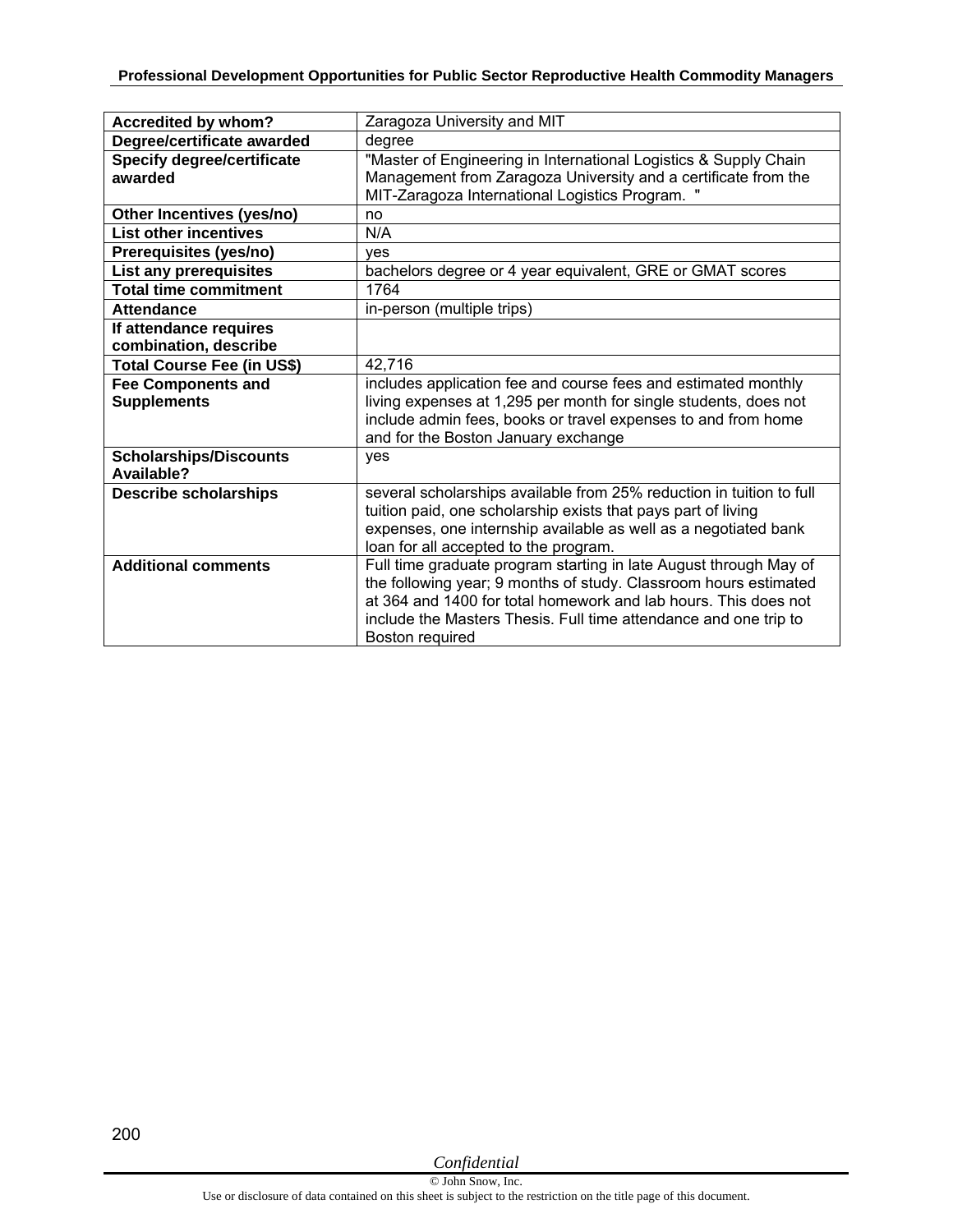| Accredited by whom? | Zaragoza University and MIT |
|---|---|
| Degree/certificate awarded | degree |
| Specify degree/certificate awarded | "Master of Engineering in International Logistics & Supply Chain Management from Zaragoza University and a certificate from the MIT-Zaragoza International Logistics Program. " |
| Other Incentives (yes/no) | no |
| List other incentives | N/A |
| Prerequisites (yes/no) | yes |
| List any prerequisites | bachelors degree or 4 year equivalent, GRE or GMAT scores |
| Total time commitment | 1764 |
| Attendance | in-person (multiple trips) |
| If attendance requires combination, describe | |
| Total Course Fee (in US$) | 42,716 |
| Fee Components and Supplements | includes application fee and course fees and estimated monthly living expenses at 1,295 per month for single students, does not include admin fees, books or travel expenses to and from home and for the Boston January exchange |
| Scholarships/Discounts Available? | yes |
| Describe scholarships | several scholarships available from 25% reduction in tuition to full tuition paid, one scholarship exists that pays part of living expenses, one internship available as well as a negotiated bank loan for all accepted to the program. |
| Additional comments | Full time graduate program starting in late August through May of the following year; 9 months of study. Classroom hours estimated at 364 and 1400 for total homework and lab hours. This does not include the Masters Thesis. Full time attendance and one trip to Boston required |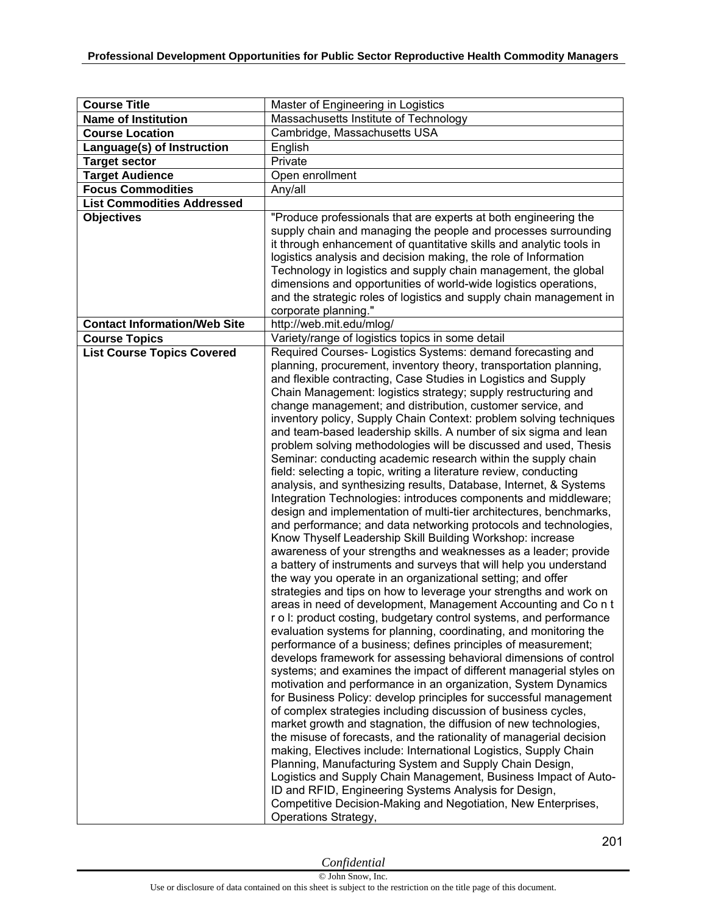| Course Title | Master of Engineering in Logistics |
|---|---|
| **Name of Institution** | Massachusetts Institute of Technology |
| **Course Location** | Cambridge, Massachusetts USA |
| **Language(s) of Instruction** | English |
| **Target sector** | Private |
| **Target Audience** | Open enrollment |
| **Focus Commodities** | Any/all |
| **List Commodities Addressed** | |
| **Objectives** | "Produce professionals that are experts at both engineering the supply chain and managing the people and processes surrounding it through enhancement of quantitative skills and analytic tools in logistics analysis and decision making, the role of Information Technology in logistics and supply chain management, the global dimensions and opportunities of world-wide logistics operations, and the strategic roles of logistics and supply chain management in corporate planning." |
| **Contact Information/Web Site** | http://web.mit.edu/mlog/ |
| **Course Topics** | Variety/range of logistics topics in some detail |
| **List Course Topics Covered** | Required Courses- Logistics Systems: demand forecasting and planning, procurement, inventory theory, transportation planning, and flexible contracting, Case Studies in Logistics and Supply Chain Management: logistics strategy; supply restructuring and change management; and distribution, customer service, and inventory policy, Supply Chain Context: problem solving techniques and team-based leadership skills. A number of six sigma and lean problem solving methodologies will be discussed and used, Thesis Seminar: conducting academic research within the supply chain field: selecting a topic, writing a literature review, conducting analysis, and synthesizing results, Database, Internet, & Systems Integration Technologies: introduces components and middleware; design and implementation of multi-tier architectures, benchmarks, and performance; and data networking protocols and technologies, Know Thyself Leadership Skill Building Workshop: increase awareness of your strengths and weaknesses as a leader; provide a battery of instruments and surveys that will help you understand the way you operate in an organizational setting; and offer strategies and tips on how to leverage your strengths and work on areas in need of development, Management Accounting and Co n t r o l: product costing, budgetary control systems, and performance evaluation systems for planning, coordinating, and monitoring the performance of a business; defines principles of measurement; develops framework for assessing behavioral dimensions of control systems; and examines the impact of different managerial styles on motivation and performance in an organization, System Dynamics for Business Policy: develop principles for successful management of complex strategies including discussion of business cycles, market growth and stagnation, the diffusion of new technologies, the misuse of forecasts, and the rationality of managerial decision making, Electives include: International Logistics, Supply Chain Planning, Manufacturing System and Supply Chain Design, Logistics and Supply Chain Management, Business Impact of Auto-ID and RFID, Engineering Systems Analysis for Design, Competitive Decision-Making and Negotiation, New Enterprises, Operations Strategy, |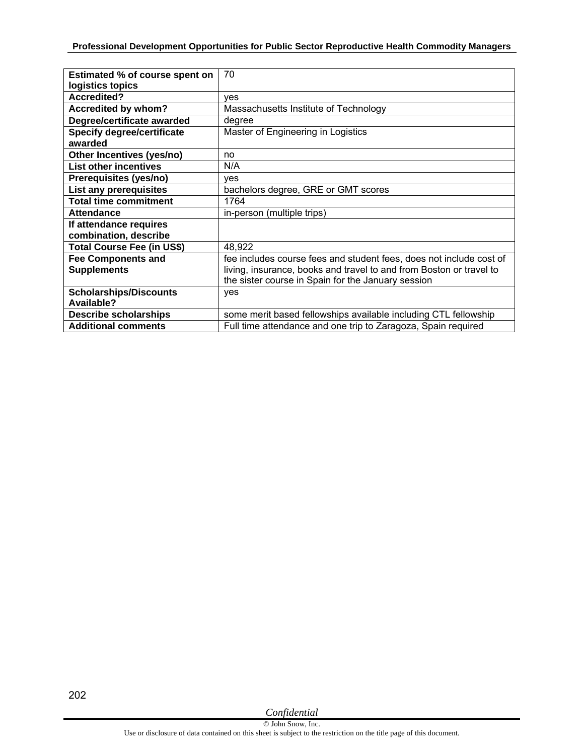| Estimated % of course spent on logistics topics | 70 |
|---|---|
| Accredited? | yes |
| Accredited by whom? | Massachusetts Institute of Technology |
| Degree/certificate awarded | degree |
| Specify degree/certificate awarded | Master of Engineering in Logistics |
| Other Incentives (yes/no) | no |
| List other incentives | N/A |
| Prerequisites (yes/no) | yes |
| List any prerequisites | bachelors degree, GRE or GMT scores |
| Total time commitment | 1764 |
| Attendance | in-person (multiple trips) |
| If attendance requires combination, describe | |
| Total Course Fee (in US$) | 48,922 |
| Fee Components and Supplements | fee includes course fees and student fees, does not include cost of living, insurance, books and travel to and from Boston or travel to the sister course in Spain for the January session |
| Scholarships/Discounts Available? | yes |
| Describe scholarships | some merit based fellowships available including CTL fellowship |
| Additional comments | Full time attendance and one trip to Zaragoza, Spain required |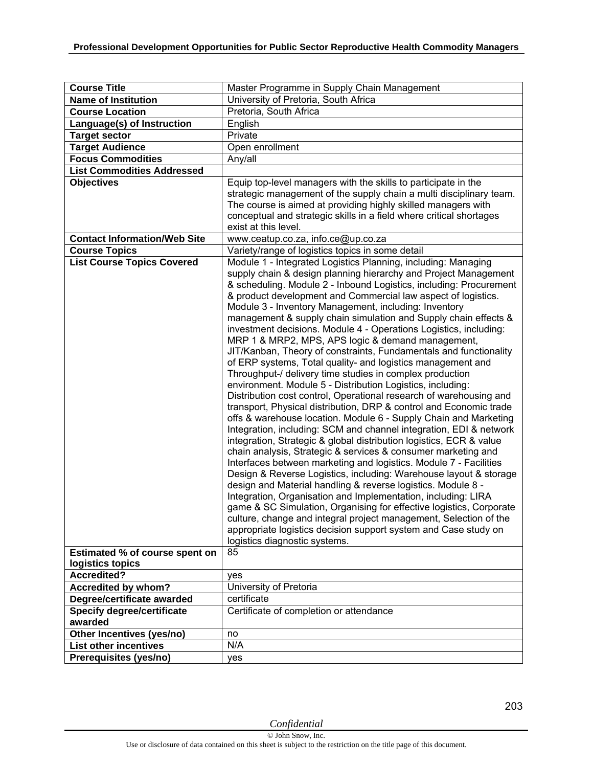| Course Title | Master Programme in Supply Chain Management |
|---|---|
| **Name of Institution** | University of Pretoria, South Africa |
| **Course Location** | Pretoria, South Africa |
| **Language(s) of Instruction** | English |
| **Target sector** | Private |
| **Target Audience** | Open enrollment |
| **Focus Commodities** | Any/all |
| **List Commodities Addressed** | |
| **Objectives** | Equip top-level managers with the skills to participate in the strategic management of the supply chain a multi disciplinary team. The course is aimed at providing highly skilled managers with conceptual and strategic skills in a field where critical shortages exist at this level. |
| **Contact Information/Web Site** | www.ceatup.co.za, info.ce@up.co.za |
| **Course Topics** | Variety/range of logistics topics in some detail |
| **List Course Topics Covered** | Module 1 - Integrated Logistics Planning, including: Managing supply chain & design planning hierarchy and Project Management & scheduling. Module 2 - Inbound Logistics, including: Procurement & product development and Commercial law aspect of logistics. Module 3 - Inventory Management, including: Inventory management & supply chain simulation and Supply chain effects & investment decisions. Module 4 - Operations Logistics, including: MRP 1 & MRP2, MPS, APS logic & demand management, JIT/Kanban, Theory of constraints, Fundamentals and functionality of ERP systems, Total quality- and logistics management and Throughput-/ delivery time studies in complex production environment. Module 5 - Distribution Logistics, including: Distribution cost control, Operational research of warehousing and transport, Physical distribution, DRP & control and Economic trade offs & warehouse location. Module 6 - Supply Chain and Marketing Integration, including: SCM and channel integration, EDI & network integration, Strategic & global distribution logistics, ECR & value chain analysis, Strategic & services & consumer marketing and Interfaces between marketing and logistics. Module 7 - Facilities Design & Reverse Logistics, including: Warehouse layout & storage design and Material handling & reverse logistics. Module 8 - Integration, Organisation and Implementation, including: LIRA game & SC Simulation, Organising for effective logistics, Corporate culture, change and integral project management, Selection of the appropriate logistics decision support system and Case study on logistics diagnostic systems. |
| **Estimated % of course spent on logistics topics** | 85 |
| **Accredited?** | yes |
| **Accredited by whom?** | University of Pretoria |
| **Degree/certificate awarded** | certificate |
| **Specify degree/certificate awarded** | Certificate of completion or attendance |
| **Other Incentives (yes/no)** | no |
| **List other incentives** | N/A |
| **Prerequisites (yes/no)** | yes |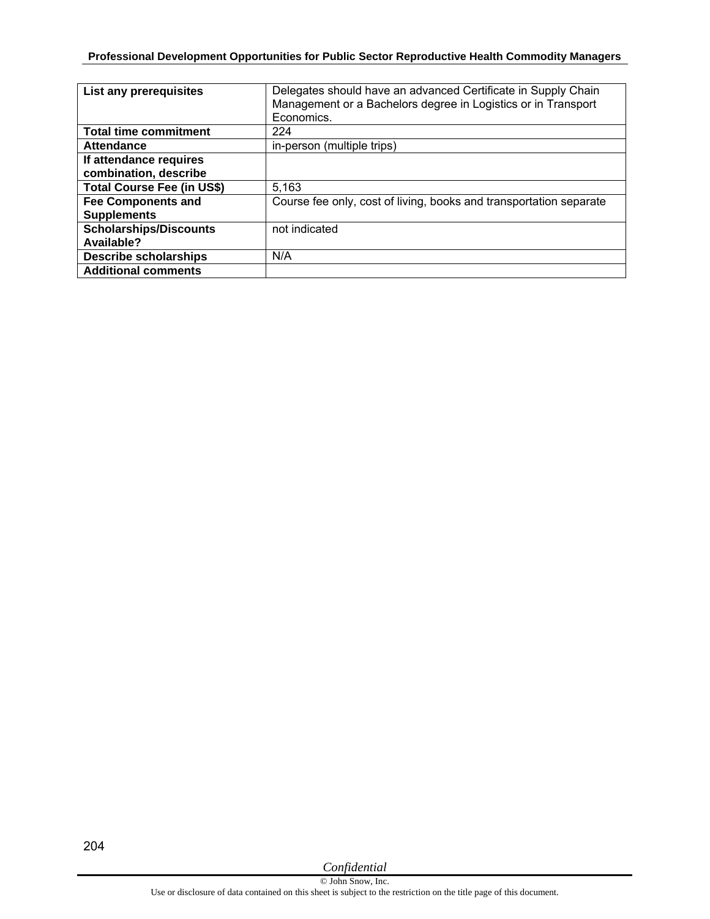| List any prerequisites | Delegates should have an advanced Certificate in Supply Chain Management or a Bachelors degree in Logistics or in Transport Economics. |
|---|---|
| Total time commitment | 224 |
| Attendance | in-person (multiple trips) |
| If attendance requires combination, describe | |
| Total Course Fee (in US$) | 5,163 |
| Fee Components and Supplements | Course fee only, cost of living, books and transportation separate |
| Scholarships/Discounts Available? | not indicated |
| Describe scholarships | N/A |
| Additional comments | |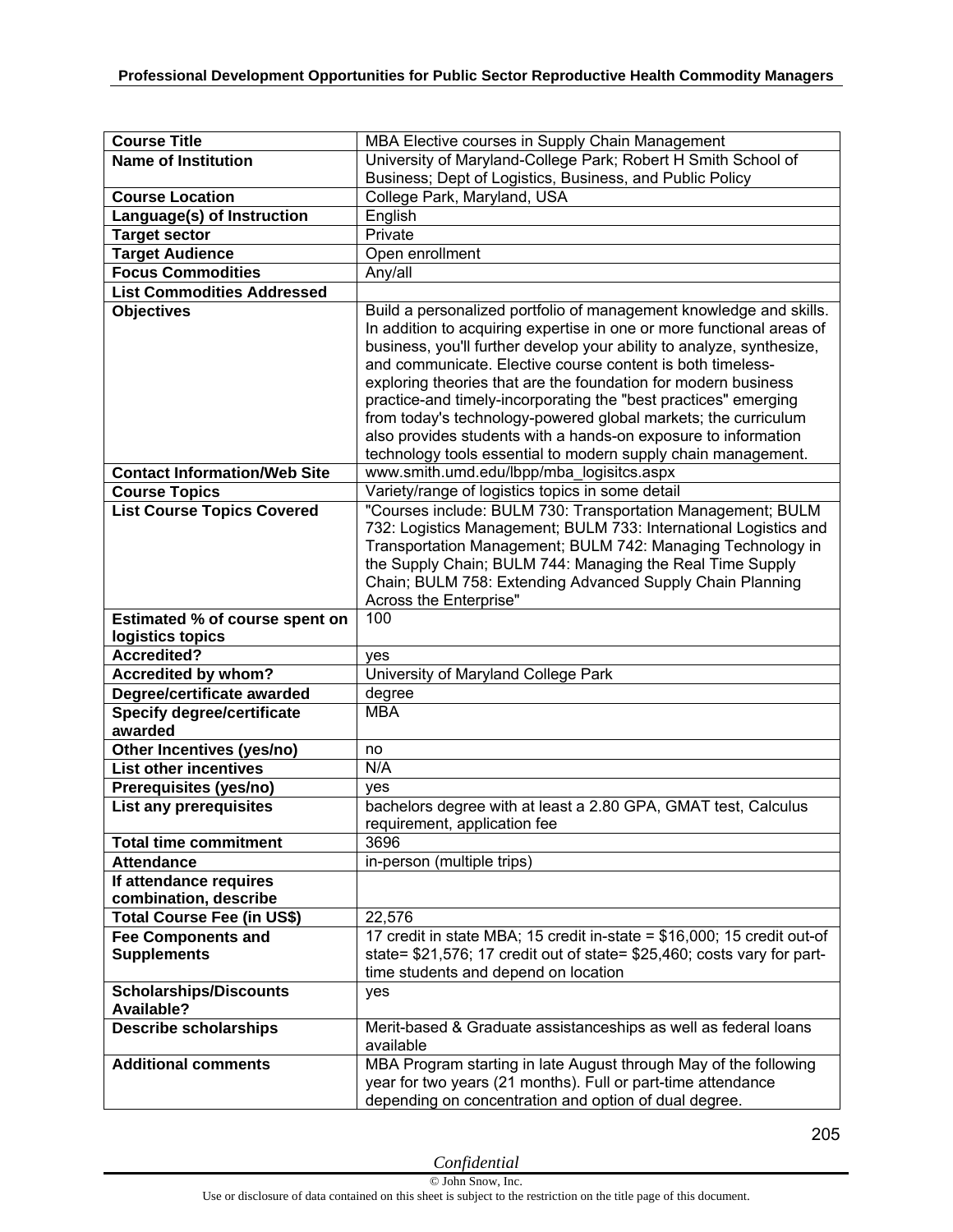| Course Title | MBA Elective courses in Supply Chain Management |
|---|---|
| **Name of Institution** | University of Maryland-College Park; Robert H Smith School of Business; Dept of Logistics, Business, and Public Policy |
| **Course Location** | College Park, Maryland, USA |
| **Language(s) of Instruction** | English |
| **Target sector** | Private |
| **Target Audience** | Open enrollment |
| **Focus Commodities** | Any/all |
| **List Commodities Addressed** | |
| **Objectives** | Build a personalized portfolio of management knowledge and skills. In addition to acquiring expertise in one or more functional areas of business, you'll further develop your ability to analyze, synthesize, and communicate. Elective course content is both timeless-exploring theories that are the foundation for modern business practice-and timely-incorporating the "best practices" emerging from today's technology-powered global markets; the curriculum also provides students with a hands-on exposure to information technology tools essential to modern supply chain management. |
| **Contact Information/Web Site** | www.smith.umd.edu/lbpp/mba_logisitcs.aspx |
| **Course Topics** | Variety/range of logistics topics in some detail |
| **List Course Topics Covered** | "Courses include: BULM 730: Transportation Management; BULM 732: Logistics Management; BULM 733: International Logistics and Transportation Management; BULM 742: Managing Technology in the Supply Chain; BULM 744: Managing the Real Time Supply Chain; BULM 758: Extending Advanced Supply Chain Planning Across the Enterprise" |
| **Estimated % of course spent on logistics topics** | 100 |
| **Accredited?** | yes |
| **Accredited by whom?** | University of Maryland College Park |
| **Degree/certificate awarded** | degree |
| **Specify degree/certificate awarded** | MBA |
| **Other Incentives (yes/no)** | no |
| **List other incentives** | N/A |
| **Prerequisites (yes/no)** | yes |
| **List any prerequisites** | bachelors degree with at least a 2.80 GPA, GMAT test, Calculus requirement, application fee |
| **Total time commitment** | 3696 |
| **Attendance** | in-person (multiple trips) |
| **If attendance requires combination, describe** | |
| **Total Course Fee (in US$)** | 22,576 |
| **Fee Components and Supplements** | 17 credit in state MBA; 15 credit in-state = $16,000; 15 credit out-of state= $21,576; 17 credit out of state= $25,460; costs vary for part-time students and depend on location |
| **Scholarships/Discounts Available?** | yes |
| **Describe scholarships** | Merit-based & Graduate assistanceships as well as federal loans available |
| **Additional comments** | MBA Program starting in late August through May of the following year for two years (21 months). Full or part-time attendance depending on concentration and option of dual degree. |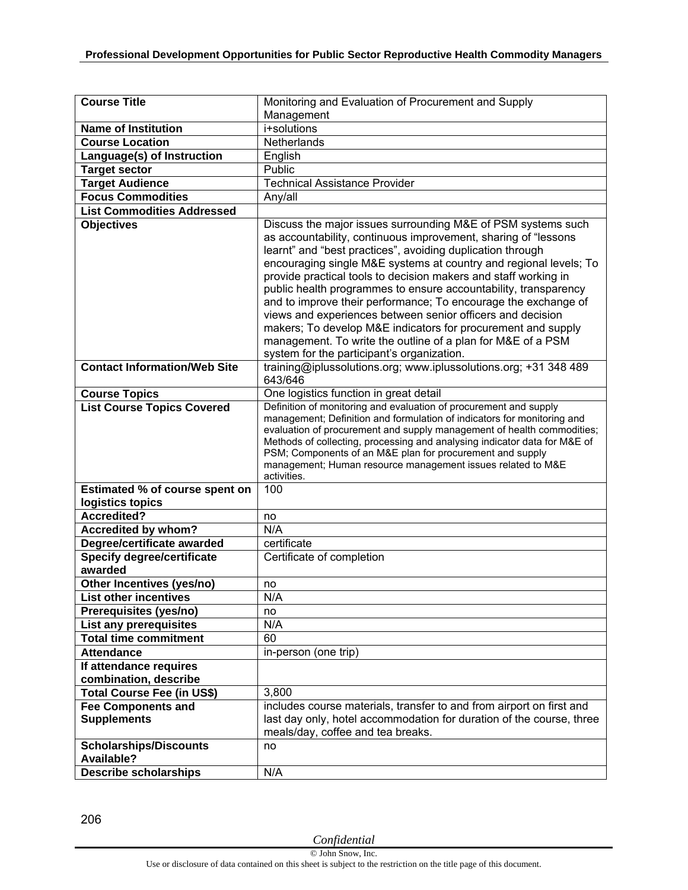| Course Title | Monitoring and Evaluation of Procurement and Supply Management |
|---|---|
| **Name of Institution** | i+solutions |
| **Course Location** | Netherlands |
| **Language(s) of Instruction** | English |
| **Target sector** | Public |
| **Target Audience** | Technical Assistance Provider |
| **Focus Commodities** | Any/all |
| **List Commodities Addressed** | |
| **Objectives** | Discuss the major issues surrounding M&E of PSM systems such as accountability, continuous improvement, sharing of "lessons learnt" and "best practices", avoiding duplication through encouraging single M&E systems at country and regional levels; To provide practical tools to decision makers and staff working in public health programmes to ensure accountability, transparency and to improve their performance; To encourage the exchange of views and experiences between senior officers and decision makers; To develop M&E indicators for procurement and supply management. To write the outline of a plan for M&E of a PSM system for the participant's organization. |
| **Contact Information/Web Site** | training@iplussolutions.org; www.iplussolutions.org; +31 348 489 643/646 |
| **Course Topics** | One logistics function in great detail |
| **List Course Topics Covered** | Definition of monitoring and evaluation of procurement and supply management; Definition and formulation of indicators for monitoring and evaluation of procurement and supply management of health commodities; Methods of collecting, processing and analysing indicator data for M&E of PSM; Components of an M&E plan for procurement and supply management; Human resource management issues related to M&E activities. |
| **Estimated % of course spent on logistics topics** | 100 |
| **Accredited?** | no |
| **Accredited by whom?** | N/A |
| **Degree/certificate awarded** | certificate |
| **Specify degree/certificate awarded** | Certificate of completion |
| **Other Incentives (yes/no)** | no |
| **List other incentives** | N/A |
| **Prerequisites (yes/no)** | no |
| **List any prerequisites** | N/A |
| **Total time commitment** | 60 |
| **Attendance** | in-person (one trip) |
| **If attendance requires combination, describe** | |
| **Total Course Fee (in US$)** | 3,800 |
| **Fee Components and Supplements** | includes course materials, transfer to and from airport on first and last day only, hotel accommodation for duration of the course, three meals/day, coffee and tea breaks. |
| **Scholarships/Discounts Available?** | no |
| **Describe scholarships** | N/A |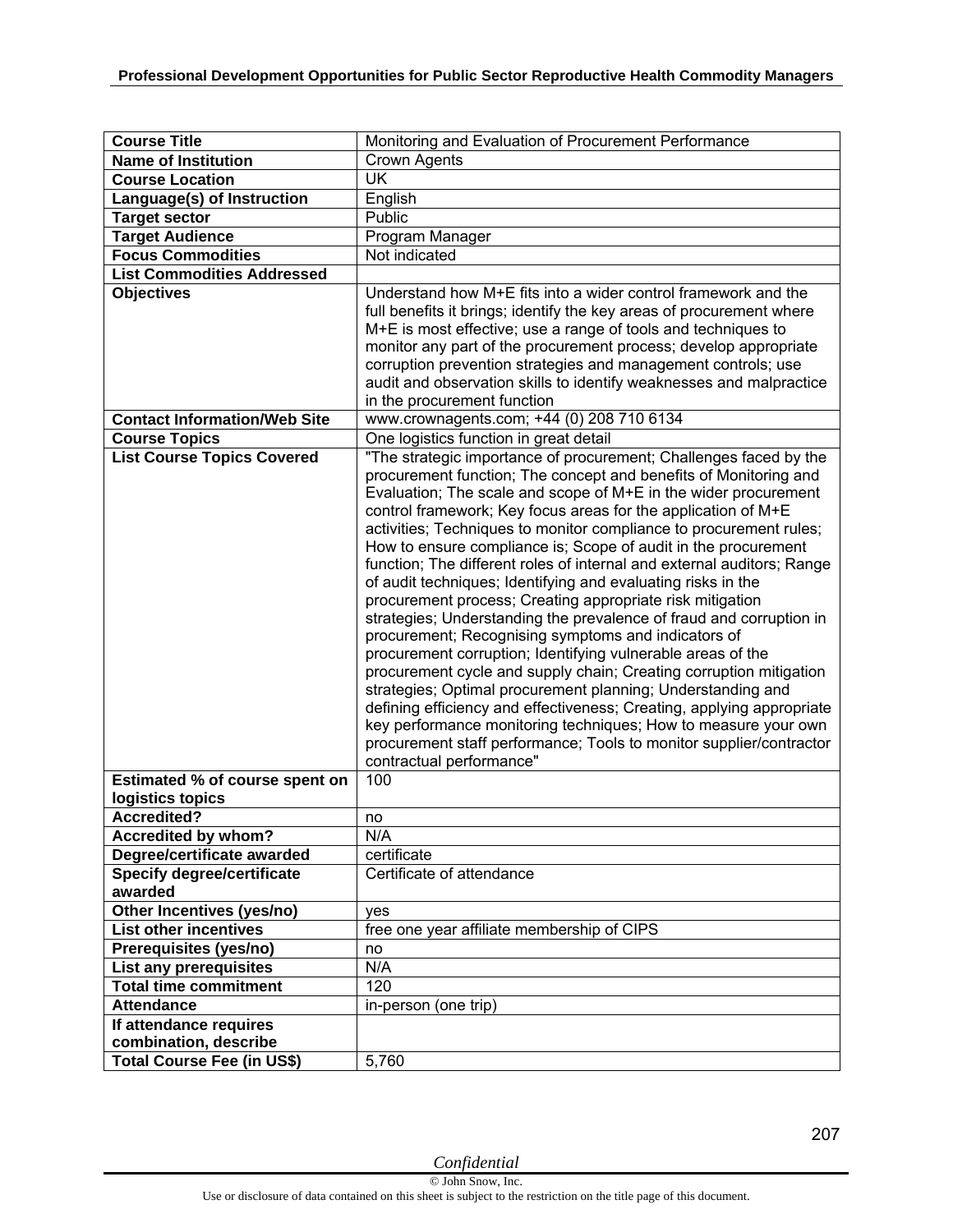| Course Title | Monitoring and Evaluation of Procurement Performance |
|---|---|
| Name of Institution | Crown Agents |
| Course Location | UK |
| Language(s) of Instruction | English |
| Target sector | Public |
| Target Audience | Program Manager |
| Focus Commodities | Not indicated |
| List Commodities Addressed | |
| Objectives | Understand how M+E fits into a wider control framework and the full benefits it brings; identify the key areas of procurement where M+E is most effective; use a range of tools and techniques to monitor any part of the procurement process; develop appropriate corruption prevention strategies and management controls; use audit and observation skills to identify weaknesses and malpractice in the procurement function |
| Contact Information/Web Site | www.crownagents.com; +44 (0) 208 710 6134 |
| Course Topics | One logistics function in great detail |
| List Course Topics Covered | "The strategic importance of procurement; Challenges faced by the procurement function; The concept and benefits of Monitoring and Evaluation; The scale and scope of M+E in the wider procurement control framework; Key focus areas for the application of M+E activities; Techniques to monitor compliance to procurement rules; How to ensure compliance is; Scope of audit in the procurement function; The different roles of internal and external auditors; Range of audit techniques; Identifying and evaluating risks in the procurement process; Creating appropriate risk mitigation strategies; Understanding the prevalence of fraud and corruption in procurement; Recognising symptoms and indicators of procurement corruption; Identifying vulnerable areas of the procurement cycle and supply chain; Creating corruption mitigation strategies; Optimal procurement planning; Understanding and defining efficiency and effectiveness; Creating, applying appropriate key performance monitoring techniques; How to measure your own procurement staff performance; Tools to monitor supplier/contractor contractual performance" |
| Estimated % of course spent on logistics topics | 100 |
| Accredited? | no |
| Accredited by whom? | N/A |
| Degree/certificate awarded | certificate |
| Specify degree/certificate awarded | Certificate of attendance |
| Other Incentives (yes/no) | yes |
| List other incentives | free one year affiliate membership of CIPS |
| Prerequisites (yes/no) | no |
| List any prerequisites | N/A |
| Total time commitment | 120 |
| Attendance | in-person (one trip) |
| If attendance requires combination, describe | |
| Total Course Fee (in US$) | 5,760 |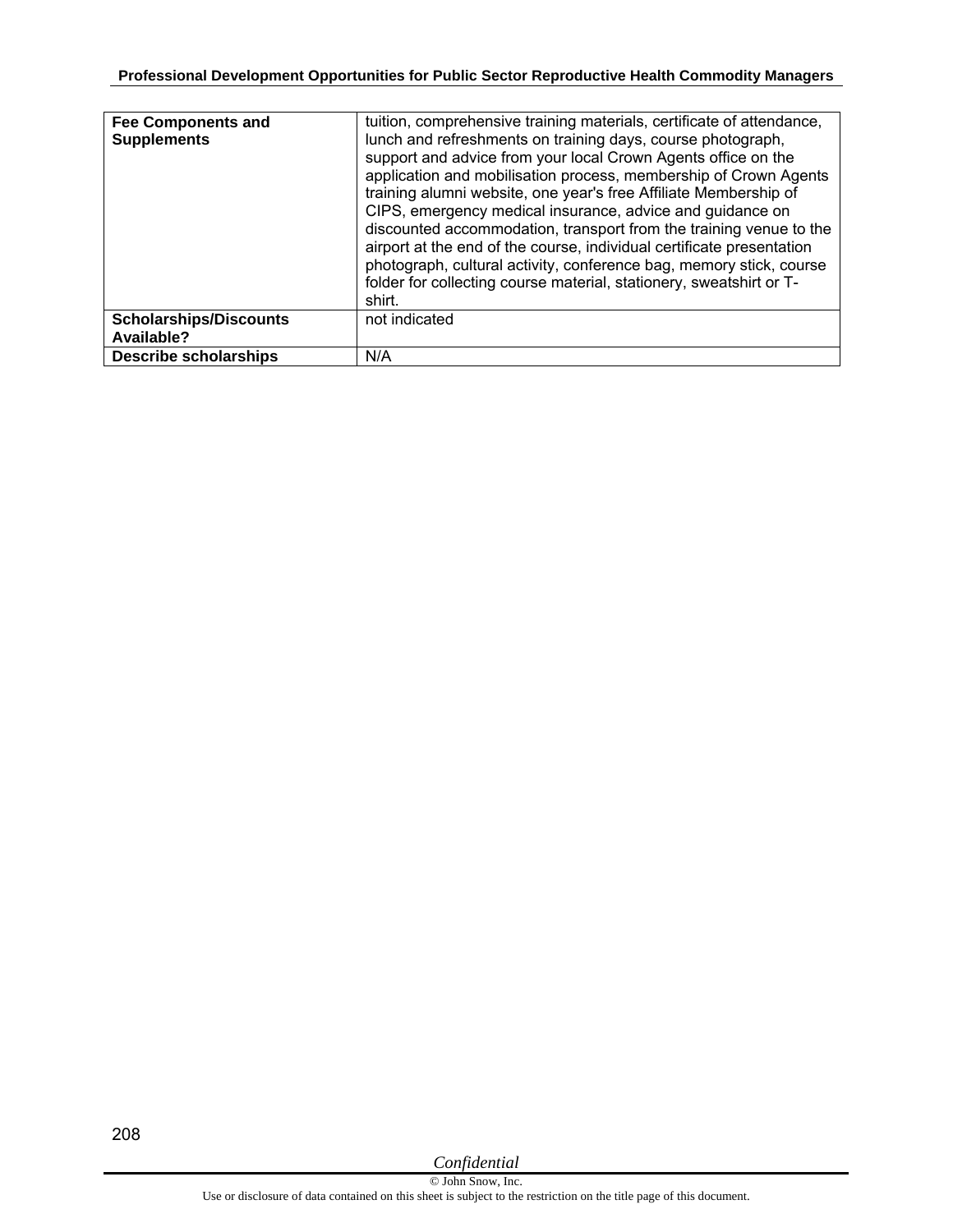| **Fee Components and Supplements** | tuition, comprehensive training materials, certificate of attendance, lunch and refreshments on training days, course photograph, support and advice from your local Crown Agents office on the application and mobilisation process, membership of Crown Agents training alumni website, one year's free Affiliate Membership of CIPS, emergency medical insurance, advice and guidance on discounted accommodation, transport from the training venue to the airport at the end of the course, individual certificate presentation photograph, cultural activity, conference bag, memory stick, course folder for collecting course material, stationery, sweatshirt or T-shirt. |
|---|---|
| **Scholarships/Discounts Available?** | not indicated |
| **Describe scholarships** | N/A |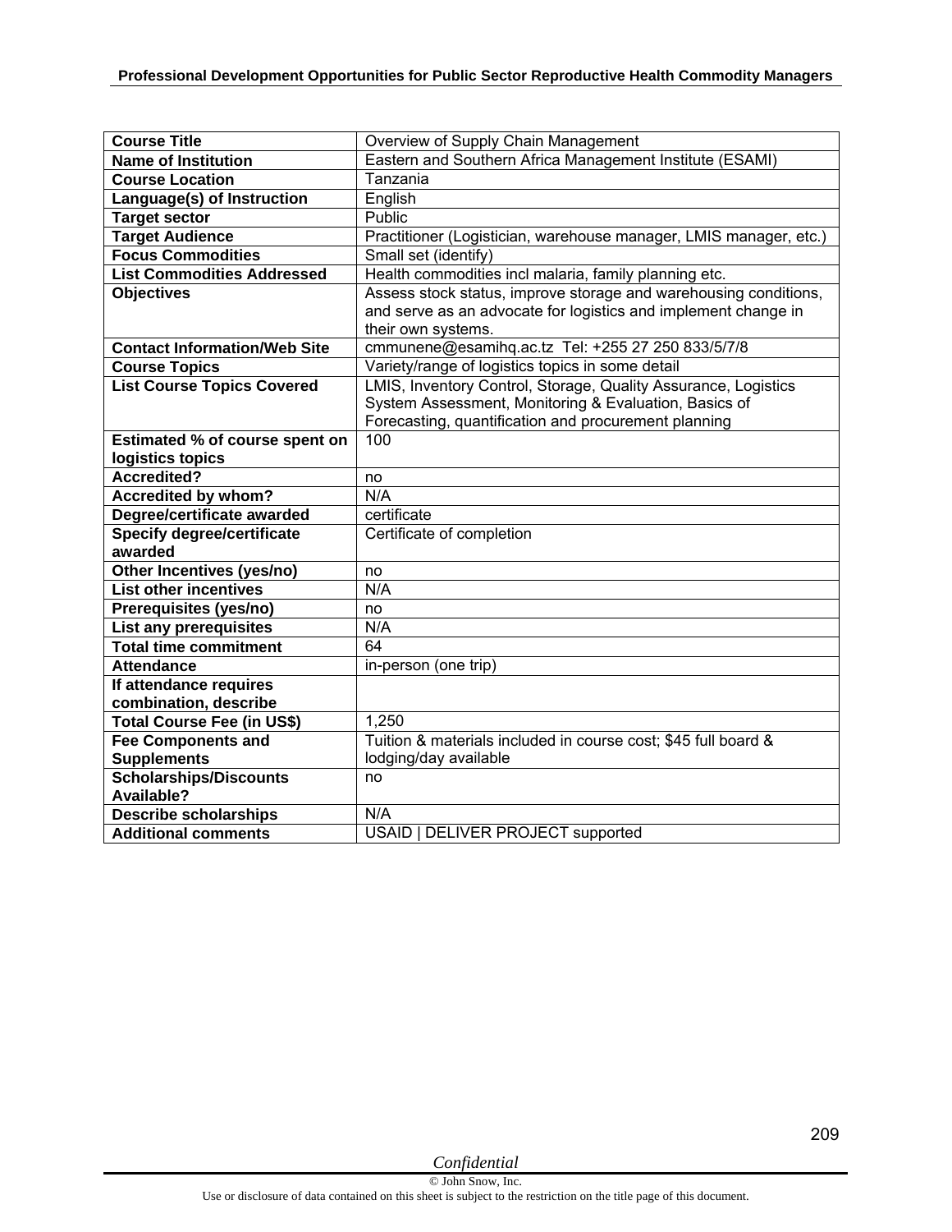| Course Title | Overview of Supply Chain Management |
|---|---|
| **Name of Institution** | Eastern and Southern Africa Management Institute (ESAMI) |
| **Course Location** | Tanzania |
| **Language(s) of Instruction** | English |
| **Target sector** | Public |
| **Target Audience** | Practitioner (Logistician, warehouse manager, LMIS manager, etc.) |
| **Focus Commodities** | Small set (identify) |
| **List Commodities Addressed** | Health commodities incl malaria, family planning etc. |
| **Objectives** | Assess stock status, improve storage and warehousing conditions, and serve as an advocate for logistics and implement change in their own systems. |
| **Contact Information/Web Site** | cmmunene@esamihq.ac.tz Tel: +255 27 250 833/5/7/8 |
| **Course Topics** | Variety/range of logistics topics in some detail |
| **List Course Topics Covered** | LMIS, Inventory Control, Storage, Quality Assurance, Logistics System Assessment, Monitoring & Evaluation, Basics of Forecasting, quantification and procurement planning |
| **Estimated % of course spent on logistics topics** | 100 |
| **Accredited?** | no |
| **Accredited by whom?** | N/A |
| **Degree/certificate awarded** | certificate |
| **Specify degree/certificate awarded** | Certificate of completion |
| **Other Incentives (yes/no)** | no |
| **List other incentives** | N/A |
| **Prerequisites (yes/no)** | no |
| **List any prerequisites** | N/A |
| **Total time commitment** | 64 |
| **Attendance** | in-person (one trip) |
| **If attendance requires combination, describe** | |
| **Total Course Fee (in US$)** | 1,250 |
| **Fee Components and Supplements** | Tuition & materials included in course cost; $45 full board & lodging/day available |
| **Scholarships/Discounts Available?** | no |
| **Describe scholarships** | N/A |
| **Additional comments** | USAID \| DELIVER PROJECT supported |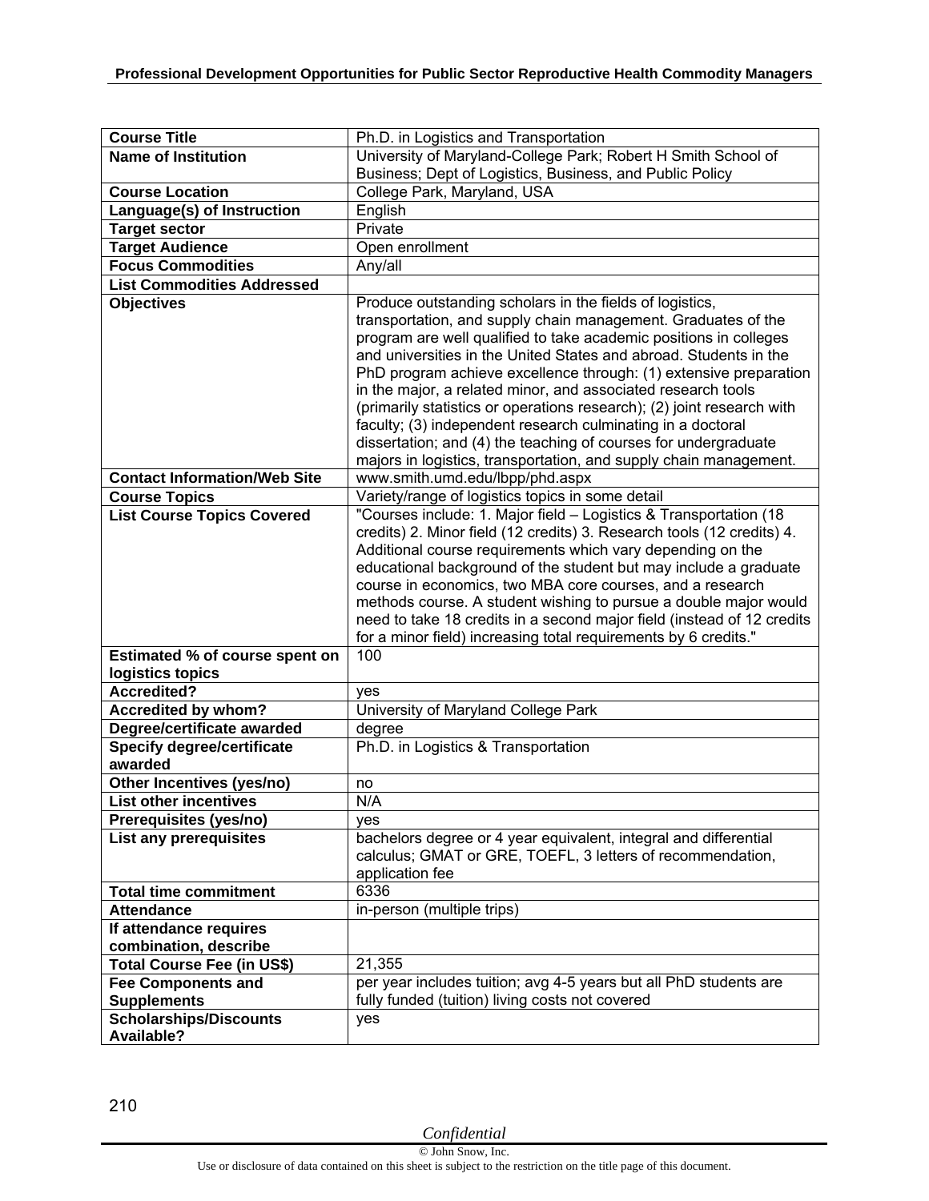| Course Title | Ph.D. in Logistics and Transportation |
|---|---|
| **Name of Institution** | University of Maryland-College Park; Robert H Smith School of Business; Dept of Logistics, Business, and Public Policy |
| **Course Location** | College Park, Maryland, USA |
| **Language(s) of Instruction** | English |
| **Target sector** | Private |
| **Target Audience** | Open enrollment |
| **Focus Commodities** | Any/all |
| **List Commodities Addressed** | |
| **Objectives** | Produce outstanding scholars in the fields of logistics, transportation, and supply chain management. Graduates of the program are well qualified to take academic positions in colleges and universities in the United States and abroad. Students in the PhD program achieve excellence through: (1) extensive preparation in the major, a related minor, and associated research tools (primarily statistics or operations research); (2) joint research with faculty; (3) independent research culminating in a doctoral dissertation; and (4) the teaching of courses for undergraduate majors in logistics, transportation, and supply chain management. |
| **Contact Information/Web Site** | www.smith.umd.edu/lbpp/phd.aspx |
| **Course Topics** | Variety/range of logistics topics in some detail |
| **List Course Topics Covered** | "Courses include: 1. Major field – Logistics & Transportation (18 credits) 2. Minor field (12 credits) 3. Research tools (12 credits) 4. Additional course requirements which vary depending on the educational background of the student but may include a graduate course in economics, two MBA core courses, and a research methods course. A student wishing to pursue a double major would need to take 18 credits in a second major field (instead of 12 credits for a minor field) increasing total requirements by 6 credits." |
| **Estimated % of course spent on logistics topics** | 100 |
| **Accredited?** | yes |
| **Accredited by whom?** | University of Maryland College Park |
| **Degree/certificate awarded** | degree |
| **Specify degree/certificate awarded** | Ph.D. in Logistics & Transportation |
| **Other Incentives (yes/no)** | no |
| **List other incentives** | N/A |
| **Prerequisites (yes/no)** | yes |
| **List any prerequisites** | bachelors degree or 4 year equivalent, integral and differential calculus; GMAT or GRE, TOEFL, 3 letters of recommendation, application fee |
| **Total time commitment** | 6336 |
| **Attendance** | in-person (multiple trips) |
| **If attendance requires combination, describe** | |
| **Total Course Fee (in US$)** | 21,355 |
| **Fee Components and Supplements** | per year includes tuition; avg 4-5 years but all PhD students are fully funded (tuition) living costs not covered |
| **Scholarships/Discounts Available?** | yes |

*Confidential*

© John Snow, Inc.

Use or disclosure of data contained on this sheet is subject to the restriction on the title page of this document.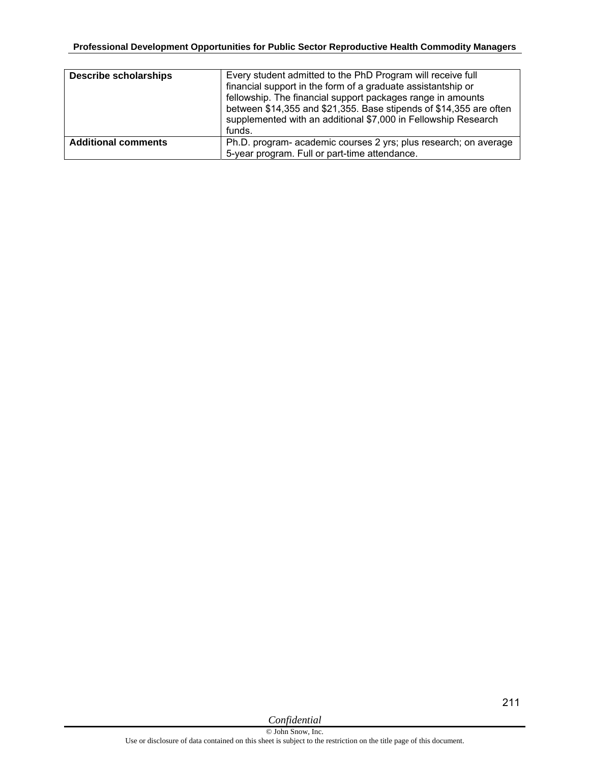| | |
|---|---|
| **Describe scholarships** | Every student admitted to the PhD Program will receive full financial support in the form of a graduate assistantship or fellowship. The financial support packages range in amounts between $14,355 and $21,355. Base stipends of $14,355 are often supplemented with an additional $7,000 in Fellowship Research funds. |
| **Additional comments** | Ph.D. program- academic courses 2 yrs; plus research; on average 5-year program. Full or part-time attendance. |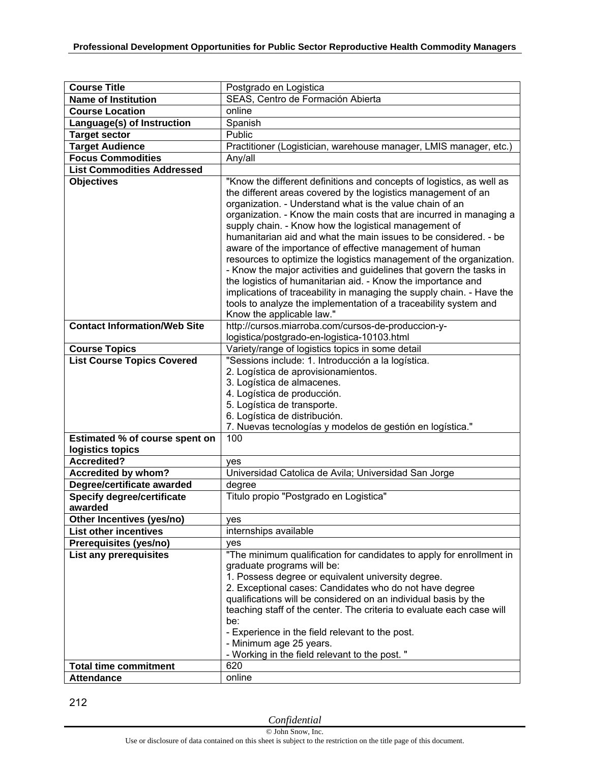| Course Title | Postgrado en Logistica |
|---|---|
| **Name of Institution** | SEAS, Centro de Formación Abierta |
| **Course Location** | online |
| **Language(s) of Instruction** | Spanish |
| **Target sector** | Public |
| **Target Audience** | Practitioner (Logistician, warehouse manager, LMIS manager, etc.) |
| **Focus Commodities** | Any/all |
| **List Commodities Addressed** | |
| **Objectives** | "Know the different definitions and concepts of logistics, as well as the different areas covered by the logistics management of an organization. - Understand what is the value chain of an organization. - Know the main costs that are incurred in managing a supply chain. - Know how the logistical management of humanitarian aid and what the main issues to be considered. - be aware of the importance of effective management of human resources to optimize the logistics management of the organization. - Know the major activities and guidelines that govern the tasks in the logistics of humanitarian aid. - Know the importance and implications of traceability in managing the supply chain. - Have the tools to analyze the implementation of a traceability system and Know the applicable law." |
| **Contact Information/Web Site** | http://cursos.miarroba.com/cursos-de-produccion-y-logistica/postgrado-en-logistica-10103.html |
| **Course Topics** | Variety/range of logistics topics in some detail |
| **List Course Topics Covered** | "Sessions include: 1. Introducción a la logística.<br>2. Logística de aprovisionamientos.<br>3. Logística de almacenes.<br>4. Logística de producción.<br>5. Logística de transporte.<br>6. Logística de distribución.<br>7. Nuevas tecnologías y modelos de gestión en logística." |
| **Estimated % of course spent on logistics topics** | 100 |
| **Accredited?** | yes |
| **Accredited by whom?** | Universidad Catolica de Avila; Universidad San Jorge |
| **Degree/certificate awarded** | degree |
| **Specify degree/certificate awarded** | Titulo propio "Postgrado en Logistica" |
| **Other Incentives (yes/no)** | yes |
| **List other incentives** | internships available |
| **Prerequisites (yes/no)** | yes |
| **List any prerequisites** | "The minimum qualification for candidates to apply for enrollment in graduate programs will be:<br>1. Possess degree or equivalent university degree.<br>2. Exceptional cases: Candidates who do not have degree qualifications will be considered on an individual basis by the teaching staff of the center. The criteria to evaluate each case will be:<br>- Experience in the field relevant to the post.<br>- Minimum age 25 years.<br>- Working in the field relevant to the post. " |
| **Total time commitment** | 620 |
| **Attendance** | online |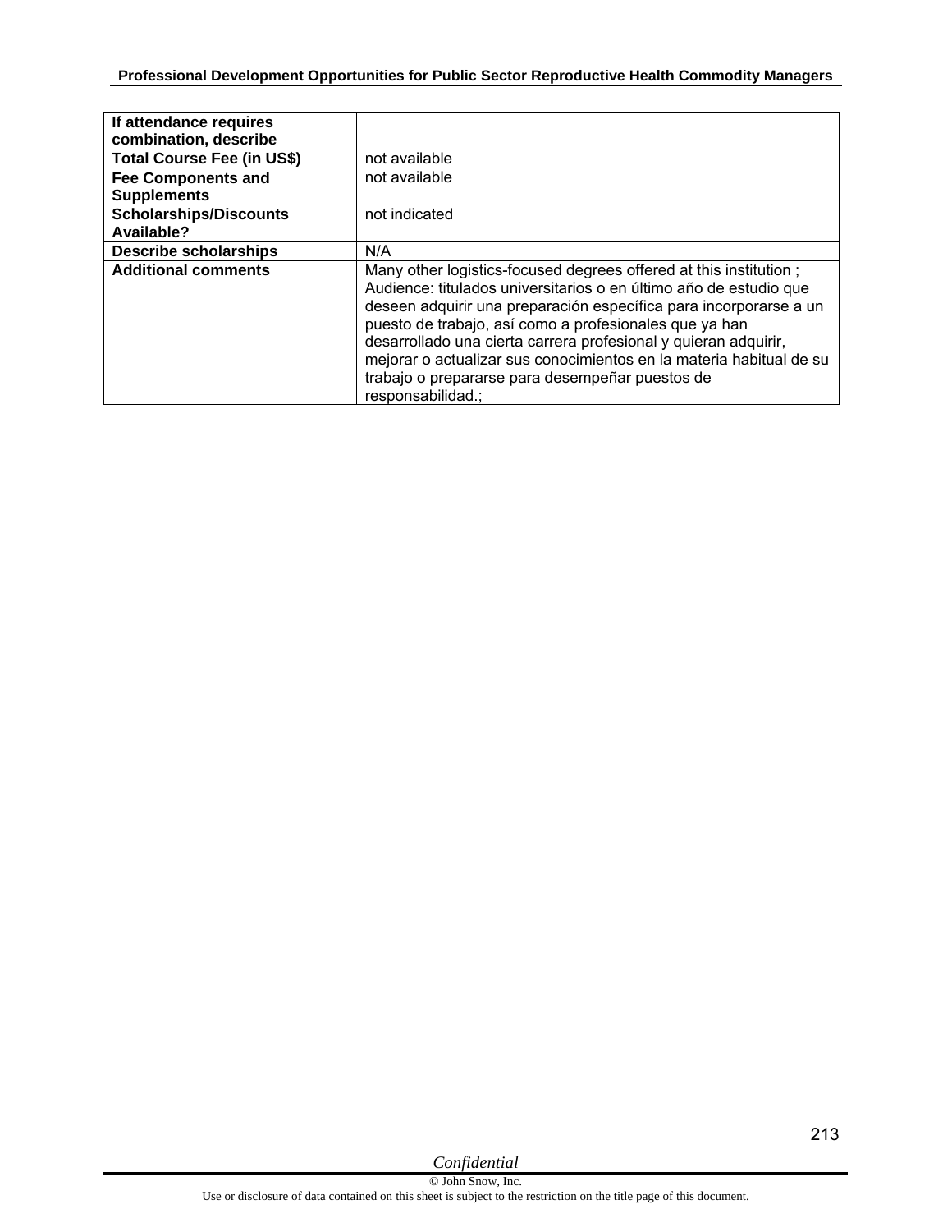| If attendance requires combination, describe | |
|---|---|
| Total Course Fee (in US$) | not available |
| Fee Components and Supplements | not available |
| Scholarships/Discounts Available? | not indicated |
| Describe scholarships | N/A |
| Additional comments | Many other logistics-focused degrees offered at this institution ; Audience: titulados universitarios o en último año de estudio que deseen adquirir una preparación específica para incorporarse a un puesto de trabajo, así como a profesionales que ya han desarrollado una cierta carrera profesional y quieran adquirir, mejorar o actualizar sus conocimientos en la materia habitual de su trabajo o prepararse para desempeñar puestos de responsabilidad.; |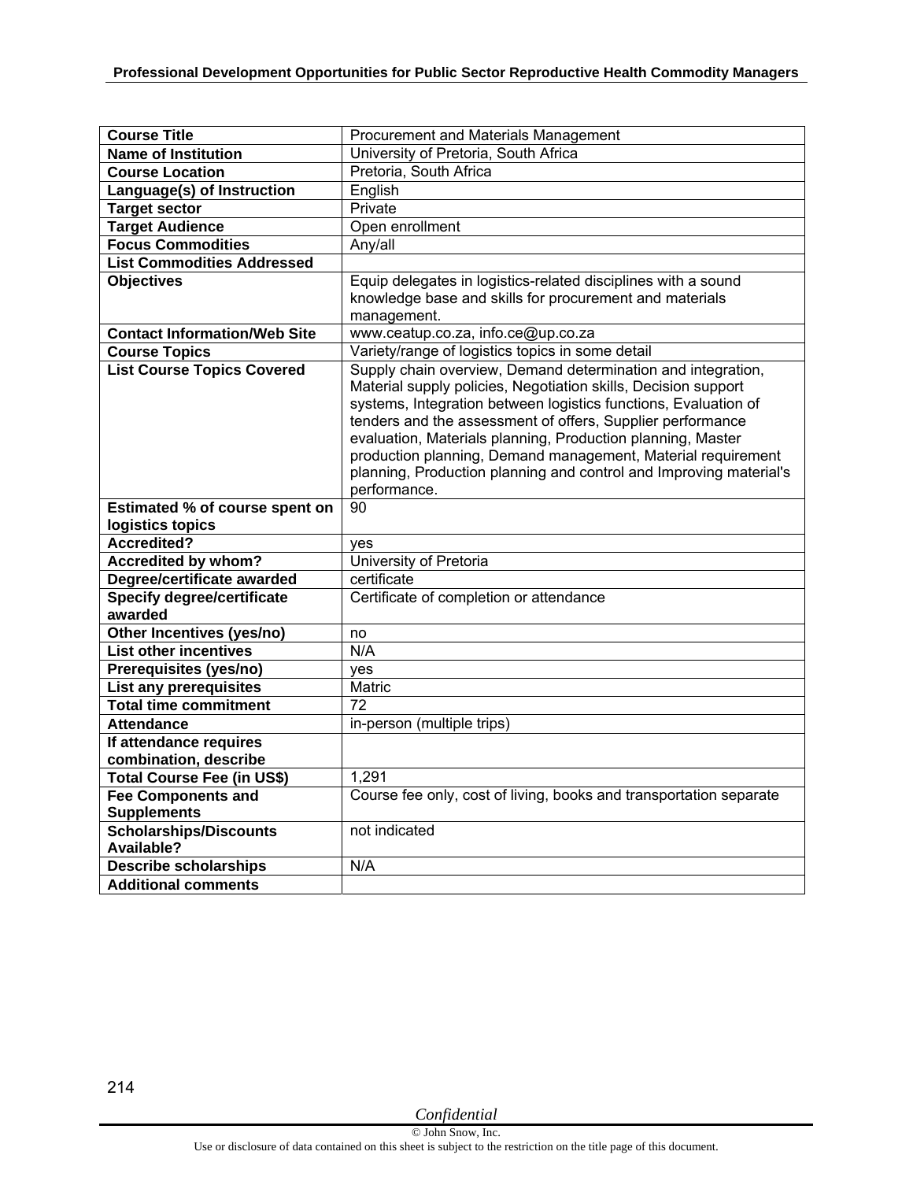| Course Title | Procurement and Materials Management |
|---|---|
| **Name of Institution** | University of Pretoria, South Africa |
| **Course Location** | Pretoria, South Africa |
| **Language(s) of Instruction** | English |
| **Target sector** | Private |
| **Target Audience** | Open enrollment |
| **Focus Commodities** | Any/all |
| **List Commodities Addressed** | |
| **Objectives** | Equip delegates in logistics-related disciplines with a sound knowledge base and skills for procurement and materials management. |
| **Contact Information/Web Site** | www.ceatup.co.za, info.ce@up.co.za |
| **Course Topics** | Variety/range of logistics topics in some detail |
| **List Course Topics Covered** | Supply chain overview, Demand determination and integration, Material supply policies, Negotiation skills, Decision support systems, Integration between logistics functions, Evaluation of tenders and the assessment of offers, Supplier performance evaluation, Materials planning, Production planning, Master production planning, Demand management, Material requirement planning, Production planning and control and Improving material's performance. |
| **Estimated % of course spent on logistics topics** | 90 |
| **Accredited?** | yes |
| **Accredited by whom?** | University of Pretoria |
| **Degree/certificate awarded** | certificate |
| **Specify degree/certificate awarded** | Certificate of completion or attendance |
| **Other Incentives (yes/no)** | no |
| **List other incentives** | N/A |
| **Prerequisites (yes/no)** | yes |
| **List any prerequisites** | Matric |
| **Total time commitment** | 72 |
| **Attendance** | in-person (multiple trips) |
| **If attendance requires combination, describe** | |
| **Total Course Fee (in US$)** | 1,291 |
| **Fee Components and Supplements** | Course fee only, cost of living, books and transportation separate |
| **Scholarships/Discounts Available?** | not indicated |
| **Describe scholarships** | N/A |
| **Additional comments** | |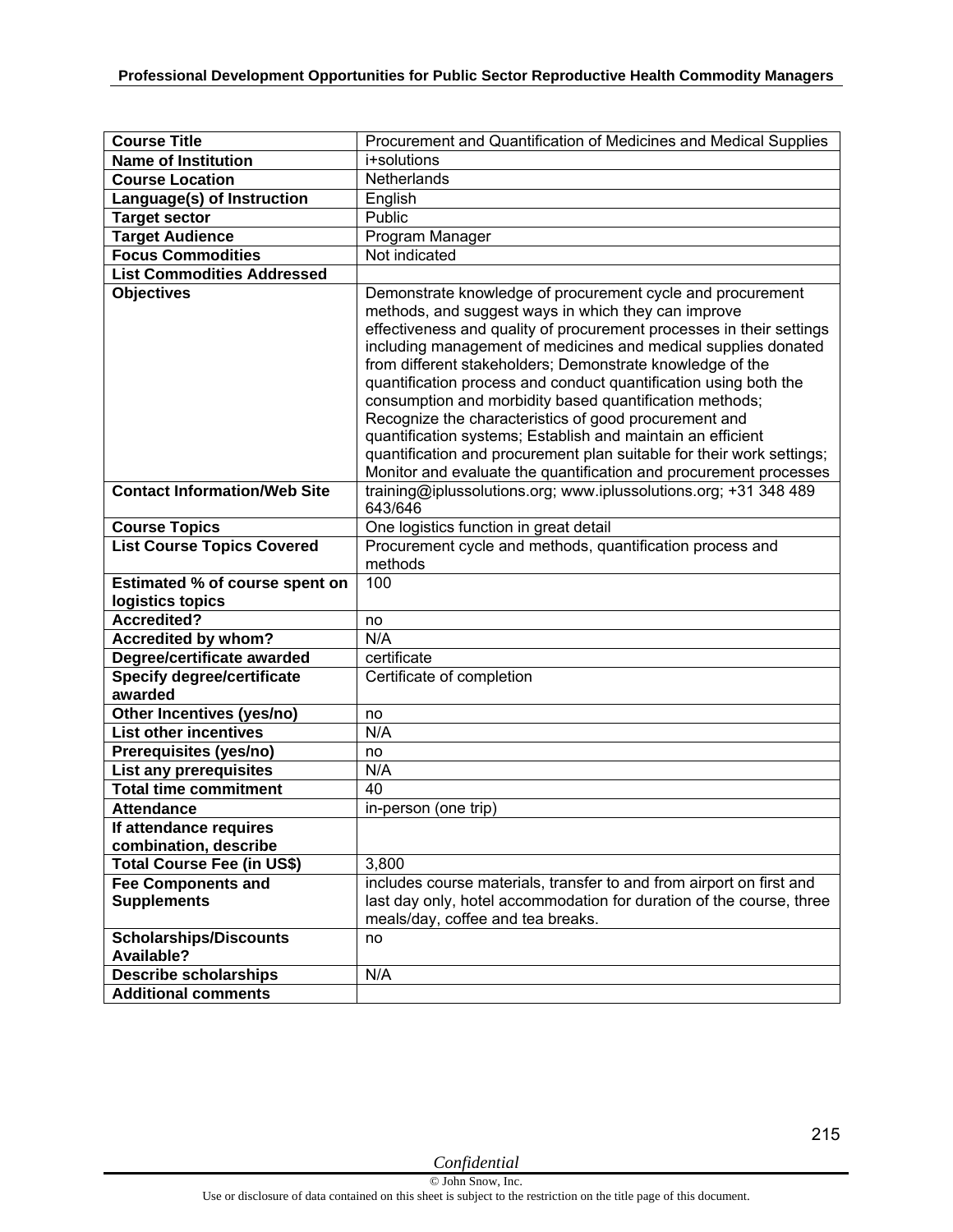| Course Title | Procurement and Quantification of Medicines and Medical Supplies |
|---|---|
| **Name of Institution** | i+solutions |
| **Course Location** | Netherlands |
| **Language(s) of Instruction** | English |
| **Target sector** | Public |
| **Target Audience** | Program Manager |
| **Focus Commodities** | Not indicated |
| **List Commodities Addressed** | |
| **Objectives** | Demonstrate knowledge of procurement cycle and procurement methods, and suggest ways in which they can improve effectiveness and quality of procurement processes in their settings including management of medicines and medical supplies donated from different stakeholders; Demonstrate knowledge of the quantification process and conduct quantification using both the consumption and morbidity based quantification methods; Recognize the characteristics of good procurement and quantification systems; Establish and maintain an efficient quantification and procurement plan suitable for their work settings; Monitor and evaluate the quantification and procurement processes |
| **Contact Information/Web Site** | training@iplussolutions.org; www.iplussolutions.org; +31 348 489 643/646 |
| **Course Topics** | One logistics function in great detail |
| **List Course Topics Covered** | Procurement cycle and methods, quantification process and methods |
| **Estimated % of course spent on logistics topics** | 100 |
| **Accredited?** | no |
| **Accredited by whom?** | N/A |
| **Degree/certificate awarded** | certificate |
| **Specify degree/certificate awarded** | Certificate of completion |
| **Other Incentives (yes/no)** | no |
| **List other incentives** | N/A |
| **Prerequisites (yes/no)** | no |
| **List any prerequisites** | N/A |
| **Total time commitment** | 40 |
| **Attendance** | in-person (one trip) |
| **If attendance requires combination, describe** | |
| **Total Course Fee (in US$)** | 3,800 |
| **Fee Components and Supplements** | includes course materials, transfer to and from airport on first and last day only, hotel accommodation for duration of the course, three meals/day, coffee and tea breaks. |
| **Scholarships/Discounts Available?** | no |
| **Describe scholarships** | N/A |
| **Additional comments** | |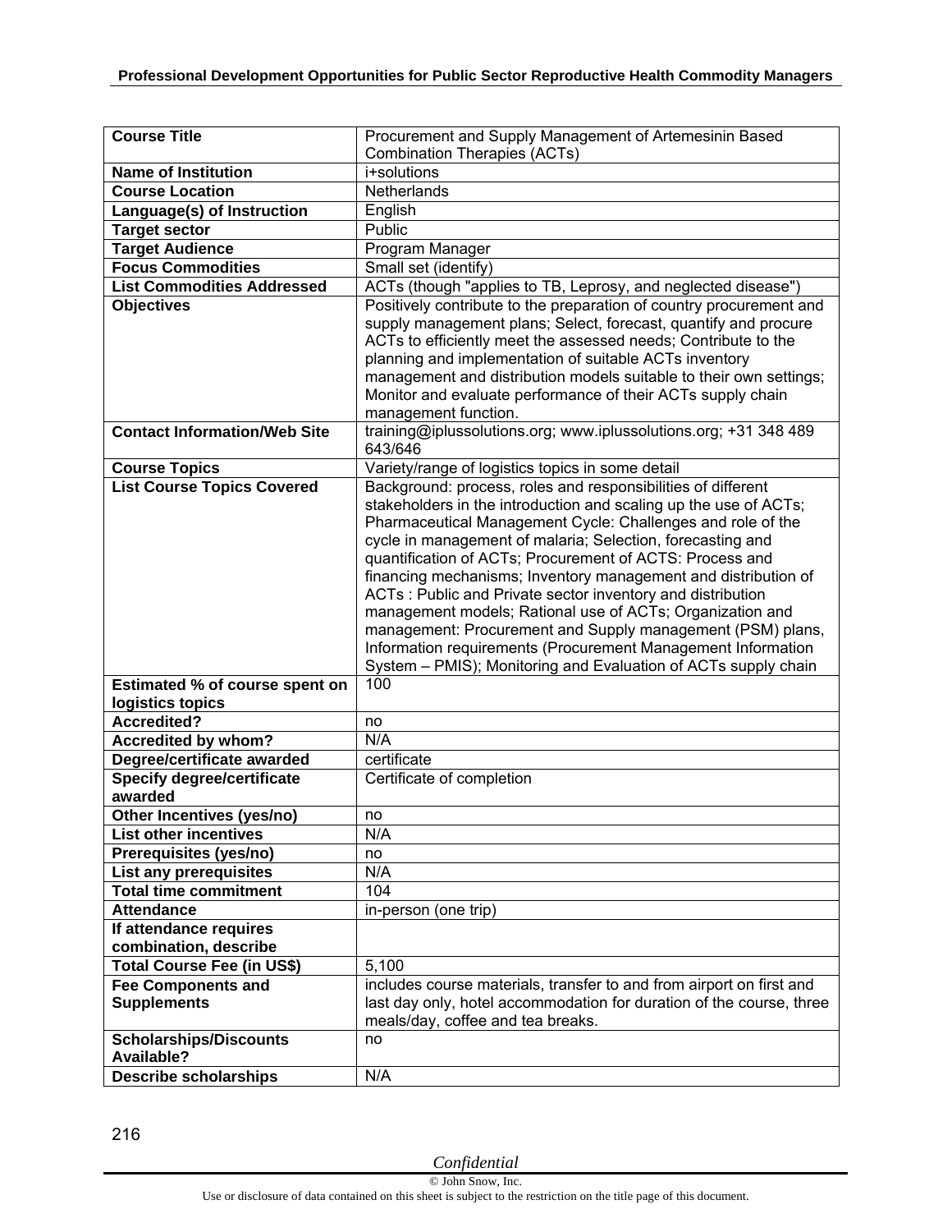| Course Title | Procurement and Supply Management of Artemesinin Based Combination Therapies (ACTs) |
|---|---|
| **Name of Institution** | i+solutions |
| **Course Location** | Netherlands |
| **Language(s) of Instruction** | English |
| **Target sector** | Public |
| **Target Audience** | Program Manager |
| **Focus Commodities** | Small set (identify) |
| **List Commodities Addressed** | ACTs (though "applies to TB, Leprosy, and neglected disease") |
| **Objectives** | Positively contribute to the preparation of country procurement and supply management plans; Select, forecast, quantify and procure ACTs to efficiently meet the assessed needs; Contribute to the planning and implementation of suitable ACTs inventory management and distribution models suitable to their own settings; Monitor and evaluate performance of their ACTs supply chain management function. |
| **Contact Information/Web Site** | training@iplussolutions.org; www.iplussolutions.org; +31 348 489 643/646 |
| **Course Topics** | Variety/range of logistics topics in some detail |
| **List Course Topics Covered** | Background: process, roles and responsibilities of different stakeholders in the introduction and scaling up the use of ACTs; Pharmaceutical Management Cycle: Challenges and role of the cycle in management of malaria; Selection, forecasting and quantification of ACTs; Procurement of ACTS: Process and financing mechanisms; Inventory management and distribution of ACTs : Public and Private sector inventory and distribution management models; Rational use of ACTs; Organization and management: Procurement and Supply management (PSM) plans, Information requirements (Procurement Management Information System – PMIS); Monitoring and Evaluation of ACTs supply chain |
| **Estimated % of course spent on logistics topics** | 100 |
| **Accredited?** | no |
| **Accredited by whom?** | N/A |
| **Degree/certificate awarded** | certificate |
| **Specify degree/certificate awarded** | Certificate of completion |
| **Other Incentives (yes/no)** | no |
| **List other incentives** | N/A |
| **Prerequisites (yes/no)** | no |
| **List any prerequisites** | N/A |
| **Total time commitment** | 104 |
| **Attendance** | in-person (one trip) |
| **If attendance requires combination, describe** | |
| **Total Course Fee (in US$)** | 5,100 |
| **Fee Components and Supplements** | includes course materials, transfer to and from airport on first and last day only, hotel accommodation for duration of the course, three meals/day, coffee and tea breaks. |
| **Scholarships/Discounts Available?** | no |
| **Describe scholarships** | N/A |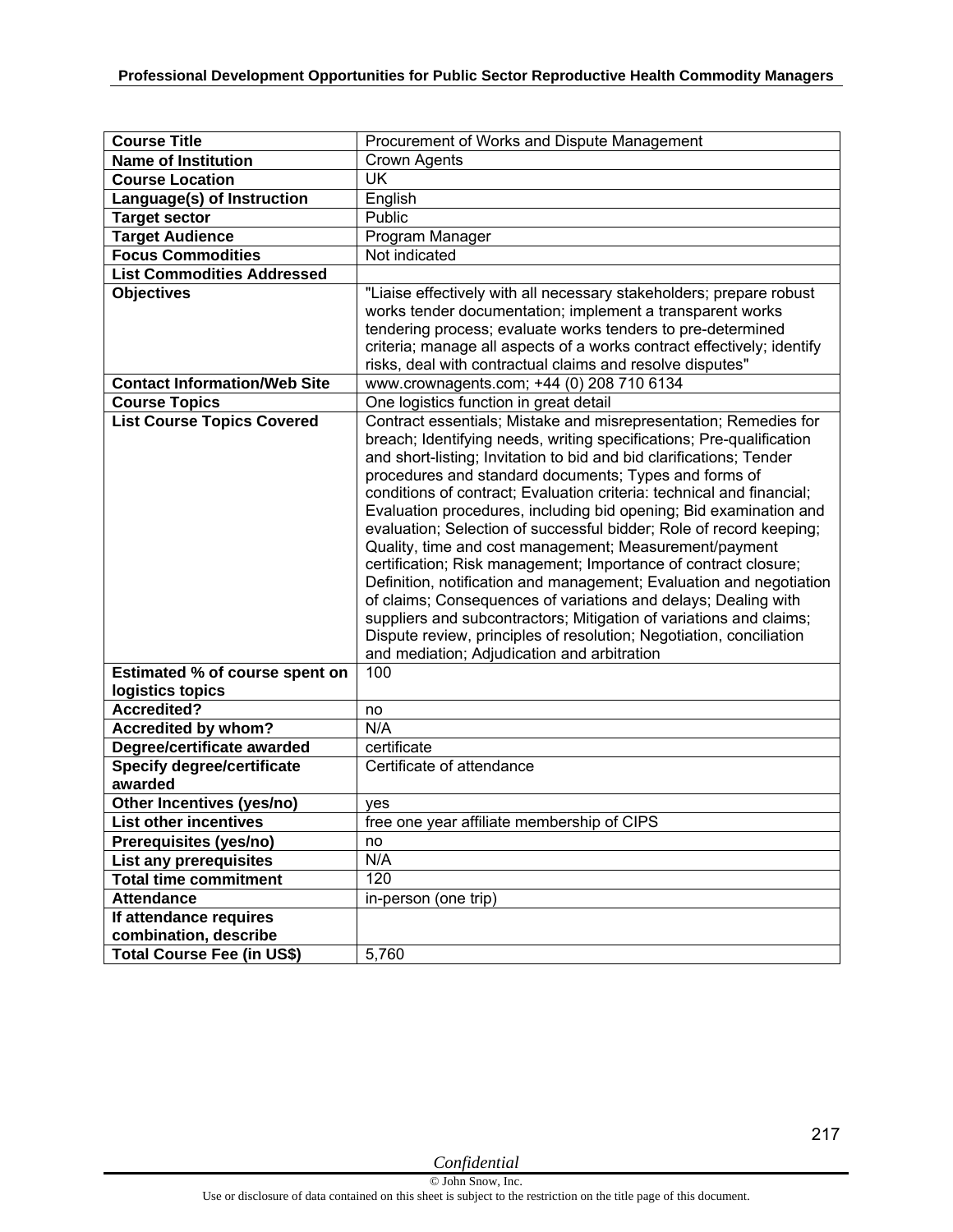| Course Title | Procurement of Works and Dispute Management |
|---|---|
| **Name of Institution** | Crown Agents |
| **Course Location** | UK |
| **Language(s) of Instruction** | English |
| **Target sector** | Public |
| **Target Audience** | Program Manager |
| **Focus Commodities** | Not indicated |
| **List Commodities Addressed** | |
| **Objectives** | "Liaise effectively with all necessary stakeholders; prepare robust works tender documentation; implement a transparent works tendering process; evaluate works tenders to pre-determined criteria; manage all aspects of a works contract effectively; identify risks, deal with contractual claims and resolve disputes" |
| **Contact Information/Web Site** | www.crownagents.com; +44 (0) 208 710 6134 |
| **Course Topics** | One logistics function in great detail |
| **List Course Topics Covered** | Contract essentials; Mistake and misrepresentation; Remedies for breach; Identifying needs, writing specifications; Pre-qualification and short-listing; Invitation to bid and bid clarifications; Tender procedures and standard documents; Types and forms of conditions of contract; Evaluation criteria: technical and financial; Evaluation procedures, including bid opening; Bid examination and evaluation; Selection of successful bidder; Role of record keeping; Quality, time and cost management; Measurement/payment certification; Risk management; Importance of contract closure; Definition, notification and management; Evaluation and negotiation of claims; Consequences of variations and delays; Dealing with suppliers and subcontractors; Mitigation of variations and claims; Dispute review, principles of resolution; Negotiation, conciliation and mediation; Adjudication and arbitration |
| **Estimated % of course spent on logistics topics** | 100 |
| **Accredited?** | no |
| **Accredited by whom?** | N/A |
| **Degree/certificate awarded** | certificate |
| **Specify degree/certificate awarded** | Certificate of attendance |
| **Other Incentives (yes/no)** | yes |
| **List other incentives** | free one year affiliate membership of CIPS |
| **Prerequisites (yes/no)** | no |
| **List any prerequisites** | N/A |
| **Total time commitment** | 120 |
| **Attendance** | in-person (one trip) |
| **If attendance requires combination, describe** | |
| **Total Course Fee (in US$)** | 5,760 |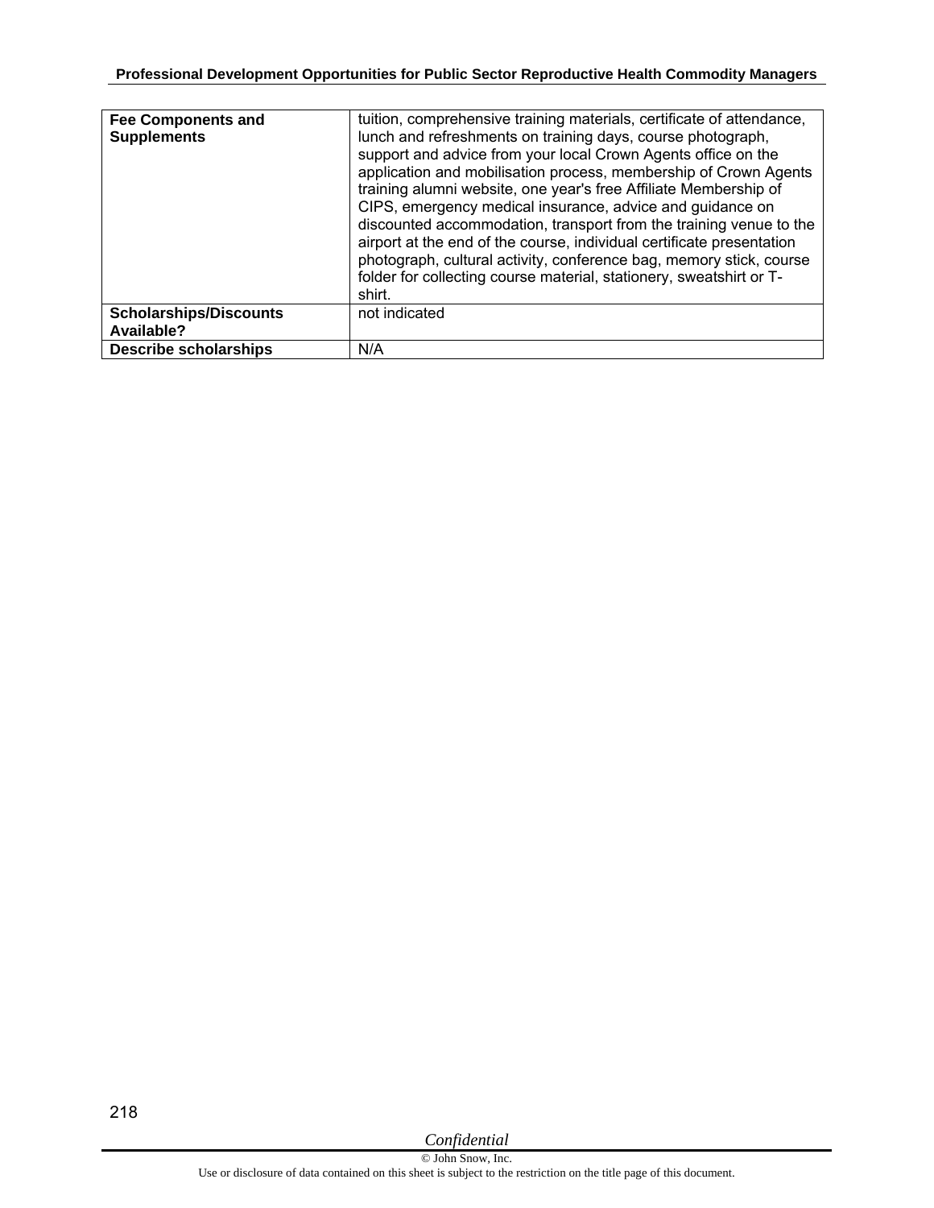| | |
|---|---|
| **Fee Components and Supplements** | tuition, comprehensive training materials, certificate of attendance, lunch and refreshments on training days, course photograph, support and advice from your local Crown Agents office on the application and mobilisation process, membership of Crown Agents training alumni website, one year's free Affiliate Membership of CIPS, emergency medical insurance, advice and guidance on discounted accommodation, transport from the training venue to the airport at the end of the course, individual certificate presentation photograph, cultural activity, conference bag, memory stick, course folder for collecting course material, stationery, sweatshirt or T-shirt. |
| **Scholarships/Discounts Available?** | not indicated |
| **Describe scholarships** | N/A |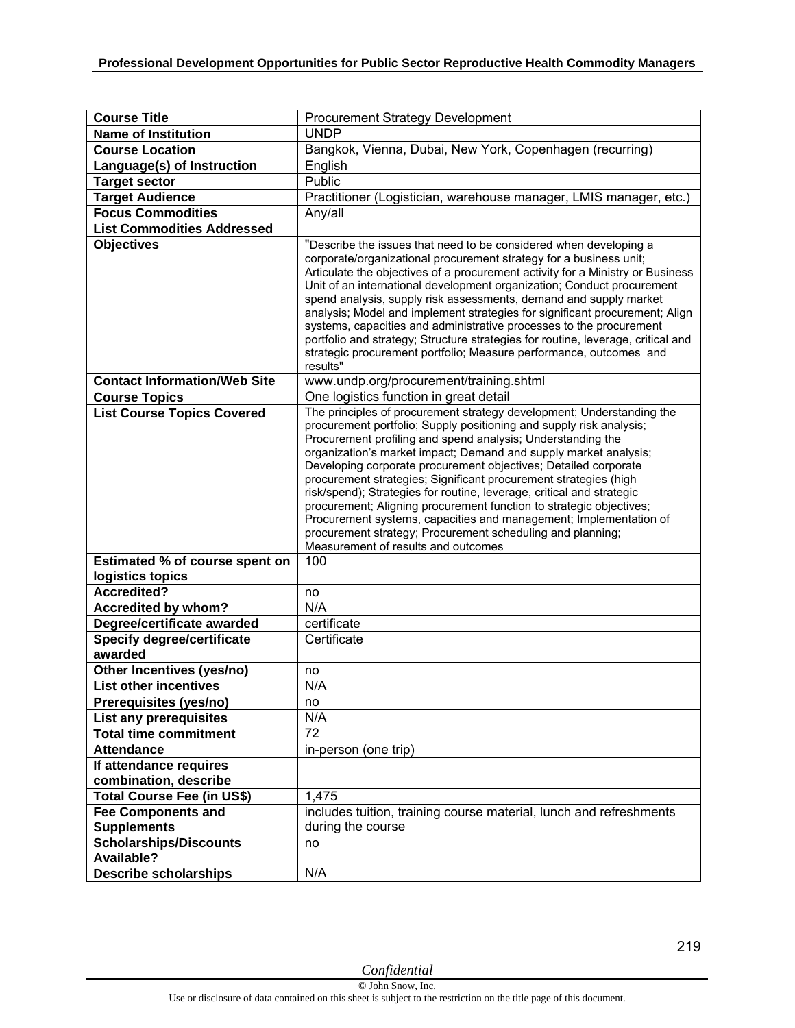| Course Title | Procurement Strategy Development |
|---|---|
| **Name of Institution** | UNDP |
| **Course Location** | Bangkok, Vienna, Dubai, New York, Copenhagen (recurring) |
| **Language(s) of Instruction** | English |
| **Target sector** | Public |
| **Target Audience** | Practitioner (Logistician, warehouse manager, LMIS manager, etc.) |
| **Focus Commodities** | Any/all |
| **List Commodities Addressed** | |
| **Objectives** | "Describe the issues that need to be considered when developing a corporate/organizational procurement strategy for a business unit; Articulate the objectives of a procurement activity for a Ministry or Business Unit of an international development organization; Conduct procurement spend analysis, supply risk assessments, demand and supply market analysis; Model and implement strategies for significant procurement; Align systems, capacities and administrative processes to the procurement portfolio and strategy; Structure strategies for routine, leverage, critical and strategic procurement portfolio; Measure performance, outcomes and results" |
| **Contact Information/Web Site** | www.undp.org/procurement/training.shtml |
| **Course Topics** | One logistics function in great detail |
| **List Course Topics Covered** | The principles of procurement strategy development; Understanding the procurement portfolio; Supply positioning and supply risk analysis; Procurement profiling and spend analysis; Understanding the organization's market impact; Demand and supply market analysis; Developing corporate procurement objectives; Detailed corporate procurement strategies; Significant procurement strategies (high risk/spend); Strategies for routine, leverage, critical and strategic procurement; Aligning procurement function to strategic objectives; Procurement systems, capacities and management; Implementation of procurement strategy; Procurement scheduling and planning; Measurement of results and outcomes |
| **Estimated % of course spent on logistics topics** | 100 |
| **Accredited?** | no |
| **Accredited by whom?** | N/A |
| **Degree/certificate awarded** | certificate |
| **Specify degree/certificate awarded** | Certificate |
| **Other Incentives (yes/no)** | no |
| **List other incentives** | N/A |
| **Prerequisites (yes/no)** | no |
| **List any prerequisites** | N/A |
| **Total time commitment** | 72 |
| **Attendance** | in-person (one trip) |
| **If attendance requires combination, describe** | |
| **Total Course Fee (in US$)** | 1,475 |
| **Fee Components and Supplements** | includes tuition, training course material, lunch and refreshments during the course |
| **Scholarships/Discounts Available?** | no |
| **Describe scholarships** | N/A |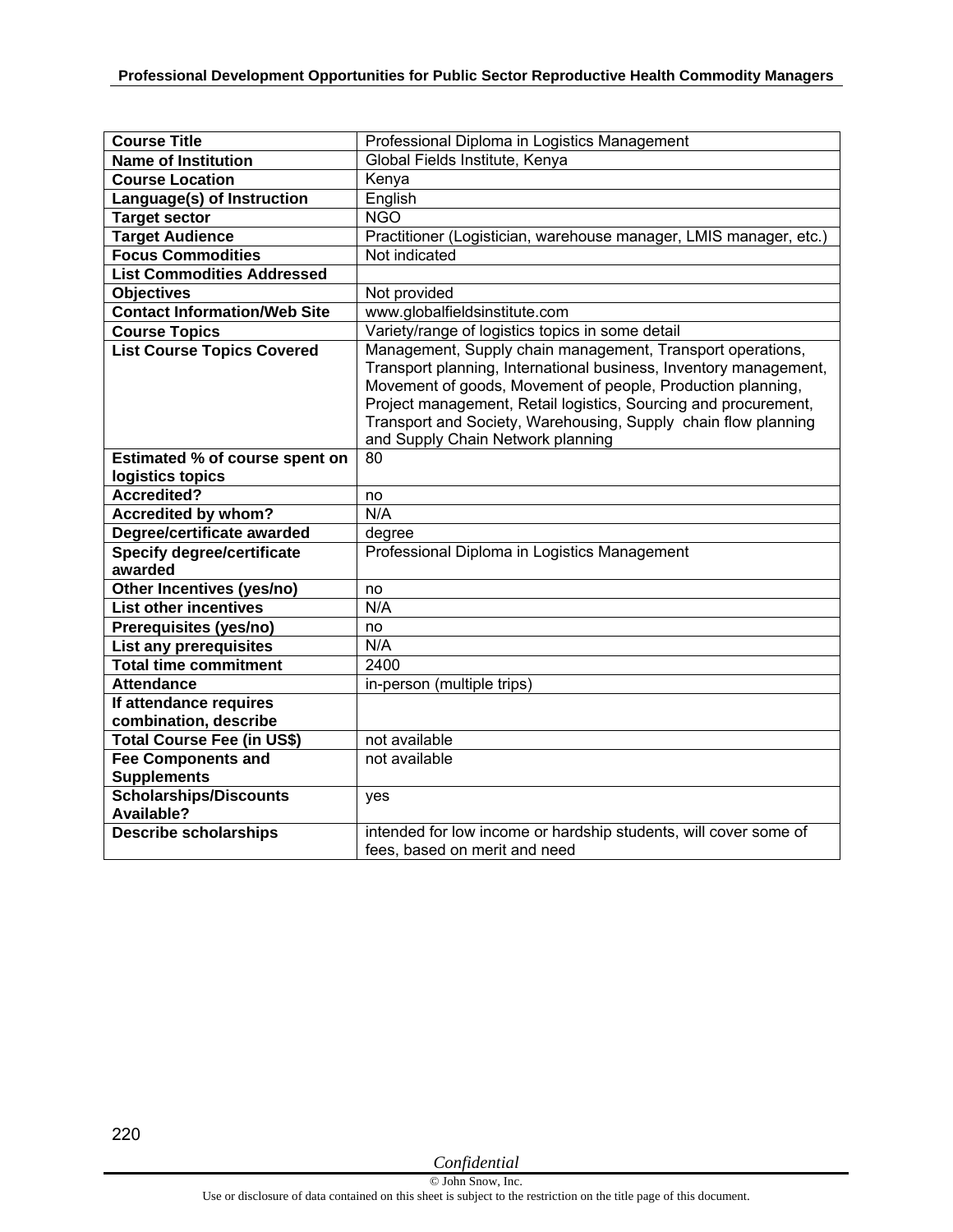| Course Title | Professional Diploma in Logistics Management |
|---|---|
| **Name of Institution** | Global Fields Institute, Kenya |
| **Course Location** | Kenya |
| **Language(s) of Instruction** | English |
| **Target sector** | NGO |
| **Target Audience** | Practitioner (Logistician, warehouse manager, LMIS manager, etc.) |
| **Focus Commodities** | Not indicated |
| **List Commodities Addressed** | |
| **Objectives** | Not provided |
| **Contact Information/Web Site** | www.globalfieldsinstitute.com |
| **Course Topics** | Variety/range of logistics topics in some detail |
| **List Course Topics Covered** | Management, Supply chain management, Transport operations, Transport planning, International business, Inventory management, Movement of goods, Movement of people, Production planning, Project management, Retail logistics, Sourcing and procurement, Transport and Society, Warehousing, Supply chain flow planning and Supply Chain Network planning |
| **Estimated % of course spent on logistics topics** | 80 |
| **Accredited?** | no |
| **Accredited by whom?** | N/A |
| **Degree/certificate awarded** | degree |
| **Specify degree/certificate awarded** | Professional Diploma in Logistics Management |
| **Other Incentives (yes/no)** | no |
| **List other incentives** | N/A |
| **Prerequisites (yes/no)** | no |
| **List any prerequisites** | N/A |
| **Total time commitment** | 2400 |
| **Attendance** | in-person (multiple trips) |
| **If attendance requires combination, describe** | |
| **Total Course Fee (in US$)** | not available |
| **Fee Components and Supplements** | not available |
| **Scholarships/Discounts Available?** | yes |
| **Describe scholarships** | intended for low income or hardship students, will cover some of fees, based on merit and need |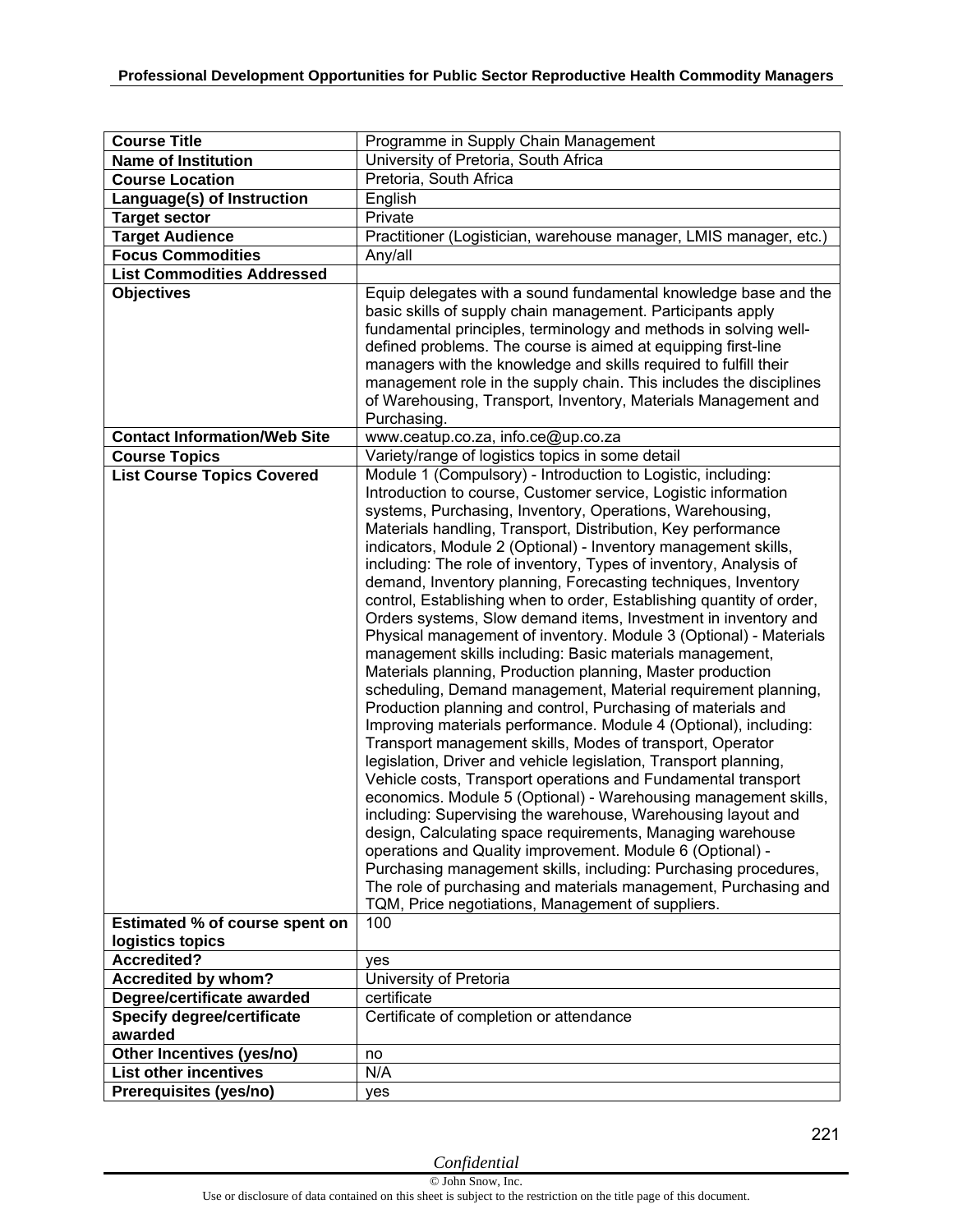| Course Title | Programme in Supply Chain Management |
|---|---|
| **Name of Institution** | University of Pretoria, South Africa |
| **Course Location** | Pretoria, South Africa |
| **Language(s) of Instruction** | English |
| **Target sector** | Private |
| **Target Audience** | Practitioner (Logistician, warehouse manager, LMIS manager, etc.) |
| **Focus Commodities** | Any/all |
| **List Commodities Addressed** | |
| **Objectives** | Equip delegates with a sound fundamental knowledge base and the basic skills of supply chain management. Participants apply fundamental principles, terminology and methods in solving well-defined problems. The course is aimed at equipping first-line managers with the knowledge and skills required to fulfill their management role in the supply chain. This includes the disciplines of Warehousing, Transport, Inventory, Materials Management and Purchasing. |
| **Contact Information/Web Site** | www.ceatup.co.za, info.ce@up.co.za |
| **Course Topics** | Variety/range of logistics topics in some detail |
| **List Course Topics Covered** | Module 1 (Compulsory) - Introduction to Logistic, including: Introduction to course, Customer service, Logistic information systems, Purchasing, Inventory, Operations, Warehousing, Materials handling, Transport, Distribution, Key performance indicators, Module 2 (Optional) - Inventory management skills, including: The role of inventory, Types of inventory, Analysis of demand, Inventory planning, Forecasting techniques, Inventory control, Establishing when to order, Establishing quantity of order, Orders systems, Slow demand items, Investment in inventory and Physical management of inventory. Module 3 (Optional) - Materials management skills including: Basic materials management, Materials planning, Production planning, Master production scheduling, Demand management, Material requirement planning, Production planning and control, Purchasing of materials and Improving materials performance. Module 4 (Optional), including: Transport management skills, Modes of transport, Operator legislation, Driver and vehicle legislation, Transport planning, Vehicle costs, Transport operations and Fundamental transport economics. Module 5 (Optional) - Warehousing management skills, including: Supervising the warehouse, Warehousing layout and design, Calculating space requirements, Managing warehouse operations and Quality improvement. Module 6 (Optional) - Purchasing management skills, including: Purchasing procedures, The role of purchasing and materials management, Purchasing and TQM, Price negotiations, Management of suppliers. |
| **Estimated % of course spent on logistics topics** | 100 |
| **Accredited?** | yes |
| **Accredited by whom?** | University of Pretoria |
| **Degree/certificate awarded** | certificate |
| **Specify degree/certificate awarded** | Certificate of completion or attendance |
| **Other Incentives (yes/no)** | no |
| **List other incentives** | N/A |
| **Prerequisites (yes/no)** | yes |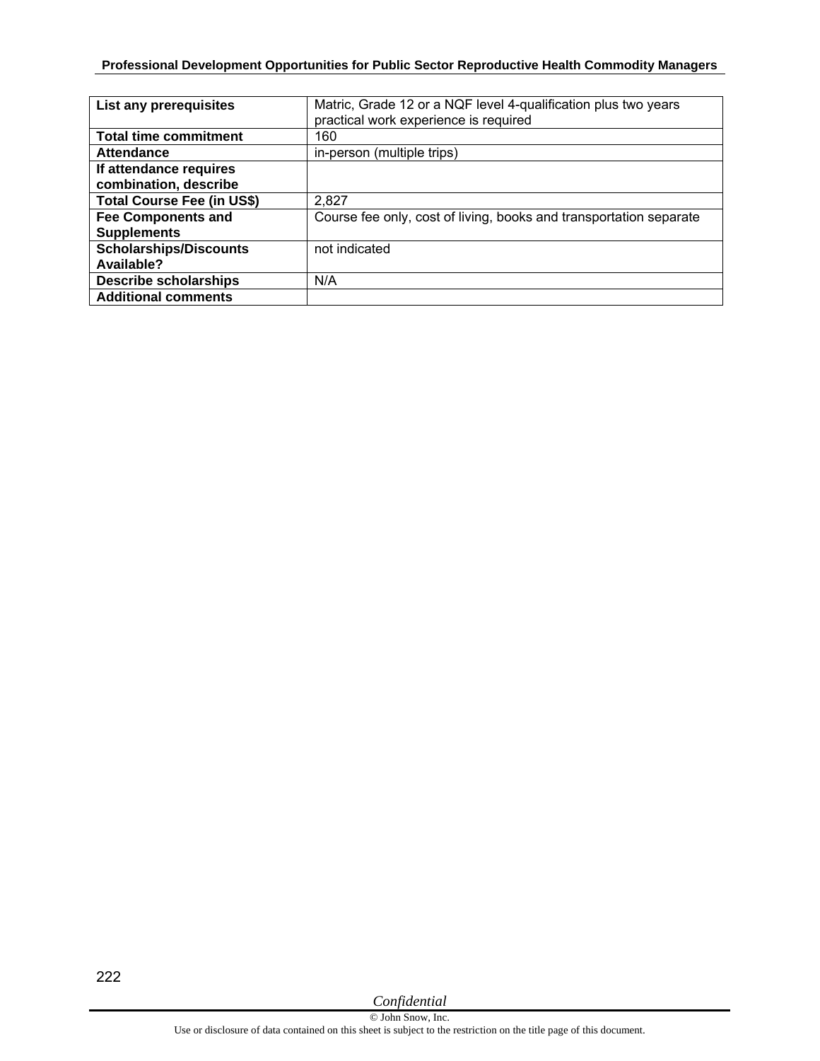| | |
|---|---|
| **List any prerequisites** | Matric, Grade 12 or a NQF level 4-qualification plus two years practical work experience is required |
| **Total time commitment** | 160 |
| **Attendance** | in-person (multiple trips) |
| **If attendance requires combination, describe** | |
| **Total Course Fee (in US$)** | 2,827 |
| **Fee Components and Supplements** | Course fee only, cost of living, books and transportation separate |
| **Scholarships/Discounts Available?** | not indicated |
| **Describe scholarships** | N/A |
| **Additional comments** | |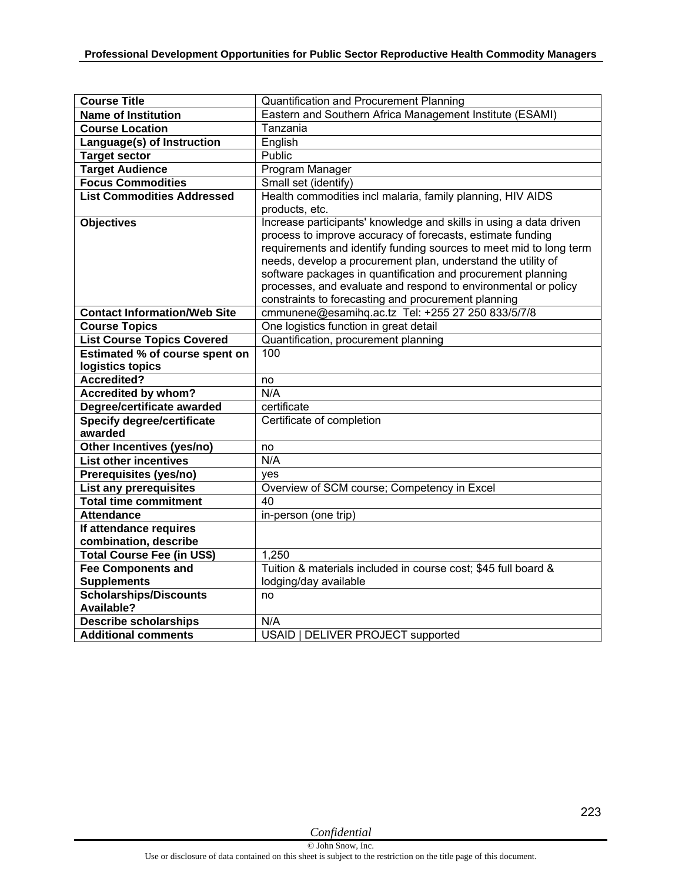| Course Title | Quantification and Procurement Planning |
|---|---|
| **Name of Institution** | Eastern and Southern Africa Management Institute (ESAMI) |
| **Course Location** | Tanzania |
| **Language(s) of Instruction** | English |
| **Target sector** | Public |
| **Target Audience** | Program Manager |
| **Focus Commodities** | Small set (identify) |
| **List Commodities Addressed** | Health commodities incl malaria, family planning, HIV AIDS products, etc. |
| **Objectives** | Increase participants' knowledge and skills in using a data driven process to improve accuracy of forecasts, estimate funding requirements and identify funding sources to meet mid to long term needs, develop a procurement plan, understand the utility of software packages in quantification and procurement planning processes, and evaluate and respond to environmental or policy constraints to forecasting and procurement planning |
| **Contact Information/Web Site** | cmmunene@esamihq.ac.tz Tel: +255 27 250 833/5/7/8 |
| **Course Topics** | One logistics function in great detail |
| **List Course Topics Covered** | Quantification, procurement planning |
| **Estimated % of course spent on logistics topics** | 100 |
| **Accredited?** | no |
| **Accredited by whom?** | N/A |
| **Degree/certificate awarded** | certificate |
| **Specify degree/certificate awarded** | Certificate of completion |
| **Other Incentives (yes/no)** | no |
| **List other incentives** | N/A |
| **Prerequisites (yes/no)** | yes |
| **List any prerequisites** | Overview of SCM course; Competency in Excel |
| **Total time commitment** | 40 |
| **Attendance** | in-person (one trip) |
| **If attendance requires combination, describe** | |
| **Total Course Fee (in US$)** | 1,250 |
| **Fee Components and Supplements** | Tuition & materials included in course cost; $45 full board & lodging/day available |
| **Scholarships/Discounts Available?** | no |
| **Describe scholarships** | N/A |
| **Additional comments** | USAID \| DELIVER PROJECT supported |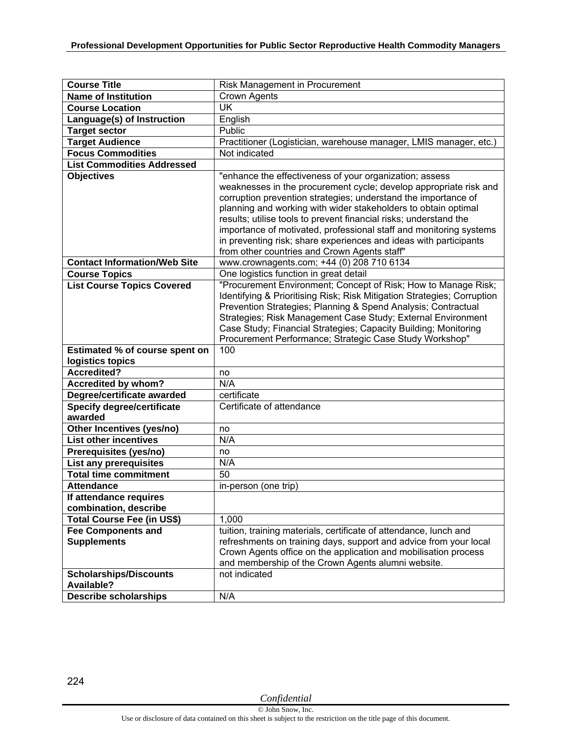| Course Title | Risk Management in Procurement |
|---|---|
| Name of Institution | Crown Agents |
| Course Location | UK |
| Language(s) of Instruction | English |
| Target sector | Public |
| Target Audience | Practitioner (Logistician, warehouse manager, LMIS manager, etc.) |
| Focus Commodities | Not indicated |
| List Commodities Addressed | |
| Objectives | "enhance the effectiveness of your organization; assess weaknesses in the procurement cycle; develop appropriate risk and corruption prevention strategies; understand the importance of planning and working with wider stakeholders to obtain optimal results; utilise tools to prevent financial risks; understand the importance of motivated, professional staff and monitoring systems in preventing risk; share experiences and ideas with participants from other countries and Crown Agents staff" |
| Contact Information/Web Site | www.crownagents.com; +44 (0) 208 710 6134 |
| Course Topics | One logistics function in great detail |
| List Course Topics Covered | "Procurement Environment; Concept of Risk; How to Manage Risk; Identifying & Prioritising Risk; Risk Mitigation Strategies; Corruption Prevention Strategies; Planning & Spend Analysis; Contractual Strategies; Risk Management Case Study; External Environment Case Study; Financial Strategies; Capacity Building; Monitoring Procurement Performance; Strategic Case Study Workshop" |
| Estimated % of course spent on logistics topics | 100 |
| Accredited? | no |
| Accredited by whom? | N/A |
| Degree/certificate awarded | certificate |
| Specify degree/certificate awarded | Certificate of attendance |
| Other Incentives (yes/no) | no |
| List other incentives | N/A |
| Prerequisites (yes/no) | no |
| List any prerequisites | N/A |
| Total time commitment | 50 |
| Attendance | in-person (one trip) |
| If attendance requires combination, describe | |
| Total Course Fee (in US$) | 1,000 |
| Fee Components and Supplements | tuition, training materials, certificate of attendance, lunch and refreshments on training days, support and advice from your local Crown Agents office on the application and mobilisation process and membership of the Crown Agents alumni website. |
| Scholarships/Discounts Available? | not indicated |
| Describe scholarships | N/A |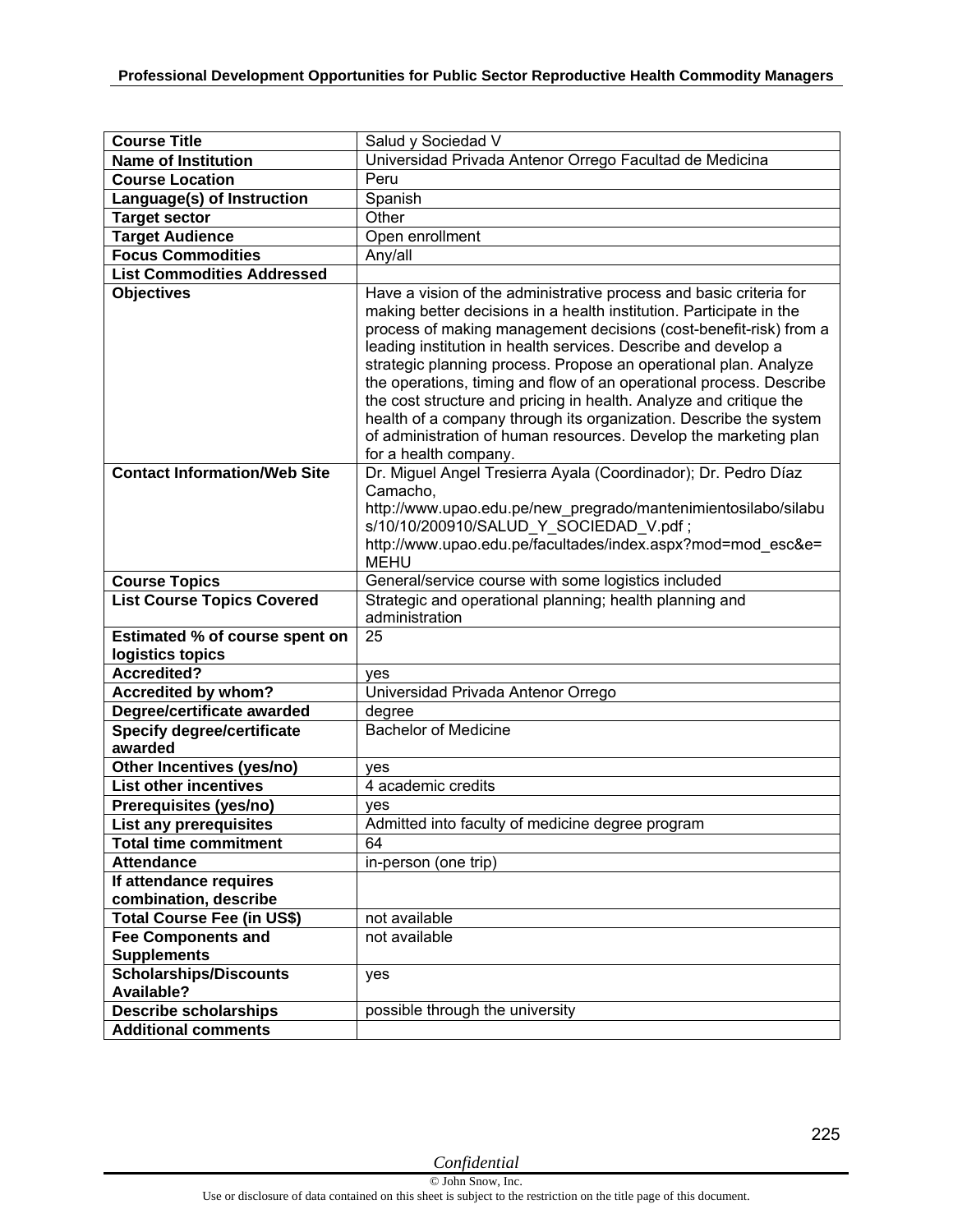| Course Title | Salud y Sociedad V |
|---|---|
| Name of Institution | Universidad Privada Antenor Orrego Facultad de Medicina |
| Course Location | Peru |
| Language(s) of Instruction | Spanish |
| Target sector | Other |
| Target Audience | Open enrollment |
| Focus Commodities | Any/all |
| List Commodities Addressed | |
| Objectives | Have a vision of the administrative process and basic criteria for making better decisions in a health institution. Participate in the process of making management decisions (cost-benefit-risk) from a leading institution in health services. Describe and develop a strategic planning process. Propose an operational plan. Analyze the operations, timing and flow of an operational process. Describe the cost structure and pricing in health. Analyze and critique the health of a company through its organization. Describe the system of administration of human resources. Develop the marketing plan for a health company. |
| Contact Information/Web Site | Dr. Miguel Angel Tresierra Ayala (Coordinador); Dr. Pedro Díaz Camacho, http://www.upao.edu.pe/new_pregrado/mantenimientosilabo/silabus/10/10/200910/SALUD_Y_SOCIEDAD_V.pdf ; http://www.upao.edu.pe/facultades/index.aspx?mod=mod_esc&e=MEHU |
| Course Topics | General/service course with some logistics included |
| List Course Topics Covered | Strategic and operational planning; health planning and administration |
| Estimated % of course spent on logistics topics | 25 |
| Accredited? | yes |
| Accredited by whom? | Universidad Privada Antenor Orrego |
| Degree/certificate awarded | degree |
| Specify degree/certificate awarded | Bachelor of Medicine |
| Other Incentives (yes/no) | yes |
| List other incentives | 4 academic credits |
| Prerequisites (yes/no) | yes |
| List any prerequisites | Admitted into faculty of medicine degree program |
| Total time commitment | 64 |
| Attendance | in-person (one trip) |
| If attendance requires combination, describe | |
| Total Course Fee (in US$) | not available |
| Fee Components and Supplements | not available |
| Scholarships/Discounts Available? | yes |
| Describe scholarships | possible through the university |
| Additional comments | |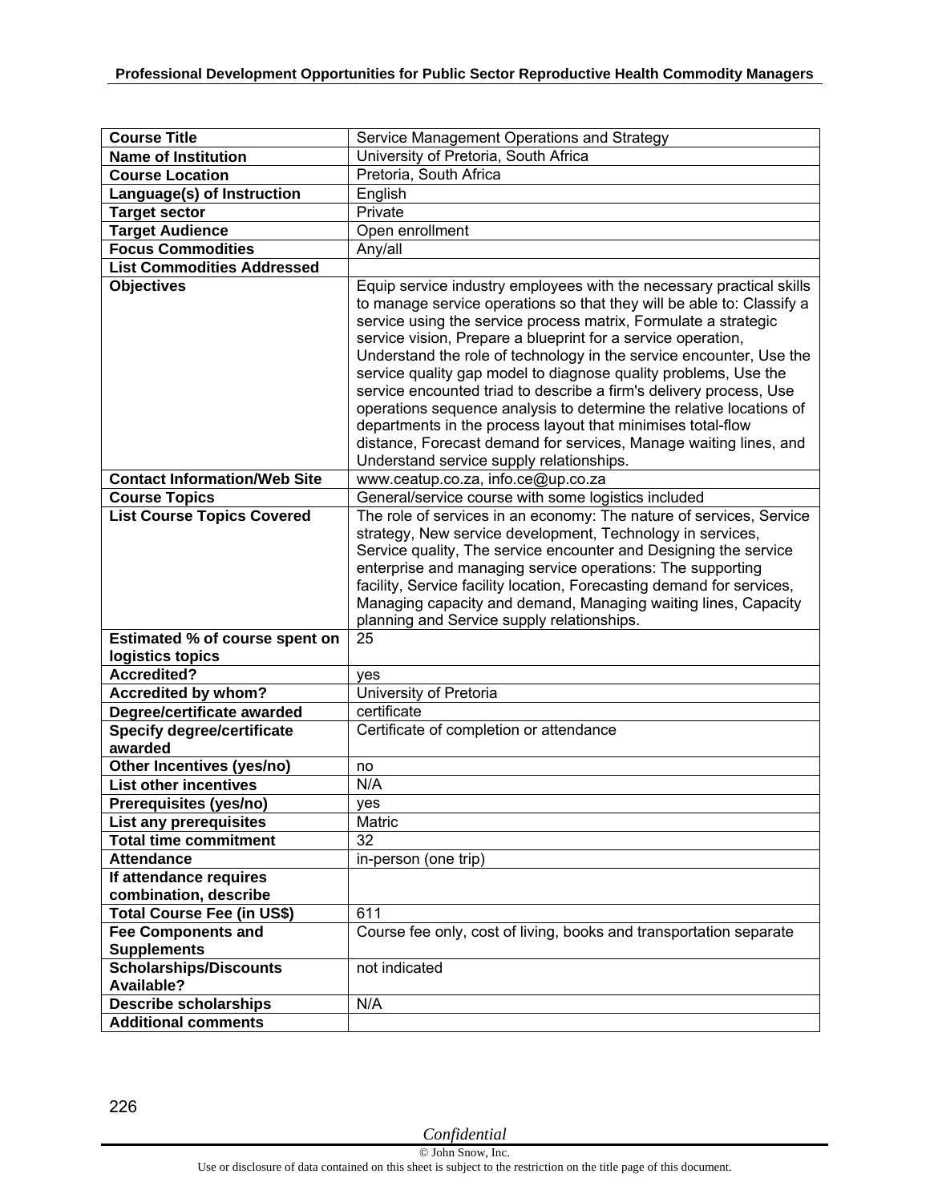| Course Title | Service Management Operations and Strategy |
|---|---|
| Name of Institution | University of Pretoria, South Africa |
| Course Location | Pretoria, South Africa |
| Language(s) of Instruction | English |
| Target sector | Private |
| Target Audience | Open enrollment |
| Focus Commodities | Any/all |
| List Commodities Addressed | |
| Objectives | Equip service industry employees with the necessary practical skills to manage service operations so that they will be able to: Classify a service using the service process matrix, Formulate a strategic service vision, Prepare a blueprint for a service operation, Understand the role of technology in the service encounter, Use the service quality gap model to diagnose quality problems, Use the service encounted triad to describe a firm's delivery process, Use operations sequence analysis to determine the relative locations of departments in the process layout that minimises total-flow distance, Forecast demand for services, Manage waiting lines, and Understand service supply relationships. |
| Contact Information/Web Site | www.ceatup.co.za, info.ce@up.co.za |
| Course Topics | General/service course with some logistics included |
| List Course Topics Covered | The role of services in an economy: The nature of services, Service strategy, New service development, Technology in services, Service quality, The service encounter and Designing the service enterprise and managing service operations: The supporting facility, Service facility location, Forecasting demand for services, Managing capacity and demand, Managing waiting lines, Capacity planning and Service supply relationships. |
| Estimated % of course spent on logistics topics | 25 |
| Accredited? | yes |
| Accredited by whom? | University of Pretoria |
| Degree/certificate awarded | certificate |
| Specify degree/certificate awarded | Certificate of completion or attendance |
| Other Incentives (yes/no) | no |
| List other incentives | N/A |
| Prerequisites (yes/no) | yes |
| List any prerequisites | Matric |
| Total time commitment | 32 |
| Attendance | in-person (one trip) |
| If attendance requires combination, describe | |
| Total Course Fee (in US$) | 611 |
| Fee Components and Supplements | Course fee only, cost of living, books and transportation separate |
| Scholarships/Discounts Available? | not indicated |
| Describe scholarships | N/A |
| Additional comments | |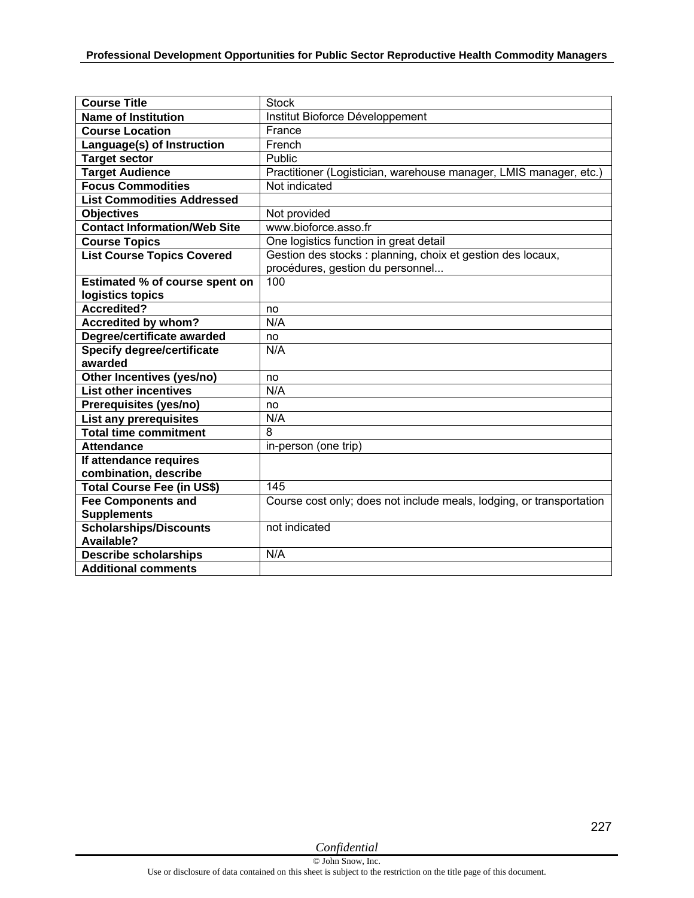| Course Title | Stock |
|---|---|
| **Name of Institution** | Institut Bioforce Développement |
| **Course Location** | France |
| **Language(s) of Instruction** | French |
| **Target sector** | Public |
| **Target Audience** | Practitioner (Logistician, warehouse manager, LMIS manager, etc.) |
| **Focus Commodities** | Not indicated |
| **List Commodities Addressed** | |
| **Objectives** | Not provided |
| **Contact Information/Web Site** | www.bioforce.asso.fr |
| **Course Topics** | One logistics function in great detail |
| **List Course Topics Covered** | Gestion des stocks : planning, choix et gestion des locaux, procédures, gestion du personnel... |
| **Estimated % of course spent on logistics topics** | 100 |
| **Accredited?** | no |
| **Accredited by whom?** | N/A |
| **Degree/certificate awarded** | no |
| **Specify degree/certificate awarded** | N/A |
| **Other Incentives (yes/no)** | no |
| **List other incentives** | N/A |
| **Prerequisites (yes/no)** | no |
| **List any prerequisites** | N/A |
| **Total time commitment** | 8 |
| **Attendance** | in-person (one trip) |
| **If attendance requires combination, describe** | |
| **Total Course Fee (in US$)** | 145 |
| **Fee Components and Supplements** | Course cost only; does not include meals, lodging, or transportation |
| **Scholarships/Discounts Available?** | not indicated |
| **Describe scholarships** | N/A |
| **Additional comments** | |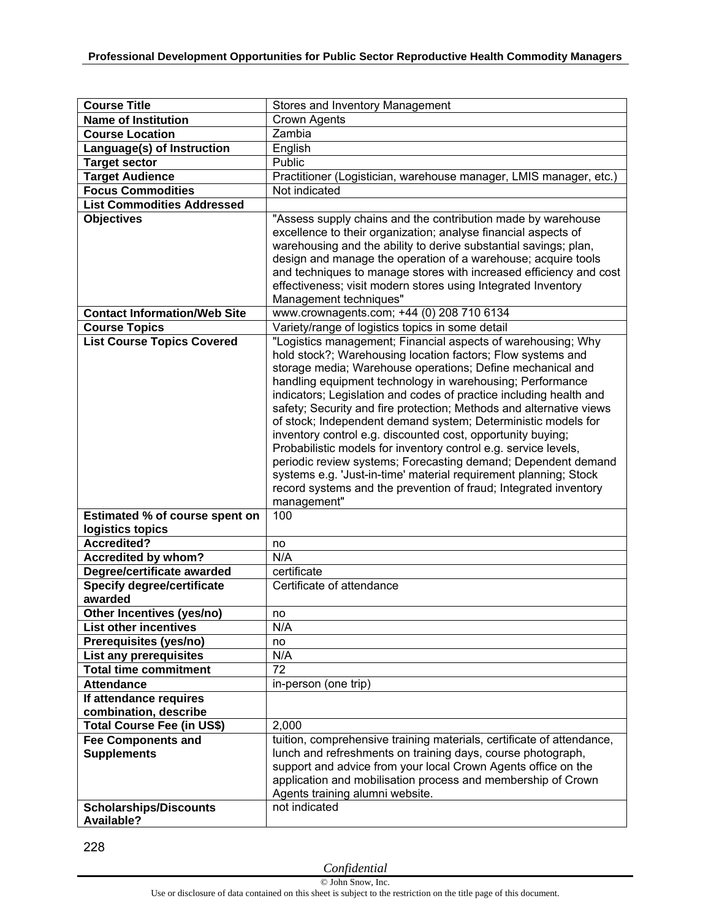| Course Title | Stores and Inventory Management |
|---|---|
| **Name of Institution** | Crown Agents |
| **Course Location** | Zambia |
| **Language(s) of Instruction** | English |
| **Target sector** | Public |
| **Target Audience** | Practitioner (Logistician, warehouse manager, LMIS manager, etc.) |
| **Focus Commodities** | Not indicated |
| **List Commodities Addressed** | |
| **Objectives** | "Assess supply chains and the contribution made by warehouse excellence to their organization; analyse financial aspects of warehousing and the ability to derive substantial savings; plan, design and manage the operation of a warehouse; acquire tools and techniques to manage stores with increased efficiency and cost effectiveness; visit modern stores using Integrated Inventory Management techniques" |
| **Contact Information/Web Site** | www.crownagents.com; +44 (0) 208 710 6134 |
| **Course Topics** | Variety/range of logistics topics in some detail |
| **List Course Topics Covered** | "Logistics management; Financial aspects of warehousing; Why hold stock?; Warehousing location factors; Flow systems and storage media; Warehouse operations; Define mechanical and handling equipment technology in warehousing; Performance indicators; Legislation and codes of practice including health and safety; Security and fire protection; Methods and alternative views of stock; Independent demand system; Deterministic models for inventory control e.g. discounted cost, opportunity buying; Probabilistic models for inventory control e.g. service levels, periodic review systems; Forecasting demand; Dependent demand systems e.g. 'Just-in-time' material requirement planning; Stock record systems and the prevention of fraud; Integrated inventory management" |
| **Estimated % of course spent on logistics topics** | 100 |
| **Accredited?** | no |
| **Accredited by whom?** | N/A |
| **Degree/certificate awarded** | certificate |
| **Specify degree/certificate awarded** | Certificate of attendance |
| **Other Incentives (yes/no)** | no |
| **List other incentives** | N/A |
| **Prerequisites (yes/no)** | no |
| **List any prerequisites** | N/A |
| **Total time commitment** | 72 |
| **Attendance** | in-person (one trip) |
| **If attendance requires combination, describe** | |
| **Total Course Fee (in US$)** | 2,000 |
| **Fee Components and Supplements** | tuition, comprehensive training materials, certificate of attendance, lunch and refreshments on training days, course photograph, support and advice from your local Crown Agents office on the application and mobilisation process and membership of Crown Agents training alumni website. |
| **Scholarships/Discounts Available?** | not indicated |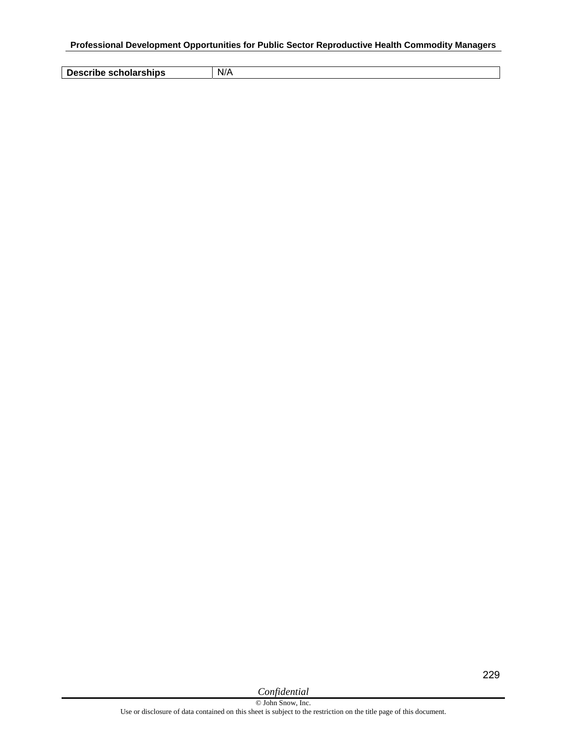| Describe scholarships | N/A |
|---|---|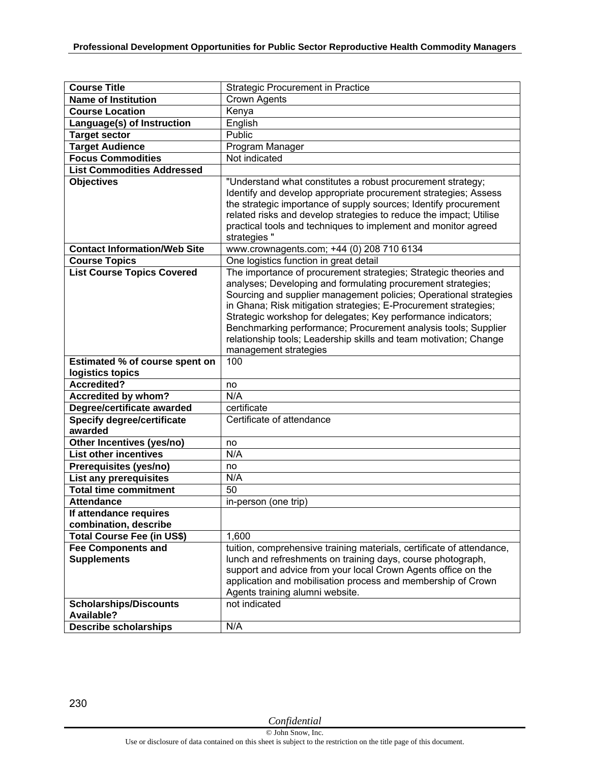| Course Title | Strategic Procurement in Practice |
|---|---|
| Name of Institution | Crown Agents |
| Course Location | Kenya |
| Language(s) of Instruction | English |
| Target sector | Public |
| Target Audience | Program Manager |
| Focus Commodities | Not indicated |
| List Commodities Addressed | |
| Objectives | "Understand what constitutes a robust procurement strategy; Identify and develop appropriate procurement strategies; Assess the strategic importance of supply sources; Identify procurement related risks and develop strategies to reduce the impact; Utilise practical tools and techniques to implement and monitor agreed strategies " |
| Contact Information/Web Site | www.crownagents.com; +44 (0) 208 710 6134 |
| Course Topics | One logistics function in great detail |
| List Course Topics Covered | The importance of procurement strategies; Strategic theories and analyses; Developing and formulating procurement strategies; Sourcing and supplier management policies; Operational strategies in Ghana; Risk mitigation strategies; E-Procurement strategies; Strategic workshop for delegates; Key performance indicators; Benchmarking performance; Procurement analysis tools; Supplier relationship tools; Leadership skills and team motivation; Change management strategies |
| Estimated % of course spent on logistics topics | 100 |
| Accredited? | no |
| Accredited by whom? | N/A |
| Degree/certificate awarded | certificate |
| Specify degree/certificate awarded | Certificate of attendance |
| Other Incentives (yes/no) | no |
| List other incentives | N/A |
| Prerequisites (yes/no) | no |
| List any prerequisites | N/A |
| Total time commitment | 50 |
| Attendance | in-person (one trip) |
| If attendance requires combination, describe | |
| Total Course Fee (in US$) | 1,600 |
| Fee Components and Supplements | tuition, comprehensive training materials, certificate of attendance, lunch and refreshments on training days, course photograph, support and advice from your local Crown Agents office on the application and mobilisation process and membership of Crown Agents training alumni website. |
| Scholarships/Discounts Available? | not indicated |
| Describe scholarships | N/A |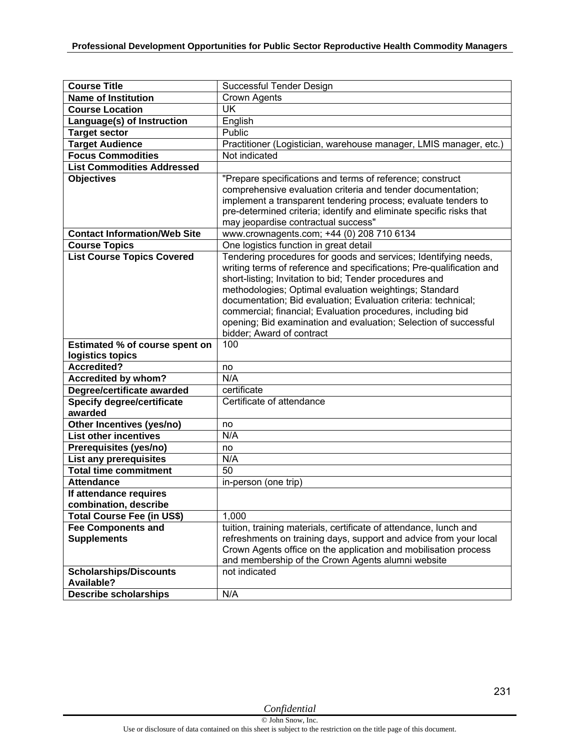| Course Title | Successful Tender Design |
|---|---|
| **Name of Institution** | Crown Agents |
| **Course Location** | UK |
| **Language(s) of Instruction** | English |
| **Target sector** | Public |
| **Target Audience** | Practitioner (Logistician, warehouse manager, LMIS manager, etc.) |
| **Focus Commodities** | Not indicated |
| **List Commodities Addressed** | |
| **Objectives** | "Prepare specifications and terms of reference; construct comprehensive evaluation criteria and tender documentation; implement a transparent tendering process; evaluate tenders to pre-determined criteria; identify and eliminate specific risks that may jeopardise contractual success" |
| **Contact Information/Web Site** | www.crownagents.com; +44 (0) 208 710 6134 |
| **Course Topics** | One logistics function in great detail |
| **List Course Topics Covered** | Tendering procedures for goods and services; Identifying needs, writing terms of reference and specifications; Pre-qualification and short-listing; Invitation to bid; Tender procedures and methodologies; Optimal evaluation weightings; Standard documentation; Bid evaluation; Evaluation criteria: technical; commercial; financial; Evaluation procedures, including bid opening; Bid examination and evaluation; Selection of successful bidder; Award of contract |
| **Estimated % of course spent on logistics topics** | 100 |
| **Accredited?** | no |
| **Accredited by whom?** | N/A |
| **Degree/certificate awarded** | certificate |
| **Specify degree/certificate awarded** | Certificate of attendance |
| **Other Incentives (yes/no)** | no |
| **List other incentives** | N/A |
| **Prerequisites (yes/no)** | no |
| **List any prerequisites** | N/A |
| **Total time commitment** | 50 |
| **Attendance** | in-person (one trip) |
| **If attendance requires combination, describe** | |
| **Total Course Fee (in US$)** | 1,000 |
| **Fee Components and Supplements** | tuition, training materials, certificate of attendance, lunch and refreshments on training days, support and advice from your local Crown Agents office on the application and mobilisation process and membership of the Crown Agents alumni website |
| **Scholarships/Discounts Available?** | not indicated |
| **Describe scholarships** | N/A |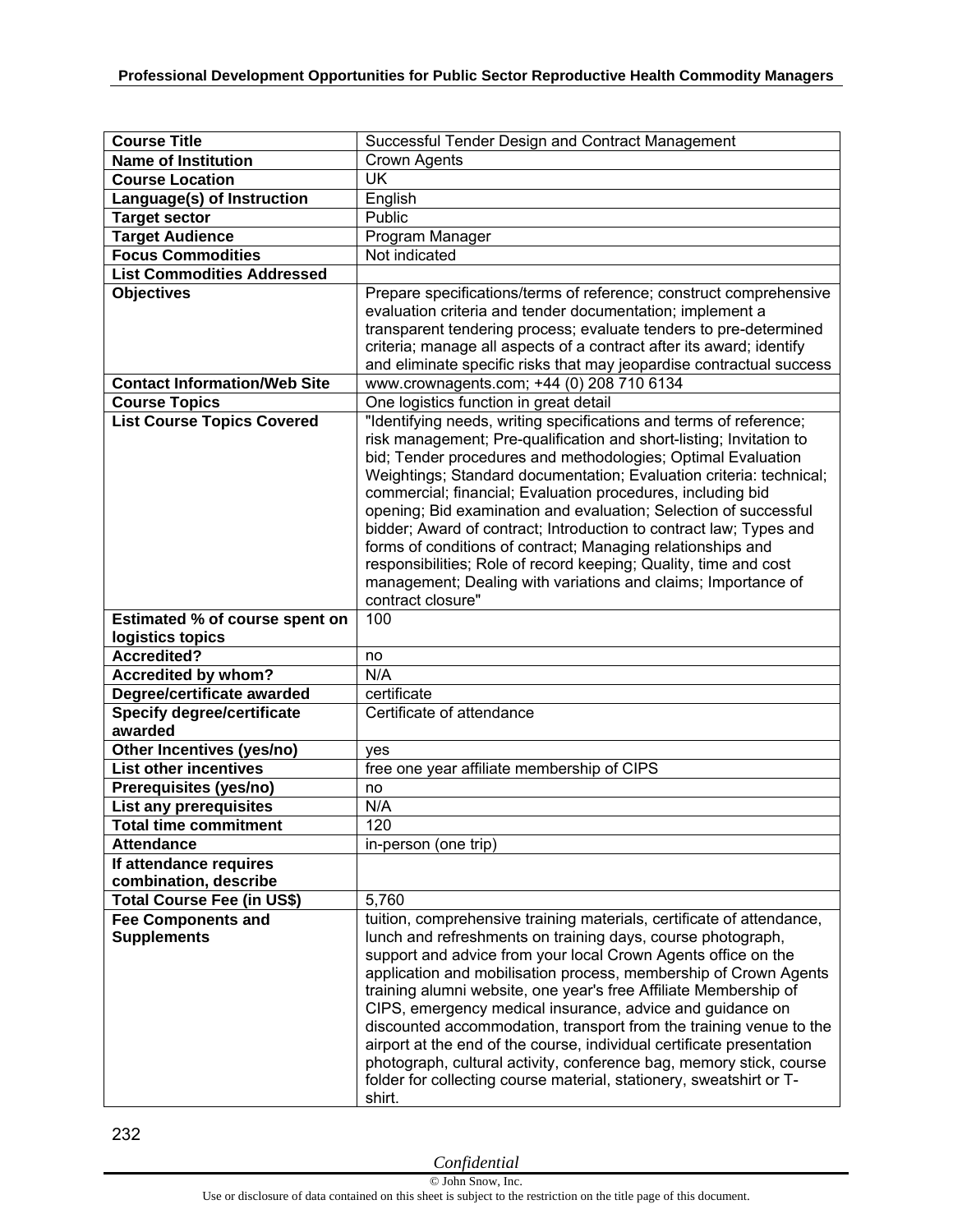| Course Title | Successful Tender Design and Contract Management |
|---|---|
| **Name of Institution** | Crown Agents |
| **Course Location** | UK |
| **Language(s) of Instruction** | English |
| **Target sector** | Public |
| **Target Audience** | Program Manager |
| **Focus Commodities** | Not indicated |
| **List Commodities Addressed** | |
| **Objectives** | Prepare specifications/terms of reference; construct comprehensive evaluation criteria and tender documentation; implement a transparent tendering process; evaluate tenders to pre-determined criteria; manage all aspects of a contract after its award; identify and eliminate specific risks that may jeopardise contractual success |
| **Contact Information/Web Site** | www.crownagents.com; +44 (0) 208 710 6134 |
| **Course Topics** | One logistics function in great detail |
| **List Course Topics Covered** | "Identifying needs, writing specifications and terms of reference; risk management; Pre-qualification and short-listing; Invitation to bid; Tender procedures and methodologies; Optimal Evaluation Weightings; Standard documentation; Evaluation criteria: technical; commercial; financial; Evaluation procedures, including bid opening; Bid examination and evaluation; Selection of successful bidder; Award of contract; Introduction to contract law; Types and forms of conditions of contract; Managing relationships and responsibilities; Role of record keeping; Quality, time and cost management; Dealing with variations and claims; Importance of contract closure" |
| **Estimated % of course spent on logistics topics** | 100 |
| **Accredited?** | no |
| **Accredited by whom?** | N/A |
| **Degree/certificate awarded** | certificate |
| **Specify degree/certificate awarded** | Certificate of attendance |
| **Other Incentives (yes/no)** | yes |
| **List other incentives** | free one year affiliate membership of CIPS |
| **Prerequisites (yes/no)** | no |
| **List any prerequisites** | N/A |
| **Total time commitment** | 120 |
| **Attendance** | in-person (one trip) |
| **If attendance requires combination, describe** | |
| **Total Course Fee (in US$)** | 5,760 |
| **Fee Components and Supplements** | tuition, comprehensive training materials, certificate of attendance, lunch and refreshments on training days, course photograph, support and advice from your local Crown Agents office on the application and mobilisation process, membership of Crown Agents training alumni website, one year's free Affiliate Membership of CIPS, emergency medical insurance, advice and guidance on discounted accommodation, transport from the training venue to the airport at the end of the course, individual certificate presentation photograph, cultural activity, conference bag, memory stick, course folder for collecting course material, stationery, sweatshirt or T-shirt. |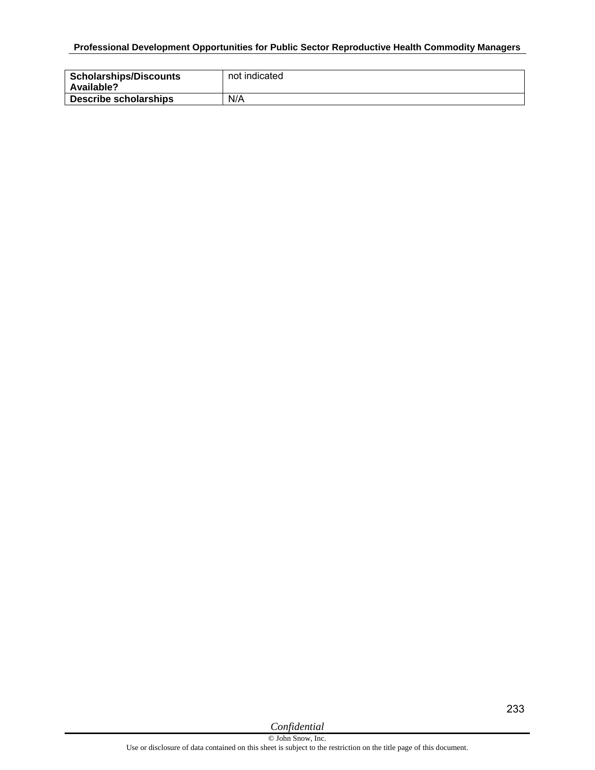| **Scholarships/Discounts Available?** | not indicated |
|---|---|
| **Describe scholarships** | N/A |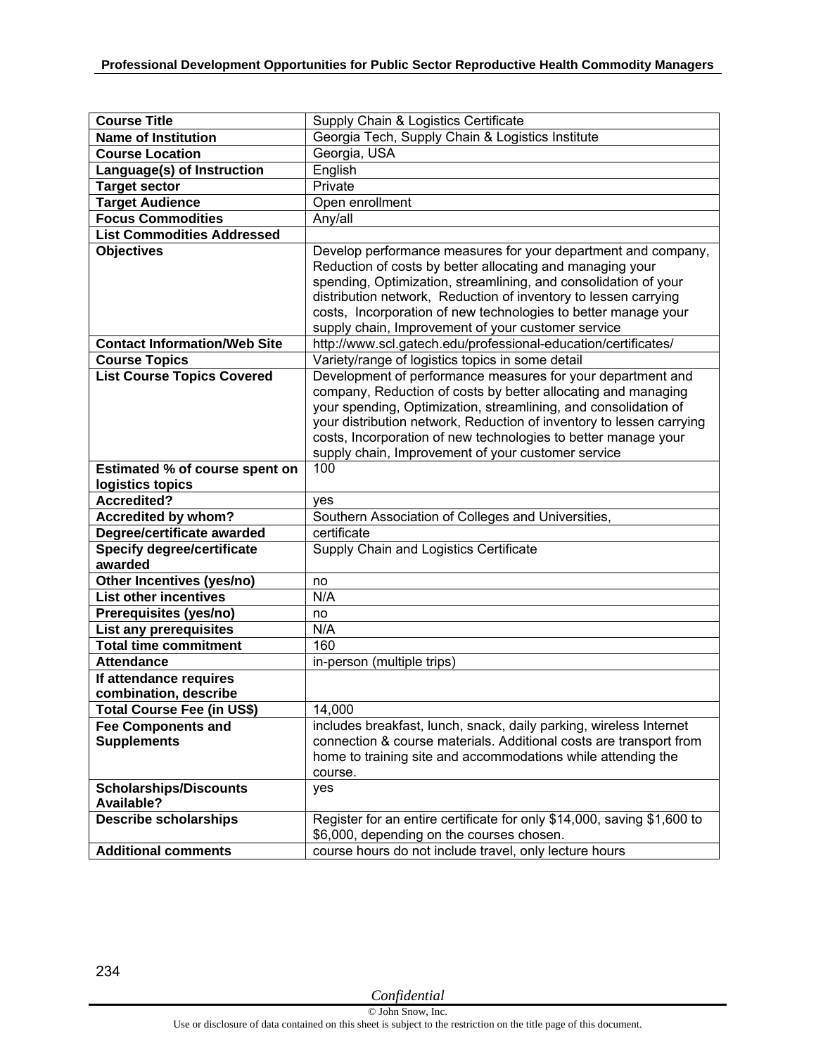| Course Title | Supply Chain & Logistics Certificate |
|---|---|
| **Name of Institution** | Georgia Tech, Supply Chain & Logistics Institute |
| **Course Location** | Georgia, USA |
| **Language(s) of Instruction** | English |
| **Target sector** | Private |
| **Target Audience** | Open enrollment |
| **Focus Commodities** | Any/all |
| **List Commodities Addressed** | |
| **Objectives** | Develop performance measures for your department and company, Reduction of costs by better allocating and managing your spending, Optimization, streamlining, and consolidation of your distribution network, Reduction of inventory to lessen carrying costs, Incorporation of new technologies to better manage your supply chain, Improvement of your customer service |
| **Contact Information/Web Site** | http://www.scl.gatech.edu/professional-education/certificates/ |
| **Course Topics** | Variety/range of logistics topics in some detail |
| **List Course Topics Covered** | Development of performance measures for your department and company, Reduction of costs by better allocating and managing your spending, Optimization, streamlining, and consolidation of your distribution network, Reduction of inventory to lessen carrying costs, Incorporation of new technologies to better manage your supply chain, Improvement of your customer service |
| **Estimated % of course spent on logistics topics** | 100 |
| **Accredited?** | yes |
| **Accredited by whom?** | Southern Association of Colleges and Universities, |
| **Degree/certificate awarded** | certificate |
| **Specify degree/certificate awarded** | Supply Chain and Logistics Certificate |
| **Other Incentives (yes/no)** | no |
| **List other incentives** | N/A |
| **Prerequisites (yes/no)** | no |
| **List any prerequisites** | N/A |
| **Total time commitment** | 160 |
| **Attendance** | in-person (multiple trips) |
| **If attendance requires combination, describe** | |
| **Total Course Fee (in US$)** | 14,000 |
| **Fee Components and Supplements** | includes breakfast, lunch, snack, daily parking, wireless Internet connection & course materials. Additional costs are transport from home to training site and accommodations while attending the course. |
| **Scholarships/Discounts Available?** | yes |
| **Describe scholarships** | Register for an entire certificate for only $14,000, saving $1,600 to $6,000, depending on the courses chosen. |
| **Additional comments** | course hours do not include travel, only lecture hours |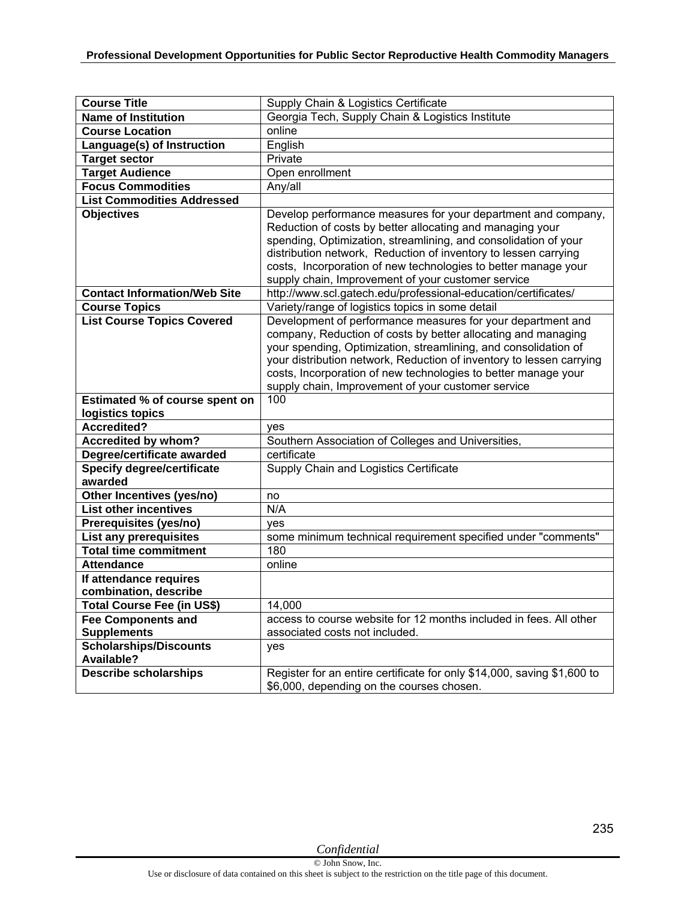| Course Title | Supply Chain & Logistics Certificate |
|---|---|
| **Name of Institution** | Georgia Tech, Supply Chain & Logistics Institute |
| **Course Location** | online |
| **Language(s) of Instruction** | English |
| **Target sector** | Private |
| **Target Audience** | Open enrollment |
| **Focus Commodities** | Any/all |
| **List Commodities Addressed** | |
| **Objectives** | Develop performance measures for your department and company, Reduction of costs by better allocating and managing your spending, Optimization, streamlining, and consolidation of your distribution network, Reduction of inventory to lessen carrying costs, Incorporation of new technologies to better manage your supply chain, Improvement of your customer service |
| **Contact Information/Web Site** | http://www.scl.gatech.edu/professional-education/certificates/ |
| **Course Topics** | Variety/range of logistics topics in some detail |
| **List Course Topics Covered** | Development of performance measures for your department and company, Reduction of costs by better allocating and managing your spending, Optimization, streamlining, and consolidation of your distribution network, Reduction of inventory to lessen carrying costs, Incorporation of new technologies to better manage your supply chain, Improvement of your customer service |
| **Estimated % of course spent on logistics topics** | 100 |
| **Accredited?** | yes |
| **Accredited by whom?** | Southern Association of Colleges and Universities, |
| **Degree/certificate awarded** | certificate |
| **Specify degree/certificate awarded** | Supply Chain and Logistics Certificate |
| **Other Incentives (yes/no)** | no |
| **List other incentives** | N/A |
| **Prerequisites (yes/no)** | yes |
| **List any prerequisites** | some minimum technical requirement specified under "comments" |
| **Total time commitment** | 180 |
| **Attendance** | online |
| **If attendance requires combination, describe** | |
| **Total Course Fee (in US$)** | 14,000 |
| **Fee Components and Supplements** | access to course website for 12 months included in fees. All other associated costs not included. |
| **Scholarships/Discounts Available?** | yes |
| **Describe scholarships** | Register for an entire certificate for only $14,000, saving $1,600 to $6,000, depending on the courses chosen. |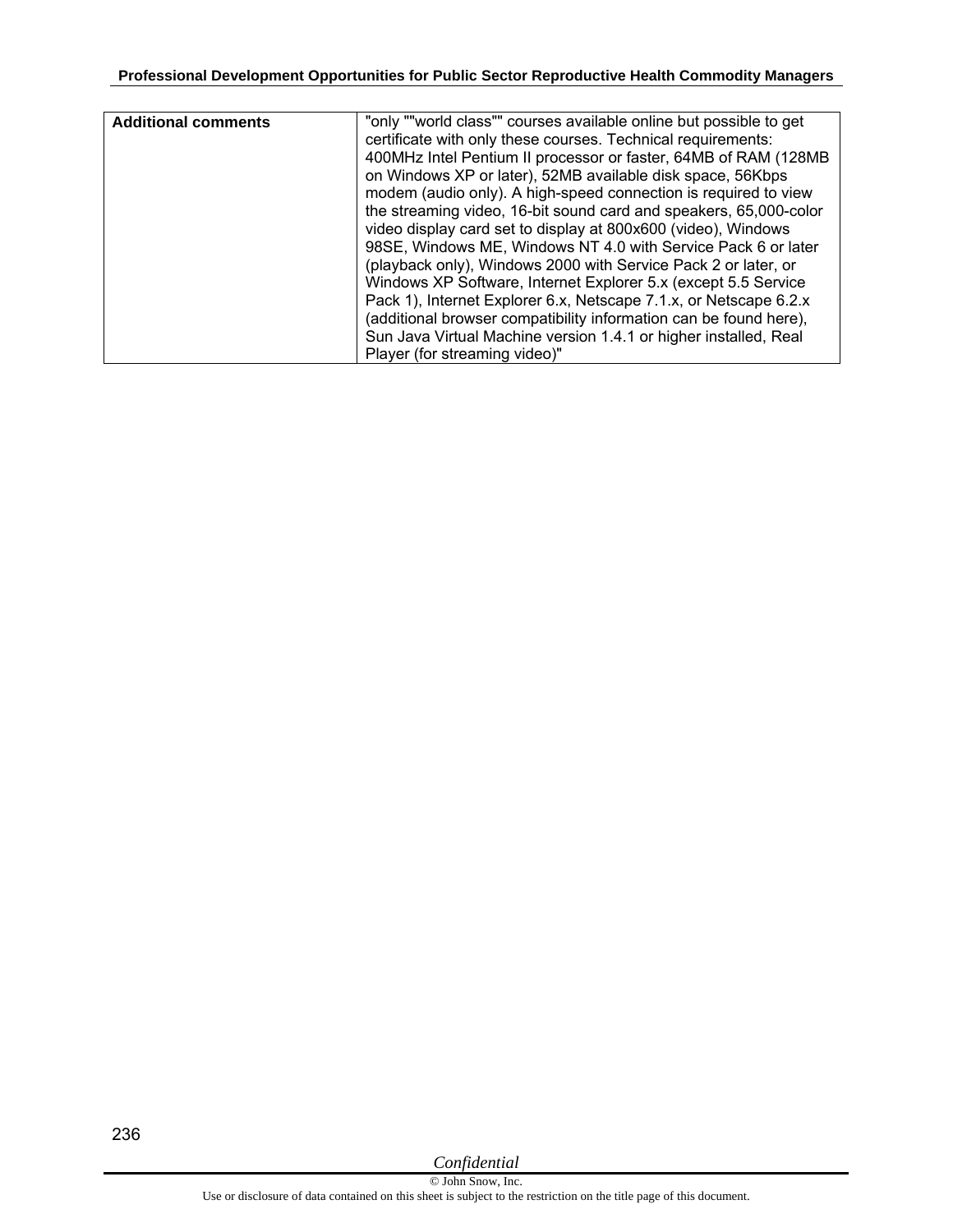| Additional comments | "only ""world class"" courses available online but possible to get certificate with only these courses. Technical requirements: 400MHz Intel Pentium II processor or faster, 64MB of RAM (128MB on Windows XP or later), 52MB available disk space, 56Kbps modem (audio only). A high-speed connection is required to view the streaming video, 16-bit sound card and speakers, 65,000-color video display card set to display at 800x600 (video), Windows 98SE, Windows ME, Windows NT 4.0 with Service Pack 6 or later (playback only), Windows 2000 with Service Pack 2 or later, or Windows XP Software, Internet Explorer 5.x (except 5.5 Service Pack 1), Internet Explorer 6.x, Netscape 7.1.x, or Netscape 6.2.x (additional browser compatibility information can be found here), Sun Java Virtual Machine version 1.4.1 or higher installed, Real Player (for streaming video)" |
|---|---|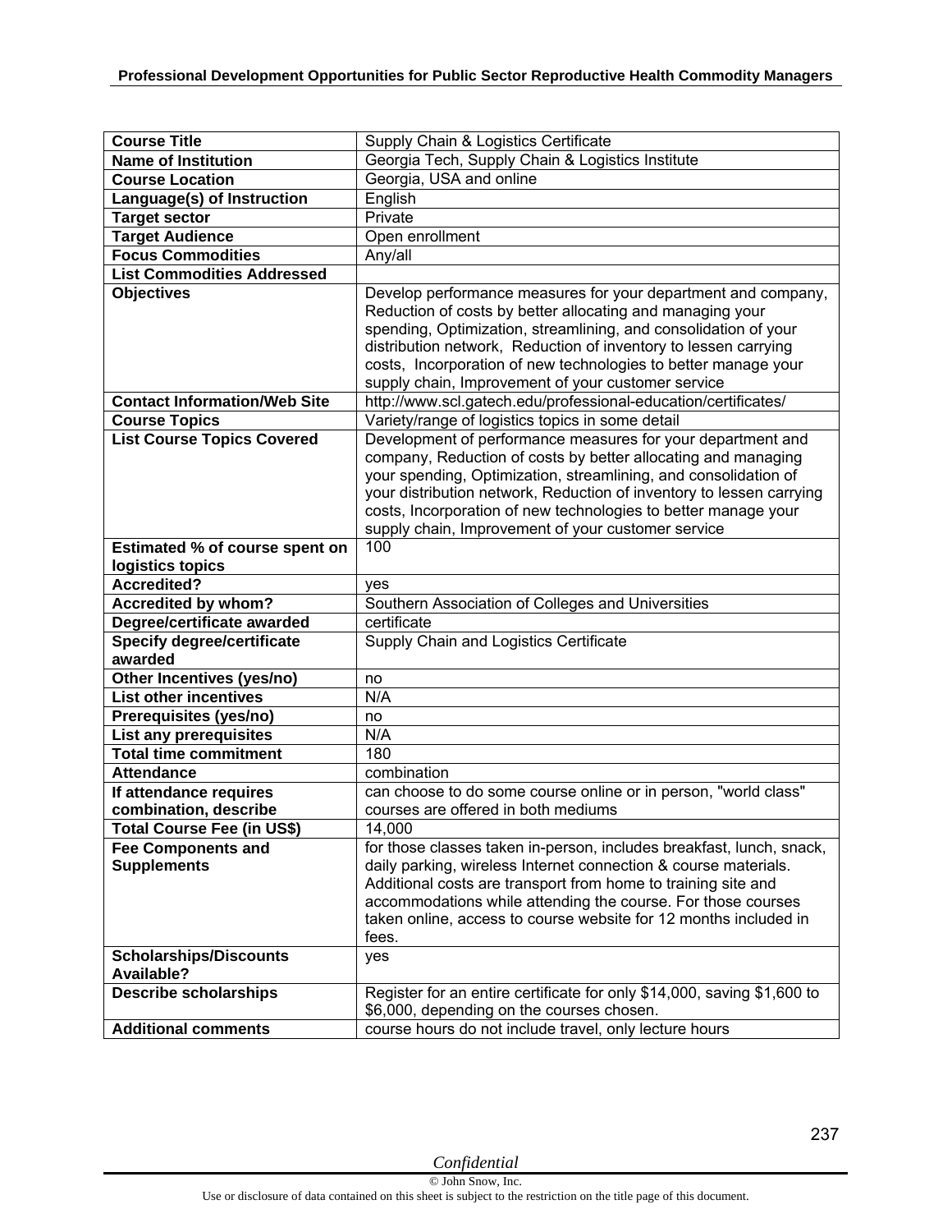| Course Title | Supply Chain & Logistics Certificate |
|---|---|
| **Name of Institution** | Georgia Tech, Supply Chain & Logistics Institute |
| **Course Location** | Georgia, USA and online |
| **Language(s) of Instruction** | English |
| **Target sector** | Private |
| **Target Audience** | Open enrollment |
| **Focus Commodities** | Any/all |
| **List Commodities Addressed** | |
| **Objectives** | Develop performance measures for your department and company, Reduction of costs by better allocating and managing your spending, Optimization, streamlining, and consolidation of your distribution network, Reduction of inventory to lessen carrying costs, Incorporation of new technologies to better manage your supply chain, Improvement of your customer service |
| **Contact Information/Web Site** | http://www.scl.gatech.edu/professional-education/certificates/ |
| **Course Topics** | Variety/range of logistics topics in some detail |
| **List Course Topics Covered** | Development of performance measures for your department and company, Reduction of costs by better allocating and managing your spending, Optimization, streamlining, and consolidation of your distribution network, Reduction of inventory to lessen carrying costs, Incorporation of new technologies to better manage your supply chain, Improvement of your customer service |
| **Estimated % of course spent on logistics topics** | 100 |
| **Accredited?** | yes |
| **Accredited by whom?** | Southern Association of Colleges and Universities |
| **Degree/certificate awarded** | certificate |
| **Specify degree/certificate awarded** | Supply Chain and Logistics Certificate |
| **Other Incentives (yes/no)** | no |
| **List other incentives** | N/A |
| **Prerequisites (yes/no)** | no |
| **List any prerequisites** | N/A |
| **Total time commitment** | 180 |
| **Attendance** | combination |
| **If attendance requires combination, describe** | can choose to do some course online or in person, "world class" courses are offered in both mediums |
| **Total Course Fee (in US$)** | 14,000 |
| **Fee Components and Supplements** | for those classes taken in-person, includes breakfast, lunch, snack, daily parking, wireless Internet connection & course materials. Additional costs are transport from home to training site and accommodations while attending the course. For those courses taken online, access to course website for 12 months included in fees. |
| **Scholarships/Discounts Available?** | yes |
| **Describe scholarships** | Register for an entire certificate for only $14,000, saving $1,600 to $6,000, depending on the courses chosen. |
| **Additional comments** | course hours do not include travel, only lecture hours |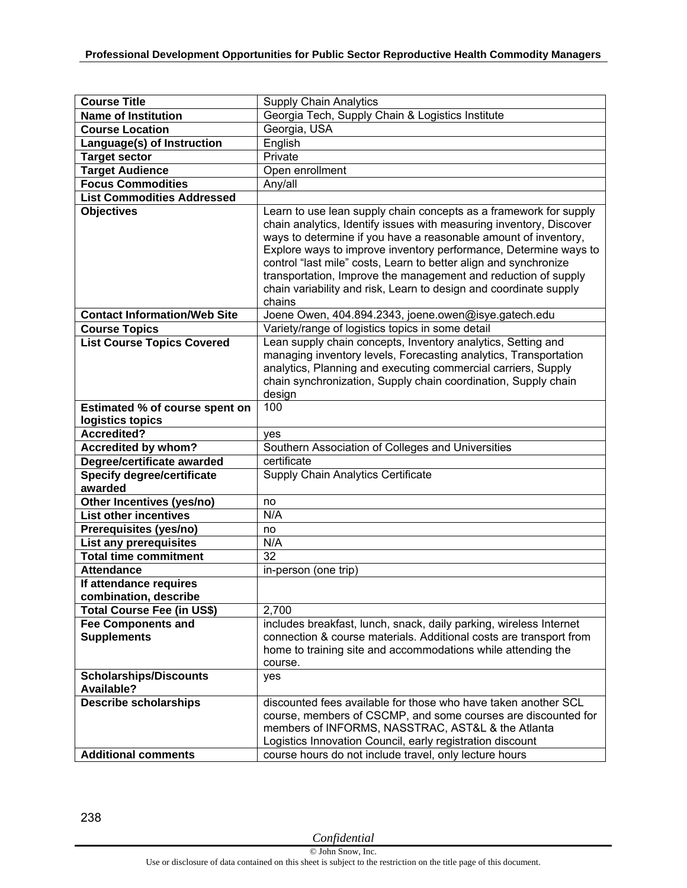| Course Title | Supply Chain Analytics |
|---|---|
| **Name of Institution** | Georgia Tech, Supply Chain & Logistics Institute |
| **Course Location** | Georgia, USA |
| **Language(s) of Instruction** | English |
| **Target sector** | Private |
| **Target Audience** | Open enrollment |
| **Focus Commodities** | Any/all |
| **List Commodities Addressed** | |
| **Objectives** | Learn to use lean supply chain concepts as a framework for supply chain analytics, Identify issues with measuring inventory, Discover ways to determine if you have a reasonable amount of inventory, Explore ways to improve inventory performance, Determine ways to control "last mile" costs, Learn to better align and synchronize transportation, Improve the management and reduction of supply chain variability and risk, Learn to design and coordinate supply chains |
| **Contact Information/Web Site** | Joene Owen, 404.894.2343, joene.owen@isye.gatech.edu |
| **Course Topics** | Variety/range of logistics topics in some detail |
| **List Course Topics Covered** | Lean supply chain concepts, Inventory analytics, Setting and managing inventory levels, Forecasting analytics, Transportation analytics, Planning and executing commercial carriers, Supply chain synchronization, Supply chain coordination, Supply chain design |
| **Estimated % of course spent on logistics topics** | 100 |
| **Accredited?** | yes |
| **Accredited by whom?** | Southern Association of Colleges and Universities |
| **Degree/certificate awarded** | certificate |
| **Specify degree/certificate awarded** | Supply Chain Analytics Certificate |
| **Other Incentives (yes/no)** | no |
| **List other incentives** | N/A |
| **Prerequisites (yes/no)** | no |
| **List any prerequisites** | N/A |
| **Total time commitment** | 32 |
| **Attendance** | in-person (one trip) |
| **If attendance requires combination, describe** | |
| **Total Course Fee (in US$)** | 2,700 |
| **Fee Components and Supplements** | includes breakfast, lunch, snack, daily parking, wireless Internet connection & course materials. Additional costs are transport from home to training site and accommodations while attending the course. |
| **Scholarships/Discounts Available?** | yes |
| **Describe scholarships** | discounted fees available for those who have taken another SCL course, members of CSCMP, and some courses are discounted for members of INFORMS, NASSTRAC, AST&L & the Atlanta Logistics Innovation Council, early registration discount |
| **Additional comments** | course hours do not include travel, only lecture hours |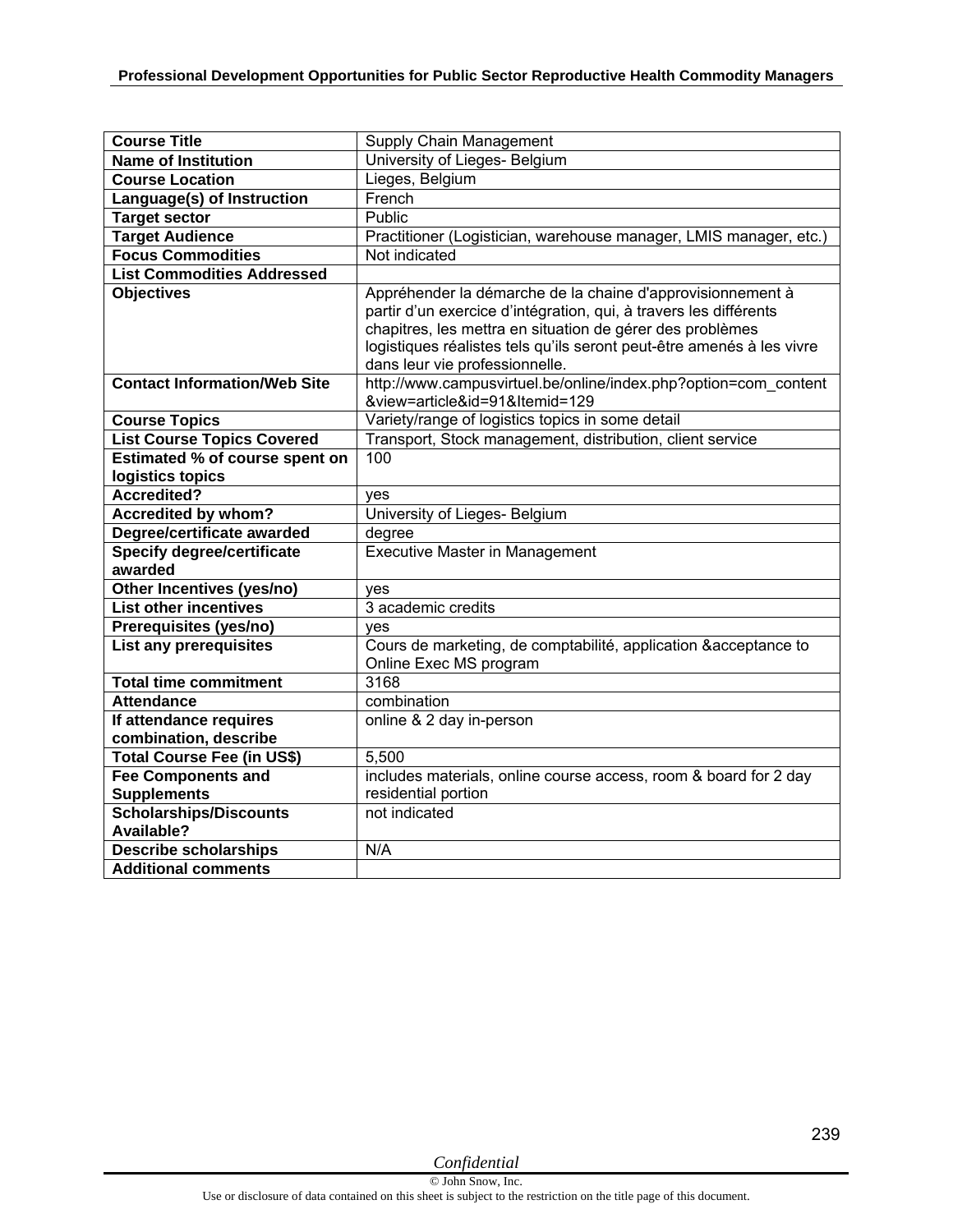| Course Title | Supply Chain Management |
| --- | --- |
| Name of Institution | University of Lieges- Belgium |
| Course Location | Lieges, Belgium |
| Language(s) of Instruction | French |
| Target sector | Public |
| Target Audience | Practitioner (Logistician, warehouse manager, LMIS manager, etc.) |
| Focus Commodities | Not indicated |
| List Commodities Addressed | |
| Objectives | Appréhender la démarche de la chaine d'approvisionnement à partir d'un exercice d'intégration, qui, à travers les différents chapitres, les mettra en situation de gérer des problèmes logistiques réalistes tels qu'ils seront peut-être amenés à les vivre dans leur vie professionnelle. |
| Contact Information/Web Site | http://www.campusvirtuel.be/online/index.php?option=com_content&view=article&id=91&Itemid=129 |
| Course Topics | Variety/range of logistics topics in some detail |
| List Course Topics Covered | Transport, Stock management, distribution, client service |
| Estimated % of course spent on logistics topics | 100 |
| Accredited? | yes |
| Accredited by whom? | University of Lieges- Belgium |
| Degree/certificate awarded | degree |
| Specify degree/certificate awarded | Executive Master in Management |
| Other Incentives (yes/no) | yes |
| List other incentives | 3 academic credits |
| Prerequisites (yes/no) | yes |
| List any prerequisites | Cours de marketing, de comptabilité, application &acceptance to Online Exec MS program |
| Total time commitment | 3168 |
| Attendance | combination |
| If attendance requires combination, describe | online & 2 day in-person |
| Total Course Fee (in US$) | 5,500 |
| Fee Components and Supplements | includes materials, online course access, room & board for 2 day residential portion |
| Scholarships/Discounts Available? | not indicated |
| Describe scholarships | N/A |
| Additional comments | |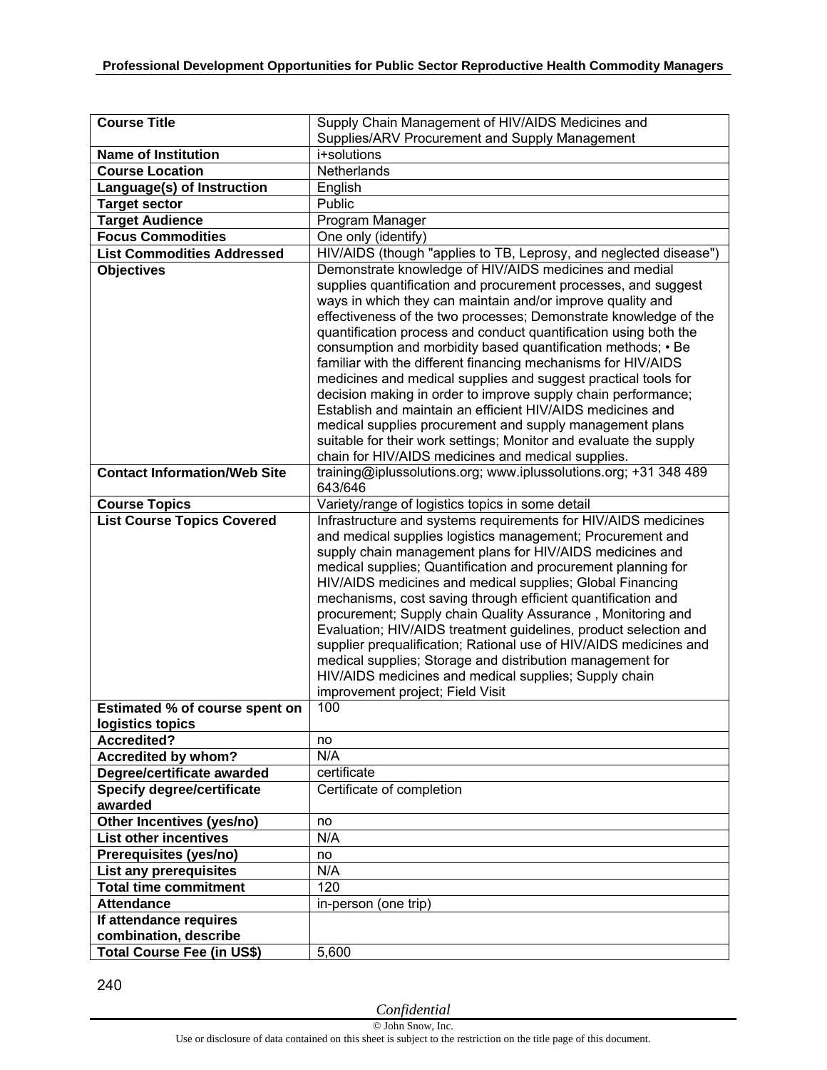| Course Title | Supply Chain Management of HIV/AIDS Medicines and Supplies/ARV Procurement and Supply Management |
|---|---|
| **Name of Institution** | i+solutions |
| **Course Location** | Netherlands |
| **Language(s) of Instruction** | English |
| **Target sector** | Public |
| **Target Audience** | Program Manager |
| **Focus Commodities** | One only (identify) |
| **List Commodities Addressed** | HIV/AIDS (though "applies to TB, Leprosy, and neglected disease") |
| **Objectives** | Demonstrate knowledge of HIV/AIDS medicines and medial supplies quantification and procurement processes, and suggest ways in which they can maintain and/or improve quality and effectiveness of the two processes; Demonstrate knowledge of the quantification process and conduct quantification using both the consumption and morbidity based quantification methods; • Be familiar with the different financing mechanisms for HIV/AIDS medicines and medical supplies and suggest practical tools for decision making in order to improve supply chain performance; Establish and maintain an efficient HIV/AIDS medicines and medical supplies procurement and supply management plans suitable for their work settings; Monitor and evaluate the supply chain for HIV/AIDS medicines and medical supplies. |
| **Contact Information/Web Site** | training@iplussolutions.org; www.iplussolutions.org; +31 348 489 643/646 |
| **Course Topics** | Variety/range of logistics topics in some detail |
| **List Course Topics Covered** | Infrastructure and systems requirements for HIV/AIDS medicines and medical supplies logistics management; Procurement and supply chain management plans for HIV/AIDS medicines and medical supplies; Quantification and procurement planning for HIV/AIDS medicines and medical supplies; Global Financing mechanisms, cost saving through efficient quantification and procurement; Supply chain Quality Assurance , Monitoring and Evaluation; HIV/AIDS treatment guidelines, product selection and supplier prequalification; Rational use of HIV/AIDS medicines and medical supplies; Storage and distribution management for HIV/AIDS medicines and medical supplies; Supply chain improvement project; Field Visit |
| **Estimated % of course spent on logistics topics** | 100 |
| **Accredited?** | no |
| **Accredited by whom?** | N/A |
| **Degree/certificate awarded** | certificate |
| **Specify degree/certificate awarded** | Certificate of completion |
| **Other Incentives (yes/no)** | no |
| **List other incentives** | N/A |
| **Prerequisites (yes/no)** | no |
| **List any prerequisites** | N/A |
| **Total time commitment** | 120 |
| **Attendance** | in-person (one trip) |
| **If attendance requires combination, describe** | |
| **Total Course Fee (in US$)** | 5,600 |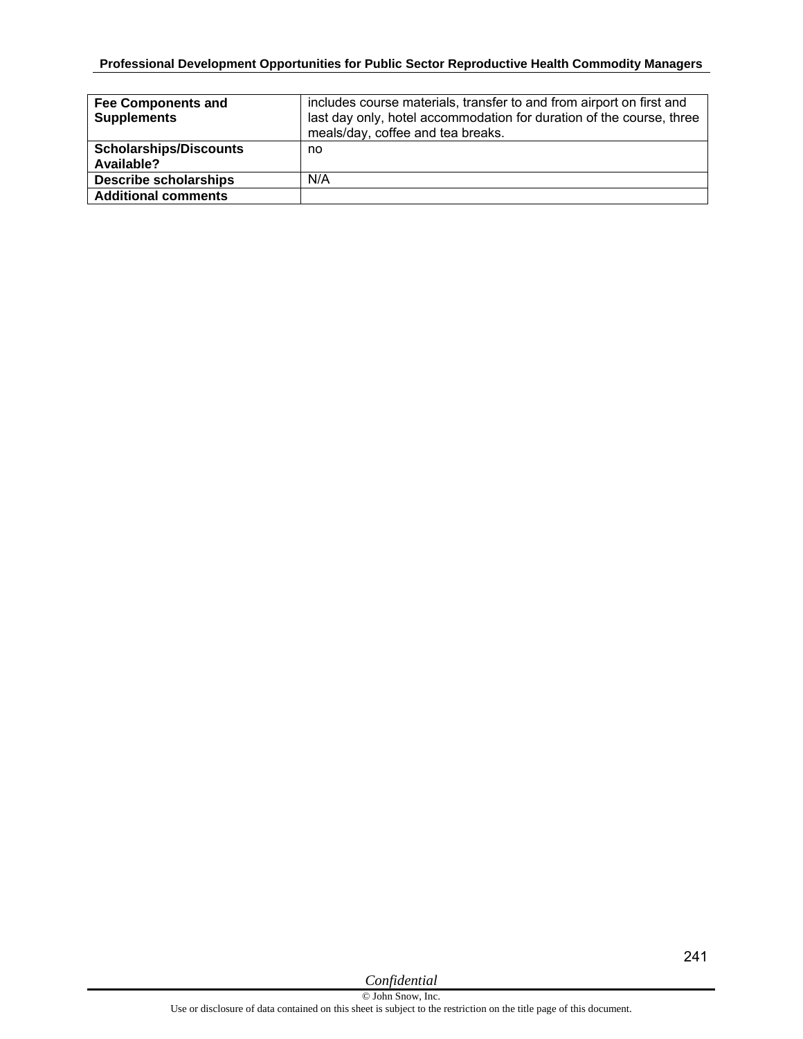| **Fee Components and Supplements** | includes course materials, transfer to and from airport on first and last day only, hotel accommodation for duration of the course, three meals/day, coffee and tea breaks. |
|---|---|
| **Scholarships/Discounts Available?** | no |
| **Describe scholarships** | N/A |
| **Additional comments** | |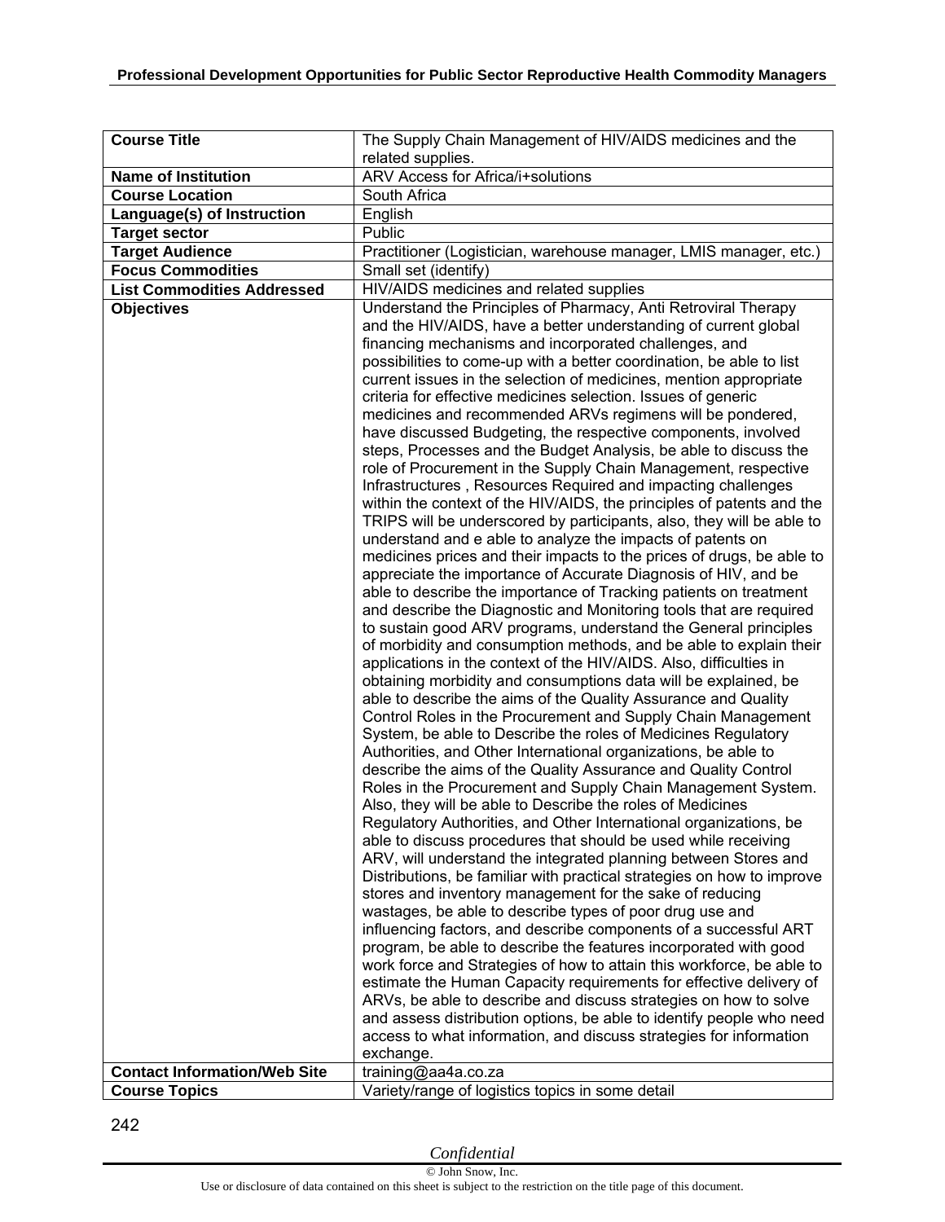| Course Title | The Supply Chain Management of HIV/AIDS medicines and the related supplies. |
|---|---|
| **Name of Institution** | ARV Access for Africa/i+solutions |
| **Course Location** | South Africa |
| **Language(s) of Instruction** | English |
| **Target sector** | Public |
| **Target Audience** | Practitioner (Logistician, warehouse manager, LMIS manager, etc.) |
| **Focus Commodities** | Small set (identify) |
| **List Commodities Addressed** | HIV/AIDS medicines and related supplies |
| **Objectives** | Understand the Principles of Pharmacy, Anti Retroviral Therapy and the HIV/AIDS, have a better understanding of current global financing mechanisms and incorporated challenges, and possibilities to come-up with a better coordination, be able to list current issues in the selection of medicines, mention appropriate criteria for effective medicines selection. Issues of generic medicines and recommended ARVs regimens will be pondered, have discussed Budgeting, the respective components, involved steps, Processes and the Budget Analysis, be able to discuss the role of Procurement in the Supply Chain Management, respective Infrastructures , Resources Required and impacting challenges within the context of the HIV/AIDS, the principles of patents and the TRIPS will be underscored by participants, also, they will be able to understand and e able to analyze the impacts of patents on medicines prices and their impacts to the prices of drugs, be able to appreciate the importance of Accurate Diagnosis of HIV, and be able to describe the importance of Tracking patients on treatment and describe the Diagnostic and Monitoring tools that are required to sustain good ARV programs, understand the General principles of morbidity and consumption methods, and be able to explain their applications in the context of the HIV/AIDS. Also, difficulties in obtaining morbidity and consumptions data will be explained, be able to describe the aims of the Quality Assurance and Quality Control Roles in the Procurement and Supply Chain Management System, be able to Describe the roles of Medicines Regulatory Authorities, and Other International organizations, be able to describe the aims of the Quality Assurance and Quality Control Roles in the Procurement and Supply Chain Management System. Also, they will be able to Describe the roles of Medicines Regulatory Authorities, and Other International organizations, be able to discuss procedures that should be used while receiving ARV, will understand the integrated planning between Stores and Distributions, be familiar with practical strategies on how to improve stores and inventory management for the sake of reducing wastages, be able to describe types of poor drug use and influencing factors, and describe components of a successful ART program, be able to describe the features incorporated with good work force and Strategies of how to attain this workforce, be able to estimate the Human Capacity requirements for effective delivery of ARVs, be able to describe and discuss strategies on how to solve and assess distribution options, be able to identify people who need access to what information, and discuss strategies for information exchange. |
| **Contact Information/Web Site** | training@aa4a.co.za |
| **Course Topics** | Variety/range of logistics topics in some detail |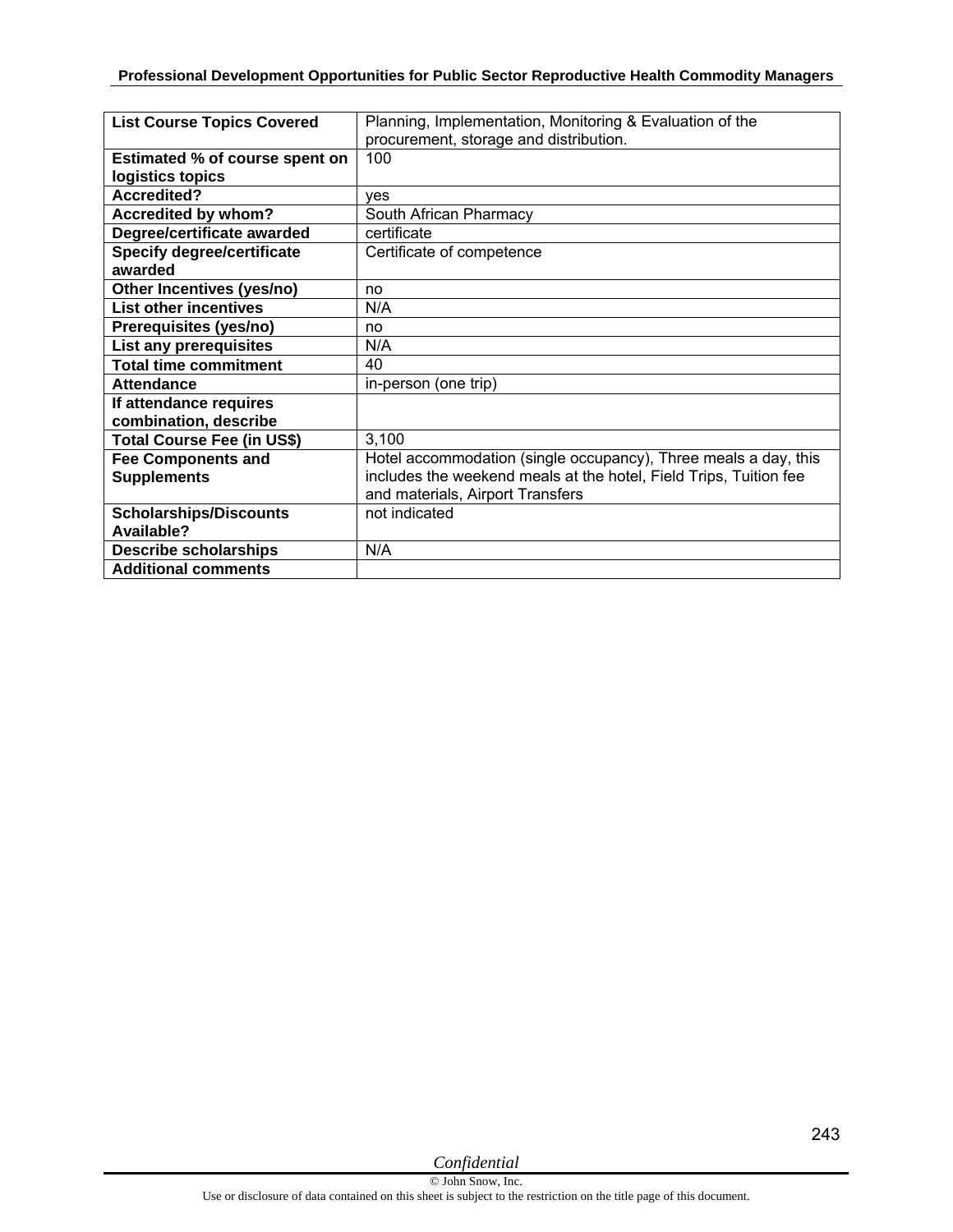| | |
|---|---|
| **List Course Topics Covered** | Planning, Implementation, Monitoring & Evaluation of the procurement, storage and distribution. |
| **Estimated % of course spent on logistics topics** | 100 |
| **Accredited?** | yes |
| **Accredited by whom?** | South African Pharmacy |
| **Degree/certificate awarded** | certificate |
| **Specify degree/certificate awarded** | Certificate of competence |
| **Other Incentives (yes/no)** | no |
| **List other incentives** | N/A |
| **Prerequisites (yes/no)** | no |
| **List any prerequisites** | N/A |
| **Total time commitment** | 40 |
| **Attendance** | in-person (one trip) |
| **If attendance requires combination, describe** | |
| **Total Course Fee (in US$)** | 3,100 |
| **Fee Components and Supplements** | Hotel accommodation (single occupancy), Three meals a day, this includes the weekend meals at the hotel, Field Trips, Tuition fee and materials, Airport Transfers |
| **Scholarships/Discounts Available?** | not indicated |
| **Describe scholarships** | N/A |
| **Additional comments** | |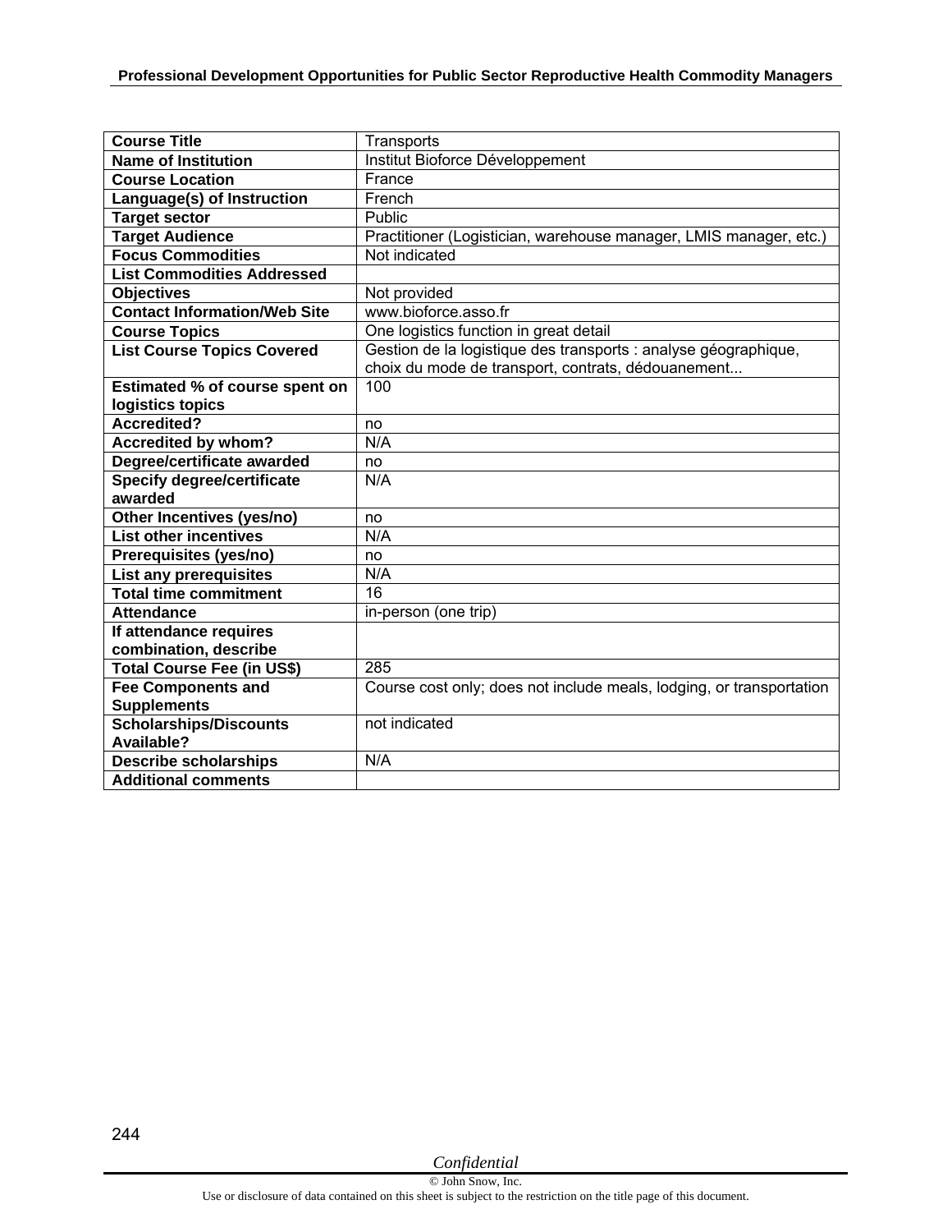| Course Title | Transports |
|---|---|
| **Name of Institution** | Institut Bioforce Développement |
| **Course Location** | France |
| **Language(s) of Instruction** | French |
| **Target sector** | Public |
| **Target Audience** | Practitioner (Logistician, warehouse manager, LMIS manager, etc.) |
| **Focus Commodities** | Not indicated |
| **List Commodities Addressed** | |
| **Objectives** | Not provided |
| **Contact Information/Web Site** | www.bioforce.asso.fr |
| **Course Topics** | One logistics function in great detail |
| **List Course Topics Covered** | Gestion de la logistique des transports : analyse géographique, choix du mode de transport, contrats, dédouanement... |
| **Estimated % of course spent on logistics topics** | 100 |
| **Accredited?** | no |
| **Accredited by whom?** | N/A |
| **Degree/certificate awarded** | no |
| **Specify degree/certificate awarded** | N/A |
| **Other Incentives (yes/no)** | no |
| **List other incentives** | N/A |
| **Prerequisites (yes/no)** | no |
| **List any prerequisites** | N/A |
| **Total time commitment** | 16 |
| **Attendance** | in-person (one trip) |
| **If attendance requires combination, describe** | |
| **Total Course Fee (in US$)** | 285 |
| **Fee Components and Supplements** | Course cost only; does not include meals, lodging, or transportation |
| **Scholarships/Discounts Available?** | not indicated |
| **Describe scholarships** | N/A |
| **Additional comments** | |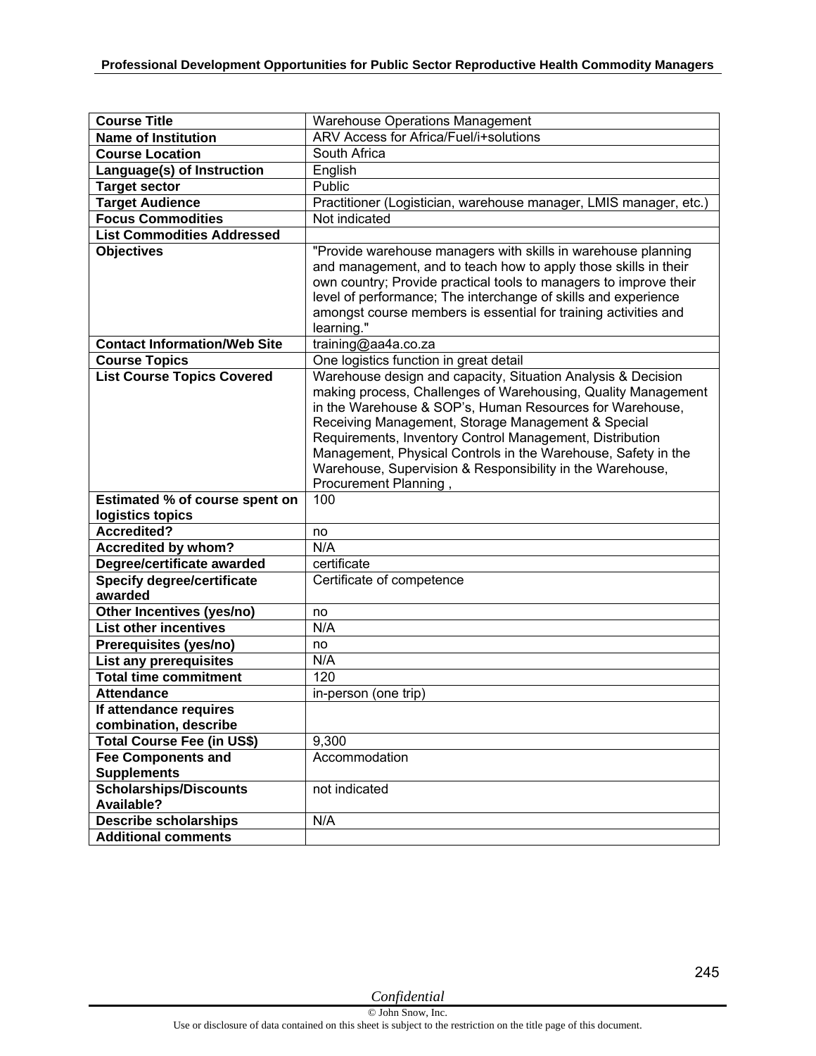| Course Title | Warehouse Operations Management |
|---|---|
| Name of Institution | ARV Access for Africa/Fuel/i+solutions |
| Course Location | South Africa |
| Language(s) of Instruction | English |
| Target sector | Public |
| Target Audience | Practitioner (Logistician, warehouse manager, LMIS manager, etc.) |
| Focus Commodities | Not indicated |
| List Commodities Addressed | |
| Objectives | "Provide warehouse managers with skills in warehouse planning and management, and to teach how to apply those skills in their own country; Provide practical tools to managers to improve their level of performance; The interchange of skills and experience amongst course members is essential for training activities and learning." |
| Contact Information/Web Site | training@aa4a.co.za |
| Course Topics | One logistics function in great detail |
| List Course Topics Covered | Warehouse design and capacity, Situation Analysis & Decision making process, Challenges of Warehousing, Quality Management in the Warehouse & SOP's, Human Resources for Warehouse, Receiving Management, Storage Management & Special Requirements, Inventory Control Management, Distribution Management, Physical Controls in the Warehouse, Safety in the Warehouse, Supervision & Responsibility in the Warehouse, Procurement Planning , |
| Estimated % of course spent on logistics topics | 100 |
| Accredited? | no |
| Accredited by whom? | N/A |
| Degree/certificate awarded | certificate |
| Specify degree/certificate awarded | Certificate of competence |
| Other Incentives (yes/no) | no |
| List other incentives | N/A |
| Prerequisites (yes/no) | no |
| List any prerequisites | N/A |
| Total time commitment | 120 |
| Attendance | in-person (one trip) |
| If attendance requires combination, describe | |
| Total Course Fee (in US$) | 9,300 |
| Fee Components and Supplements | Accommodation |
| Scholarships/Discounts Available? | not indicated |
| Describe scholarships | N/A |
| Additional comments | |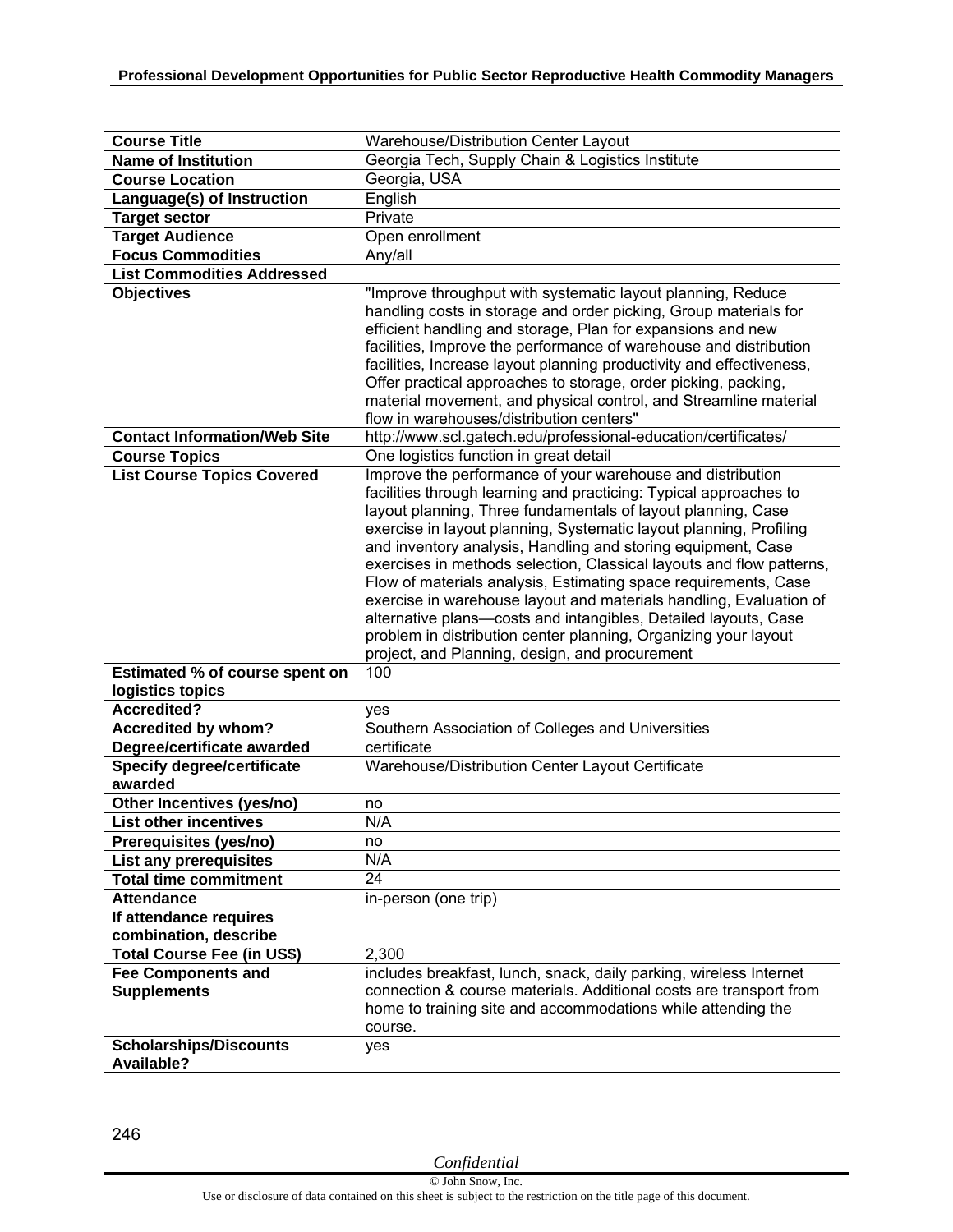| Course Title | Warehouse/Distribution Center Layout |
|---|---|
| **Name of Institution** | Georgia Tech, Supply Chain & Logistics Institute |
| **Course Location** | Georgia, USA |
| **Language(s) of Instruction** | English |
| **Target sector** | Private |
| **Target Audience** | Open enrollment |
| **Focus Commodities** | Any/all |
| **List Commodities Addressed** | |
| **Objectives** | "Improve throughput with systematic layout planning, Reduce handling costs in storage and order picking, Group materials for efficient handling and storage, Plan for expansions and new facilities, Improve the performance of warehouse and distribution facilities, Increase layout planning productivity and effectiveness, Offer practical approaches to storage, order picking, packing, material movement, and physical control, and Streamline material flow in warehouses/distribution centers" |
| **Contact Information/Web Site** | http://www.scl.gatech.edu/professional-education/certificates/ |
| **Course Topics** | One logistics function in great detail |
| **List Course Topics Covered** | Improve the performance of your warehouse and distribution facilities through learning and practicing: Typical approaches to layout planning, Three fundamentals of layout planning, Case exercise in layout planning, Systematic layout planning, Profiling and inventory analysis, Handling and storing equipment, Case exercises in methods selection, Classical layouts and flow patterns, Flow of materials analysis, Estimating space requirements, Case exercise in warehouse layout and materials handling, Evaluation of alternative plans—costs and intangibles, Detailed layouts, Case problem in distribution center planning, Organizing your layout project, and Planning, design, and procurement |
| **Estimated % of course spent on logistics topics** | 100 |
| **Accredited?** | yes |
| **Accredited by whom?** | Southern Association of Colleges and Universities |
| **Degree/certificate awarded** | certificate |
| **Specify degree/certificate awarded** | Warehouse/Distribution Center Layout Certificate |
| **Other Incentives (yes/no)** | no |
| **List other incentives** | N/A |
| **Prerequisites (yes/no)** | no |
| **List any prerequisites** | N/A |
| **Total time commitment** | 24 |
| **Attendance** | in-person (one trip) |
| **If attendance requires combination, describe** | |
| **Total Course Fee (in US$)** | 2,300 |
| **Fee Components and Supplements** | includes breakfast, lunch, snack, daily parking, wireless Internet connection & course materials. Additional costs are transport from home to training site and accommodations while attending the course. |
| **Scholarships/Discounts Available?** | yes |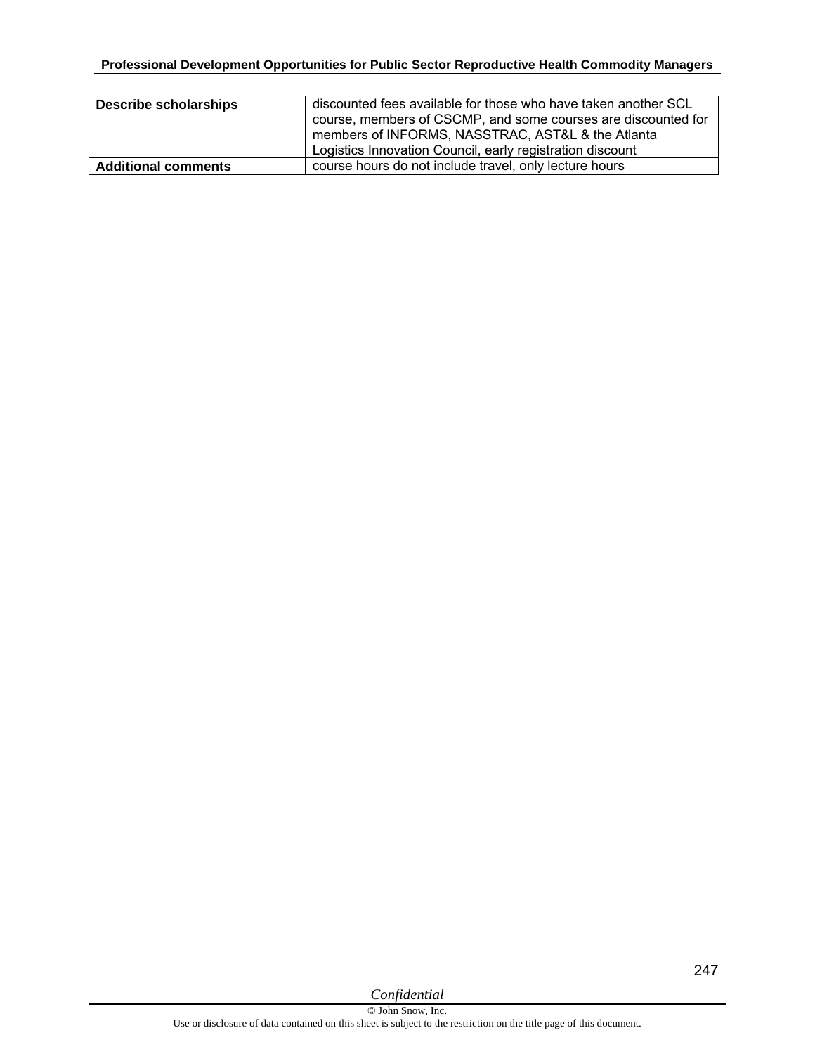| | |
|---|---|
| **Describe scholarships** | discounted fees available for those who have taken another SCL course, members of CSCMP, and some courses are discounted for members of INFORMS, NASSTRAC, AST&L & the Atlanta Logistics Innovation Council, early registration discount |
| **Additional comments** | course hours do not include travel, only lecture hours |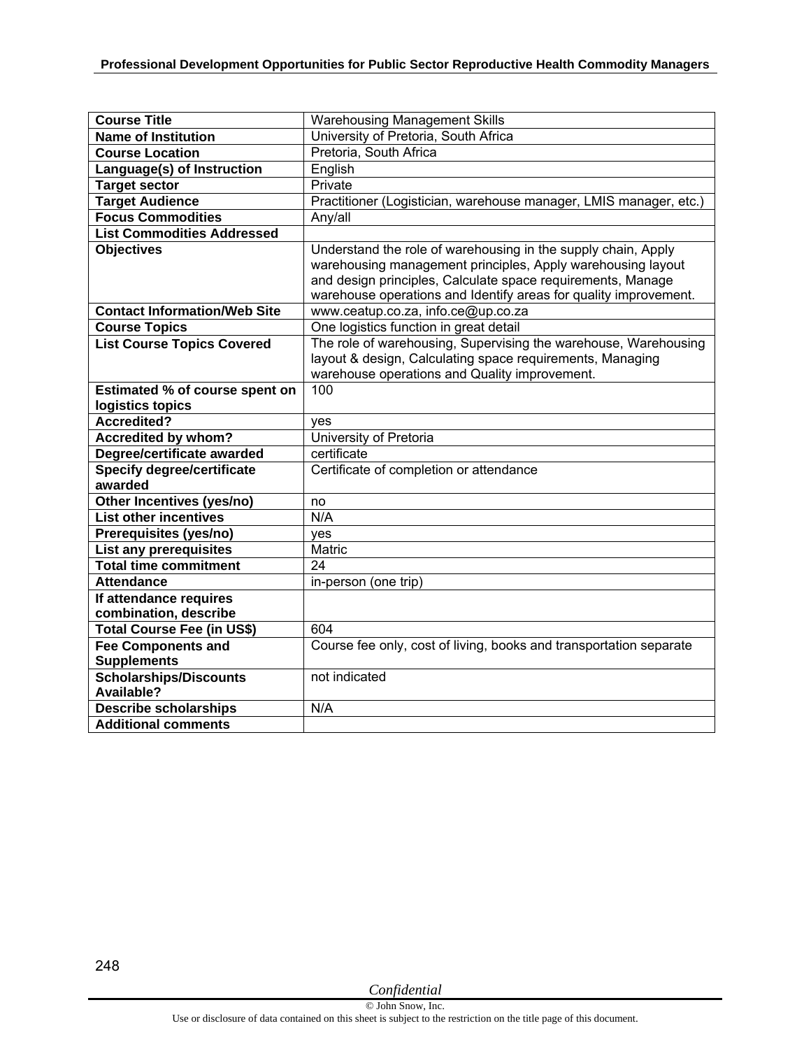| Course Title | Warehousing Management Skills |
|---|---|
| Name of Institution | University of Pretoria, South Africa |
| Course Location | Pretoria, South Africa |
| Language(s) of Instruction | English |
| Target sector | Private |
| Target Audience | Practitioner (Logistician, warehouse manager, LMIS manager, etc.) |
| Focus Commodities | Any/all |
| List Commodities Addressed | |
| Objectives | Understand the role of warehousing in the supply chain, Apply warehousing management principles, Apply warehousing layout and design principles, Calculate space requirements, Manage warehouse operations and Identify areas for quality improvement. |
| Contact Information/Web Site | www.ceatup.co.za, info.ce@up.co.za |
| Course Topics | One logistics function in great detail |
| List Course Topics Covered | The role of warehousing, Supervising the warehouse, Warehousing layout & design, Calculating space requirements, Managing warehouse operations and Quality improvement. |
| Estimated % of course spent on logistics topics | 100 |
| Accredited? | yes |
| Accredited by whom? | University of Pretoria |
| Degree/certificate awarded | certificate |
| Specify degree/certificate awarded | Certificate of completion or attendance |
| Other Incentives (yes/no) | no |
| List other incentives | N/A |
| Prerequisites (yes/no) | yes |
| List any prerequisites | Matric |
| Total time commitment | 24 |
| Attendance | in-person (one trip) |
| If attendance requires combination, describe | |
| Total Course Fee (in US$) | 604 |
| Fee Components and Supplements | Course fee only, cost of living, books and transportation separate |
| Scholarships/Discounts Available? | not indicated |
| Describe scholarships | N/A |
| Additional comments | |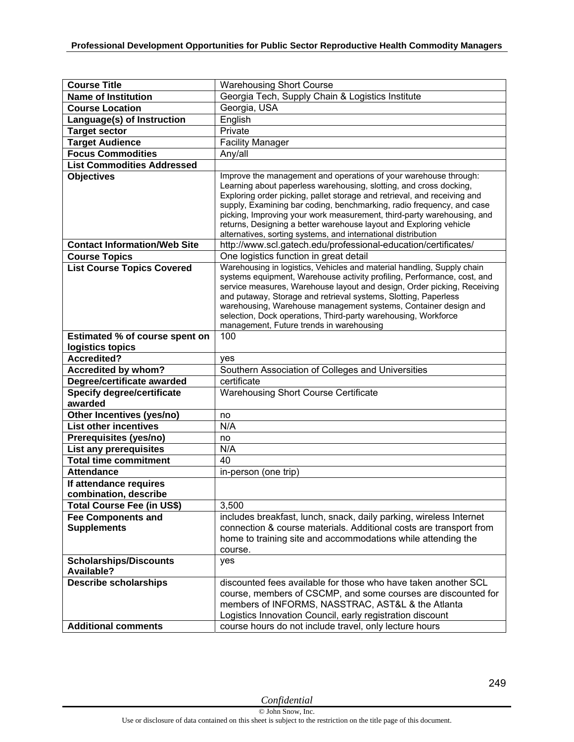| Course Title | Warehousing Short Course |
|---|---|
| **Name of Institution** | Georgia Tech, Supply Chain & Logistics Institute |
| **Course Location** | Georgia, USA |
| **Language(s) of Instruction** | English |
| **Target sector** | Private |
| **Target Audience** | Facility Manager |
| **Focus Commodities** | Any/all |
| **List Commodities Addressed** | |
| **Objectives** | Improve the management and operations of your warehouse through: Learning about paperless warehousing, slotting, and cross docking, Exploring order picking, pallet storage and retrieval, and receiving and supply, Examining bar coding, benchmarking, radio frequency, and case picking, Improving your work measurement, third-party warehousing, and returns, Designing a better warehouse layout and Exploring vehicle alternatives, sorting systems, and international distribution |
| **Contact Information/Web Site** | http://www.scl.gatech.edu/professional-education/certificates/ |
| **Course Topics** | One logistics function in great detail |
| **List Course Topics Covered** | Warehousing in logistics, Vehicles and material handling, Supply chain systems equipment, Warehouse activity profiling, Performance, cost, and service measures, Warehouse layout and design, Order picking, Receiving and putaway, Storage and retrieval systems, Slotting, Paperless warehousing, Warehouse management systems, Container design and selection, Dock operations, Third-party warehousing, Workforce management, Future trends in warehousing |
| **Estimated % of course spent on logistics topics** | 100 |
| **Accredited?** | yes |
| **Accredited by whom?** | Southern Association of Colleges and Universities |
| **Degree/certificate awarded** | certificate |
| **Specify degree/certificate awarded** | Warehousing Short Course Certificate |
| **Other Incentives (yes/no)** | no |
| **List other incentives** | N/A |
| **Prerequisites (yes/no)** | no |
| **List any prerequisites** | N/A |
| **Total time commitment** | 40 |
| **Attendance** | in-person (one trip) |
| **If attendance requires combination, describe** | |
| **Total Course Fee (in US$)** | 3,500 |
| **Fee Components and Supplements** | includes breakfast, lunch, snack, daily parking, wireless Internet connection & course materials. Additional costs are transport from home to training site and accommodations while attending the course. |
| **Scholarships/Discounts Available?** | yes |
| **Describe scholarships** | discounted fees available for those who have taken another SCL course, members of CSCMP, and some courses are discounted for members of INFORMS, NASSTRAC, AST&L & the Atlanta Logistics Innovation Council, early registration discount |
| **Additional comments** | course hours do not include travel, only lecture hours |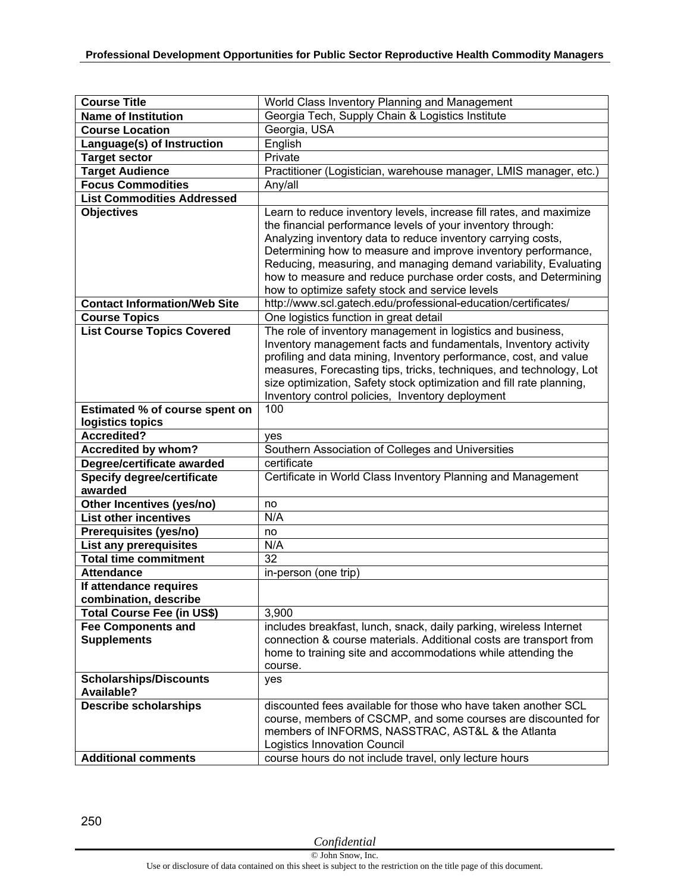| Course Title | World Class Inventory Planning and Management |
|---|---|
| **Name of Institution** | Georgia Tech, Supply Chain & Logistics Institute |
| **Course Location** | Georgia, USA |
| **Language(s) of Instruction** | English |
| **Target sector** | Private |
| **Target Audience** | Practitioner (Logistician, warehouse manager, LMIS manager, etc.) |
| **Focus Commodities** | Any/all |
| **List Commodities Addressed** | |
| **Objectives** | Learn to reduce inventory levels, increase fill rates, and maximize the financial performance levels of your inventory through: Analyzing inventory data to reduce inventory carrying costs, Determining how to measure and improve inventory performance, Reducing, measuring, and managing demand variability, Evaluating how to measure and reduce purchase order costs, and Determining how to optimize safety stock and service levels |
| **Contact Information/Web Site** | http://www.scl.gatech.edu/professional-education/certificates/ |
| **Course Topics** | One logistics function in great detail |
| **List Course Topics Covered** | The role of inventory management in logistics and business, Inventory management facts and fundamentals, Inventory activity profiling and data mining, Inventory performance, cost, and value measures, Forecasting tips, tricks, techniques, and technology, Lot size optimization, Safety stock optimization and fill rate planning, Inventory control policies, Inventory deployment |
| **Estimated % of course spent on logistics topics** | 100 |
| **Accredited?** | yes |
| **Accredited by whom?** | Southern Association of Colleges and Universities |
| **Degree/certificate awarded** | certificate |
| **Specify degree/certificate awarded** | Certificate in World Class Inventory Planning and Management |
| **Other Incentives (yes/no)** | no |
| **List other incentives** | N/A |
| **Prerequisites (yes/no)** | no |
| **List any prerequisites** | N/A |
| **Total time commitment** | 32 |
| **Attendance** | in-person (one trip) |
| **If attendance requires combination, describe** | |
| **Total Course Fee (in US$)** | 3,900 |
| **Fee Components and Supplements** | includes breakfast, lunch, snack, daily parking, wireless Internet connection & course materials. Additional costs are transport from home to training site and accommodations while attending the course. |
| **Scholarships/Discounts Available?** | yes |
| **Describe scholarships** | discounted fees available for those who have taken another SCL course, members of CSCMP, and some courses are discounted for members of INFORMS, NASSTRAC, AST&L & the Atlanta Logistics Innovation Council |
| **Additional comments** | course hours do not include travel, only lecture hours |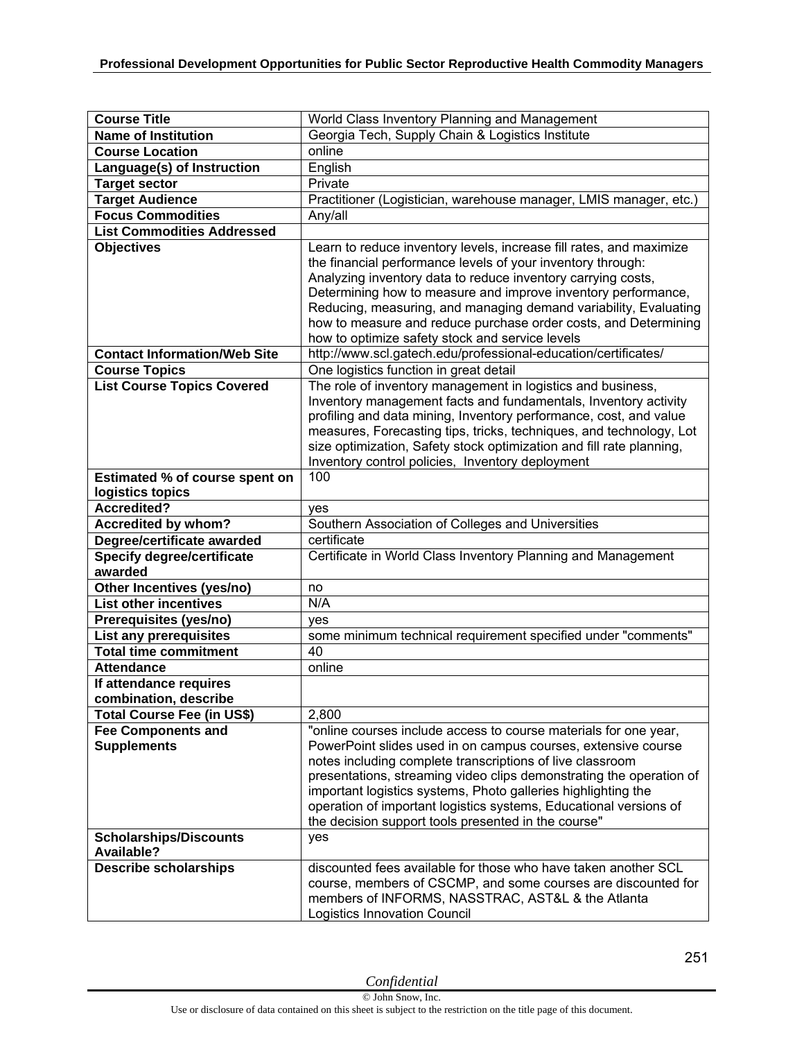| Course Title | World Class Inventory Planning and Management |
|---|---|
| **Name of Institution** | Georgia Tech, Supply Chain & Logistics Institute |
| **Course Location** | online |
| **Language(s) of Instruction** | English |
| **Target sector** | Private |
| **Target Audience** | Practitioner (Logistician, warehouse manager, LMIS manager, etc.) |
| **Focus Commodities** | Any/all |
| **List Commodities Addressed** | |
| **Objectives** | Learn to reduce inventory levels, increase fill rates, and maximize the financial performance levels of your inventory through: Analyzing inventory data to reduce inventory carrying costs, Determining how to measure and improve inventory performance, Reducing, measuring, and managing demand variability, Evaluating how to measure and reduce purchase order costs, and Determining how to optimize safety stock and service levels |
| **Contact Information/Web Site** | http://www.scl.gatech.edu/professional-education/certificates/ |
| **Course Topics** | One logistics function in great detail |
| **List Course Topics Covered** | The role of inventory management in logistics and business, Inventory management facts and fundamentals, Inventory activity profiling and data mining, Inventory performance, cost, and value measures, Forecasting tips, tricks, techniques, and technology, Lot size optimization, Safety stock optimization and fill rate planning, Inventory control policies, Inventory deployment |
| **Estimated % of course spent on logistics topics** | 100 |
| **Accredited?** | yes |
| **Accredited by whom?** | Southern Association of Colleges and Universities |
| **Degree/certificate awarded** | certificate |
| **Specify degree/certificate awarded** | Certificate in World Class Inventory Planning and Management |
| **Other Incentives (yes/no)** | no |
| **List other incentives** | N/A |
| **Prerequisites (yes/no)** | yes |
| **List any prerequisites** | some minimum technical requirement specified under "comments" |
| **Total time commitment** | 40 |
| **Attendance** | online |
| **If attendance requires combination, describe** | |
| **Total Course Fee (in US$)** | 2,800 |
| **Fee Components and Supplements** | "online courses include access to course materials for one year, PowerPoint slides used in on campus courses, extensive course notes including complete transcriptions of live classroom presentations, streaming video clips demonstrating the operation of important logistics systems, Photo galleries highlighting the operation of important logistics systems, Educational versions of the decision support tools presented in the course" |
| **Scholarships/Discounts Available?** | yes |
| **Describe scholarships** | discounted fees available for those who have taken another SCL course, members of CSCMP, and some courses are discounted for members of INFORMS, NASSTRAC, AST&L & the Atlanta Logistics Innovation Council |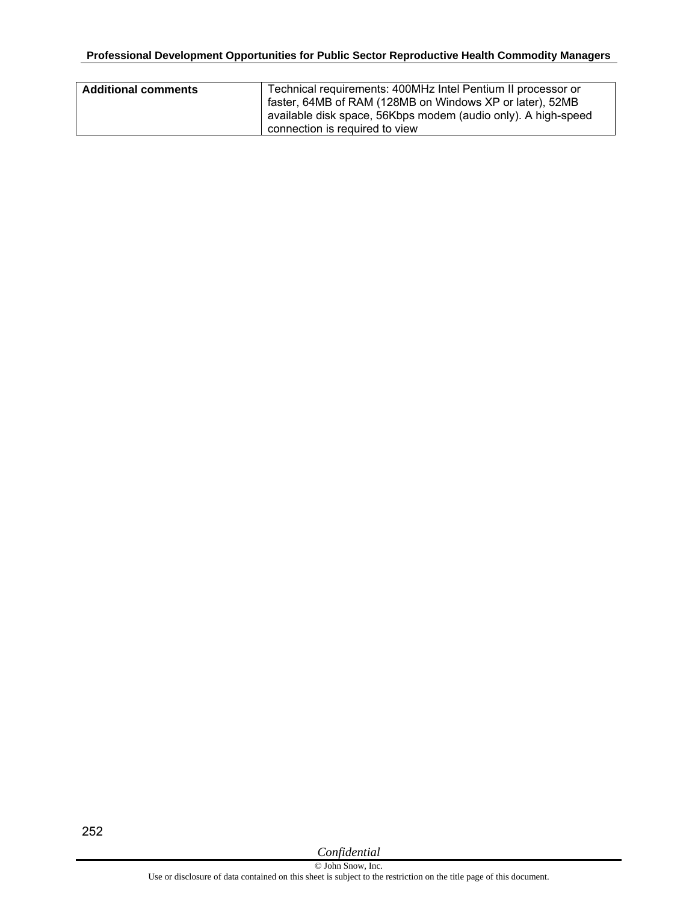| Additional comments | Technical requirements: 400MHz Intel Pentium II processor or faster, 64MB of RAM (128MB on Windows XP or later), 52MB available disk space, 56Kbps modem (audio only). A high-speed connection is required to view |
|---|---|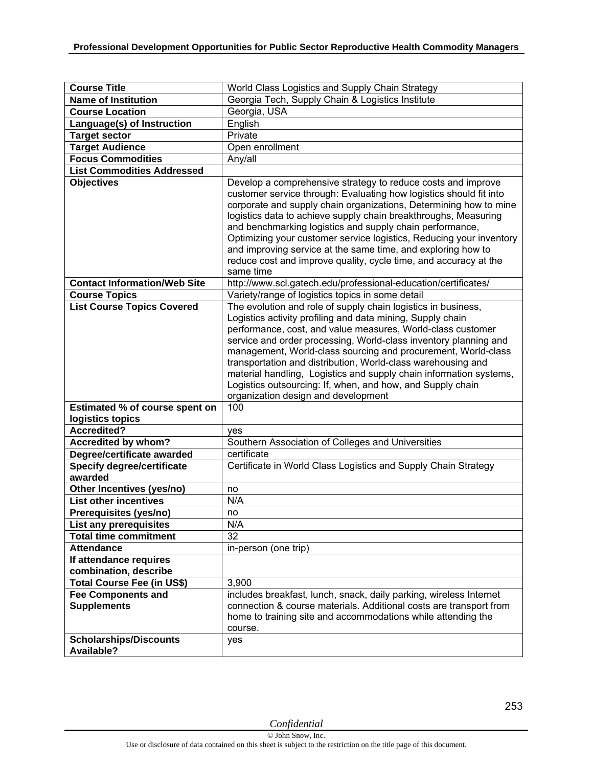| Course Title | World Class Logistics and Supply Chain Strategy |
|---|---|
| Name of Institution | Georgia Tech, Supply Chain & Logistics Institute |
| Course Location | Georgia, USA |
| Language(s) of Instruction | English |
| Target sector | Private |
| Target Audience | Open enrollment |
| Focus Commodities | Any/all |
| List Commodities Addressed | |
| Objectives | Develop a comprehensive strategy to reduce costs and improve customer service through: Evaluating how logistics should fit into corporate and supply chain organizations, Determining how to mine logistics data to achieve supply chain breakthroughs, Measuring and benchmarking logistics and supply chain performance, Optimizing your customer service logistics, Reducing your inventory and improving service at the same time, and exploring how to reduce cost and improve quality, cycle time, and accuracy at the same time |
| Contact Information/Web Site | http://www.scl.gatech.edu/professional-education/certificates/ |
| Course Topics | Variety/range of logistics topics in some detail |
| List Course Topics Covered | The evolution and role of supply chain logistics in business, Logistics activity profiling and data mining, Supply chain performance, cost, and value measures, World-class customer service and order processing, World-class inventory planning and management, World-class sourcing and procurement, World-class transportation and distribution, World-class warehousing and material handling, Logistics and supply chain information systems, Logistics outsourcing: If, when, and how, and Supply chain organization design and development |
| Estimated % of course spent on logistics topics | 100 |
| Accredited? | yes |
| Accredited by whom? | Southern Association of Colleges and Universities |
| Degree/certificate awarded | certificate |
| Specify degree/certificate awarded | Certificate in World Class Logistics and Supply Chain Strategy |
| Other Incentives (yes/no) | no |
| List other incentives | N/A |
| Prerequisites (yes/no) | no |
| List any prerequisites | N/A |
| Total time commitment | 32 |
| Attendance | in-person (one trip) |
| If attendance requires combination, describe | |
| Total Course Fee (in US$) | 3,900 |
| Fee Components and Supplements | includes breakfast, lunch, snack, daily parking, wireless Internet connection & course materials. Additional costs are transport from home to training site and accommodations while attending the course. |
| Scholarships/Discounts Available? | yes |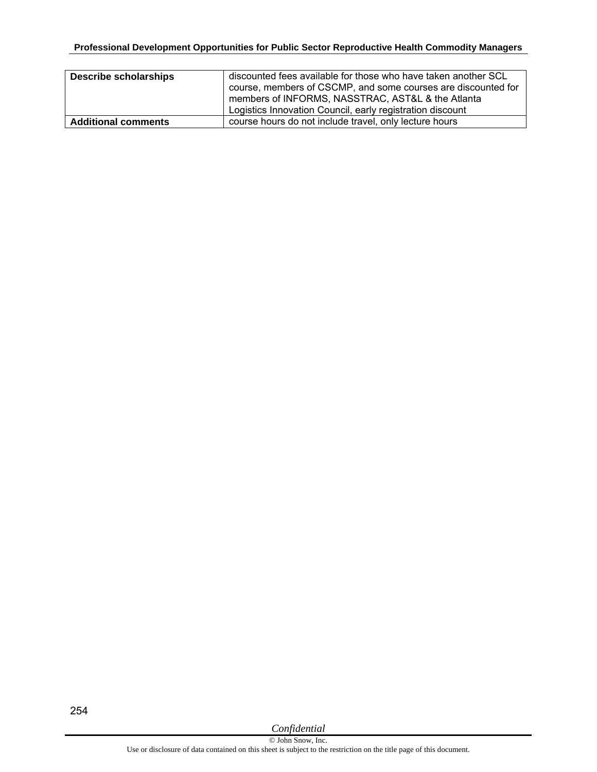| | |
|---|---|
| **Describe scholarships** | discounted fees available for those who have taken another SCL course, members of CSCMP, and some courses are discounted for members of INFORMS, NASSTRAC, AST&L & the Atlanta Logistics Innovation Council, early registration discount |
| **Additional comments** | course hours do not include travel, only lecture hours |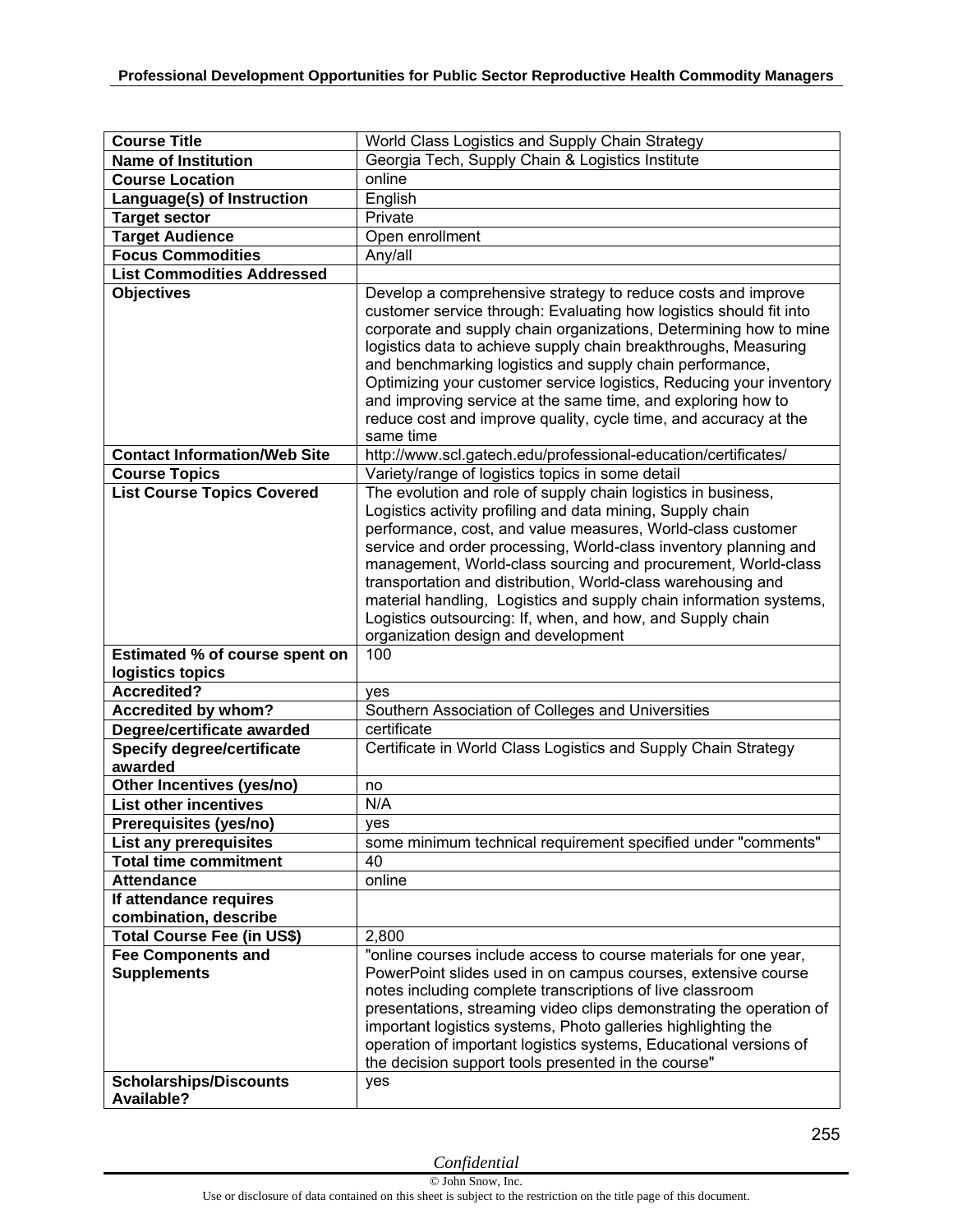| Course Title | World Class Logistics and Supply Chain Strategy |
|---|---|
| **Name of Institution** | Georgia Tech, Supply Chain & Logistics Institute |
| **Course Location** | online |
| **Language(s) of Instruction** | English |
| **Target sector** | Private |
| **Target Audience** | Open enrollment |
| **Focus Commodities** | Any/all |
| **List Commodities Addressed** | |
| **Objectives** | Develop a comprehensive strategy to reduce costs and improve customer service through: Evaluating how logistics should fit into corporate and supply chain organizations, Determining how to mine logistics data to achieve supply chain breakthroughs, Measuring and benchmarking logistics and supply chain performance, Optimizing your customer service logistics, Reducing your inventory and improving service at the same time, and exploring how to reduce cost and improve quality, cycle time, and accuracy at the same time |
| **Contact Information/Web Site** | http://www.scl.gatech.edu/professional-education/certificates/ |
| **Course Topics** | Variety/range of logistics topics in some detail |
| **List Course Topics Covered** | The evolution and role of supply chain logistics in business, Logistics activity profiling and data mining, Supply chain performance, cost, and value measures, World-class customer service and order processing, World-class inventory planning and management, World-class sourcing and procurement, World-class transportation and distribution, World-class warehousing and material handling, Logistics and supply chain information systems, Logistics outsourcing: If, when, and how, and Supply chain organization design and development |
| **Estimated % of course spent on logistics topics** | 100 |
| **Accredited?** | yes |
| **Accredited by whom?** | Southern Association of Colleges and Universities |
| **Degree/certificate awarded** | certificate |
| **Specify degree/certificate awarded** | Certificate in World Class Logistics and Supply Chain Strategy |
| **Other Incentives (yes/no)** | no |
| **List other incentives** | N/A |
| **Prerequisites (yes/no)** | yes |
| **List any prerequisites** | some minimum technical requirement specified under "comments" |
| **Total time commitment** | 40 |
| **Attendance** | online |
| **If attendance requires combination, describe** | |
| **Total Course Fee (in US$)** | 2,800 |
| **Fee Components and Supplements** | "online courses include access to course materials for one year, PowerPoint slides used in on campus courses, extensive course notes including complete transcriptions of live classroom presentations, streaming video clips demonstrating the operation of important logistics systems, Photo galleries highlighting the operation of important logistics systems, Educational versions of the decision support tools presented in the course" |
| **Scholarships/Discounts Available?** | yes |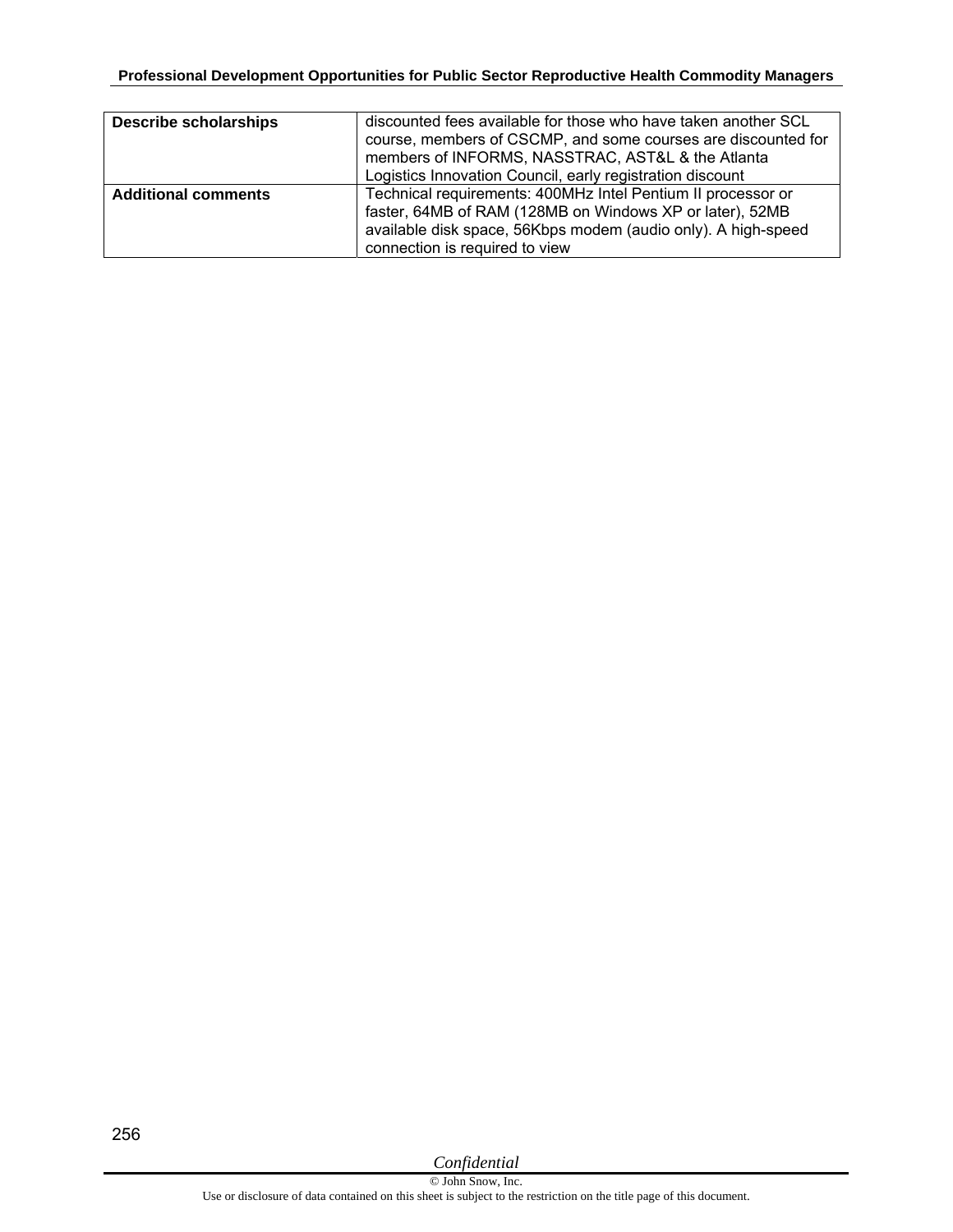| Describe scholarships | discounted fees available for those who have taken another SCL course, members of CSCMP, and some courses are discounted for members of INFORMS, NASSTRAC, AST&L & the Atlanta Logistics Innovation Council, early registration discount |
|---|---|
| **Additional comments** | Technical requirements: 400MHz Intel Pentium II processor or faster, 64MB of RAM (128MB on Windows XP or later), 52MB available disk space, 56Kbps modem (audio only). A high-speed connection is required to view |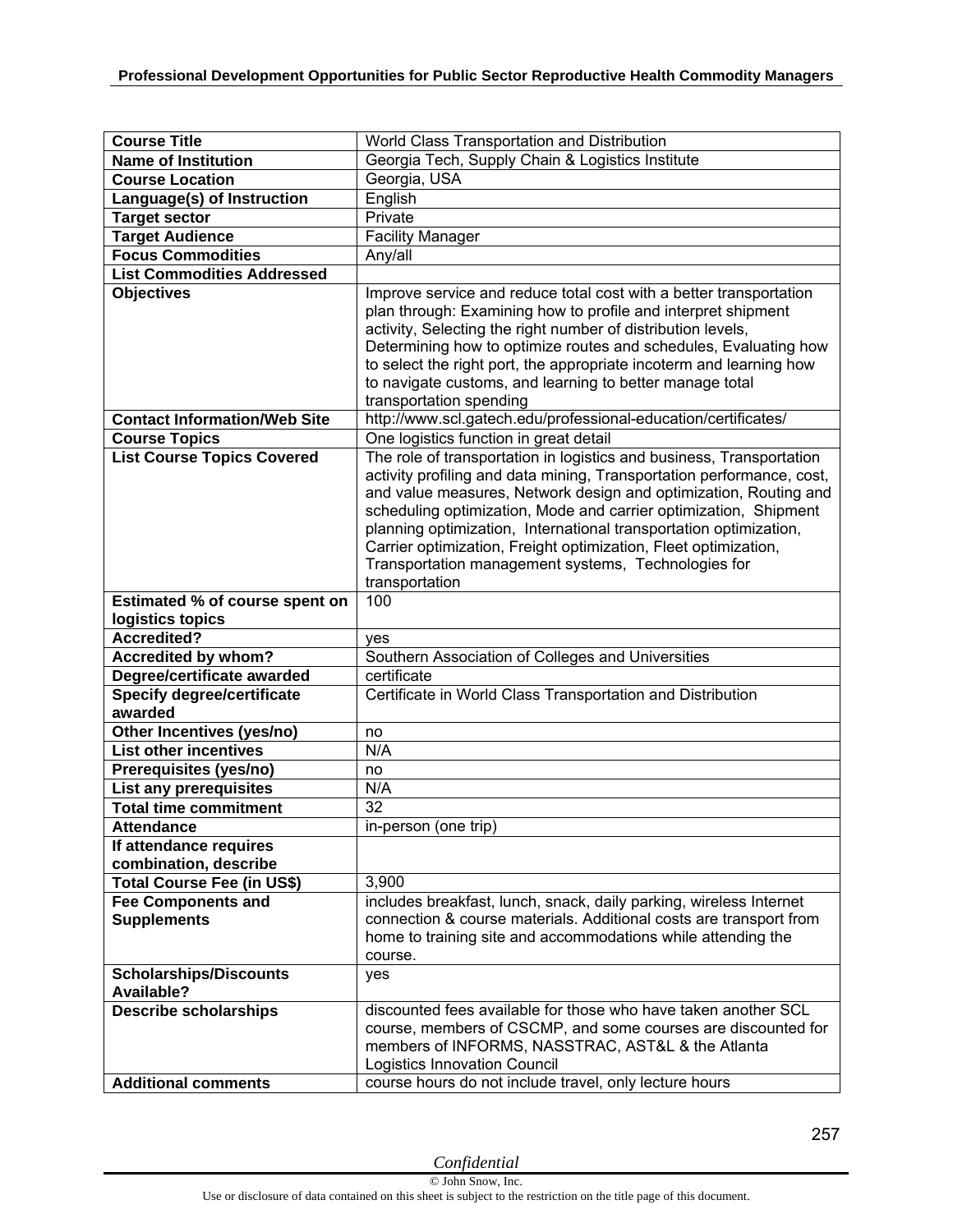| Course Title | World Class Transportation and Distribution |
|---|---|
| **Name of Institution** | Georgia Tech, Supply Chain & Logistics Institute |
| **Course Location** | Georgia, USA |
| **Language(s) of Instruction** | English |
| **Target sector** | Private |
| **Target Audience** | Facility Manager |
| **Focus Commodities** | Any/all |
| **List Commodities Addressed** | |
| **Objectives** | Improve service and reduce total cost with a better transportation plan through: Examining how to profile and interpret shipment activity, Selecting the right number of distribution levels, Determining how to optimize routes and schedules, Evaluating how to select the right port, the appropriate incoterm and learning how to navigate customs, and learning to better manage total transportation spending |
| **Contact Information/Web Site** | http://www.scl.gatech.edu/professional-education/certificates/ |
| **Course Topics** | One logistics function in great detail |
| **List Course Topics Covered** | The role of transportation in logistics and business, Transportation activity profiling and data mining, Transportation performance, cost, and value measures, Network design and optimization, Routing and scheduling optimization, Mode and carrier optimization, Shipment planning optimization, International transportation optimization, Carrier optimization, Freight optimization, Fleet optimization, Transportation management systems, Technologies for transportation |
| **Estimated % of course spent on logistics topics** | 100 |
| **Accredited?** | yes |
| **Accredited by whom?** | Southern Association of Colleges and Universities |
| **Degree/certificate awarded** | certificate |
| **Specify degree/certificate awarded** | Certificate in World Class Transportation and Distribution |
| **Other Incentives (yes/no)** | no |
| **List other incentives** | N/A |
| **Prerequisites (yes/no)** | no |
| **List any prerequisites** | N/A |
| **Total time commitment** | 32 |
| **Attendance** | in-person (one trip) |
| **If attendance requires combination, describe** | |
| **Total Course Fee (in US$)** | 3,900 |
| **Fee Components and Supplements** | includes breakfast, lunch, snack, daily parking, wireless Internet connection & course materials. Additional costs are transport from home to training site and accommodations while attending the course. |
| **Scholarships/Discounts Available?** | yes |
| **Describe scholarships** | discounted fees available for those who have taken another SCL course, members of CSCMP, and some courses are discounted for members of INFORMS, NASSTRAC, AST&L & the Atlanta Logistics Innovation Council |
| **Additional comments** | course hours do not include travel, only lecture hours |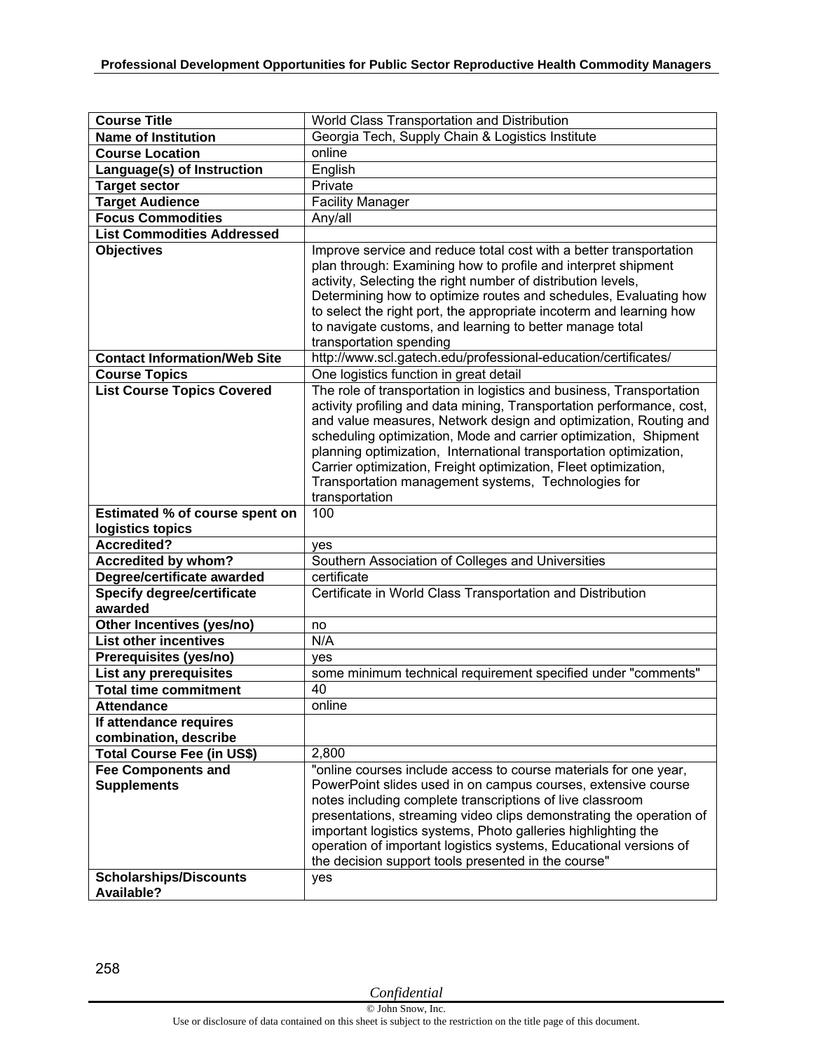| Course Title | World Class Transportation and Distribution |
|---|---|
| **Name of Institution** | Georgia Tech, Supply Chain & Logistics Institute |
| **Course Location** | online |
| **Language(s) of Instruction** | English |
| **Target sector** | Private |
| **Target Audience** | Facility Manager |
| **Focus Commodities** | Any/all |
| **List Commodities Addressed** | |
| **Objectives** | Improve service and reduce total cost with a better transportation plan through: Examining how to profile and interpret shipment activity, Selecting the right number of distribution levels, Determining how to optimize routes and schedules, Evaluating how to select the right port, the appropriate incoterm and learning how to navigate customs, and learning to better manage total transportation spending |
| **Contact Information/Web Site** | http://www.scl.gatech.edu/professional-education/certificates/ |
| **Course Topics** | One logistics function in great detail |
| **List Course Topics Covered** | The role of transportation in logistics and business, Transportation activity profiling and data mining, Transportation performance, cost, and value measures, Network design and optimization, Routing and scheduling optimization, Mode and carrier optimization, Shipment planning optimization, International transportation optimization, Carrier optimization, Freight optimization, Fleet optimization, Transportation management systems, Technologies for transportation |
| **Estimated % of course spent on logistics topics** | 100 |
| **Accredited?** | yes |
| **Accredited by whom?** | Southern Association of Colleges and Universities |
| **Degree/certificate awarded** | certificate |
| **Specify degree/certificate awarded** | Certificate in World Class Transportation and Distribution |
| **Other Incentives (yes/no)** | no |
| **List other incentives** | N/A |
| **Prerequisites (yes/no)** | yes |
| **List any prerequisites** | some minimum technical requirement specified under "comments" |
| **Total time commitment** | 40 |
| **Attendance** | online |
| **If attendance requires combination, describe** | |
| **Total Course Fee (in US$)** | 2,800 |
| **Fee Components and Supplements** | "online courses include access to course materials for one year, PowerPoint slides used in on campus courses, extensive course notes including complete transcriptions of live classroom presentations, streaming video clips demonstrating the operation of important logistics systems, Photo galleries highlighting the operation of important logistics systems, Educational versions of the decision support tools presented in the course" |
| **Scholarships/Discounts Available?** | yes |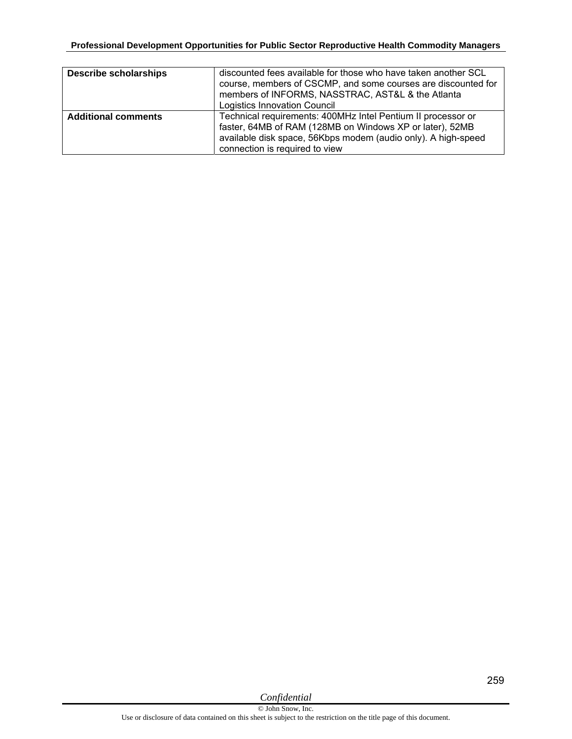| Describe scholarships | discounted fees available for those who have taken another SCL course, members of CSCMP, and some courses are discounted for members of INFORMS, NASSTRAC, AST&L & the Atlanta Logistics Innovation Council |
|---|---|
| **Additional comments** | Technical requirements: 400MHz Intel Pentium II processor or faster, 64MB of RAM (128MB on Windows XP or later), 52MB available disk space, 56Kbps modem (audio only). A high-speed connection is required to view |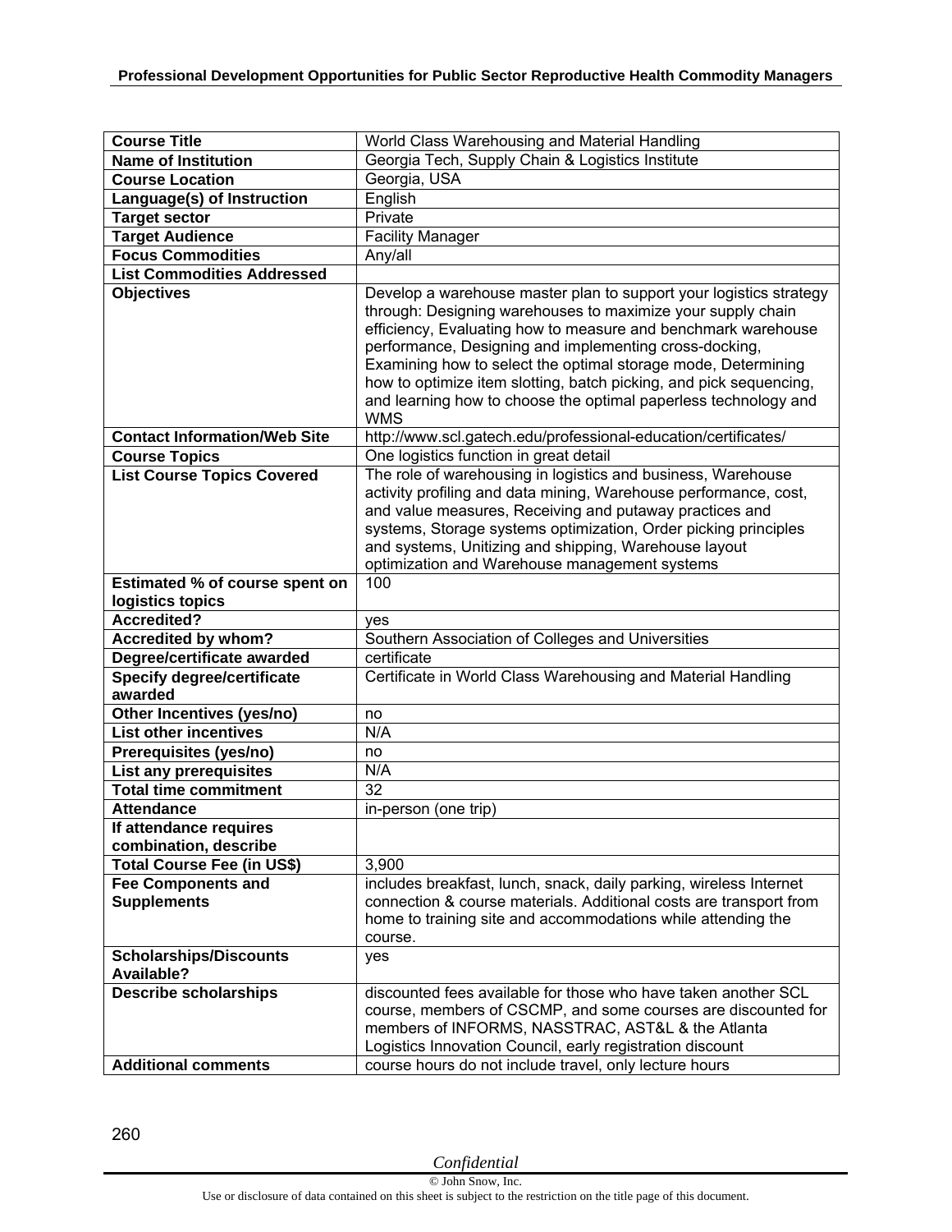| Course Title | World Class Warehousing and Material Handling |
|---|---|
| **Name of Institution** | Georgia Tech, Supply Chain & Logistics Institute |
| **Course Location** | Georgia, USA |
| **Language(s) of Instruction** | English |
| **Target sector** | Private |
| **Target Audience** | Facility Manager |
| **Focus Commodities** | Any/all |
| **List Commodities Addressed** | |
| **Objectives** | Develop a warehouse master plan to support your logistics strategy through: Designing warehouses to maximize your supply chain efficiency, Evaluating how to measure and benchmark warehouse performance, Designing and implementing cross-docking, Examining how to select the optimal storage mode, Determining how to optimize item slotting, batch picking, and pick sequencing, and learning how to choose the optimal paperless technology and WMS |
| **Contact Information/Web Site** | http://www.scl.gatech.edu/professional-education/certificates/ |
| **Course Topics** | One logistics function in great detail |
| **List Course Topics Covered** | The role of warehousing in logistics and business, Warehouse activity profiling and data mining, Warehouse performance, cost, and value measures, Receiving and putaway practices and systems, Storage systems optimization, Order picking principles and systems, Unitizing and shipping, Warehouse layout optimization and Warehouse management systems |
| **Estimated % of course spent on logistics topics** | 100 |
| **Accredited?** | yes |
| **Accredited by whom?** | Southern Association of Colleges and Universities |
| **Degree/certificate awarded** | certificate |
| **Specify degree/certificate awarded** | Certificate in World Class Warehousing and Material Handling |
| **Other Incentives (yes/no)** | no |
| **List other incentives** | N/A |
| **Prerequisites (yes/no)** | no |
| **List any prerequisites** | N/A |
| **Total time commitment** | 32 |
| **Attendance** | in-person (one trip) |
| **If attendance requires combination, describe** | |
| **Total Course Fee (in US$)** | 3,900 |
| **Fee Components and Supplements** | includes breakfast, lunch, snack, daily parking, wireless Internet connection & course materials. Additional costs are transport from home to training site and accommodations while attending the course. |
| **Scholarships/Discounts Available?** | yes |
| **Describe scholarships** | discounted fees available for those who have taken another SCL course, members of CSCMP, and some courses are discounted for members of INFORMS, NASSTRAC, AST&L & the Atlanta Logistics Innovation Council, early registration discount |
| **Additional comments** | course hours do not include travel, only lecture hours |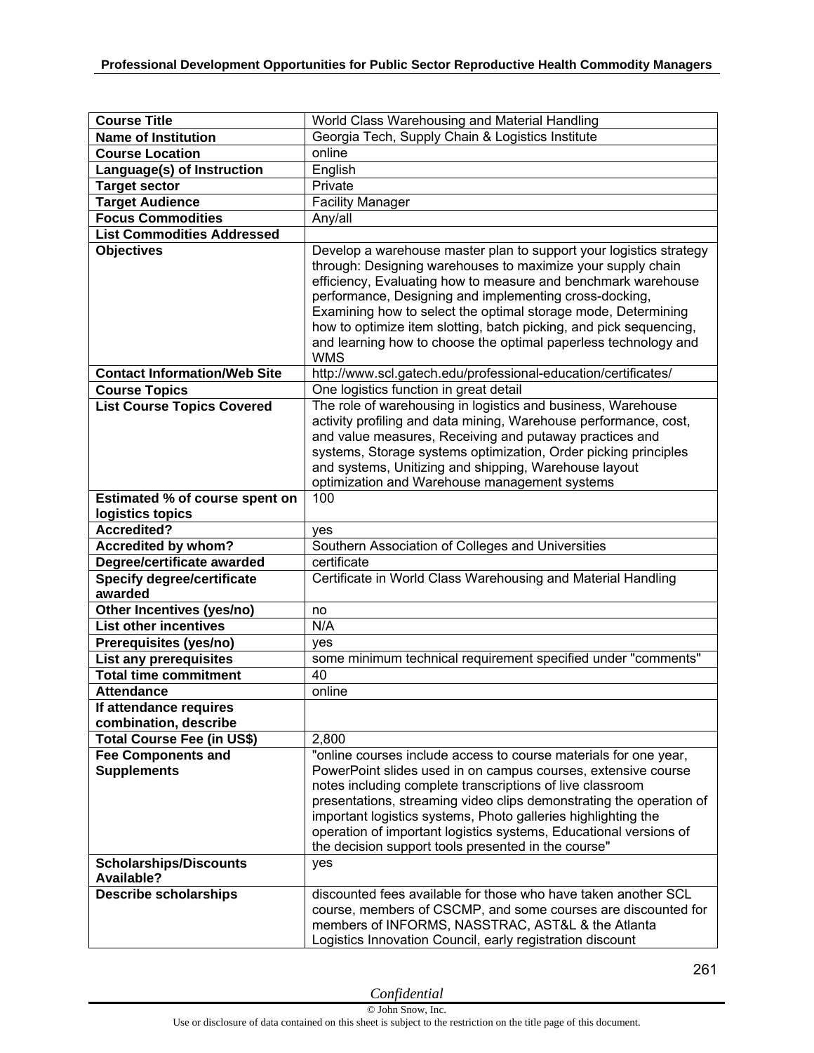| Course Title | World Class Warehousing and Material Handling |
|---|---|
| Name of Institution | Georgia Tech, Supply Chain & Logistics Institute |
| Course Location | online |
| Language(s) of Instruction | English |
| Target sector | Private |
| Target Audience | Facility Manager |
| Focus Commodities | Any/all |
| List Commodities Addressed | |
| Objectives | Develop a warehouse master plan to support your logistics strategy through: Designing warehouses to maximize your supply chain efficiency, Evaluating how to measure and benchmark warehouse performance, Designing and implementing cross-docking, Examining how to select the optimal storage mode, Determining how to optimize item slotting, batch picking, and pick sequencing, and learning how to choose the optimal paperless technology and WMS |
| Contact Information/Web Site | http://www.scl.gatech.edu/professional-education/certificates/ |
| Course Topics | One logistics function in great detail |
| List Course Topics Covered | The role of warehousing in logistics and business, Warehouse activity profiling and data mining, Warehouse performance, cost, and value measures, Receiving and putaway practices and systems, Storage systems optimization, Order picking principles and systems, Unitizing and shipping, Warehouse layout optimization and Warehouse management systems |
| Estimated % of course spent on logistics topics | 100 |
| Accredited? | yes |
| Accredited by whom? | Southern Association of Colleges and Universities |
| Degree/certificate awarded | certificate |
| Specify degree/certificate awarded | Certificate in World Class Warehousing and Material Handling |
| Other Incentives (yes/no) | no |
| List other incentives | N/A |
| Prerequisites (yes/no) | yes |
| List any prerequisites | some minimum technical requirement specified under "comments" |
| Total time commitment | 40 |
| Attendance | online |
| If attendance requires combination, describe | |
| Total Course Fee (in US$) | 2,800 |
| Fee Components and Supplements | "online courses include access to course materials for one year, PowerPoint slides used in on campus courses, extensive course notes including complete transcriptions of live classroom presentations, streaming video clips demonstrating the operation of important logistics systems, Photo galleries highlighting the operation of important logistics systems, Educational versions of the decision support tools presented in the course" |
| Scholarships/Discounts Available? | yes |
| Describe scholarships | discounted fees available for those who have taken another SCL course, members of CSCMP, and some courses are discounted for members of INFORMS, NASSTRAC, AST&L & the Atlanta Logistics Innovation Council, early registration discount |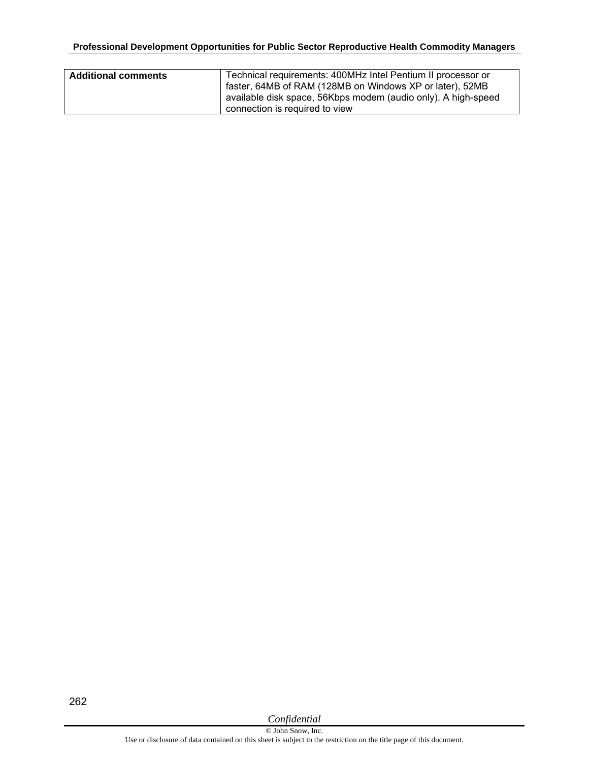| | |
|---|---|
| **Additional comments** | Technical requirements: 400MHz Intel Pentium II processor or faster, 64MB of RAM (128MB on Windows XP or later), 52MB available disk space, 56Kbps modem (audio only). A high-speed connection is required to view |